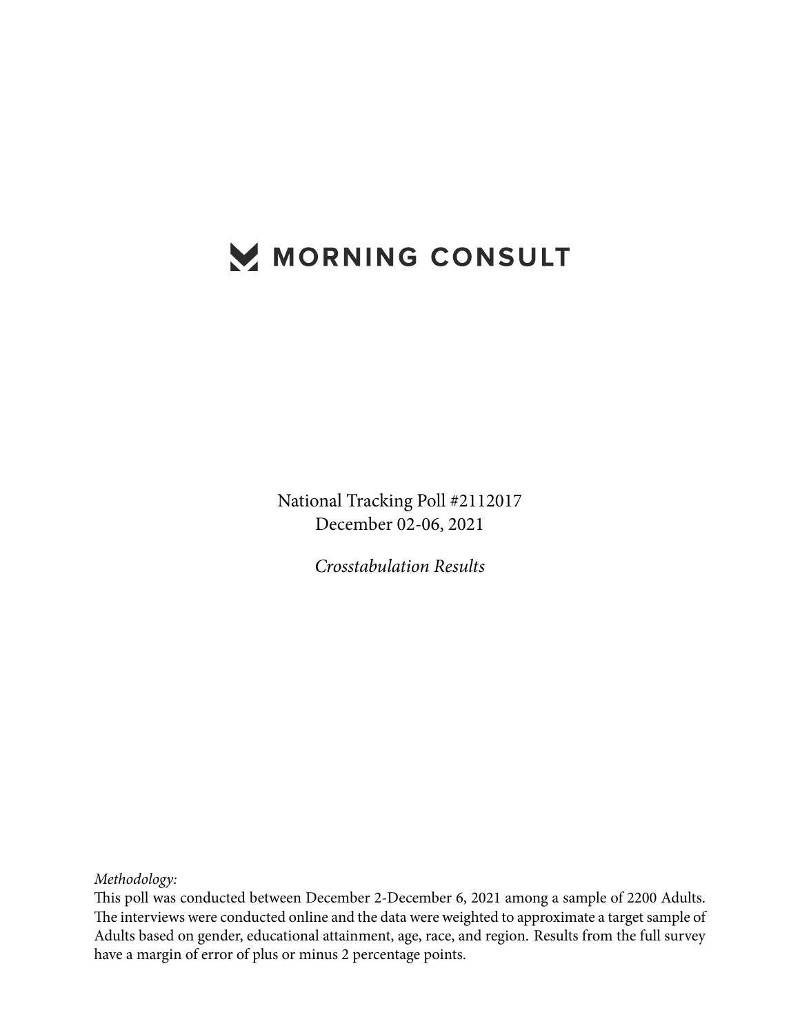# MORNING CONSULT

National Tracking Poll #2112017
December 02-06, 2021

*Crosstabulation Results*

*Methodology:*
This poll was conducted between December 2-December 6, 2021 among a sample of 2200 Adults. The interviews were conducted online and the data were weighted to approximate a target sample of Adults based on gender, educational attainment, age, race, and region. Results from the full survey have a margin of error of plus or minus 2 percentage points.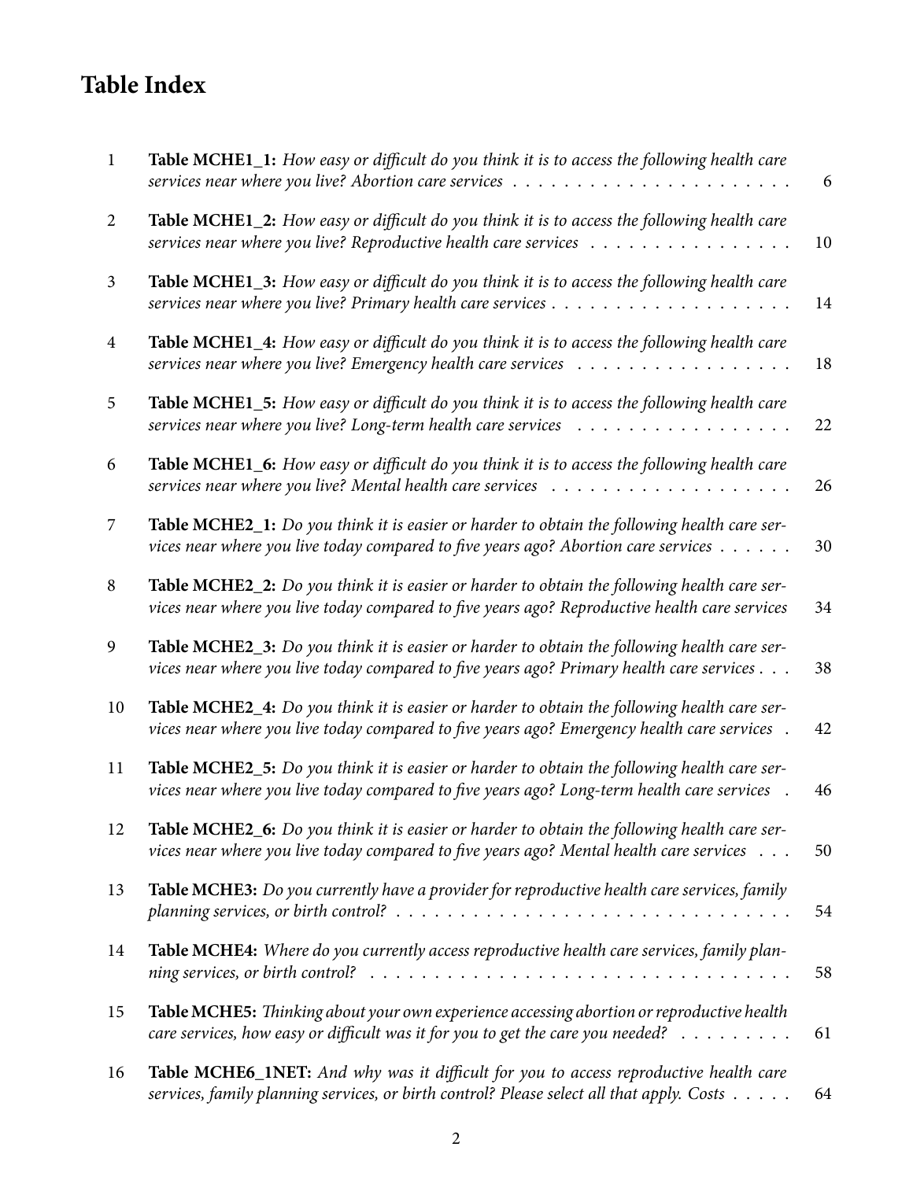# Table Index

| | | |
|---|---|---|
| 1 | **Table MCHE1_1:** *How easy or difficult do you think it is to access the following health care services near where you live? Abortion care services* | 6 |
| 2 | **Table MCHE1_2:** *How easy or difficult do you think it is to access the following health care services near where you live? Reproductive health care services* | 10 |
| 3 | **Table MCHE1_3:** *How easy or difficult do you think it is to access the following health care services near where you live? Primary health care services* | 14 |
| 4 | **Table MCHE1_4:** *How easy or difficult do you think it is to access the following health care services near where you live? Emergency health care services* | 18 |
| 5 | **Table MCHE1_5:** *How easy or difficult do you think it is to access the following health care services near where you live? Long-term health care services* | 22 |
| 6 | **Table MCHE1_6:** *How easy or difficult do you think it is to access the following health care services near where you live? Mental health care services* | 26 |
| 7 | **Table MCHE2_1:** *Do you think it is easier or harder to obtain the following health care services near where you live today compared to five years ago? Abortion care services* | 30 |
| 8 | **Table MCHE2_2:** *Do you think it is easier or harder to obtain the following health care services near where you live today compared to five years ago? Reproductive health care services* | 34 |
| 9 | **Table MCHE2_3:** *Do you think it is easier or harder to obtain the following health care services near where you live today compared to five years ago? Primary health care services* | 38 |
| 10 | **Table MCHE2_4:** *Do you think it is easier or harder to obtain the following health care services near where you live today compared to five years ago? Emergency health care services* | 42 |
| 11 | **Table MCHE2_5:** *Do you think it is easier or harder to obtain the following health care services near where you live today compared to five years ago? Long-term health care services* | 46 |
| 12 | **Table MCHE2_6:** *Do you think it is easier or harder to obtain the following health care services near where you live today compared to five years ago? Mental health care services* | 50 |
| 13 | **Table MCHE3:** *Do you currently have a provider for reproductive health care services, family planning services, or birth control?* | 54 |
| 14 | **Table MCHE4:** *Where do you currently access reproductive health care services, family planning services, or birth control?* | 58 |
| 15 | **Table MCHE5:** *Thinking about your own experience accessing abortion or reproductive health care services, how easy or difficult was it for you to get the care you needed?* | 61 |
| 16 | **Table MCHE6_1NET:** *And why was it difficult for you to access reproductive health care services, family planning services, or birth control? Please select all that apply. Costs* | 64 |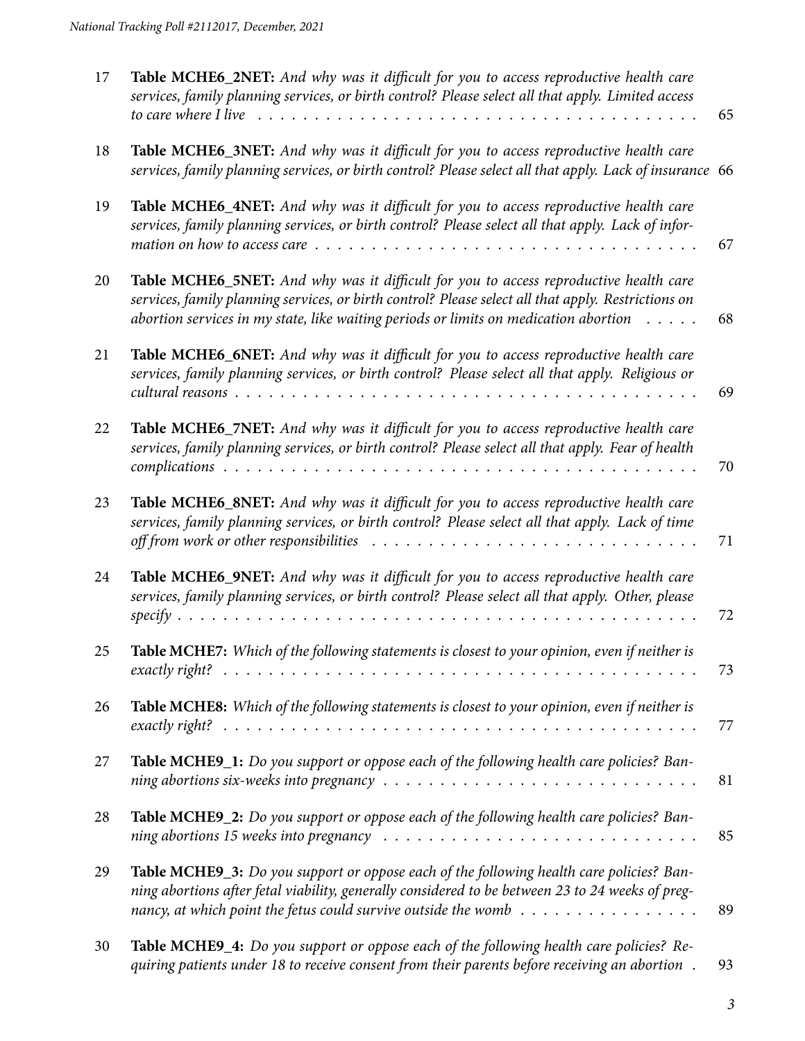| | | |
|---|---|---|
| 17 | **Table MCHE6_2NET:** *And why was it difficult for you to access reproductive health care services, family planning services, or birth control? Please select all that apply. Limited access to care where I live* | 65 |
| 18 | **Table MCHE6_3NET:** *And why was it difficult for you to access reproductive health care services, family planning services, or birth control? Please select all that apply. Lack of insurance* | 66 |
| 19 | **Table MCHE6_4NET:** *And why was it difficult for you to access reproductive health care services, family planning services, or birth control? Please select all that apply. Lack of information on how to access care* | 67 |
| 20 | **Table MCHE6_5NET:** *And why was it difficult for you to access reproductive health care services, family planning services, or birth control? Please select all that apply. Restrictions on abortion services in my state, like waiting periods or limits on medication abortion* | 68 |
| 21 | **Table MCHE6_6NET:** *And why was it difficult for you to access reproductive health care services, family planning services, or birth control? Please select all that apply. Religious or cultural reasons* | 69 |
| 22 | **Table MCHE6_7NET:** *And why was it difficult for you to access reproductive health care services, family planning services, or birth control? Please select all that apply. Fear of health complications* | 70 |
| 23 | **Table MCHE6_8NET:** *And why was it difficult for you to access reproductive health care services, family planning services, or birth control? Please select all that apply. Lack of time off from work or other responsibilities* | 71 |
| 24 | **Table MCHE6_9NET:** *And why was it difficult for you to access reproductive health care services, family planning services, or birth control? Please select all that apply. Other, please specify* | 72 |
| 25 | **Table MCHE7:** *Which of the following statements is closest to your opinion, even if neither is exactly right?* | 73 |
| 26 | **Table MCHE8:** *Which of the following statements is closest to your opinion, even if neither is exactly right?* | 77 |
| 27 | **Table MCHE9_1:** *Do you support or oppose each of the following health care policies? Banning abortions six-weeks into pregnancy* | 81 |
| 28 | **Table MCHE9_2:** *Do you support or oppose each of the following health care policies? Banning abortions 15 weeks into pregnancy* | 85 |
| 29 | **Table MCHE9_3:** *Do you support or oppose each of the following health care policies? Banning abortions after fetal viability, generally considered to be between 23 to 24 weeks of pregnancy, at which point the fetus could survive outside the womb* | 89 |
| 30 | **Table MCHE9_4:** *Do you support or oppose each of the following health care policies? Requiring patients under 18 to receive consent from their parents before receiving an abortion* | 93 |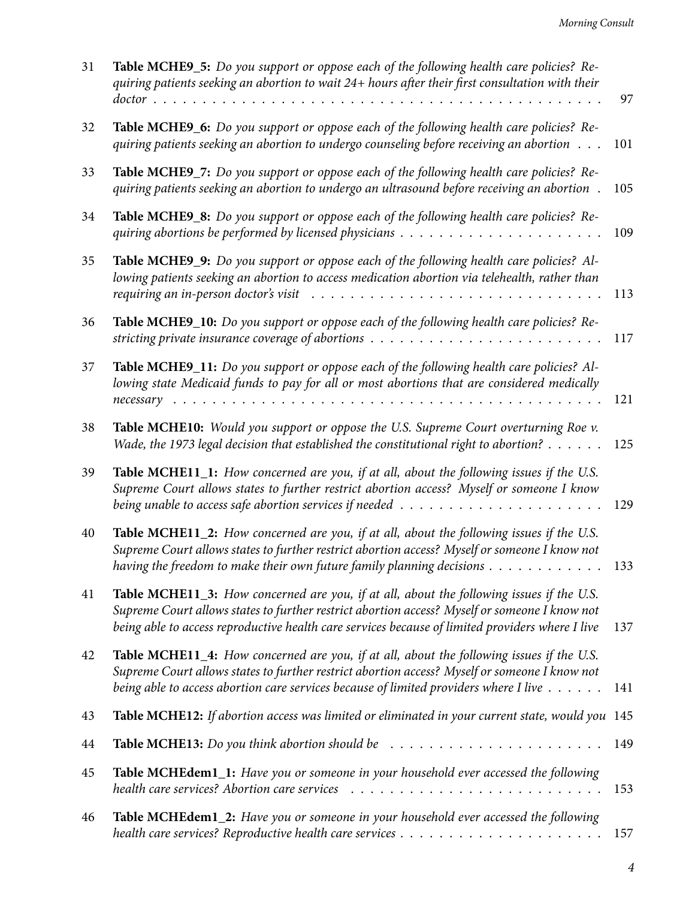| | | |
|---|---|---|
| 31 | **Table MCHE9_5:** *Do you support or oppose each of the following health care policies? Requiring patients seeking an abortion to wait 24+ hours after their first consultation with their doctor* | 97 |
| 32 | **Table MCHE9_6:** *Do you support or oppose each of the following health care policies? Requiring patients seeking an abortion to undergo counseling before receiving an abortion* | 101 |
| 33 | **Table MCHE9_7:** *Do you support or oppose each of the following health care policies? Requiring patients seeking an abortion to undergo an ultrasound before receiving an abortion* | 105 |
| 34 | **Table MCHE9_8:** *Do you support or oppose each of the following health care policies? Requiring abortions be performed by licensed physicians* | 109 |
| 35 | **Table MCHE9_9:** *Do you support or oppose each of the following health care policies? Allowing patients seeking an abortion to access medication abortion via telehealth, rather than requiring an in-person doctor's visit* | 113 |
| 36 | **Table MCHE9_10:** *Do you support or oppose each of the following health care policies? Restricting private insurance coverage of abortions* | 117 |
| 37 | **Table MCHE9_11:** *Do you support or oppose each of the following health care policies? Allowing state Medicaid funds to pay for all or most abortions that are considered medically necessary* | 121 |
| 38 | **Table MCHE10:** *Would you support or oppose the U.S. Supreme Court overturning Roe v. Wade, the 1973 legal decision that established the constitutional right to abortion?* | 125 |
| 39 | **Table MCHE11_1:** *How concerned are you, if at all, about the following issues if the U.S. Supreme Court allows states to further restrict abortion access? Myself or someone I know being unable to access safe abortion services if needed* | 129 |
| 40 | **Table MCHE11_2:** *How concerned are you, if at all, about the following issues if the U.S. Supreme Court allows states to further restrict abortion access? Myself or someone I know not having the freedom to make their own future family planning decisions* | 133 |
| 41 | **Table MCHE11_3:** *How concerned are you, if at all, about the following issues if the U.S. Supreme Court allows states to further restrict abortion access? Myself or someone I know not being able to access reproductive health care services because of limited providers where I live* | 137 |
| 42 | **Table MCHE11_4:** *How concerned are you, if at all, about the following issues if the U.S. Supreme Court allows states to further restrict abortion access? Myself or someone I know not being able to access abortion care services because of limited providers where I live* | 141 |
| 43 | **Table MCHE12:** *If abortion access was limited or eliminated in your current state, would you* | 145 |
| 44 | **Table MCHE13:** *Do you think abortion should be* | 149 |
| 45 | **Table MCHEdem1_1:** *Have you or someone in your household ever accessed the following health care services? Abortion care services* | 153 |
| 46 | **Table MCHEdem1_2:** *Have you or someone in your household ever accessed the following health care services? Reproductive health care services* | 157 |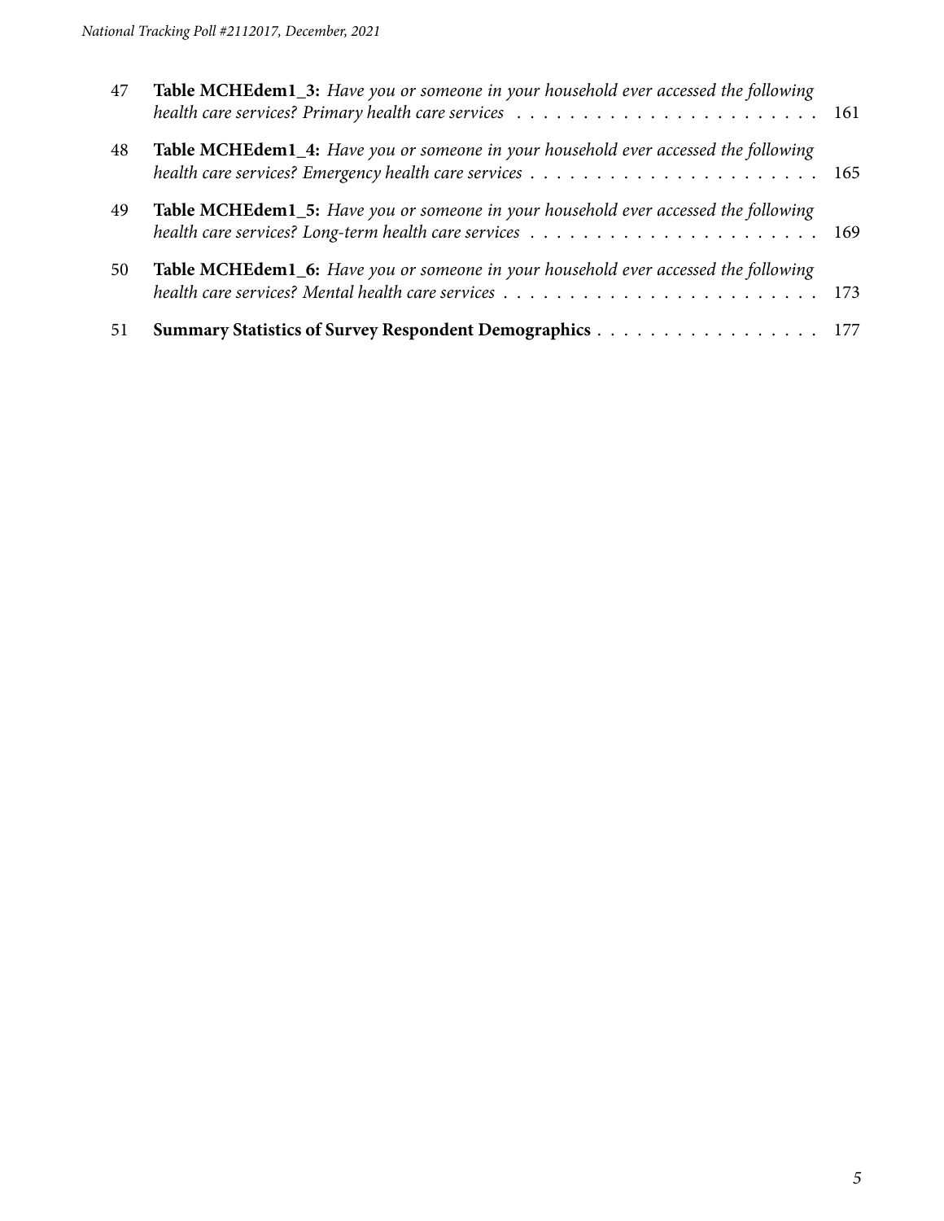| | | |
|---|---|---|
| 47 | **Table MCHEdem1_3:** *Have you or someone in your household ever accessed the following health care services? Primary health care services* | 161 |
| 48 | **Table MCHEdem1_4:** *Have you or someone in your household ever accessed the following health care services? Emergency health care services* | 165 |
| 49 | **Table MCHEdem1_5:** *Have you or someone in your household ever accessed the following health care services? Long-term health care services* | 169 |
| 50 | **Table MCHEdem1_6:** *Have you or someone in your household ever accessed the following health care services? Mental health care services* | 173 |
| 51 | **Summary Statistics of Survey Respondent Demographics** | 177 |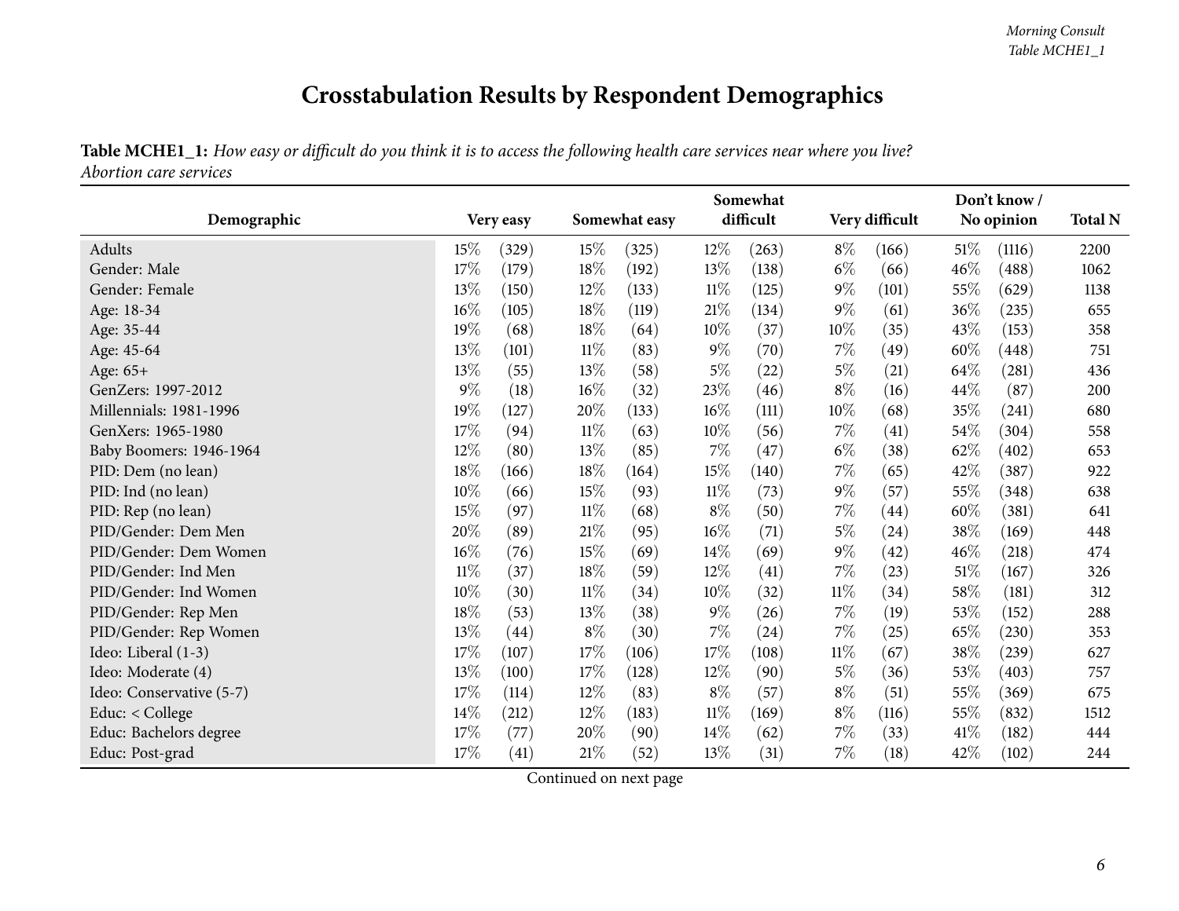# Crosstabulation Results by Respondent Demographics

**Table MCHE1_1:** *How easy or difficult do you think it is to access the following health care services near where you live?*
*Abortion care services*

| Demographic | Very easy | | Somewhat easy | | Somewhat difficult | | Very difficult | | Don't know / No opinion | | Total N |
|---|---|---|---|---|---|---|---|---|---|---|---|
| Adults | 15% | (329) | 15% | (325) | 12% | (263) | 8% | (166) | 51% | (1116) | 2200 |
| Gender: Male | 17% | (179) | 18% | (192) | 13% | (138) | 6% | (66) | 46% | (488) | 1062 |
| Gender: Female | 13% | (150) | 12% | (133) | 11% | (125) | 9% | (101) | 55% | (629) | 1138 |
| Age: 18-34 | 16% | (105) | 18% | (119) | 21% | (134) | 9% | (61) | 36% | (235) | 655 |
| Age: 35-44 | 19% | (68) | 18% | (64) | 10% | (37) | 10% | (35) | 43% | (153) | 358 |
| Age: 45-64 | 13% | (101) | 11% | (83) | 9% | (70) | 7% | (49) | 60% | (448) | 751 |
| Age: 65+ | 13% | (55) | 13% | (58) | 5% | (22) | 5% | (21) | 64% | (281) | 436 |
| GenZers: 1997-2012 | 9% | (18) | 16% | (32) | 23% | (46) | 8% | (16) | 44% | (87) | 200 |
| Millennials: 1981-1996 | 19% | (127) | 20% | (133) | 16% | (111) | 10% | (68) | 35% | (241) | 680 |
| GenXers: 1965-1980 | 17% | (94) | 11% | (63) | 10% | (56) | 7% | (41) | 54% | (304) | 558 |
| Baby Boomers: 1946-1964 | 12% | (80) | 13% | (85) | 7% | (47) | 6% | (38) | 62% | (402) | 653 |
| PID: Dem (no lean) | 18% | (166) | 18% | (164) | 15% | (140) | 7% | (65) | 42% | (387) | 922 |
| PID: Ind (no lean) | 10% | (66) | 15% | (93) | 11% | (73) | 9% | (57) | 55% | (348) | 638 |
| PID: Rep (no lean) | 15% | (97) | 11% | (68) | 8% | (50) | 7% | (44) | 60% | (381) | 641 |
| PID/Gender: Dem Men | 20% | (89) | 21% | (95) | 16% | (71) | 5% | (24) | 38% | (169) | 448 |
| PID/Gender: Dem Women | 16% | (76) | 15% | (69) | 14% | (69) | 9% | (42) | 46% | (218) | 474 |
| PID/Gender: Ind Men | 11% | (37) | 18% | (59) | 12% | (41) | 7% | (23) | 51% | (167) | 326 |
| PID/Gender: Ind Women | 10% | (30) | 11% | (34) | 10% | (32) | 11% | (34) | 58% | (181) | 312 |
| PID/Gender: Rep Men | 18% | (53) | 13% | (38) | 9% | (26) | 7% | (19) | 53% | (152) | 288 |
| PID/Gender: Rep Women | 13% | (44) | 8% | (30) | 7% | (24) | 7% | (25) | 65% | (230) | 353 |
| Ideo: Liberal (1-3) | 17% | (107) | 17% | (106) | 17% | (108) | 11% | (67) | 38% | (239) | 627 |
| Ideo: Moderate (4) | 13% | (100) | 17% | (128) | 12% | (90) | 5% | (36) | 53% | (403) | 757 |
| Ideo: Conservative (5-7) | 17% | (114) | 12% | (83) | 8% | (57) | 8% | (51) | 55% | (369) | 675 |
| Educ: < College | 14% | (212) | 12% | (183) | 11% | (169) | 8% | (116) | 55% | (832) | 1512 |
| Educ: Bachelors degree | 17% | (77) | 20% | (90) | 14% | (62) | 7% | (33) | 41% | (182) | 444 |
| Educ: Post-grad | 17% | (41) | 21% | (52) | 13% | (31) | 7% | (18) | 42% | (102) | 244 |

Continued on next page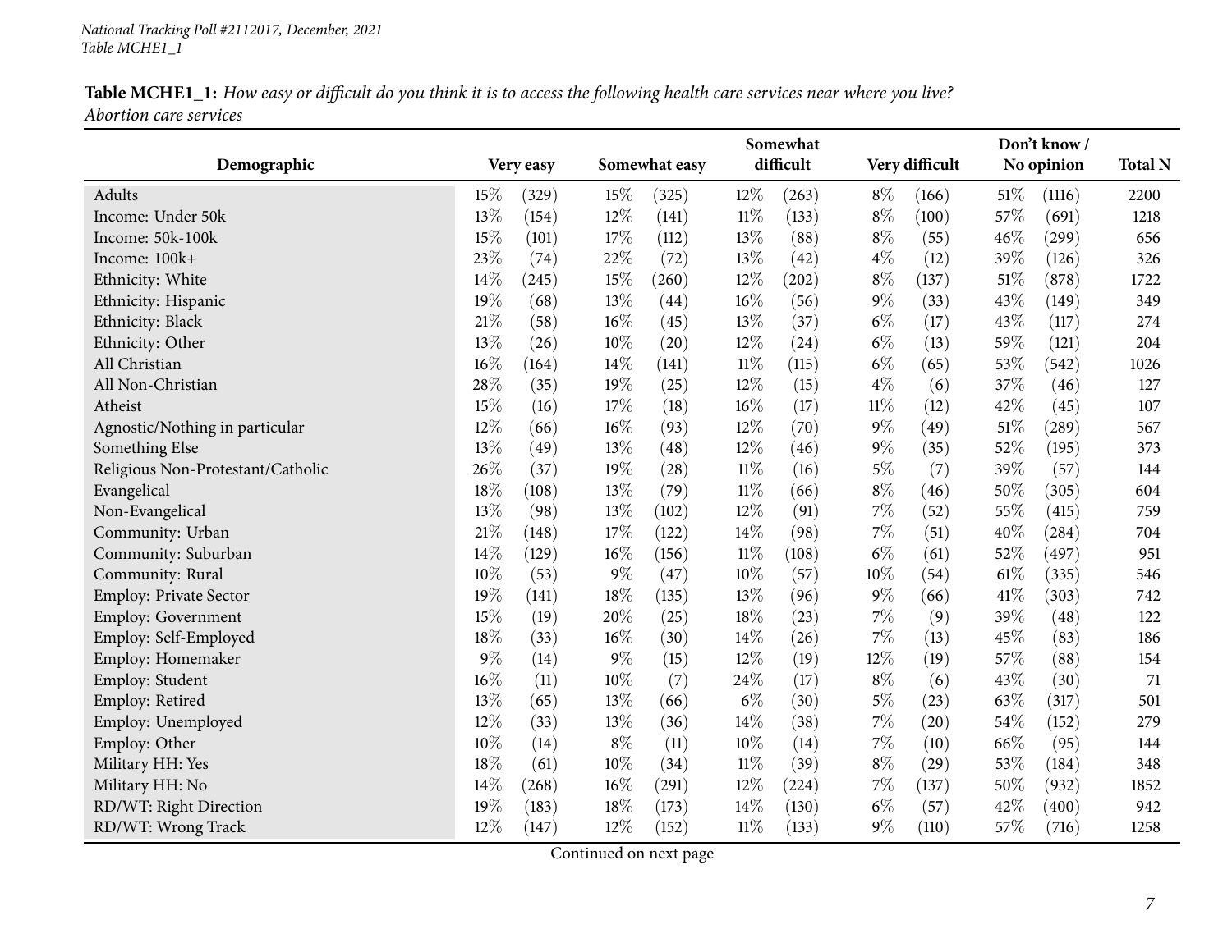**Table MCHE1_1:** *How easy or difficult do you think it is to access the following health care services near where you live? Abortion care services*

| Demographic | Very easy | | Somewhat easy | | Somewhat difficult | | Very difficult | | Don't know / No opinion | | Total N |
|---|---|---|---|---|---|---|---|---|---|---|---|
| Adults | 15% | (329) | 15% | (325) | 12% | (263) | 8% | (166) | 51% | (1116) | 2200 |
| Income: Under 50k | 13% | (154) | 12% | (141) | 11% | (133) | 8% | (100) | 57% | (691) | 1218 |
| Income: 50k-100k | 15% | (101) | 17% | (112) | 13% | (88) | 8% | (55) | 46% | (299) | 656 |
| Income: 100k+ | 23% | (74) | 22% | (72) | 13% | (42) | 4% | (12) | 39% | (126) | 326 |
| Ethnicity: White | 14% | (245) | 15% | (260) | 12% | (202) | 8% | (137) | 51% | (878) | 1722 |
| Ethnicity: Hispanic | 19% | (68) | 13% | (44) | 16% | (56) | 9% | (33) | 43% | (149) | 349 |
| Ethnicity: Black | 21% | (58) | 16% | (45) | 13% | (37) | 6% | (17) | 43% | (117) | 274 |
| Ethnicity: Other | 13% | (26) | 10% | (20) | 12% | (24) | 6% | (13) | 59% | (121) | 204 |
| All Christian | 16% | (164) | 14% | (141) | 11% | (115) | 6% | (65) | 53% | (542) | 1026 |
| All Non-Christian | 28% | (35) | 19% | (25) | 12% | (15) | 4% | (6) | 37% | (46) | 127 |
| Atheist | 15% | (16) | 17% | (18) | 16% | (17) | 11% | (12) | 42% | (45) | 107 |
| Agnostic/Nothing in particular | 12% | (66) | 16% | (93) | 12% | (70) | 9% | (49) | 51% | (289) | 567 |
| Something Else | 13% | (49) | 13% | (48) | 12% | (46) | 9% | (35) | 52% | (195) | 373 |
| Religious Non-Protestant/Catholic | 26% | (37) | 19% | (28) | 11% | (16) | 5% | (7) | 39% | (57) | 144 |
| Evangelical | 18% | (108) | 13% | (79) | 11% | (66) | 8% | (46) | 50% | (305) | 604 |
| Non-Evangelical | 13% | (98) | 13% | (102) | 12% | (91) | 7% | (52) | 55% | (415) | 759 |
| Community: Urban | 21% | (148) | 17% | (122) | 14% | (98) | 7% | (51) | 40% | (284) | 704 |
| Community: Suburban | 14% | (129) | 16% | (156) | 11% | (108) | 6% | (61) | 52% | (497) | 951 |
| Community: Rural | 10% | (53) | 9% | (47) | 10% | (57) | 10% | (54) | 61% | (335) | 546 |
| Employ: Private Sector | 19% | (141) | 18% | (135) | 13% | (96) | 9% | (66) | 41% | (303) | 742 |
| Employ: Government | 15% | (19) | 20% | (25) | 18% | (23) | 7% | (9) | 39% | (48) | 122 |
| Employ: Self-Employed | 18% | (33) | 16% | (30) | 14% | (26) | 7% | (13) | 45% | (83) | 186 |
| Employ: Homemaker | 9% | (14) | 9% | (15) | 12% | (19) | 12% | (19) | 57% | (88) | 154 |
| Employ: Student | 16% | (11) | 10% | (7) | 24% | (17) | 8% | (6) | 43% | (30) | 71 |
| Employ: Retired | 13% | (65) | 13% | (66) | 6% | (30) | 5% | (23) | 63% | (317) | 501 |
| Employ: Unemployed | 12% | (33) | 13% | (36) | 14% | (38) | 7% | (20) | 54% | (152) | 279 |
| Employ: Other | 10% | (14) | 8% | (11) | 10% | (14) | 7% | (10) | 66% | (95) | 144 |
| Military HH: Yes | 18% | (61) | 10% | (34) | 11% | (39) | 8% | (29) | 53% | (184) | 348 |
| Military HH: No | 14% | (268) | 16% | (291) | 12% | (224) | 7% | (137) | 50% | (932) | 1852 |
| RD/WT: Right Direction | 19% | (183) | 18% | (173) | 14% | (130) | 6% | (57) | 42% | (400) | 942 |
| RD/WT: Wrong Track | 12% | (147) | 12% | (152) | 11% | (133) | 9% | (110) | 57% | (716) | 1258 |

Continued on next page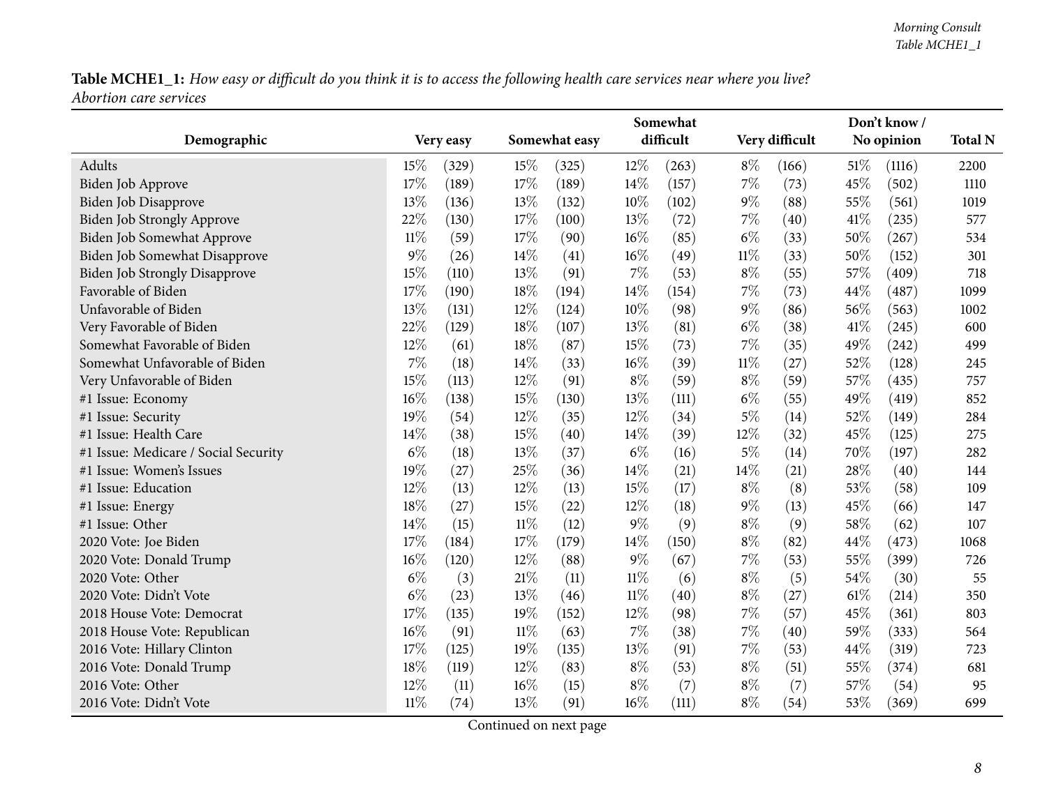**Table MCHE1_1:** *How easy or difficult do you think it is to access the following health care services near where you live? Abortion care services*

| Demographic | Very easy | | Somewhat easy | | Somewhat difficult | | Very difficult | | Don't know / No opinion | | Total N |
|---|---|---|---|---|---|---|---|---|---|---|---|
| Adults | 15% | (329) | 15% | (325) | 12% | (263) | 8% | (166) | 51% | (1116) | 2200 |
| Biden Job Approve | 17% | (189) | 17% | (189) | 14% | (157) | 7% | (73) | 45% | (502) | 1110 |
| Biden Job Disapprove | 13% | (136) | 13% | (132) | 10% | (102) | 9% | (88) | 55% | (561) | 1019 |
| Biden Job Strongly Approve | 22% | (130) | 17% | (100) | 13% | (72) | 7% | (40) | 41% | (235) | 577 |
| Biden Job Somewhat Approve | 11% | (59) | 17% | (90) | 16% | (85) | 6% | (33) | 50% | (267) | 534 |
| Biden Job Somewhat Disapprove | 9% | (26) | 14% | (41) | 16% | (49) | 11% | (33) | 50% | (152) | 301 |
| Biden Job Strongly Disapprove | 15% | (110) | 13% | (91) | 7% | (53) | 8% | (55) | 57% | (409) | 718 |
| Favorable of Biden | 17% | (190) | 18% | (194) | 14% | (154) | 7% | (73) | 44% | (487) | 1099 |
| Unfavorable of Biden | 13% | (131) | 12% | (124) | 10% | (98) | 9% | (86) | 56% | (563) | 1002 |
| Very Favorable of Biden | 22% | (129) | 18% | (107) | 13% | (81) | 6% | (38) | 41% | (245) | 600 |
| Somewhat Favorable of Biden | 12% | (61) | 18% | (87) | 15% | (73) | 7% | (35) | 49% | (242) | 499 |
| Somewhat Unfavorable of Biden | 7% | (18) | 14% | (33) | 16% | (39) | 11% | (27) | 52% | (128) | 245 |
| Very Unfavorable of Biden | 15% | (113) | 12% | (91) | 8% | (59) | 8% | (59) | 57% | (435) | 757 |
| #1 Issue: Economy | 16% | (138) | 15% | (130) | 13% | (111) | 6% | (55) | 49% | (419) | 852 |
| #1 Issue: Security | 19% | (54) | 12% | (35) | 12% | (34) | 5% | (14) | 52% | (149) | 284 |
| #1 Issue: Health Care | 14% | (38) | 15% | (40) | 14% | (39) | 12% | (32) | 45% | (125) | 275 |
| #1 Issue: Medicare / Social Security | 6% | (18) | 13% | (37) | 6% | (16) | 5% | (14) | 70% | (197) | 282 |
| #1 Issue: Women's Issues | 19% | (27) | 25% | (36) | 14% | (21) | 14% | (21) | 28% | (40) | 144 |
| #1 Issue: Education | 12% | (13) | 12% | (13) | 15% | (17) | 8% | (8) | 53% | (58) | 109 |
| #1 Issue: Energy | 18% | (27) | 15% | (22) | 12% | (18) | 9% | (13) | 45% | (66) | 147 |
| #1 Issue: Other | 14% | (15) | 11% | (12) | 9% | (9) | 8% | (9) | 58% | (62) | 107 |
| 2020 Vote: Joe Biden | 17% | (184) | 17% | (179) | 14% | (150) | 8% | (82) | 44% | (473) | 1068 |
| 2020 Vote: Donald Trump | 16% | (120) | 12% | (88) | 9% | (67) | 7% | (53) | 55% | (399) | 726 |
| 2020 Vote: Other | 6% | (3) | 21% | (11) | 11% | (6) | 8% | (5) | 54% | (30) | 55 |
| 2020 Vote: Didn't Vote | 6% | (23) | 13% | (46) | 11% | (40) | 8% | (27) | 61% | (214) | 350 |
| 2018 House Vote: Democrat | 17% | (135) | 19% | (152) | 12% | (98) | 7% | (57) | 45% | (361) | 803 |
| 2018 House Vote: Republican | 16% | (91) | 11% | (63) | 7% | (38) | 7% | (40) | 59% | (333) | 564 |
| 2016 Vote: Hillary Clinton | 17% | (125) | 19% | (135) | 13% | (91) | 7% | (53) | 44% | (319) | 723 |
| 2016 Vote: Donald Trump | 18% | (119) | 12% | (83) | 8% | (53) | 8% | (51) | 55% | (374) | 681 |
| 2016 Vote: Other | 12% | (11) | 16% | (15) | 8% | (7) | 8% | (7) | 57% | (54) | 95 |
| 2016 Vote: Didn't Vote | 11% | (74) | 13% | (91) | 16% | (111) | 8% | (54) | 53% | (369) | 699 |

Continued on next page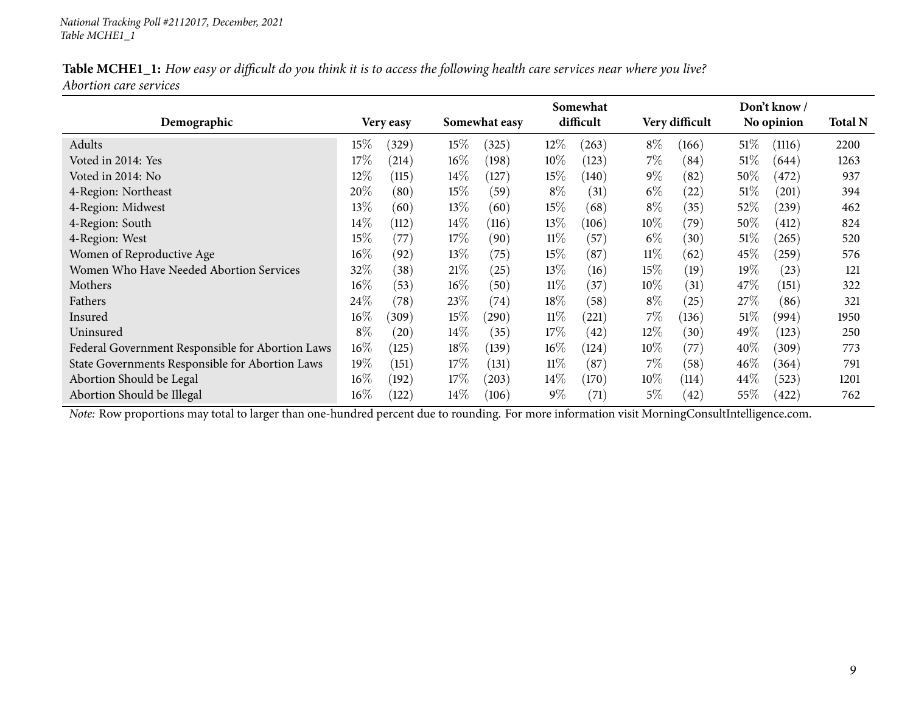*National Tracking Poll #2112017, December, 2021*
*Table MCHE1_1*

**Table MCHE1_1:** *How easy or difficult do you think it is to access the following health care services near where you live? Abortion care services*

| Demographic | Very easy | | Somewhat easy | | Somewhat difficult | | Very difficult | | Don't know / No opinion | | Total N |
|---|---|---|---|---|---|---|---|---|---|---|---|
| Adults | 15% | (329) | 15% | (325) | 12% | (263) | 8% | (166) | 51% | (1116) | 2200 |
| Voted in 2014: Yes | 17% | (214) | 16% | (198) | 10% | (123) | 7% | (84) | 51% | (644) | 1263 |
| Voted in 2014: No | 12% | (115) | 14% | (127) | 15% | (140) | 9% | (82) | 50% | (472) | 937 |
| 4-Region: Northeast | 20% | (80) | 15% | (59) | 8% | (31) | 6% | (22) | 51% | (201) | 394 |
| 4-Region: Midwest | 13% | (60) | 13% | (60) | 15% | (68) | 8% | (35) | 52% | (239) | 462 |
| 4-Region: South | 14% | (112) | 14% | (116) | 13% | (106) | 10% | (79) | 50% | (412) | 824 |
| 4-Region: West | 15% | (77) | 17% | (90) | 11% | (57) | 6% | (30) | 51% | (265) | 520 |
| Women of Reproductive Age | 16% | (92) | 13% | (75) | 15% | (87) | 11% | (62) | 45% | (259) | 576 |
| Women Who Have Needed Abortion Services | 32% | (38) | 21% | (25) | 13% | (16) | 15% | (19) | 19% | (23) | 121 |
| Mothers | 16% | (53) | 16% | (50) | 11% | (37) | 10% | (31) | 47% | (151) | 322 |
| Fathers | 24% | (78) | 23% | (74) | 18% | (58) | 8% | (25) | 27% | (86) | 321 |
| Insured | 16% | (309) | 15% | (290) | 11% | (221) | 7% | (136) | 51% | (994) | 1950 |
| Uninsured | 8% | (20) | 14% | (35) | 17% | (42) | 12% | (30) | 49% | (123) | 250 |
| Federal Government Responsible for Abortion Laws | 16% | (125) | 18% | (139) | 16% | (124) | 10% | (77) | 40% | (309) | 773 |
| State Governments Responsible for Abortion Laws | 19% | (151) | 17% | (131) | 11% | (87) | 7% | (58) | 46% | (364) | 791 |
| Abortion Should be Legal | 16% | (192) | 17% | (203) | 14% | (170) | 10% | (114) | 44% | (523) | 1201 |
| Abortion Should be Illegal | 16% | (122) | 14% | (106) | 9% | (71) | 5% | (42) | 55% | (422) | 762 |

*Note:* Row proportions may total to larger than one-hundred percent due to rounding. For more information visit MorningConsultIntelligence.com.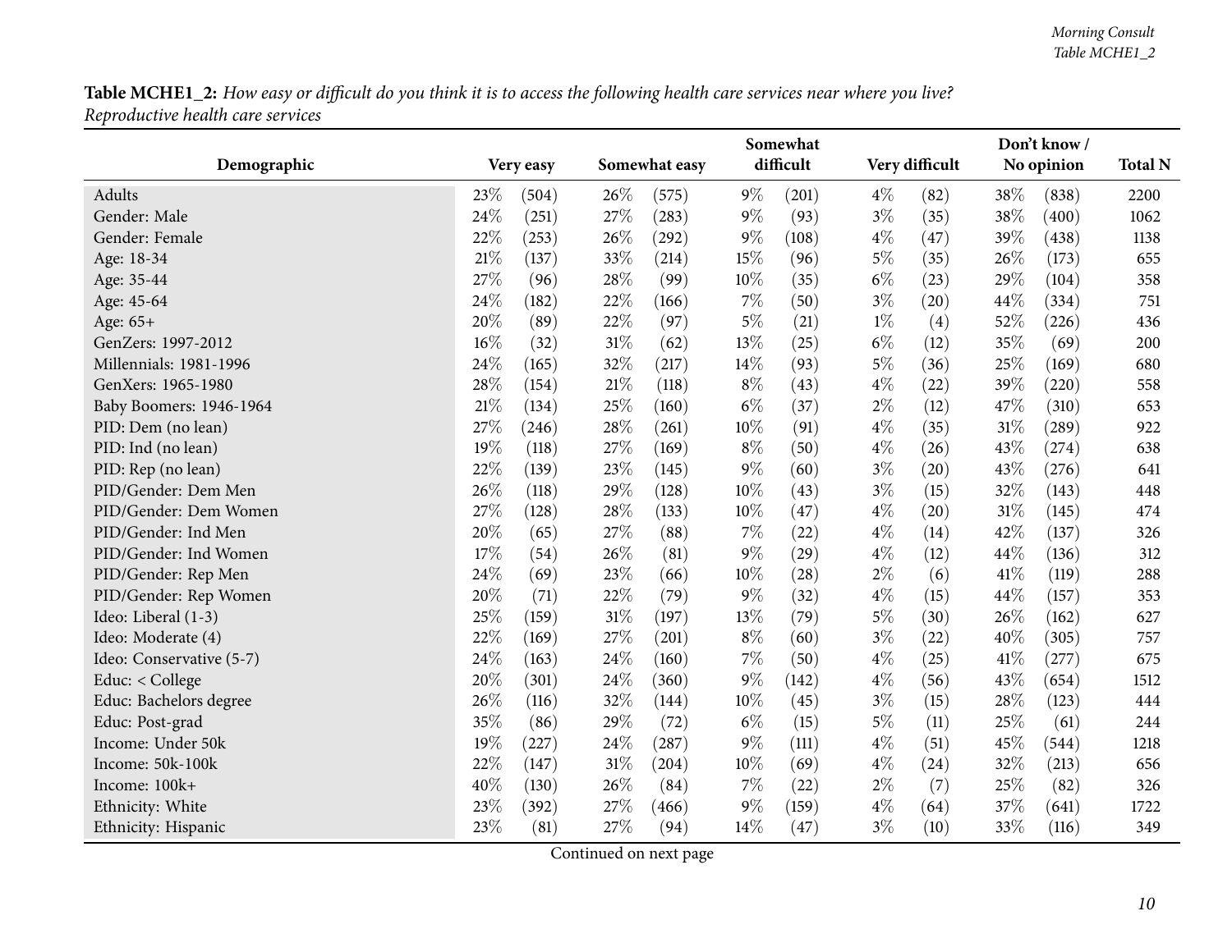**Table MCHE1_2:** *How easy or difficult do you think it is to access the following health care services near where you live? Reproductive health care services*

| Demographic | Very easy | | Somewhat easy | | Somewhat difficult | | Very difficult | | Don't know / No opinion | | Total N |
|---|---|---|---|---|---|---|---|---|---|---|---|
| Adults | 23% | (504) | 26% | (575) | 9% | (201) | 4% | (82) | 38% | (838) | 2200 |
| Gender: Male | 24% | (251) | 27% | (283) | 9% | (93) | 3% | (35) | 38% | (400) | 1062 |
| Gender: Female | 22% | (253) | 26% | (292) | 9% | (108) | 4% | (47) | 39% | (438) | 1138 |
| Age: 18-34 | 21% | (137) | 33% | (214) | 15% | (96) | 5% | (35) | 26% | (173) | 655 |
| Age: 35-44 | 27% | (96) | 28% | (99) | 10% | (35) | 6% | (23) | 29% | (104) | 358 |
| Age: 45-64 | 24% | (182) | 22% | (166) | 7% | (50) | 3% | (20) | 44% | (334) | 751 |
| Age: 65+ | 20% | (89) | 22% | (97) | 5% | (21) | 1% | (4) | 52% | (226) | 436 |
| GenZers: 1997-2012 | 16% | (32) | 31% | (62) | 13% | (25) | 6% | (12) | 35% | (69) | 200 |
| Millennials: 1981-1996 | 24% | (165) | 32% | (217) | 14% | (93) | 5% | (36) | 25% | (169) | 680 |
| GenXers: 1965-1980 | 28% | (154) | 21% | (118) | 8% | (43) | 4% | (22) | 39% | (220) | 558 |
| Baby Boomers: 1946-1964 | 21% | (134) | 25% | (160) | 6% | (37) | 2% | (12) | 47% | (310) | 653 |
| PID: Dem (no lean) | 27% | (246) | 28% | (261) | 10% | (91) | 4% | (35) | 31% | (289) | 922 |
| PID: Ind (no lean) | 19% | (118) | 27% | (169) | 8% | (50) | 4% | (26) | 43% | (274) | 638 |
| PID: Rep (no lean) | 22% | (139) | 23% | (145) | 9% | (60) | 3% | (20) | 43% | (276) | 641 |
| PID/Gender: Dem Men | 26% | (118) | 29% | (128) | 10% | (43) | 3% | (15) | 32% | (143) | 448 |
| PID/Gender: Dem Women | 27% | (128) | 28% | (133) | 10% | (47) | 4% | (20) | 31% | (145) | 474 |
| PID/Gender: Ind Men | 20% | (65) | 27% | (88) | 7% | (22) | 4% | (14) | 42% | (137) | 326 |
| PID/Gender: Ind Women | 17% | (54) | 26% | (81) | 9% | (29) | 4% | (12) | 44% | (136) | 312 |
| PID/Gender: Rep Men | 24% | (69) | 23% | (66) | 10% | (28) | 2% | (6) | 41% | (119) | 288 |
| PID/Gender: Rep Women | 20% | (71) | 22% | (79) | 9% | (32) | 4% | (15) | 44% | (157) | 353 |
| Ideo: Liberal (1-3) | 25% | (159) | 31% | (197) | 13% | (79) | 5% | (30) | 26% | (162) | 627 |
| Ideo: Moderate (4) | 22% | (169) | 27% | (201) | 8% | (60) | 3% | (22) | 40% | (305) | 757 |
| Ideo: Conservative (5-7) | 24% | (163) | 24% | (160) | 7% | (50) | 4% | (25) | 41% | (277) | 675 |
| Educ: < College | 20% | (301) | 24% | (360) | 9% | (142) | 4% | (56) | 43% | (654) | 1512 |
| Educ: Bachelors degree | 26% | (116) | 32% | (144) | 10% | (45) | 3% | (15) | 28% | (123) | 444 |
| Educ: Post-grad | 35% | (86) | 29% | (72) | 6% | (15) | 5% | (11) | 25% | (61) | 244 |
| Income: Under 50k | 19% | (227) | 24% | (287) | 9% | (111) | 4% | (51) | 45% | (544) | 1218 |
| Income: 50k-100k | 22% | (147) | 31% | (204) | 10% | (69) | 4% | (24) | 32% | (213) | 656 |
| Income: 100k+ | 40% | (130) | 26% | (84) | 7% | (22) | 2% | (7) | 25% | (82) | 326 |
| Ethnicity: White | 23% | (392) | 27% | (466) | 9% | (159) | 4% | (64) | 37% | (641) | 1722 |
| Ethnicity: Hispanic | 23% | (81) | 27% | (94) | 14% | (47) | 3% | (10) | 33% | (116) | 349 |

Continued on next page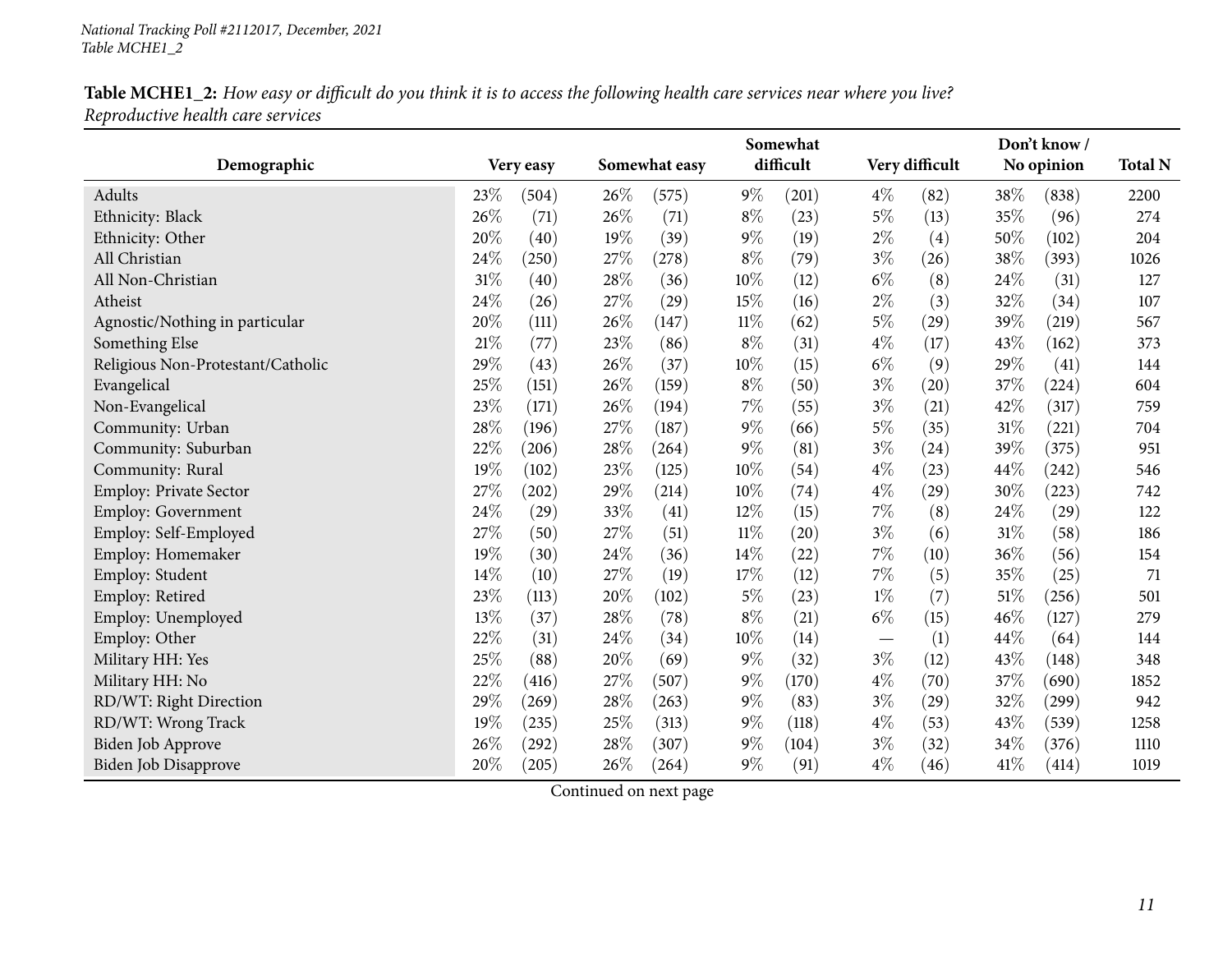*National Tracking Poll #2112017, December, 2021*
*Table MCHE1_2*

**Table MCHE1_2:** *How easy or difficult do you think it is to access the following health care services near where you live? Reproductive health care services*

| Demographic | Very easy | | Somewhat easy | | Somewhat difficult | | Very difficult | | Don't know / No opinion | | Total N |
|---|---|---|---|---|---|---|---|---|---|---|---|
| Adults | 23% | (504) | 26% | (575) | 9% | (201) | 4% | (82) | 38% | (838) | 2200 |
| Ethnicity: Black | 26% | (71) | 26% | (71) | 8% | (23) | 5% | (13) | 35% | (96) | 274 |
| Ethnicity: Other | 20% | (40) | 19% | (39) | 9% | (19) | 2% | (4) | 50% | (102) | 204 |
| All Christian | 24% | (250) | 27% | (278) | 8% | (79) | 3% | (26) | 38% | (393) | 1026 |
| All Non-Christian | 31% | (40) | 28% | (36) | 10% | (12) | 6% | (8) | 24% | (31) | 127 |
| Atheist | 24% | (26) | 27% | (29) | 15% | (16) | 2% | (3) | 32% | (34) | 107 |
| Agnostic/Nothing in particular | 20% | (111) | 26% | (147) | 11% | (62) | 5% | (29) | 39% | (219) | 567 |
| Something Else | 21% | (77) | 23% | (86) | 8% | (31) | 4% | (17) | 43% | (162) | 373 |
| Religious Non-Protestant/Catholic | 29% | (43) | 26% | (37) | 10% | (15) | 6% | (9) | 29% | (41) | 144 |
| Evangelical | 25% | (151) | 26% | (159) | 8% | (50) | 3% | (20) | 37% | (224) | 604 |
| Non-Evangelical | 23% | (171) | 26% | (194) | 7% | (55) | 3% | (21) | 42% | (317) | 759 |
| Community: Urban | 28% | (196) | 27% | (187) | 9% | (66) | 5% | (35) | 31% | (221) | 704 |
| Community: Suburban | 22% | (206) | 28% | (264) | 9% | (81) | 3% | (24) | 39% | (375) | 951 |
| Community: Rural | 19% | (102) | 23% | (125) | 10% | (54) | 4% | (23) | 44% | (242) | 546 |
| Employ: Private Sector | 27% | (202) | 29% | (214) | 10% | (74) | 4% | (29) | 30% | (223) | 742 |
| Employ: Government | 24% | (29) | 33% | (41) | 12% | (15) | 7% | (8) | 24% | (29) | 122 |
| Employ: Self-Employed | 27% | (50) | 27% | (51) | 11% | (20) | 3% | (6) | 31% | (58) | 186 |
| Employ: Homemaker | 19% | (30) | 24% | (36) | 14% | (22) | 7% | (10) | 36% | (56) | 154 |
| Employ: Student | 14% | (10) | 27% | (19) | 17% | (12) | 7% | (5) | 35% | (25) | 71 |
| Employ: Retired | 23% | (113) | 20% | (102) | 5% | (23) | 1% | (7) | 51% | (256) | 501 |
| Employ: Unemployed | 13% | (37) | 28% | (78) | 8% | (21) | 6% | (15) | 46% | (127) | 279 |
| Employ: Other | 22% | (31) | 24% | (34) | 10% | (14) | — | (1) | 44% | (64) | 144 |
| Military HH: Yes | 25% | (88) | 20% | (69) | 9% | (32) | 3% | (12) | 43% | (148) | 348 |
| Military HH: No | 22% | (416) | 27% | (507) | 9% | (170) | 4% | (70) | 37% | (690) | 1852 |
| RD/WT: Right Direction | 29% | (269) | 28% | (263) | 9% | (83) | 3% | (29) | 32% | (299) | 942 |
| RD/WT: Wrong Track | 19% | (235) | 25% | (313) | 9% | (118) | 4% | (53) | 43% | (539) | 1258 |
| Biden Job Approve | 26% | (292) | 28% | (307) | 9% | (104) | 3% | (32) | 34% | (376) | 1110 |
| Biden Job Disapprove | 20% | (205) | 26% | (264) | 9% | (91) | 4% | (46) | 41% | (414) | 1019 |

Continued on next page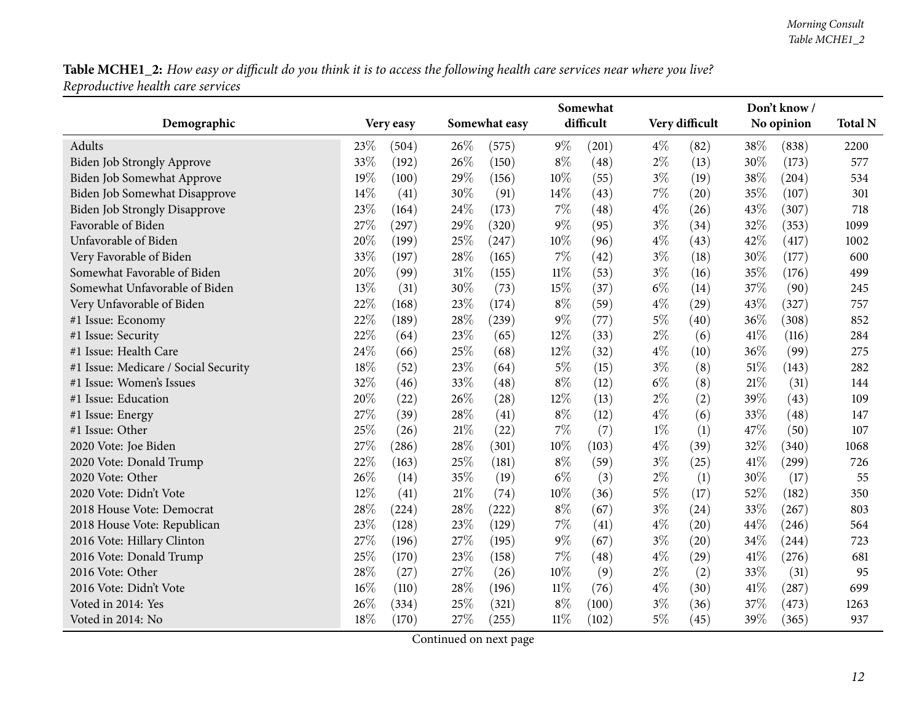**Table MCHE1_2:** *How easy or difficult do you think it is to access the following health care services near where you live? Reproductive health care services*

| Demographic | Very easy | | Somewhat easy | | Somewhat difficult | | Very difficult | | Don't know / No opinion | | Total N |
|---|---|---|---|---|---|---|---|---|---|---|---|
| Adults | 23% | (504) | 26% | (575) | 9% | (201) | 4% | (82) | 38% | (838) | 2200 |
| Biden Job Strongly Approve | 33% | (192) | 26% | (150) | 8% | (48) | 2% | (13) | 30% | (173) | 577 |
| Biden Job Somewhat Approve | 19% | (100) | 29% | (156) | 10% | (55) | 3% | (19) | 38% | (204) | 534 |
| Biden Job Somewhat Disapprove | 14% | (41) | 30% | (91) | 14% | (43) | 7% | (20) | 35% | (107) | 301 |
| Biden Job Strongly Disapprove | 23% | (164) | 24% | (173) | 7% | (48) | 4% | (26) | 43% | (307) | 718 |
| Favorable of Biden | 27% | (297) | 29% | (320) | 9% | (95) | 3% | (34) | 32% | (353) | 1099 |
| Unfavorable of Biden | 20% | (199) | 25% | (247) | 10% | (96) | 4% | (43) | 42% | (417) | 1002 |
| Very Favorable of Biden | 33% | (197) | 28% | (165) | 7% | (42) | 3% | (18) | 30% | (177) | 600 |
| Somewhat Favorable of Biden | 20% | (99) | 31% | (155) | 11% | (53) | 3% | (16) | 35% | (176) | 499 |
| Somewhat Unfavorable of Biden | 13% | (31) | 30% | (73) | 15% | (37) | 6% | (14) | 37% | (90) | 245 |
| Very Unfavorable of Biden | 22% | (168) | 23% | (174) | 8% | (59) | 4% | (29) | 43% | (327) | 757 |
| #1 Issue: Economy | 22% | (189) | 28% | (239) | 9% | (77) | 5% | (40) | 36% | (308) | 852 |
| #1 Issue: Security | 22% | (64) | 23% | (65) | 12% | (33) | 2% | (6) | 41% | (116) | 284 |
| #1 Issue: Health Care | 24% | (66) | 25% | (68) | 12% | (32) | 4% | (10) | 36% | (99) | 275 |
| #1 Issue: Medicare / Social Security | 18% | (52) | 23% | (64) | 5% | (15) | 3% | (8) | 51% | (143) | 282 |
| #1 Issue: Women's Issues | 32% | (46) | 33% | (48) | 8% | (12) | 6% | (8) | 21% | (31) | 144 |
| #1 Issue: Education | 20% | (22) | 26% | (28) | 12% | (13) | 2% | (2) | 39% | (43) | 109 |
| #1 Issue: Energy | 27% | (39) | 28% | (41) | 8% | (12) | 4% | (6) | 33% | (48) | 147 |
| #1 Issue: Other | 25% | (26) | 21% | (22) | 7% | (7) | 1% | (1) | 47% | (50) | 107 |
| 2020 Vote: Joe Biden | 27% | (286) | 28% | (301) | 10% | (103) | 4% | (39) | 32% | (340) | 1068 |
| 2020 Vote: Donald Trump | 22% | (163) | 25% | (181) | 8% | (59) | 3% | (25) | 41% | (299) | 726 |
| 2020 Vote: Other | 26% | (14) | 35% | (19) | 6% | (3) | 2% | (1) | 30% | (17) | 55 |
| 2020 Vote: Didn't Vote | 12% | (41) | 21% | (74) | 10% | (36) | 5% | (17) | 52% | (182) | 350 |
| 2018 House Vote: Democrat | 28% | (224) | 28% | (222) | 8% | (67) | 3% | (24) | 33% | (267) | 803 |
| 2018 House Vote: Republican | 23% | (128) | 23% | (129) | 7% | (41) | 4% | (20) | 44% | (246) | 564 |
| 2016 Vote: Hillary Clinton | 27% | (196) | 27% | (195) | 9% | (67) | 3% | (20) | 34% | (244) | 723 |
| 2016 Vote: Donald Trump | 25% | (170) | 23% | (158) | 7% | (48) | 4% | (29) | 41% | (276) | 681 |
| 2016 Vote: Other | 28% | (27) | 27% | (26) | 10% | (9) | 2% | (2) | 33% | (31) | 95 |
| 2016 Vote: Didn't Vote | 16% | (110) | 28% | (196) | 11% | (76) | 4% | (30) | 41% | (287) | 699 |
| Voted in 2014: Yes | 26% | (334) | 25% | (321) | 8% | (100) | 3% | (36) | 37% | (473) | 1263 |
| Voted in 2014: No | 18% | (170) | 27% | (255) | 11% | (102) | 5% | (45) | 39% | (365) | 937 |

Continued on next page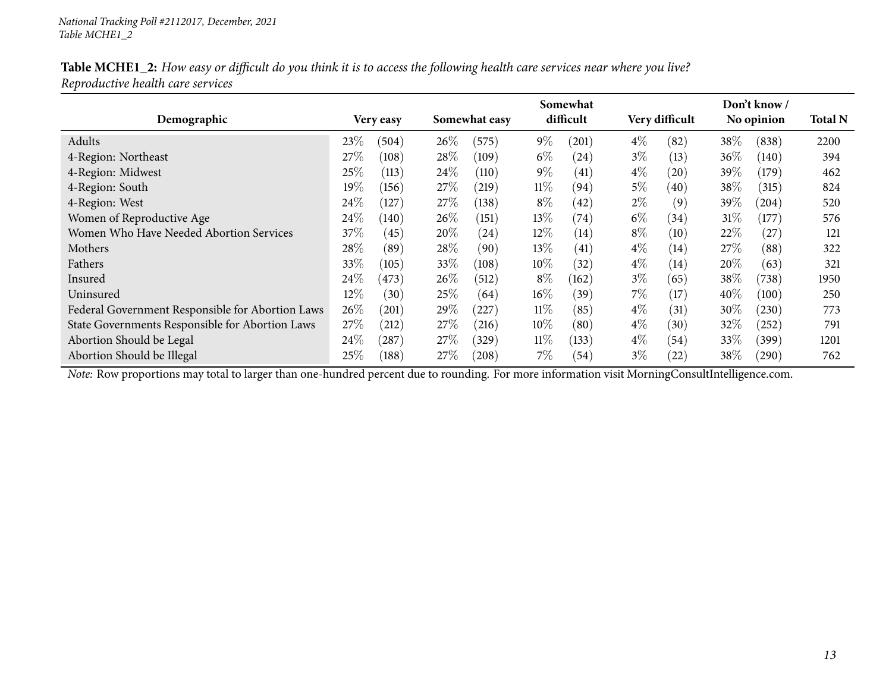**Table MCHE1_2:** *How easy or difficult do you think it is to access the following health care services near where you live? Reproductive health care services*

| Demographic | Very easy | | Somewhat easy | | Somewhat difficult | | Very difficult | | Don't know / No opinion | | Total N |
|---|---|---|---|---|---|---|---|---|---|---|---|
| Adults | 23% | (504) | 26% | (575) | 9% | (201) | 4% | (82) | 38% | (838) | 2200 |
| 4-Region: Northeast | 27% | (108) | 28% | (109) | 6% | (24) | 3% | (13) | 36% | (140) | 394 |
| 4-Region: Midwest | 25% | (113) | 24% | (110) | 9% | (41) | 4% | (20) | 39% | (179) | 462 |
| 4-Region: South | 19% | (156) | 27% | (219) | 11% | (94) | 5% | (40) | 38% | (315) | 824 |
| 4-Region: West | 24% | (127) | 27% | (138) | 8% | (42) | 2% | (9) | 39% | (204) | 520 |
| Women of Reproductive Age | 24% | (140) | 26% | (151) | 13% | (74) | 6% | (34) | 31% | (177) | 576 |
| Women Who Have Needed Abortion Services | 37% | (45) | 20% | (24) | 12% | (14) | 8% | (10) | 22% | (27) | 121 |
| Mothers | 28% | (89) | 28% | (90) | 13% | (41) | 4% | (14) | 27% | (88) | 322 |
| Fathers | 33% | (105) | 33% | (108) | 10% | (32) | 4% | (14) | 20% | (63) | 321 |
| Insured | 24% | (473) | 26% | (512) | 8% | (162) | 3% | (65) | 38% | (738) | 1950 |
| Uninsured | 12% | (30) | 25% | (64) | 16% | (39) | 7% | (17) | 40% | (100) | 250 |
| Federal Government Responsible for Abortion Laws | 26% | (201) | 29% | (227) | 11% | (85) | 4% | (31) | 30% | (230) | 773 |
| State Governments Responsible for Abortion Laws | 27% | (212) | 27% | (216) | 10% | (80) | 4% | (30) | 32% | (252) | 791 |
| Abortion Should be Legal | 24% | (287) | 27% | (329) | 11% | (133) | 4% | (54) | 33% | (399) | 1201 |
| Abortion Should be Illegal | 25% | (188) | 27% | (208) | 7% | (54) | 3% | (22) | 38% | (290) | 762 |

*Note:* Row proportions may total to larger than one-hundred percent due to rounding. For more information visit MorningConsultIntelligence.com.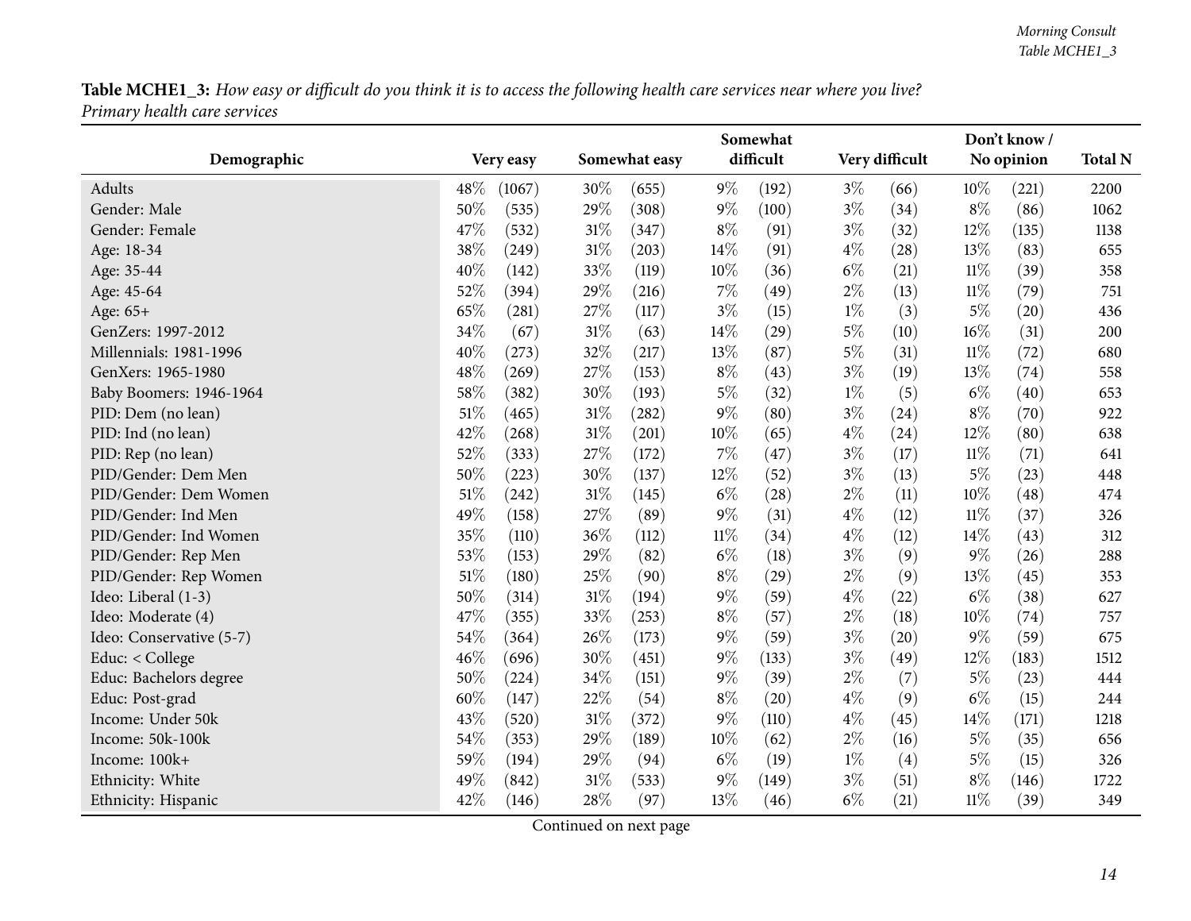**Table MCHE1_3:** *How easy or difficult do you think it is to access the following health care services near where you live? Primary health care services*

| Demographic | Very easy | | Somewhat easy | | Somewhat difficult | | Very difficult | | Don't know / No opinion | | Total N |
|---|---|---|---|---|---|---|---|---|---|---|---|
| Adults | 48% | (1067) | 30% | (655) | 9% | (192) | 3% | (66) | 10% | (221) | 2200 |
| Gender: Male | 50% | (535) | 29% | (308) | 9% | (100) | 3% | (34) | 8% | (86) | 1062 |
| Gender: Female | 47% | (532) | 31% | (347) | 8% | (91) | 3% | (32) | 12% | (135) | 1138 |
| Age: 18-34 | 38% | (249) | 31% | (203) | 14% | (91) | 4% | (28) | 13% | (83) | 655 |
| Age: 35-44 | 40% | (142) | 33% | (119) | 10% | (36) | 6% | (21) | 11% | (39) | 358 |
| Age: 45-64 | 52% | (394) | 29% | (216) | 7% | (49) | 2% | (13) | 11% | (79) | 751 |
| Age: 65+ | 65% | (281) | 27% | (117) | 3% | (15) | 1% | (3) | 5% | (20) | 436 |
| GenZers: 1997-2012 | 34% | (67) | 31% | (63) | 14% | (29) | 5% | (10) | 16% | (31) | 200 |
| Millennials: 1981-1996 | 40% | (273) | 32% | (217) | 13% | (87) | 5% | (31) | 11% | (72) | 680 |
| GenXers: 1965-1980 | 48% | (269) | 27% | (153) | 8% | (43) | 3% | (19) | 13% | (74) | 558 |
| Baby Boomers: 1946-1964 | 58% | (382) | 30% | (193) | 5% | (32) | 1% | (5) | 6% | (40) | 653 |
| PID: Dem (no lean) | 51% | (465) | 31% | (282) | 9% | (80) | 3% | (24) | 8% | (70) | 922 |
| PID: Ind (no lean) | 42% | (268) | 31% | (201) | 10% | (65) | 4% | (24) | 12% | (80) | 638 |
| PID: Rep (no lean) | 52% | (333) | 27% | (172) | 7% | (47) | 3% | (17) | 11% | (71) | 641 |
| PID/Gender: Dem Men | 50% | (223) | 30% | (137) | 12% | (52) | 3% | (13) | 5% | (23) | 448 |
| PID/Gender: Dem Women | 51% | (242) | 31% | (145) | 6% | (28) | 2% | (11) | 10% | (48) | 474 |
| PID/Gender: Ind Men | 49% | (158) | 27% | (89) | 9% | (31) | 4% | (12) | 11% | (37) | 326 |
| PID/Gender: Ind Women | 35% | (110) | 36% | (112) | 11% | (34) | 4% | (12) | 14% | (43) | 312 |
| PID/Gender: Rep Men | 53% | (153) | 29% | (82) | 6% | (18) | 3% | (9) | 9% | (26) | 288 |
| PID/Gender: Rep Women | 51% | (180) | 25% | (90) | 8% | (29) | 2% | (9) | 13% | (45) | 353 |
| Ideo: Liberal (1-3) | 50% | (314) | 31% | (194) | 9% | (59) | 4% | (22) | 6% | (38) | 627 |
| Ideo: Moderate (4) | 47% | (355) | 33% | (253) | 8% | (57) | 2% | (18) | 10% | (74) | 757 |
| Ideo: Conservative (5-7) | 54% | (364) | 26% | (173) | 9% | (59) | 3% | (20) | 9% | (59) | 675 |
| Educ: < College | 46% | (696) | 30% | (451) | 9% | (133) | 3% | (49) | 12% | (183) | 1512 |
| Educ: Bachelors degree | 50% | (224) | 34% | (151) | 9% | (39) | 2% | (7) | 5% | (23) | 444 |
| Educ: Post-grad | 60% | (147) | 22% | (54) | 8% | (20) | 4% | (9) | 6% | (15) | 244 |
| Income: Under 50k | 43% | (520) | 31% | (372) | 9% | (110) | 4% | (45) | 14% | (171) | 1218 |
| Income: 50k-100k | 54% | (353) | 29% | (189) | 10% | (62) | 2% | (16) | 5% | (35) | 656 |
| Income: 100k+ | 59% | (194) | 29% | (94) | 6% | (19) | 1% | (4) | 5% | (15) | 326 |
| Ethnicity: White | 49% | (842) | 31% | (533) | 9% | (149) | 3% | (51) | 8% | (146) | 1722 |
| Ethnicity: Hispanic | 42% | (146) | 28% | (97) | 13% | (46) | 6% | (21) | 11% | (39) | 349 |

Continued on next page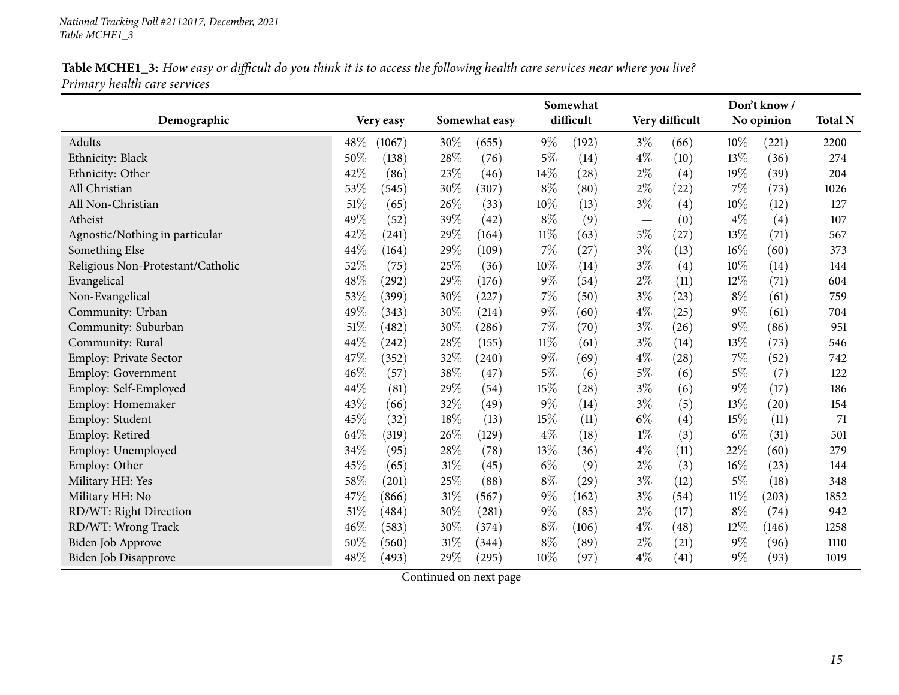*National Tracking Poll #2112017, December, 2021*
*Table MCHE1_3*

**Table MCHE1_3:** *How easy or difficult do you think it is to access the following health care services near where you live? Primary health care services*

| Demographic | Very easy | | Somewhat easy | | Somewhat difficult | | Very difficult | | Don't know / No opinion | | Total N |
|---|---|---|---|---|---|---|---|---|---|---|---|
| Adults | 48% | (1067) | 30% | (655) | 9% | (192) | 3% | (66) | 10% | (221) | 2200 |
| Ethnicity: Black | 50% | (138) | 28% | (76) | 5% | (14) | 4% | (10) | 13% | (36) | 274 |
| Ethnicity: Other | 42% | (86) | 23% | (46) | 14% | (28) | 2% | (4) | 19% | (39) | 204 |
| All Christian | 53% | (545) | 30% | (307) | 8% | (80) | 2% | (22) | 7% | (73) | 1026 |
| All Non-Christian | 51% | (65) | 26% | (33) | 10% | (13) | 3% | (4) | 10% | (12) | 127 |
| Atheist | 49% | (52) | 39% | (42) | 8% | (9) | — | (0) | 4% | (4) | 107 |
| Agnostic/Nothing in particular | 42% | (241) | 29% | (164) | 11% | (63) | 5% | (27) | 13% | (71) | 567 |
| Something Else | 44% | (164) | 29% | (109) | 7% | (27) | 3% | (13) | 16% | (60) | 373 |
| Religious Non-Protestant/Catholic | 52% | (75) | 25% | (36) | 10% | (14) | 3% | (4) | 10% | (14) | 144 |
| Evangelical | 48% | (292) | 29% | (176) | 9% | (54) | 2% | (11) | 12% | (71) | 604 |
| Non-Evangelical | 53% | (399) | 30% | (227) | 7% | (50) | 3% | (23) | 8% | (61) | 759 |
| Community: Urban | 49% | (343) | 30% | (214) | 9% | (60) | 4% | (25) | 9% | (61) | 704 |
| Community: Suburban | 51% | (482) | 30% | (286) | 7% | (70) | 3% | (26) | 9% | (86) | 951 |
| Community: Rural | 44% | (242) | 28% | (155) | 11% | (61) | 3% | (14) | 13% | (73) | 546 |
| Employ: Private Sector | 47% | (352) | 32% | (240) | 9% | (69) | 4% | (28) | 7% | (52) | 742 |
| Employ: Government | 46% | (57) | 38% | (47) | 5% | (6) | 5% | (6) | 5% | (7) | 122 |
| Employ: Self-Employed | 44% | (81) | 29% | (54) | 15% | (28) | 3% | (6) | 9% | (17) | 186 |
| Employ: Homemaker | 43% | (66) | 32% | (49) | 9% | (14) | 3% | (5) | 13% | (20) | 154 |
| Employ: Student | 45% | (32) | 18% | (13) | 15% | (11) | 6% | (4) | 15% | (11) | 71 |
| Employ: Retired | 64% | (319) | 26% | (129) | 4% | (18) | 1% | (3) | 6% | (31) | 501 |
| Employ: Unemployed | 34% | (95) | 28% | (78) | 13% | (36) | 4% | (11) | 22% | (60) | 279 |
| Employ: Other | 45% | (65) | 31% | (45) | 6% | (9) | 2% | (3) | 16% | (23) | 144 |
| Military HH: Yes | 58% | (201) | 25% | (88) | 8% | (29) | 3% | (12) | 5% | (18) | 348 |
| Military HH: No | 47% | (866) | 31% | (567) | 9% | (162) | 3% | (54) | 11% | (203) | 1852 |
| RD/WT: Right Direction | 51% | (484) | 30% | (281) | 9% | (85) | 2% | (17) | 8% | (74) | 942 |
| RD/WT: Wrong Track | 46% | (583) | 30% | (374) | 8% | (106) | 4% | (48) | 12% | (146) | 1258 |
| Biden Job Approve | 50% | (560) | 31% | (344) | 8% | (89) | 2% | (21) | 9% | (96) | 1110 |
| Biden Job Disapprove | 48% | (493) | 29% | (295) | 10% | (97) | 4% | (41) | 9% | (93) | 1019 |

Continued on next page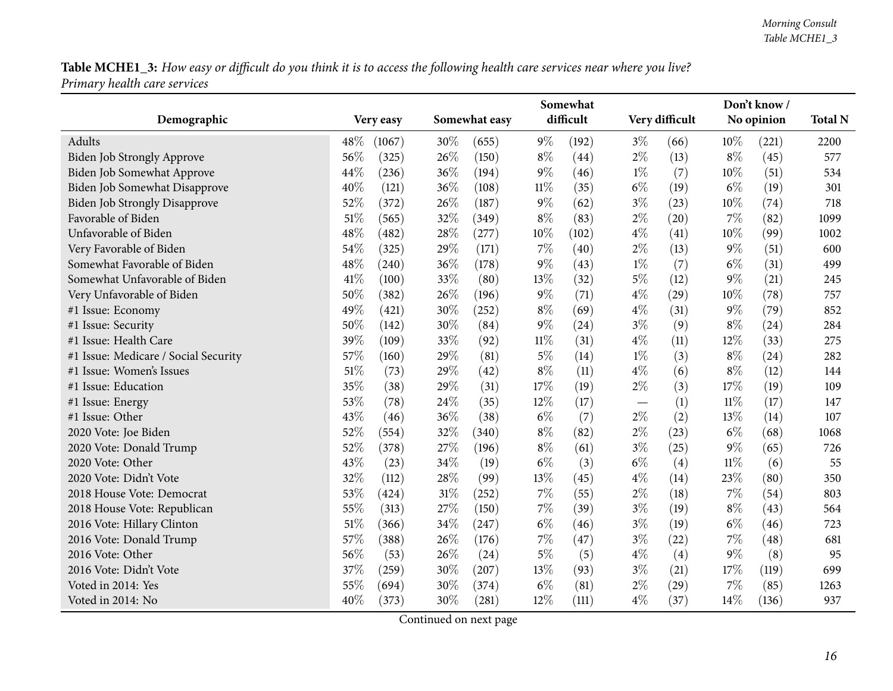**Table MCHE1_3:** *How easy or difficult do you think it is to access the following health care services near where you live? Primary health care services*

| Demographic | Very easy | | Somewhat easy | | Somewhat difficult | | Very difficult | | Don't know / No opinion | | Total N |
|---|---|---|---|---|---|---|---|---|---|---|---|
| Adults | 48% | (1067) | 30% | (655) | 9% | (192) | 3% | (66) | 10% | (221) | 2200 |
| Biden Job Strongly Approve | 56% | (325) | 26% | (150) | 8% | (44) | 2% | (13) | 8% | (45) | 577 |
| Biden Job Somewhat Approve | 44% | (236) | 36% | (194) | 9% | (46) | 1% | (7) | 10% | (51) | 534 |
| Biden Job Somewhat Disapprove | 40% | (121) | 36% | (108) | 11% | (35) | 6% | (19) | 6% | (19) | 301 |
| Biden Job Strongly Disapprove | 52% | (372) | 26% | (187) | 9% | (62) | 3% | (23) | 10% | (74) | 718 |
| Favorable of Biden | 51% | (565) | 32% | (349) | 8% | (83) | 2% | (20) | 7% | (82) | 1099 |
| Unfavorable of Biden | 48% | (482) | 28% | (277) | 10% | (102) | 4% | (41) | 10% | (99) | 1002 |
| Very Favorable of Biden | 54% | (325) | 29% | (171) | 7% | (40) | 2% | (13) | 9% | (51) | 600 |
| Somewhat Favorable of Biden | 48% | (240) | 36% | (178) | 9% | (43) | 1% | (7) | 6% | (31) | 499 |
| Somewhat Unfavorable of Biden | 41% | (100) | 33% | (80) | 13% | (32) | 5% | (12) | 9% | (21) | 245 |
| Very Unfavorable of Biden | 50% | (382) | 26% | (196) | 9% | (71) | 4% | (29) | 10% | (78) | 757 |
| #1 Issue: Economy | 49% | (421) | 30% | (252) | 8% | (69) | 4% | (31) | 9% | (79) | 852 |
| #1 Issue: Security | 50% | (142) | 30% | (84) | 9% | (24) | 3% | (9) | 8% | (24) | 284 |
| #1 Issue: Health Care | 39% | (109) | 33% | (92) | 11% | (31) | 4% | (11) | 12% | (33) | 275 |
| #1 Issue: Medicare / Social Security | 57% | (160) | 29% | (81) | 5% | (14) | 1% | (3) | 8% | (24) | 282 |
| #1 Issue: Women's Issues | 51% | (73) | 29% | (42) | 8% | (11) | 4% | (6) | 8% | (12) | 144 |
| #1 Issue: Education | 35% | (38) | 29% | (31) | 17% | (19) | 2% | (3) | 17% | (19) | 109 |
| #1 Issue: Energy | 53% | (78) | 24% | (35) | 12% | (17) | — | (1) | 11% | (17) | 147 |
| #1 Issue: Other | 43% | (46) | 36% | (38) | 6% | (7) | 2% | (2) | 13% | (14) | 107 |
| 2020 Vote: Joe Biden | 52% | (554) | 32% | (340) | 8% | (82) | 2% | (23) | 6% | (68) | 1068 |
| 2020 Vote: Donald Trump | 52% | (378) | 27% | (196) | 8% | (61) | 3% | (25) | 9% | (65) | 726 |
| 2020 Vote: Other | 43% | (23) | 34% | (19) | 6% | (3) | 6% | (4) | 11% | (6) | 55 |
| 2020 Vote: Didn't Vote | 32% | (112) | 28% | (99) | 13% | (45) | 4% | (14) | 23% | (80) | 350 |
| 2018 House Vote: Democrat | 53% | (424) | 31% | (252) | 7% | (55) | 2% | (18) | 7% | (54) | 803 |
| 2018 House Vote: Republican | 55% | (313) | 27% | (150) | 7% | (39) | 3% | (19) | 8% | (43) | 564 |
| 2016 Vote: Hillary Clinton | 51% | (366) | 34% | (247) | 6% | (46) | 3% | (19) | 6% | (46) | 723 |
| 2016 Vote: Donald Trump | 57% | (388) | 26% | (176) | 7% | (47) | 3% | (22) | 7% | (48) | 681 |
| 2016 Vote: Other | 56% | (53) | 26% | (24) | 5% | (5) | 4% | (4) | 9% | (8) | 95 |
| 2016 Vote: Didn't Vote | 37% | (259) | 30% | (207) | 13% | (93) | 3% | (21) | 17% | (119) | 699 |
| Voted in 2014: Yes | 55% | (694) | 30% | (374) | 6% | (81) | 2% | (29) | 7% | (85) | 1263 |
| Voted in 2014: No | 40% | (373) | 30% | (281) | 12% | (111) | 4% | (37) | 14% | (136) | 937 |

Continued on next page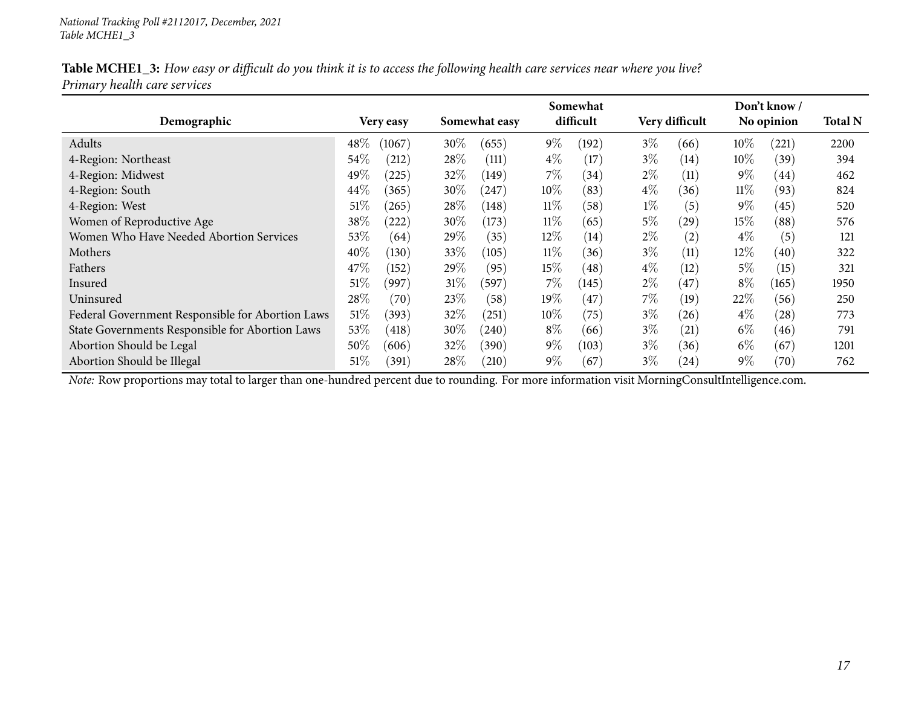*National Tracking Poll #2112017, December, 2021*
*Table MCHE1_3*

**Table MCHE1_3:** *How easy or difficult do you think it is to access the following health care services near where you live? Primary health care services*

| Demographic | Very easy | | Somewhat easy | | Somewhat difficult | | Very difficult | | Don't know / No opinion | | Total N |
|---|---|---|---|---|---|---|---|---|---|---|---|
| Adults | 48% | (1067) | 30% | (655) | 9% | (192) | 3% | (66) | 10% | (221) | 2200 |
| 4-Region: Northeast | 54% | (212) | 28% | (111) | 4% | (17) | 3% | (14) | 10% | (39) | 394 |
| 4-Region: Midwest | 49% | (225) | 32% | (149) | 7% | (34) | 2% | (11) | 9% | (44) | 462 |
| 4-Region: South | 44% | (365) | 30% | (247) | 10% | (83) | 4% | (36) | 11% | (93) | 824 |
| 4-Region: West | 51% | (265) | 28% | (148) | 11% | (58) | 1% | (5) | 9% | (45) | 520 |
| Women of Reproductive Age | 38% | (222) | 30% | (173) | 11% | (65) | 5% | (29) | 15% | (88) | 576 |
| Women Who Have Needed Abortion Services | 53% | (64) | 29% | (35) | 12% | (14) | 2% | (2) | 4% | (5) | 121 |
| Mothers | 40% | (130) | 33% | (105) | 11% | (36) | 3% | (11) | 12% | (40) | 322 |
| Fathers | 47% | (152) | 29% | (95) | 15% | (48) | 4% | (12) | 5% | (15) | 321 |
| Insured | 51% | (997) | 31% | (597) | 7% | (145) | 2% | (47) | 8% | (165) | 1950 |
| Uninsured | 28% | (70) | 23% | (58) | 19% | (47) | 7% | (19) | 22% | (56) | 250 |
| Federal Government Responsible for Abortion Laws | 51% | (393) | 32% | (251) | 10% | (75) | 3% | (26) | 4% | (28) | 773 |
| State Governments Responsible for Abortion Laws | 53% | (418) | 30% | (240) | 8% | (66) | 3% | (21) | 6% | (46) | 791 |
| Abortion Should be Legal | 50% | (606) | 32% | (390) | 9% | (103) | 3% | (36) | 6% | (67) | 1201 |
| Abortion Should be Illegal | 51% | (391) | 28% | (210) | 9% | (67) | 3% | (24) | 9% | (70) | 762 |

*Note:* Row proportions may total to larger than one-hundred percent due to rounding. For more information visit MorningConsultIntelligence.com.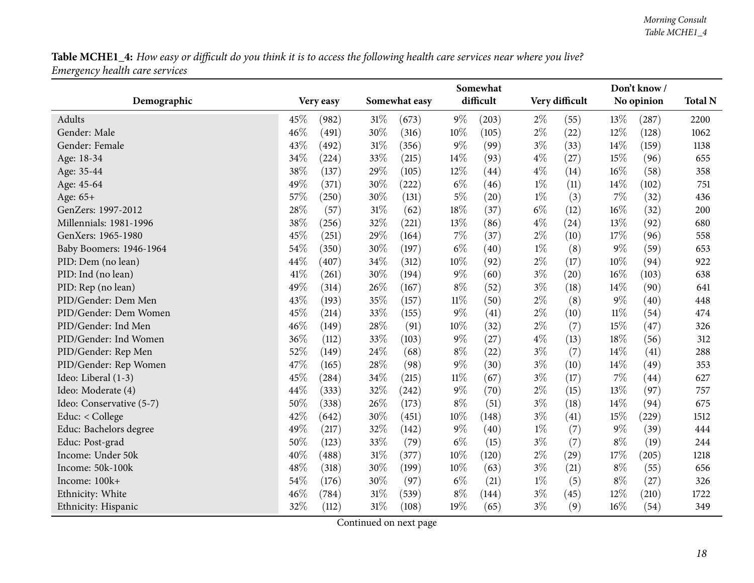**Table MCHE1_4:** *How easy or difficult do you think it is to access the following health care services near where you live? Emergency health care services*

| Demographic | Very easy | | Somewhat easy | | Somewhat difficult | | Very difficult | | Don't know / No opinion | | Total N |
|---|---|---|---|---|---|---|---|---|---|---|---|
| Adults | 45% | (982) | 31% | (673) | 9% | (203) | 2% | (55) | 13% | (287) | 2200 |
| Gender: Male | 46% | (491) | 30% | (316) | 10% | (105) | 2% | (22) | 12% | (128) | 1062 |
| Gender: Female | 43% | (492) | 31% | (356) | 9% | (99) | 3% | (33) | 14% | (159) | 1138 |
| Age: 18-34 | 34% | (224) | 33% | (215) | 14% | (93) | 4% | (27) | 15% | (96) | 655 |
| Age: 35-44 | 38% | (137) | 29% | (105) | 12% | (44) | 4% | (14) | 16% | (58) | 358 |
| Age: 45-64 | 49% | (371) | 30% | (222) | 6% | (46) | 1% | (11) | 14% | (102) | 751 |
| Age: 65+ | 57% | (250) | 30% | (131) | 5% | (20) | 1% | (3) | 7% | (32) | 436 |
| GenZers: 1997-2012 | 28% | (57) | 31% | (62) | 18% | (37) | 6% | (12) | 16% | (32) | 200 |
| Millennials: 1981-1996 | 38% | (256) | 32% | (221) | 13% | (86) | 4% | (24) | 13% | (92) | 680 |
| GenXers: 1965-1980 | 45% | (251) | 29% | (164) | 7% | (37) | 2% | (10) | 17% | (96) | 558 |
| Baby Boomers: 1946-1964 | 54% | (350) | 30% | (197) | 6% | (40) | 1% | (8) | 9% | (59) | 653 |
| PID: Dem (no lean) | 44% | (407) | 34% | (312) | 10% | (92) | 2% | (17) | 10% | (94) | 922 |
| PID: Ind (no lean) | 41% | (261) | 30% | (194) | 9% | (60) | 3% | (20) | 16% | (103) | 638 |
| PID: Rep (no lean) | 49% | (314) | 26% | (167) | 8% | (52) | 3% | (18) | 14% | (90) | 641 |
| PID/Gender: Dem Men | 43% | (193) | 35% | (157) | 11% | (50) | 2% | (8) | 9% | (40) | 448 |
| PID/Gender: Dem Women | 45% | (214) | 33% | (155) | 9% | (41) | 2% | (10) | 11% | (54) | 474 |
| PID/Gender: Ind Men | 46% | (149) | 28% | (91) | 10% | (32) | 2% | (7) | 15% | (47) | 326 |
| PID/Gender: Ind Women | 36% | (112) | 33% | (103) | 9% | (27) | 4% | (13) | 18% | (56) | 312 |
| PID/Gender: Rep Men | 52% | (149) | 24% | (68) | 8% | (22) | 3% | (7) | 14% | (41) | 288 |
| PID/Gender: Rep Women | 47% | (165) | 28% | (98) | 9% | (30) | 3% | (10) | 14% | (49) | 353 |
| Ideo: Liberal (1-3) | 45% | (284) | 34% | (215) | 11% | (67) | 3% | (17) | 7% | (44) | 627 |
| Ideo: Moderate (4) | 44% | (333) | 32% | (242) | 9% | (70) | 2% | (15) | 13% | (97) | 757 |
| Ideo: Conservative (5-7) | 50% | (338) | 26% | (173) | 8% | (51) | 3% | (18) | 14% | (94) | 675 |
| Educ: < College | 42% | (642) | 30% | (451) | 10% | (148) | 3% | (41) | 15% | (229) | 1512 |
| Educ: Bachelors degree | 49% | (217) | 32% | (142) | 9% | (40) | 1% | (7) | 9% | (39) | 444 |
| Educ: Post-grad | 50% | (123) | 33% | (79) | 6% | (15) | 3% | (7) | 8% | (19) | 244 |
| Income: Under 50k | 40% | (488) | 31% | (377) | 10% | (120) | 2% | (29) | 17% | (205) | 1218 |
| Income: 50k-100k | 48% | (318) | 30% | (199) | 10% | (63) | 3% | (21) | 8% | (55) | 656 |
| Income: 100k+ | 54% | (176) | 30% | (97) | 6% | (21) | 1% | (5) | 8% | (27) | 326 |
| Ethnicity: White | 46% | (784) | 31% | (539) | 8% | (144) | 3% | (45) | 12% | (210) | 1722 |
| Ethnicity: Hispanic | 32% | (112) | 31% | (108) | 19% | (65) | 3% | (9) | 16% | (54) | 349 |

Continued on next page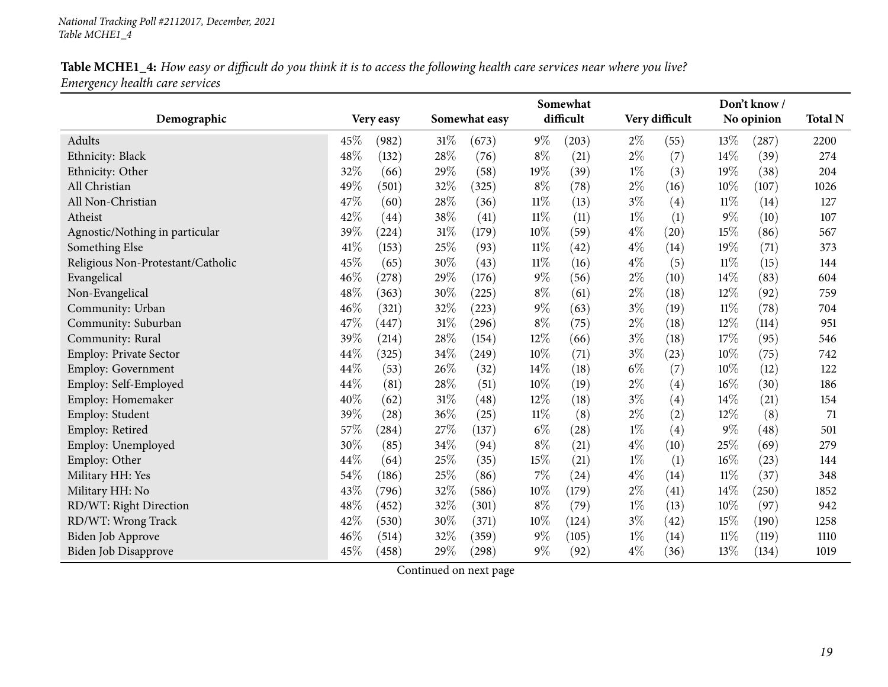*National Tracking Poll #2112017, December, 2021*
*Table MCHE1_4*

**Table MCHE1_4:** *How easy or difficult do you think it is to access the following health care services near where you live? Emergency health care services*

| Demographic | Very easy | | Somewhat easy | | Somewhat difficult | | Very difficult | | Don't know / No opinion | | Total N |
|---|---|---|---|---|---|---|---|---|---|---|---|
| Adults | 45% | (982) | 31% | (673) | 9% | (203) | 2% | (55) | 13% | (287) | 2200 |
| Ethnicity: Black | 48% | (132) | 28% | (76) | 8% | (21) | 2% | (7) | 14% | (39) | 274 |
| Ethnicity: Other | 32% | (66) | 29% | (58) | 19% | (39) | 1% | (3) | 19% | (38) | 204 |
| All Christian | 49% | (501) | 32% | (325) | 8% | (78) | 2% | (16) | 10% | (107) | 1026 |
| All Non-Christian | 47% | (60) | 28% | (36) | 11% | (13) | 3% | (4) | 11% | (14) | 127 |
| Atheist | 42% | (44) | 38% | (41) | 11% | (11) | 1% | (1) | 9% | (10) | 107 |
| Agnostic/Nothing in particular | 39% | (224) | 31% | (179) | 10% | (59) | 4% | (20) | 15% | (86) | 567 |
| Something Else | 41% | (153) | 25% | (93) | 11% | (42) | 4% | (14) | 19% | (71) | 373 |
| Religious Non-Protestant/Catholic | 45% | (65) | 30% | (43) | 11% | (16) | 4% | (5) | 11% | (15) | 144 |
| Evangelical | 46% | (278) | 29% | (176) | 9% | (56) | 2% | (10) | 14% | (83) | 604 |
| Non-Evangelical | 48% | (363) | 30% | (225) | 8% | (61) | 2% | (18) | 12% | (92) | 759 |
| Community: Urban | 46% | (321) | 32% | (223) | 9% | (63) | 3% | (19) | 11% | (78) | 704 |
| Community: Suburban | 47% | (447) | 31% | (296) | 8% | (75) | 2% | (18) | 12% | (114) | 951 |
| Community: Rural | 39% | (214) | 28% | (154) | 12% | (66) | 3% | (18) | 17% | (95) | 546 |
| Employ: Private Sector | 44% | (325) | 34% | (249) | 10% | (71) | 3% | (23) | 10% | (75) | 742 |
| Employ: Government | 44% | (53) | 26% | (32) | 14% | (18) | 6% | (7) | 10% | (12) | 122 |
| Employ: Self-Employed | 44% | (81) | 28% | (51) | 10% | (19) | 2% | (4) | 16% | (30) | 186 |
| Employ: Homemaker | 40% | (62) | 31% | (48) | 12% | (18) | 3% | (4) | 14% | (21) | 154 |
| Employ: Student | 39% | (28) | 36% | (25) | 11% | (8) | 2% | (2) | 12% | (8) | 71 |
| Employ: Retired | 57% | (284) | 27% | (137) | 6% | (28) | 1% | (4) | 9% | (48) | 501 |
| Employ: Unemployed | 30% | (85) | 34% | (94) | 8% | (21) | 4% | (10) | 25% | (69) | 279 |
| Employ: Other | 44% | (64) | 25% | (35) | 15% | (21) | 1% | (1) | 16% | (23) | 144 |
| Military HH: Yes | 54% | (186) | 25% | (86) | 7% | (24) | 4% | (14) | 11% | (37) | 348 |
| Military HH: No | 43% | (796) | 32% | (586) | 10% | (179) | 2% | (41) | 14% | (250) | 1852 |
| RD/WT: Right Direction | 48% | (452) | 32% | (301) | 8% | (79) | 1% | (13) | 10% | (97) | 942 |
| RD/WT: Wrong Track | 42% | (530) | 30% | (371) | 10% | (124) | 3% | (42) | 15% | (190) | 1258 |
| Biden Job Approve | 46% | (514) | 32% | (359) | 9% | (105) | 1% | (14) | 11% | (119) | 1110 |
| Biden Job Disapprove | 45% | (458) | 29% | (298) | 9% | (92) | 4% | (36) | 13% | (134) | 1019 |

Continued on next page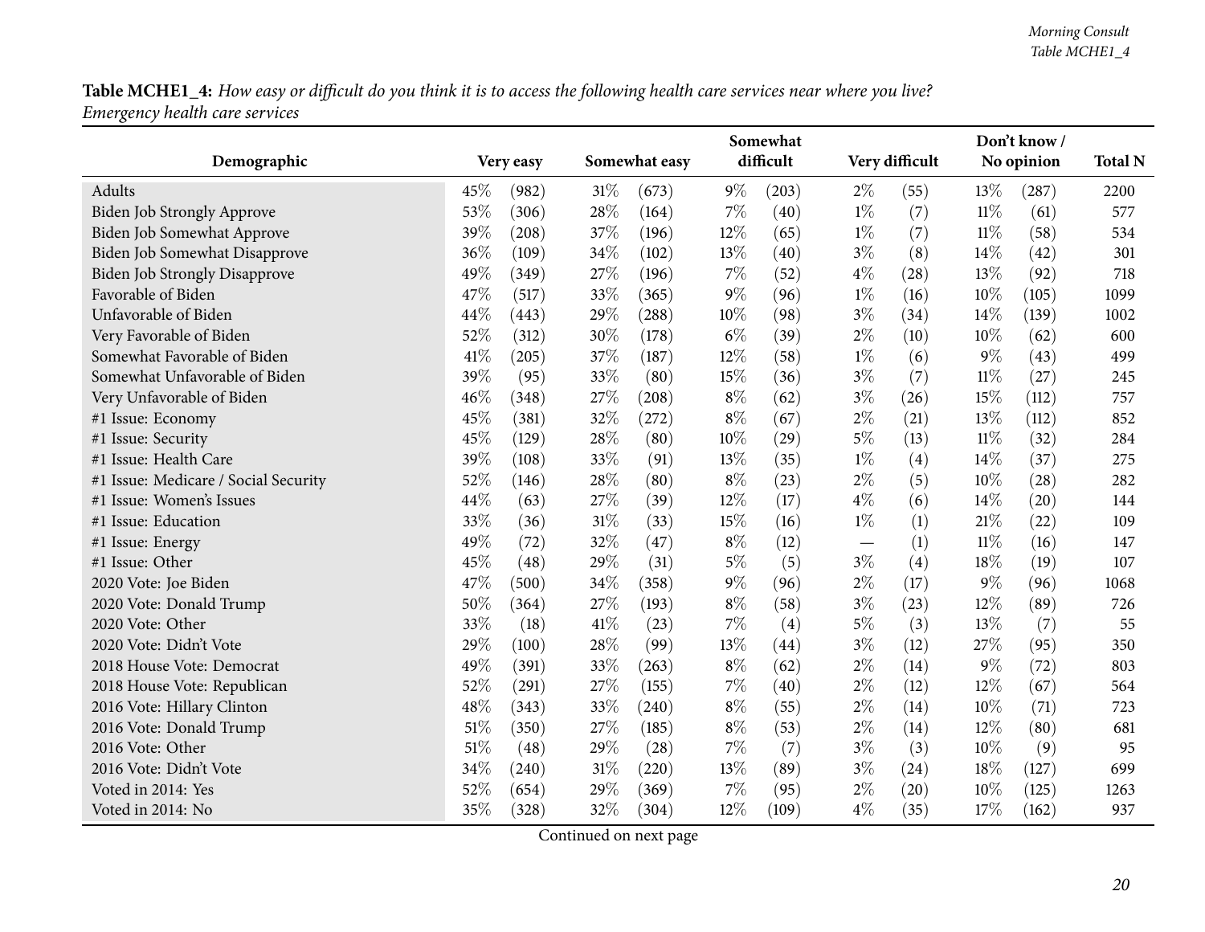**Table MCHE1_4:** *How easy or difficult do you think it is to access the following health care services near where you live? Emergency health care services*

| Demographic | Very easy | | Somewhat easy | | Somewhat difficult | | Very difficult | | Don't know / No opinion | | Total N |
|---|---|---|---|---|---|---|---|---|---|---|---|
| Adults | 45% | (982) | 31% | (673) | 9% | (203) | 2% | (55) | 13% | (287) | 2200 |
| Biden Job Strongly Approve | 53% | (306) | 28% | (164) | 7% | (40) | 1% | (7) | 11% | (61) | 577 |
| Biden Job Somewhat Approve | 39% | (208) | 37% | (196) | 12% | (65) | 1% | (7) | 11% | (58) | 534 |
| Biden Job Somewhat Disapprove | 36% | (109) | 34% | (102) | 13% | (40) | 3% | (8) | 14% | (42) | 301 |
| Biden Job Strongly Disapprove | 49% | (349) | 27% | (196) | 7% | (52) | 4% | (28) | 13% | (92) | 718 |
| Favorable of Biden | 47% | (517) | 33% | (365) | 9% | (96) | 1% | (16) | 10% | (105) | 1099 |
| Unfavorable of Biden | 44% | (443) | 29% | (288) | 10% | (98) | 3% | (34) | 14% | (139) | 1002 |
| Very Favorable of Biden | 52% | (312) | 30% | (178) | 6% | (39) | 2% | (10) | 10% | (62) | 600 |
| Somewhat Favorable of Biden | 41% | (205) | 37% | (187) | 12% | (58) | 1% | (6) | 9% | (43) | 499 |
| Somewhat Unfavorable of Biden | 39% | (95) | 33% | (80) | 15% | (36) | 3% | (7) | 11% | (27) | 245 |
| Very Unfavorable of Biden | 46% | (348) | 27% | (208) | 8% | (62) | 3% | (26) | 15% | (112) | 757 |
| #1 Issue: Economy | 45% | (381) | 32% | (272) | 8% | (67) | 2% | (21) | 13% | (112) | 852 |
| #1 Issue: Security | 45% | (129) | 28% | (80) | 10% | (29) | 5% | (13) | 11% | (32) | 284 |
| #1 Issue: Health Care | 39% | (108) | 33% | (91) | 13% | (35) | 1% | (4) | 14% | (37) | 275 |
| #1 Issue: Medicare / Social Security | 52% | (146) | 28% | (80) | 8% | (23) | 2% | (5) | 10% | (28) | 282 |
| #1 Issue: Women's Issues | 44% | (63) | 27% | (39) | 12% | (17) | 4% | (6) | 14% | (20) | 144 |
| #1 Issue: Education | 33% | (36) | 31% | (33) | 15% | (16) | 1% | (1) | 21% | (22) | 109 |
| #1 Issue: Energy | 49% | (72) | 32% | (47) | 8% | (12) | — | (1) | 11% | (16) | 147 |
| #1 Issue: Other | 45% | (48) | 29% | (31) | 5% | (5) | 3% | (4) | 18% | (19) | 107 |
| 2020 Vote: Joe Biden | 47% | (500) | 34% | (358) | 9% | (96) | 2% | (17) | 9% | (96) | 1068 |
| 2020 Vote: Donald Trump | 50% | (364) | 27% | (193) | 8% | (58) | 3% | (23) | 12% | (89) | 726 |
| 2020 Vote: Other | 33% | (18) | 41% | (23) | 7% | (4) | 5% | (3) | 13% | (7) | 55 |
| 2020 Vote: Didn't Vote | 29% | (100) | 28% | (99) | 13% | (44) | 3% | (12) | 27% | (95) | 350 |
| 2018 House Vote: Democrat | 49% | (391) | 33% | (263) | 8% | (62) | 2% | (14) | 9% | (72) | 803 |
| 2018 House Vote: Republican | 52% | (291) | 27% | (155) | 7% | (40) | 2% | (12) | 12% | (67) | 564 |
| 2016 Vote: Hillary Clinton | 48% | (343) | 33% | (240) | 8% | (55) | 2% | (14) | 10% | (71) | 723 |
| 2016 Vote: Donald Trump | 51% | (350) | 27% | (185) | 8% | (53) | 2% | (14) | 12% | (80) | 681 |
| 2016 Vote: Other | 51% | (48) | 29% | (28) | 7% | (7) | 3% | (3) | 10% | (9) | 95 |
| 2016 Vote: Didn't Vote | 34% | (240) | 31% | (220) | 13% | (89) | 3% | (24) | 18% | (127) | 699 |
| Voted in 2014: Yes | 52% | (654) | 29% | (369) | 7% | (95) | 2% | (20) | 10% | (125) | 1263 |
| Voted in 2014: No | 35% | (328) | 32% | (304) | 12% | (109) | 4% | (35) | 17% | (162) | 937 |

Continued on next page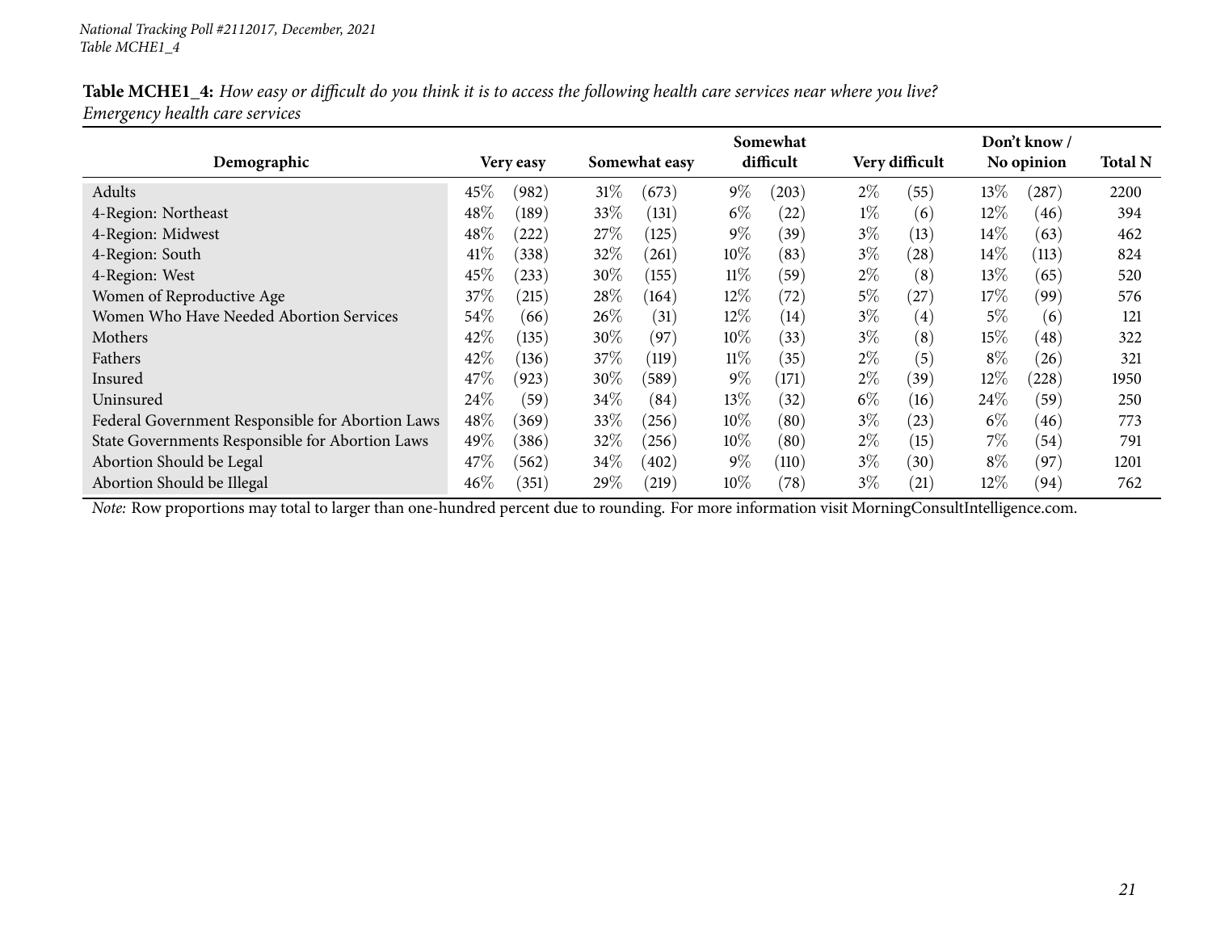*National Tracking Poll #2112017, December, 2021*
*Table MCHE1_4*

**Table MCHE1_4:** *How easy or difficult do you think it is to access the following health care services near where you live? Emergency health care services*

| Demographic | Very easy | | Somewhat easy | | Somewhat difficult | | Very difficult | | Don't know / No opinion | | Total N |
|---|---|---|---|---|---|---|---|---|---|---|---|
| Adults | 45% | (982) | 31% | (673) | 9% | (203) | 2% | (55) | 13% | (287) | 2200 |
| 4-Region: Northeast | 48% | (189) | 33% | (131) | 6% | (22) | 1% | (6) | 12% | (46) | 394 |
| 4-Region: Midwest | 48% | (222) | 27% | (125) | 9% | (39) | 3% | (13) | 14% | (63) | 462 |
| 4-Region: South | 41% | (338) | 32% | (261) | 10% | (83) | 3% | (28) | 14% | (113) | 824 |
| 4-Region: West | 45% | (233) | 30% | (155) | 11% | (59) | 2% | (8) | 13% | (65) | 520 |
| Women of Reproductive Age | 37% | (215) | 28% | (164) | 12% | (72) | 5% | (27) | 17% | (99) | 576 |
| Women Who Have Needed Abortion Services | 54% | (66) | 26% | (31) | 12% | (14) | 3% | (4) | 5% | (6) | 121 |
| Mothers | 42% | (135) | 30% | (97) | 10% | (33) | 3% | (8) | 15% | (48) | 322 |
| Fathers | 42% | (136) | 37% | (119) | 11% | (35) | 2% | (5) | 8% | (26) | 321 |
| Insured | 47% | (923) | 30% | (589) | 9% | (171) | 2% | (39) | 12% | (228) | 1950 |
| Uninsured | 24% | (59) | 34% | (84) | 13% | (32) | 6% | (16) | 24% | (59) | 250 |
| Federal Government Responsible for Abortion Laws | 48% | (369) | 33% | (256) | 10% | (80) | 3% | (23) | 6% | (46) | 773 |
| State Governments Responsible for Abortion Laws | 49% | (386) | 32% | (256) | 10% | (80) | 2% | (15) | 7% | (54) | 791 |
| Abortion Should be Legal | 47% | (562) | 34% | (402) | 9% | (110) | 3% | (30) | 8% | (97) | 1201 |
| Abortion Should be Illegal | 46% | (351) | 29% | (219) | 10% | (78) | 3% | (21) | 12% | (94) | 762 |

*Note:* Row proportions may total to larger than one-hundred percent due to rounding. For more information visit MorningConsultIntelligence.com.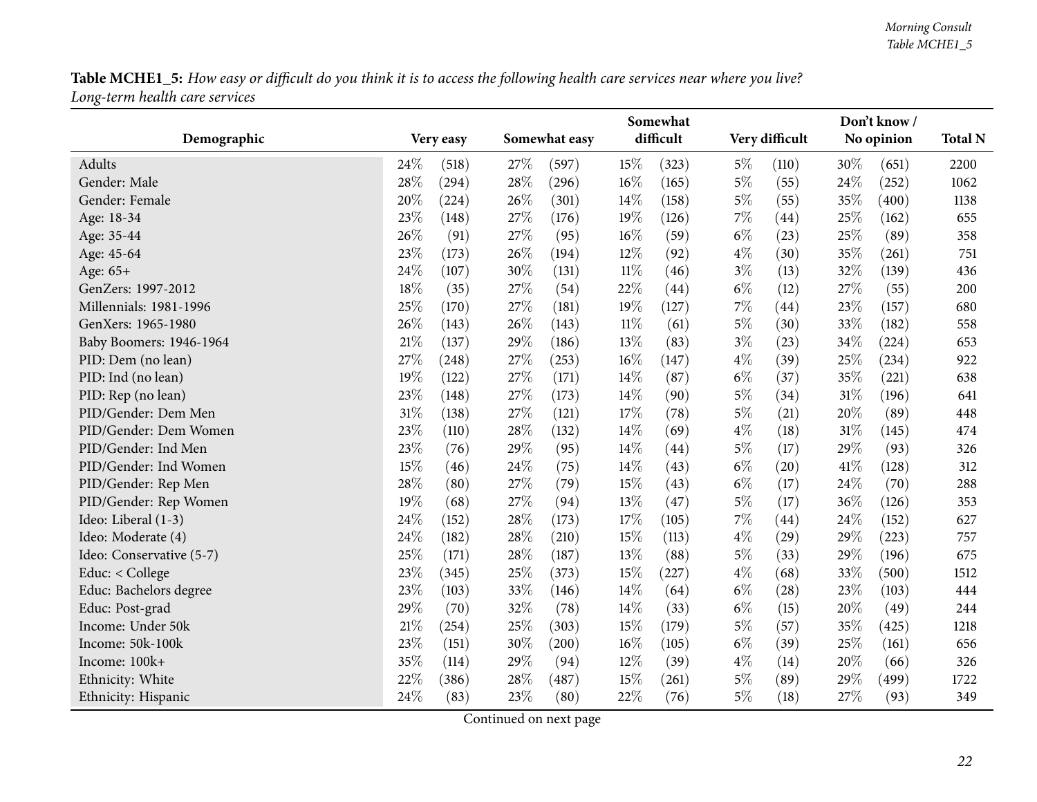**Table MCHE1_5:** *How easy or difficult do you think it is to access the following health care services near where you live? Long-term health care services*

| Demographic | Very easy | | Somewhat easy | | Somewhat difficult | | Very difficult | | Don't know / No opinion | | Total N |
|---|---|---|---|---|---|---|---|---|---|---|---|
| Adults | 24% | (518) | 27% | (597) | 15% | (323) | 5% | (110) | 30% | (651) | 2200 |
| Gender: Male | 28% | (294) | 28% | (296) | 16% | (165) | 5% | (55) | 24% | (252) | 1062 |
| Gender: Female | 20% | (224) | 26% | (301) | 14% | (158) | 5% | (55) | 35% | (400) | 1138 |
| Age: 18-34 | 23% | (148) | 27% | (176) | 19% | (126) | 7% | (44) | 25% | (162) | 655 |
| Age: 35-44 | 26% | (91) | 27% | (95) | 16% | (59) | 6% | (23) | 25% | (89) | 358 |
| Age: 45-64 | 23% | (173) | 26% | (194) | 12% | (92) | 4% | (30) | 35% | (261) | 751 |
| Age: 65+ | 24% | (107) | 30% | (131) | 11% | (46) | 3% | (13) | 32% | (139) | 436 |
| GenZers: 1997-2012 | 18% | (35) | 27% | (54) | 22% | (44) | 6% | (12) | 27% | (55) | 200 |
| Millennials: 1981-1996 | 25% | (170) | 27% | (181) | 19% | (127) | 7% | (44) | 23% | (157) | 680 |
| GenXers: 1965-1980 | 26% | (143) | 26% | (143) | 11% | (61) | 5% | (30) | 33% | (182) | 558 |
| Baby Boomers: 1946-1964 | 21% | (137) | 29% | (186) | 13% | (83) | 3% | (23) | 34% | (224) | 653 |
| PID: Dem (no lean) | 27% | (248) | 27% | (253) | 16% | (147) | 4% | (39) | 25% | (234) | 922 |
| PID: Ind (no lean) | 19% | (122) | 27% | (171) | 14% | (87) | 6% | (37) | 35% | (221) | 638 |
| PID: Rep (no lean) | 23% | (148) | 27% | (173) | 14% | (90) | 5% | (34) | 31% | (196) | 641 |
| PID/Gender: Dem Men | 31% | (138) | 27% | (121) | 17% | (78) | 5% | (21) | 20% | (89) | 448 |
| PID/Gender: Dem Women | 23% | (110) | 28% | (132) | 14% | (69) | 4% | (18) | 31% | (145) | 474 |
| PID/Gender: Ind Men | 23% | (76) | 29% | (95) | 14% | (44) | 5% | (17) | 29% | (93) | 326 |
| PID/Gender: Ind Women | 15% | (46) | 24% | (75) | 14% | (43) | 6% | (20) | 41% | (128) | 312 |
| PID/Gender: Rep Men | 28% | (80) | 27% | (79) | 15% | (43) | 6% | (17) | 24% | (70) | 288 |
| PID/Gender: Rep Women | 19% | (68) | 27% | (94) | 13% | (47) | 5% | (17) | 36% | (126) | 353 |
| Ideo: Liberal (1-3) | 24% | (152) | 28% | (173) | 17% | (105) | 7% | (44) | 24% | (152) | 627 |
| Ideo: Moderate (4) | 24% | (182) | 28% | (210) | 15% | (113) | 4% | (29) | 29% | (223) | 757 |
| Ideo: Conservative (5-7) | 25% | (171) | 28% | (187) | 13% | (88) | 5% | (33) | 29% | (196) | 675 |
| Educ: < College | 23% | (345) | 25% | (373) | 15% | (227) | 4% | (68) | 33% | (500) | 1512 |
| Educ: Bachelors degree | 23% | (103) | 33% | (146) | 14% | (64) | 6% | (28) | 23% | (103) | 444 |
| Educ: Post-grad | 29% | (70) | 32% | (78) | 14% | (33) | 6% | (15) | 20% | (49) | 244 |
| Income: Under 50k | 21% | (254) | 25% | (303) | 15% | (179) | 5% | (57) | 35% | (425) | 1218 |
| Income: 50k-100k | 23% | (151) | 30% | (200) | 16% | (105) | 6% | (39) | 25% | (161) | 656 |
| Income: 100k+ | 35% | (114) | 29% | (94) | 12% | (39) | 4% | (14) | 20% | (66) | 326 |
| Ethnicity: White | 22% | (386) | 28% | (487) | 15% | (261) | 5% | (89) | 29% | (499) | 1722 |
| Ethnicity: Hispanic | 24% | (83) | 23% | (80) | 22% | (76) | 5% | (18) | 27% | (93) | 349 |

Continued on next page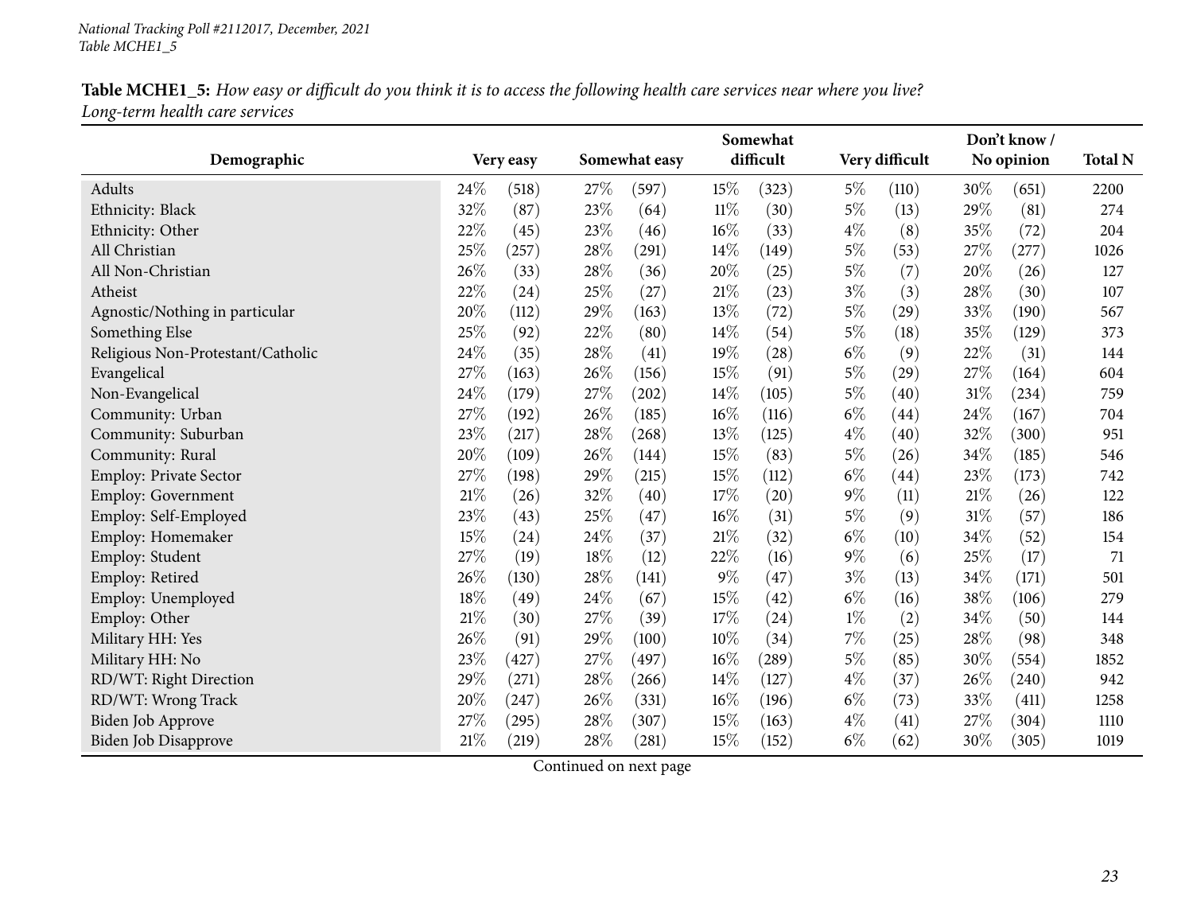*National Tracking Poll #2112017, December, 2021*
*Table MCHE1_5*

**Table MCHE1_5:** *How easy or difficult do you think it is to access the following health care services near where you live? Long-term health care services*

| Demographic | Very easy | | Somewhat easy | | Somewhat difficult | | Very difficult | | Don't know / No opinion | | Total N |
|---|---|---|---|---|---|---|---|---|---|---|---|
| Adults | 24% | (518) | 27% | (597) | 15% | (323) | 5% | (110) | 30% | (651) | 2200 |
| Ethnicity: Black | 32% | (87) | 23% | (64) | 11% | (30) | 5% | (13) | 29% | (81) | 274 |
| Ethnicity: Other | 22% | (45) | 23% | (46) | 16% | (33) | 4% | (8) | 35% | (72) | 204 |
| All Christian | 25% | (257) | 28% | (291) | 14% | (149) | 5% | (53) | 27% | (277) | 1026 |
| All Non-Christian | 26% | (33) | 28% | (36) | 20% | (25) | 5% | (7) | 20% | (26) | 127 |
| Atheist | 22% | (24) | 25% | (27) | 21% | (23) | 3% | (3) | 28% | (30) | 107 |
| Agnostic/Nothing in particular | 20% | (112) | 29% | (163) | 13% | (72) | 5% | (29) | 33% | (190) | 567 |
| Something Else | 25% | (92) | 22% | (80) | 14% | (54) | 5% | (18) | 35% | (129) | 373 |
| Religious Non-Protestant/Catholic | 24% | (35) | 28% | (41) | 19% | (28) | 6% | (9) | 22% | (31) | 144 |
| Evangelical | 27% | (163) | 26% | (156) | 15% | (91) | 5% | (29) | 27% | (164) | 604 |
| Non-Evangelical | 24% | (179) | 27% | (202) | 14% | (105) | 5% | (40) | 31% | (234) | 759 |
| Community: Urban | 27% | (192) | 26% | (185) | 16% | (116) | 6% | (44) | 24% | (167) | 704 |
| Community: Suburban | 23% | (217) | 28% | (268) | 13% | (125) | 4% | (40) | 32% | (300) | 951 |
| Community: Rural | 20% | (109) | 26% | (144) | 15% | (83) | 5% | (26) | 34% | (185) | 546 |
| Employ: Private Sector | 27% | (198) | 29% | (215) | 15% | (112) | 6% | (44) | 23% | (173) | 742 |
| Employ: Government | 21% | (26) | 32% | (40) | 17% | (20) | 9% | (11) | 21% | (26) | 122 |
| Employ: Self-Employed | 23% | (43) | 25% | (47) | 16% | (31) | 5% | (9) | 31% | (57) | 186 |
| Employ: Homemaker | 15% | (24) | 24% | (37) | 21% | (32) | 6% | (10) | 34% | (52) | 154 |
| Employ: Student | 27% | (19) | 18% | (12) | 22% | (16) | 9% | (6) | 25% | (17) | 71 |
| Employ: Retired | 26% | (130) | 28% | (141) | 9% | (47) | 3% | (13) | 34% | (171) | 501 |
| Employ: Unemployed | 18% | (49) | 24% | (67) | 15% | (42) | 6% | (16) | 38% | (106) | 279 |
| Employ: Other | 21% | (30) | 27% | (39) | 17% | (24) | 1% | (2) | 34% | (50) | 144 |
| Military HH: Yes | 26% | (91) | 29% | (100) | 10% | (34) | 7% | (25) | 28% | (98) | 348 |
| Military HH: No | 23% | (427) | 27% | (497) | 16% | (289) | 5% | (85) | 30% | (554) | 1852 |
| RD/WT: Right Direction | 29% | (271) | 28% | (266) | 14% | (127) | 4% | (37) | 26% | (240) | 942 |
| RD/WT: Wrong Track | 20% | (247) | 26% | (331) | 16% | (196) | 6% | (73) | 33% | (411) | 1258 |
| Biden Job Approve | 27% | (295) | 28% | (307) | 15% | (163) | 4% | (41) | 27% | (304) | 1110 |
| Biden Job Disapprove | 21% | (219) | 28% | (281) | 15% | (152) | 6% | (62) | 30% | (305) | 1019 |

Continued on next page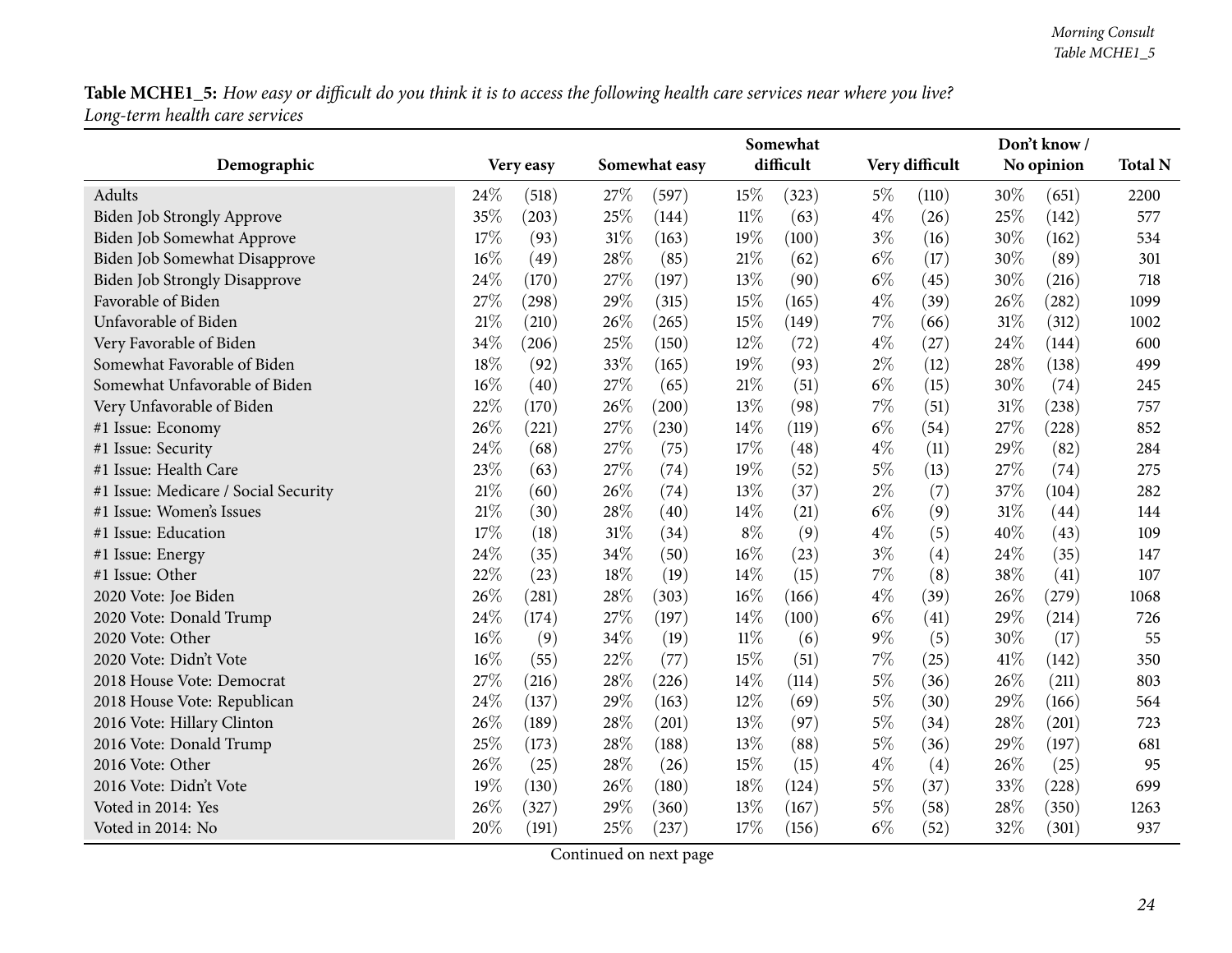**Table MCHE1_5:** *How easy or difficult do you think it is to access the following health care services near where you live? Long-term health care services*

| Demographic | Very easy | | Somewhat easy | | Somewhat difficult | | Very difficult | | Don't know / No opinion | | Total N |
|---|---|---|---|---|---|---|---|---|---|---|---|
| Adults | 24% | (518) | 27% | (597) | 15% | (323) | 5% | (110) | 30% | (651) | 2200 |
| Biden Job Strongly Approve | 35% | (203) | 25% | (144) | 11% | (63) | 4% | (26) | 25% | (142) | 577 |
| Biden Job Somewhat Approve | 17% | (93) | 31% | (163) | 19% | (100) | 3% | (16) | 30% | (162) | 534 |
| Biden Job Somewhat Disapprove | 16% | (49) | 28% | (85) | 21% | (62) | 6% | (17) | 30% | (89) | 301 |
| Biden Job Strongly Disapprove | 24% | (170) | 27% | (197) | 13% | (90) | 6% | (45) | 30% | (216) | 718 |
| Favorable of Biden | 27% | (298) | 29% | (315) | 15% | (165) | 4% | (39) | 26% | (282) | 1099 |
| Unfavorable of Biden | 21% | (210) | 26% | (265) | 15% | (149) | 7% | (66) | 31% | (312) | 1002 |
| Very Favorable of Biden | 34% | (206) | 25% | (150) | 12% | (72) | 4% | (27) | 24% | (144) | 600 |
| Somewhat Favorable of Biden | 18% | (92) | 33% | (165) | 19% | (93) | 2% | (12) | 28% | (138) | 499 |
| Somewhat Unfavorable of Biden | 16% | (40) | 27% | (65) | 21% | (51) | 6% | (15) | 30% | (74) | 245 |
| Very Unfavorable of Biden | 22% | (170) | 26% | (200) | 13% | (98) | 7% | (51) | 31% | (238) | 757 |
| #1 Issue: Economy | 26% | (221) | 27% | (230) | 14% | (119) | 6% | (54) | 27% | (228) | 852 |
| #1 Issue: Security | 24% | (68) | 27% | (75) | 17% | (48) | 4% | (11) | 29% | (82) | 284 |
| #1 Issue: Health Care | 23% | (63) | 27% | (74) | 19% | (52) | 5% | (13) | 27% | (74) | 275 |
| #1 Issue: Medicare / Social Security | 21% | (60) | 26% | (74) | 13% | (37) | 2% | (7) | 37% | (104) | 282 |
| #1 Issue: Women's Issues | 21% | (30) | 28% | (40) | 14% | (21) | 6% | (9) | 31% | (44) | 144 |
| #1 Issue: Education | 17% | (18) | 31% | (34) | 8% | (9) | 4% | (5) | 40% | (43) | 109 |
| #1 Issue: Energy | 24% | (35) | 34% | (50) | 16% | (23) | 3% | (4) | 24% | (35) | 147 |
| #1 Issue: Other | 22% | (23) | 18% | (19) | 14% | (15) | 7% | (8) | 38% | (41) | 107 |
| 2020 Vote: Joe Biden | 26% | (281) | 28% | (303) | 16% | (166) | 4% | (39) | 26% | (279) | 1068 |
| 2020 Vote: Donald Trump | 24% | (174) | 27% | (197) | 14% | (100) | 6% | (41) | 29% | (214) | 726 |
| 2020 Vote: Other | 16% | (9) | 34% | (19) | 11% | (6) | 9% | (5) | 30% | (17) | 55 |
| 2020 Vote: Didn't Vote | 16% | (55) | 22% | (77) | 15% | (51) | 7% | (25) | 41% | (142) | 350 |
| 2018 House Vote: Democrat | 27% | (216) | 28% | (226) | 14% | (114) | 5% | (36) | 26% | (211) | 803 |
| 2018 House Vote: Republican | 24% | (137) | 29% | (163) | 12% | (69) | 5% | (30) | 29% | (166) | 564 |
| 2016 Vote: Hillary Clinton | 26% | (189) | 28% | (201) | 13% | (97) | 5% | (34) | 28% | (201) | 723 |
| 2016 Vote: Donald Trump | 25% | (173) | 28% | (188) | 13% | (88) | 5% | (36) | 29% | (197) | 681 |
| 2016 Vote: Other | 26% | (25) | 28% | (26) | 15% | (15) | 4% | (4) | 26% | (25) | 95 |
| 2016 Vote: Didn't Vote | 19% | (130) | 26% | (180) | 18% | (124) | 5% | (37) | 33% | (228) | 699 |
| Voted in 2014: Yes | 26% | (327) | 29% | (360) | 13% | (167) | 5% | (58) | 28% | (350) | 1263 |
| Voted in 2014: No | 20% | (191) | 25% | (237) | 17% | (156) | 6% | (52) | 32% | (301) | 937 |

Continued on next page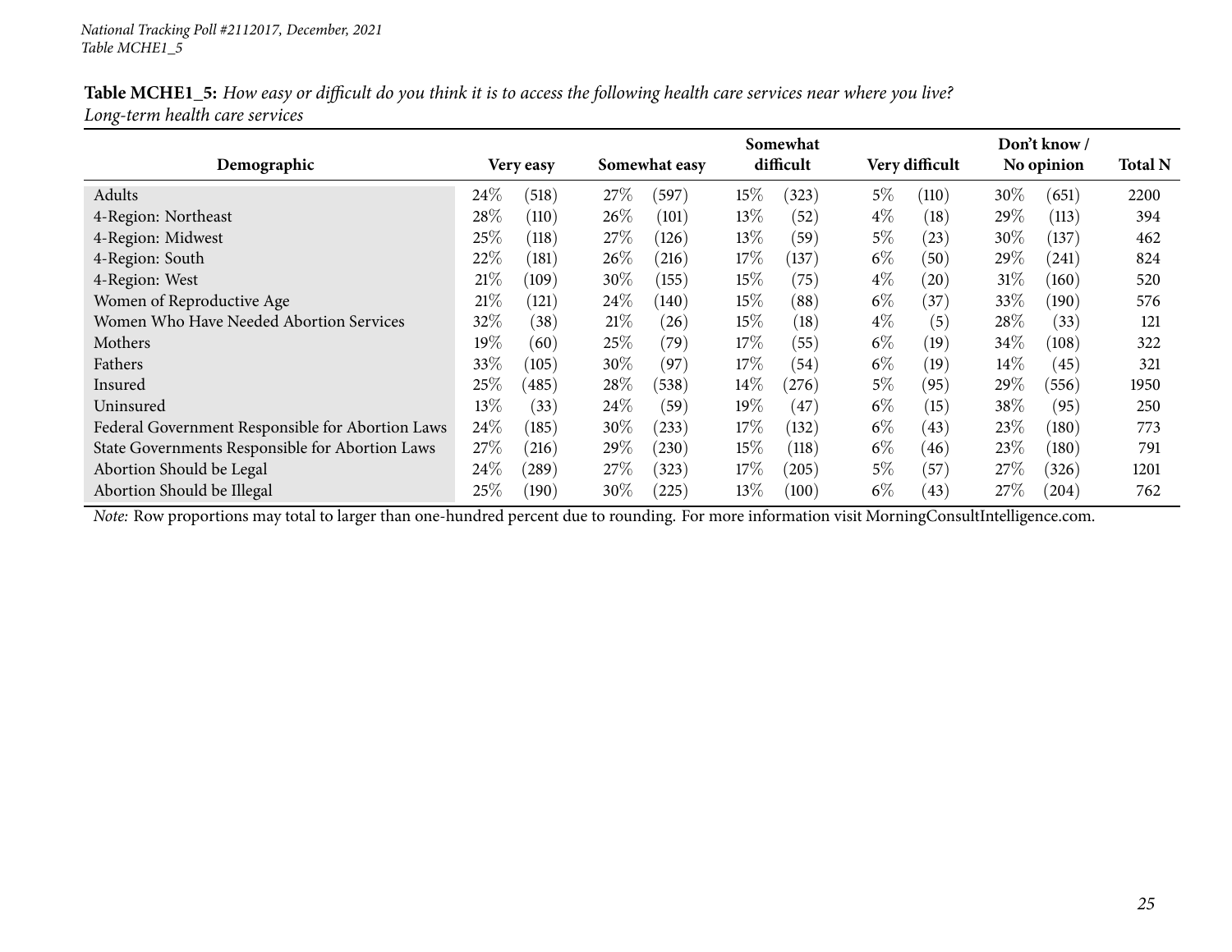National Tracking Poll #2112017, December, 2021
Table MCHE1_5

**Table MCHE1_5:** *How easy or difficult do you think it is to access the following health care services near where you live? Long-term health care services*

| Demographic | Very easy | | Somewhat easy | | Somewhat difficult | | Very difficult | | Don't know / No opinion | | Total N |
|---|---|---|---|---|---|---|---|---|---|---|---|
| Adults | 24% | (518) | 27% | (597) | 15% | (323) | 5% | (110) | 30% | (651) | 2200 |
| 4-Region: Northeast | 28% | (110) | 26% | (101) | 13% | (52) | 4% | (18) | 29% | (113) | 394 |
| 4-Region: Midwest | 25% | (118) | 27% | (126) | 13% | (59) | 5% | (23) | 30% | (137) | 462 |
| 4-Region: South | 22% | (181) | 26% | (216) | 17% | (137) | 6% | (50) | 29% | (241) | 824 |
| 4-Region: West | 21% | (109) | 30% | (155) | 15% | (75) | 4% | (20) | 31% | (160) | 520 |
| Women of Reproductive Age | 21% | (121) | 24% | (140) | 15% | (88) | 6% | (37) | 33% | (190) | 576 |
| Women Who Have Needed Abortion Services | 32% | (38) | 21% | (26) | 15% | (18) | 4% | (5) | 28% | (33) | 121 |
| Mothers | 19% | (60) | 25% | (79) | 17% | (55) | 6% | (19) | 34% | (108) | 322 |
| Fathers | 33% | (105) | 30% | (97) | 17% | (54) | 6% | (19) | 14% | (45) | 321 |
| Insured | 25% | (485) | 28% | (538) | 14% | (276) | 5% | (95) | 29% | (556) | 1950 |
| Uninsured | 13% | (33) | 24% | (59) | 19% | (47) | 6% | (15) | 38% | (95) | 250 |
| Federal Government Responsible for Abortion Laws | 24% | (185) | 30% | (233) | 17% | (132) | 6% | (43) | 23% | (180) | 773 |
| State Governments Responsible for Abortion Laws | 27% | (216) | 29% | (230) | 15% | (118) | 6% | (46) | 23% | (180) | 791 |
| Abortion Should be Legal | 24% | (289) | 27% | (323) | 17% | (205) | 5% | (57) | 27% | (326) | 1201 |
| Abortion Should be Illegal | 25% | (190) | 30% | (225) | 13% | (100) | 6% | (43) | 27% | (204) | 762 |

*Note:* Row proportions may total to larger than one-hundred percent due to rounding. For more information visit MorningConsultIntelligence.com.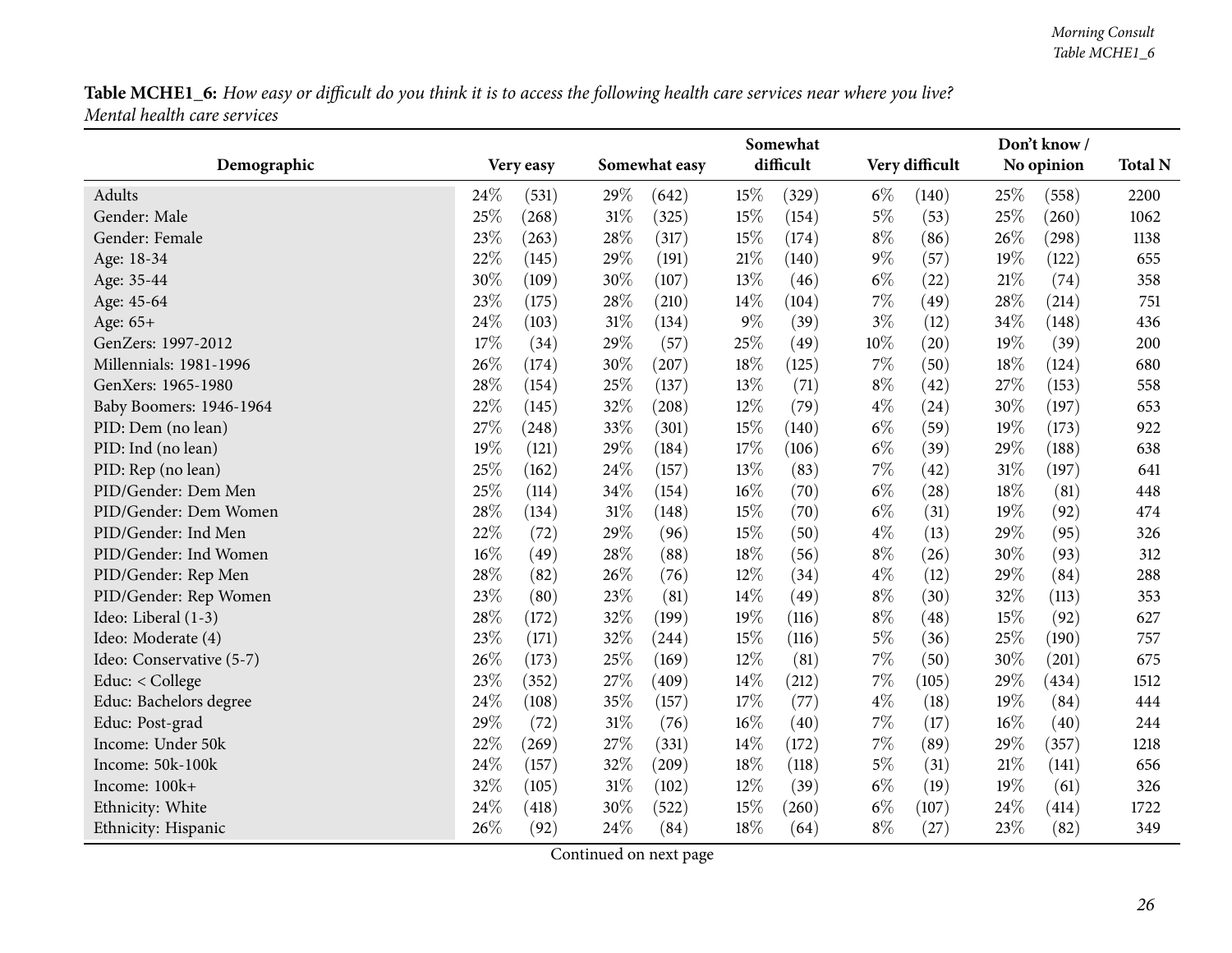**Table MCHE1_6:** *How easy or difficult do you think it is to access the following health care services near where you live? Mental health care services*

| Demographic | Very easy | | Somewhat easy | | Somewhat difficult | | Very difficult | | Don't know / No opinion | | Total N |
|---|---|---|---|---|---|---|---|---|---|---|---|
| Adults | 24% | (531) | 29% | (642) | 15% | (329) | 6% | (140) | 25% | (558) | 2200 |
| Gender: Male | 25% | (268) | 31% | (325) | 15% | (154) | 5% | (53) | 25% | (260) | 1062 |
| Gender: Female | 23% | (263) | 28% | (317) | 15% | (174) | 8% | (86) | 26% | (298) | 1138 |
| Age: 18-34 | 22% | (145) | 29% | (191) | 21% | (140) | 9% | (57) | 19% | (122) | 655 |
| Age: 35-44 | 30% | (109) | 30% | (107) | 13% | (46) | 6% | (22) | 21% | (74) | 358 |
| Age: 45-64 | 23% | (175) | 28% | (210) | 14% | (104) | 7% | (49) | 28% | (214) | 751 |
| Age: 65+ | 24% | (103) | 31% | (134) | 9% | (39) | 3% | (12) | 34% | (148) | 436 |
| GenZers: 1997-2012 | 17% | (34) | 29% | (57) | 25% | (49) | 10% | (20) | 19% | (39) | 200 |
| Millennials: 1981-1996 | 26% | (174) | 30% | (207) | 18% | (125) | 7% | (50) | 18% | (124) | 680 |
| GenXers: 1965-1980 | 28% | (154) | 25% | (137) | 13% | (71) | 8% | (42) | 27% | (153) | 558 |
| Baby Boomers: 1946-1964 | 22% | (145) | 32% | (208) | 12% | (79) | 4% | (24) | 30% | (197) | 653 |
| PID: Dem (no lean) | 27% | (248) | 33% | (301) | 15% | (140) | 6% | (59) | 19% | (173) | 922 |
| PID: Ind (no lean) | 19% | (121) | 29% | (184) | 17% | (106) | 6% | (39) | 29% | (188) | 638 |
| PID: Rep (no lean) | 25% | (162) | 24% | (157) | 13% | (83) | 7% | (42) | 31% | (197) | 641 |
| PID/Gender: Dem Men | 25% | (114) | 34% | (154) | 16% | (70) | 6% | (28) | 18% | (81) | 448 |
| PID/Gender: Dem Women | 28% | (134) | 31% | (148) | 15% | (70) | 6% | (31) | 19% | (92) | 474 |
| PID/Gender: Ind Men | 22% | (72) | 29% | (96) | 15% | (50) | 4% | (13) | 29% | (95) | 326 |
| PID/Gender: Ind Women | 16% | (49) | 28% | (88) | 18% | (56) | 8% | (26) | 30% | (93) | 312 |
| PID/Gender: Rep Men | 28% | (82) | 26% | (76) | 12% | (34) | 4% | (12) | 29% | (84) | 288 |
| PID/Gender: Rep Women | 23% | (80) | 23% | (81) | 14% | (49) | 8% | (30) | 32% | (113) | 353 |
| Ideo: Liberal (1-3) | 28% | (172) | 32% | (199) | 19% | (116) | 8% | (48) | 15% | (92) | 627 |
| Ideo: Moderate (4) | 23% | (171) | 32% | (244) | 15% | (116) | 5% | (36) | 25% | (190) | 757 |
| Ideo: Conservative (5-7) | 26% | (173) | 25% | (169) | 12% | (81) | 7% | (50) | 30% | (201) | 675 |
| Educ: < College | 23% | (352) | 27% | (409) | 14% | (212) | 7% | (105) | 29% | (434) | 1512 |
| Educ: Bachelors degree | 24% | (108) | 35% | (157) | 17% | (77) | 4% | (18) | 19% | (84) | 444 |
| Educ: Post-grad | 29% | (72) | 31% | (76) | 16% | (40) | 7% | (17) | 16% | (40) | 244 |
| Income: Under 50k | 22% | (269) | 27% | (331) | 14% | (172) | 7% | (89) | 29% | (357) | 1218 |
| Income: 50k-100k | 24% | (157) | 32% | (209) | 18% | (118) | 5% | (31) | 21% | (141) | 656 |
| Income: 100k+ | 32% | (105) | 31% | (102) | 12% | (39) | 6% | (19) | 19% | (61) | 326 |
| Ethnicity: White | 24% | (418) | 30% | (522) | 15% | (260) | 6% | (107) | 24% | (414) | 1722 |
| Ethnicity: Hispanic | 26% | (92) | 24% | (84) | 18% | (64) | 8% | (27) | 23% | (82) | 349 |

Continued on next page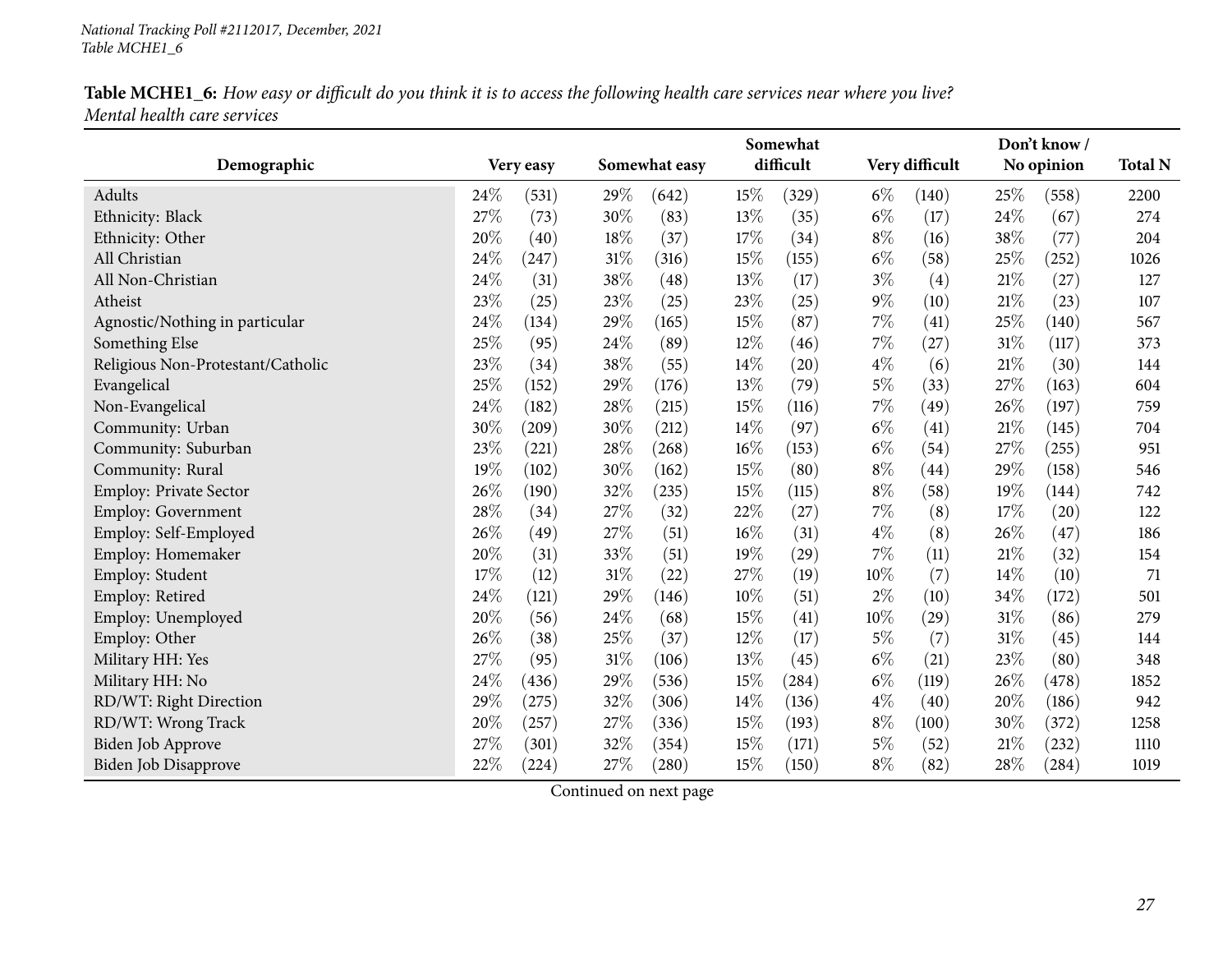**Table MCHE1_6:** *How easy or difficult do you think it is to access the following health care services near where you live? Mental health care services*

| Demographic | Very easy | | Somewhat easy | | Somewhat difficult | | Very difficult | | Don't know / No opinion | | Total N |
|---|---|---|---|---|---|---|---|---|---|---|---|
| Adults | 24% | (531) | 29% | (642) | 15% | (329) | 6% | (140) | 25% | (558) | 2200 |
| Ethnicity: Black | 27% | (73) | 30% | (83) | 13% | (35) | 6% | (17) | 24% | (67) | 274 |
| Ethnicity: Other | 20% | (40) | 18% | (37) | 17% | (34) | 8% | (16) | 38% | (77) | 204 |
| All Christian | 24% | (247) | 31% | (316) | 15% | (155) | 6% | (58) | 25% | (252) | 1026 |
| All Non-Christian | 24% | (31) | 38% | (48) | 13% | (17) | 3% | (4) | 21% | (27) | 127 |
| Atheist | 23% | (25) | 23% | (25) | 23% | (25) | 9% | (10) | 21% | (23) | 107 |
| Agnostic/Nothing in particular | 24% | (134) | 29% | (165) | 15% | (87) | 7% | (41) | 25% | (140) | 567 |
| Something Else | 25% | (95) | 24% | (89) | 12% | (46) | 7% | (27) | 31% | (117) | 373 |
| Religious Non-Protestant/Catholic | 23% | (34) | 38% | (55) | 14% | (20) | 4% | (6) | 21% | (30) | 144 |
| Evangelical | 25% | (152) | 29% | (176) | 13% | (79) | 5% | (33) | 27% | (163) | 604 |
| Non-Evangelical | 24% | (182) | 28% | (215) | 15% | (116) | 7% | (49) | 26% | (197) | 759 |
| Community: Urban | 30% | (209) | 30% | (212) | 14% | (97) | 6% | (41) | 21% | (145) | 704 |
| Community: Suburban | 23% | (221) | 28% | (268) | 16% | (153) | 6% | (54) | 27% | (255) | 951 |
| Community: Rural | 19% | (102) | 30% | (162) | 15% | (80) | 8% | (44) | 29% | (158) | 546 |
| Employ: Private Sector | 26% | (190) | 32% | (235) | 15% | (115) | 8% | (58) | 19% | (144) | 742 |
| Employ: Government | 28% | (34) | 27% | (32) | 22% | (27) | 7% | (8) | 17% | (20) | 122 |
| Employ: Self-Employed | 26% | (49) | 27% | (51) | 16% | (31) | 4% | (8) | 26% | (47) | 186 |
| Employ: Homemaker | 20% | (31) | 33% | (51) | 19% | (29) | 7% | (11) | 21% | (32) | 154 |
| Employ: Student | 17% | (12) | 31% | (22) | 27% | (19) | 10% | (7) | 14% | (10) | 71 |
| Employ: Retired | 24% | (121) | 29% | (146) | 10% | (51) | 2% | (10) | 34% | (172) | 501 |
| Employ: Unemployed | 20% | (56) | 24% | (68) | 15% | (41) | 10% | (29) | 31% | (86) | 279 |
| Employ: Other | 26% | (38) | 25% | (37) | 12% | (17) | 5% | (7) | 31% | (45) | 144 |
| Military HH: Yes | 27% | (95) | 31% | (106) | 13% | (45) | 6% | (21) | 23% | (80) | 348 |
| Military HH: No | 24% | (436) | 29% | (536) | 15% | (284) | 6% | (119) | 26% | (478) | 1852 |
| RD/WT: Right Direction | 29% | (275) | 32% | (306) | 14% | (136) | 4% | (40) | 20% | (186) | 942 |
| RD/WT: Wrong Track | 20% | (257) | 27% | (336) | 15% | (193) | 8% | (100) | 30% | (372) | 1258 |
| Biden Job Approve | 27% | (301) | 32% | (354) | 15% | (171) | 5% | (52) | 21% | (232) | 1110 |
| Biden Job Disapprove | 22% | (224) | 27% | (280) | 15% | (150) | 8% | (82) | 28% | (284) | 1019 |

Continued on next page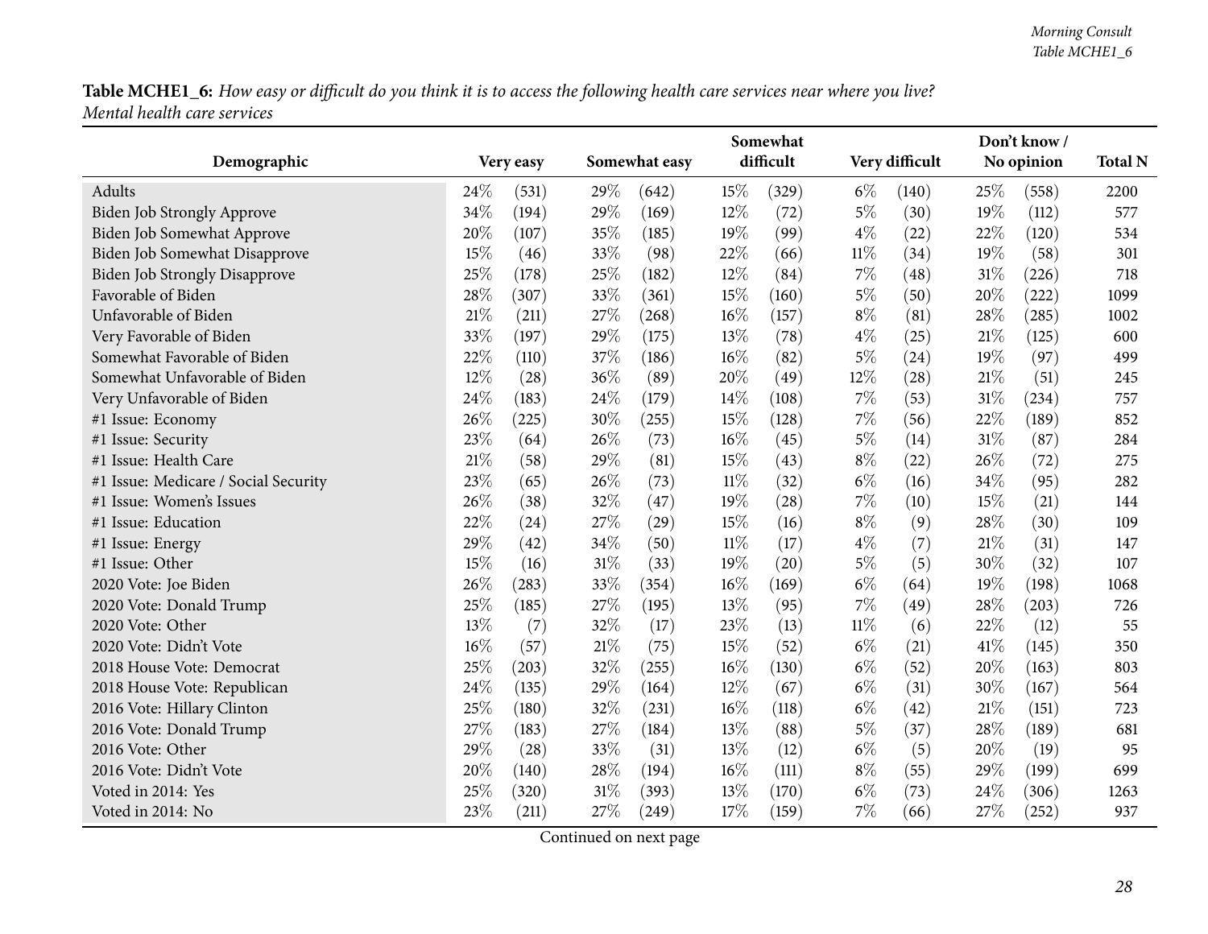**Table MCHE1_6:** *How easy or difficult do you think it is to access the following health care services near where you live? Mental health care services*

| Demographic | Very easy | | Somewhat easy | | Somewhat difficult | | Very difficult | | Don't know / No opinion | | Total N |
|---|---|---|---|---|---|---|---|---|---|---|---|
| Adults | 24% | (531) | 29% | (642) | 15% | (329) | 6% | (140) | 25% | (558) | 2200 |
| Biden Job Strongly Approve | 34% | (194) | 29% | (169) | 12% | (72) | 5% | (30) | 19% | (112) | 577 |
| Biden Job Somewhat Approve | 20% | (107) | 35% | (185) | 19% | (99) | 4% | (22) | 22% | (120) | 534 |
| Biden Job Somewhat Disapprove | 15% | (46) | 33% | (98) | 22% | (66) | 11% | (34) | 19% | (58) | 301 |
| Biden Job Strongly Disapprove | 25% | (178) | 25% | (182) | 12% | (84) | 7% | (48) | 31% | (226) | 718 |
| Favorable of Biden | 28% | (307) | 33% | (361) | 15% | (160) | 5% | (50) | 20% | (222) | 1099 |
| Unfavorable of Biden | 21% | (211) | 27% | (268) | 16% | (157) | 8% | (81) | 28% | (285) | 1002 |
| Very Favorable of Biden | 33% | (197) | 29% | (175) | 13% | (78) | 4% | (25) | 21% | (125) | 600 |
| Somewhat Favorable of Biden | 22% | (110) | 37% | (186) | 16% | (82) | 5% | (24) | 19% | (97) | 499 |
| Somewhat Unfavorable of Biden | 12% | (28) | 36% | (89) | 20% | (49) | 12% | (28) | 21% | (51) | 245 |
| Very Unfavorable of Biden | 24% | (183) | 24% | (179) | 14% | (108) | 7% | (53) | 31% | (234) | 757 |
| #1 Issue: Economy | 26% | (225) | 30% | (255) | 15% | (128) | 7% | (56) | 22% | (189) | 852 |
| #1 Issue: Security | 23% | (64) | 26% | (73) | 16% | (45) | 5% | (14) | 31% | (87) | 284 |
| #1 Issue: Health Care | 21% | (58) | 29% | (81) | 15% | (43) | 8% | (22) | 26% | (72) | 275 |
| #1 Issue: Medicare / Social Security | 23% | (65) | 26% | (73) | 11% | (32) | 6% | (16) | 34% | (95) | 282 |
| #1 Issue: Women's Issues | 26% | (38) | 32% | (47) | 19% | (28) | 7% | (10) | 15% | (21) | 144 |
| #1 Issue: Education | 22% | (24) | 27% | (29) | 15% | (16) | 8% | (9) | 28% | (30) | 109 |
| #1 Issue: Energy | 29% | (42) | 34% | (50) | 11% | (17) | 4% | (7) | 21% | (31) | 147 |
| #1 Issue: Other | 15% | (16) | 31% | (33) | 19% | (20) | 5% | (5) | 30% | (32) | 107 |
| 2020 Vote: Joe Biden | 26% | (283) | 33% | (354) | 16% | (169) | 6% | (64) | 19% | (198) | 1068 |
| 2020 Vote: Donald Trump | 25% | (185) | 27% | (195) | 13% | (95) | 7% | (49) | 28% | (203) | 726 |
| 2020 Vote: Other | 13% | (7) | 32% | (17) | 23% | (13) | 11% | (6) | 22% | (12) | 55 |
| 2020 Vote: Didn't Vote | 16% | (57) | 21% | (75) | 15% | (52) | 6% | (21) | 41% | (145) | 350 |
| 2018 House Vote: Democrat | 25% | (203) | 32% | (255) | 16% | (130) | 6% | (52) | 20% | (163) | 803 |
| 2018 House Vote: Republican | 24% | (135) | 29% | (164) | 12% | (67) | 6% | (31) | 30% | (167) | 564 |
| 2016 Vote: Hillary Clinton | 25% | (180) | 32% | (231) | 16% | (118) | 6% | (42) | 21% | (151) | 723 |
| 2016 Vote: Donald Trump | 27% | (183) | 27% | (184) | 13% | (88) | 5% | (37) | 28% | (189) | 681 |
| 2016 Vote: Other | 29% | (28) | 33% | (31) | 13% | (12) | 6% | (5) | 20% | (19) | 95 |
| 2016 Vote: Didn't Vote | 20% | (140) | 28% | (194) | 16% | (111) | 8% | (55) | 29% | (199) | 699 |
| Voted in 2014: Yes | 25% | (320) | 31% | (393) | 13% | (170) | 6% | (73) | 24% | (306) | 1263 |
| Voted in 2014: No | 23% | (211) | 27% | (249) | 17% | (159) | 7% | (66) | 27% | (252) | 937 |

Continued on next page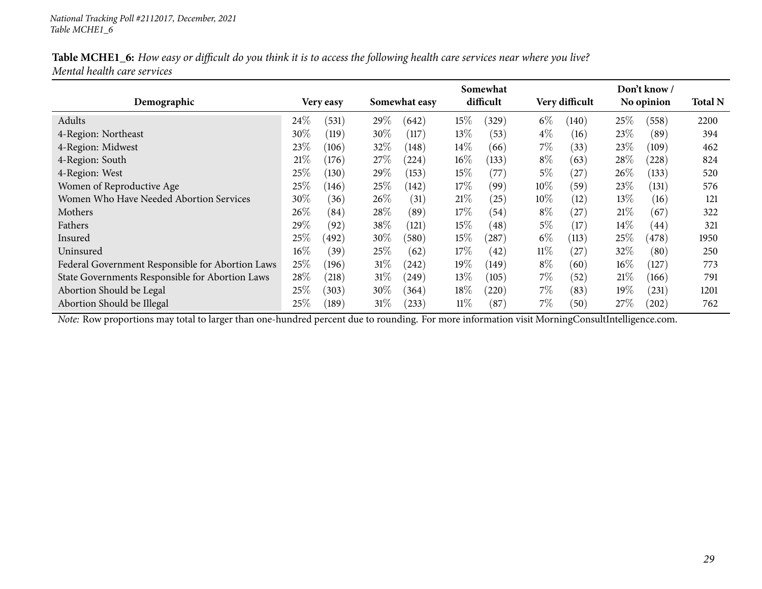*National Tracking Poll #2112017, December, 2021*
*Table MCHE1_6*

**Table MCHE1_6:** *How easy or difficult do you think it is to access the following health care services near where you live? Mental health care services*

| Demographic | Very easy | | Somewhat easy | | Somewhat difficult | | Very difficult | | Don't know / No opinion | | Total N |
|---|---|---|---|---|---|---|---|---|---|---|---|
| Adults | 24% | (531) | 29% | (642) | 15% | (329) | 6% | (140) | 25% | (558) | 2200 |
| 4-Region: Northeast | 30% | (119) | 30% | (117) | 13% | (53) | 4% | (16) | 23% | (89) | 394 |
| 4-Region: Midwest | 23% | (106) | 32% | (148) | 14% | (66) | 7% | (33) | 23% | (109) | 462 |
| 4-Region: South | 21% | (176) | 27% | (224) | 16% | (133) | 8% | (63) | 28% | (228) | 824 |
| 4-Region: West | 25% | (130) | 29% | (153) | 15% | (77) | 5% | (27) | 26% | (133) | 520 |
| Women of Reproductive Age | 25% | (146) | 25% | (142) | 17% | (99) | 10% | (59) | 23% | (131) | 576 |
| Women Who Have Needed Abortion Services | 30% | (36) | 26% | (31) | 21% | (25) | 10% | (12) | 13% | (16) | 121 |
| Mothers | 26% | (84) | 28% | (89) | 17% | (54) | 8% | (27) | 21% | (67) | 322 |
| Fathers | 29% | (92) | 38% | (121) | 15% | (48) | 5% | (17) | 14% | (44) | 321 |
| Insured | 25% | (492) | 30% | (580) | 15% | (287) | 6% | (113) | 25% | (478) | 1950 |
| Uninsured | 16% | (39) | 25% | (62) | 17% | (42) | 11% | (27) | 32% | (80) | 250 |
| Federal Government Responsible for Abortion Laws | 25% | (196) | 31% | (242) | 19% | (149) | 8% | (60) | 16% | (127) | 773 |
| State Governments Responsible for Abortion Laws | 28% | (218) | 31% | (249) | 13% | (105) | 7% | (52) | 21% | (166) | 791 |
| Abortion Should be Legal | 25% | (303) | 30% | (364) | 18% | (220) | 7% | (83) | 19% | (231) | 1201 |
| Abortion Should be Illegal | 25% | (189) | 31% | (233) | 11% | (87) | 7% | (50) | 27% | (202) | 762 |

*Note:* Row proportions may total to larger than one-hundred percent due to rounding. For more information visit MorningConsultIntelligence.com.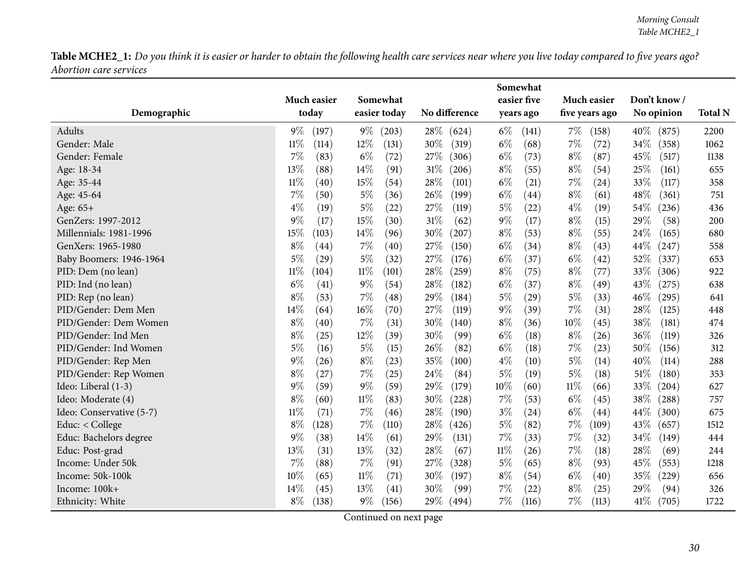**Table MCHE2_1:** *Do you think it is easier or harder to obtain the following health care services near where you live today compared to five years ago? Abortion care services*

| Demographic | Much easier today | Somewhat easier today | No difference | Somewhat easier five years ago | Much easier five years ago | Don't know / No opinion | Total N |
|---|---|---|---|---|---|---|---|
| Adults | 9% (197) | 9% (203) | 28% (624) | 6% (141) | 7% (158) | 40% (875) | 2200 |
| Gender: Male | 11% (114) | 12% (131) | 30% (319) | 6% (68) | 7% (72) | 34% (358) | 1062 |
| Gender: Female | 7% (83) | 6% (72) | 27% (306) | 6% (73) | 8% (87) | 45% (517) | 1138 |
| Age: 18-34 | 13% (88) | 14% (91) | 31% (206) | 8% (55) | 8% (54) | 25% (161) | 655 |
| Age: 35-44 | 11% (40) | 15% (54) | 28% (101) | 6% (21) | 7% (24) | 33% (117) | 358 |
| Age: 45-64 | 7% (50) | 5% (36) | 26% (199) | 6% (44) | 8% (61) | 48% (361) | 751 |
| Age: 65+ | 4% (19) | 5% (22) | 27% (119) | 5% (22) | 4% (19) | 54% (236) | 436 |
| GenZers: 1997-2012 | 9% (17) | 15% (30) | 31% (62) | 9% (17) | 8% (15) | 29% (58) | 200 |
| Millennials: 1981-1996 | 15% (103) | 14% (96) | 30% (207) | 8% (53) | 8% (55) | 24% (165) | 680 |
| GenXers: 1965-1980 | 8% (44) | 7% (40) | 27% (150) | 6% (34) | 8% (43) | 44% (247) | 558 |
| Baby Boomers: 1946-1964 | 5% (29) | 5% (32) | 27% (176) | 6% (37) | 6% (42) | 52% (337) | 653 |
| PID: Dem (no lean) | 11% (104) | 11% (101) | 28% (259) | 8% (75) | 8% (77) | 33% (306) | 922 |
| PID: Ind (no lean) | 6% (41) | 9% (54) | 28% (182) | 6% (37) | 8% (49) | 43% (275) | 638 |
| PID: Rep (no lean) | 8% (53) | 7% (48) | 29% (184) | 5% (29) | 5% (33) | 46% (295) | 641 |
| PID/Gender: Dem Men | 14% (64) | 16% (70) | 27% (119) | 9% (39) | 7% (31) | 28% (125) | 448 |
| PID/Gender: Dem Women | 8% (40) | 7% (31) | 30% (140) | 8% (36) | 10% (45) | 38% (181) | 474 |
| PID/Gender: Ind Men | 8% (25) | 12% (39) | 30% (99) | 6% (18) | 8% (26) | 36% (119) | 326 |
| PID/Gender: Ind Women | 5% (16) | 5% (15) | 26% (82) | 6% (18) | 7% (23) | 50% (156) | 312 |
| PID/Gender: Rep Men | 9% (26) | 8% (23) | 35% (100) | 4% (10) | 5% (14) | 40% (114) | 288 |
| PID/Gender: Rep Women | 8% (27) | 7% (25) | 24% (84) | 5% (19) | 5% (18) | 51% (180) | 353 |
| Ideo: Liberal (1-3) | 9% (59) | 9% (59) | 29% (179) | 10% (60) | 11% (66) | 33% (204) | 627 |
| Ideo: Moderate (4) | 8% (60) | 11% (83) | 30% (228) | 7% (53) | 6% (45) | 38% (288) | 757 |
| Ideo: Conservative (5-7) | 11% (71) | 7% (46) | 28% (190) | 3% (24) | 6% (44) | 44% (300) | 675 |
| Educ: < College | 8% (128) | 7% (110) | 28% (426) | 5% (82) | 7% (109) | 43% (657) | 1512 |
| Educ: Bachelors degree | 9% (38) | 14% (61) | 29% (131) | 7% (33) | 7% (32) | 34% (149) | 444 |
| Educ: Post-grad | 13% (31) | 13% (32) | 28% (67) | 11% (26) | 7% (18) | 28% (69) | 244 |
| Income: Under 50k | 7% (88) | 7% (91) | 27% (328) | 5% (65) | 8% (93) | 45% (553) | 1218 |
| Income: 50k-100k | 10% (65) | 11% (71) | 30% (197) | 8% (54) | 6% (40) | 35% (229) | 656 |
| Income: 100k+ | 14% (45) | 13% (41) | 30% (99) | 7% (22) | 8% (25) | 29% (94) | 326 |
| Ethnicity: White | 8% (138) | 9% (156) | 29% (494) | 7% (116) | 7% (113) | 41% (705) | 1722 |

Continued on next page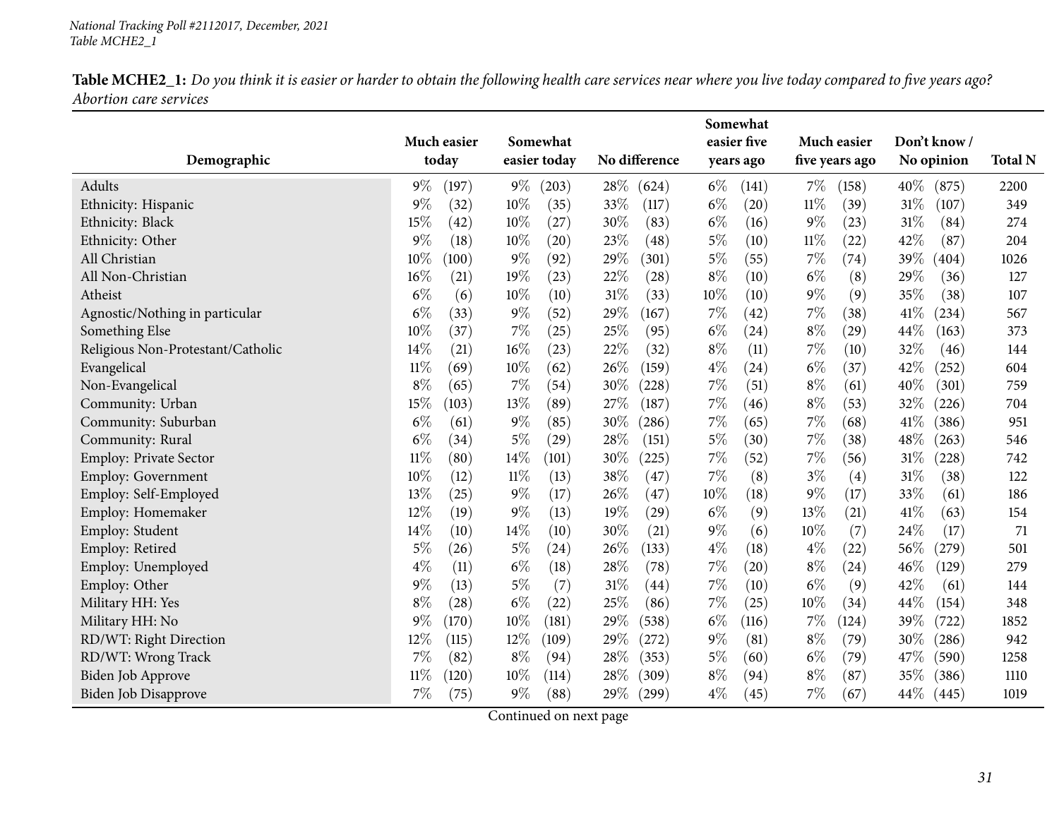**Table MCHE2_1:** *Do you think it is easier or harder to obtain the following health care services near where you live today compared to five years ago? Abortion care services*

| Demographic | Much easier today | Somewhat easier today | No difference | Somewhat easier five years ago | Much easier five years ago | Don't know / No opinion | Total N |
|---|---|---|---|---|---|---|---|
| Adults | 9% (197) | 9% (203) | 28% (624) | 6% (141) | 7% (158) | 40% (875) | 2200 |
| Ethnicity: Hispanic | 9% (32) | 10% (35) | 33% (117) | 6% (20) | 11% (39) | 31% (107) | 349 |
| Ethnicity: Black | 15% (42) | 10% (27) | 30% (83) | 6% (16) | 9% (23) | 31% (84) | 274 |
| Ethnicity: Other | 9% (18) | 10% (20) | 23% (48) | 5% (10) | 11% (22) | 42% (87) | 204 |
| All Christian | 10% (100) | 9% (92) | 29% (301) | 5% (55) | 7% (74) | 39% (404) | 1026 |
| All Non-Christian | 16% (21) | 19% (23) | 22% (28) | 8% (10) | 6% (8) | 29% (36) | 127 |
| Atheist | 6% (6) | 10% (10) | 31% (33) | 10% (10) | 9% (9) | 35% (38) | 107 |
| Agnostic/Nothing in particular | 6% (33) | 9% (52) | 29% (167) | 7% (42) | 7% (38) | 41% (234) | 567 |
| Something Else | 10% (37) | 7% (25) | 25% (95) | 6% (24) | 8% (29) | 44% (163) | 373 |
| Religious Non-Protestant/Catholic | 14% (21) | 16% (23) | 22% (32) | 8% (11) | 7% (10) | 32% (46) | 144 |
| Evangelical | 11% (69) | 10% (62) | 26% (159) | 4% (24) | 6% (37) | 42% (252) | 604 |
| Non-Evangelical | 8% (65) | 7% (54) | 30% (228) | 7% (51) | 8% (61) | 40% (301) | 759 |
| Community: Urban | 15% (103) | 13% (89) | 27% (187) | 7% (46) | 8% (53) | 32% (226) | 704 |
| Community: Suburban | 6% (61) | 9% (85) | 30% (286) | 7% (65) | 7% (68) | 41% (386) | 951 |
| Community: Rural | 6% (34) | 5% (29) | 28% (151) | 5% (30) | 7% (38) | 48% (263) | 546 |
| Employ: Private Sector | 11% (80) | 14% (101) | 30% (225) | 7% (52) | 7% (56) | 31% (228) | 742 |
| Employ: Government | 10% (12) | 11% (13) | 38% (47) | 7% (8) | 3% (4) | 31% (38) | 122 |
| Employ: Self-Employed | 13% (25) | 9% (17) | 26% (47) | 10% (18) | 9% (17) | 33% (61) | 186 |
| Employ: Homemaker | 12% (19) | 9% (13) | 19% (29) | 6% (9) | 13% (21) | 41% (63) | 154 |
| Employ: Student | 14% (10) | 14% (10) | 30% (21) | 9% (6) | 10% (7) | 24% (17) | 71 |
| Employ: Retired | 5% (26) | 5% (24) | 26% (133) | 4% (18) | 4% (22) | 56% (279) | 501 |
| Employ: Unemployed | 4% (11) | 6% (18) | 28% (78) | 7% (20) | 8% (24) | 46% (129) | 279 |
| Employ: Other | 9% (13) | 5% (7) | 31% (44) | 7% (10) | 6% (9) | 42% (61) | 144 |
| Military HH: Yes | 8% (28) | 6% (22) | 25% (86) | 7% (25) | 10% (34) | 44% (154) | 348 |
| Military HH: No | 9% (170) | 10% (181) | 29% (538) | 6% (116) | 7% (124) | 39% (722) | 1852 |
| RD/WT: Right Direction | 12% (115) | 12% (109) | 29% (272) | 9% (81) | 8% (79) | 30% (286) | 942 |
| RD/WT: Wrong Track | 7% (82) | 8% (94) | 28% (353) | 5% (60) | 6% (79) | 47% (590) | 1258 |
| Biden Job Approve | 11% (120) | 10% (114) | 28% (309) | 8% (94) | 8% (87) | 35% (386) | 1110 |
| Biden Job Disapprove | 7% (75) | 9% (88) | 29% (299) | 4% (45) | 7% (67) | 44% (445) | 1019 |

Continued on next page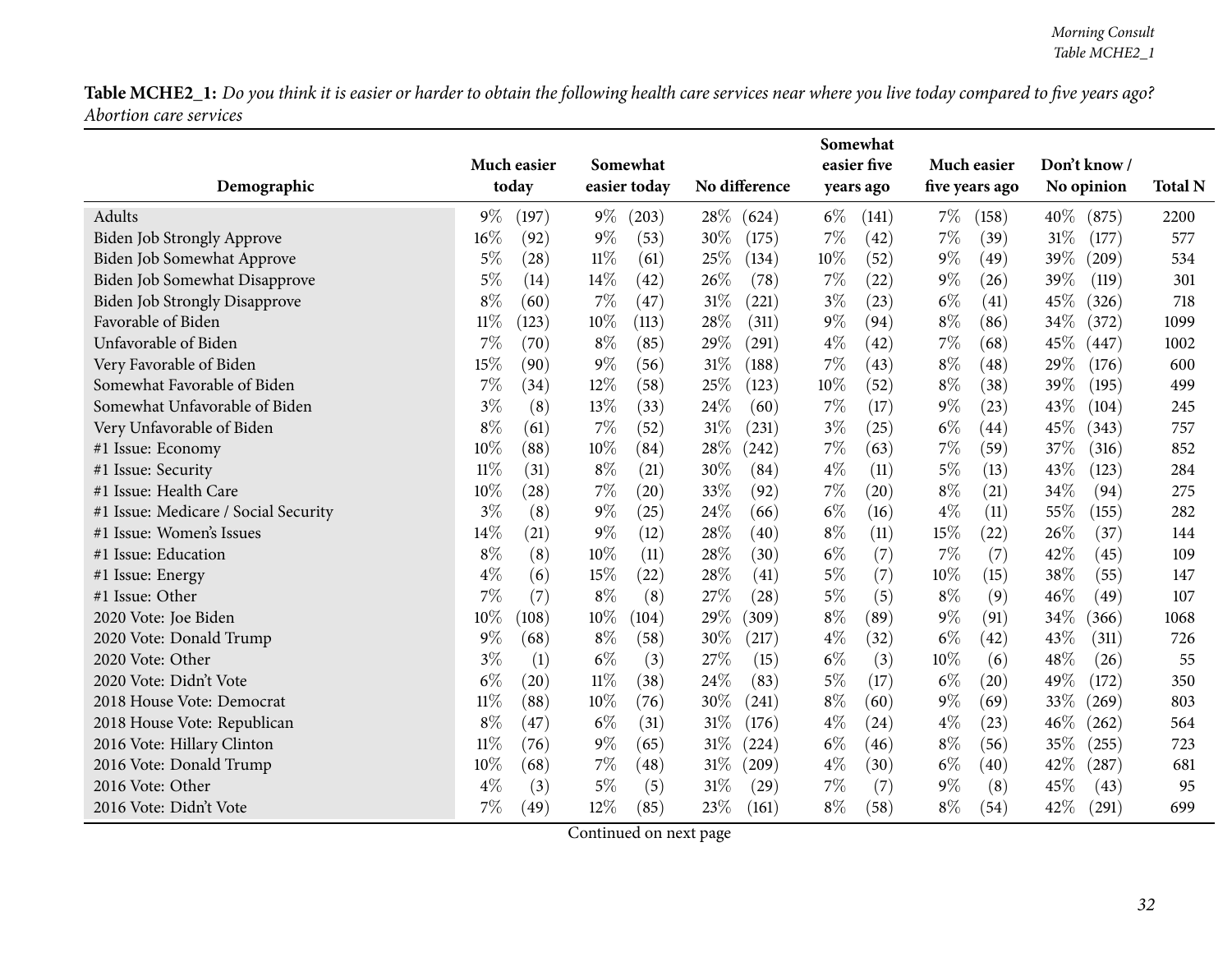**Table MCHE2_1:** *Do you think it is easier or harder to obtain the following health care services near where you live today compared to five years ago? Abortion care services*

| Demographic | Much easier today | | Somewhat easier today | | No difference | | Somewhat easier five years ago | | Much easier five years ago | | Don't know / No opinion | | Total N |
|---|---|---|---|---|---|---|---|---|---|---|---|---|---|
| Adults | 9% | (197) | 9% | (203) | 28% | (624) | 6% | (141) | 7% | (158) | 40% | (875) | 2200 |
| Biden Job Strongly Approve | 16% | (92) | 9% | (53) | 30% | (175) | 7% | (42) | 7% | (39) | 31% | (177) | 577 |
| Biden Job Somewhat Approve | 5% | (28) | 11% | (61) | 25% | (134) | 10% | (52) | 9% | (49) | 39% | (209) | 534 |
| Biden Job Somewhat Disapprove | 5% | (14) | 14% | (42) | 26% | (78) | 7% | (22) | 9% | (26) | 39% | (119) | 301 |
| Biden Job Strongly Disapprove | 8% | (60) | 7% | (47) | 31% | (221) | 3% | (23) | 6% | (41) | 45% | (326) | 718 |
| Favorable of Biden | 11% | (123) | 10% | (113) | 28% | (311) | 9% | (94) | 8% | (86) | 34% | (372) | 1099 |
| Unfavorable of Biden | 7% | (70) | 8% | (85) | 29% | (291) | 4% | (42) | 7% | (68) | 45% | (447) | 1002 |
| Very Favorable of Biden | 15% | (90) | 9% | (56) | 31% | (188) | 7% | (43) | 8% | (48) | 29% | (176) | 600 |
| Somewhat Favorable of Biden | 7% | (34) | 12% | (58) | 25% | (123) | 10% | (52) | 8% | (38) | 39% | (195) | 499 |
| Somewhat Unfavorable of Biden | 3% | (8) | 13% | (33) | 24% | (60) | 7% | (17) | 9% | (23) | 43% | (104) | 245 |
| Very Unfavorable of Biden | 8% | (61) | 7% | (52) | 31% | (231) | 3% | (25) | 6% | (44) | 45% | (343) | 757 |
| #1 Issue: Economy | 10% | (88) | 10% | (84) | 28% | (242) | 7% | (63) | 7% | (59) | 37% | (316) | 852 |
| #1 Issue: Security | 11% | (31) | 8% | (21) | 30% | (84) | 4% | (11) | 5% | (13) | 43% | (123) | 284 |
| #1 Issue: Health Care | 10% | (28) | 7% | (20) | 33% | (92) | 7% | (20) | 8% | (21) | 34% | (94) | 275 |
| #1 Issue: Medicare / Social Security | 3% | (8) | 9% | (25) | 24% | (66) | 6% | (16) | 4% | (11) | 55% | (155) | 282 |
| #1 Issue: Women's Issues | 14% | (21) | 9% | (12) | 28% | (40) | 8% | (11) | 15% | (22) | 26% | (37) | 144 |
| #1 Issue: Education | 8% | (8) | 10% | (11) | 28% | (30) | 6% | (7) | 7% | (7) | 42% | (45) | 109 |
| #1 Issue: Energy | 4% | (6) | 15% | (22) | 28% | (41) | 5% | (7) | 10% | (15) | 38% | (55) | 147 |
| #1 Issue: Other | 7% | (7) | 8% | (8) | 27% | (28) | 5% | (5) | 8% | (9) | 46% | (49) | 107 |
| 2020 Vote: Joe Biden | 10% | (108) | 10% | (104) | 29% | (309) | 8% | (89) | 9% | (91) | 34% | (366) | 1068 |
| 2020 Vote: Donald Trump | 9% | (68) | 8% | (58) | 30% | (217) | 4% | (32) | 6% | (42) | 43% | (311) | 726 |
| 2020 Vote: Other | 3% | (1) | 6% | (3) | 27% | (15) | 6% | (3) | 10% | (6) | 48% | (26) | 55 |
| 2020 Vote: Didn't Vote | 6% | (20) | 11% | (38) | 24% | (83) | 5% | (17) | 6% | (20) | 49% | (172) | 350 |
| 2018 House Vote: Democrat | 11% | (88) | 10% | (76) | 30% | (241) | 8% | (60) | 9% | (69) | 33% | (269) | 803 |
| 2018 House Vote: Republican | 8% | (47) | 6% | (31) | 31% | (176) | 4% | (24) | 4% | (23) | 46% | (262) | 564 |
| 2016 Vote: Hillary Clinton | 11% | (76) | 9% | (65) | 31% | (224) | 6% | (46) | 8% | (56) | 35% | (255) | 723 |
| 2016 Vote: Donald Trump | 10% | (68) | 7% | (48) | 31% | (209) | 4% | (30) | 6% | (40) | 42% | (287) | 681 |
| 2016 Vote: Other | 4% | (3) | 5% | (5) | 31% | (29) | 7% | (7) | 9% | (8) | 45% | (43) | 95 |
| 2016 Vote: Didn't Vote | 7% | (49) | 12% | (85) | 23% | (161) | 8% | (58) | 8% | (54) | 42% | (291) | 699 |

Continued on next page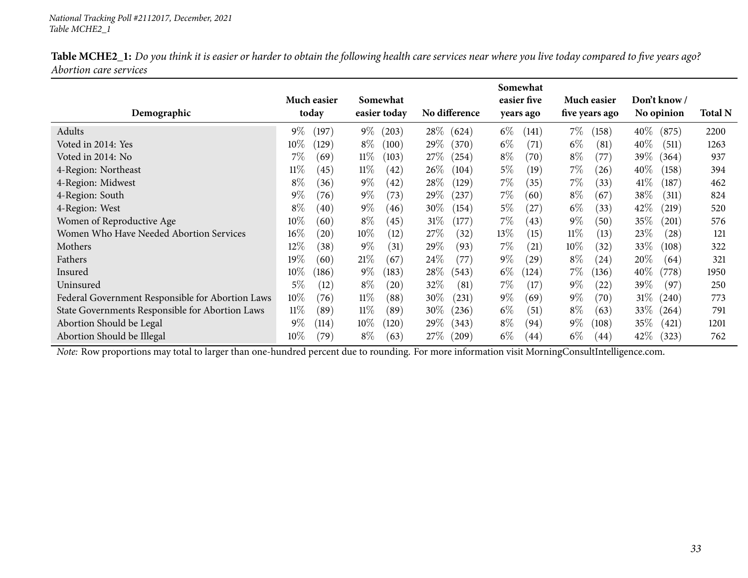**Table MCHE2_1:** *Do you think it is easier or harder to obtain the following health care services near where you live today compared to five years ago? Abortion care services*

| Demographic | Much easier today | | Somewhat easier today | | No difference | | Somewhat easier five years ago | | Much easier five years ago | | Don't know / No opinion | | Total N |
|---|---|---|---|---|---|---|---|---|---|---|---|---|---|
| Adults | 9% | (197) | 9% | (203) | 28% | (624) | 6% | (141) | 7% | (158) | 40% | (875) | 2200 |
| Voted in 2014: Yes | 10% | (129) | 8% | (100) | 29% | (370) | 6% | (71) | 6% | (81) | 40% | (511) | 1263 |
| Voted in 2014: No | 7% | (69) | 11% | (103) | 27% | (254) | 8% | (70) | 8% | (77) | 39% | (364) | 937 |
| 4-Region: Northeast | 11% | (45) | 11% | (42) | 26% | (104) | 5% | (19) | 7% | (26) | 40% | (158) | 394 |
| 4-Region: Midwest | 8% | (36) | 9% | (42) | 28% | (129) | 7% | (35) | 7% | (33) | 41% | (187) | 462 |
| 4-Region: South | 9% | (76) | 9% | (73) | 29% | (237) | 7% | (60) | 8% | (67) | 38% | (311) | 824 |
| 4-Region: West | 8% | (40) | 9% | (46) | 30% | (154) | 5% | (27) | 6% | (33) | 42% | (219) | 520 |
| Women of Reproductive Age | 10% | (60) | 8% | (45) | 31% | (177) | 7% | (43) | 9% | (50) | 35% | (201) | 576 |
| Women Who Have Needed Abortion Services | 16% | (20) | 10% | (12) | 27% | (32) | 13% | (15) | 11% | (13) | 23% | (28) | 121 |
| Mothers | 12% | (38) | 9% | (31) | 29% | (93) | 7% | (21) | 10% | (32) | 33% | (108) | 322 |
| Fathers | 19% | (60) | 21% | (67) | 24% | (77) | 9% | (29) | 8% | (24) | 20% | (64) | 321 |
| Insured | 10% | (186) | 9% | (183) | 28% | (543) | 6% | (124) | 7% | (136) | 40% | (778) | 1950 |
| Uninsured | 5% | (12) | 8% | (20) | 32% | (81) | 7% | (17) | 9% | (22) | 39% | (97) | 250 |
| Federal Government Responsible for Abortion Laws | 10% | (76) | 11% | (88) | 30% | (231) | 9% | (69) | 9% | (70) | 31% | (240) | 773 |
| State Governments Responsible for Abortion Laws | 11% | (89) | 11% | (89) | 30% | (236) | 6% | (51) | 8% | (63) | 33% | (264) | 791 |
| Abortion Should be Legal | 9% | (114) | 10% | (120) | 29% | (343) | 8% | (94) | 9% | (108) | 35% | (421) | 1201 |
| Abortion Should be Illegal | 10% | (79) | 8% | (63) | 27% | (209) | 6% | (44) | 6% | (44) | 42% | (323) | 762 |

*Note:* Row proportions may total to larger than one-hundred percent due to rounding. For more information visit MorningConsultIntelligence.com.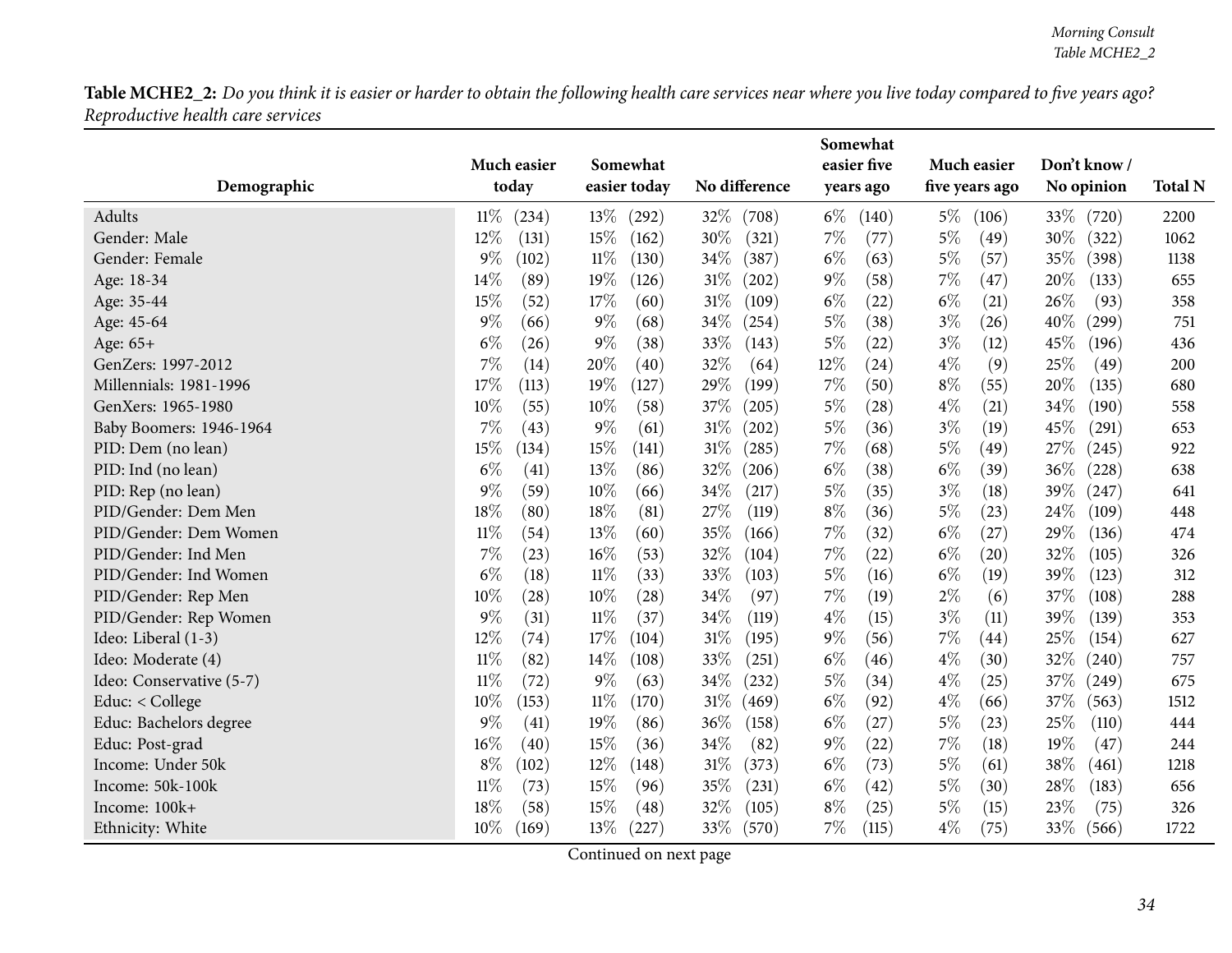**Table MCHE2_2:** *Do you think it is easier or harder to obtain the following health care services near where you live today compared to five years ago? Reproductive health care services*

| Demographic | Much easier today | Somewhat easier today | No difference | Somewhat easier five years ago | Much easier five years ago | Don't know / No opinion | Total N |
|---|---|---|---|---|---|---|---|
| Adults | 11% (234) | 13% (292) | 32% (708) | 6% (140) | 5% (106) | 33% (720) | 2200 |
| Gender: Male | 12% (131) | 15% (162) | 30% (321) | 7% (77) | 5% (49) | 30% (322) | 1062 |
| Gender: Female | 9% (102) | 11% (130) | 34% (387) | 6% (63) | 5% (57) | 35% (398) | 1138 |
| Age: 18-34 | 14% (89) | 19% (126) | 31% (202) | 9% (58) | 7% (47) | 20% (133) | 655 |
| Age: 35-44 | 15% (52) | 17% (60) | 31% (109) | 6% (22) | 6% (21) | 26% (93) | 358 |
| Age: 45-64 | 9% (66) | 9% (68) | 34% (254) | 5% (38) | 3% (26) | 40% (299) | 751 |
| Age: 65+ | 6% (26) | 9% (38) | 33% (143) | 5% (22) | 3% (12) | 45% (196) | 436 |
| GenZers: 1997-2012 | 7% (14) | 20% (40) | 32% (64) | 12% (24) | 4% (9) | 25% (49) | 200 |
| Millennials: 1981-1996 | 17% (113) | 19% (127) | 29% (199) | 7% (50) | 8% (55) | 20% (135) | 680 |
| GenXers: 1965-1980 | 10% (55) | 10% (58) | 37% (205) | 5% (28) | 4% (21) | 34% (190) | 558 |
| Baby Boomers: 1946-1964 | 7% (43) | 9% (61) | 31% (202) | 5% (36) | 3% (19) | 45% (291) | 653 |
| PID: Dem (no lean) | 15% (134) | 15% (141) | 31% (285) | 7% (68) | 5% (49) | 27% (245) | 922 |
| PID: Ind (no lean) | 6% (41) | 13% (86) | 32% (206) | 6% (38) | 6% (39) | 36% (228) | 638 |
| PID: Rep (no lean) | 9% (59) | 10% (66) | 34% (217) | 5% (35) | 3% (18) | 39% (247) | 641 |
| PID/Gender: Dem Men | 18% (80) | 18% (81) | 27% (119) | 8% (36) | 5% (23) | 24% (109) | 448 |
| PID/Gender: Dem Women | 11% (54) | 13% (60) | 35% (166) | 7% (32) | 6% (27) | 29% (136) | 474 |
| PID/Gender: Ind Men | 7% (23) | 16% (53) | 32% (104) | 7% (22) | 6% (20) | 32% (105) | 326 |
| PID/Gender: Ind Women | 6% (18) | 11% (33) | 33% (103) | 5% (16) | 6% (19) | 39% (123) | 312 |
| PID/Gender: Rep Men | 10% (28) | 10% (28) | 34% (97) | 7% (19) | 2% (6) | 37% (108) | 288 |
| PID/Gender: Rep Women | 9% (31) | 11% (37) | 34% (119) | 4% (15) | 3% (11) | 39% (139) | 353 |
| Ideo: Liberal (1-3) | 12% (74) | 17% (104) | 31% (195) | 9% (56) | 7% (44) | 25% (154) | 627 |
| Ideo: Moderate (4) | 11% (82) | 14% (108) | 33% (251) | 6% (46) | 4% (30) | 32% (240) | 757 |
| Ideo: Conservative (5-7) | 11% (72) | 9% (63) | 34% (232) | 5% (34) | 4% (25) | 37% (249) | 675 |
| Educ: < College | 10% (153) | 11% (170) | 31% (469) | 6% (92) | 4% (66) | 37% (563) | 1512 |
| Educ: Bachelors degree | 9% (41) | 19% (86) | 36% (158) | 6% (27) | 5% (23) | 25% (110) | 444 |
| Educ: Post-grad | 16% (40) | 15% (36) | 34% (82) | 9% (22) | 7% (18) | 19% (47) | 244 |
| Income: Under 50k | 8% (102) | 12% (148) | 31% (373) | 6% (73) | 5% (61) | 38% (461) | 1218 |
| Income: 50k-100k | 11% (73) | 15% (96) | 35% (231) | 6% (42) | 5% (30) | 28% (183) | 656 |
| Income: 100k+ | 18% (58) | 15% (48) | 32% (105) | 8% (25) | 5% (15) | 23% (75) | 326 |
| Ethnicity: White | 10% (169) | 13% (227) | 33% (570) | 7% (115) | 4% (75) | 33% (566) | 1722 |

Continued on next page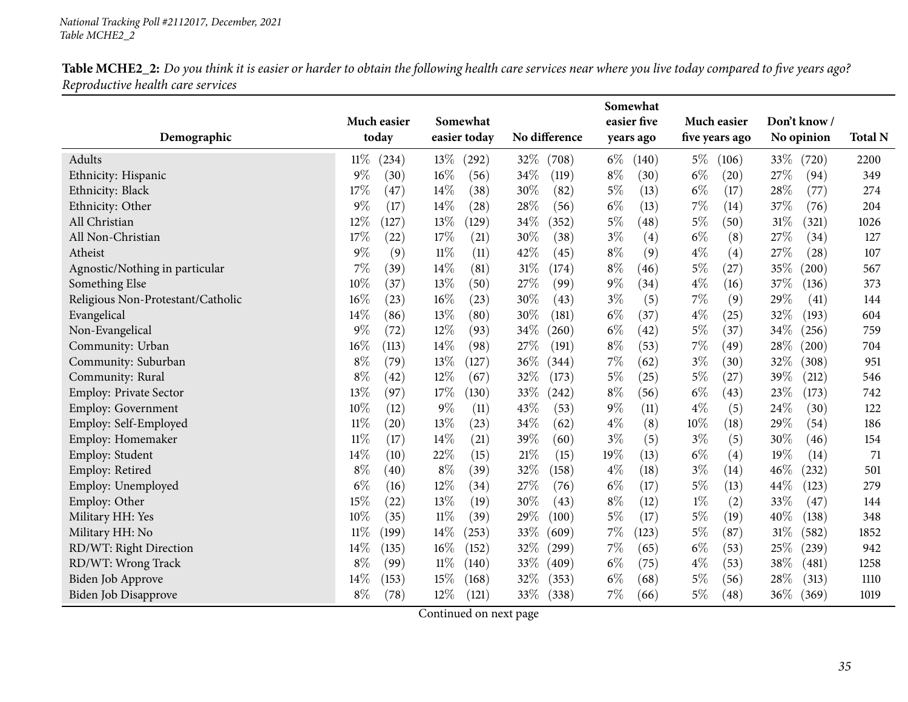**Table MCHE2_2:** *Do you think it is easier or harder to obtain the following health care services near where you live today compared to five years ago? Reproductive health care services*

| Demographic | Much easier today | | Somewhat easier today | | No difference | | Somewhat easier five years ago | | Much easier five years ago | | Don't know / No opinion | | Total N |
|---|---|---|---|---|---|---|---|---|---|---|---|---|---|
| Adults | 11% | (234) | 13% | (292) | 32% | (708) | 6% | (140) | 5% | (106) | 33% | (720) | 2200 |
| Ethnicity: Hispanic | 9% | (30) | 16% | (56) | 34% | (119) | 8% | (30) | 6% | (20) | 27% | (94) | 349 |
| Ethnicity: Black | 17% | (47) | 14% | (38) | 30% | (82) | 5% | (13) | 6% | (17) | 28% | (77) | 274 |
| Ethnicity: Other | 9% | (17) | 14% | (28) | 28% | (56) | 6% | (13) | 7% | (14) | 37% | (76) | 204 |
| All Christian | 12% | (127) | 13% | (129) | 34% | (352) | 5% | (48) | 5% | (50) | 31% | (321) | 1026 |
| All Non-Christian | 17% | (22) | 17% | (21) | 30% | (38) | 3% | (4) | 6% | (8) | 27% | (34) | 127 |
| Atheist | 9% | (9) | 11% | (11) | 42% | (45) | 8% | (9) | 4% | (4) | 27% | (28) | 107 |
| Agnostic/Nothing in particular | 7% | (39) | 14% | (81) | 31% | (174) | 8% | (46) | 5% | (27) | 35% | (200) | 567 |
| Something Else | 10% | (37) | 13% | (50) | 27% | (99) | 9% | (34) | 4% | (16) | 37% | (136) | 373 |
| Religious Non-Protestant/Catholic | 16% | (23) | 16% | (23) | 30% | (43) | 3% | (5) | 7% | (9) | 29% | (41) | 144 |
| Evangelical | 14% | (86) | 13% | (80) | 30% | (181) | 6% | (37) | 4% | (25) | 32% | (193) | 604 |
| Non-Evangelical | 9% | (72) | 12% | (93) | 34% | (260) | 6% | (42) | 5% | (37) | 34% | (256) | 759 |
| Community: Urban | 16% | (113) | 14% | (98) | 27% | (191) | 8% | (53) | 7% | (49) | 28% | (200) | 704 |
| Community: Suburban | 8% | (79) | 13% | (127) | 36% | (344) | 7% | (62) | 3% | (30) | 32% | (308) | 951 |
| Community: Rural | 8% | (42) | 12% | (67) | 32% | (173) | 5% | (25) | 5% | (27) | 39% | (212) | 546 |
| Employ: Private Sector | 13% | (97) | 17% | (130) | 33% | (242) | 8% | (56) | 6% | (43) | 23% | (173) | 742 |
| Employ: Government | 10% | (12) | 9% | (11) | 43% | (53) | 9% | (11) | 4% | (5) | 24% | (30) | 122 |
| Employ: Self-Employed | 11% | (20) | 13% | (23) | 34% | (62) | 4% | (8) | 10% | (18) | 29% | (54) | 186 |
| Employ: Homemaker | 11% | (17) | 14% | (21) | 39% | (60) | 3% | (5) | 3% | (5) | 30% | (46) | 154 |
| Employ: Student | 14% | (10) | 22% | (15) | 21% | (15) | 19% | (13) | 6% | (4) | 19% | (14) | 71 |
| Employ: Retired | 8% | (40) | 8% | (39) | 32% | (158) | 4% | (18) | 3% | (14) | 46% | (232) | 501 |
| Employ: Unemployed | 6% | (16) | 12% | (34) | 27% | (76) | 6% | (17) | 5% | (13) | 44% | (123) | 279 |
| Employ: Other | 15% | (22) | 13% | (19) | 30% | (43) | 8% | (12) | 1% | (2) | 33% | (47) | 144 |
| Military HH: Yes | 10% | (35) | 11% | (39) | 29% | (100) | 5% | (17) | 5% | (19) | 40% | (138) | 348 |
| Military HH: No | 11% | (199) | 14% | (253) | 33% | (609) | 7% | (123) | 5% | (87) | 31% | (582) | 1852 |
| RD/WT: Right Direction | 14% | (135) | 16% | (152) | 32% | (299) | 7% | (65) | 6% | (53) | 25% | (239) | 942 |
| RD/WT: Wrong Track | 8% | (99) | 11% | (140) | 33% | (409) | 6% | (75) | 4% | (53) | 38% | (481) | 1258 |
| Biden Job Approve | 14% | (153) | 15% | (168) | 32% | (353) | 6% | (68) | 5% | (56) | 28% | (313) | 1110 |
| Biden Job Disapprove | 8% | (78) | 12% | (121) | 33% | (338) | 7% | (66) | 5% | (48) | 36% | (369) | 1019 |

Continued on next page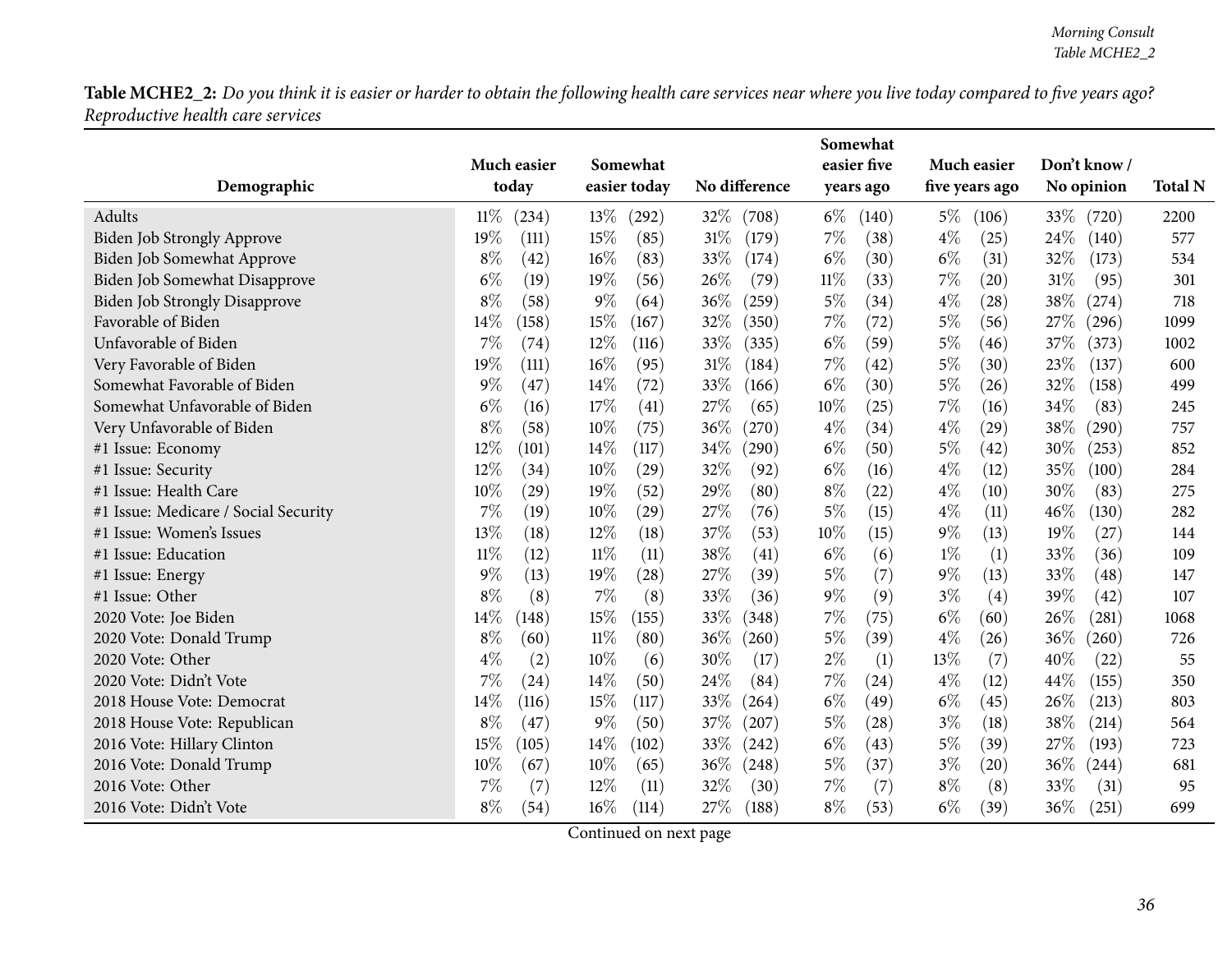**Table MCHE2_2:** *Do you think it is easier or harder to obtain the following health care services near where you live today compared to five years ago? Reproductive health care services*

| Demographic | Much easier today | Somewhat easier today | No difference | Somewhat easier five years ago | Much easier five years ago | Don't know / No opinion | Total N |
|---|---|---|---|---|---|---|---|
| Adults | 11% (234) | 13% (292) | 32% (708) | 6% (140) | 5% (106) | 33% (720) | 2200 |
| Biden Job Strongly Approve | 19% (111) | 15% (85) | 31% (179) | 7% (38) | 4% (25) | 24% (140) | 577 |
| Biden Job Somewhat Approve | 8% (42) | 16% (83) | 33% (174) | 6% (30) | 6% (31) | 32% (173) | 534 |
| Biden Job Somewhat Disapprove | 6% (19) | 19% (56) | 26% (79) | 11% (33) | 7% (20) | 31% (95) | 301 |
| Biden Job Strongly Disapprove | 8% (58) | 9% (64) | 36% (259) | 5% (34) | 4% (28) | 38% (274) | 718 |
| Favorable of Biden | 14% (158) | 15% (167) | 32% (350) | 7% (72) | 5% (56) | 27% (296) | 1099 |
| Unfavorable of Biden | 7% (74) | 12% (116) | 33% (335) | 6% (59) | 5% (46) | 37% (373) | 1002 |
| Very Favorable of Biden | 19% (111) | 16% (95) | 31% (184) | 7% (42) | 5% (30) | 23% (137) | 600 |
| Somewhat Favorable of Biden | 9% (47) | 14% (72) | 33% (166) | 6% (30) | 5% (26) | 32% (158) | 499 |
| Somewhat Unfavorable of Biden | 6% (16) | 17% (41) | 27% (65) | 10% (25) | 7% (16) | 34% (83) | 245 |
| Very Unfavorable of Biden | 8% (58) | 10% (75) | 36% (270) | 4% (34) | 4% (29) | 38% (290) | 757 |
| #1 Issue: Economy | 12% (101) | 14% (117) | 34% (290) | 6% (50) | 5% (42) | 30% (253) | 852 |
| #1 Issue: Security | 12% (34) | 10% (29) | 32% (92) | 6% (16) | 4% (12) | 35% (100) | 284 |
| #1 Issue: Health Care | 10% (29) | 19% (52) | 29% (80) | 8% (22) | 4% (10) | 30% (83) | 275 |
| #1 Issue: Medicare / Social Security | 7% (19) | 10% (29) | 27% (76) | 5% (15) | 4% (11) | 46% (130) | 282 |
| #1 Issue: Women's Issues | 13% (18) | 12% (18) | 37% (53) | 10% (15) | 9% (13) | 19% (27) | 144 |
| #1 Issue: Education | 11% (12) | 11% (11) | 38% (41) | 6% (6) | 1% (1) | 33% (36) | 109 |
| #1 Issue: Energy | 9% (13) | 19% (28) | 27% (39) | 5% (7) | 9% (13) | 33% (48) | 147 |
| #1 Issue: Other | 8% (8) | 7% (8) | 33% (36) | 9% (9) | 3% (4) | 39% (42) | 107 |
| 2020 Vote: Joe Biden | 14% (148) | 15% (155) | 33% (348) | 7% (75) | 6% (60) | 26% (281) | 1068 |
| 2020 Vote: Donald Trump | 8% (60) | 11% (80) | 36% (260) | 5% (39) | 4% (26) | 36% (260) | 726 |
| 2020 Vote: Other | 4% (2) | 10% (6) | 30% (17) | 2% (1) | 13% (7) | 40% (22) | 55 |
| 2020 Vote: Didn't Vote | 7% (24) | 14% (50) | 24% (84) | 7% (24) | 4% (12) | 44% (155) | 350 |
| 2018 House Vote: Democrat | 14% (116) | 15% (117) | 33% (264) | 6% (49) | 6% (45) | 26% (213) | 803 |
| 2018 House Vote: Republican | 8% (47) | 9% (50) | 37% (207) | 5% (28) | 3% (18) | 38% (214) | 564 |
| 2016 Vote: Hillary Clinton | 15% (105) | 14% (102) | 33% (242) | 6% (43) | 5% (39) | 27% (193) | 723 |
| 2016 Vote: Donald Trump | 10% (67) | 10% (65) | 36% (248) | 5% (37) | 3% (20) | 36% (244) | 681 |
| 2016 Vote: Other | 7% (7) | 12% (11) | 32% (30) | 7% (7) | 8% (8) | 33% (31) | 95 |
| 2016 Vote: Didn't Vote | 8% (54) | 16% (114) | 27% (188) | 8% (53) | 6% (39) | 36% (251) | 699 |

Continued on next page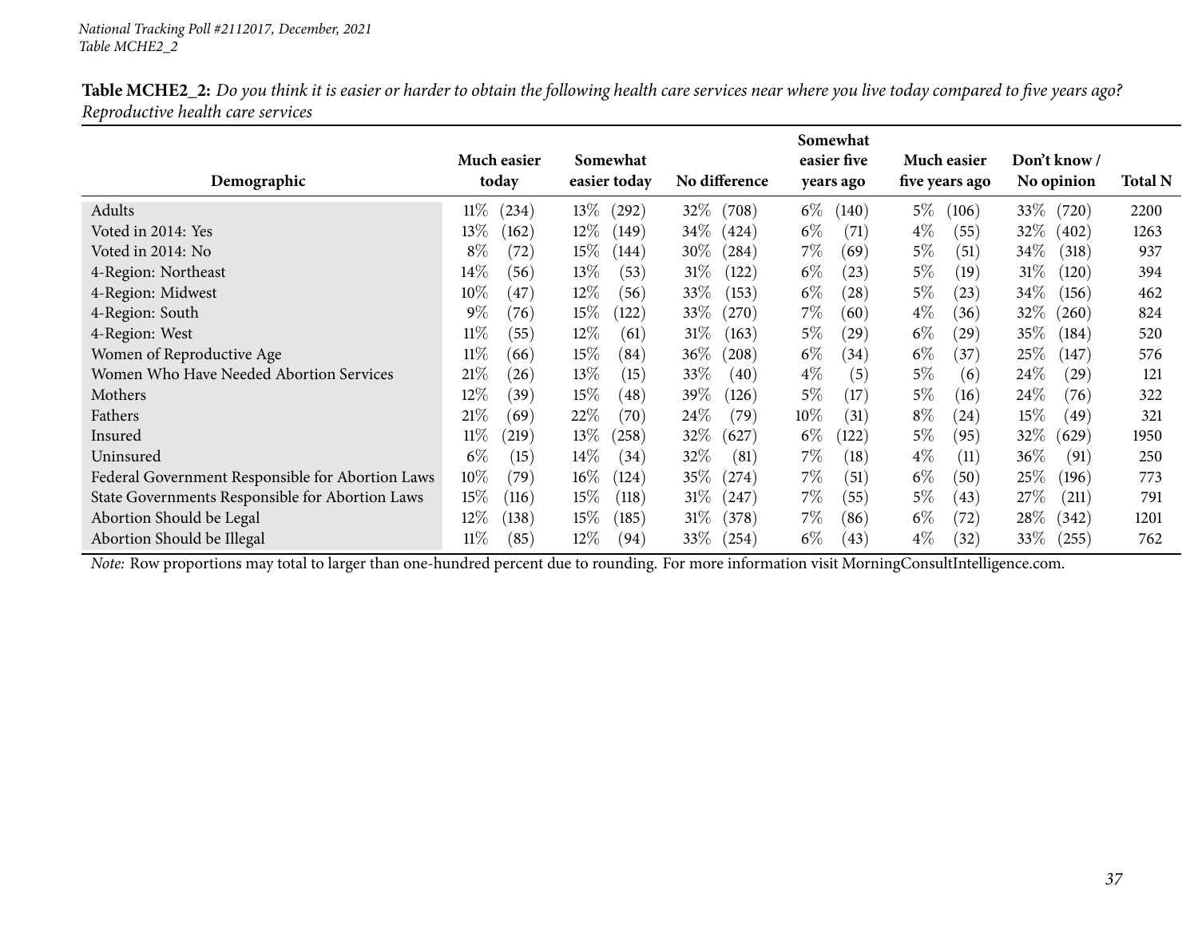*National Tracking Poll #2112017, December, 2021*
*Table MCHE2_2*

**Table MCHE2_2:** *Do you think it is easier or harder to obtain the following health care services near where you live today compared to five years ago? Reproductive health care services*

| Demographic | Much easier today | Somewhat easier today | No difference | Somewhat easier five years ago | Much easier five years ago | Don't know / No opinion | Total N |
|---|---|---|---|---|---|---|---|
| Adults | 11% (234) | 13% (292) | 32% (708) | 6% (140) | 5% (106) | 33% (720) | 2200 |
| Voted in 2014: Yes | 13% (162) | 12% (149) | 34% (424) | 6% (71) | 4% (55) | 32% (402) | 1263 |
| Voted in 2014: No | 8% (72) | 15% (144) | 30% (284) | 7% (69) | 5% (51) | 34% (318) | 937 |
| 4-Region: Northeast | 14% (56) | 13% (53) | 31% (122) | 6% (23) | 5% (19) | 31% (120) | 394 |
| 4-Region: Midwest | 10% (47) | 12% (56) | 33% (153) | 6% (28) | 5% (23) | 34% (156) | 462 |
| 4-Region: South | 9% (76) | 15% (122) | 33% (270) | 7% (60) | 4% (36) | 32% (260) | 824 |
| 4-Region: West | 11% (55) | 12% (61) | 31% (163) | 5% (29) | 6% (29) | 35% (184) | 520 |
| Women of Reproductive Age | 11% (66) | 15% (84) | 36% (208) | 6% (34) | 6% (37) | 25% (147) | 576 |
| Women Who Have Needed Abortion Services | 21% (26) | 13% (15) | 33% (40) | 4% (5) | 5% (6) | 24% (29) | 121 |
| Mothers | 12% (39) | 15% (48) | 39% (126) | 5% (17) | 5% (16) | 24% (76) | 322 |
| Fathers | 21% (69) | 22% (70) | 24% (79) | 10% (31) | 8% (24) | 15% (49) | 321 |
| Insured | 11% (219) | 13% (258) | 32% (627) | 6% (122) | 5% (95) | 32% (629) | 1950 |
| Uninsured | 6% (15) | 14% (34) | 32% (81) | 7% (18) | 4% (11) | 36% (91) | 250 |
| Federal Government Responsible for Abortion Laws | 10% (79) | 16% (124) | 35% (274) | 7% (51) | 6% (50) | 25% (196) | 773 |
| State Governments Responsible for Abortion Laws | 15% (116) | 15% (118) | 31% (247) | 7% (55) | 5% (43) | 27% (211) | 791 |
| Abortion Should be Legal | 12% (138) | 15% (185) | 31% (378) | 7% (86) | 6% (72) | 28% (342) | 1201 |
| Abortion Should be Illegal | 11% (85) | 12% (94) | 33% (254) | 6% (43) | 4% (32) | 33% (255) | 762 |

*Note:* Row proportions may total to larger than one-hundred percent due to rounding. For more information visit MorningConsultIntelligence.com.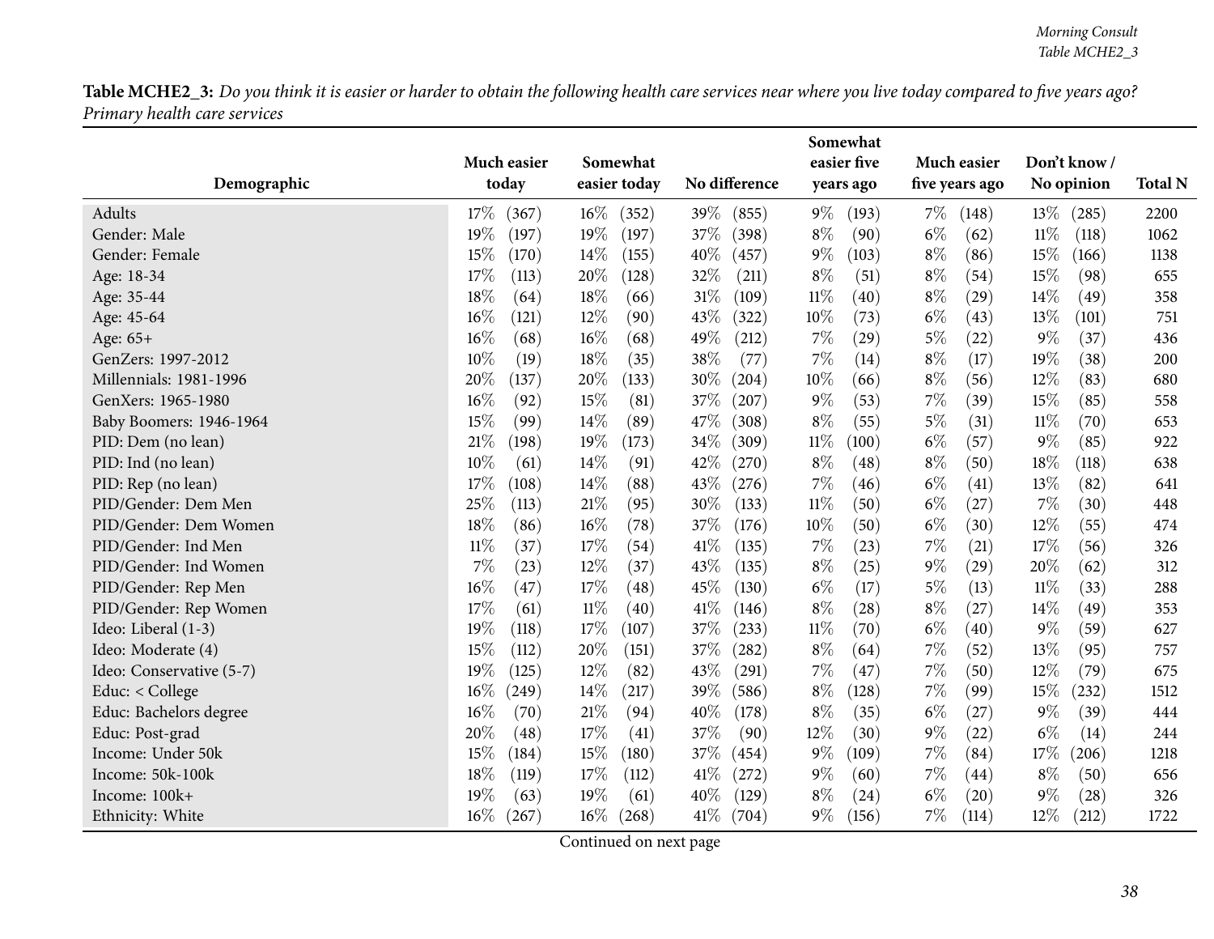**Table MCHE2_3:** *Do you think it is easier or harder to obtain the following health care services near where you live today compared to five years ago? Primary health care services*

| Demographic | Much easier today | Somewhat easier today | No difference | Somewhat easier five years ago | Much easier five years ago | Don't know / No opinion | Total N |
|---|---|---|---|---|---|---|---|
| Adults | 17% (367) | 16% (352) | 39% (855) | 9% (193) | 7% (148) | 13% (285) | 2200 |
| Gender: Male | 19% (197) | 19% (197) | 37% (398) | 8% (90) | 6% (62) | 11% (118) | 1062 |
| Gender: Female | 15% (170) | 14% (155) | 40% (457) | 9% (103) | 8% (86) | 15% (166) | 1138 |
| Age: 18-34 | 17% (113) | 20% (128) | 32% (211) | 8% (51) | 8% (54) | 15% (98) | 655 |
| Age: 35-44 | 18% (64) | 18% (66) | 31% (109) | 11% (40) | 8% (29) | 14% (49) | 358 |
| Age: 45-64 | 16% (121) | 12% (90) | 43% (322) | 10% (73) | 6% (43) | 13% (101) | 751 |
| Age: 65+ | 16% (68) | 16% (68) | 49% (212) | 7% (29) | 5% (22) | 9% (37) | 436 |
| GenZers: 1997-2012 | 10% (19) | 18% (35) | 38% (77) | 7% (14) | 8% (17) | 19% (38) | 200 |
| Millennials: 1981-1996 | 20% (137) | 20% (133) | 30% (204) | 10% (66) | 8% (56) | 12% (83) | 680 |
| GenXers: 1965-1980 | 16% (92) | 15% (81) | 37% (207) | 9% (53) | 7% (39) | 15% (85) | 558 |
| Baby Boomers: 1946-1964 | 15% (99) | 14% (89) | 47% (308) | 8% (55) | 5% (31) | 11% (70) | 653 |
| PID: Dem (no lean) | 21% (198) | 19% (173) | 34% (309) | 11% (100) | 6% (57) | 9% (85) | 922 |
| PID: Ind (no lean) | 10% (61) | 14% (91) | 42% (270) | 8% (48) | 8% (50) | 18% (118) | 638 |
| PID: Rep (no lean) | 17% (108) | 14% (88) | 43% (276) | 7% (46) | 6% (41) | 13% (82) | 641 |
| PID/Gender: Dem Men | 25% (113) | 21% (95) | 30% (133) | 11% (50) | 6% (27) | 7% (30) | 448 |
| PID/Gender: Dem Women | 18% (86) | 16% (78) | 37% (176) | 10% (50) | 6% (30) | 12% (55) | 474 |
| PID/Gender: Ind Men | 11% (37) | 17% (54) | 41% (135) | 7% (23) | 7% (21) | 17% (56) | 326 |
| PID/Gender: Ind Women | 7% (23) | 12% (37) | 43% (135) | 8% (25) | 9% (29) | 20% (62) | 312 |
| PID/Gender: Rep Men | 16% (47) | 17% (48) | 45% (130) | 6% (17) | 5% (13) | 11% (33) | 288 |
| PID/Gender: Rep Women | 17% (61) | 11% (40) | 41% (146) | 8% (28) | 8% (27) | 14% (49) | 353 |
| Ideo: Liberal (1-3) | 19% (118) | 17% (107) | 37% (233) | 11% (70) | 6% (40) | 9% (59) | 627 |
| Ideo: Moderate (4) | 15% (112) | 20% (151) | 37% (282) | 8% (64) | 7% (52) | 13% (95) | 757 |
| Ideo: Conservative (5-7) | 19% (125) | 12% (82) | 43% (291) | 7% (47) | 7% (50) | 12% (79) | 675 |
| Educ: < College | 16% (249) | 14% (217) | 39% (586) | 8% (128) | 7% (99) | 15% (232) | 1512 |
| Educ: Bachelors degree | 16% (70) | 21% (94) | 40% (178) | 8% (35) | 6% (27) | 9% (39) | 444 |
| Educ: Post-grad | 20% (48) | 17% (41) | 37% (90) | 12% (30) | 9% (22) | 6% (14) | 244 |
| Income: Under 50k | 15% (184) | 15% (180) | 37% (454) | 9% (109) | 7% (84) | 17% (206) | 1218 |
| Income: 50k-100k | 18% (119) | 17% (112) | 41% (272) | 9% (60) | 7% (44) | 8% (50) | 656 |
| Income: 100k+ | 19% (63) | 19% (61) | 40% (129) | 8% (24) | 6% (20) | 9% (28) | 326 |
| Ethnicity: White | 16% (267) | 16% (268) | 41% (704) | 9% (156) | 7% (114) | 12% (212) | 1722 |

Continued on next page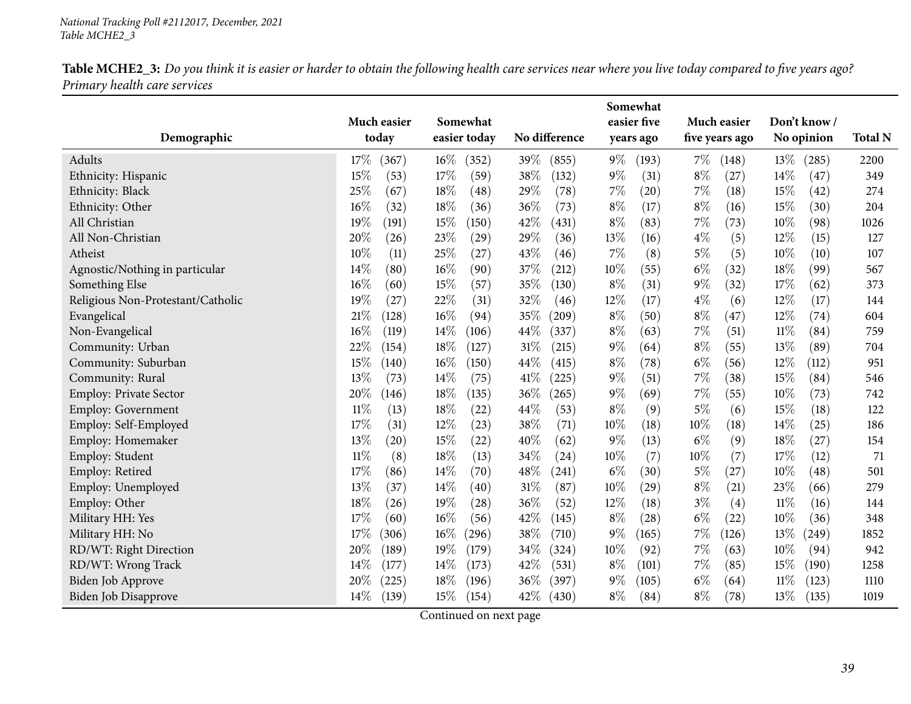National Tracking Poll #2112017, December, 2021
Table MCHE2_3

**Table MCHE2_3:** *Do you think it is easier or harder to obtain the following health care services near where you live today compared to five years ago? Primary health care services*

| Demographic | Much easier today | Somewhat easier today | No difference | Somewhat easier five years ago | Much easier five years ago | Don't know / No opinion | Total N |
|---|---|---|---|---|---|---|---|
| Adults | 17% (367) | 16% (352) | 39% (855) | 9% (193) | 7% (148) | 13% (285) | 2200 |
| Ethnicity: Hispanic | 15% (53) | 17% (59) | 38% (132) | 9% (31) | 8% (27) | 14% (47) | 349 |
| Ethnicity: Black | 25% (67) | 18% (48) | 29% (78) | 7% (20) | 7% (18) | 15% (42) | 274 |
| Ethnicity: Other | 16% (32) | 18% (36) | 36% (73) | 8% (17) | 8% (16) | 15% (30) | 204 |
| All Christian | 19% (191) | 15% (150) | 42% (431) | 8% (83) | 7% (73) | 10% (98) | 1026 |
| All Non-Christian | 20% (26) | 23% (29) | 29% (36) | 13% (16) | 4% (5) | 12% (15) | 127 |
| Atheist | 10% (11) | 25% (27) | 43% (46) | 7% (8) | 5% (5) | 10% (10) | 107 |
| Agnostic/Nothing in particular | 14% (80) | 16% (90) | 37% (212) | 10% (55) | 6% (32) | 18% (99) | 567 |
| Something Else | 16% (60) | 15% (57) | 35% (130) | 8% (31) | 9% (32) | 17% (62) | 373 |
| Religious Non-Protestant/Catholic | 19% (27) | 22% (31) | 32% (46) | 12% (17) | 4% (6) | 12% (17) | 144 |
| Evangelical | 21% (128) | 16% (94) | 35% (209) | 8% (50) | 8% (47) | 12% (74) | 604 |
| Non-Evangelical | 16% (119) | 14% (106) | 44% (337) | 8% (63) | 7% (51) | 11% (84) | 759 |
| Community: Urban | 22% (154) | 18% (127) | 31% (215) | 9% (64) | 8% (55) | 13% (89) | 704 |
| Community: Suburban | 15% (140) | 16% (150) | 44% (415) | 8% (78) | 6% (56) | 12% (112) | 951 |
| Community: Rural | 13% (73) | 14% (75) | 41% (225) | 9% (51) | 7% (38) | 15% (84) | 546 |
| Employ: Private Sector | 20% (146) | 18% (135) | 36% (265) | 9% (69) | 7% (55) | 10% (73) | 742 |
| Employ: Government | 11% (13) | 18% (22) | 44% (53) | 8% (9) | 5% (6) | 15% (18) | 122 |
| Employ: Self-Employed | 17% (31) | 12% (23) | 38% (71) | 10% (18) | 10% (18) | 14% (25) | 186 |
| Employ: Homemaker | 13% (20) | 15% (22) | 40% (62) | 9% (13) | 6% (9) | 18% (27) | 154 |
| Employ: Student | 11% (8) | 18% (13) | 34% (24) | 10% (7) | 10% (7) | 17% (12) | 71 |
| Employ: Retired | 17% (86) | 14% (70) | 48% (241) | 6% (30) | 5% (27) | 10% (48) | 501 |
| Employ: Unemployed | 13% (37) | 14% (40) | 31% (87) | 10% (29) | 8% (21) | 23% (66) | 279 |
| Employ: Other | 18% (26) | 19% (28) | 36% (52) | 12% (18) | 3% (4) | 11% (16) | 144 |
| Military HH: Yes | 17% (60) | 16% (56) | 42% (145) | 8% (28) | 6% (22) | 10% (36) | 348 |
| Military HH: No | 17% (306) | 16% (296) | 38% (710) | 9% (165) | 7% (126) | 13% (249) | 1852 |
| RD/WT: Right Direction | 20% (189) | 19% (179) | 34% (324) | 10% (92) | 7% (63) | 10% (94) | 942 |
| RD/WT: Wrong Track | 14% (177) | 14% (173) | 42% (531) | 8% (101) | 7% (85) | 15% (190) | 1258 |
| Biden Job Approve | 20% (225) | 18% (196) | 36% (397) | 9% (105) | 6% (64) | 11% (123) | 1110 |
| Biden Job Disapprove | 14% (139) | 15% (154) | 42% (430) | 8% (84) | 8% (78) | 13% (135) | 1019 |

Continued on next page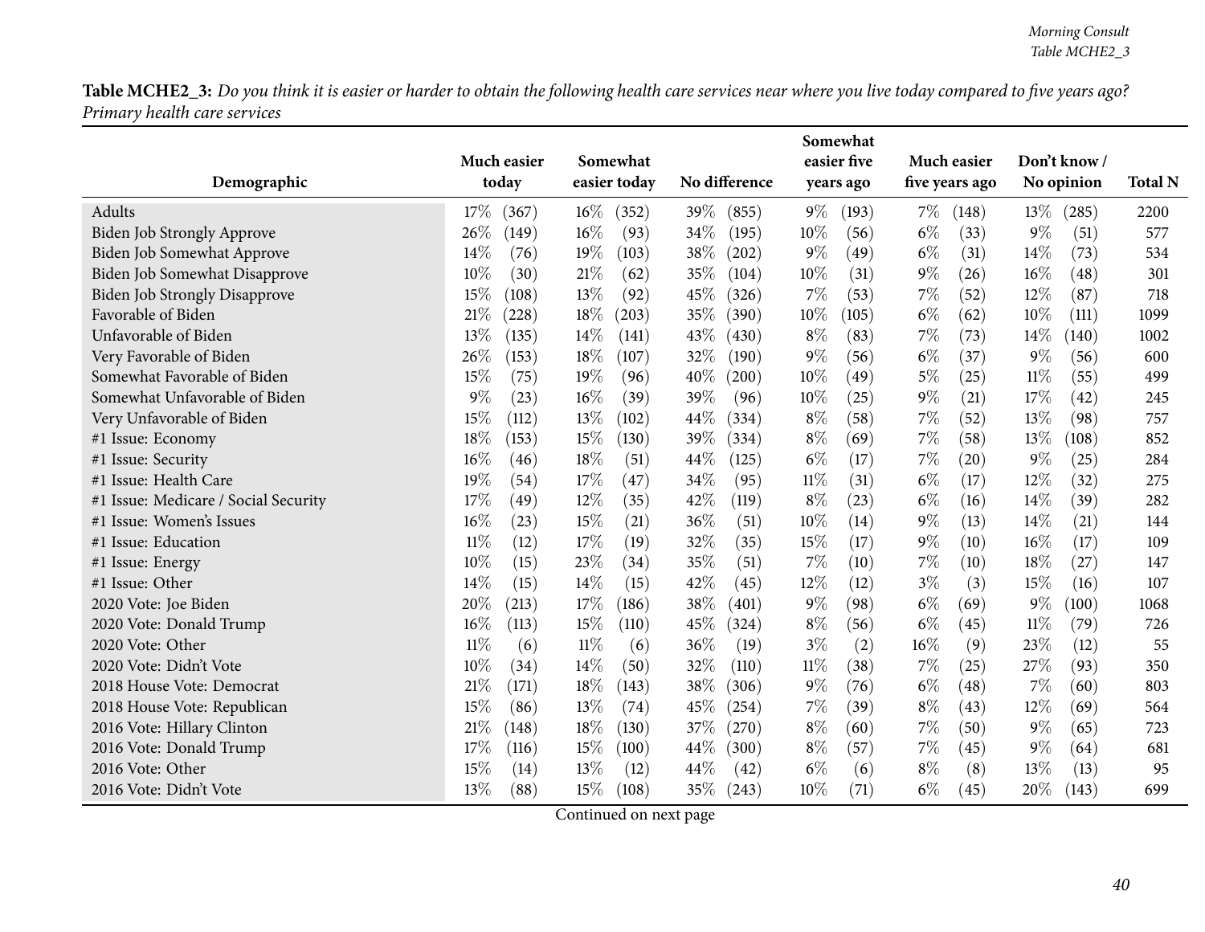**Table MCHE2_3:** *Do you think it is easier or harder to obtain the following health care services near where you live today compared to five years ago? Primary health care services*

| Demographic | Much easier today | Somewhat easier today | No difference | Somewhat easier five years ago | Much easier five years ago | Don't know / No opinion | Total N |
|---|---|---|---|---|---|---|---|
| Adults | 17% (367) | 16% (352) | 39% (855) | 9% (193) | 7% (148) | 13% (285) | 2200 |
| Biden Job Strongly Approve | 26% (149) | 16% (93) | 34% (195) | 10% (56) | 6% (33) | 9% (51) | 577 |
| Biden Job Somewhat Approve | 14% (76) | 19% (103) | 38% (202) | 9% (49) | 6% (31) | 14% (73) | 534 |
| Biden Job Somewhat Disapprove | 10% (30) | 21% (62) | 35% (104) | 10% (31) | 9% (26) | 16% (48) | 301 |
| Biden Job Strongly Disapprove | 15% (108) | 13% (92) | 45% (326) | 7% (53) | 7% (52) | 12% (87) | 718 |
| Favorable of Biden | 21% (228) | 18% (203) | 35% (390) | 10% (105) | 6% (62) | 10% (111) | 1099 |
| Unfavorable of Biden | 13% (135) | 14% (141) | 43% (430) | 8% (83) | 7% (73) | 14% (140) | 1002 |
| Very Favorable of Biden | 26% (153) | 18% (107) | 32% (190) | 9% (56) | 6% (37) | 9% (56) | 600 |
| Somewhat Favorable of Biden | 15% (75) | 19% (96) | 40% (200) | 10% (49) | 5% (25) | 11% (55) | 499 |
| Somewhat Unfavorable of Biden | 9% (23) | 16% (39) | 39% (96) | 10% (25) | 9% (21) | 17% (42) | 245 |
| Very Unfavorable of Biden | 15% (112) | 13% (102) | 44% (334) | 8% (58) | 7% (52) | 13% (98) | 757 |
| #1 Issue: Economy | 18% (153) | 15% (130) | 39% (334) | 8% (69) | 7% (58) | 13% (108) | 852 |
| #1 Issue: Security | 16% (46) | 18% (51) | 44% (125) | 6% (17) | 7% (20) | 9% (25) | 284 |
| #1 Issue: Health Care | 19% (54) | 17% (47) | 34% (95) | 11% (31) | 6% (17) | 12% (32) | 275 |
| #1 Issue: Medicare / Social Security | 17% (49) | 12% (35) | 42% (119) | 8% (23) | 6% (16) | 14% (39) | 282 |
| #1 Issue: Women's Issues | 16% (23) | 15% (21) | 36% (51) | 10% (14) | 9% (13) | 14% (21) | 144 |
| #1 Issue: Education | 11% (12) | 17% (19) | 32% (35) | 15% (17) | 9% (10) | 16% (17) | 109 |
| #1 Issue: Energy | 10% (15) | 23% (34) | 35% (51) | 7% (10) | 7% (10) | 18% (27) | 147 |
| #1 Issue: Other | 14% (15) | 14% (15) | 42% (45) | 12% (12) | 3% (3) | 15% (16) | 107 |
| 2020 Vote: Joe Biden | 20% (213) | 17% (186) | 38% (401) | 9% (98) | 6% (69) | 9% (100) | 1068 |
| 2020 Vote: Donald Trump | 16% (113) | 15% (110) | 45% (324) | 8% (56) | 6% (45) | 11% (79) | 726 |
| 2020 Vote: Other | 11% (6) | 11% (6) | 36% (19) | 3% (2) | 16% (9) | 23% (12) | 55 |
| 2020 Vote: Didn't Vote | 10% (34) | 14% (50) | 32% (110) | 11% (38) | 7% (25) | 27% (93) | 350 |
| 2018 House Vote: Democrat | 21% (171) | 18% (143) | 38% (306) | 9% (76) | 6% (48) | 7% (60) | 803 |
| 2018 House Vote: Republican | 15% (86) | 13% (74) | 45% (254) | 7% (39) | 8% (43) | 12% (69) | 564 |
| 2016 Vote: Hillary Clinton | 21% (148) | 18% (130) | 37% (270) | 8% (60) | 7% (50) | 9% (65) | 723 |
| 2016 Vote: Donald Trump | 17% (116) | 15% (100) | 44% (300) | 8% (57) | 7% (45) | 9% (64) | 681 |
| 2016 Vote: Other | 15% (14) | 13% (12) | 44% (42) | 6% (6) | 8% (8) | 13% (13) | 95 |
| 2016 Vote: Didn't Vote | 13% (88) | 15% (108) | 35% (243) | 10% (71) | 6% (45) | 20% (143) | 699 |

Continued on next page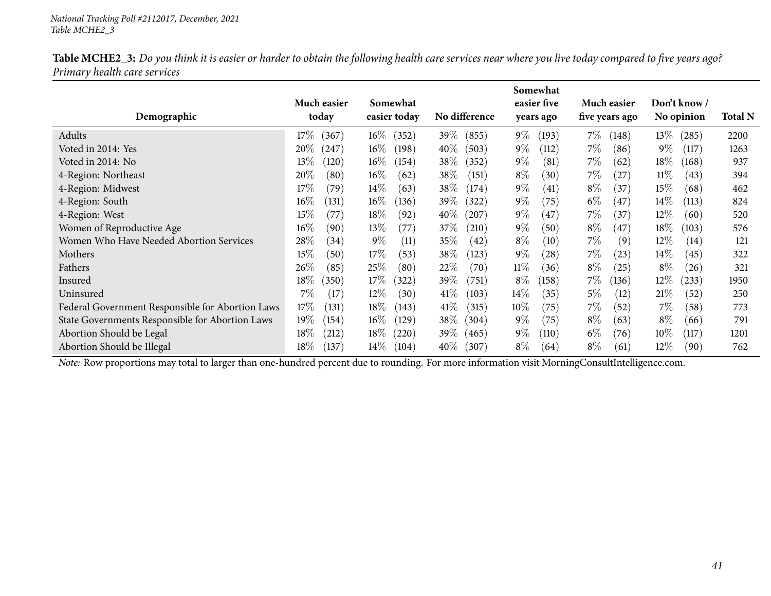**Table MCHE2_3:** *Do you think it is easier or harder to obtain the following health care services near where you live today compared to five years ago? Primary health care services*

| Demographic | Much easier today | | Somewhat easier today | | No difference | | Somewhat easier five years ago | | Much easier five years ago | | Don't know / No opinion | | Total N |
|---|---|---|---|---|---|---|---|---|---|---|---|---|---|
| Adults | 17% | (367) | 16% | (352) | 39% | (855) | 9% | (193) | 7% | (148) | 13% | (285) | 2200 |
| Voted in 2014: Yes | 20% | (247) | 16% | (198) | 40% | (503) | 9% | (112) | 7% | (86) | 9% | (117) | 1263 |
| Voted in 2014: No | 13% | (120) | 16% | (154) | 38% | (352) | 9% | (81) | 7% | (62) | 18% | (168) | 937 |
| 4-Region: Northeast | 20% | (80) | 16% | (62) | 38% | (151) | 8% | (30) | 7% | (27) | 11% | (43) | 394 |
| 4-Region: Midwest | 17% | (79) | 14% | (63) | 38% | (174) | 9% | (41) | 8% | (37) | 15% | (68) | 462 |
| 4-Region: South | 16% | (131) | 16% | (136) | 39% | (322) | 9% | (75) | 6% | (47) | 14% | (113) | 824 |
| 4-Region: West | 15% | (77) | 18% | (92) | 40% | (207) | 9% | (47) | 7% | (37) | 12% | (60) | 520 |
| Women of Reproductive Age | 16% | (90) | 13% | (77) | 37% | (210) | 9% | (50) | 8% | (47) | 18% | (103) | 576 |
| Women Who Have Needed Abortion Services | 28% | (34) | 9% | (11) | 35% | (42) | 8% | (10) | 7% | (9) | 12% | (14) | 121 |
| Mothers | 15% | (50) | 17% | (53) | 38% | (123) | 9% | (28) | 7% | (23) | 14% | (45) | 322 |
| Fathers | 26% | (85) | 25% | (80) | 22% | (70) | 11% | (36) | 8% | (25) | 8% | (26) | 321 |
| Insured | 18% | (350) | 17% | (322) | 39% | (751) | 8% | (158) | 7% | (136) | 12% | (233) | 1950 |
| Uninsured | 7% | (17) | 12% | (30) | 41% | (103) | 14% | (35) | 5% | (12) | 21% | (52) | 250 |
| Federal Government Responsible for Abortion Laws | 17% | (131) | 18% | (143) | 41% | (315) | 10% | (75) | 7% | (52) | 7% | (58) | 773 |
| State Governments Responsible for Abortion Laws | 19% | (154) | 16% | (129) | 38% | (304) | 9% | (75) | 8% | (63) | 8% | (66) | 791 |
| Abortion Should be Legal | 18% | (212) | 18% | (220) | 39% | (465) | 9% | (110) | 6% | (76) | 10% | (117) | 1201 |
| Abortion Should be Illegal | 18% | (137) | 14% | (104) | 40% | (307) | 8% | (64) | 8% | (61) | 12% | (90) | 762 |

*Note:* Row proportions may total to larger than one-hundred percent due to rounding. For more information visit MorningConsultIntelligence.com.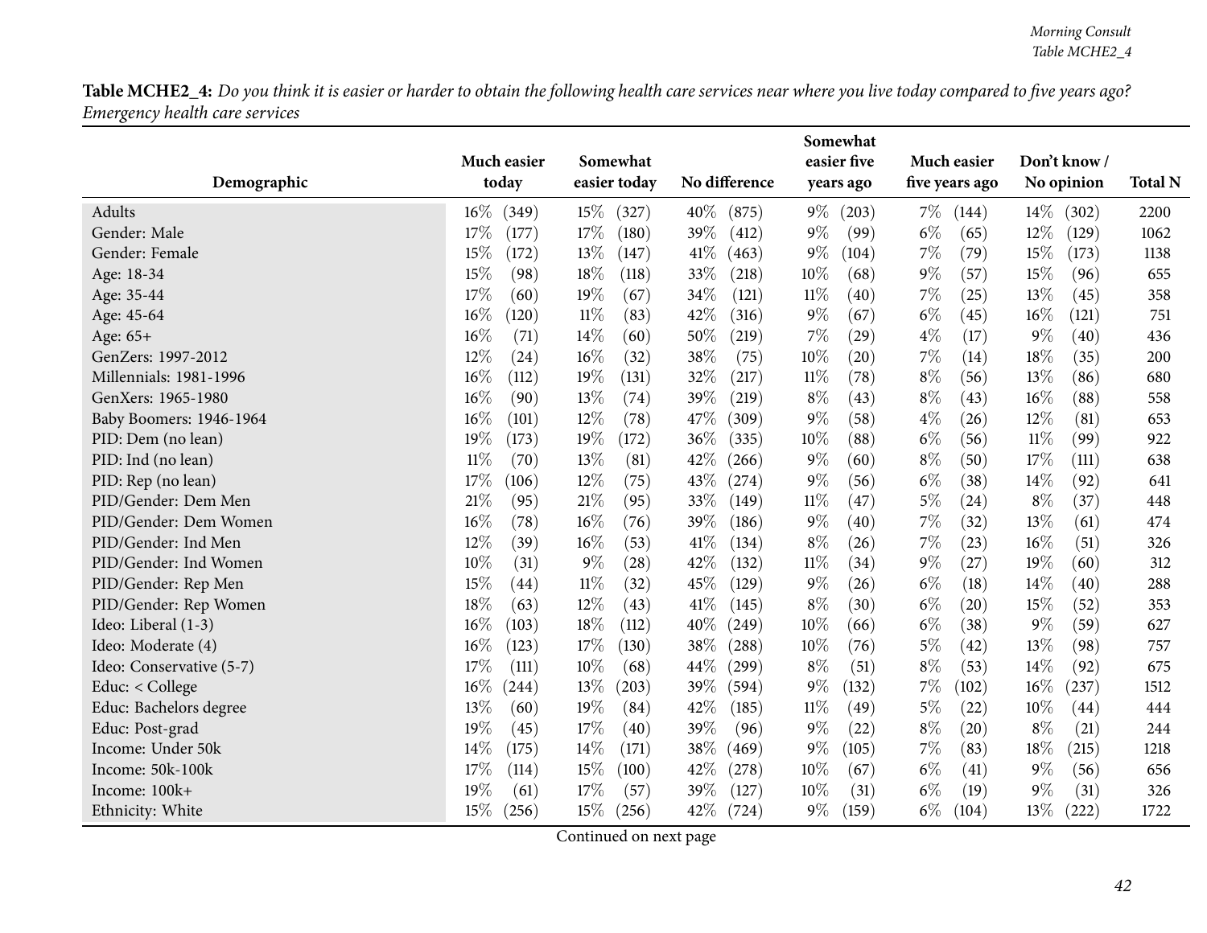**Table MCHE2_4:** *Do you think it is easier or harder to obtain the following health care services near where you live today compared to five years ago? Emergency health care services*

| Demographic | Much easier today | Somewhat easier today | No difference | Somewhat easier five years ago | Much easier five years ago | Don't know / No opinion | Total N |
|---|---|---|---|---|---|---|---|
| Adults | 16% (349) | 15% (327) | 40% (875) | 9% (203) | 7% (144) | 14% (302) | 2200 |
| Gender: Male | 17% (177) | 17% (180) | 39% (412) | 9% (99) | 6% (65) | 12% (129) | 1062 |
| Gender: Female | 15% (172) | 13% (147) | 41% (463) | 9% (104) | 7% (79) | 15% (173) | 1138 |
| Age: 18-34 | 15% (98) | 18% (118) | 33% (218) | 10% (68) | 9% (57) | 15% (96) | 655 |
| Age: 35-44 | 17% (60) | 19% (67) | 34% (121) | 11% (40) | 7% (25) | 13% (45) | 358 |
| Age: 45-64 | 16% (120) | 11% (83) | 42% (316) | 9% (67) | 6% (45) | 16% (121) | 751 |
| Age: 65+ | 16% (71) | 14% (60) | 50% (219) | 7% (29) | 4% (17) | 9% (40) | 436 |
| GenZers: 1997-2012 | 12% (24) | 16% (32) | 38% (75) | 10% (20) | 7% (14) | 18% (35) | 200 |
| Millennials: 1981-1996 | 16% (112) | 19% (131) | 32% (217) | 11% (78) | 8% (56) | 13% (86) | 680 |
| GenXers: 1965-1980 | 16% (90) | 13% (74) | 39% (219) | 8% (43) | 8% (43) | 16% (88) | 558 |
| Baby Boomers: 1946-1964 | 16% (101) | 12% (78) | 47% (309) | 9% (58) | 4% (26) | 12% (81) | 653 |
| PID: Dem (no lean) | 19% (173) | 19% (172) | 36% (335) | 10% (88) | 6% (56) | 11% (99) | 922 |
| PID: Ind (no lean) | 11% (70) | 13% (81) | 42% (266) | 9% (60) | 8% (50) | 17% (111) | 638 |
| PID: Rep (no lean) | 17% (106) | 12% (75) | 43% (274) | 9% (56) | 6% (38) | 14% (92) | 641 |
| PID/Gender: Dem Men | 21% (95) | 21% (95) | 33% (149) | 11% (47) | 5% (24) | 8% (37) | 448 |
| PID/Gender: Dem Women | 16% (78) | 16% (76) | 39% (186) | 9% (40) | 7% (32) | 13% (61) | 474 |
| PID/Gender: Ind Men | 12% (39) | 16% (53) | 41% (134) | 8% (26) | 7% (23) | 16% (51) | 326 |
| PID/Gender: Ind Women | 10% (31) | 9% (28) | 42% (132) | 11% (34) | 9% (27) | 19% (60) | 312 |
| PID/Gender: Rep Men | 15% (44) | 11% (32) | 45% (129) | 9% (26) | 6% (18) | 14% (40) | 288 |
| PID/Gender: Rep Women | 18% (63) | 12% (43) | 41% (145) | 8% (30) | 6% (20) | 15% (52) | 353 |
| Ideo: Liberal (1-3) | 16% (103) | 18% (112) | 40% (249) | 10% (66) | 6% (38) | 9% (59) | 627 |
| Ideo: Moderate (4) | 16% (123) | 17% (130) | 38% (288) | 10% (76) | 5% (42) | 13% (98) | 757 |
| Ideo: Conservative (5-7) | 17% (111) | 10% (68) | 44% (299) | 8% (51) | 8% (53) | 14% (92) | 675 |
| Educ: < College | 16% (244) | 13% (203) | 39% (594) | 9% (132) | 7% (102) | 16% (237) | 1512 |
| Educ: Bachelors degree | 13% (60) | 19% (84) | 42% (185) | 11% (49) | 5% (22) | 10% (44) | 444 |
| Educ: Post-grad | 19% (45) | 17% (40) | 39% (96) | 9% (22) | 8% (20) | 8% (21) | 244 |
| Income: Under 50k | 14% (175) | 14% (171) | 38% (469) | 9% (105) | 7% (83) | 18% (215) | 1218 |
| Income: 50k-100k | 17% (114) | 15% (100) | 42% (278) | 10% (67) | 6% (41) | 9% (56) | 656 |
| Income: 100k+ | 19% (61) | 17% (57) | 39% (127) | 10% (31) | 6% (19) | 9% (31) | 326 |
| Ethnicity: White | 15% (256) | 15% (256) | 42% (724) | 9% (159) | 6% (104) | 13% (222) | 1722 |

Continued on next page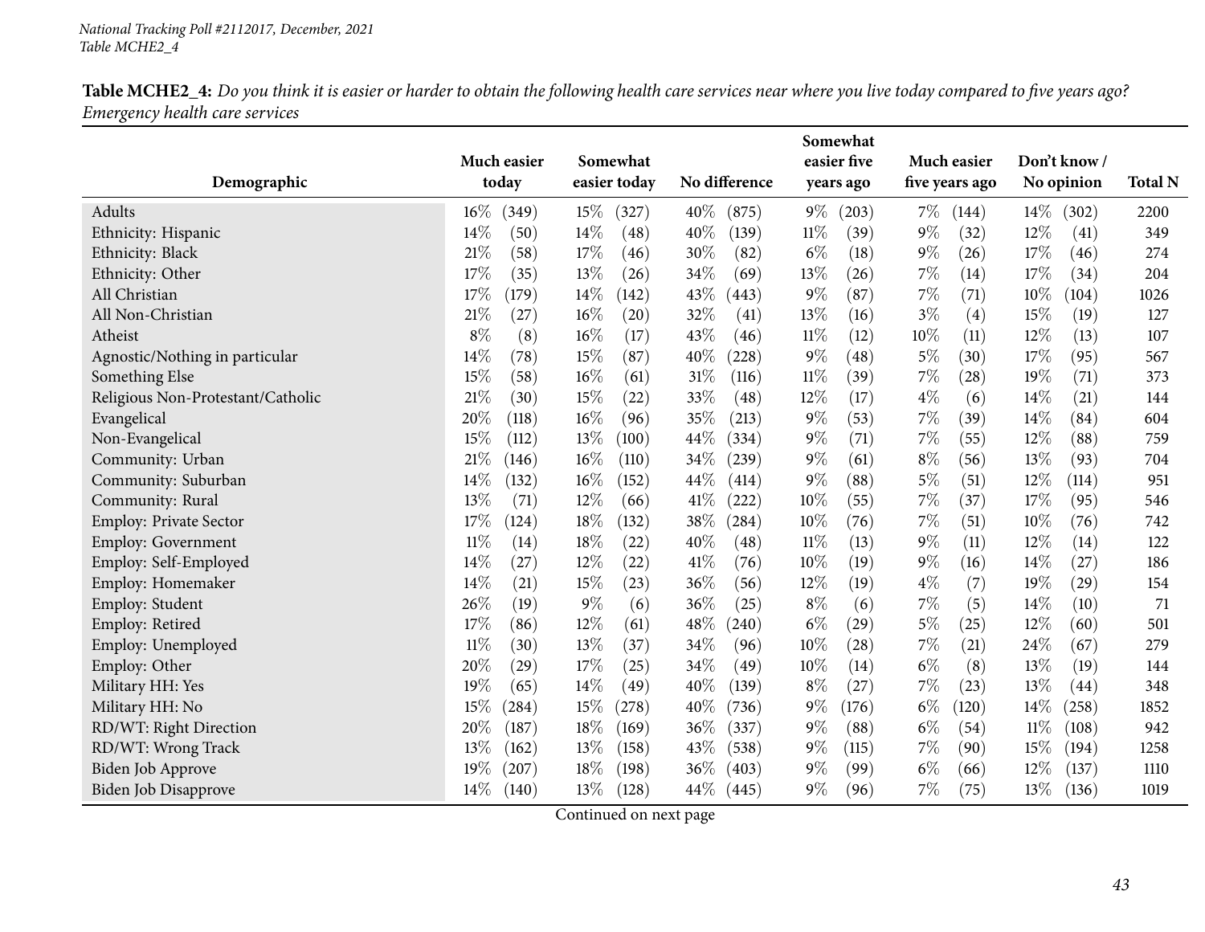**Table MCHE2_4:** *Do you think it is easier or harder to obtain the following health care services near where you live today compared to five years ago? Emergency health care services*

| Demographic | Much easier today | Somewhat easier today | No difference | Somewhat easier five years ago | Much easier five years ago | Don't know / No opinion | Total N |
|---|---|---|---|---|---|---|---|
| Adults | 16% (349) | 15% (327) | 40% (875) | 9% (203) | 7% (144) | 14% (302) | 2200 |
| Ethnicity: Hispanic | 14% (50) | 14% (48) | 40% (139) | 11% (39) | 9% (32) | 12% (41) | 349 |
| Ethnicity: Black | 21% (58) | 17% (46) | 30% (82) | 6% (18) | 9% (26) | 17% (46) | 274 |
| Ethnicity: Other | 17% (35) | 13% (26) | 34% (69) | 13% (26) | 7% (14) | 17% (34) | 204 |
| All Christian | 17% (179) | 14% (142) | 43% (443) | 9% (87) | 7% (71) | 10% (104) | 1026 |
| All Non-Christian | 21% (27) | 16% (20) | 32% (41) | 13% (16) | 3% (4) | 15% (19) | 127 |
| Atheist | 8% (8) | 16% (17) | 43% (46) | 11% (12) | 10% (11) | 12% (13) | 107 |
| Agnostic/Nothing in particular | 14% (78) | 15% (87) | 40% (228) | 9% (48) | 5% (30) | 17% (95) | 567 |
| Something Else | 15% (58) | 16% (61) | 31% (116) | 11% (39) | 7% (28) | 19% (71) | 373 |
| Religious Non-Protestant/Catholic | 21% (30) | 15% (22) | 33% (48) | 12% (17) | 4% (6) | 14% (21) | 144 |
| Evangelical | 20% (118) | 16% (96) | 35% (213) | 9% (53) | 7% (39) | 14% (84) | 604 |
| Non-Evangelical | 15% (112) | 13% (100) | 44% (334) | 9% (71) | 7% (55) | 12% (88) | 759 |
| Community: Urban | 21% (146) | 16% (110) | 34% (239) | 9% (61) | 8% (56) | 13% (93) | 704 |
| Community: Suburban | 14% (132) | 16% (152) | 44% (414) | 9% (88) | 5% (51) | 12% (114) | 951 |
| Community: Rural | 13% (71) | 12% (66) | 41% (222) | 10% (55) | 7% (37) | 17% (95) | 546 |
| Employ: Private Sector | 17% (124) | 18% (132) | 38% (284) | 10% (76) | 7% (51) | 10% (76) | 742 |
| Employ: Government | 11% (14) | 18% (22) | 40% (48) | 11% (13) | 9% (11) | 12% (14) | 122 |
| Employ: Self-Employed | 14% (27) | 12% (22) | 41% (76) | 10% (19) | 9% (16) | 14% (27) | 186 |
| Employ: Homemaker | 14% (21) | 15% (23) | 36% (56) | 12% (19) | 4% (7) | 19% (29) | 154 |
| Employ: Student | 26% (19) | 9% (6) | 36% (25) | 8% (6) | 7% (5) | 14% (10) | 71 |
| Employ: Retired | 17% (86) | 12% (61) | 48% (240) | 6% (29) | 5% (25) | 12% (60) | 501 |
| Employ: Unemployed | 11% (30) | 13% (37) | 34% (96) | 10% (28) | 7% (21) | 24% (67) | 279 |
| Employ: Other | 20% (29) | 17% (25) | 34% (49) | 10% (14) | 6% (8) | 13% (19) | 144 |
| Military HH: Yes | 19% (65) | 14% (49) | 40% (139) | 8% (27) | 7% (23) | 13% (44) | 348 |
| Military HH: No | 15% (284) | 15% (278) | 40% (736) | 9% (176) | 6% (120) | 14% (258) | 1852 |
| RD/WT: Right Direction | 20% (187) | 18% (169) | 36% (337) | 9% (88) | 6% (54) | 11% (108) | 942 |
| RD/WT: Wrong Track | 13% (162) | 13% (158) | 43% (538) | 9% (115) | 7% (90) | 15% (194) | 1258 |
| Biden Job Approve | 19% (207) | 18% (198) | 36% (403) | 9% (99) | 6% (66) | 12% (137) | 1110 |
| Biden Job Disapprove | 14% (140) | 13% (128) | 44% (445) | 9% (96) | 7% (75) | 13% (136) | 1019 |

Continued on next page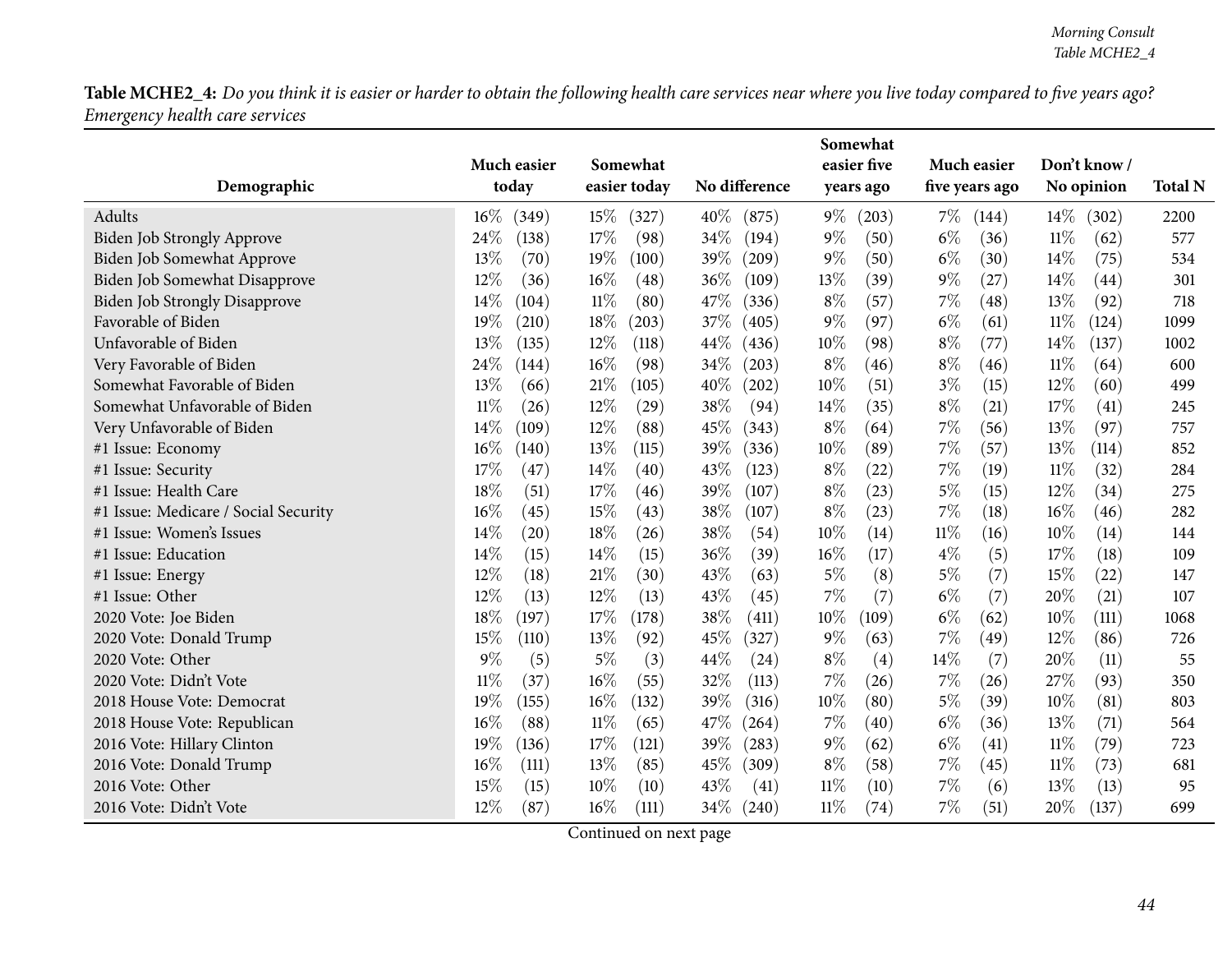**Table MCHE2_4:** *Do you think it is easier or harder to obtain the following health care services near where you live today compared to five years ago? Emergency health care services*

| Demographic | Much easier today | Somewhat easier today | No difference | Somewhat easier five years ago | Much easier five years ago | Don't know / No opinion | Total N |
|---|---|---|---|---|---|---|---|
| Adults | 16% (349) | 15% (327) | 40% (875) | 9% (203) | 7% (144) | 14% (302) | 2200 |
| Biden Job Strongly Approve | 24% (138) | 17% (98) | 34% (194) | 9% (50) | 6% (36) | 11% (62) | 577 |
| Biden Job Somewhat Approve | 13% (70) | 19% (100) | 39% (209) | 9% (50) | 6% (30) | 14% (75) | 534 |
| Biden Job Somewhat Disapprove | 12% (36) | 16% (48) | 36% (109) | 13% (39) | 9% (27) | 14% (44) | 301 |
| Biden Job Strongly Disapprove | 14% (104) | 11% (80) | 47% (336) | 8% (57) | 7% (48) | 13% (92) | 718 |
| Favorable of Biden | 19% (210) | 18% (203) | 37% (405) | 9% (97) | 6% (61) | 11% (124) | 1099 |
| Unfavorable of Biden | 13% (135) | 12% (118) | 44% (436) | 10% (98) | 8% (77) | 14% (137) | 1002 |
| Very Favorable of Biden | 24% (144) | 16% (98) | 34% (203) | 8% (46) | 8% (46) | 11% (64) | 600 |
| Somewhat Favorable of Biden | 13% (66) | 21% (105) | 40% (202) | 10% (51) | 3% (15) | 12% (60) | 499 |
| Somewhat Unfavorable of Biden | 11% (26) | 12% (29) | 38% (94) | 14% (35) | 8% (21) | 17% (41) | 245 |
| Very Unfavorable of Biden | 14% (109) | 12% (88) | 45% (343) | 8% (64) | 7% (56) | 13% (97) | 757 |
| #1 Issue: Economy | 16% (140) | 13% (115) | 39% (336) | 10% (89) | 7% (57) | 13% (114) | 852 |
| #1 Issue: Security | 17% (47) | 14% (40) | 43% (123) | 8% (22) | 7% (19) | 11% (32) | 284 |
| #1 Issue: Health Care | 18% (51) | 17% (46) | 39% (107) | 8% (23) | 5% (15) | 12% (34) | 275 |
| #1 Issue: Medicare / Social Security | 16% (45) | 15% (43) | 38% (107) | 8% (23) | 7% (18) | 16% (46) | 282 |
| #1 Issue: Women's Issues | 14% (20) | 18% (26) | 38% (54) | 10% (14) | 11% (16) | 10% (14) | 144 |
| #1 Issue: Education | 14% (15) | 14% (15) | 36% (39) | 16% (17) | 4% (5) | 17% (18) | 109 |
| #1 Issue: Energy | 12% (18) | 21% (30) | 43% (63) | 5% (8) | 5% (7) | 15% (22) | 147 |
| #1 Issue: Other | 12% (13) | 12% (13) | 43% (45) | 7% (7) | 6% (7) | 20% (21) | 107 |
| 2020 Vote: Joe Biden | 18% (197) | 17% (178) | 38% (411) | 10% (109) | 6% (62) | 10% (111) | 1068 |
| 2020 Vote: Donald Trump | 15% (110) | 13% (92) | 45% (327) | 9% (63) | 7% (49) | 12% (86) | 726 |
| 2020 Vote: Other | 9% (5) | 5% (3) | 44% (24) | 8% (4) | 14% (7) | 20% (11) | 55 |
| 2020 Vote: Didn't Vote | 11% (37) | 16% (55) | 32% (113) | 7% (26) | 7% (26) | 27% (93) | 350 |
| 2018 House Vote: Democrat | 19% (155) | 16% (132) | 39% (316) | 10% (80) | 5% (39) | 10% (81) | 803 |
| 2018 House Vote: Republican | 16% (88) | 11% (65) | 47% (264) | 7% (40) | 6% (36) | 13% (71) | 564 |
| 2016 Vote: Hillary Clinton | 19% (136) | 17% (121) | 39% (283) | 9% (62) | 6% (41) | 11% (79) | 723 |
| 2016 Vote: Donald Trump | 16% (111) | 13% (85) | 45% (309) | 8% (58) | 7% (45) | 11% (73) | 681 |
| 2016 Vote: Other | 15% (15) | 10% (10) | 43% (41) | 11% (10) | 7% (6) | 13% (13) | 95 |
| 2016 Vote: Didn't Vote | 12% (87) | 16% (111) | 34% (240) | 11% (74) | 7% (51) | 20% (137) | 699 |

Continued on next page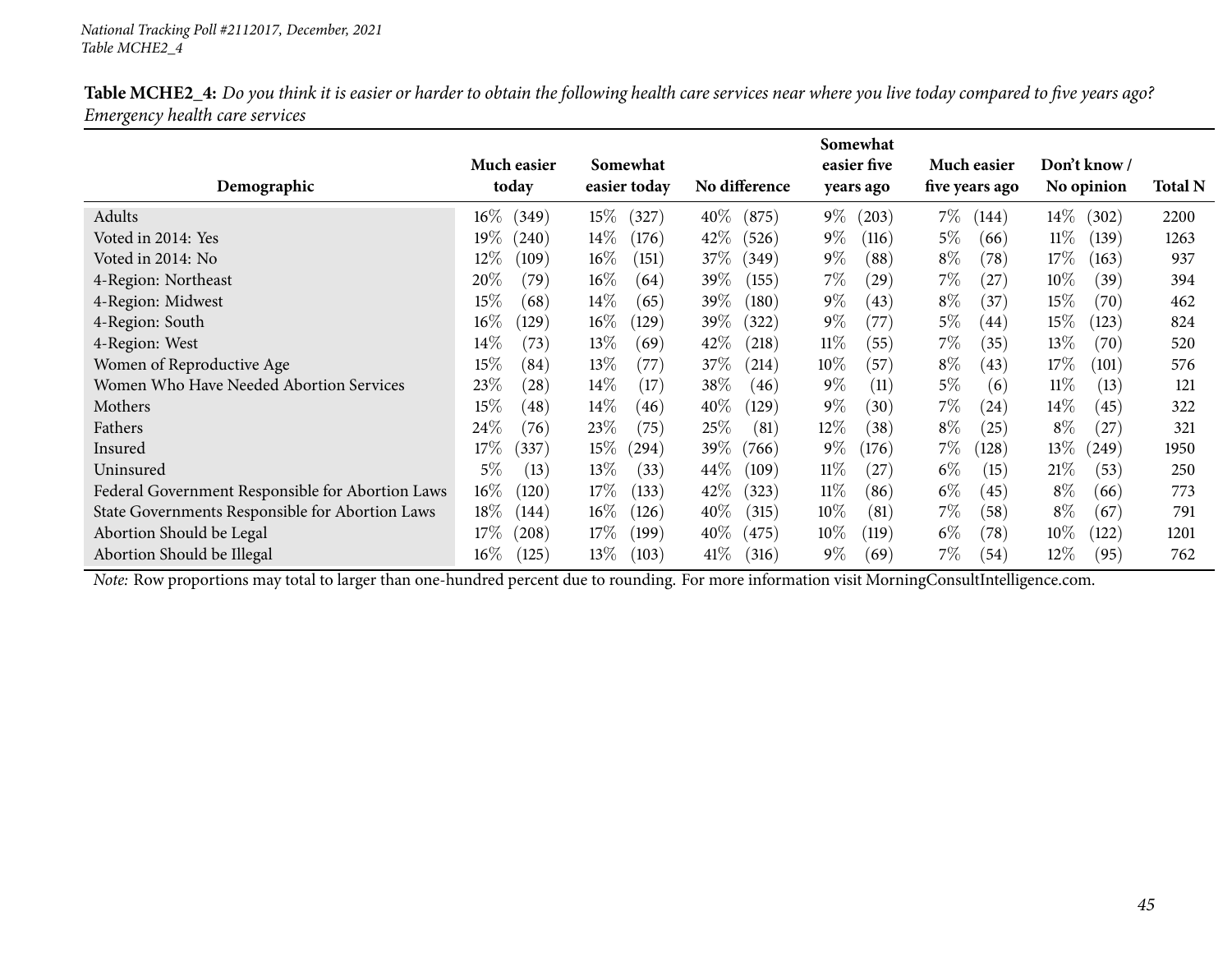*National Tracking Poll #2112017, December, 2021*
*Table MCHE2_4*

**Table MCHE2_4:** *Do you think it is easier or harder to obtain the following health care services near where you live today compared to five years ago? Emergency health care services*

| Demographic | Much easier today | Somewhat easier today | No difference | Somewhat easier five years ago | Much easier five years ago | Don't know / No opinion | Total N |
|---|---|---|---|---|---|---|---|
| Adults | 16% (349) | 15% (327) | 40% (875) | 9% (203) | 7% (144) | 14% (302) | 2200 |
| Voted in 2014: Yes | 19% (240) | 14% (176) | 42% (526) | 9% (116) | 5% (66) | 11% (139) | 1263 |
| Voted in 2014: No | 12% (109) | 16% (151) | 37% (349) | 9% (88) | 8% (78) | 17% (163) | 937 |
| 4-Region: Northeast | 20% (79) | 16% (64) | 39% (155) | 7% (29) | 7% (27) | 10% (39) | 394 |
| 4-Region: Midwest | 15% (68) | 14% (65) | 39% (180) | 9% (43) | 8% (37) | 15% (70) | 462 |
| 4-Region: South | 16% (129) | 16% (129) | 39% (322) | 9% (77) | 5% (44) | 15% (123) | 824 |
| 4-Region: West | 14% (73) | 13% (69) | 42% (218) | 11% (55) | 7% (35) | 13% (70) | 520 |
| Women of Reproductive Age | 15% (84) | 13% (77) | 37% (214) | 10% (57) | 8% (43) | 17% (101) | 576 |
| Women Who Have Needed Abortion Services | 23% (28) | 14% (17) | 38% (46) | 9% (11) | 5% (6) | 11% (13) | 121 |
| Mothers | 15% (48) | 14% (46) | 40% (129) | 9% (30) | 7% (24) | 14% (45) | 322 |
| Fathers | 24% (76) | 23% (75) | 25% (81) | 12% (38) | 8% (25) | 8% (27) | 321 |
| Insured | 17% (337) | 15% (294) | 39% (766) | 9% (176) | 7% (128) | 13% (249) | 1950 |
| Uninsured | 5% (13) | 13% (33) | 44% (109) | 11% (27) | 6% (15) | 21% (53) | 250 |
| Federal Government Responsible for Abortion Laws | 16% (120) | 17% (133) | 42% (323) | 11% (86) | 6% (45) | 8% (66) | 773 |
| State Governments Responsible for Abortion Laws | 18% (144) | 16% (126) | 40% (315) | 10% (81) | 7% (58) | 8% (67) | 791 |
| Abortion Should be Legal | 17% (208) | 17% (199) | 40% (475) | 10% (119) | 6% (78) | 10% (122) | 1201 |
| Abortion Should be Illegal | 16% (125) | 13% (103) | 41% (316) | 9% (69) | 7% (54) | 12% (95) | 762 |

*Note:* Row proportions may total to larger than one-hundred percent due to rounding. For more information visit MorningConsultIntelligence.com.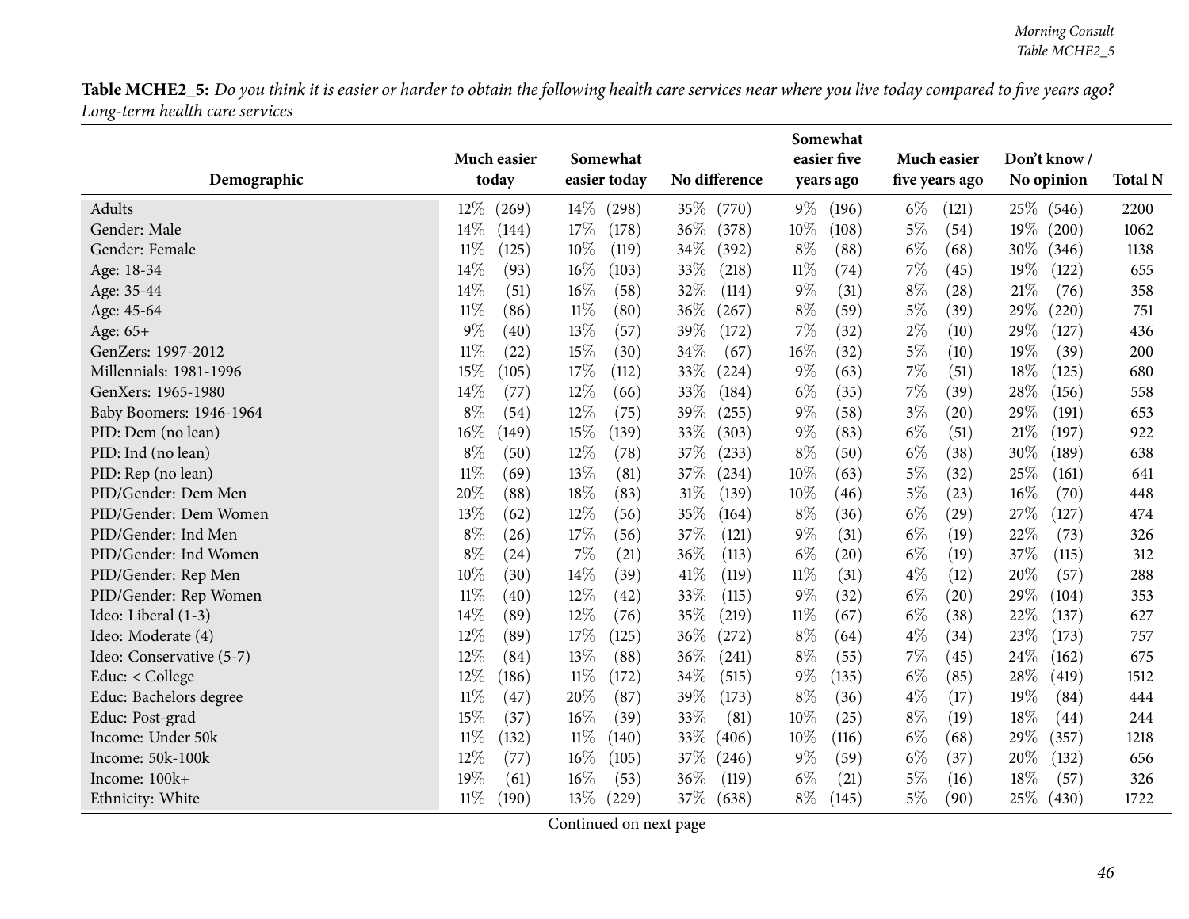**Table MCHE2_5:** *Do you think it is easier or harder to obtain the following health care services near where you live today compared to five years ago? Long-term health care services*

| Demographic | Much easier today | Somewhat easier today | No difference | Somewhat easier five years ago | Much easier five years ago | Don't know / No opinion | Total N |
|---|---|---|---|---|---|---|---|
| Adults | 12% (269) | 14% (298) | 35% (770) | 9% (196) | 6% (121) | 25% (546) | 2200 |
| Gender: Male | 14% (144) | 17% (178) | 36% (378) | 10% (108) | 5% (54) | 19% (200) | 1062 |
| Gender: Female | 11% (125) | 10% (119) | 34% (392) | 8% (88) | 6% (68) | 30% (346) | 1138 |
| Age: 18-34 | 14% (93) | 16% (103) | 33% (218) | 11% (74) | 7% (45) | 19% (122) | 655 |
| Age: 35-44 | 14% (51) | 16% (58) | 32% (114) | 9% (31) | 8% (28) | 21% (76) | 358 |
| Age: 45-64 | 11% (86) | 11% (80) | 36% (267) | 8% (59) | 5% (39) | 29% (220) | 751 |
| Age: 65+ | 9% (40) | 13% (57) | 39% (172) | 7% (32) | 2% (10) | 29% (127) | 436 |
| GenZers: 1997-2012 | 11% (22) | 15% (30) | 34% (67) | 16% (32) | 5% (10) | 19% (39) | 200 |
| Millennials: 1981-1996 | 15% (105) | 17% (112) | 33% (224) | 9% (63) | 7% (51) | 18% (125) | 680 |
| GenXers: 1965-1980 | 14% (77) | 12% (66) | 33% (184) | 6% (35) | 7% (39) | 28% (156) | 558 |
| Baby Boomers: 1946-1964 | 8% (54) | 12% (75) | 39% (255) | 9% (58) | 3% (20) | 29% (191) | 653 |
| PID: Dem (no lean) | 16% (149) | 15% (139) | 33% (303) | 9% (83) | 6% (51) | 21% (197) | 922 |
| PID: Ind (no lean) | 8% (50) | 12% (78) | 37% (233) | 8% (50) | 6% (38) | 30% (189) | 638 |
| PID: Rep (no lean) | 11% (69) | 13% (81) | 37% (234) | 10% (63) | 5% (32) | 25% (161) | 641 |
| PID/Gender: Dem Men | 20% (88) | 18% (83) | 31% (139) | 10% (46) | 5% (23) | 16% (70) | 448 |
| PID/Gender: Dem Women | 13% (62) | 12% (56) | 35% (164) | 8% (36) | 6% (29) | 27% (127) | 474 |
| PID/Gender: Ind Men | 8% (26) | 17% (56) | 37% (121) | 9% (31) | 6% (19) | 22% (73) | 326 |
| PID/Gender: Ind Women | 8% (24) | 7% (21) | 36% (113) | 6% (20) | 6% (19) | 37% (115) | 312 |
| PID/Gender: Rep Men | 10% (30) | 14% (39) | 41% (119) | 11% (31) | 4% (12) | 20% (57) | 288 |
| PID/Gender: Rep Women | 11% (40) | 12% (42) | 33% (115) | 9% (32) | 6% (20) | 29% (104) | 353 |
| Ideo: Liberal (1-3) | 14% (89) | 12% (76) | 35% (219) | 11% (67) | 6% (38) | 22% (137) | 627 |
| Ideo: Moderate (4) | 12% (89) | 17% (125) | 36% (272) | 8% (64) | 4% (34) | 23% (173) | 757 |
| Ideo: Conservative (5-7) | 12% (84) | 13% (88) | 36% (241) | 8% (55) | 7% (45) | 24% (162) | 675 |
| Educ: < College | 12% (186) | 11% (172) | 34% (515) | 9% (135) | 6% (85) | 28% (419) | 1512 |
| Educ: Bachelors degree | 11% (47) | 20% (87) | 39% (173) | 8% (36) | 4% (17) | 19% (84) | 444 |
| Educ: Post-grad | 15% (37) | 16% (39) | 33% (81) | 10% (25) | 8% (19) | 18% (44) | 244 |
| Income: Under 50k | 11% (132) | 11% (140) | 33% (406) | 10% (116) | 6% (68) | 29% (357) | 1218 |
| Income: 50k-100k | 12% (77) | 16% (105) | 37% (246) | 9% (59) | 6% (37) | 20% (132) | 656 |
| Income: 100k+ | 19% (61) | 16% (53) | 36% (119) | 6% (21) | 5% (16) | 18% (57) | 326 |
| Ethnicity: White | 11% (190) | 13% (229) | 37% (638) | 8% (145) | 5% (90) | 25% (430) | 1722 |

Continued on next page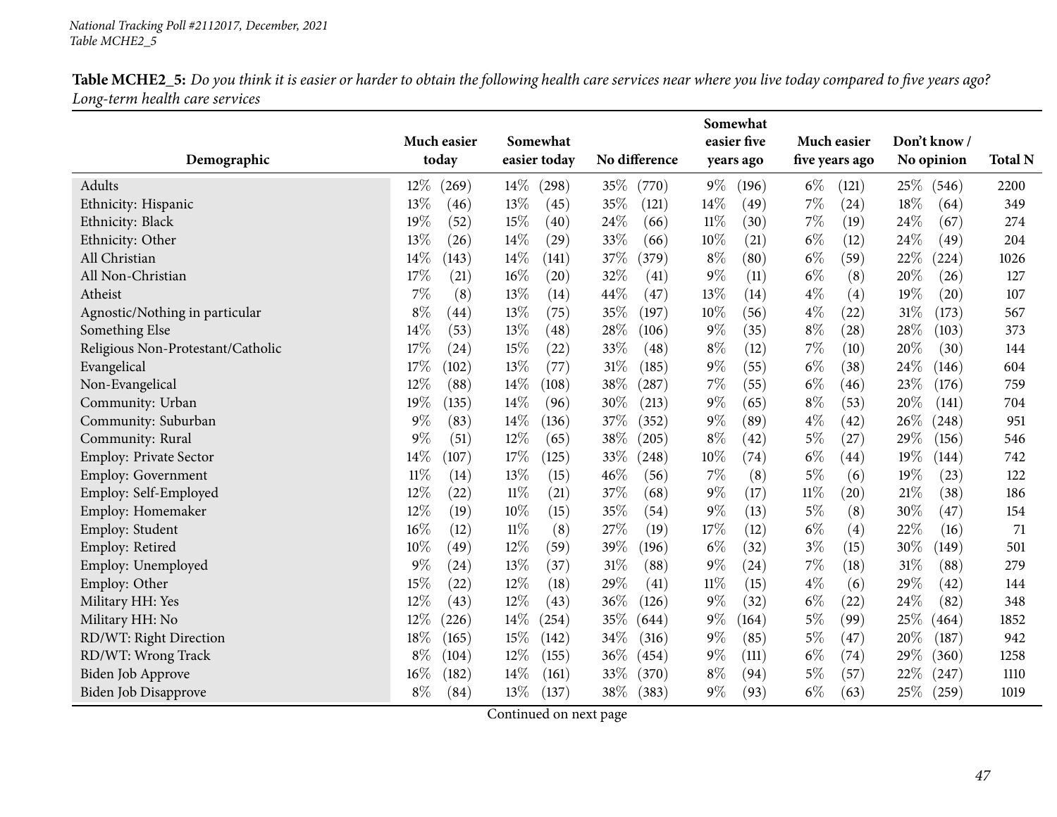*National Tracking Poll #2112017, December, 2021*
*Table MCHE2_5*

**Table MCHE2_5:** *Do you think it is easier or harder to obtain the following health care services near where you live today compared to five years ago? Long-term health care services*

| Demographic | Much easier today | Somewhat easier today | No difference | Somewhat easier five years ago | Much easier five years ago | Don't know / No opinion | Total N |
|---|---|---|---|---|---|---|---|
| Adults | 12% (269) | 14% (298) | 35% (770) | 9% (196) | 6% (121) | 25% (546) | 2200 |
| Ethnicity: Hispanic | 13% (46) | 13% (45) | 35% (121) | 14% (49) | 7% (24) | 18% (64) | 349 |
| Ethnicity: Black | 19% (52) | 15% (40) | 24% (66) | 11% (30) | 7% (19) | 24% (67) | 274 |
| Ethnicity: Other | 13% (26) | 14% (29) | 33% (66) | 10% (21) | 6% (12) | 24% (49) | 204 |
| All Christian | 14% (143) | 14% (141) | 37% (379) | 8% (80) | 6% (59) | 22% (224) | 1026 |
| All Non-Christian | 17% (21) | 16% (20) | 32% (41) | 9% (11) | 6% (8) | 20% (26) | 127 |
| Atheist | 7% (8) | 13% (14) | 44% (47) | 13% (14) | 4% (4) | 19% (20) | 107 |
| Agnostic/Nothing in particular | 8% (44) | 13% (75) | 35% (197) | 10% (56) | 4% (22) | 31% (173) | 567 |
| Something Else | 14% (53) | 13% (48) | 28% (106) | 9% (35) | 8% (28) | 28% (103) | 373 |
| Religious Non-Protestant/Catholic | 17% (24) | 15% (22) | 33% (48) | 8% (12) | 7% (10) | 20% (30) | 144 |
| Evangelical | 17% (102) | 13% (77) | 31% (185) | 9% (55) | 6% (38) | 24% (146) | 604 |
| Non-Evangelical | 12% (88) | 14% (108) | 38% (287) | 7% (55) | 6% (46) | 23% (176) | 759 |
| Community: Urban | 19% (135) | 14% (96) | 30% (213) | 9% (65) | 8% (53) | 20% (141) | 704 |
| Community: Suburban | 9% (83) | 14% (136) | 37% (352) | 9% (89) | 4% (42) | 26% (248) | 951 |
| Community: Rural | 9% (51) | 12% (65) | 38% (205) | 8% (42) | 5% (27) | 29% (156) | 546 |
| Employ: Private Sector | 14% (107) | 17% (125) | 33% (248) | 10% (74) | 6% (44) | 19% (144) | 742 |
| Employ: Government | 11% (14) | 13% (15) | 46% (56) | 7% (8) | 5% (6) | 19% (23) | 122 |
| Employ: Self-Employed | 12% (22) | 11% (21) | 37% (68) | 9% (17) | 11% (20) | 21% (38) | 186 |
| Employ: Homemaker | 12% (19) | 10% (15) | 35% (54) | 9% (13) | 5% (8) | 30% (47) | 154 |
| Employ: Student | 16% (12) | 11% (8) | 27% (19) | 17% (12) | 6% (4) | 22% (16) | 71 |
| Employ: Retired | 10% (49) | 12% (59) | 39% (196) | 6% (32) | 3% (15) | 30% (149) | 501 |
| Employ: Unemployed | 9% (24) | 13% (37) | 31% (88) | 9% (24) | 7% (18) | 31% (88) | 279 |
| Employ: Other | 15% (22) | 12% (18) | 29% (41) | 11% (15) | 4% (6) | 29% (42) | 144 |
| Military HH: Yes | 12% (43) | 12% (43) | 36% (126) | 9% (32) | 6% (22) | 24% (82) | 348 |
| Military HH: No | 12% (226) | 14% (254) | 35% (644) | 9% (164) | 5% (99) | 25% (464) | 1852 |
| RD/WT: Right Direction | 18% (165) | 15% (142) | 34% (316) | 9% (85) | 5% (47) | 20% (187) | 942 |
| RD/WT: Wrong Track | 8% (104) | 12% (155) | 36% (454) | 9% (111) | 6% (74) | 29% (360) | 1258 |
| Biden Job Approve | 16% (182) | 14% (161) | 33% (370) | 8% (94) | 5% (57) | 22% (247) | 1110 |
| Biden Job Disapprove | 8% (84) | 13% (137) | 38% (383) | 9% (93) | 6% (63) | 25% (259) | 1019 |

Continued on next page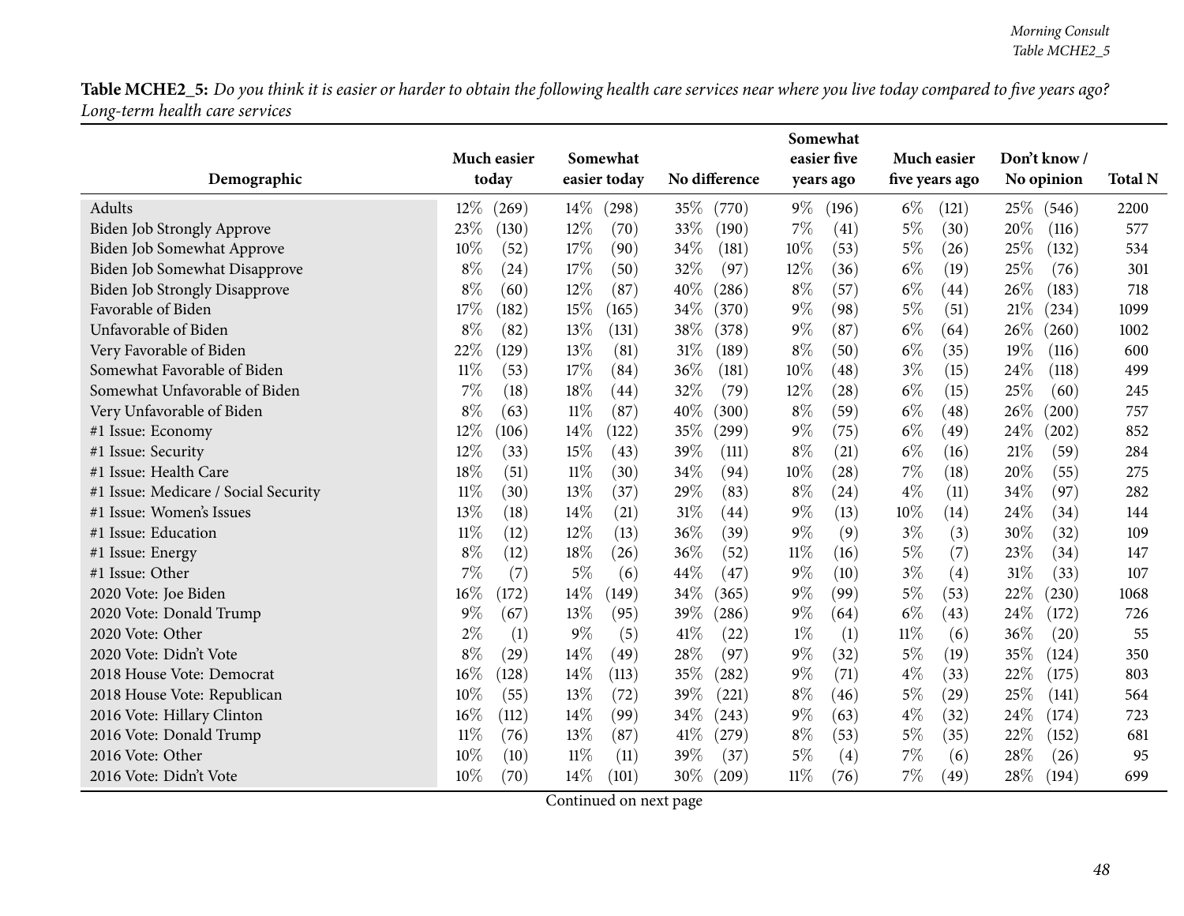**Table MCHE2_5:** *Do you think it is easier or harder to obtain the following health care services near where you live today compared to five years ago? Long-term health care services*

| Demographic | Much easier today | Somewhat easier today | No difference | Somewhat easier five years ago | Much easier five years ago | Don't know / No opinion | Total N |
|---|---|---|---|---|---|---|---|
| Adults | 12% (269) | 14% (298) | 35% (770) | 9% (196) | 6% (121) | 25% (546) | 2200 |
| Biden Job Strongly Approve | 23% (130) | 12% (70) | 33% (190) | 7% (41) | 5% (30) | 20% (116) | 577 |
| Biden Job Somewhat Approve | 10% (52) | 17% (90) | 34% (181) | 10% (53) | 5% (26) | 25% (132) | 534 |
| Biden Job Somewhat Disapprove | 8% (24) | 17% (50) | 32% (97) | 12% (36) | 6% (19) | 25% (76) | 301 |
| Biden Job Strongly Disapprove | 8% (60) | 12% (87) | 40% (286) | 8% (57) | 6% (44) | 26% (183) | 718 |
| Favorable of Biden | 17% (182) | 15% (165) | 34% (370) | 9% (98) | 5% (51) | 21% (234) | 1099 |
| Unfavorable of Biden | 8% (82) | 13% (131) | 38% (378) | 9% (87) | 6% (64) | 26% (260) | 1002 |
| Very Favorable of Biden | 22% (129) | 13% (81) | 31% (189) | 8% (50) | 6% (35) | 19% (116) | 600 |
| Somewhat Favorable of Biden | 11% (53) | 17% (84) | 36% (181) | 10% (48) | 3% (15) | 24% (118) | 499 |
| Somewhat Unfavorable of Biden | 7% (18) | 18% (44) | 32% (79) | 12% (28) | 6% (15) | 25% (60) | 245 |
| Very Unfavorable of Biden | 8% (63) | 11% (87) | 40% (300) | 8% (59) | 6% (48) | 26% (200) | 757 |
| #1 Issue: Economy | 12% (106) | 14% (122) | 35% (299) | 9% (75) | 6% (49) | 24% (202) | 852 |
| #1 Issue: Security | 12% (33) | 15% (43) | 39% (111) | 8% (21) | 6% (16) | 21% (59) | 284 |
| #1 Issue: Health Care | 18% (51) | 11% (30) | 34% (94) | 10% (28) | 7% (18) | 20% (55) | 275 |
| #1 Issue: Medicare / Social Security | 11% (30) | 13% (37) | 29% (83) | 8% (24) | 4% (11) | 34% (97) | 282 |
| #1 Issue: Women's Issues | 13% (18) | 14% (21) | 31% (44) | 9% (13) | 10% (14) | 24% (34) | 144 |
| #1 Issue: Education | 11% (12) | 12% (13) | 36% (39) | 9% (9) | 3% (3) | 30% (32) | 109 |
| #1 Issue: Energy | 8% (12) | 18% (26) | 36% (52) | 11% (16) | 5% (7) | 23% (34) | 147 |
| #1 Issue: Other | 7% (7) | 5% (6) | 44% (47) | 9% (10) | 3% (4) | 31% (33) | 107 |
| 2020 Vote: Joe Biden | 16% (172) | 14% (149) | 34% (365) | 9% (99) | 5% (53) | 22% (230) | 1068 |
| 2020 Vote: Donald Trump | 9% (67) | 13% (95) | 39% (286) | 9% (64) | 6% (43) | 24% (172) | 726 |
| 2020 Vote: Other | 2% (1) | 9% (5) | 41% (22) | 1% (1) | 11% (6) | 36% (20) | 55 |
| 2020 Vote: Didn't Vote | 8% (29) | 14% (49) | 28% (97) | 9% (32) | 5% (19) | 35% (124) | 350 |
| 2018 House Vote: Democrat | 16% (128) | 14% (113) | 35% (282) | 9% (71) | 4% (33) | 22% (175) | 803 |
| 2018 House Vote: Republican | 10% (55) | 13% (72) | 39% (221) | 8% (46) | 5% (29) | 25% (141) | 564 |
| 2016 Vote: Hillary Clinton | 16% (112) | 14% (99) | 34% (243) | 9% (63) | 4% (32) | 24% (174) | 723 |
| 2016 Vote: Donald Trump | 11% (76) | 13% (87) | 41% (279) | 8% (53) | 5% (35) | 22% (152) | 681 |
| 2016 Vote: Other | 10% (10) | 11% (11) | 39% (37) | 5% (4) | 7% (6) | 28% (26) | 95 |
| 2016 Vote: Didn't Vote | 10% (70) | 14% (101) | 30% (209) | 11% (76) | 7% (49) | 28% (194) | 699 |

Continued on next page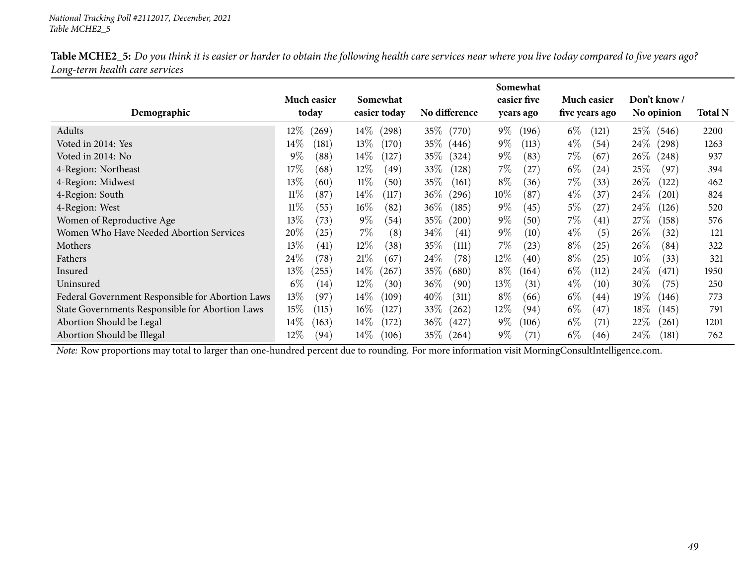*National Tracking Poll #2112017, December, 2021*
*Table MCHE2_5*

**Table MCHE2_5:** *Do you think it is easier or harder to obtain the following health care services near where you live today compared to five years ago? Long-term health care services*

| Demographic | Much easier today | Somewhat easier today | No difference | Somewhat easier five years ago | Much easier five years ago | Don't know / No opinion | Total N |
|---|---|---|---|---|---|---|---|
| Adults | 12% (269) | 14% (298) | 35% (770) | 9% (196) | 6% (121) | 25% (546) | 2200 |
| Voted in 2014: Yes | 14% (181) | 13% (170) | 35% (446) | 9% (113) | 4% (54) | 24% (298) | 1263 |
| Voted in 2014: No | 9% (88) | 14% (127) | 35% (324) | 9% (83) | 7% (67) | 26% (248) | 937 |
| 4-Region: Northeast | 17% (68) | 12% (49) | 33% (128) | 7% (27) | 6% (24) | 25% (97) | 394 |
| 4-Region: Midwest | 13% (60) | 11% (50) | 35% (161) | 8% (36) | 7% (33) | 26% (122) | 462 |
| 4-Region: South | 11% (87) | 14% (117) | 36% (296) | 10% (87) | 4% (37) | 24% (201) | 824 |
| 4-Region: West | 11% (55) | 16% (82) | 36% (185) | 9% (45) | 5% (27) | 24% (126) | 520 |
| Women of Reproductive Age | 13% (73) | 9% (54) | 35% (200) | 9% (50) | 7% (41) | 27% (158) | 576 |
| Women Who Have Needed Abortion Services | 20% (25) | 7% (8) | 34% (41) | 9% (10) | 4% (5) | 26% (32) | 121 |
| Mothers | 13% (41) | 12% (38) | 35% (111) | 7% (23) | 8% (25) | 26% (84) | 322 |
| Fathers | 24% (78) | 21% (67) | 24% (78) | 12% (40) | 8% (25) | 10% (33) | 321 |
| Insured | 13% (255) | 14% (267) | 35% (680) | 8% (164) | 6% (112) | 24% (471) | 1950 |
| Uninsured | 6% (14) | 12% (30) | 36% (90) | 13% (31) | 4% (10) | 30% (75) | 250 |
| Federal Government Responsible for Abortion Laws | 13% (97) | 14% (109) | 40% (311) | 8% (66) | 6% (44) | 19% (146) | 773 |
| State Governments Responsible for Abortion Laws | 15% (115) | 16% (127) | 33% (262) | 12% (94) | 6% (47) | 18% (145) | 791 |
| Abortion Should be Legal | 14% (163) | 14% (172) | 36% (427) | 9% (106) | 6% (71) | 22% (261) | 1201 |
| Abortion Should be Illegal | 12% (94) | 14% (106) | 35% (264) | 9% (71) | 6% (46) | 24% (181) | 762 |

*Note:* Row proportions may total to larger than one-hundred percent due to rounding. For more information visit MorningConsultIntelligence.com.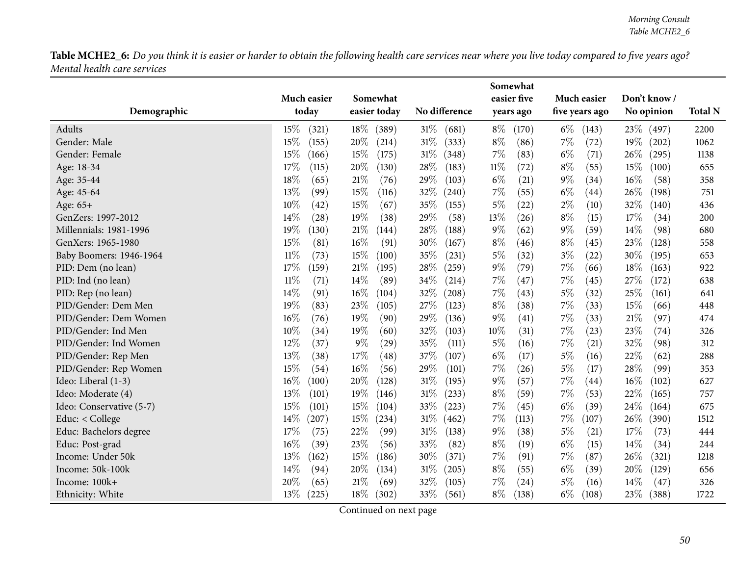**Table MCHE2_6:** *Do you think it is easier or harder to obtain the following health care services near where you live today compared to five years ago? Mental health care services*

| Demographic | Much easier today | Somewhat easier today | No difference | Somewhat easier five years ago | Much easier five years ago | Don't know / No opinion | Total N |
|---|---|---|---|---|---|---|---|
| Adults | 15% (321) | 18% (389) | 31% (681) | 8% (170) | 6% (143) | 23% (497) | 2200 |
| Gender: Male | 15% (155) | 20% (214) | 31% (333) | 8% (86) | 7% (72) | 19% (202) | 1062 |
| Gender: Female | 15% (166) | 15% (175) | 31% (348) | 7% (83) | 6% (71) | 26% (295) | 1138 |
| Age: 18-34 | 17% (115) | 20% (130) | 28% (183) | 11% (72) | 8% (55) | 15% (100) | 655 |
| Age: 35-44 | 18% (65) | 21% (76) | 29% (103) | 6% (21) | 9% (34) | 16% (58) | 358 |
| Age: 45-64 | 13% (99) | 15% (116) | 32% (240) | 7% (55) | 6% (44) | 26% (198) | 751 |
| Age: 65+ | 10% (42) | 15% (67) | 35% (155) | 5% (22) | 2% (10) | 32% (140) | 436 |
| GenZers: 1997-2012 | 14% (28) | 19% (38) | 29% (58) | 13% (26) | 8% (15) | 17% (34) | 200 |
| Millennials: 1981-1996 | 19% (130) | 21% (144) | 28% (188) | 9% (62) | 9% (59) | 14% (98) | 680 |
| GenXers: 1965-1980 | 15% (81) | 16% (91) | 30% (167) | 8% (46) | 8% (45) | 23% (128) | 558 |
| Baby Boomers: 1946-1964 | 11% (73) | 15% (100) | 35% (231) | 5% (32) | 3% (22) | 30% (195) | 653 |
| PID: Dem (no lean) | 17% (159) | 21% (195) | 28% (259) | 9% (79) | 7% (66) | 18% (163) | 922 |
| PID: Ind (no lean) | 11% (71) | 14% (89) | 34% (214) | 7% (47) | 7% (45) | 27% (172) | 638 |
| PID: Rep (no lean) | 14% (91) | 16% (104) | 32% (208) | 7% (43) | 5% (32) | 25% (161) | 641 |
| PID/Gender: Dem Men | 19% (83) | 23% (105) | 27% (123) | 8% (38) | 7% (33) | 15% (66) | 448 |
| PID/Gender: Dem Women | 16% (76) | 19% (90) | 29% (136) | 9% (41) | 7% (33) | 21% (97) | 474 |
| PID/Gender: Ind Men | 10% (34) | 19% (60) | 32% (103) | 10% (31) | 7% (23) | 23% (74) | 326 |
| PID/Gender: Ind Women | 12% (37) | 9% (29) | 35% (111) | 5% (16) | 7% (21) | 32% (98) | 312 |
| PID/Gender: Rep Men | 13% (38) | 17% (48) | 37% (107) | 6% (17) | 5% (16) | 22% (62) | 288 |
| PID/Gender: Rep Women | 15% (54) | 16% (56) | 29% (101) | 7% (26) | 5% (17) | 28% (99) | 353 |
| Ideo: Liberal (1-3) | 16% (100) | 20% (128) | 31% (195) | 9% (57) | 7% (44) | 16% (102) | 627 |
| Ideo: Moderate (4) | 13% (101) | 19% (146) | 31% (233) | 8% (59) | 7% (53) | 22% (165) | 757 |
| Ideo: Conservative (5-7) | 15% (101) | 15% (104) | 33% (223) | 7% (45) | 6% (39) | 24% (164) | 675 |
| Educ: < College | 14% (207) | 15% (234) | 31% (462) | 7% (113) | 7% (107) | 26% (390) | 1512 |
| Educ: Bachelors degree | 17% (75) | 22% (99) | 31% (138) | 9% (38) | 5% (21) | 17% (73) | 444 |
| Educ: Post-grad | 16% (39) | 23% (56) | 33% (82) | 8% (19) | 6% (15) | 14% (34) | 244 |
| Income: Under 50k | 13% (162) | 15% (186) | 30% (371) | 7% (91) | 7% (87) | 26% (321) | 1218 |
| Income: 50k-100k | 14% (94) | 20% (134) | 31% (205) | 8% (55) | 6% (39) | 20% (129) | 656 |
| Income: 100k+ | 20% (65) | 21% (69) | 32% (105) | 7% (24) | 5% (16) | 14% (47) | 326 |
| Ethnicity: White | 13% (225) | 18% (302) | 33% (561) | 8% (138) | 6% (108) | 23% (388) | 1722 |

Continued on next page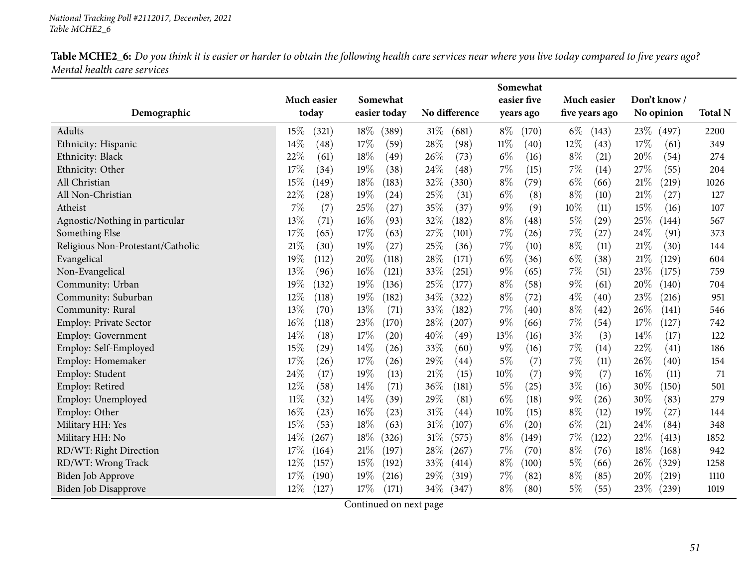*National Tracking Poll #2112017, December, 2021*
*Table MCHE2_6*

**Table MCHE2_6:** *Do you think it is easier or harder to obtain the following health care services near where you live today compared to five years ago? Mental health care services*

| Demographic | Much easier today | Somewhat easier today | No difference | Somewhat easier five years ago | Much easier five years ago | Don't know / No opinion | Total N |
|---|---|---|---|---|---|---|---|
| Adults | 15% (321) | 18% (389) | 31% (681) | 8% (170) | 6% (143) | 23% (497) | 2200 |
| Ethnicity: Hispanic | 14% (48) | 17% (59) | 28% (98) | 11% (40) | 12% (43) | 17% (61) | 349 |
| Ethnicity: Black | 22% (61) | 18% (49) | 26% (73) | 6% (16) | 8% (21) | 20% (54) | 274 |
| Ethnicity: Other | 17% (34) | 19% (38) | 24% (48) | 7% (15) | 7% (14) | 27% (55) | 204 |
| All Christian | 15% (149) | 18% (183) | 32% (330) | 8% (79) | 6% (66) | 21% (219) | 1026 |
| All Non-Christian | 22% (28) | 19% (24) | 25% (31) | 6% (8) | 8% (10) | 21% (27) | 127 |
| Atheist | 7% (7) | 25% (27) | 35% (37) | 9% (9) | 10% (11) | 15% (16) | 107 |
| Agnostic/Nothing in particular | 13% (71) | 16% (93) | 32% (182) | 8% (48) | 5% (29) | 25% (144) | 567 |
| Something Else | 17% (65) | 17% (63) | 27% (101) | 7% (26) | 7% (27) | 24% (91) | 373 |
| Religious Non-Protestant/Catholic | 21% (30) | 19% (27) | 25% (36) | 7% (10) | 8% (11) | 21% (30) | 144 |
| Evangelical | 19% (112) | 20% (118) | 28% (171) | 6% (36) | 6% (38) | 21% (129) | 604 |
| Non-Evangelical | 13% (96) | 16% (121) | 33% (251) | 9% (65) | 7% (51) | 23% (175) | 759 |
| Community: Urban | 19% (132) | 19% (136) | 25% (177) | 8% (58) | 9% (61) | 20% (140) | 704 |
| Community: Suburban | 12% (118) | 19% (182) | 34% (322) | 8% (72) | 4% (40) | 23% (216) | 951 |
| Community: Rural | 13% (70) | 13% (71) | 33% (182) | 7% (40) | 8% (42) | 26% (141) | 546 |
| Employ: Private Sector | 16% (118) | 23% (170) | 28% (207) | 9% (66) | 7% (54) | 17% (127) | 742 |
| Employ: Government | 14% (18) | 17% (20) | 40% (49) | 13% (16) | 3% (3) | 14% (17) | 122 |
| Employ: Self-Employed | 15% (29) | 14% (26) | 33% (60) | 9% (16) | 7% (14) | 22% (41) | 186 |
| Employ: Homemaker | 17% (26) | 17% (26) | 29% (44) | 5% (7) | 7% (11) | 26% (40) | 154 |
| Employ: Student | 24% (17) | 19% (13) | 21% (15) | 10% (7) | 9% (7) | 16% (11) | 71 |
| Employ: Retired | 12% (58) | 14% (71) | 36% (181) | 5% (25) | 3% (16) | 30% (150) | 501 |
| Employ: Unemployed | 11% (32) | 14% (39) | 29% (81) | 6% (18) | 9% (26) | 30% (83) | 279 |
| Employ: Other | 16% (23) | 16% (23) | 31% (44) | 10% (15) | 8% (12) | 19% (27) | 144 |
| Military HH: Yes | 15% (53) | 18% (63) | 31% (107) | 6% (20) | 6% (21) | 24% (84) | 348 |
| Military HH: No | 14% (267) | 18% (326) | 31% (575) | 8% (149) | 7% (122) | 22% (413) | 1852 |
| RD/WT: Right Direction | 17% (164) | 21% (197) | 28% (267) | 7% (70) | 8% (76) | 18% (168) | 942 |
| RD/WT: Wrong Track | 12% (157) | 15% (192) | 33% (414) | 8% (100) | 5% (66) | 26% (329) | 1258 |
| Biden Job Approve | 17% (190) | 19% (216) | 29% (319) | 7% (82) | 8% (85) | 20% (219) | 1110 |
| Biden Job Disapprove | 12% (127) | 17% (171) | 34% (347) | 8% (80) | 5% (55) | 23% (239) | 1019 |

Continued on next page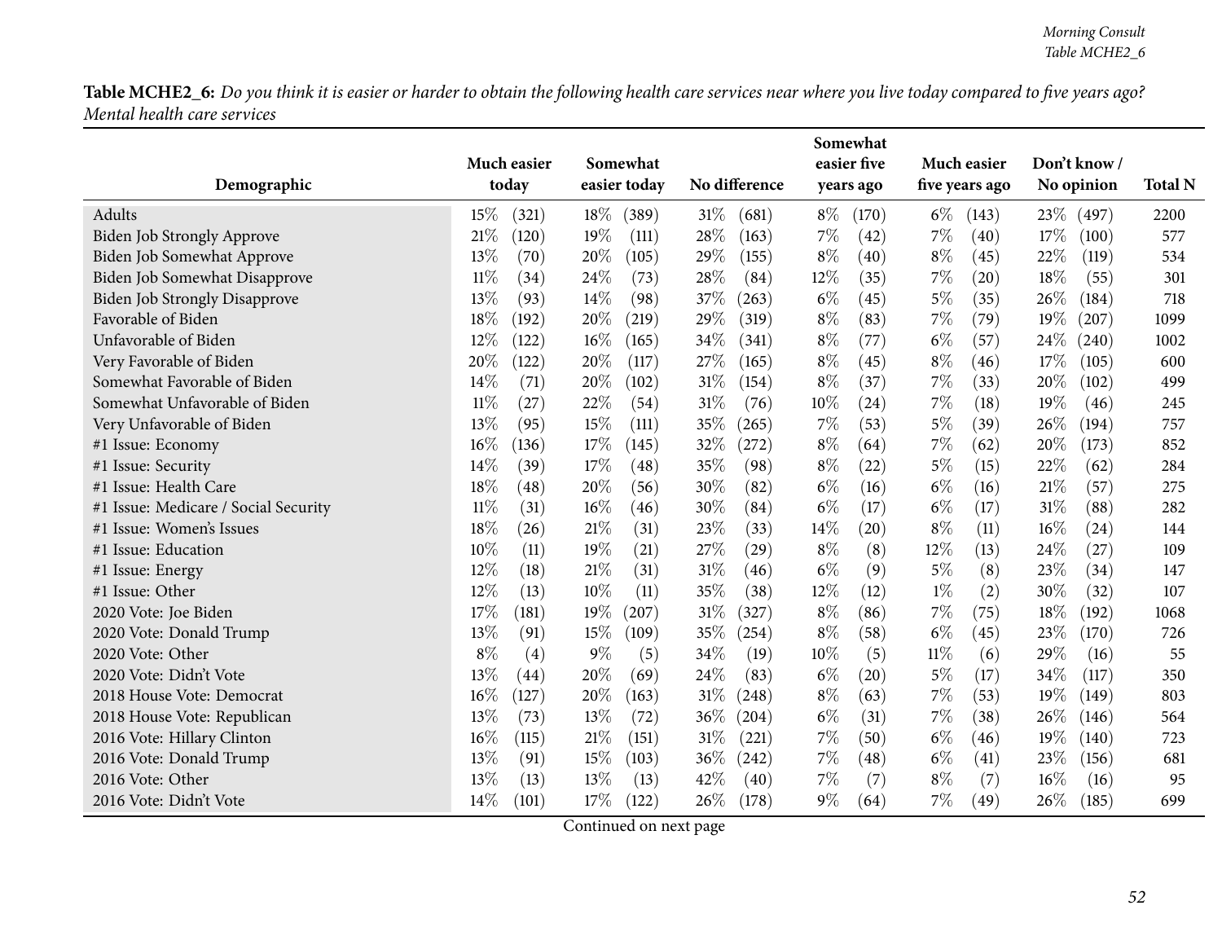**Table MCHE2_6:** *Do you think it is easier or harder to obtain the following health care services near where you live today compared to five years ago? Mental health care services*

| Demographic | Much easier today | Somewhat easier today | No difference | Somewhat easier five years ago | Much easier five years ago | Don't know / No opinion | Total N |
|---|---|---|---|---|---|---|---|
| Adults | 15% (321) | 18% (389) | 31% (681) | 8% (170) | 6% (143) | 23% (497) | 2200 |
| Biden Job Strongly Approve | 21% (120) | 19% (111) | 28% (163) | 7% (42) | 7% (40) | 17% (100) | 577 |
| Biden Job Somewhat Approve | 13% (70) | 20% (105) | 29% (155) | 8% (40) | 8% (45) | 22% (119) | 534 |
| Biden Job Somewhat Disapprove | 11% (34) | 24% (73) | 28% (84) | 12% (35) | 7% (20) | 18% (55) | 301 |
| Biden Job Strongly Disapprove | 13% (93) | 14% (98) | 37% (263) | 6% (45) | 5% (35) | 26% (184) | 718 |
| Favorable of Biden | 18% (192) | 20% (219) | 29% (319) | 8% (83) | 7% (79) | 19% (207) | 1099 |
| Unfavorable of Biden | 12% (122) | 16% (165) | 34% (341) | 8% (77) | 6% (57) | 24% (240) | 1002 |
| Very Favorable of Biden | 20% (122) | 20% (117) | 27% (165) | 8% (45) | 8% (46) | 17% (105) | 600 |
| Somewhat Favorable of Biden | 14% (71) | 20% (102) | 31% (154) | 8% (37) | 7% (33) | 20% (102) | 499 |
| Somewhat Unfavorable of Biden | 11% (27) | 22% (54) | 31% (76) | 10% (24) | 7% (18) | 19% (46) | 245 |
| Very Unfavorable of Biden | 13% (95) | 15% (111) | 35% (265) | 7% (53) | 5% (39) | 26% (194) | 757 |
| #1 Issue: Economy | 16% (136) | 17% (145) | 32% (272) | 8% (64) | 7% (62) | 20% (173) | 852 |
| #1 Issue: Security | 14% (39) | 17% (48) | 35% (98) | 8% (22) | 5% (15) | 22% (62) | 284 |
| #1 Issue: Health Care | 18% (48) | 20% (56) | 30% (82) | 6% (16) | 6% (16) | 21% (57) | 275 |
| #1 Issue: Medicare / Social Security | 11% (31) | 16% (46) | 30% (84) | 6% (17) | 6% (17) | 31% (88) | 282 |
| #1 Issue: Women's Issues | 18% (26) | 21% (31) | 23% (33) | 14% (20) | 8% (11) | 16% (24) | 144 |
| #1 Issue: Education | 10% (11) | 19% (21) | 27% (29) | 8% (8) | 12% (13) | 24% (27) | 109 |
| #1 Issue: Energy | 12% (18) | 21% (31) | 31% (46) | 6% (9) | 5% (8) | 23% (34) | 147 |
| #1 Issue: Other | 12% (13) | 10% (11) | 35% (38) | 12% (12) | 1% (2) | 30% (32) | 107 |
| 2020 Vote: Joe Biden | 17% (181) | 19% (207) | 31% (327) | 8% (86) | 7% (75) | 18% (192) | 1068 |
| 2020 Vote: Donald Trump | 13% (91) | 15% (109) | 35% (254) | 8% (58) | 6% (45) | 23% (170) | 726 |
| 2020 Vote: Other | 8% (4) | 9% (5) | 34% (19) | 10% (5) | 11% (6) | 29% (16) | 55 |
| 2020 Vote: Didn't Vote | 13% (44) | 20% (69) | 24% (83) | 6% (20) | 5% (17) | 34% (117) | 350 |
| 2018 House Vote: Democrat | 16% (127) | 20% (163) | 31% (248) | 8% (63) | 7% (53) | 19% (149) | 803 |
| 2018 House Vote: Republican | 13% (73) | 13% (72) | 36% (204) | 6% (31) | 7% (38) | 26% (146) | 564 |
| 2016 Vote: Hillary Clinton | 16% (115) | 21% (151) | 31% (221) | 7% (50) | 6% (46) | 19% (140) | 723 |
| 2016 Vote: Donald Trump | 13% (91) | 15% (103) | 36% (242) | 7% (48) | 6% (41) | 23% (156) | 681 |
| 2016 Vote: Other | 13% (13) | 13% (13) | 42% (40) | 7% (7) | 8% (7) | 16% (16) | 95 |
| 2016 Vote: Didn't Vote | 14% (101) | 17% (122) | 26% (178) | 9% (64) | 7% (49) | 26% (185) | 699 |

Continued on next page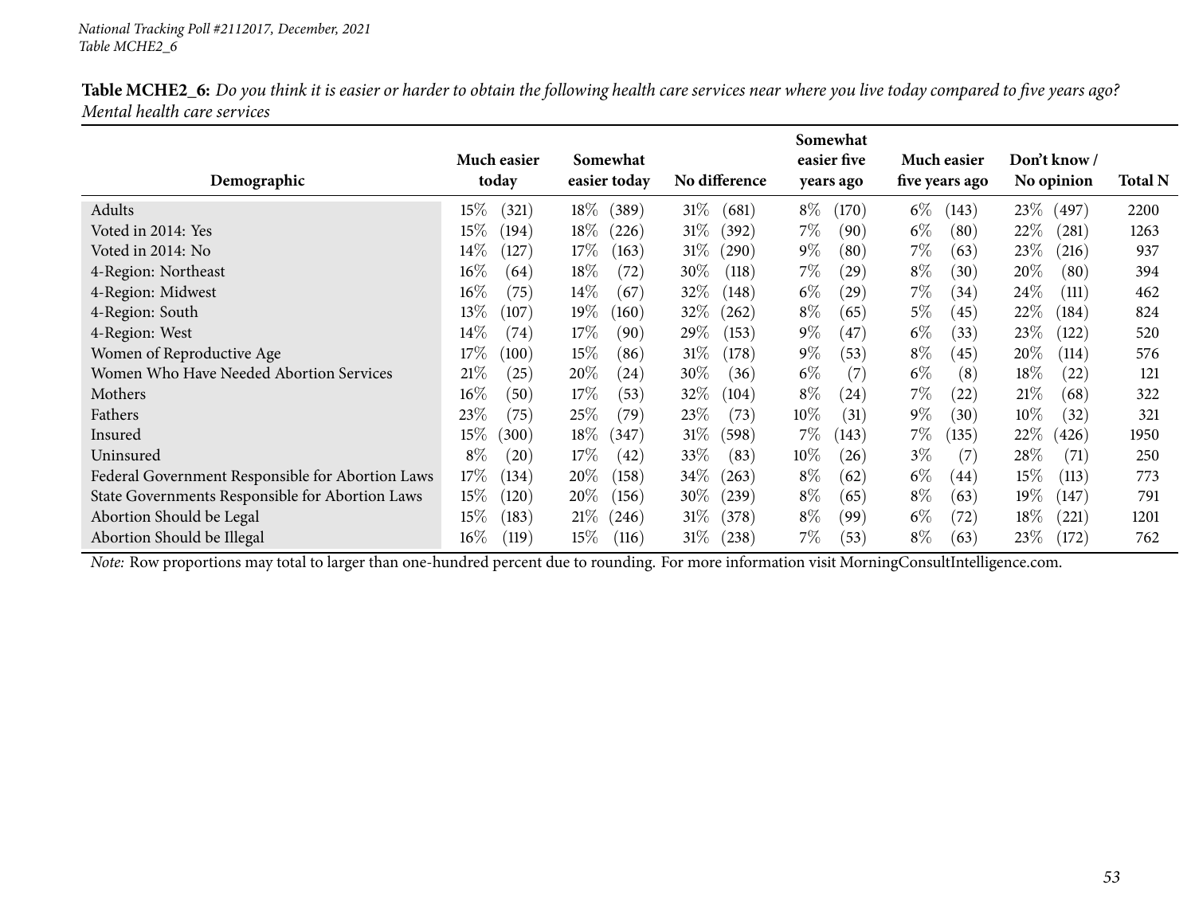**Table MCHE2_6:** *Do you think it is easier or harder to obtain the following health care services near where you live today compared to five years ago? Mental health care services*

| Demographic | Much easier today | Somewhat easier today | No difference | Somewhat easier five years ago | Much easier five years ago | Don't know / No opinion | Total N |
|---|---|---|---|---|---|---|---|
| Adults | 15% (321) | 18% (389) | 31% (681) | 8% (170) | 6% (143) | 23% (497) | 2200 |
| Voted in 2014: Yes | 15% (194) | 18% (226) | 31% (392) | 7% (90) | 6% (80) | 22% (281) | 1263 |
| Voted in 2014: No | 14% (127) | 17% (163) | 31% (290) | 9% (80) | 7% (63) | 23% (216) | 937 |
| 4-Region: Northeast | 16% (64) | 18% (72) | 30% (118) | 7% (29) | 8% (30) | 20% (80) | 394 |
| 4-Region: Midwest | 16% (75) | 14% (67) | 32% (148) | 6% (29) | 7% (34) | 24% (111) | 462 |
| 4-Region: South | 13% (107) | 19% (160) | 32% (262) | 8% (65) | 5% (45) | 22% (184) | 824 |
| 4-Region: West | 14% (74) | 17% (90) | 29% (153) | 9% (47) | 6% (33) | 23% (122) | 520 |
| Women of Reproductive Age | 17% (100) | 15% (86) | 31% (178) | 9% (53) | 8% (45) | 20% (114) | 576 |
| Women Who Have Needed Abortion Services | 21% (25) | 20% (24) | 30% (36) | 6% (7) | 6% (8) | 18% (22) | 121 |
| Mothers | 16% (50) | 17% (53) | 32% (104) | 8% (24) | 7% (22) | 21% (68) | 322 |
| Fathers | 23% (75) | 25% (79) | 23% (73) | 10% (31) | 9% (30) | 10% (32) | 321 |
| Insured | 15% (300) | 18% (347) | 31% (598) | 7% (143) | 7% (135) | 22% (426) | 1950 |
| Uninsured | 8% (20) | 17% (42) | 33% (83) | 10% (26) | 3% (7) | 28% (71) | 250 |
| Federal Government Responsible for Abortion Laws | 17% (134) | 20% (158) | 34% (263) | 8% (62) | 6% (44) | 15% (113) | 773 |
| State Governments Responsible for Abortion Laws | 15% (120) | 20% (156) | 30% (239) | 8% (65) | 8% (63) | 19% (147) | 791 |
| Abortion Should be Legal | 15% (183) | 21% (246) | 31% (378) | 8% (99) | 6% (72) | 18% (221) | 1201 |
| Abortion Should be Illegal | 16% (119) | 15% (116) | 31% (238) | 7% (53) | 8% (63) | 23% (172) | 762 |

*Note:* Row proportions may total to larger than one-hundred percent due to rounding. For more information visit MorningConsultIntelligence.com.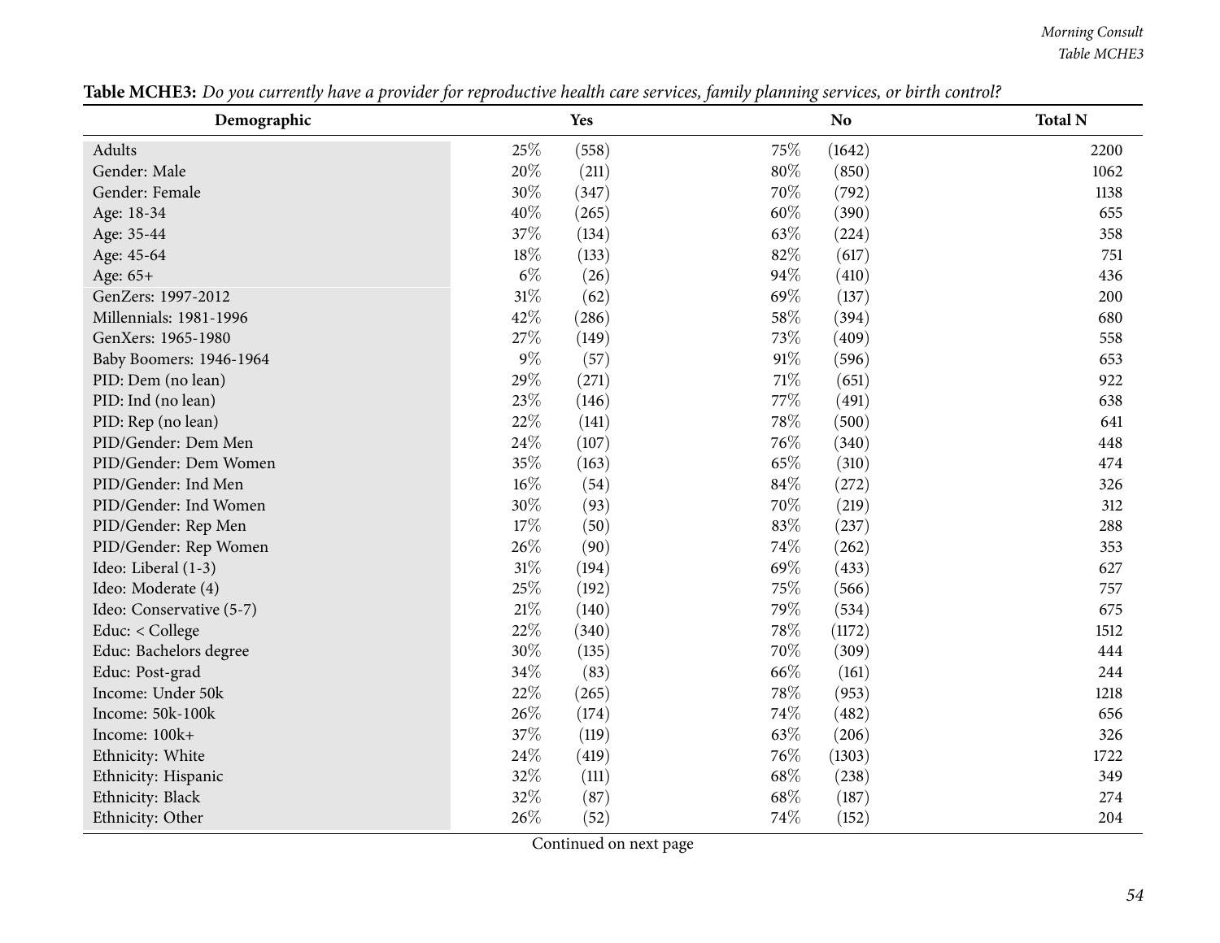**Table MCHE3:** *Do you currently have a provider for reproductive health care services, family planning services, or birth control?*

| Demographic | Yes | | No | | Total N |
|---|---|---|---|---|---|
| Adults | 25% | (558) | 75% | (1642) | 2200 |
| Gender: Male | 20% | (211) | 80% | (850) | 1062 |
| Gender: Female | 30% | (347) | 70% | (792) | 1138 |
| Age: 18-34 | 40% | (265) | 60% | (390) | 655 |
| Age: 35-44 | 37% | (134) | 63% | (224) | 358 |
| Age: 45-64 | 18% | (133) | 82% | (617) | 751 |
| Age: 65+ | 6% | (26) | 94% | (410) | 436 |
| GenZers: 1997-2012 | 31% | (62) | 69% | (137) | 200 |
| Millennials: 1981-1996 | 42% | (286) | 58% | (394) | 680 |
| GenXers: 1965-1980 | 27% | (149) | 73% | (409) | 558 |
| Baby Boomers: 1946-1964 | 9% | (57) | 91% | (596) | 653 |
| PID: Dem (no lean) | 29% | (271) | 71% | (651) | 922 |
| PID: Ind (no lean) | 23% | (146) | 77% | (491) | 638 |
| PID: Rep (no lean) | 22% | (141) | 78% | (500) | 641 |
| PID/Gender: Dem Men | 24% | (107) | 76% | (340) | 448 |
| PID/Gender: Dem Women | 35% | (163) | 65% | (310) | 474 |
| PID/Gender: Ind Men | 16% | (54) | 84% | (272) | 326 |
| PID/Gender: Ind Women | 30% | (93) | 70% | (219) | 312 |
| PID/Gender: Rep Men | 17% | (50) | 83% | (237) | 288 |
| PID/Gender: Rep Women | 26% | (90) | 74% | (262) | 353 |
| Ideo: Liberal (1-3) | 31% | (194) | 69% | (433) | 627 |
| Ideo: Moderate (4) | 25% | (192) | 75% | (566) | 757 |
| Ideo: Conservative (5-7) | 21% | (140) | 79% | (534) | 675 |
| Educ: < College | 22% | (340) | 78% | (1172) | 1512 |
| Educ: Bachelors degree | 30% | (135) | 70% | (309) | 444 |
| Educ: Post-grad | 34% | (83) | 66% | (161) | 244 |
| Income: Under 50k | 22% | (265) | 78% | (953) | 1218 |
| Income: 50k-100k | 26% | (174) | 74% | (482) | 656 |
| Income: 100k+ | 37% | (119) | 63% | (206) | 326 |
| Ethnicity: White | 24% | (419) | 76% | (1303) | 1722 |
| Ethnicity: Hispanic | 32% | (111) | 68% | (238) | 349 |
| Ethnicity: Black | 32% | (87) | 68% | (187) | 274 |
| Ethnicity: Other | 26% | (52) | 74% | (152) | 204 |

Continued on next page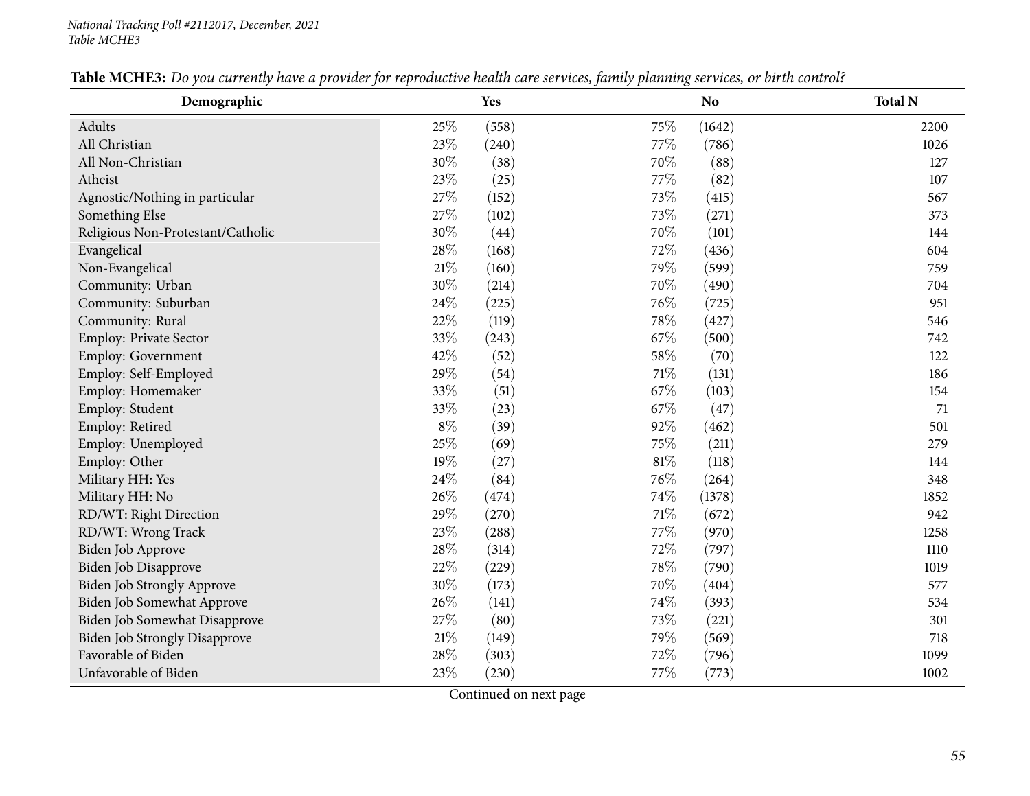**Table MCHE3:** *Do you currently have a provider for reproductive health care services, family planning services, or birth control?*

| Demographic | Yes | | No | | Total N |
|---|---|---|---|---|---|
| Adults | 25% | (558) | 75% | (1642) | 2200 |
| All Christian | 23% | (240) | 77% | (786) | 1026 |
| All Non-Christian | 30% | (38) | 70% | (88) | 127 |
| Atheist | 23% | (25) | 77% | (82) | 107 |
| Agnostic/Nothing in particular | 27% | (152) | 73% | (415) | 567 |
| Something Else | 27% | (102) | 73% | (271) | 373 |
| Religious Non-Protestant/Catholic | 30% | (44) | 70% | (101) | 144 |
| Evangelical | 28% | (168) | 72% | (436) | 604 |
| Non-Evangelical | 21% | (160) | 79% | (599) | 759 |
| Community: Urban | 30% | (214) | 70% | (490) | 704 |
| Community: Suburban | 24% | (225) | 76% | (725) | 951 |
| Community: Rural | 22% | (119) | 78% | (427) | 546 |
| Employ: Private Sector | 33% | (243) | 67% | (500) | 742 |
| Employ: Government | 42% | (52) | 58% | (70) | 122 |
| Employ: Self-Employed | 29% | (54) | 71% | (131) | 186 |
| Employ: Homemaker | 33% | (51) | 67% | (103) | 154 |
| Employ: Student | 33% | (23) | 67% | (47) | 71 |
| Employ: Retired | 8% | (39) | 92% | (462) | 501 |
| Employ: Unemployed | 25% | (69) | 75% | (211) | 279 |
| Employ: Other | 19% | (27) | 81% | (118) | 144 |
| Military HH: Yes | 24% | (84) | 76% | (264) | 348 |
| Military HH: No | 26% | (474) | 74% | (1378) | 1852 |
| RD/WT: Right Direction | 29% | (270) | 71% | (672) | 942 |
| RD/WT: Wrong Track | 23% | (288) | 77% | (970) | 1258 |
| Biden Job Approve | 28% | (314) | 72% | (797) | 1110 |
| Biden Job Disapprove | 22% | (229) | 78% | (790) | 1019 |
| Biden Job Strongly Approve | 30% | (173) | 70% | (404) | 577 |
| Biden Job Somewhat Approve | 26% | (141) | 74% | (393) | 534 |
| Biden Job Somewhat Disapprove | 27% | (80) | 73% | (221) | 301 |
| Biden Job Strongly Disapprove | 21% | (149) | 79% | (569) | 718 |
| Favorable of Biden | 28% | (303) | 72% | (796) | 1099 |
| Unfavorable of Biden | 23% | (230) | 77% | (773) | 1002 |

Continued on next page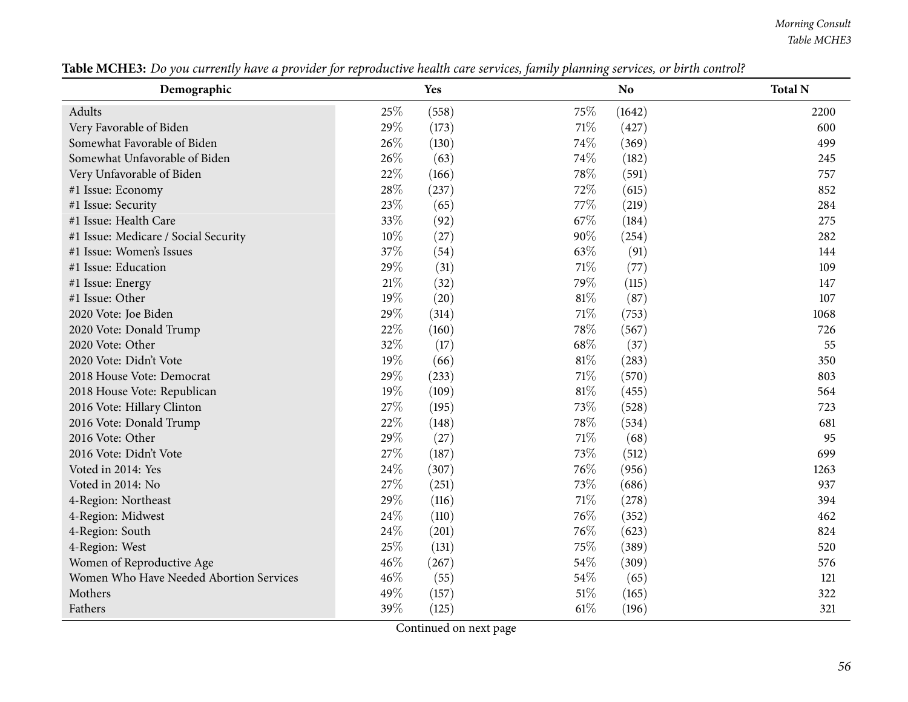**Table MCHE3:** *Do you currently have a provider for reproductive health care services, family planning services, or birth control?*

| Demographic | Yes | | No | | Total N |
|---|---|---|---|---|---|
| Adults | 25% | (558) | 75% | (1642) | 2200 |
| Very Favorable of Biden | 29% | (173) | 71% | (427) | 600 |
| Somewhat Favorable of Biden | 26% | (130) | 74% | (369) | 499 |
| Somewhat Unfavorable of Biden | 26% | (63) | 74% | (182) | 245 |
| Very Unfavorable of Biden | 22% | (166) | 78% | (591) | 757 |
| #1 Issue: Economy | 28% | (237) | 72% | (615) | 852 |
| #1 Issue: Security | 23% | (65) | 77% | (219) | 284 |
| #1 Issue: Health Care | 33% | (92) | 67% | (184) | 275 |
| #1 Issue: Medicare / Social Security | 10% | (27) | 90% | (254) | 282 |
| #1 Issue: Women's Issues | 37% | (54) | 63% | (91) | 144 |
| #1 Issue: Education | 29% | (31) | 71% | (77) | 109 |
| #1 Issue: Energy | 21% | (32) | 79% | (115) | 147 |
| #1 Issue: Other | 19% | (20) | 81% | (87) | 107 |
| 2020 Vote: Joe Biden | 29% | (314) | 71% | (753) | 1068 |
| 2020 Vote: Donald Trump | 22% | (160) | 78% | (567) | 726 |
| 2020 Vote: Other | 32% | (17) | 68% | (37) | 55 |
| 2020 Vote: Didn't Vote | 19% | (66) | 81% | (283) | 350 |
| 2018 House Vote: Democrat | 29% | (233) | 71% | (570) | 803 |
| 2018 House Vote: Republican | 19% | (109) | 81% | (455) | 564 |
| 2016 Vote: Hillary Clinton | 27% | (195) | 73% | (528) | 723 |
| 2016 Vote: Donald Trump | 22% | (148) | 78% | (534) | 681 |
| 2016 Vote: Other | 29% | (27) | 71% | (68) | 95 |
| 2016 Vote: Didn't Vote | 27% | (187) | 73% | (512) | 699 |
| Voted in 2014: Yes | 24% | (307) | 76% | (956) | 1263 |
| Voted in 2014: No | 27% | (251) | 73% | (686) | 937 |
| 4-Region: Northeast | 29% | (116) | 71% | (278) | 394 |
| 4-Region: Midwest | 24% | (110) | 76% | (352) | 462 |
| 4-Region: South | 24% | (201) | 76% | (623) | 824 |
| 4-Region: West | 25% | (131) | 75% | (389) | 520 |
| Women of Reproductive Age | 46% | (267) | 54% | (309) | 576 |
| Women Who Have Needed Abortion Services | 46% | (55) | 54% | (65) | 121 |
| Mothers | 49% | (157) | 51% | (165) | 322 |
| Fathers | 39% | (125) | 61% | (196) | 321 |

Continued on next page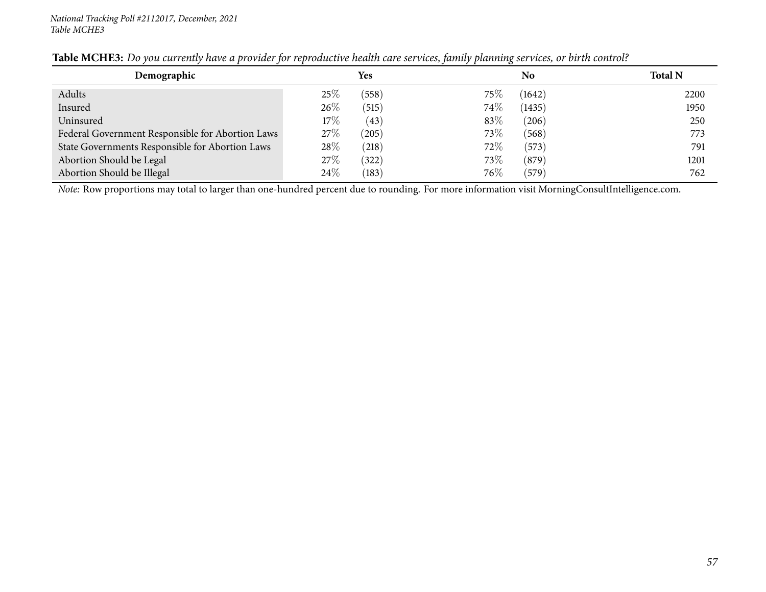**Table MCHE3:** *Do you currently have a provider for reproductive health care services, family planning services, or birth control?*

| Demographic | Yes | | No | | Total N |
|---|---|---|---|---|---|
| Adults | 25% | (558) | 75% | (1642) | 2200 |
| Insured | 26% | (515) | 74% | (1435) | 1950 |
| Uninsured | 17% | (43) | 83% | (206) | 250 |
| Federal Government Responsible for Abortion Laws | 27% | (205) | 73% | (568) | 773 |
| State Governments Responsible for Abortion Laws | 28% | (218) | 72% | (573) | 791 |
| Abortion Should be Legal | 27% | (322) | 73% | (879) | 1201 |
| Abortion Should be Illegal | 24% | (183) | 76% | (579) | 762 |

*Note:* Row proportions may total to larger than one-hundred percent due to rounding. For more information visit MorningConsultIntelligence.com.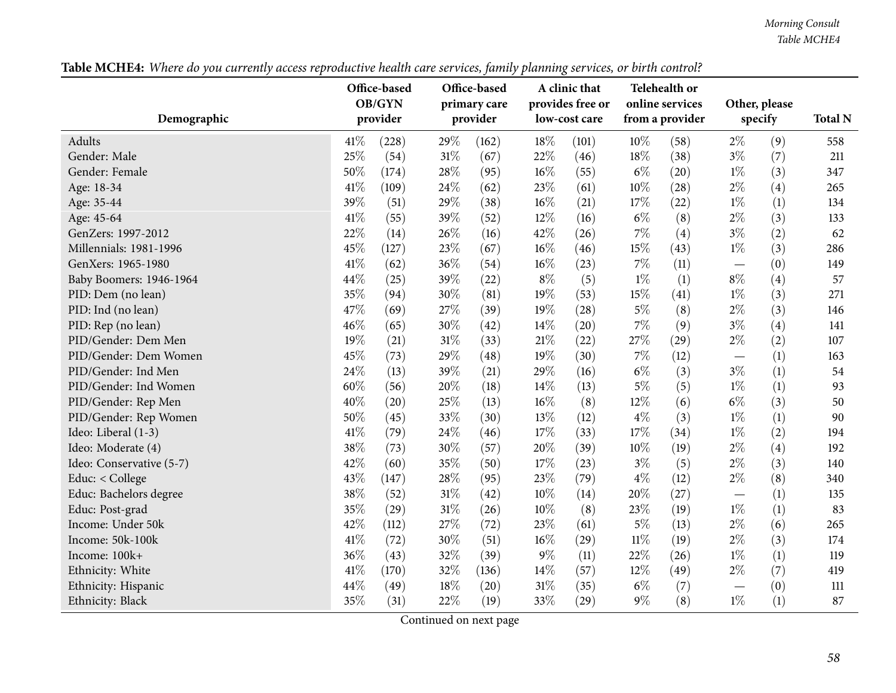**Table MCHE4:** *Where do you currently access reproductive health care services, family planning services, or birth control?*

| Demographic | Office-based OB/GYN provider | | Office-based primary care provider | | A clinic that provides free or low-cost care | | Telehealth or online services from a provider | | Other, please specify | | Total N |
|---|---|---|---|---|---|---|---|---|---|---|---|
| Adults | 41% | (228) | 29% | (162) | 18% | (101) | 10% | (58) | 2% | (9) | 558 |
| Gender: Male | 25% | (54) | 31% | (67) | 22% | (46) | 18% | (38) | 3% | (7) | 211 |
| Gender: Female | 50% | (174) | 28% | (95) | 16% | (55) | 6% | (20) | 1% | (3) | 347 |
| Age: 18-34 | 41% | (109) | 24% | (62) | 23% | (61) | 10% | (28) | 2% | (4) | 265 |
| Age: 35-44 | 39% | (51) | 29% | (38) | 16% | (21) | 17% | (22) | 1% | (1) | 134 |
| Age: 45-64 | 41% | (55) | 39% | (52) | 12% | (16) | 6% | (8) | 2% | (3) | 133 |
| GenZers: 1997-2012 | 22% | (14) | 26% | (16) | 42% | (26) | 7% | (4) | 3% | (2) | 62 |
| Millennials: 1981-1996 | 45% | (127) | 23% | (67) | 16% | (46) | 15% | (43) | 1% | (3) | 286 |
| GenXers: 1965-1980 | 41% | (62) | 36% | (54) | 16% | (23) | 7% | (11) | — | (0) | 149 |
| Baby Boomers: 1946-1964 | 44% | (25) | 39% | (22) | 8% | (5) | 1% | (1) | 8% | (4) | 57 |
| PID: Dem (no lean) | 35% | (94) | 30% | (81) | 19% | (53) | 15% | (41) | 1% | (3) | 271 |
| PID: Ind (no lean) | 47% | (69) | 27% | (39) | 19% | (28) | 5% | (8) | 2% | (3) | 146 |
| PID: Rep (no lean) | 46% | (65) | 30% | (42) | 14% | (20) | 7% | (9) | 3% | (4) | 141 |
| PID/Gender: Dem Men | 19% | (21) | 31% | (33) | 21% | (22) | 27% | (29) | 2% | (2) | 107 |
| PID/Gender: Dem Women | 45% | (73) | 29% | (48) | 19% | (30) | 7% | (12) | — | (1) | 163 |
| PID/Gender: Ind Men | 24% | (13) | 39% | (21) | 29% | (16) | 6% | (3) | 3% | (1) | 54 |
| PID/Gender: Ind Women | 60% | (56) | 20% | (18) | 14% | (13) | 5% | (5) | 1% | (1) | 93 |
| PID/Gender: Rep Men | 40% | (20) | 25% | (13) | 16% | (8) | 12% | (6) | 6% | (3) | 50 |
| PID/Gender: Rep Women | 50% | (45) | 33% | (30) | 13% | (12) | 4% | (3) | 1% | (1) | 90 |
| Ideo: Liberal (1-3) | 41% | (79) | 24% | (46) | 17% | (33) | 17% | (34) | 1% | (2) | 194 |
| Ideo: Moderate (4) | 38% | (73) | 30% | (57) | 20% | (39) | 10% | (19) | 2% | (4) | 192 |
| Ideo: Conservative (5-7) | 42% | (60) | 35% | (50) | 17% | (23) | 3% | (5) | 2% | (3) | 140 |
| Educ: < College | 43% | (147) | 28% | (95) | 23% | (79) | 4% | (12) | 2% | (8) | 340 |
| Educ: Bachelors degree | 38% | (52) | 31% | (42) | 10% | (14) | 20% | (27) | — | (1) | 135 |
| Educ: Post-grad | 35% | (29) | 31% | (26) | 10% | (8) | 23% | (19) | 1% | (1) | 83 |
| Income: Under 50k | 42% | (112) | 27% | (72) | 23% | (61) | 5% | (13) | 2% | (6) | 265 |
| Income: 50k-100k | 41% | (72) | 30% | (51) | 16% | (29) | 11% | (19) | 2% | (3) | 174 |
| Income: 100k+ | 36% | (43) | 32% | (39) | 9% | (11) | 22% | (26) | 1% | (1) | 119 |
| Ethnicity: White | 41% | (170) | 32% | (136) | 14% | (57) | 12% | (49) | 2% | (7) | 419 |
| Ethnicity: Hispanic | 44% | (49) | 18% | (20) | 31% | (35) | 6% | (7) | — | (0) | 111 |
| Ethnicity: Black | 35% | (31) | 22% | (19) | 33% | (29) | 9% | (8) | 1% | (1) | 87 |

Continued on next page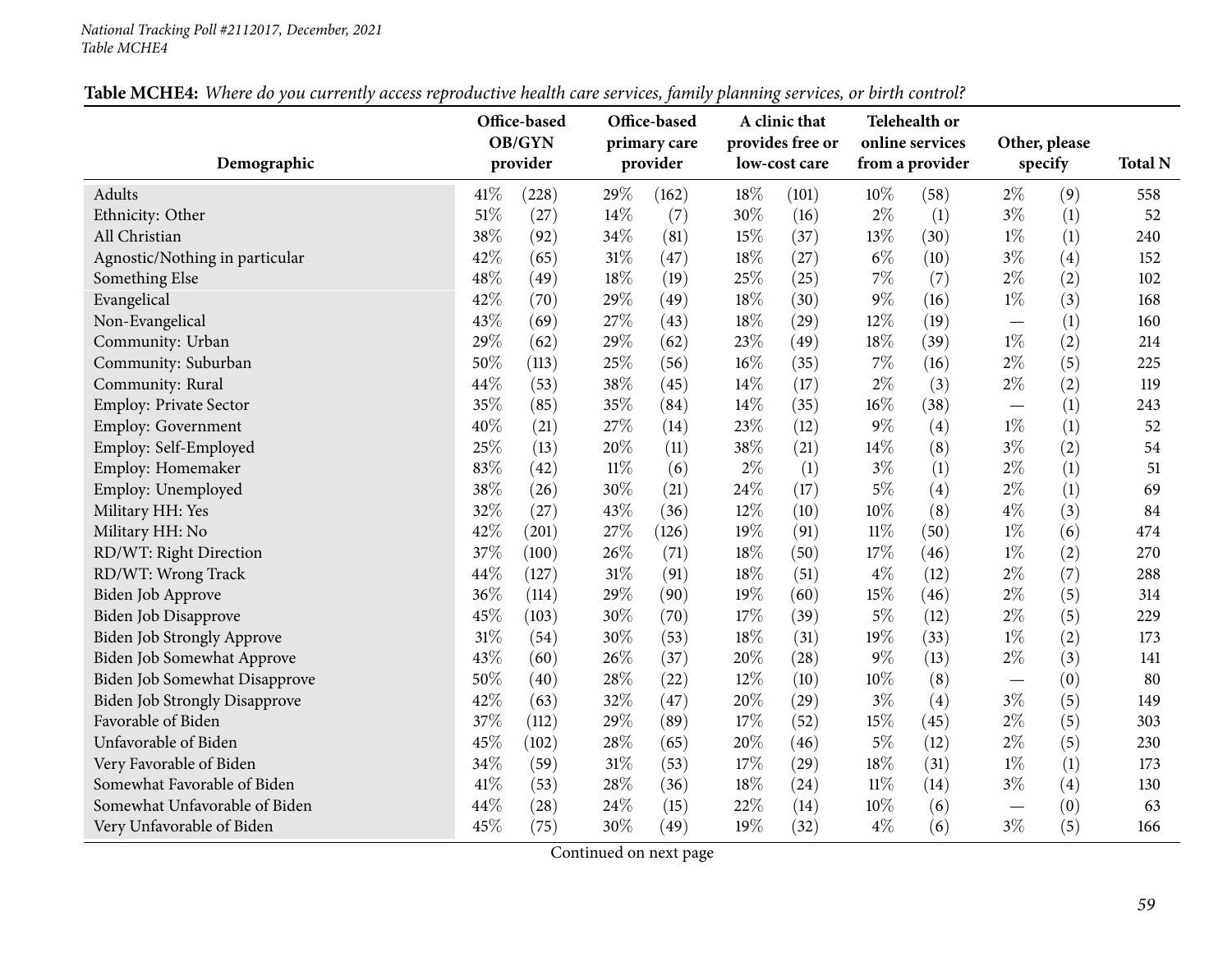*National Tracking Poll #2112017, December, 2021*
*Table MCHE4*

**Table MCHE4:** *Where do you currently access reproductive health care services, family planning services, or birth control?*

| Demographic | Office-based OB/GYN provider | | Office-based primary care provider | | A clinic that provides free or low-cost care | | Telehealth or online services from a provider | | Other, please specify | | Total N |
|---|---|---|---|---|---|---|---|---|---|---|---|
| Adults | 41% | (228) | 29% | (162) | 18% | (101) | 10% | (58) | 2% | (9) | 558 |
| Ethnicity: Other | 51% | (27) | 14% | (7) | 30% | (16) | 2% | (1) | 3% | (1) | 52 |
| All Christian | 38% | (92) | 34% | (81) | 15% | (37) | 13% | (30) | 1% | (1) | 240 |
| Agnostic/Nothing in particular | 42% | (65) | 31% | (47) | 18% | (27) | 6% | (10) | 3% | (4) | 152 |
| Something Else | 48% | (49) | 18% | (19) | 25% | (25) | 7% | (7) | 2% | (2) | 102 |
| Evangelical | 42% | (70) | 29% | (49) | 18% | (30) | 9% | (16) | 1% | (3) | 168 |
| Non-Evangelical | 43% | (69) | 27% | (43) | 18% | (29) | 12% | (19) | — | (1) | 160 |
| Community: Urban | 29% | (62) | 29% | (62) | 23% | (49) | 18% | (39) | 1% | (2) | 214 |
| Community: Suburban | 50% | (113) | 25% | (56) | 16% | (35) | 7% | (16) | 2% | (5) | 225 |
| Community: Rural | 44% | (53) | 38% | (45) | 14% | (17) | 2% | (3) | 2% | (2) | 119 |
| Employ: Private Sector | 35% | (85) | 35% | (84) | 14% | (35) | 16% | (38) | — | (1) | 243 |
| Employ: Government | 40% | (21) | 27% | (14) | 23% | (12) | 9% | (4) | 1% | (1) | 52 |
| Employ: Self-Employed | 25% | (13) | 20% | (11) | 38% | (21) | 14% | (8) | 3% | (2) | 54 |
| Employ: Homemaker | 83% | (42) | 11% | (6) | 2% | (1) | 3% | (1) | 2% | (1) | 51 |
| Employ: Unemployed | 38% | (26) | 30% | (21) | 24% | (17) | 5% | (4) | 2% | (1) | 69 |
| Military HH: Yes | 32% | (27) | 43% | (36) | 12% | (10) | 10% | (8) | 4% | (3) | 84 |
| Military HH: No | 42% | (201) | 27% | (126) | 19% | (91) | 11% | (50) | 1% | (6) | 474 |
| RD/WT: Right Direction | 37% | (100) | 26% | (71) | 18% | (50) | 17% | (46) | 1% | (2) | 270 |
| RD/WT: Wrong Track | 44% | (127) | 31% | (91) | 18% | (51) | 4% | (12) | 2% | (7) | 288 |
| Biden Job Approve | 36% | (114) | 29% | (90) | 19% | (60) | 15% | (46) | 2% | (5) | 314 |
| Biden Job Disapprove | 45% | (103) | 30% | (70) | 17% | (39) | 5% | (12) | 2% | (5) | 229 |
| Biden Job Strongly Approve | 31% | (54) | 30% | (53) | 18% | (31) | 19% | (33) | 1% | (2) | 173 |
| Biden Job Somewhat Approve | 43% | (60) | 26% | (37) | 20% | (28) | 9% | (13) | 2% | (3) | 141 |
| Biden Job Somewhat Disapprove | 50% | (40) | 28% | (22) | 12% | (10) | 10% | (8) | — | (0) | 80 |
| Biden Job Strongly Disapprove | 42% | (63) | 32% | (47) | 20% | (29) | 3% | (4) | 3% | (5) | 149 |
| Favorable of Biden | 37% | (112) | 29% | (89) | 17% | (52) | 15% | (45) | 2% | (5) | 303 |
| Unfavorable of Biden | 45% | (102) | 28% | (65) | 20% | (46) | 5% | (12) | 2% | (5) | 230 |
| Very Favorable of Biden | 34% | (59) | 31% | (53) | 17% | (29) | 18% | (31) | 1% | (1) | 173 |
| Somewhat Favorable of Biden | 41% | (53) | 28% | (36) | 18% | (24) | 11% | (14) | 3% | (4) | 130 |
| Somewhat Unfavorable of Biden | 44% | (28) | 24% | (15) | 22% | (14) | 10% | (6) | — | (0) | 63 |
| Very Unfavorable of Biden | 45% | (75) | 30% | (49) | 19% | (32) | 4% | (6) | 3% | (5) | 166 |

Continued on next page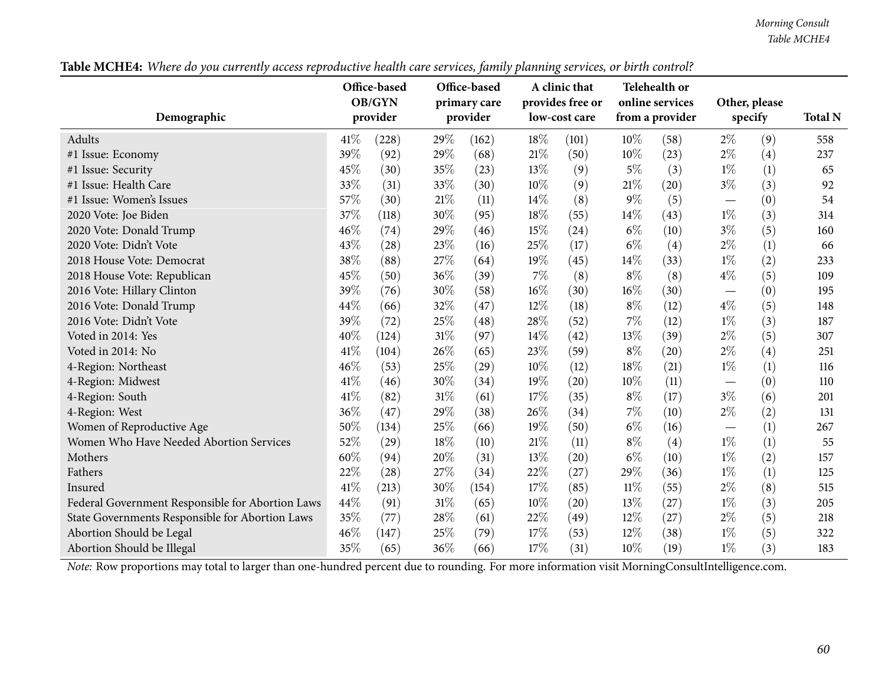**Table MCHE4:** *Where do you currently access reproductive health care services, family planning services, or birth control?*

| Demographic | Office-based OB/GYN provider | | Office-based primary care provider | | A clinic that provides free or low-cost care | | Telehealth or online services from a provider | | Other, please specify | | Total N |
|---|---|---|---|---|---|---|---|---|---|---|---|
| Adults | 41% | (228) | 29% | (162) | 18% | (101) | 10% | (58) | 2% | (9) | 558 |
| #1 Issue: Economy | 39% | (92) | 29% | (68) | 21% | (50) | 10% | (23) | 2% | (4) | 237 |
| #1 Issue: Security | 45% | (30) | 35% | (23) | 13% | (9) | 5% | (3) | 1% | (1) | 65 |
| #1 Issue: Health Care | 33% | (31) | 33% | (30) | 10% | (9) | 21% | (20) | 3% | (3) | 92 |
| #1 Issue: Women's Issues | 57% | (30) | 21% | (11) | 14% | (8) | 9% | (5) | — | (0) | 54 |
| 2020 Vote: Joe Biden | 37% | (118) | 30% | (95) | 18% | (55) | 14% | (43) | 1% | (3) | 314 |
| 2020 Vote: Donald Trump | 46% | (74) | 29% | (46) | 15% | (24) | 6% | (10) | 3% | (5) | 160 |
| 2020 Vote: Didn't Vote | 43% | (28) | 23% | (16) | 25% | (17) | 6% | (4) | 2% | (1) | 66 |
| 2018 House Vote: Democrat | 38% | (88) | 27% | (64) | 19% | (45) | 14% | (33) | 1% | (2) | 233 |
| 2018 House Vote: Republican | 45% | (50) | 36% | (39) | 7% | (8) | 8% | (8) | 4% | (5) | 109 |
| 2016 Vote: Hillary Clinton | 39% | (76) | 30% | (58) | 16% | (30) | 16% | (30) | — | (0) | 195 |
| 2016 Vote: Donald Trump | 44% | (66) | 32% | (47) | 12% | (18) | 8% | (12) | 4% | (5) | 148 |
| 2016 Vote: Didn't Vote | 39% | (72) | 25% | (48) | 28% | (52) | 7% | (12) | 1% | (3) | 187 |
| Voted in 2014: Yes | 40% | (124) | 31% | (97) | 14% | (42) | 13% | (39) | 2% | (5) | 307 |
| Voted in 2014: No | 41% | (104) | 26% | (65) | 23% | (59) | 8% | (20) | 2% | (4) | 251 |
| 4-Region: Northeast | 46% | (53) | 25% | (29) | 10% | (12) | 18% | (21) | 1% | (1) | 116 |
| 4-Region: Midwest | 41% | (46) | 30% | (34) | 19% | (20) | 10% | (11) | — | (0) | 110 |
| 4-Region: South | 41% | (82) | 31% | (61) | 17% | (35) | 8% | (17) | 3% | (6) | 201 |
| 4-Region: West | 36% | (47) | 29% | (38) | 26% | (34) | 7% | (10) | 2% | (2) | 131 |
| Women of Reproductive Age | 50% | (134) | 25% | (66) | 19% | (50) | 6% | (16) | — | (1) | 267 |
| Women Who Have Needed Abortion Services | 52% | (29) | 18% | (10) | 21% | (11) | 8% | (4) | 1% | (1) | 55 |
| Mothers | 60% | (94) | 20% | (31) | 13% | (20) | 6% | (10) | 1% | (2) | 157 |
| Fathers | 22% | (28) | 27% | (34) | 22% | (27) | 29% | (36) | 1% | (1) | 125 |
| Insured | 41% | (213) | 30% | (154) | 17% | (85) | 11% | (55) | 2% | (8) | 515 |
| Federal Government Responsible for Abortion Laws | 44% | (91) | 31% | (65) | 10% | (20) | 13% | (27) | 1% | (3) | 205 |
| State Governments Responsible for Abortion Laws | 35% | (77) | 28% | (61) | 22% | (49) | 12% | (27) | 2% | (5) | 218 |
| Abortion Should be Legal | 46% | (147) | 25% | (79) | 17% | (53) | 12% | (38) | 1% | (5) | 322 |
| Abortion Should be Illegal | 35% | (65) | 36% | (66) | 17% | (31) | 10% | (19) | 1% | (3) | 183 |

*Note:* Row proportions may total to larger than one-hundred percent due to rounding. For more information visit MorningConsultIntelligence.com.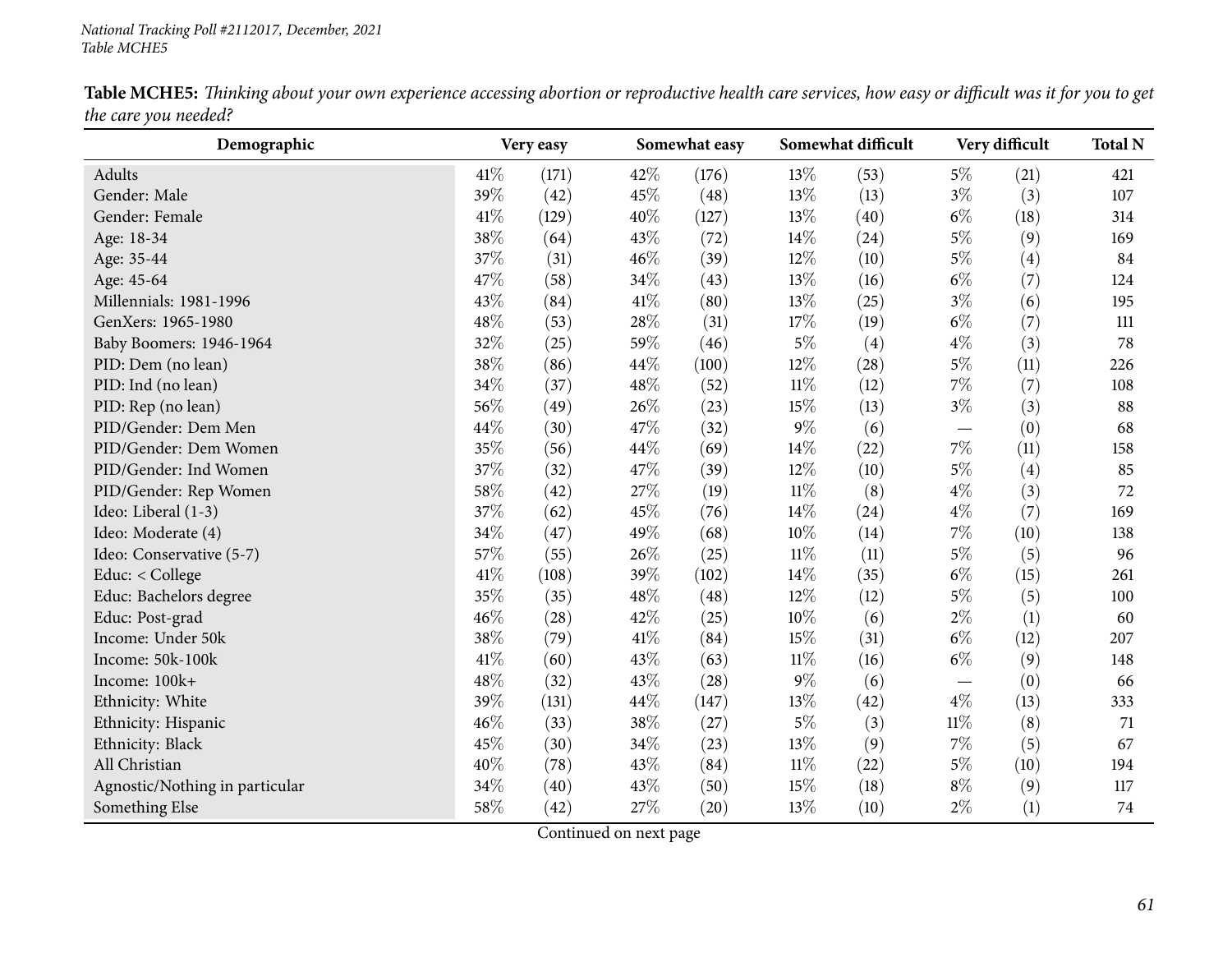**Table MCHE5:** *Thinking about your own experience accessing abortion or reproductive health care services, how easy or difficult was it for you to get the care you needed?*

| Demographic | Very easy | | Somewhat easy | | Somewhat difficult | | Very difficult | | Total N |
|---|---|---|---|---|---|---|---|---|---|
| Adults | 41% | (171) | 42% | (176) | 13% | (53) | 5% | (21) | 421 |
| Gender: Male | 39% | (42) | 45% | (48) | 13% | (13) | 3% | (3) | 107 |
| Gender: Female | 41% | (129) | 40% | (127) | 13% | (40) | 6% | (18) | 314 |
| Age: 18-34 | 38% | (64) | 43% | (72) | 14% | (24) | 5% | (9) | 169 |
| Age: 35-44 | 37% | (31) | 46% | (39) | 12% | (10) | 5% | (4) | 84 |
| Age: 45-64 | 47% | (58) | 34% | (43) | 13% | (16) | 6% | (7) | 124 |
| Millennials: 1981-1996 | 43% | (84) | 41% | (80) | 13% | (25) | 3% | (6) | 195 |
| GenXers: 1965-1980 | 48% | (53) | 28% | (31) | 17% | (19) | 6% | (7) | 111 |
| Baby Boomers: 1946-1964 | 32% | (25) | 59% | (46) | 5% | (4) | 4% | (3) | 78 |
| PID: Dem (no lean) | 38% | (86) | 44% | (100) | 12% | (28) | 5% | (11) | 226 |
| PID: Ind (no lean) | 34% | (37) | 48% | (52) | 11% | (12) | 7% | (7) | 108 |
| PID: Rep (no lean) | 56% | (49) | 26% | (23) | 15% | (13) | 3% | (3) | 88 |
| PID/Gender: Dem Men | 44% | (30) | 47% | (32) | 9% | (6) | — | (0) | 68 |
| PID/Gender: Dem Women | 35% | (56) | 44% | (69) | 14% | (22) | 7% | (11) | 158 |
| PID/Gender: Ind Women | 37% | (32) | 47% | (39) | 12% | (10) | 5% | (4) | 85 |
| PID/Gender: Rep Women | 58% | (42) | 27% | (19) | 11% | (8) | 4% | (3) | 72 |
| Ideo: Liberal (1-3) | 37% | (62) | 45% | (76) | 14% | (24) | 4% | (7) | 169 |
| Ideo: Moderate (4) | 34% | (47) | 49% | (68) | 10% | (14) | 7% | (10) | 138 |
| Ideo: Conservative (5-7) | 57% | (55) | 26% | (25) | 11% | (11) | 5% | (5) | 96 |
| Educ: < College | 41% | (108) | 39% | (102) | 14% | (35) | 6% | (15) | 261 |
| Educ: Bachelors degree | 35% | (35) | 48% | (48) | 12% | (12) | 5% | (5) | 100 |
| Educ: Post-grad | 46% | (28) | 42% | (25) | 10% | (6) | 2% | (1) | 60 |
| Income: Under 50k | 38% | (79) | 41% | (84) | 15% | (31) | 6% | (12) | 207 |
| Income: 50k-100k | 41% | (60) | 43% | (63) | 11% | (16) | 6% | (9) | 148 |
| Income: 100k+ | 48% | (32) | 43% | (28) | 9% | (6) | — | (0) | 66 |
| Ethnicity: White | 39% | (131) | 44% | (147) | 13% | (42) | 4% | (13) | 333 |
| Ethnicity: Hispanic | 46% | (33) | 38% | (27) | 5% | (3) | 11% | (8) | 71 |
| Ethnicity: Black | 45% | (30) | 34% | (23) | 13% | (9) | 7% | (5) | 67 |
| All Christian | 40% | (78) | 43% | (84) | 11% | (22) | 5% | (10) | 194 |
| Agnostic/Nothing in particular | 34% | (40) | 43% | (50) | 15% | (18) | 8% | (9) | 117 |
| Something Else | 58% | (42) | 27% | (20) | 13% | (10) | 2% | (1) | 74 |

Continued on next page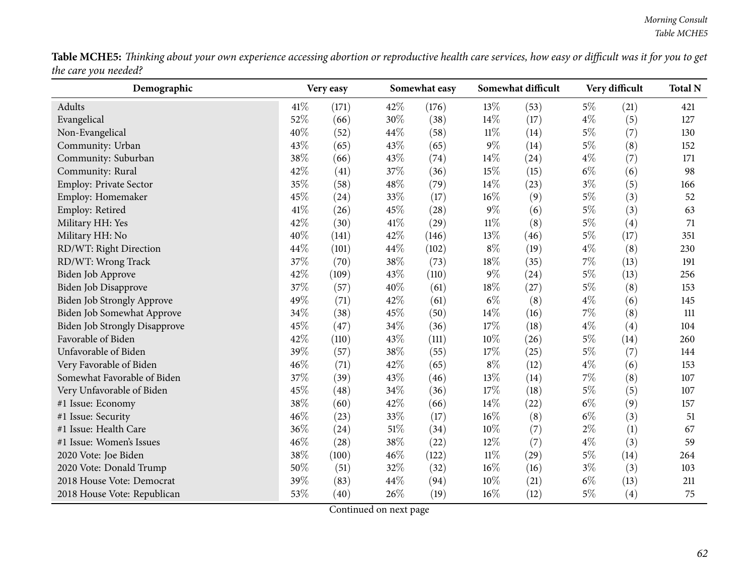**Table MCHE5:** *Thinking about your own experience accessing abortion or reproductive health care services, how easy or difficult was it for you to get the care you needed?*

| Demographic | Very easy | | Somewhat easy | | Somewhat difficult | | Very difficult | | Total N |
|---|---|---|---|---|---|---|---|---|---|
| Adults | 41% | (171) | 42% | (176) | 13% | (53) | 5% | (21) | 421 |
| Evangelical | 52% | (66) | 30% | (38) | 14% | (17) | 4% | (5) | 127 |
| Non-Evangelical | 40% | (52) | 44% | (58) | 11% | (14) | 5% | (7) | 130 |
| Community: Urban | 43% | (65) | 43% | (65) | 9% | (14) | 5% | (8) | 152 |
| Community: Suburban | 38% | (66) | 43% | (74) | 14% | (24) | 4% | (7) | 171 |
| Community: Rural | 42% | (41) | 37% | (36) | 15% | (15) | 6% | (6) | 98 |
| Employ: Private Sector | 35% | (58) | 48% | (79) | 14% | (23) | 3% | (5) | 166 |
| Employ: Homemaker | 45% | (24) | 33% | (17) | 16% | (9) | 5% | (3) | 52 |
| Employ: Retired | 41% | (26) | 45% | (28) | 9% | (6) | 5% | (3) | 63 |
| Military HH: Yes | 42% | (30) | 41% | (29) | 11% | (8) | 5% | (4) | 71 |
| Military HH: No | 40% | (141) | 42% | (146) | 13% | (46) | 5% | (17) | 351 |
| RD/WT: Right Direction | 44% | (101) | 44% | (102) | 8% | (19) | 4% | (8) | 230 |
| RD/WT: Wrong Track | 37% | (70) | 38% | (73) | 18% | (35) | 7% | (13) | 191 |
| Biden Job Approve | 42% | (109) | 43% | (110) | 9% | (24) | 5% | (13) | 256 |
| Biden Job Disapprove | 37% | (57) | 40% | (61) | 18% | (27) | 5% | (8) | 153 |
| Biden Job Strongly Approve | 49% | (71) | 42% | (61) | 6% | (8) | 4% | (6) | 145 |
| Biden Job Somewhat Approve | 34% | (38) | 45% | (50) | 14% | (16) | 7% | (8) | 111 |
| Biden Job Strongly Disapprove | 45% | (47) | 34% | (36) | 17% | (18) | 4% | (4) | 104 |
| Favorable of Biden | 42% | (110) | 43% | (111) | 10% | (26) | 5% | (14) | 260 |
| Unfavorable of Biden | 39% | (57) | 38% | (55) | 17% | (25) | 5% | (7) | 144 |
| Very Favorable of Biden | 46% | (71) | 42% | (65) | 8% | (12) | 4% | (6) | 153 |
| Somewhat Favorable of Biden | 37% | (39) | 43% | (46) | 13% | (14) | 7% | (8) | 107 |
| Very Unfavorable of Biden | 45% | (48) | 34% | (36) | 17% | (18) | 5% | (5) | 107 |
| #1 Issue: Economy | 38% | (60) | 42% | (66) | 14% | (22) | 6% | (9) | 157 |
| #1 Issue: Security | 46% | (23) | 33% | (17) | 16% | (8) | 6% | (3) | 51 |
| #1 Issue: Health Care | 36% | (24) | 51% | (34) | 10% | (7) | 2% | (1) | 67 |
| #1 Issue: Women's Issues | 46% | (28) | 38% | (22) | 12% | (7) | 4% | (3) | 59 |
| 2020 Vote: Joe Biden | 38% | (100) | 46% | (122) | 11% | (29) | 5% | (14) | 264 |
| 2020 Vote: Donald Trump | 50% | (51) | 32% | (32) | 16% | (16) | 3% | (3) | 103 |
| 2018 House Vote: Democrat | 39% | (83) | 44% | (94) | 10% | (21) | 6% | (13) | 211 |
| 2018 House Vote: Republican | 53% | (40) | 26% | (19) | 16% | (12) | 5% | (4) | 75 |

Continued on next page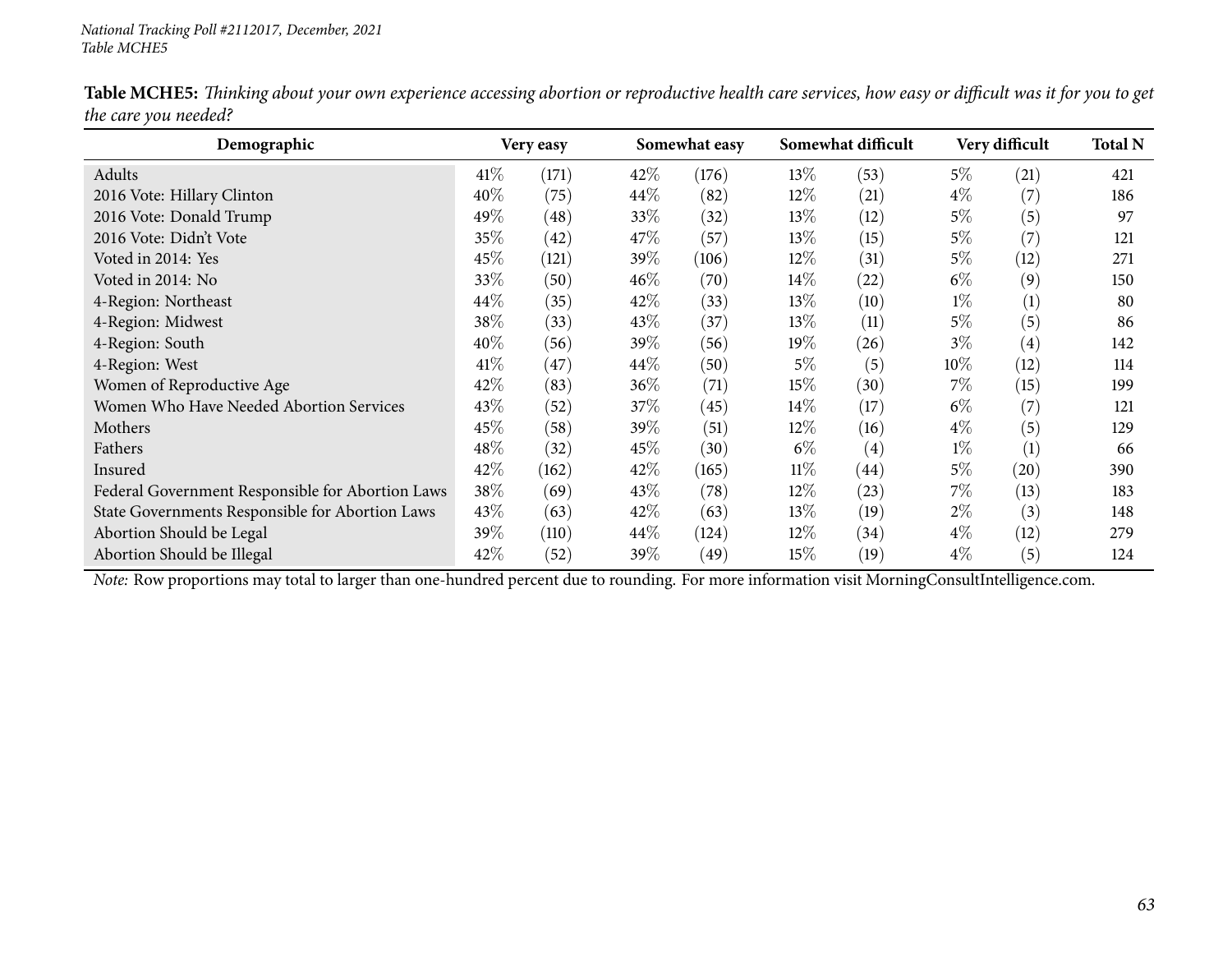*National Tracking Poll #2112017, December, 2021*
*Table MCHE5*

**Table MCHE5:** *Thinking about your own experience accessing abortion or reproductive health care services, how easy or difficult was it for you to get the care you needed?*

| Demographic | Very easy | | Somewhat easy | | Somewhat difficult | | Very difficult | | Total N |
|---|---|---|---|---|---|---|---|---|---|
| Adults | 41% | (171) | 42% | (176) | 13% | (53) | 5% | (21) | 421 |
| 2016 Vote: Hillary Clinton | 40% | (75) | 44% | (82) | 12% | (21) | 4% | (7) | 186 |
| 2016 Vote: Donald Trump | 49% | (48) | 33% | (32) | 13% | (12) | 5% | (5) | 97 |
| 2016 Vote: Didn't Vote | 35% | (42) | 47% | (57) | 13% | (15) | 5% | (7) | 121 |
| Voted in 2014: Yes | 45% | (121) | 39% | (106) | 12% | (31) | 5% | (12) | 271 |
| Voted in 2014: No | 33% | (50) | 46% | (70) | 14% | (22) | 6% | (9) | 150 |
| 4-Region: Northeast | 44% | (35) | 42% | (33) | 13% | (10) | 1% | (1) | 80 |
| 4-Region: Midwest | 38% | (33) | 43% | (37) | 13% | (11) | 5% | (5) | 86 |
| 4-Region: South | 40% | (56) | 39% | (56) | 19% | (26) | 3% | (4) | 142 |
| 4-Region: West | 41% | (47) | 44% | (50) | 5% | (5) | 10% | (12) | 114 |
| Women of Reproductive Age | 42% | (83) | 36% | (71) | 15% | (30) | 7% | (15) | 199 |
| Women Who Have Needed Abortion Services | 43% | (52) | 37% | (45) | 14% | (17) | 6% | (7) | 121 |
| Mothers | 45% | (58) | 39% | (51) | 12% | (16) | 4% | (5) | 129 |
| Fathers | 48% | (32) | 45% | (30) | 6% | (4) | 1% | (1) | 66 |
| Insured | 42% | (162) | 42% | (165) | 11% | (44) | 5% | (20) | 390 |
| Federal Government Responsible for Abortion Laws | 38% | (69) | 43% | (78) | 12% | (23) | 7% | (13) | 183 |
| State Governments Responsible for Abortion Laws | 43% | (63) | 42% | (63) | 13% | (19) | 2% | (3) | 148 |
| Abortion Should be Legal | 39% | (110) | 44% | (124) | 12% | (34) | 4% | (12) | 279 |
| Abortion Should be Illegal | 42% | (52) | 39% | (49) | 15% | (19) | 4% | (5) | 124 |

*Note:* Row proportions may total to larger than one-hundred percent due to rounding. For more information visit MorningConsultIntelligence.com.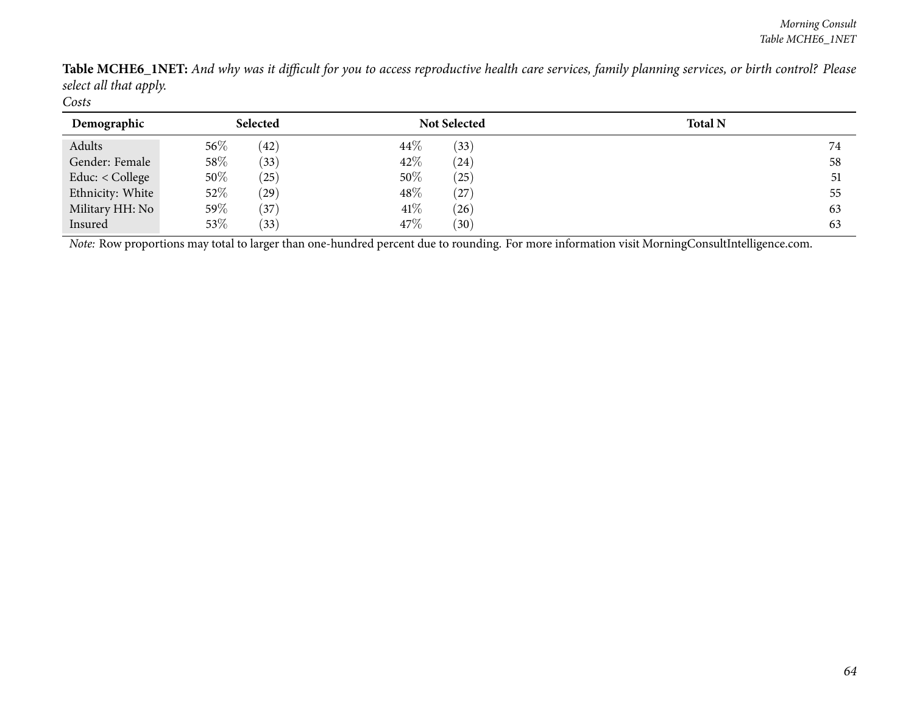**Table MCHE6_1NET:** *And why was it difficult for you to access reproductive health care services, family planning services, or birth control? Please select all that apply.*

*Costs*

| Demographic | Selected | | Not Selected | | Total N |
|---|---|---|---|---|---|
| Adults | 56% | (42) | 44% | (33) | 74 |
| Gender: Female | 58% | (33) | 42% | (24) | 58 |
| Educ: < College | 50% | (25) | 50% | (25) | 51 |
| Ethnicity: White | 52% | (29) | 48% | (27) | 55 |
| Military HH: No | 59% | (37) | 41% | (26) | 63 |
| Insured | 53% | (33) | 47% | (30) | 63 |

*Note:* Row proportions may total to larger than one-hundred percent due to rounding. For more information visit MorningConsultIntelligence.com.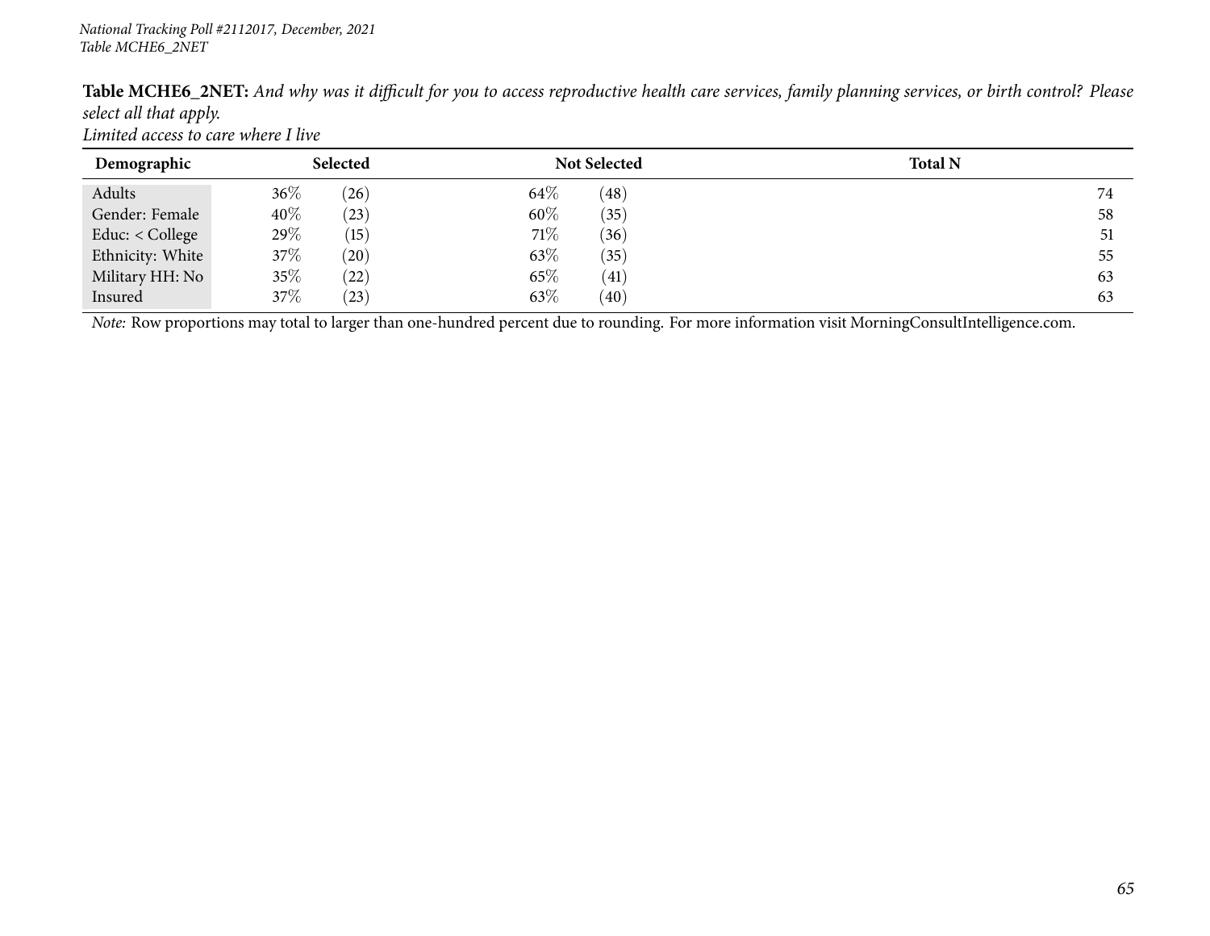*National Tracking Poll #2112017, December, 2021*
*Table MCHE6_2NET*

**Table MCHE6_2NET:** *And why was it difficult for you to access reproductive health care services, family planning services, or birth control? Please select all that apply.*
*Limited access to care where I live*

| Demographic | Selected | | Not Selected | | Total N |
|---|---|---|---|---|---|
| Adults | 36% | (26) | 64% | (48) | 74 |
| Gender: Female | 40% | (23) | 60% | (35) | 58 |
| Educ: < College | 29% | (15) | 71% | (36) | 51 |
| Ethnicity: White | 37% | (20) | 63% | (35) | 55 |
| Military HH: No | 35% | (22) | 65% | (41) | 63 |
| Insured | 37% | (23) | 63% | (40) | 63 |

*Note:* Row proportions may total to larger than one-hundred percent due to rounding. For more information visit MorningConsultIntelligence.com.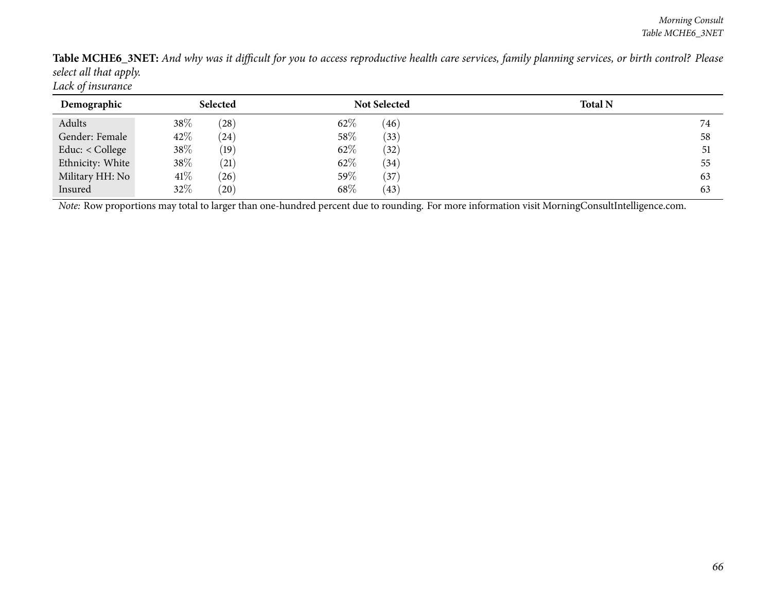**Table MCHE6_3NET:** *And why was it difficult for you to access reproductive health care services, family planning services, or birth control? Please select all that apply.*
*Lack of insurance*

| Demographic | Selected | | Not Selected | | Total N |
|---|---|---|---|---|---|
| Adults | 38% | (28) | 62% | (46) | 74 |
| Gender: Female | 42% | (24) | 58% | (33) | 58 |
| Educ: < College | 38% | (19) | 62% | (32) | 51 |
| Ethnicity: White | 38% | (21) | 62% | (34) | 55 |
| Military HH: No | 41% | (26) | 59% | (37) | 63 |
| Insured | 32% | (20) | 68% | (43) | 63 |

*Note:* Row proportions may total to larger than one-hundred percent due to rounding. For more information visit MorningConsultIntelligence.com.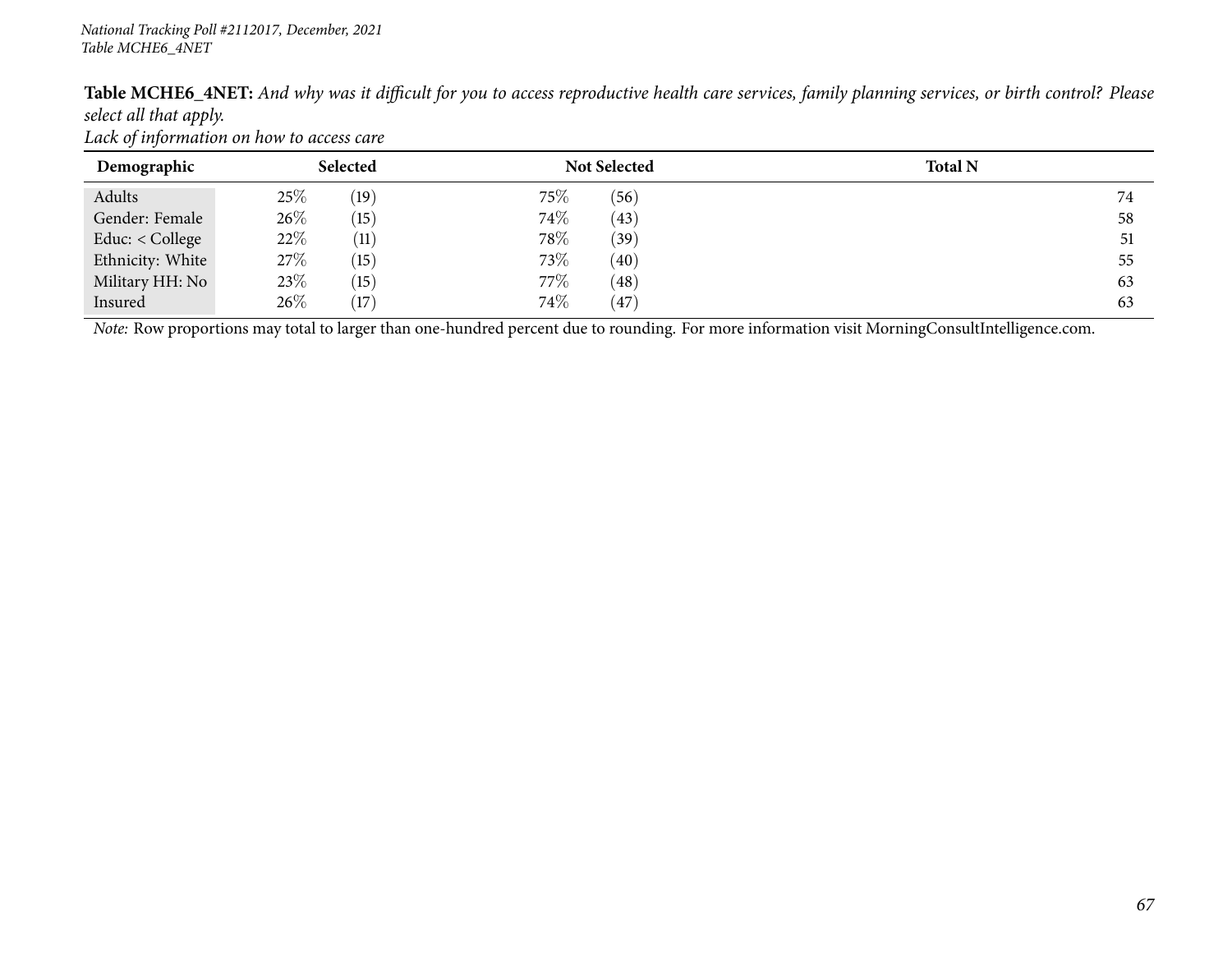*National Tracking Poll #2112017, December, 2021*
*Table MCHE6_4NET*

**Table MCHE6_4NET:** *And why was it difficult for you to access reproductive health care services, family planning services, or birth control? Please select all that apply.*
*Lack of information on how to access care*

| Demographic | Selected | | Not Selected | | Total N |
|---|---|---|---|---|---|
| Adults | 25% | (19) | 75% | (56) | 74 |
| Gender: Female | 26% | (15) | 74% | (43) | 58 |
| Educ: < College | 22% | (11) | 78% | (39) | 51 |
| Ethnicity: White | 27% | (15) | 73% | (40) | 55 |
| Military HH: No | 23% | (15) | 77% | (48) | 63 |
| Insured | 26% | (17) | 74% | (47) | 63 |

*Note:* Row proportions may total to larger than one-hundred percent due to rounding. For more information visit MorningConsultIntelligence.com.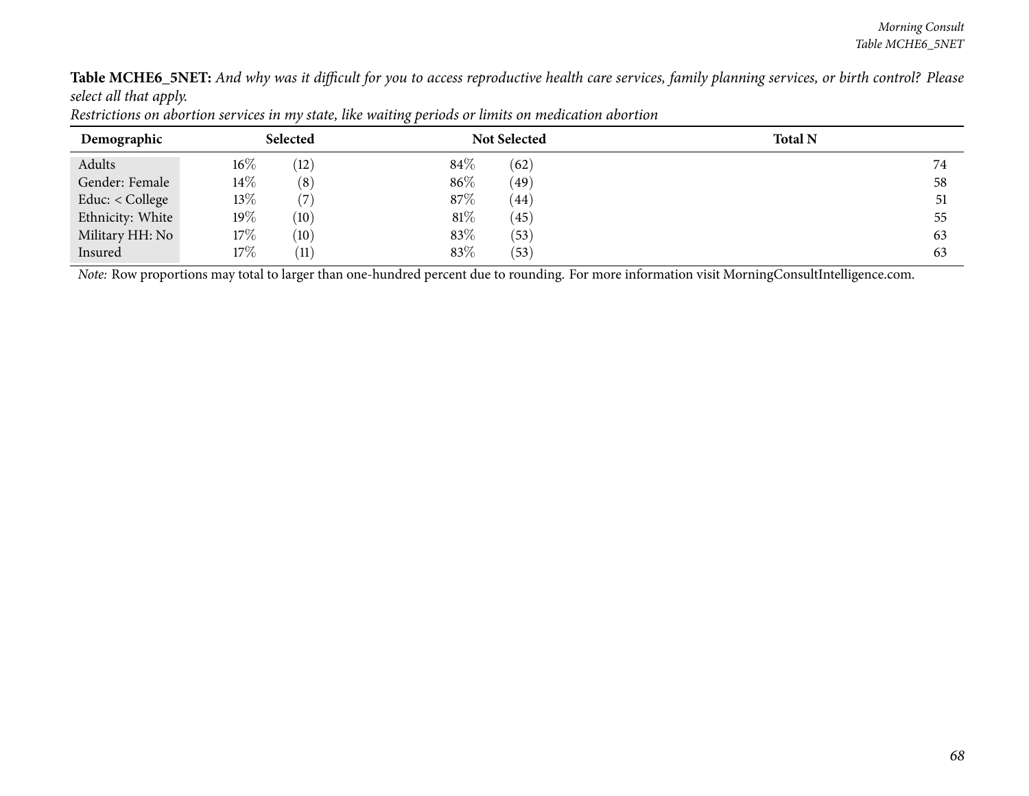**Table MCHE6_5NET:** *And why was it difficult for you to access reproductive health care services, family planning services, or birth control? Please select all that apply.*

*Restrictions on abortion services in my state, like waiting periods or limits on medication abortion*

| Demographic | Selected | | Not Selected | | Total N |
|---|---|---|---|---|---|
| Adults | 16% | (12) | 84% | (62) | 74 |
| Gender: Female | 14% | (8) | 86% | (49) | 58 |
| Educ: < College | 13% | (7) | 87% | (44) | 51 |
| Ethnicity: White | 19% | (10) | 81% | (45) | 55 |
| Military HH: No | 17% | (10) | 83% | (53) | 63 |
| Insured | 17% | (11) | 83% | (53) | 63 |

*Note:* Row proportions may total to larger than one-hundred percent due to rounding. For more information visit MorningConsultIntelligence.com.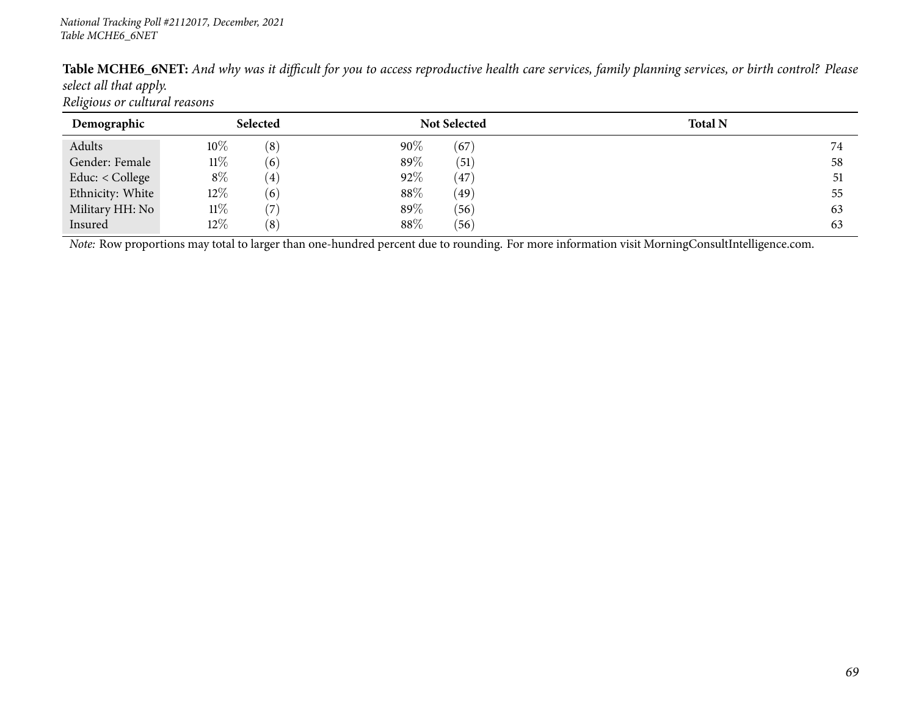*National Tracking Poll #2112017, December, 2021*
*Table MCHE6_6NET*

**Table MCHE6_6NET:** *And why was it difficult for you to access reproductive health care services, family planning services, or birth control? Please select all that apply.*
*Religious or cultural reasons*

| Demographic | Selected | | Not Selected | | Total N |
|---|---|---|---|---|---|
| Adults | 10% | (8) | 90% | (67) | 74 |
| Gender: Female | 11% | (6) | 89% | (51) | 58 |
| Educ: < College | 8% | (4) | 92% | (47) | 51 |
| Ethnicity: White | 12% | (6) | 88% | (49) | 55 |
| Military HH: No | 11% | (7) | 89% | (56) | 63 |
| Insured | 12% | (8) | 88% | (56) | 63 |

*Note:* Row proportions may total to larger than one-hundred percent due to rounding. For more information visit MorningConsultIntelligence.com.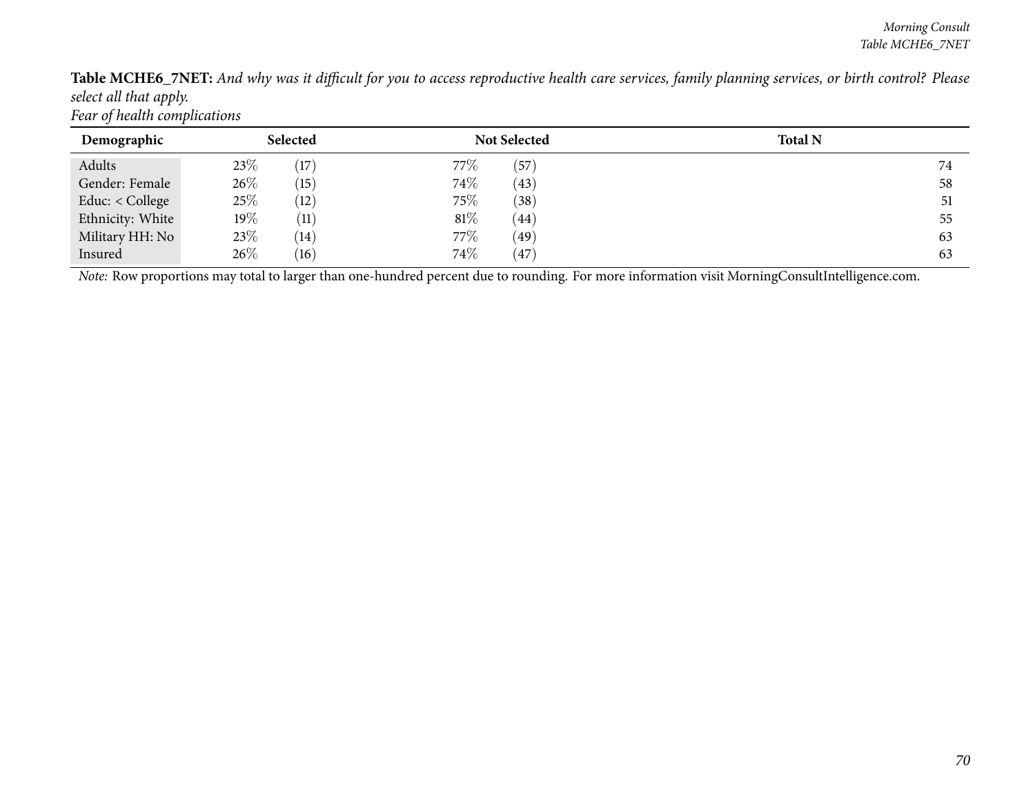**Table MCHE6_7NET:** *And why was it difficult for you to access reproductive health care services, family planning services, or birth control? Please select all that apply.*
*Fear of health complications*

| Demographic | Selected | | Not Selected | | Total N |
|---|---|---|---|---|---|
| Adults | 23% | (17) | 77% | (57) | 74 |
| Gender: Female | 26% | (15) | 74% | (43) | 58 |
| Educ: < College | 25% | (12) | 75% | (38) | 51 |
| Ethnicity: White | 19% | (11) | 81% | (44) | 55 |
| Military HH: No | 23% | (14) | 77% | (49) | 63 |
| Insured | 26% | (16) | 74% | (47) | 63 |

*Note:* Row proportions may total to larger than one-hundred percent due to rounding. For more information visit MorningConsultIntelligence.com.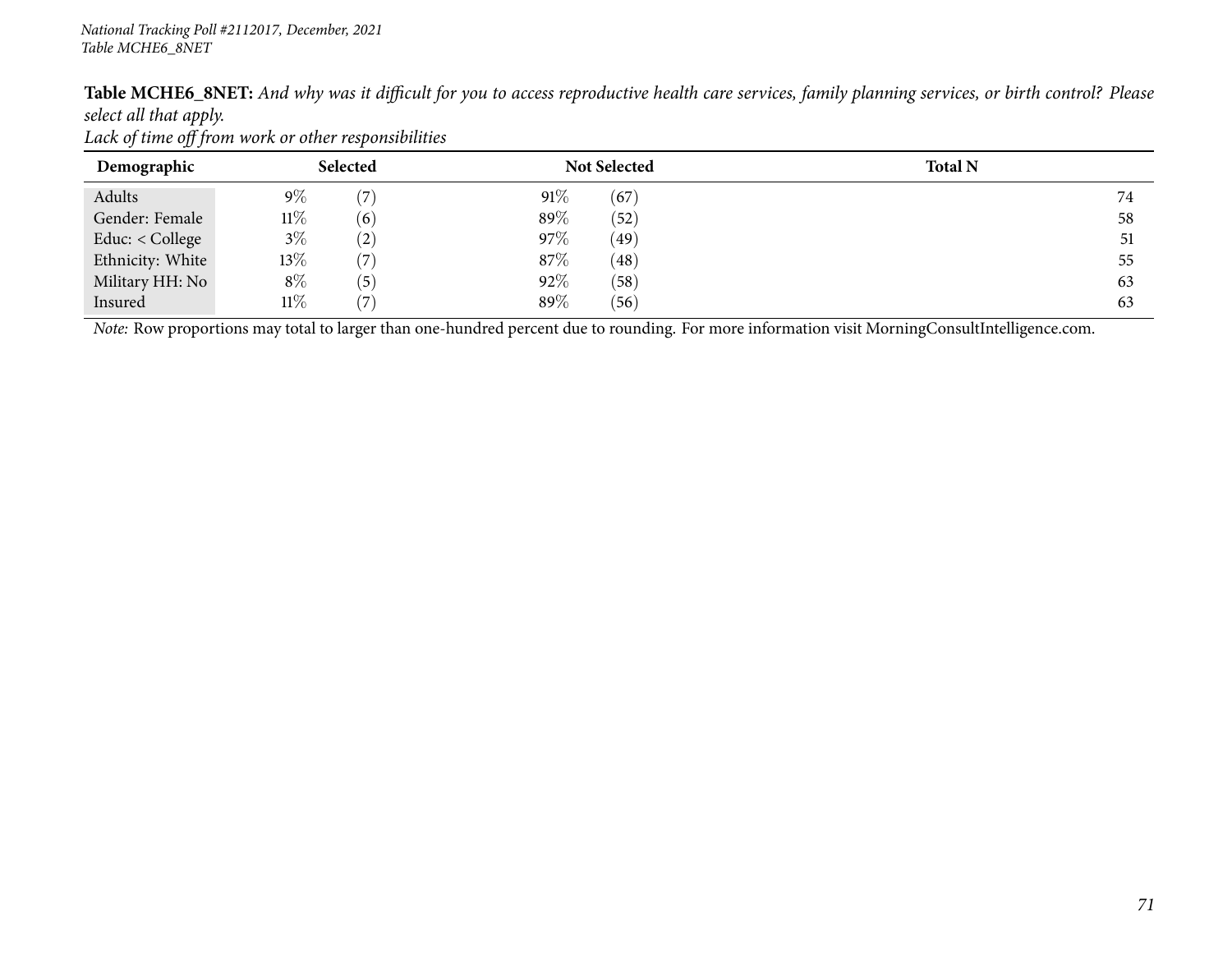**Table MCHE6_8NET:** *And why was it difficult for you to access reproductive health care services, family planning services, or birth control? Please select all that apply.*

*Lack of time off from work or other responsibilities*

| Demographic | Selected | | Not Selected | | Total N |
|---|---|---|---|---|---|
| Adults | 9% | (7) | 91% | (67) | 74 |
| Gender: Female | 11% | (6) | 89% | (52) | 58 |
| Educ: < College | 3% | (2) | 97% | (49) | 51 |
| Ethnicity: White | 13% | (7) | 87% | (48) | 55 |
| Military HH: No | 8% | (5) | 92% | (58) | 63 |
| Insured | 11% | (7) | 89% | (56) | 63 |

*Note:* Row proportions may total to larger than one-hundred percent due to rounding. For more information visit MorningConsultIntelligence.com.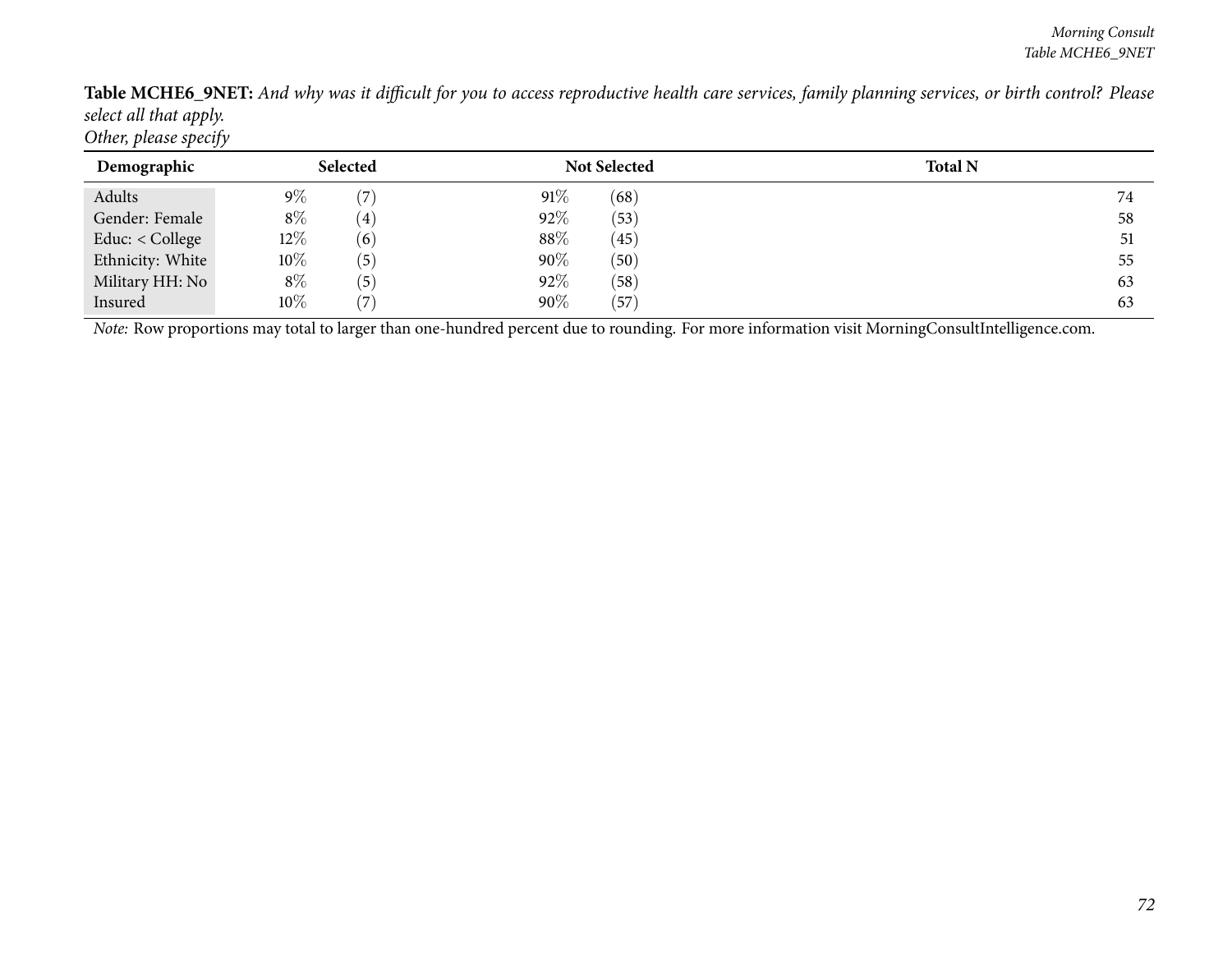**Table MCHE6_9NET:** *And why was it difficult for you to access reproductive health care services, family planning services, or birth control? Please select all that apply.*
*Other, please specify*

| Demographic | Selected | | Not Selected | | Total N |
|---|---|---|---|---|---|
| Adults | 9% | (7) | 91% | (68) | 74 |
| Gender: Female | 8% | (4) | 92% | (53) | 58 |
| Educ: < College | 12% | (6) | 88% | (45) | 51 |
| Ethnicity: White | 10% | (5) | 90% | (50) | 55 |
| Military HH: No | 8% | (5) | 92% | (58) | 63 |
| Insured | 10% | (7) | 90% | (57) | 63 |

*Note:* Row proportions may total to larger than one-hundred percent due to rounding. For more information visit MorningConsultIntelligence.com.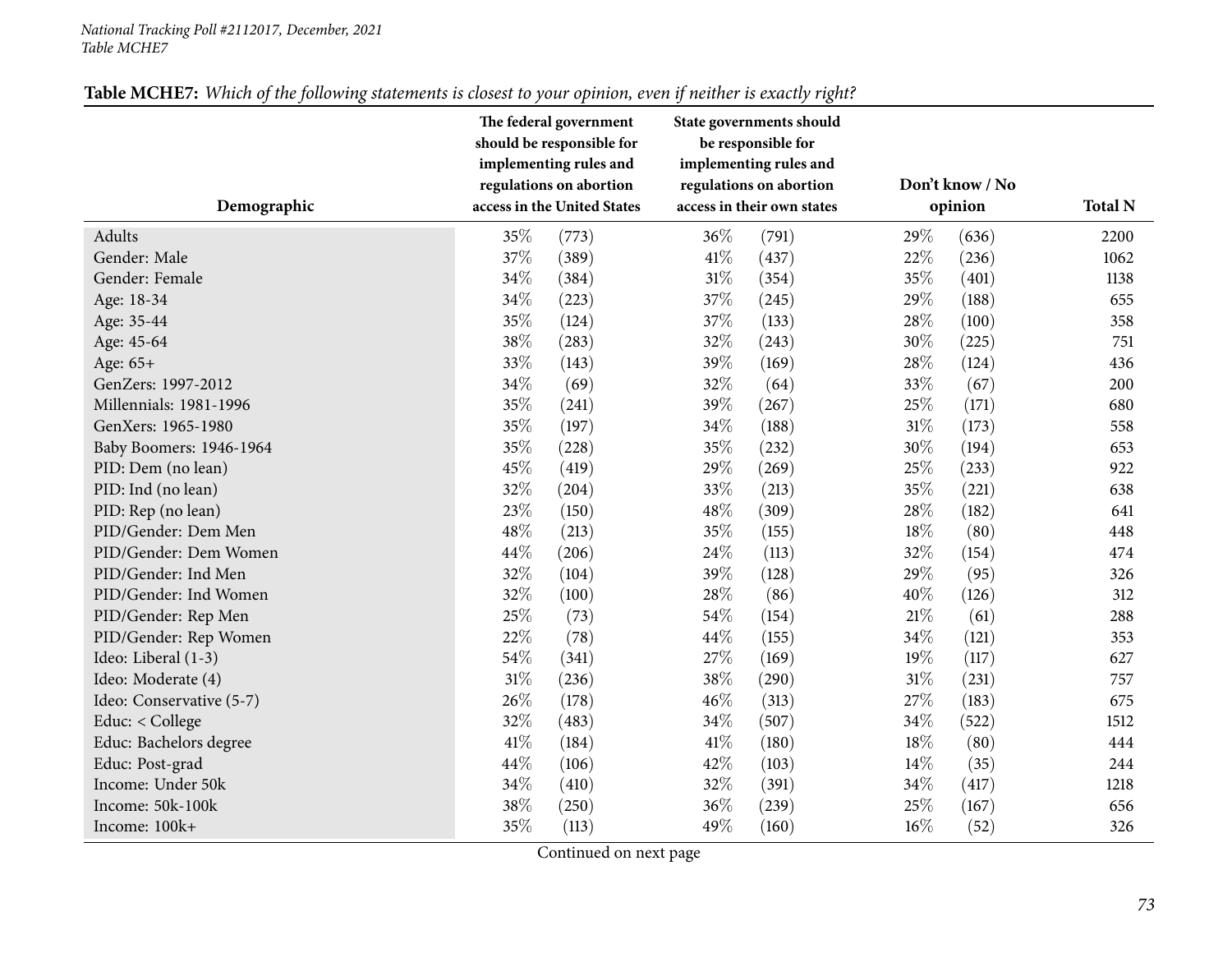**Table MCHE7:** *Which of the following statements is closest to your opinion, even if neither is exactly right?*

| Demographic | The federal government should be responsible for implementing rules and regulations on abortion access in the United States | | State governments should be responsible for implementing rules and regulations on abortion access in their own states | | Don't know / No opinion | | Total N |
|---|---|---|---|---|---|---|---|
| Adults | 35% | (773) | 36% | (791) | 29% | (636) | 2200 |
| Gender: Male | 37% | (389) | 41% | (437) | 22% | (236) | 1062 |
| Gender: Female | 34% | (384) | 31% | (354) | 35% | (401) | 1138 |
| Age: 18-34 | 34% | (223) | 37% | (245) | 29% | (188) | 655 |
| Age: 35-44 | 35% | (124) | 37% | (133) | 28% | (100) | 358 |
| Age: 45-64 | 38% | (283) | 32% | (243) | 30% | (225) | 751 |
| Age: 65+ | 33% | (143) | 39% | (169) | 28% | (124) | 436 |
| GenZers: 1997-2012 | 34% | (69) | 32% | (64) | 33% | (67) | 200 |
| Millennials: 1981-1996 | 35% | (241) | 39% | (267) | 25% | (171) | 680 |
| GenXers: 1965-1980 | 35% | (197) | 34% | (188) | 31% | (173) | 558 |
| Baby Boomers: 1946-1964 | 35% | (228) | 35% | (232) | 30% | (194) | 653 |
| PID: Dem (no lean) | 45% | (419) | 29% | (269) | 25% | (233) | 922 |
| PID: Ind (no lean) | 32% | (204) | 33% | (213) | 35% | (221) | 638 |
| PID: Rep (no lean) | 23% | (150) | 48% | (309) | 28% | (182) | 641 |
| PID/Gender: Dem Men | 48% | (213) | 35% | (155) | 18% | (80) | 448 |
| PID/Gender: Dem Women | 44% | (206) | 24% | (113) | 32% | (154) | 474 |
| PID/Gender: Ind Men | 32% | (104) | 39% | (128) | 29% | (95) | 326 |
| PID/Gender: Ind Women | 32% | (100) | 28% | (86) | 40% | (126) | 312 |
| PID/Gender: Rep Men | 25% | (73) | 54% | (154) | 21% | (61) | 288 |
| PID/Gender: Rep Women | 22% | (78) | 44% | (155) | 34% | (121) | 353 |
| Ideo: Liberal (1-3) | 54% | (341) | 27% | (169) | 19% | (117) | 627 |
| Ideo: Moderate (4) | 31% | (236) | 38% | (290) | 31% | (231) | 757 |
| Ideo: Conservative (5-7) | 26% | (178) | 46% | (313) | 27% | (183) | 675 |
| Educ: < College | 32% | (483) | 34% | (507) | 34% | (522) | 1512 |
| Educ: Bachelors degree | 41% | (184) | 41% | (180) | 18% | (80) | 444 |
| Educ: Post-grad | 44% | (106) | 42% | (103) | 14% | (35) | 244 |
| Income: Under 50k | 34% | (410) | 32% | (391) | 34% | (417) | 1218 |
| Income: 50k-100k | 38% | (250) | 36% | (239) | 25% | (167) | 656 |
| Income: 100k+ | 35% | (113) | 49% | (160) | 16% | (52) | 326 |

Continued on next page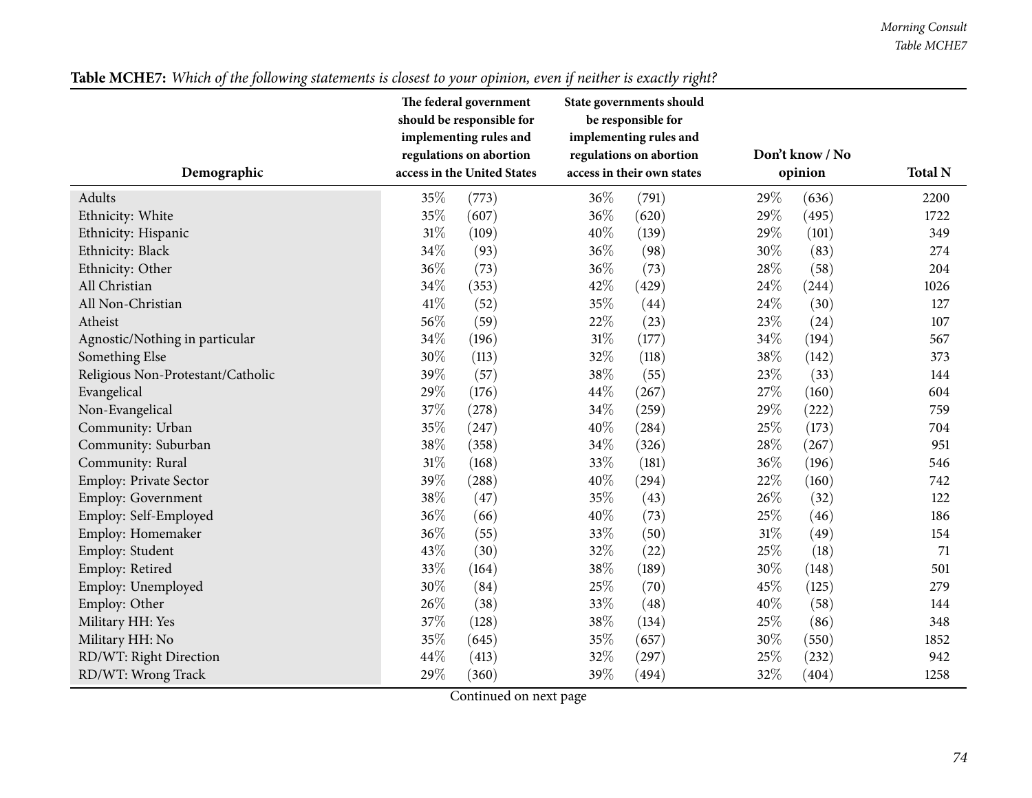**Table MCHE7:** *Which of the following statements is closest to your opinion, even if neither is exactly right?*

| Demographic | The federal government should be responsible for implementing rules and regulations on abortion access in the United States | | State governments should be responsible for implementing rules and regulations on abortion access in their own states | | Don't know / No opinion | | Total N |
|---|---|---|---|---|---|---|---|
| Adults | 35% | (773) | 36% | (791) | 29% | (636) | 2200 |
| Ethnicity: White | 35% | (607) | 36% | (620) | 29% | (495) | 1722 |
| Ethnicity: Hispanic | 31% | (109) | 40% | (139) | 29% | (101) | 349 |
| Ethnicity: Black | 34% | (93) | 36% | (98) | 30% | (83) | 274 |
| Ethnicity: Other | 36% | (73) | 36% | (73) | 28% | (58) | 204 |
| All Christian | 34% | (353) | 42% | (429) | 24% | (244) | 1026 |
| All Non-Christian | 41% | (52) | 35% | (44) | 24% | (30) | 127 |
| Atheist | 56% | (59) | 22% | (23) | 23% | (24) | 107 |
| Agnostic/Nothing in particular | 34% | (196) | 31% | (177) | 34% | (194) | 567 |
| Something Else | 30% | (113) | 32% | (118) | 38% | (142) | 373 |
| Religious Non-Protestant/Catholic | 39% | (57) | 38% | (55) | 23% | (33) | 144 |
| Evangelical | 29% | (176) | 44% | (267) | 27% | (160) | 604 |
| Non-Evangelical | 37% | (278) | 34% | (259) | 29% | (222) | 759 |
| Community: Urban | 35% | (247) | 40% | (284) | 25% | (173) | 704 |
| Community: Suburban | 38% | (358) | 34% | (326) | 28% | (267) | 951 |
| Community: Rural | 31% | (168) | 33% | (181) | 36% | (196) | 546 |
| Employ: Private Sector | 39% | (288) | 40% | (294) | 22% | (160) | 742 |
| Employ: Government | 38% | (47) | 35% | (43) | 26% | (32) | 122 |
| Employ: Self-Employed | 36% | (66) | 40% | (73) | 25% | (46) | 186 |
| Employ: Homemaker | 36% | (55) | 33% | (50) | 31% | (49) | 154 |
| Employ: Student | 43% | (30) | 32% | (22) | 25% | (18) | 71 |
| Employ: Retired | 33% | (164) | 38% | (189) | 30% | (148) | 501 |
| Employ: Unemployed | 30% | (84) | 25% | (70) | 45% | (125) | 279 |
| Employ: Other | 26% | (38) | 33% | (48) | 40% | (58) | 144 |
| Military HH: Yes | 37% | (128) | 38% | (134) | 25% | (86) | 348 |
| Military HH: No | 35% | (645) | 35% | (657) | 30% | (550) | 1852 |
| RD/WT: Right Direction | 44% | (413) | 32% | (297) | 25% | (232) | 942 |
| RD/WT: Wrong Track | 29% | (360) | 39% | (494) | 32% | (404) | 1258 |

Continued on next page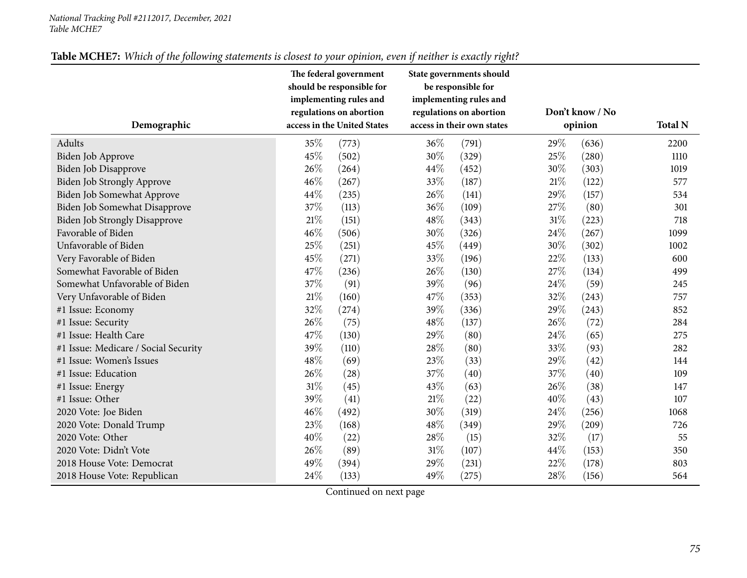**Table MCHE7:** *Which of the following statements is closest to your opinion, even if neither is exactly right?*

| Demographic | The federal government should be responsible for implementing rules and regulations on abortion access in the United States | | State governments should be responsible for implementing rules and regulations on abortion access in their own states | | Don't know / No opinion | | Total N |
|---|---|---|---|---|---|---|---|
| Adults | 35% | (773) | 36% | (791) | 29% | (636) | 2200 |
| Biden Job Approve | 45% | (502) | 30% | (329) | 25% | (280) | 1110 |
| Biden Job Disapprove | 26% | (264) | 44% | (452) | 30% | (303) | 1019 |
| Biden Job Strongly Approve | 46% | (267) | 33% | (187) | 21% | (122) | 577 |
| Biden Job Somewhat Approve | 44% | (235) | 26% | (141) | 29% | (157) | 534 |
| Biden Job Somewhat Disapprove | 37% | (113) | 36% | (109) | 27% | (80) | 301 |
| Biden Job Strongly Disapprove | 21% | (151) | 48% | (343) | 31% | (223) | 718 |
| Favorable of Biden | 46% | (506) | 30% | (326) | 24% | (267) | 1099 |
| Unfavorable of Biden | 25% | (251) | 45% | (449) | 30% | (302) | 1002 |
| Very Favorable of Biden | 45% | (271) | 33% | (196) | 22% | (133) | 600 |
| Somewhat Favorable of Biden | 47% | (236) | 26% | (130) | 27% | (134) | 499 |
| Somewhat Unfavorable of Biden | 37% | (91) | 39% | (96) | 24% | (59) | 245 |
| Very Unfavorable of Biden | 21% | (160) | 47% | (353) | 32% | (243) | 757 |
| #1 Issue: Economy | 32% | (274) | 39% | (336) | 29% | (243) | 852 |
| #1 Issue: Security | 26% | (75) | 48% | (137) | 26% | (72) | 284 |
| #1 Issue: Health Care | 47% | (130) | 29% | (80) | 24% | (65) | 275 |
| #1 Issue: Medicare / Social Security | 39% | (110) | 28% | (80) | 33% | (93) | 282 |
| #1 Issue: Women's Issues | 48% | (69) | 23% | (33) | 29% | (42) | 144 |
| #1 Issue: Education | 26% | (28) | 37% | (40) | 37% | (40) | 109 |
| #1 Issue: Energy | 31% | (45) | 43% | (63) | 26% | (38) | 147 |
| #1 Issue: Other | 39% | (41) | 21% | (22) | 40% | (43) | 107 |
| 2020 Vote: Joe Biden | 46% | (492) | 30% | (319) | 24% | (256) | 1068 |
| 2020 Vote: Donald Trump | 23% | (168) | 48% | (349) | 29% | (209) | 726 |
| 2020 Vote: Other | 40% | (22) | 28% | (15) | 32% | (17) | 55 |
| 2020 Vote: Didn't Vote | 26% | (89) | 31% | (107) | 44% | (153) | 350 |
| 2018 House Vote: Democrat | 49% | (394) | 29% | (231) | 22% | (178) | 803 |
| 2018 House Vote: Republican | 24% | (133) | 49% | (275) | 28% | (156) | 564 |

Continued on next page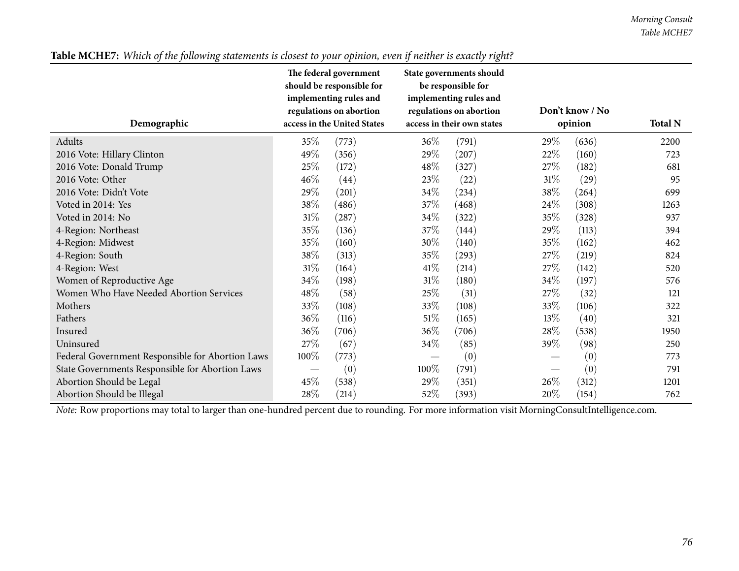**Table MCHE7:** *Which of the following statements is closest to your opinion, even if neither is exactly right?*

| Demographic | The federal government should be responsible for implementing rules and regulations on abortion access in the United States | | State governments should be responsible for implementing rules and regulations on abortion access in their own states | | Don't know / No opinion | | Total N |
|---|---|---|---|---|---|---|---|
| Adults | 35% | (773) | 36% | (791) | 29% | (636) | 2200 |
| 2016 Vote: Hillary Clinton | 49% | (356) | 29% | (207) | 22% | (160) | 723 |
| 2016 Vote: Donald Trump | 25% | (172) | 48% | (327) | 27% | (182) | 681 |
| 2016 Vote: Other | 46% | (44) | 23% | (22) | 31% | (29) | 95 |
| 2016 Vote: Didn't Vote | 29% | (201) | 34% | (234) | 38% | (264) | 699 |
| Voted in 2014: Yes | 38% | (486) | 37% | (468) | 24% | (308) | 1263 |
| Voted in 2014: No | 31% | (287) | 34% | (322) | 35% | (328) | 937 |
| 4-Region: Northeast | 35% | (136) | 37% | (144) | 29% | (113) | 394 |
| 4-Region: Midwest | 35% | (160) | 30% | (140) | 35% | (162) | 462 |
| 4-Region: South | 38% | (313) | 35% | (293) | 27% | (219) | 824 |
| 4-Region: West | 31% | (164) | 41% | (214) | 27% | (142) | 520 |
| Women of Reproductive Age | 34% | (198) | 31% | (180) | 34% | (197) | 576 |
| Women Who Have Needed Abortion Services | 48% | (58) | 25% | (31) | 27% | (32) | 121 |
| Mothers | 33% | (108) | 33% | (108) | 33% | (106) | 322 |
| Fathers | 36% | (116) | 51% | (165) | 13% | (40) | 321 |
| Insured | 36% | (706) | 36% | (706) | 28% | (538) | 1950 |
| Uninsured | 27% | (67) | 34% | (85) | 39% | (98) | 250 |
| Federal Government Responsible for Abortion Laws | 100% | (773) | — | (0) | — | (0) | 773 |
| State Governments Responsible for Abortion Laws | — | (0) | 100% | (791) | — | (0) | 791 |
| Abortion Should be Legal | 45% | (538) | 29% | (351) | 26% | (312) | 1201 |
| Abortion Should be Illegal | 28% | (214) | 52% | (393) | 20% | (154) | 762 |

*Note:* Row proportions may total to larger than one-hundred percent due to rounding. For more information visit MorningConsultIntelligence.com.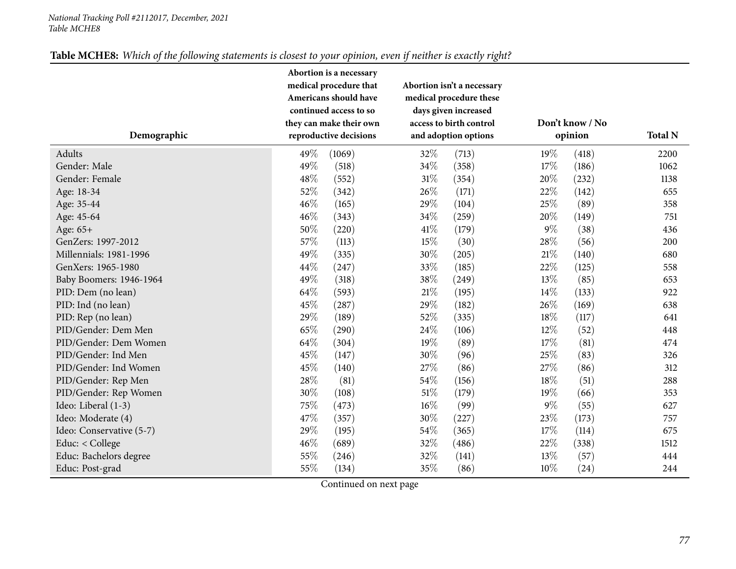*National Tracking Poll #2112017, December, 2021*
*Table MCHE8*

**Table MCHE8:** *Which of the following statements is closest to your opinion, even if neither is exactly right?*

| Demographic | Abortion is a necessary medical procedure that Americans should have continued access to so they can make their own reproductive decisions | | Abortion isn't a necessary medical procedure these days given increased access to birth control and adoption options | | Don't know / No opinion | | Total N |
|---|---|---|---|---|---|---|---|
| Adults | 49% | (1069) | 32% | (713) | 19% | (418) | 2200 |
| Gender: Male | 49% | (518) | 34% | (358) | 17% | (186) | 1062 |
| Gender: Female | 48% | (552) | 31% | (354) | 20% | (232) | 1138 |
| Age: 18-34 | 52% | (342) | 26% | (171) | 22% | (142) | 655 |
| Age: 35-44 | 46% | (165) | 29% | (104) | 25% | (89) | 358 |
| Age: 45-64 | 46% | (343) | 34% | (259) | 20% | (149) | 751 |
| Age: 65+ | 50% | (220) | 41% | (179) | 9% | (38) | 436 |
| GenZers: 1997-2012 | 57% | (113) | 15% | (30) | 28% | (56) | 200 |
| Millennials: 1981-1996 | 49% | (335) | 30% | (205) | 21% | (140) | 680 |
| GenXers: 1965-1980 | 44% | (247) | 33% | (185) | 22% | (125) | 558 |
| Baby Boomers: 1946-1964 | 49% | (318) | 38% | (249) | 13% | (85) | 653 |
| PID: Dem (no lean) | 64% | (593) | 21% | (195) | 14% | (133) | 922 |
| PID: Ind (no lean) | 45% | (287) | 29% | (182) | 26% | (169) | 638 |
| PID: Rep (no lean) | 29% | (189) | 52% | (335) | 18% | (117) | 641 |
| PID/Gender: Dem Men | 65% | (290) | 24% | (106) | 12% | (52) | 448 |
| PID/Gender: Dem Women | 64% | (304) | 19% | (89) | 17% | (81) | 474 |
| PID/Gender: Ind Men | 45% | (147) | 30% | (96) | 25% | (83) | 326 |
| PID/Gender: Ind Women | 45% | (140) | 27% | (86) | 27% | (86) | 312 |
| PID/Gender: Rep Men | 28% | (81) | 54% | (156) | 18% | (51) | 288 |
| PID/Gender: Rep Women | 30% | (108) | 51% | (179) | 19% | (66) | 353 |
| Ideo: Liberal (1-3) | 75% | (473) | 16% | (99) | 9% | (55) | 627 |
| Ideo: Moderate (4) | 47% | (357) | 30% | (227) | 23% | (173) | 757 |
| Ideo: Conservative (5-7) | 29% | (195) | 54% | (365) | 17% | (114) | 675 |
| Educ: < College | 46% | (689) | 32% | (486) | 22% | (338) | 1512 |
| Educ: Bachelors degree | 55% | (246) | 32% | (141) | 13% | (57) | 444 |
| Educ: Post-grad | 55% | (134) | 35% | (86) | 10% | (24) | 244 |

Continued on next page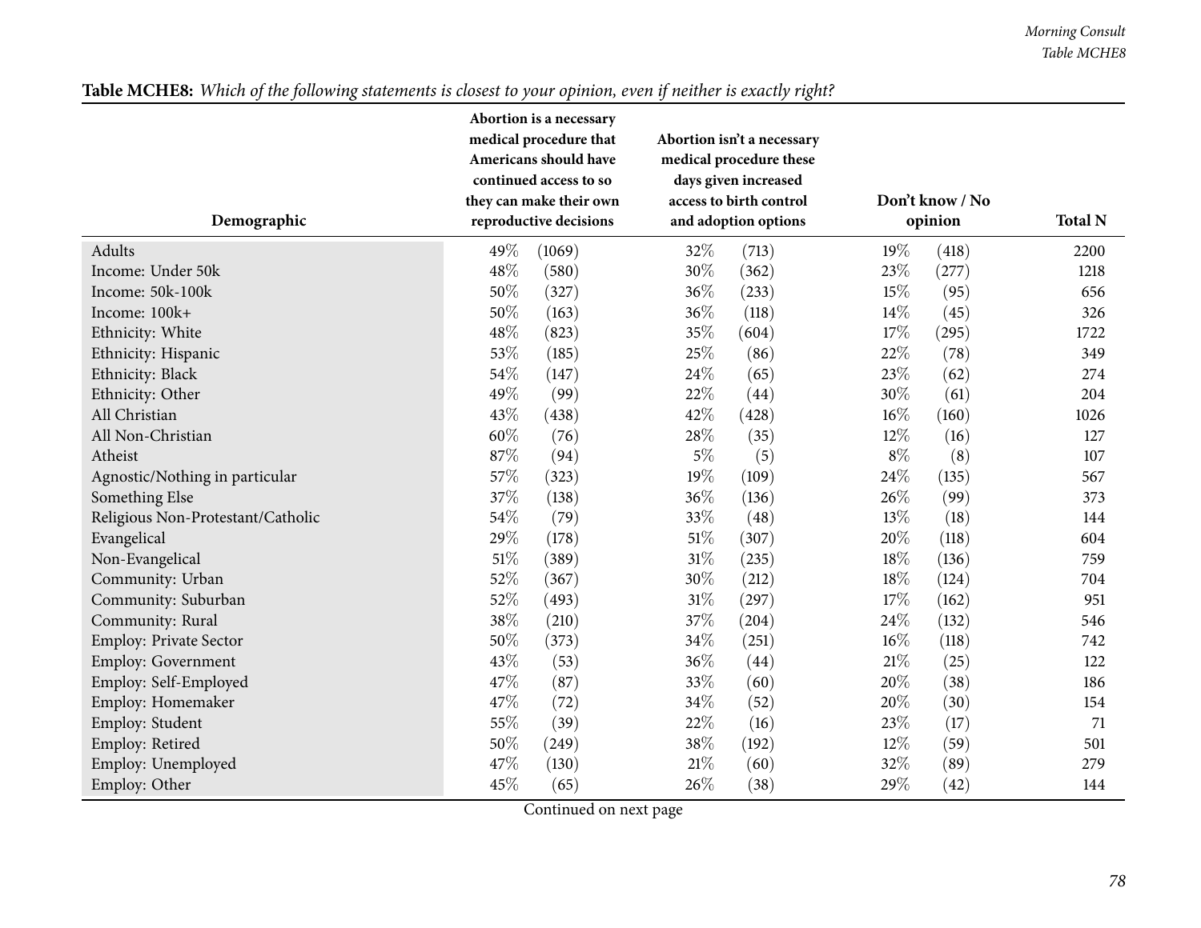**Table MCHE8:** *Which of the following statements is closest to your opinion, even if neither is exactly right?*

| Demographic | Abortion is a necessary medical procedure that Americans should have continued access to so they can make their own reproductive decisions | | Abortion isn't a necessary medical procedure these days given increased access to birth control and adoption options | | Don't know / No opinion | | Total N |
|---|---|---|---|---|---|---|---|
| Adults | 49% | (1069) | 32% | (713) | 19% | (418) | 2200 |
| Income: Under 50k | 48% | (580) | 30% | (362) | 23% | (277) | 1218 |
| Income: 50k-100k | 50% | (327) | 36% | (233) | 15% | (95) | 656 |
| Income: 100k+ | 50% | (163) | 36% | (118) | 14% | (45) | 326 |
| Ethnicity: White | 48% | (823) | 35% | (604) | 17% | (295) | 1722 |
| Ethnicity: Hispanic | 53% | (185) | 25% | (86) | 22% | (78) | 349 |
| Ethnicity: Black | 54% | (147) | 24% | (65) | 23% | (62) | 274 |
| Ethnicity: Other | 49% | (99) | 22% | (44) | 30% | (61) | 204 |
| All Christian | 43% | (438) | 42% | (428) | 16% | (160) | 1026 |
| All Non-Christian | 60% | (76) | 28% | (35) | 12% | (16) | 127 |
| Atheist | 87% | (94) | 5% | (5) | 8% | (8) | 107 |
| Agnostic/Nothing in particular | 57% | (323) | 19% | (109) | 24% | (135) | 567 |
| Something Else | 37% | (138) | 36% | (136) | 26% | (99) | 373 |
| Religious Non-Protestant/Catholic | 54% | (79) | 33% | (48) | 13% | (18) | 144 |
| Evangelical | 29% | (178) | 51% | (307) | 20% | (118) | 604 |
| Non-Evangelical | 51% | (389) | 31% | (235) | 18% | (136) | 759 |
| Community: Urban | 52% | (367) | 30% | (212) | 18% | (124) | 704 |
| Community: Suburban | 52% | (493) | 31% | (297) | 17% | (162) | 951 |
| Community: Rural | 38% | (210) | 37% | (204) | 24% | (132) | 546 |
| Employ: Private Sector | 50% | (373) | 34% | (251) | 16% | (118) | 742 |
| Employ: Government | 43% | (53) | 36% | (44) | 21% | (25) | 122 |
| Employ: Self-Employed | 47% | (87) | 33% | (60) | 20% | (38) | 186 |
| Employ: Homemaker | 47% | (72) | 34% | (52) | 20% | (30) | 154 |
| Employ: Student | 55% | (39) | 22% | (16) | 23% | (17) | 71 |
| Employ: Retired | 50% | (249) | 38% | (192) | 12% | (59) | 501 |
| Employ: Unemployed | 47% | (130) | 21% | (60) | 32% | (89) | 279 |
| Employ: Other | 45% | (65) | 26% | (38) | 29% | (42) | 144 |

Continued on next page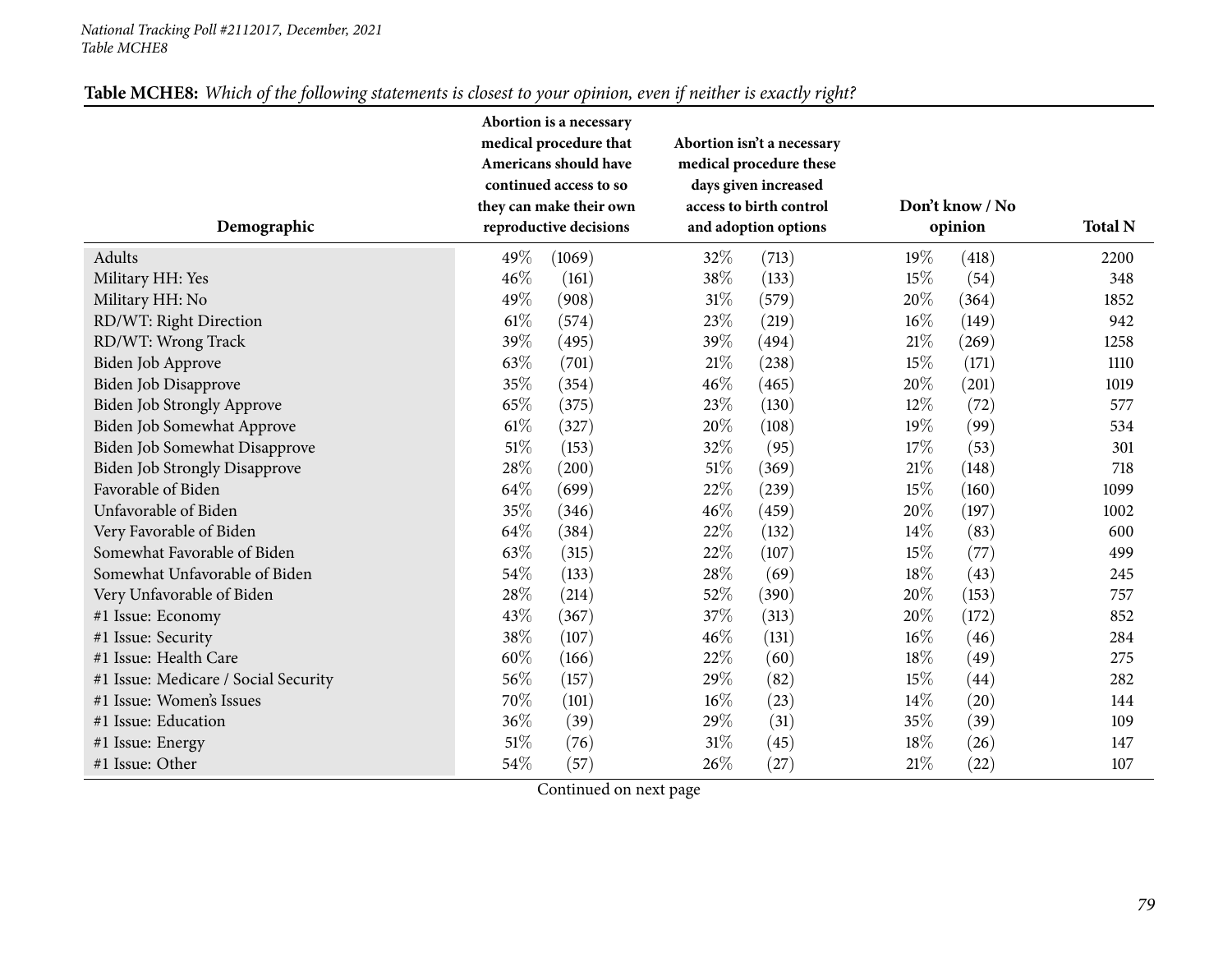**Table MCHE8:** *Which of the following statements is closest to your opinion, even if neither is exactly right?*

| Demographic | Abortion is a necessary medical procedure that Americans should have continued access to so they can make their own reproductive decisions | | Abortion isn't a necessary medical procedure these days given increased access to birth control and adoption options | | Don't know / No opinion | | Total N |
|---|---|---|---|---|---|---|---|
| Adults | 49% | (1069) | 32% | (713) | 19% | (418) | 2200 |
| Military HH: Yes | 46% | (161) | 38% | (133) | 15% | (54) | 348 |
| Military HH: No | 49% | (908) | 31% | (579) | 20% | (364) | 1852 |
| RD/WT: Right Direction | 61% | (574) | 23% | (219) | 16% | (149) | 942 |
| RD/WT: Wrong Track | 39% | (495) | 39% | (494) | 21% | (269) | 1258 |
| Biden Job Approve | 63% | (701) | 21% | (238) | 15% | (171) | 1110 |
| Biden Job Disapprove | 35% | (354) | 46% | (465) | 20% | (201) | 1019 |
| Biden Job Strongly Approve | 65% | (375) | 23% | (130) | 12% | (72) | 577 |
| Biden Job Somewhat Approve | 61% | (327) | 20% | (108) | 19% | (99) | 534 |
| Biden Job Somewhat Disapprove | 51% | (153) | 32% | (95) | 17% | (53) | 301 |
| Biden Job Strongly Disapprove | 28% | (200) | 51% | (369) | 21% | (148) | 718 |
| Favorable of Biden | 64% | (699) | 22% | (239) | 15% | (160) | 1099 |
| Unfavorable of Biden | 35% | (346) | 46% | (459) | 20% | (197) | 1002 |
| Very Favorable of Biden | 64% | (384) | 22% | (132) | 14% | (83) | 600 |
| Somewhat Favorable of Biden | 63% | (315) | 22% | (107) | 15% | (77) | 499 |
| Somewhat Unfavorable of Biden | 54% | (133) | 28% | (69) | 18% | (43) | 245 |
| Very Unfavorable of Biden | 28% | (214) | 52% | (390) | 20% | (153) | 757 |
| #1 Issue: Economy | 43% | (367) | 37% | (313) | 20% | (172) | 852 |
| #1 Issue: Security | 38% | (107) | 46% | (131) | 16% | (46) | 284 |
| #1 Issue: Health Care | 60% | (166) | 22% | (60) | 18% | (49) | 275 |
| #1 Issue: Medicare / Social Security | 56% | (157) | 29% | (82) | 15% | (44) | 282 |
| #1 Issue: Women's Issues | 70% | (101) | 16% | (23) | 14% | (20) | 144 |
| #1 Issue: Education | 36% | (39) | 29% | (31) | 35% | (39) | 109 |
| #1 Issue: Energy | 51% | (76) | 31% | (45) | 18% | (26) | 147 |
| #1 Issue: Other | 54% | (57) | 26% | (27) | 21% | (22) | 107 |

Continued on next page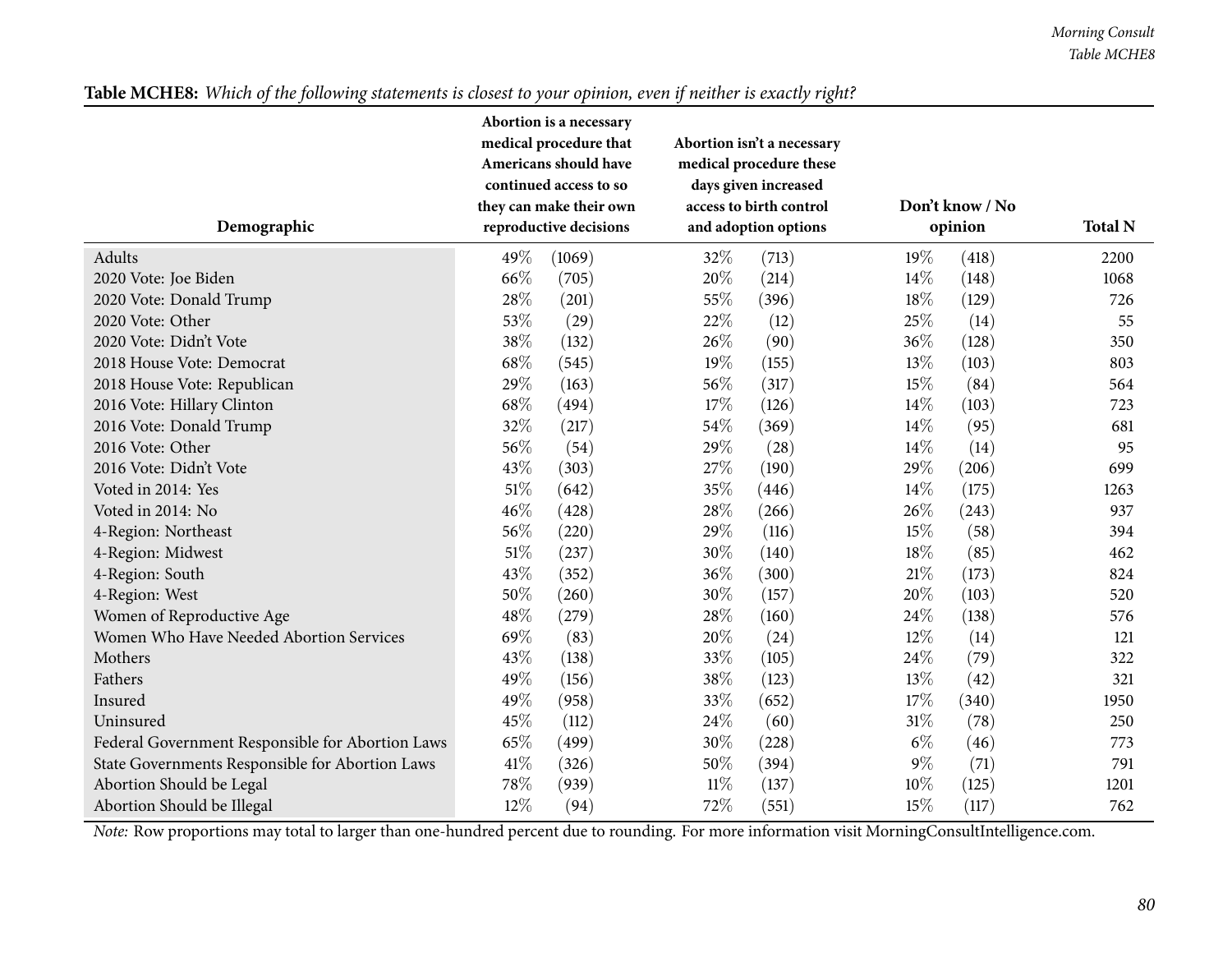**Table MCHE8:** *Which of the following statements is closest to your opinion, even if neither is exactly right?*

| Demographic | Abortion is a necessary medical procedure that Americans should have continued access to so they can make their own reproductive decisions | | Abortion isn't a necessary medical procedure these days given increased access to birth control and adoption options | | Don't know / No opinion | | Total N |
|---|---|---|---|---|---|---|---|
| Adults | 49% | (1069) | 32% | (713) | 19% | (418) | 2200 |
| 2020 Vote: Joe Biden | 66% | (705) | 20% | (214) | 14% | (148) | 1068 |
| 2020 Vote: Donald Trump | 28% | (201) | 55% | (396) | 18% | (129) | 726 |
| 2020 Vote: Other | 53% | (29) | 22% | (12) | 25% | (14) | 55 |
| 2020 Vote: Didn't Vote | 38% | (132) | 26% | (90) | 36% | (128) | 350 |
| 2018 House Vote: Democrat | 68% | (545) | 19% | (155) | 13% | (103) | 803 |
| 2018 House Vote: Republican | 29% | (163) | 56% | (317) | 15% | (84) | 564 |
| 2016 Vote: Hillary Clinton | 68% | (494) | 17% | (126) | 14% | (103) | 723 |
| 2016 Vote: Donald Trump | 32% | (217) | 54% | (369) | 14% | (95) | 681 |
| 2016 Vote: Other | 56% | (54) | 29% | (28) | 14% | (14) | 95 |
| 2016 Vote: Didn't Vote | 43% | (303) | 27% | (190) | 29% | (206) | 699 |
| Voted in 2014: Yes | 51% | (642) | 35% | (446) | 14% | (175) | 1263 |
| Voted in 2014: No | 46% | (428) | 28% | (266) | 26% | (243) | 937 |
| 4-Region: Northeast | 56% | (220) | 29% | (116) | 15% | (58) | 394 |
| 4-Region: Midwest | 51% | (237) | 30% | (140) | 18% | (85) | 462 |
| 4-Region: South | 43% | (352) | 36% | (300) | 21% | (173) | 824 |
| 4-Region: West | 50% | (260) | 30% | (157) | 20% | (103) | 520 |
| Women of Reproductive Age | 48% | (279) | 28% | (160) | 24% | (138) | 576 |
| Women Who Have Needed Abortion Services | 69% | (83) | 20% | (24) | 12% | (14) | 121 |
| Mothers | 43% | (138) | 33% | (105) | 24% | (79) | 322 |
| Fathers | 49% | (156) | 38% | (123) | 13% | (42) | 321 |
| Insured | 49% | (958) | 33% | (652) | 17% | (340) | 1950 |
| Uninsured | 45% | (112) | 24% | (60) | 31% | (78) | 250 |
| Federal Government Responsible for Abortion Laws | 65% | (499) | 30% | (228) | 6% | (46) | 773 |
| State Governments Responsible for Abortion Laws | 41% | (326) | 50% | (394) | 9% | (71) | 791 |
| Abortion Should be Legal | 78% | (939) | 11% | (137) | 10% | (125) | 1201 |
| Abortion Should be Illegal | 12% | (94) | 72% | (551) | 15% | (117) | 762 |

*Note:* Row proportions may total to larger than one-hundred percent due to rounding. For more information visit MorningConsultIntelligence.com.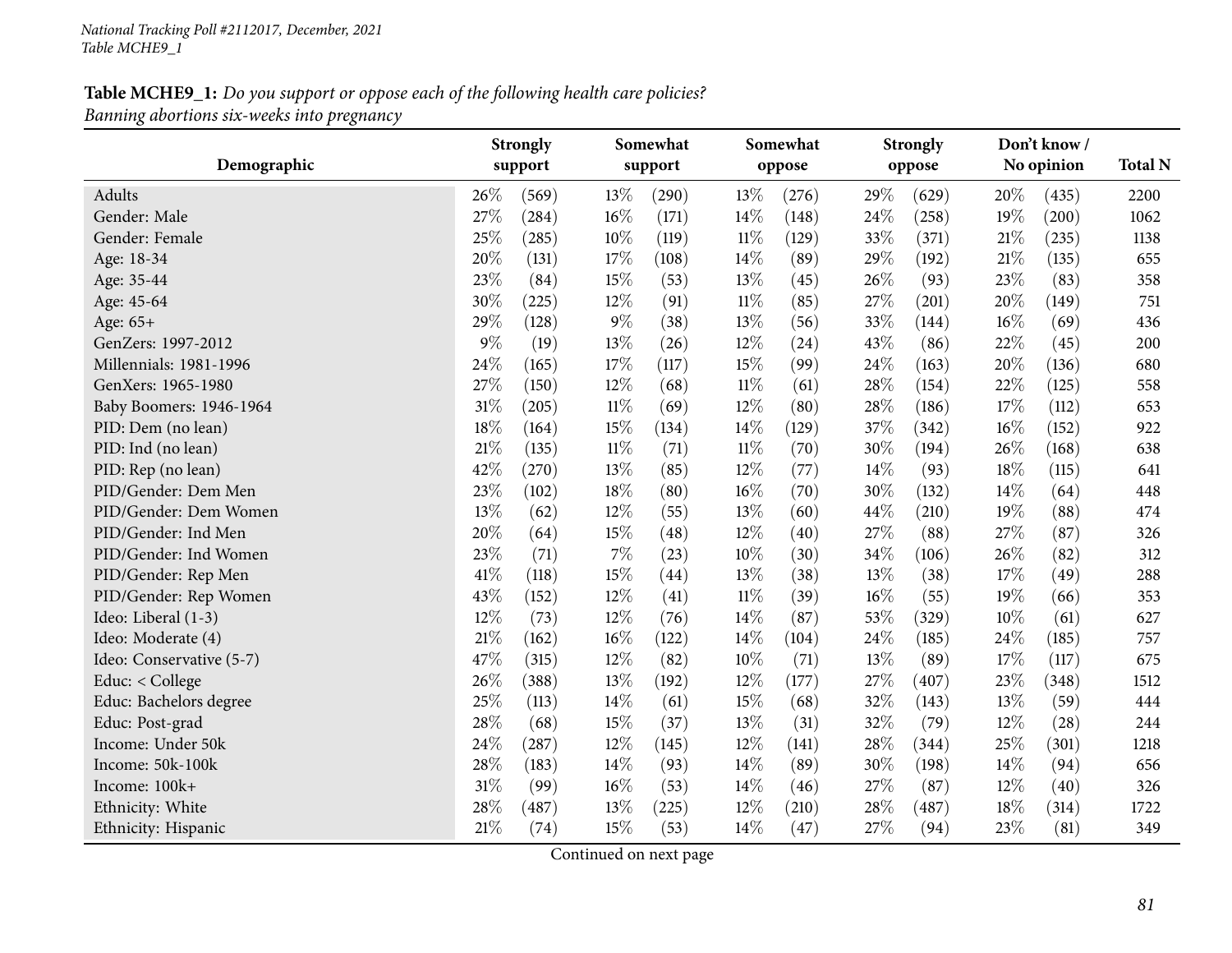**Table MCHE9_1:** *Do you support or oppose each of the following health care policies?*
*Banning abortions six-weeks into pregnancy*

| Demographic | Strongly support | | Somewhat support | | Somewhat oppose | | Strongly oppose | | Don't know / No opinion | | Total N |
|---|---|---|---|---|---|---|---|---|---|---|---|
| Adults | 26% | (569) | 13% | (290) | 13% | (276) | 29% | (629) | 20% | (435) | 2200 |
| Gender: Male | 27% | (284) | 16% | (171) | 14% | (148) | 24% | (258) | 19% | (200) | 1062 |
| Gender: Female | 25% | (285) | 10% | (119) | 11% | (129) | 33% | (371) | 21% | (235) | 1138 |
| Age: 18-34 | 20% | (131) | 17% | (108) | 14% | (89) | 29% | (192) | 21% | (135) | 655 |
| Age: 35-44 | 23% | (84) | 15% | (53) | 13% | (45) | 26% | (93) | 23% | (83) | 358 |
| Age: 45-64 | 30% | (225) | 12% | (91) | 11% | (85) | 27% | (201) | 20% | (149) | 751 |
| Age: 65+ | 29% | (128) | 9% | (38) | 13% | (56) | 33% | (144) | 16% | (69) | 436 |
| GenZers: 1997-2012 | 9% | (19) | 13% | (26) | 12% | (24) | 43% | (86) | 22% | (45) | 200 |
| Millennials: 1981-1996 | 24% | (165) | 17% | (117) | 15% | (99) | 24% | (163) | 20% | (136) | 680 |
| GenXers: 1965-1980 | 27% | (150) | 12% | (68) | 11% | (61) | 28% | (154) | 22% | (125) | 558 |
| Baby Boomers: 1946-1964 | 31% | (205) | 11% | (69) | 12% | (80) | 28% | (186) | 17% | (112) | 653 |
| PID: Dem (no lean) | 18% | (164) | 15% | (134) | 14% | (129) | 37% | (342) | 16% | (152) | 922 |
| PID: Ind (no lean) | 21% | (135) | 11% | (71) | 11% | (70) | 30% | (194) | 26% | (168) | 638 |
| PID: Rep (no lean) | 42% | (270) | 13% | (85) | 12% | (77) | 14% | (93) | 18% | (115) | 641 |
| PID/Gender: Dem Men | 23% | (102) | 18% | (80) | 16% | (70) | 30% | (132) | 14% | (64) | 448 |
| PID/Gender: Dem Women | 13% | (62) | 12% | (55) | 13% | (60) | 44% | (210) | 19% | (88) | 474 |
| PID/Gender: Ind Men | 20% | (64) | 15% | (48) | 12% | (40) | 27% | (88) | 27% | (87) | 326 |
| PID/Gender: Ind Women | 23% | (71) | 7% | (23) | 10% | (30) | 34% | (106) | 26% | (82) | 312 |
| PID/Gender: Rep Men | 41% | (118) | 15% | (44) | 13% | (38) | 13% | (38) | 17% | (49) | 288 |
| PID/Gender: Rep Women | 43% | (152) | 12% | (41) | 11% | (39) | 16% | (55) | 19% | (66) | 353 |
| Ideo: Liberal (1-3) | 12% | (73) | 12% | (76) | 14% | (87) | 53% | (329) | 10% | (61) | 627 |
| Ideo: Moderate (4) | 21% | (162) | 16% | (122) | 14% | (104) | 24% | (185) | 24% | (185) | 757 |
| Ideo: Conservative (5-7) | 47% | (315) | 12% | (82) | 10% | (71) | 13% | (89) | 17% | (117) | 675 |
| Educ: < College | 26% | (388) | 13% | (192) | 12% | (177) | 27% | (407) | 23% | (348) | 1512 |
| Educ: Bachelors degree | 25% | (113) | 14% | (61) | 15% | (68) | 32% | (143) | 13% | (59) | 444 |
| Educ: Post-grad | 28% | (68) | 15% | (37) | 13% | (31) | 32% | (79) | 12% | (28) | 244 |
| Income: Under 50k | 24% | (287) | 12% | (145) | 12% | (141) | 28% | (344) | 25% | (301) | 1218 |
| Income: 50k-100k | 28% | (183) | 14% | (93) | 14% | (89) | 30% | (198) | 14% | (94) | 656 |
| Income: 100k+ | 31% | (99) | 16% | (53) | 14% | (46) | 27% | (87) | 12% | (40) | 326 |
| Ethnicity: White | 28% | (487) | 13% | (225) | 12% | (210) | 28% | (487) | 18% | (314) | 1722 |
| Ethnicity: Hispanic | 21% | (74) | 15% | (53) | 14% | (47) | 27% | (94) | 23% | (81) | 349 |

Continued on next page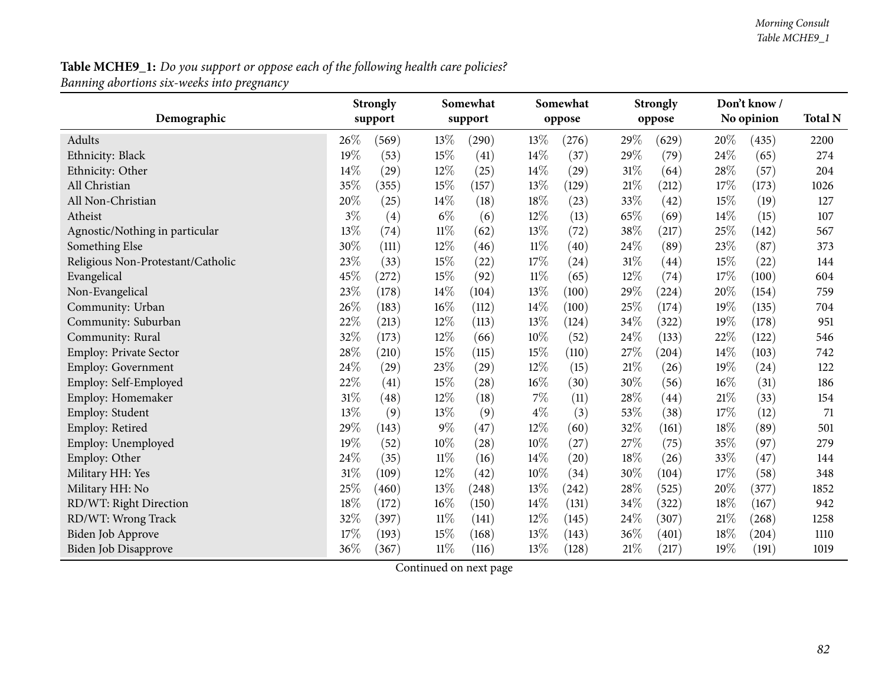**Table MCHE9_1:** *Do you support or oppose each of the following health care policies?*
*Banning abortions six-weeks into pregnancy*

| Demographic | Strongly support | | Somewhat support | | Somewhat oppose | | Strongly oppose | | Don't know / No opinion | | Total N |
|---|---|---|---|---|---|---|---|---|---|---|---|
| Adults | 26% | (569) | 13% | (290) | 13% | (276) | 29% | (629) | 20% | (435) | 2200 |
| Ethnicity: Black | 19% | (53) | 15% | (41) | 14% | (37) | 29% | (79) | 24% | (65) | 274 |
| Ethnicity: Other | 14% | (29) | 12% | (25) | 14% | (29) | 31% | (64) | 28% | (57) | 204 |
| All Christian | 35% | (355) | 15% | (157) | 13% | (129) | 21% | (212) | 17% | (173) | 1026 |
| All Non-Christian | 20% | (25) | 14% | (18) | 18% | (23) | 33% | (42) | 15% | (19) | 127 |
| Atheist | 3% | (4) | 6% | (6) | 12% | (13) | 65% | (69) | 14% | (15) | 107 |
| Agnostic/Nothing in particular | 13% | (74) | 11% | (62) | 13% | (72) | 38% | (217) | 25% | (142) | 567 |
| Something Else | 30% | (111) | 12% | (46) | 11% | (40) | 24% | (89) | 23% | (87) | 373 |
| Religious Non-Protestant/Catholic | 23% | (33) | 15% | (22) | 17% | (24) | 31% | (44) | 15% | (22) | 144 |
| Evangelical | 45% | (272) | 15% | (92) | 11% | (65) | 12% | (74) | 17% | (100) | 604 |
| Non-Evangelical | 23% | (178) | 14% | (104) | 13% | (100) | 29% | (224) | 20% | (154) | 759 |
| Community: Urban | 26% | (183) | 16% | (112) | 14% | (100) | 25% | (174) | 19% | (135) | 704 |
| Community: Suburban | 22% | (213) | 12% | (113) | 13% | (124) | 34% | (322) | 19% | (178) | 951 |
| Community: Rural | 32% | (173) | 12% | (66) | 10% | (52) | 24% | (133) | 22% | (122) | 546 |
| Employ: Private Sector | 28% | (210) | 15% | (115) | 15% | (110) | 27% | (204) | 14% | (103) | 742 |
| Employ: Government | 24% | (29) | 23% | (29) | 12% | (15) | 21% | (26) | 19% | (24) | 122 |
| Employ: Self-Employed | 22% | (41) | 15% | (28) | 16% | (30) | 30% | (56) | 16% | (31) | 186 |
| Employ: Homemaker | 31% | (48) | 12% | (18) | 7% | (11) | 28% | (44) | 21% | (33) | 154 |
| Employ: Student | 13% | (9) | 13% | (9) | 4% | (3) | 53% | (38) | 17% | (12) | 71 |
| Employ: Retired | 29% | (143) | 9% | (47) | 12% | (60) | 32% | (161) | 18% | (89) | 501 |
| Employ: Unemployed | 19% | (52) | 10% | (28) | 10% | (27) | 27% | (75) | 35% | (97) | 279 |
| Employ: Other | 24% | (35) | 11% | (16) | 14% | (20) | 18% | (26) | 33% | (47) | 144 |
| Military HH: Yes | 31% | (109) | 12% | (42) | 10% | (34) | 30% | (104) | 17% | (58) | 348 |
| Military HH: No | 25% | (460) | 13% | (248) | 13% | (242) | 28% | (525) | 20% | (377) | 1852 |
| RD/WT: Right Direction | 18% | (172) | 16% | (150) | 14% | (131) | 34% | (322) | 18% | (167) | 942 |
| RD/WT: Wrong Track | 32% | (397) | 11% | (141) | 12% | (145) | 24% | (307) | 21% | (268) | 1258 |
| Biden Job Approve | 17% | (193) | 15% | (168) | 13% | (143) | 36% | (401) | 18% | (204) | 1110 |
| Biden Job Disapprove | 36% | (367) | 11% | (116) | 13% | (128) | 21% | (217) | 19% | (191) | 1019 |

Continued on next page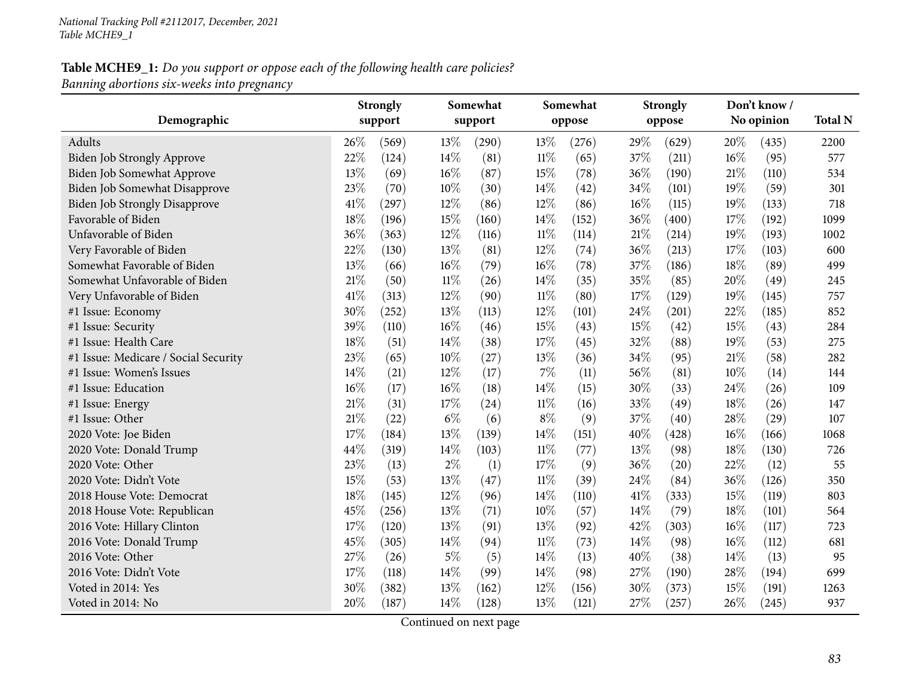**Table MCHE9_1:** *Do you support or oppose each of the following health care policies?*
*Banning abortions six-weeks into pregnancy*

| Demographic | Strongly support | | Somewhat support | | Somewhat oppose | | Strongly oppose | | Don't know / No opinion | | Total N |
|---|---|---|---|---|---|---|---|---|---|---|---|
| Adults | 26% | (569) | 13% | (290) | 13% | (276) | 29% | (629) | 20% | (435) | 2200 |
| Biden Job Strongly Approve | 22% | (124) | 14% | (81) | 11% | (65) | 37% | (211) | 16% | (95) | 577 |
| Biden Job Somewhat Approve | 13% | (69) | 16% | (87) | 15% | (78) | 36% | (190) | 21% | (110) | 534 |
| Biden Job Somewhat Disapprove | 23% | (70) | 10% | (30) | 14% | (42) | 34% | (101) | 19% | (59) | 301 |
| Biden Job Strongly Disapprove | 41% | (297) | 12% | (86) | 12% | (86) | 16% | (115) | 19% | (133) | 718 |
| Favorable of Biden | 18% | (196) | 15% | (160) | 14% | (152) | 36% | (400) | 17% | (192) | 1099 |
| Unfavorable of Biden | 36% | (363) | 12% | (116) | 11% | (114) | 21% | (214) | 19% | (193) | 1002 |
| Very Favorable of Biden | 22% | (130) | 13% | (81) | 12% | (74) | 36% | (213) | 17% | (103) | 600 |
| Somewhat Favorable of Biden | 13% | (66) | 16% | (79) | 16% | (78) | 37% | (186) | 18% | (89) | 499 |
| Somewhat Unfavorable of Biden | 21% | (50) | 11% | (26) | 14% | (35) | 35% | (85) | 20% | (49) | 245 |
| Very Unfavorable of Biden | 41% | (313) | 12% | (90) | 11% | (80) | 17% | (129) | 19% | (145) | 757 |
| #1 Issue: Economy | 30% | (252) | 13% | (113) | 12% | (101) | 24% | (201) | 22% | (185) | 852 |
| #1 Issue: Security | 39% | (110) | 16% | (46) | 15% | (43) | 15% | (42) | 15% | (43) | 284 |
| #1 Issue: Health Care | 18% | (51) | 14% | (38) | 17% | (45) | 32% | (88) | 19% | (53) | 275 |
| #1 Issue: Medicare / Social Security | 23% | (65) | 10% | (27) | 13% | (36) | 34% | (95) | 21% | (58) | 282 |
| #1 Issue: Women's Issues | 14% | (21) | 12% | (17) | 7% | (11) | 56% | (81) | 10% | (14) | 144 |
| #1 Issue: Education | 16% | (17) | 16% | (18) | 14% | (15) | 30% | (33) | 24% | (26) | 109 |
| #1 Issue: Energy | 21% | (31) | 17% | (24) | 11% | (16) | 33% | (49) | 18% | (26) | 147 |
| #1 Issue: Other | 21% | (22) | 6% | (6) | 8% | (9) | 37% | (40) | 28% | (29) | 107 |
| 2020 Vote: Joe Biden | 17% | (184) | 13% | (139) | 14% | (151) | 40% | (428) | 16% | (166) | 1068 |
| 2020 Vote: Donald Trump | 44% | (319) | 14% | (103) | 11% | (77) | 13% | (98) | 18% | (130) | 726 |
| 2020 Vote: Other | 23% | (13) | 2% | (1) | 17% | (9) | 36% | (20) | 22% | (12) | 55 |
| 2020 Vote: Didn't Vote | 15% | (53) | 13% | (47) | 11% | (39) | 24% | (84) | 36% | (126) | 350 |
| 2018 House Vote: Democrat | 18% | (145) | 12% | (96) | 14% | (110) | 41% | (333) | 15% | (119) | 803 |
| 2018 House Vote: Republican | 45% | (256) | 13% | (71) | 10% | (57) | 14% | (79) | 18% | (101) | 564 |
| 2016 Vote: Hillary Clinton | 17% | (120) | 13% | (91) | 13% | (92) | 42% | (303) | 16% | (117) | 723 |
| 2016 Vote: Donald Trump | 45% | (305) | 14% | (94) | 11% | (73) | 14% | (98) | 16% | (112) | 681 |
| 2016 Vote: Other | 27% | (26) | 5% | (5) | 14% | (13) | 40% | (38) | 14% | (13) | 95 |
| 2016 Vote: Didn't Vote | 17% | (118) | 14% | (99) | 14% | (98) | 27% | (190) | 28% | (194) | 699 |
| Voted in 2014: Yes | 30% | (382) | 13% | (162) | 12% | (156) | 30% | (373) | 15% | (191) | 1263 |
| Voted in 2014: No | 20% | (187) | 14% | (128) | 13% | (121) | 27% | (257) | 26% | (245) | 937 |

Continued on next page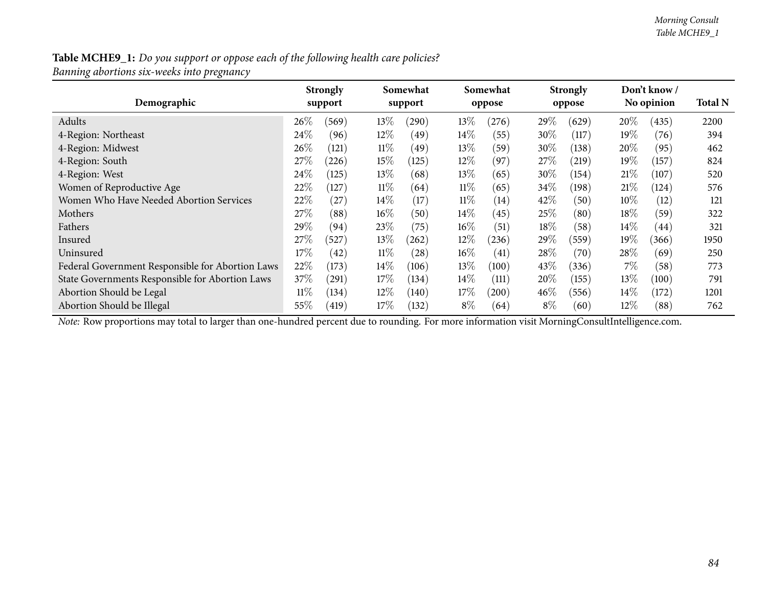**Table MCHE9_1:** *Do you support or oppose each of the following health care policies?*
*Banning abortions six-weeks into pregnancy*

| Demographic | Strongly support | | Somewhat support | | Somewhat oppose | | Strongly oppose | | Don't know / No opinion | | Total N |
|---|---|---|---|---|---|---|---|---|---|---|---|
| Adults | 26% | (569) | 13% | (290) | 13% | (276) | 29% | (629) | 20% | (435) | 2200 |
| 4-Region: Northeast | 24% | (96) | 12% | (49) | 14% | (55) | 30% | (117) | 19% | (76) | 394 |
| 4-Region: Midwest | 26% | (121) | 11% | (49) | 13% | (59) | 30% | (138) | 20% | (95) | 462 |
| 4-Region: South | 27% | (226) | 15% | (125) | 12% | (97) | 27% | (219) | 19% | (157) | 824 |
| 4-Region: West | 24% | (125) | 13% | (68) | 13% | (65) | 30% | (154) | 21% | (107) | 520 |
| Women of Reproductive Age | 22% | (127) | 11% | (64) | 11% | (65) | 34% | (198) | 21% | (124) | 576 |
| Women Who Have Needed Abortion Services | 22% | (27) | 14% | (17) | 11% | (14) | 42% | (50) | 10% | (12) | 121 |
| Mothers | 27% | (88) | 16% | (50) | 14% | (45) | 25% | (80) | 18% | (59) | 322 |
| Fathers | 29% | (94) | 23% | (75) | 16% | (51) | 18% | (58) | 14% | (44) | 321 |
| Insured | 27% | (527) | 13% | (262) | 12% | (236) | 29% | (559) | 19% | (366) | 1950 |
| Uninsured | 17% | (42) | 11% | (28) | 16% | (41) | 28% | (70) | 28% | (69) | 250 |
| Federal Government Responsible for Abortion Laws | 22% | (173) | 14% | (106) | 13% | (100) | 43% | (336) | 7% | (58) | 773 |
| State Governments Responsible for Abortion Laws | 37% | (291) | 17% | (134) | 14% | (111) | 20% | (155) | 13% | (100) | 791 |
| Abortion Should be Legal | 11% | (134) | 12% | (140) | 17% | (200) | 46% | (556) | 14% | (172) | 1201 |
| Abortion Should be Illegal | 55% | (419) | 17% | (132) | 8% | (64) | 8% | (60) | 12% | (88) | 762 |

*Note:* Row proportions may total to larger than one-hundred percent due to rounding. For more information visit MorningConsultIntelligence.com.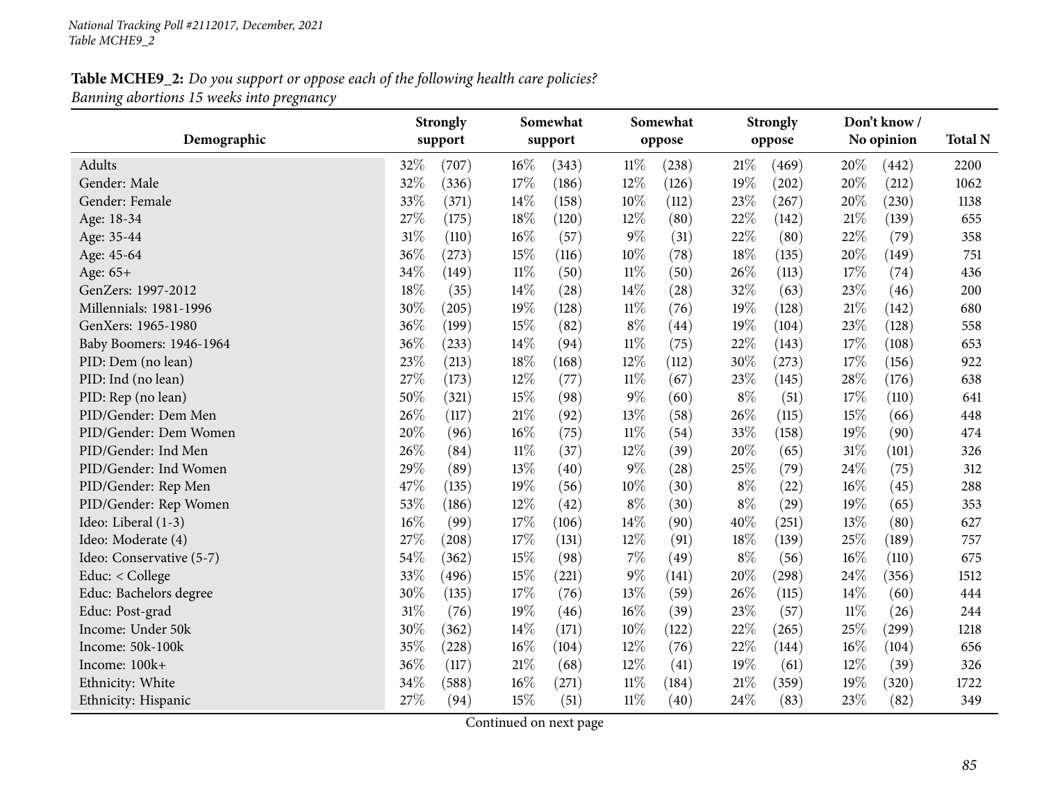**Table MCHE9_2:** *Do you support or oppose each of the following health care policies?*
*Banning abortions 15 weeks into pregnancy*

| Demographic | Strongly support | | Somewhat support | | Somewhat oppose | | Strongly oppose | | Don't know / No opinion | | Total N |
|---|---|---|---|---|---|---|---|---|---|---|---|
| Adults | 32% | (707) | 16% | (343) | 11% | (238) | 21% | (469) | 20% | (442) | 2200 |
| Gender: Male | 32% | (336) | 17% | (186) | 12% | (126) | 19% | (202) | 20% | (212) | 1062 |
| Gender: Female | 33% | (371) | 14% | (158) | 10% | (112) | 23% | (267) | 20% | (230) | 1138 |
| Age: 18-34 | 27% | (175) | 18% | (120) | 12% | (80) | 22% | (142) | 21% | (139) | 655 |
| Age: 35-44 | 31% | (110) | 16% | (57) | 9% | (31) | 22% | (80) | 22% | (79) | 358 |
| Age: 45-64 | 36% | (273) | 15% | (116) | 10% | (78) | 18% | (135) | 20% | (149) | 751 |
| Age: 65+ | 34% | (149) | 11% | (50) | 11% | (50) | 26% | (113) | 17% | (74) | 436 |
| GenZers: 1997-2012 | 18% | (35) | 14% | (28) | 14% | (28) | 32% | (63) | 23% | (46) | 200 |
| Millennials: 1981-1996 | 30% | (205) | 19% | (128) | 11% | (76) | 19% | (128) | 21% | (142) | 680 |
| GenXers: 1965-1980 | 36% | (199) | 15% | (82) | 8% | (44) | 19% | (104) | 23% | (128) | 558 |
| Baby Boomers: 1946-1964 | 36% | (233) | 14% | (94) | 11% | (75) | 22% | (143) | 17% | (108) | 653 |
| PID: Dem (no lean) | 23% | (213) | 18% | (168) | 12% | (112) | 30% | (273) | 17% | (156) | 922 |
| PID: Ind (no lean) | 27% | (173) | 12% | (77) | 11% | (67) | 23% | (145) | 28% | (176) | 638 |
| PID: Rep (no lean) | 50% | (321) | 15% | (98) | 9% | (60) | 8% | (51) | 17% | (110) | 641 |
| PID/Gender: Dem Men | 26% | (117) | 21% | (92) | 13% | (58) | 26% | (115) | 15% | (66) | 448 |
| PID/Gender: Dem Women | 20% | (96) | 16% | (75) | 11% | (54) | 33% | (158) | 19% | (90) | 474 |
| PID/Gender: Ind Men | 26% | (84) | 11% | (37) | 12% | (39) | 20% | (65) | 31% | (101) | 326 |
| PID/Gender: Ind Women | 29% | (89) | 13% | (40) | 9% | (28) | 25% | (79) | 24% | (75) | 312 |
| PID/Gender: Rep Men | 47% | (135) | 19% | (56) | 10% | (30) | 8% | (22) | 16% | (45) | 288 |
| PID/Gender: Rep Women | 53% | (186) | 12% | (42) | 8% | (30) | 8% | (29) | 19% | (65) | 353 |
| Ideo: Liberal (1-3) | 16% | (99) | 17% | (106) | 14% | (90) | 40% | (251) | 13% | (80) | 627 |
| Ideo: Moderate (4) | 27% | (208) | 17% | (131) | 12% | (91) | 18% | (139) | 25% | (189) | 757 |
| Ideo: Conservative (5-7) | 54% | (362) | 15% | (98) | 7% | (49) | 8% | (56) | 16% | (110) | 675 |
| Educ: < College | 33% | (496) | 15% | (221) | 9% | (141) | 20% | (298) | 24% | (356) | 1512 |
| Educ: Bachelors degree | 30% | (135) | 17% | (76) | 13% | (59) | 26% | (115) | 14% | (60) | 444 |
| Educ: Post-grad | 31% | (76) | 19% | (46) | 16% | (39) | 23% | (57) | 11% | (26) | 244 |
| Income: Under 50k | 30% | (362) | 14% | (171) | 10% | (122) | 22% | (265) | 25% | (299) | 1218 |
| Income: 50k-100k | 35% | (228) | 16% | (104) | 12% | (76) | 22% | (144) | 16% | (104) | 656 |
| Income: 100k+ | 36% | (117) | 21% | (68) | 12% | (41) | 19% | (61) | 12% | (39) | 326 |
| Ethnicity: White | 34% | (588) | 16% | (271) | 11% | (184) | 21% | (359) | 19% | (320) | 1722 |
| Ethnicity: Hispanic | 27% | (94) | 15% | (51) | 11% | (40) | 24% | (83) | 23% | (82) | 349 |

Continued on next page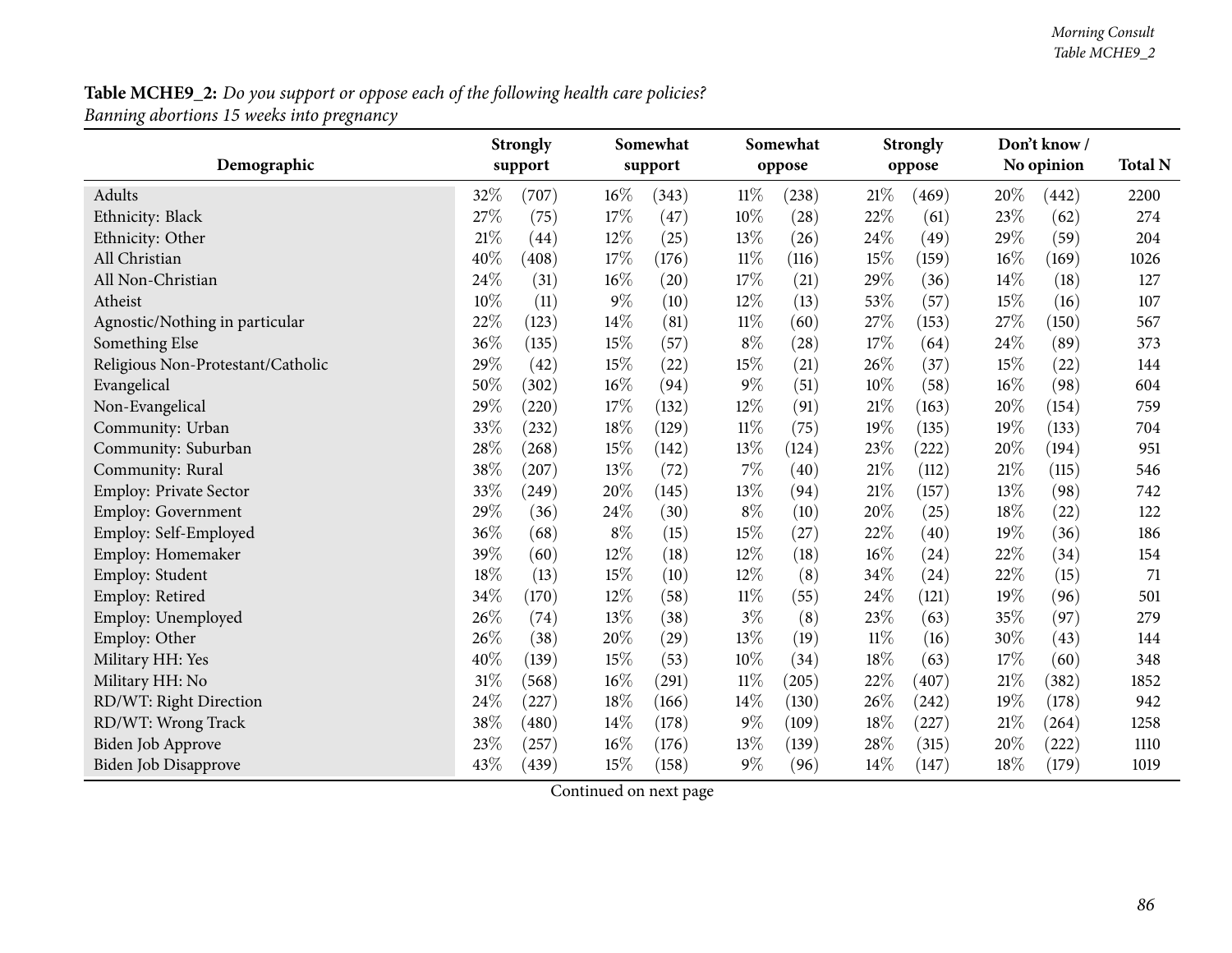**Table MCHE9_2:** *Do you support or oppose each of the following health care policies?*
*Banning abortions 15 weeks into pregnancy*

| Demographic | Strongly support | | Somewhat support | | Somewhat oppose | | Strongly oppose | | Don't know / No opinion | | Total N |
|---|---|---|---|---|---|---|---|---|---|---|---|
| Adults | 32% | (707) | 16% | (343) | 11% | (238) | 21% | (469) | 20% | (442) | 2200 |
| Ethnicity: Black | 27% | (75) | 17% | (47) | 10% | (28) | 22% | (61) | 23% | (62) | 274 |
| Ethnicity: Other | 21% | (44) | 12% | (25) | 13% | (26) | 24% | (49) | 29% | (59) | 204 |
| All Christian | 40% | (408) | 17% | (176) | 11% | (116) | 15% | (159) | 16% | (169) | 1026 |
| All Non-Christian | 24% | (31) | 16% | (20) | 17% | (21) | 29% | (36) | 14% | (18) | 127 |
| Atheist | 10% | (11) | 9% | (10) | 12% | (13) | 53% | (57) | 15% | (16) | 107 |
| Agnostic/Nothing in particular | 22% | (123) | 14% | (81) | 11% | (60) | 27% | (153) | 27% | (150) | 567 |
| Something Else | 36% | (135) | 15% | (57) | 8% | (28) | 17% | (64) | 24% | (89) | 373 |
| Religious Non-Protestant/Catholic | 29% | (42) | 15% | (22) | 15% | (21) | 26% | (37) | 15% | (22) | 144 |
| Evangelical | 50% | (302) | 16% | (94) | 9% | (51) | 10% | (58) | 16% | (98) | 604 |
| Non-Evangelical | 29% | (220) | 17% | (132) | 12% | (91) | 21% | (163) | 20% | (154) | 759 |
| Community: Urban | 33% | (232) | 18% | (129) | 11% | (75) | 19% | (135) | 19% | (133) | 704 |
| Community: Suburban | 28% | (268) | 15% | (142) | 13% | (124) | 23% | (222) | 20% | (194) | 951 |
| Community: Rural | 38% | (207) | 13% | (72) | 7% | (40) | 21% | (112) | 21% | (115) | 546 |
| Employ: Private Sector | 33% | (249) | 20% | (145) | 13% | (94) | 21% | (157) | 13% | (98) | 742 |
| Employ: Government | 29% | (36) | 24% | (30) | 8% | (10) | 20% | (25) | 18% | (22) | 122 |
| Employ: Self-Employed | 36% | (68) | 8% | (15) | 15% | (27) | 22% | (40) | 19% | (36) | 186 |
| Employ: Homemaker | 39% | (60) | 12% | (18) | 12% | (18) | 16% | (24) | 22% | (34) | 154 |
| Employ: Student | 18% | (13) | 15% | (10) | 12% | (8) | 34% | (24) | 22% | (15) | 71 |
| Employ: Retired | 34% | (170) | 12% | (58) | 11% | (55) | 24% | (121) | 19% | (96) | 501 |
| Employ: Unemployed | 26% | (74) | 13% | (38) | 3% | (8) | 23% | (63) | 35% | (97) | 279 |
| Employ: Other | 26% | (38) | 20% | (29) | 13% | (19) | 11% | (16) | 30% | (43) | 144 |
| Military HH: Yes | 40% | (139) | 15% | (53) | 10% | (34) | 18% | (63) | 17% | (60) | 348 |
| Military HH: No | 31% | (568) | 16% | (291) | 11% | (205) | 22% | (407) | 21% | (382) | 1852 |
| RD/WT: Right Direction | 24% | (227) | 18% | (166) | 14% | (130) | 26% | (242) | 19% | (178) | 942 |
| RD/WT: Wrong Track | 38% | (480) | 14% | (178) | 9% | (109) | 18% | (227) | 21% | (264) | 1258 |
| Biden Job Approve | 23% | (257) | 16% | (176) | 13% | (139) | 28% | (315) | 20% | (222) | 1110 |
| Biden Job Disapprove | 43% | (439) | 15% | (158) | 9% | (96) | 14% | (147) | 18% | (179) | 1019 |

Continued on next page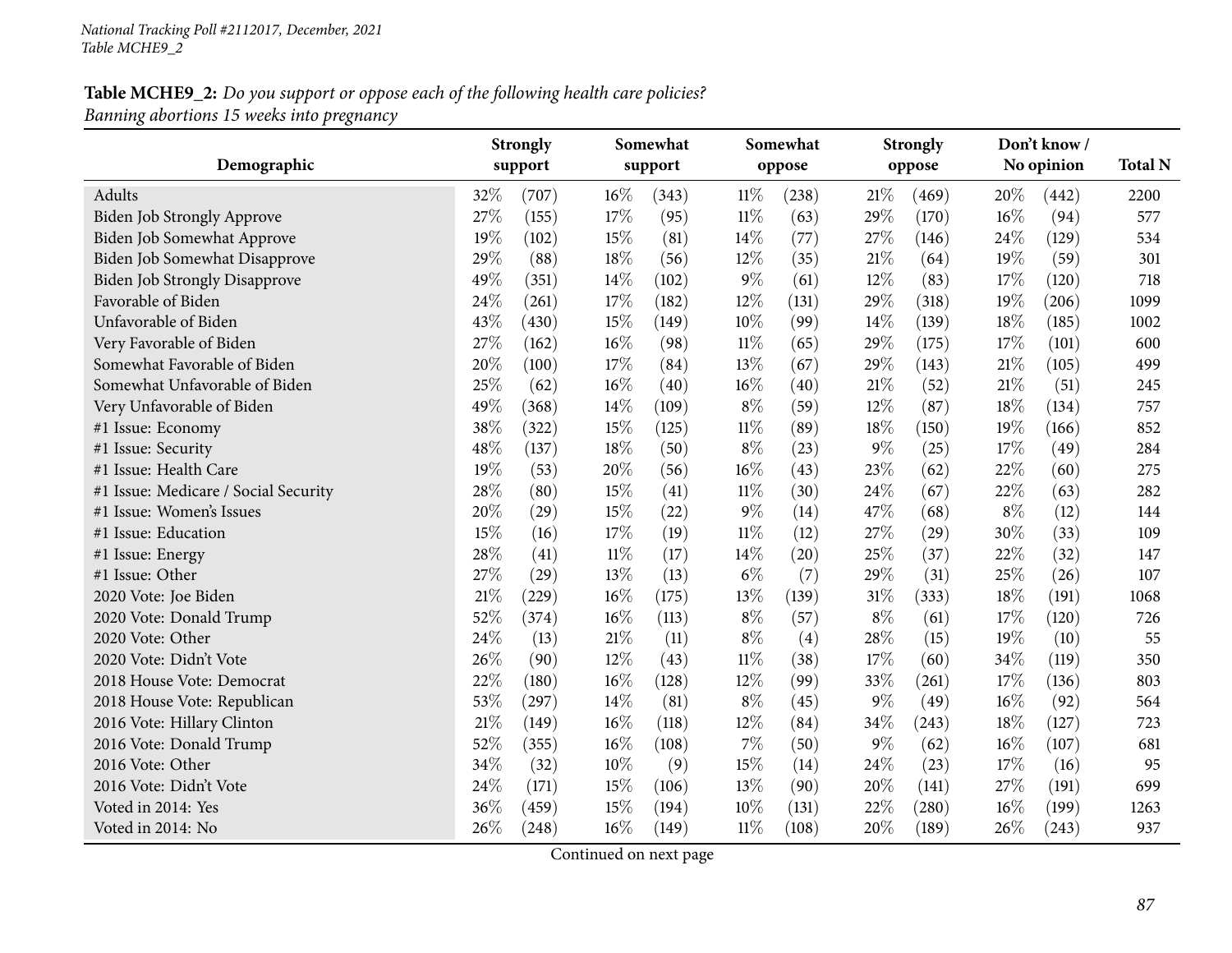**Table MCHE9_2:** *Do you support or oppose each of the following health care policies?*
*Banning abortions 15 weeks into pregnancy*

| Demographic | Strongly support | | Somewhat support | | Somewhat oppose | | Strongly oppose | | Don't know / No opinion | | Total N |
|---|---|---|---|---|---|---|---|---|---|---|---|
| Adults | 32% | (707) | 16% | (343) | 11% | (238) | 21% | (469) | 20% | (442) | 2200 |
| Biden Job Strongly Approve | 27% | (155) | 17% | (95) | 11% | (63) | 29% | (170) | 16% | (94) | 577 |
| Biden Job Somewhat Approve | 19% | (102) | 15% | (81) | 14% | (77) | 27% | (146) | 24% | (129) | 534 |
| Biden Job Somewhat Disapprove | 29% | (88) | 18% | (56) | 12% | (35) | 21% | (64) | 19% | (59) | 301 |
| Biden Job Strongly Disapprove | 49% | (351) | 14% | (102) | 9% | (61) | 12% | (83) | 17% | (120) | 718 |
| Favorable of Biden | 24% | (261) | 17% | (182) | 12% | (131) | 29% | (318) | 19% | (206) | 1099 |
| Unfavorable of Biden | 43% | (430) | 15% | (149) | 10% | (99) | 14% | (139) | 18% | (185) | 1002 |
| Very Favorable of Biden | 27% | (162) | 16% | (98) | 11% | (65) | 29% | (175) | 17% | (101) | 600 |
| Somewhat Favorable of Biden | 20% | (100) | 17% | (84) | 13% | (67) | 29% | (143) | 21% | (105) | 499 |
| Somewhat Unfavorable of Biden | 25% | (62) | 16% | (40) | 16% | (40) | 21% | (52) | 21% | (51) | 245 |
| Very Unfavorable of Biden | 49% | (368) | 14% | (109) | 8% | (59) | 12% | (87) | 18% | (134) | 757 |
| #1 Issue: Economy | 38% | (322) | 15% | (125) | 11% | (89) | 18% | (150) | 19% | (166) | 852 |
| #1 Issue: Security | 48% | (137) | 18% | (50) | 8% | (23) | 9% | (25) | 17% | (49) | 284 |
| #1 Issue: Health Care | 19% | (53) | 20% | (56) | 16% | (43) | 23% | (62) | 22% | (60) | 275 |
| #1 Issue: Medicare / Social Security | 28% | (80) | 15% | (41) | 11% | (30) | 24% | (67) | 22% | (63) | 282 |
| #1 Issue: Women's Issues | 20% | (29) | 15% | (22) | 9% | (14) | 47% | (68) | 8% | (12) | 144 |
| #1 Issue: Education | 15% | (16) | 17% | (19) | 11% | (12) | 27% | (29) | 30% | (33) | 109 |
| #1 Issue: Energy | 28% | (41) | 11% | (17) | 14% | (20) | 25% | (37) | 22% | (32) | 147 |
| #1 Issue: Other | 27% | (29) | 13% | (13) | 6% | (7) | 29% | (31) | 25% | (26) | 107 |
| 2020 Vote: Joe Biden | 21% | (229) | 16% | (175) | 13% | (139) | 31% | (333) | 18% | (191) | 1068 |
| 2020 Vote: Donald Trump | 52% | (374) | 16% | (113) | 8% | (57) | 8% | (61) | 17% | (120) | 726 |
| 2020 Vote: Other | 24% | (13) | 21% | (11) | 8% | (4) | 28% | (15) | 19% | (10) | 55 |
| 2020 Vote: Didn't Vote | 26% | (90) | 12% | (43) | 11% | (38) | 17% | (60) | 34% | (119) | 350 |
| 2018 House Vote: Democrat | 22% | (180) | 16% | (128) | 12% | (99) | 33% | (261) | 17% | (136) | 803 |
| 2018 House Vote: Republican | 53% | (297) | 14% | (81) | 8% | (45) | 9% | (49) | 16% | (92) | 564 |
| 2016 Vote: Hillary Clinton | 21% | (149) | 16% | (118) | 12% | (84) | 34% | (243) | 18% | (127) | 723 |
| 2016 Vote: Donald Trump | 52% | (355) | 16% | (108) | 7% | (50) | 9% | (62) | 16% | (107) | 681 |
| 2016 Vote: Other | 34% | (32) | 10% | (9) | 15% | (14) | 24% | (23) | 17% | (16) | 95 |
| 2016 Vote: Didn't Vote | 24% | (171) | 15% | (106) | 13% | (90) | 20% | (141) | 27% | (191) | 699 |
| Voted in 2014: Yes | 36% | (459) | 15% | (194) | 10% | (131) | 22% | (280) | 16% | (199) | 1263 |
| Voted in 2014: No | 26% | (248) | 16% | (149) | 11% | (108) | 20% | (189) | 26% | (243) | 937 |

Continued on next page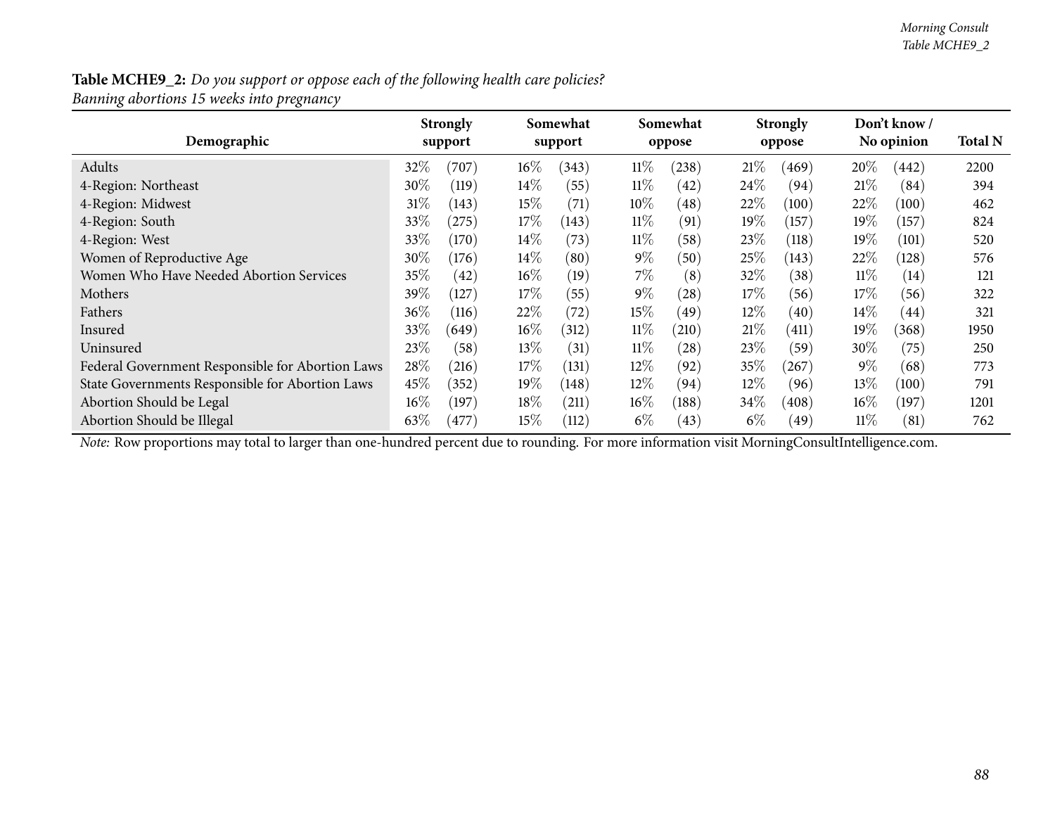**Table MCHE9_2:** *Do you support or oppose each of the following health care policies?*
*Banning abortions 15 weeks into pregnancy*

| Demographic | Strongly support | | Somewhat support | | Somewhat oppose | | Strongly oppose | | Don't know / No opinion | | Total N |
|---|---|---|---|---|---|---|---|---|---|---|---|
| Adults | 32% | (707) | 16% | (343) | 11% | (238) | 21% | (469) | 20% | (442) | 2200 |
| 4-Region: Northeast | 30% | (119) | 14% | (55) | 11% | (42) | 24% | (94) | 21% | (84) | 394 |
| 4-Region: Midwest | 31% | (143) | 15% | (71) | 10% | (48) | 22% | (100) | 22% | (100) | 462 |
| 4-Region: South | 33% | (275) | 17% | (143) | 11% | (91) | 19% | (157) | 19% | (157) | 824 |
| 4-Region: West | 33% | (170) | 14% | (73) | 11% | (58) | 23% | (118) | 19% | (101) | 520 |
| Women of Reproductive Age | 30% | (176) | 14% | (80) | 9% | (50) | 25% | (143) | 22% | (128) | 576 |
| Women Who Have Needed Abortion Services | 35% | (42) | 16% | (19) | 7% | (8) | 32% | (38) | 11% | (14) | 121 |
| Mothers | 39% | (127) | 17% | (55) | 9% | (28) | 17% | (56) | 17% | (56) | 322 |
| Fathers | 36% | (116) | 22% | (72) | 15% | (49) | 12% | (40) | 14% | (44) | 321 |
| Insured | 33% | (649) | 16% | (312) | 11% | (210) | 21% | (411) | 19% | (368) | 1950 |
| Uninsured | 23% | (58) | 13% | (31) | 11% | (28) | 23% | (59) | 30% | (75) | 250 |
| Federal Government Responsible for Abortion Laws | 28% | (216) | 17% | (131) | 12% | (92) | 35% | (267) | 9% | (68) | 773 |
| State Governments Responsible for Abortion Laws | 45% | (352) | 19% | (148) | 12% | (94) | 12% | (96) | 13% | (100) | 791 |
| Abortion Should be Legal | 16% | (197) | 18% | (211) | 16% | (188) | 34% | (408) | 16% | (197) | 1201 |
| Abortion Should be Illegal | 63% | (477) | 15% | (112) | 6% | (43) | 6% | (49) | 11% | (81) | 762 |

*Note:* Row proportions may total to larger than one-hundred percent due to rounding. For more information visit MorningConsultIntelligence.com.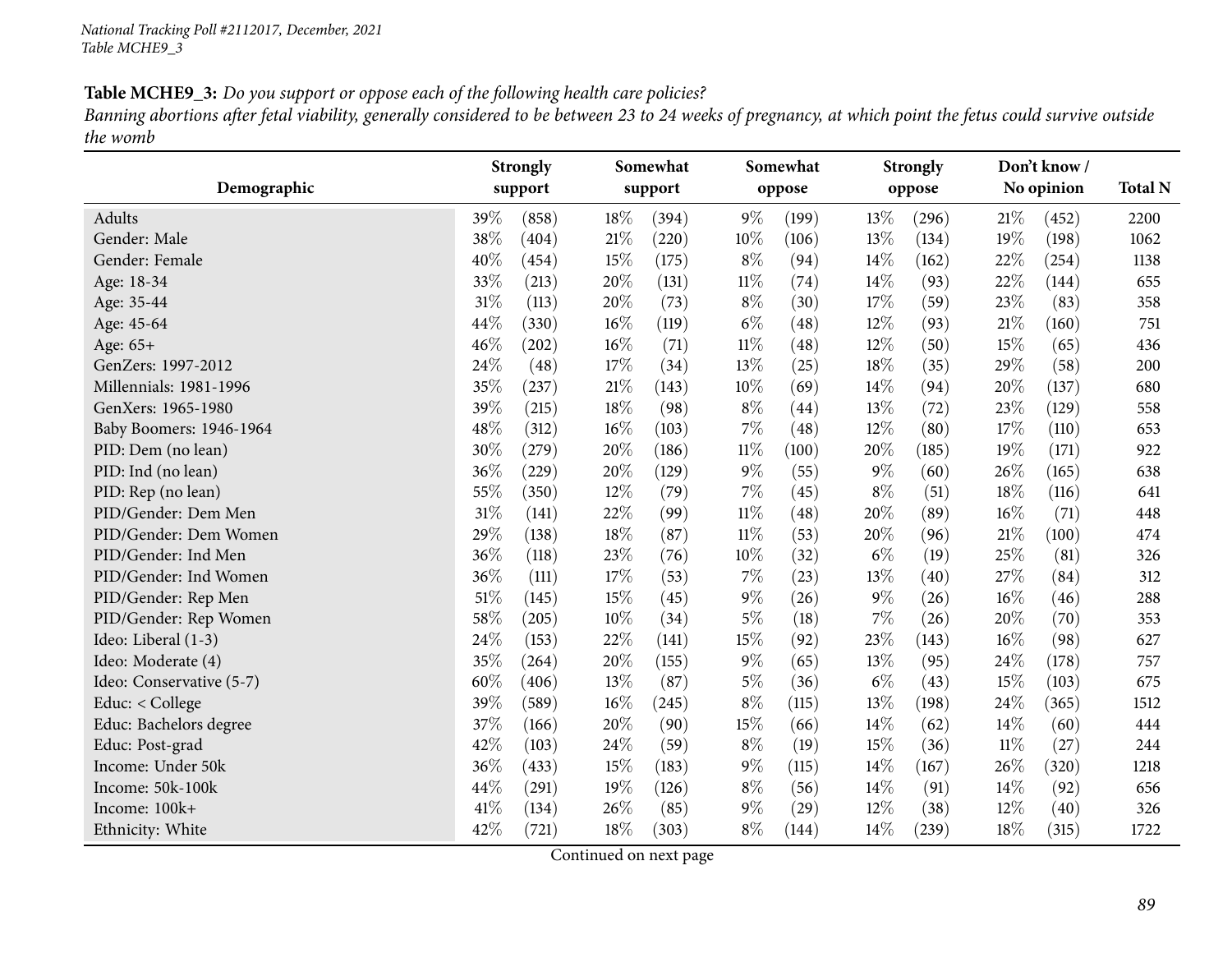*National Tracking Poll #2112017, December, 2021*
*Table MCHE9_3*

**Table MCHE9_3:** *Do you support or oppose each of the following health care policies?*
*Banning abortions after fetal viability, generally considered to be between 23 to 24 weeks of pregnancy, at which point the fetus could survive outside the womb*

| Demographic | Strongly support | | Somewhat support | | Somewhat oppose | | Strongly oppose | | Don't know / No opinion | | Total N |
|---|---|---|---|---|---|---|---|---|---|---|---|
| Adults | 39% | (858) | 18% | (394) | 9% | (199) | 13% | (296) | 21% | (452) | 2200 |
| Gender: Male | 38% | (404) | 21% | (220) | 10% | (106) | 13% | (134) | 19% | (198) | 1062 |
| Gender: Female | 40% | (454) | 15% | (175) | 8% | (94) | 14% | (162) | 22% | (254) | 1138 |
| Age: 18-34 | 33% | (213) | 20% | (131) | 11% | (74) | 14% | (93) | 22% | (144) | 655 |
| Age: 35-44 | 31% | (113) | 20% | (73) | 8% | (30) | 17% | (59) | 23% | (83) | 358 |
| Age: 45-64 | 44% | (330) | 16% | (119) | 6% | (48) | 12% | (93) | 21% | (160) | 751 |
| Age: 65+ | 46% | (202) | 16% | (71) | 11% | (48) | 12% | (50) | 15% | (65) | 436 |
| GenZers: 1997-2012 | 24% | (48) | 17% | (34) | 13% | (25) | 18% | (35) | 29% | (58) | 200 |
| Millennials: 1981-1996 | 35% | (237) | 21% | (143) | 10% | (69) | 14% | (94) | 20% | (137) | 680 |
| GenXers: 1965-1980 | 39% | (215) | 18% | (98) | 8% | (44) | 13% | (72) | 23% | (129) | 558 |
| Baby Boomers: 1946-1964 | 48% | (312) | 16% | (103) | 7% | (48) | 12% | (80) | 17% | (110) | 653 |
| PID: Dem (no lean) | 30% | (279) | 20% | (186) | 11% | (100) | 20% | (185) | 19% | (171) | 922 |
| PID: Ind (no lean) | 36% | (229) | 20% | (129) | 9% | (55) | 9% | (60) | 26% | (165) | 638 |
| PID: Rep (no lean) | 55% | (350) | 12% | (79) | 7% | (45) | 8% | (51) | 18% | (116) | 641 |
| PID/Gender: Dem Men | 31% | (141) | 22% | (99) | 11% | (48) | 20% | (89) | 16% | (71) | 448 |
| PID/Gender: Dem Women | 29% | (138) | 18% | (87) | 11% | (53) | 20% | (96) | 21% | (100) | 474 |
| PID/Gender: Ind Men | 36% | (118) | 23% | (76) | 10% | (32) | 6% | (19) | 25% | (81) | 326 |
| PID/Gender: Ind Women | 36% | (111) | 17% | (53) | 7% | (23) | 13% | (40) | 27% | (84) | 312 |
| PID/Gender: Rep Men | 51% | (145) | 15% | (45) | 9% | (26) | 9% | (26) | 16% | (46) | 288 |
| PID/Gender: Rep Women | 58% | (205) | 10% | (34) | 5% | (18) | 7% | (26) | 20% | (70) | 353 |
| Ideo: Liberal (1-3) | 24% | (153) | 22% | (141) | 15% | (92) | 23% | (143) | 16% | (98) | 627 |
| Ideo: Moderate (4) | 35% | (264) | 20% | (155) | 9% | (65) | 13% | (95) | 24% | (178) | 757 |
| Ideo: Conservative (5-7) | 60% | (406) | 13% | (87) | 5% | (36) | 6% | (43) | 15% | (103) | 675 |
| Educ: < College | 39% | (589) | 16% | (245) | 8% | (115) | 13% | (198) | 24% | (365) | 1512 |
| Educ: Bachelors degree | 37% | (166) | 20% | (90) | 15% | (66) | 14% | (62) | 14% | (60) | 444 |
| Educ: Post-grad | 42% | (103) | 24% | (59) | 8% | (19) | 15% | (36) | 11% | (27) | 244 |
| Income: Under 50k | 36% | (433) | 15% | (183) | 9% | (115) | 14% | (167) | 26% | (320) | 1218 |
| Income: 50k-100k | 44% | (291) | 19% | (126) | 8% | (56) | 14% | (91) | 14% | (92) | 656 |
| Income: 100k+ | 41% | (134) | 26% | (85) | 9% | (29) | 12% | (38) | 12% | (40) | 326 |
| Ethnicity: White | 42% | (721) | 18% | (303) | 8% | (144) | 14% | (239) | 18% | (315) | 1722 |

Continued on next page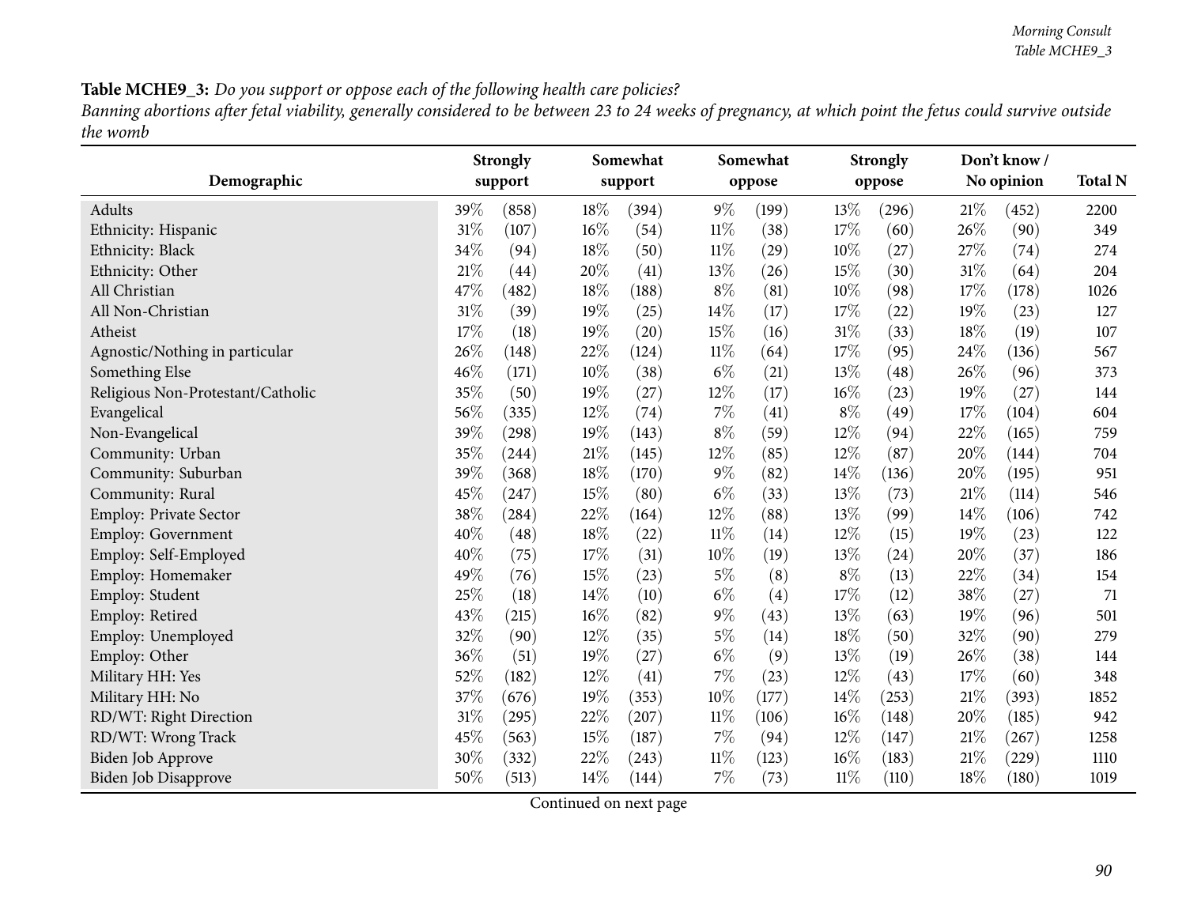**Table MCHE9_3:** *Do you support or oppose each of the following health care policies?*
*Banning abortions after fetal viability, generally considered to be between 23 to 24 weeks of pregnancy, at which point the fetus could survive outside the womb*

| Demographic | Strongly support | | Somewhat support | | Somewhat oppose | | Strongly oppose | | Don't know / No opinion | | Total N |
|---|---|---|---|---|---|---|---|---|---|---|---|
| Adults | 39% | (858) | 18% | (394) | 9% | (199) | 13% | (296) | 21% | (452) | 2200 |
| Ethnicity: Hispanic | 31% | (107) | 16% | (54) | 11% | (38) | 17% | (60) | 26% | (90) | 349 |
| Ethnicity: Black | 34% | (94) | 18% | (50) | 11% | (29) | 10% | (27) | 27% | (74) | 274 |
| Ethnicity: Other | 21% | (44) | 20% | (41) | 13% | (26) | 15% | (30) | 31% | (64) | 204 |
| All Christian | 47% | (482) | 18% | (188) | 8% | (81) | 10% | (98) | 17% | (178) | 1026 |
| All Non-Christian | 31% | (39) | 19% | (25) | 14% | (17) | 17% | (22) | 19% | (23) | 127 |
| Atheist | 17% | (18) | 19% | (20) | 15% | (16) | 31% | (33) | 18% | (19) | 107 |
| Agnostic/Nothing in particular | 26% | (148) | 22% | (124) | 11% | (64) | 17% | (95) | 24% | (136) | 567 |
| Something Else | 46% | (171) | 10% | (38) | 6% | (21) | 13% | (48) | 26% | (96) | 373 |
| Religious Non-Protestant/Catholic | 35% | (50) | 19% | (27) | 12% | (17) | 16% | (23) | 19% | (27) | 144 |
| Evangelical | 56% | (335) | 12% | (74) | 7% | (41) | 8% | (49) | 17% | (104) | 604 |
| Non-Evangelical | 39% | (298) | 19% | (143) | 8% | (59) | 12% | (94) | 22% | (165) | 759 |
| Community: Urban | 35% | (244) | 21% | (145) | 12% | (85) | 12% | (87) | 20% | (144) | 704 |
| Community: Suburban | 39% | (368) | 18% | (170) | 9% | (82) | 14% | (136) | 20% | (195) | 951 |
| Community: Rural | 45% | (247) | 15% | (80) | 6% | (33) | 13% | (73) | 21% | (114) | 546 |
| Employ: Private Sector | 38% | (284) | 22% | (164) | 12% | (88) | 13% | (99) | 14% | (106) | 742 |
| Employ: Government | 40% | (48) | 18% | (22) | 11% | (14) | 12% | (15) | 19% | (23) | 122 |
| Employ: Self-Employed | 40% | (75) | 17% | (31) | 10% | (19) | 13% | (24) | 20% | (37) | 186 |
| Employ: Homemaker | 49% | (76) | 15% | (23) | 5% | (8) | 8% | (13) | 22% | (34) | 154 |
| Employ: Student | 25% | (18) | 14% | (10) | 6% | (4) | 17% | (12) | 38% | (27) | 71 |
| Employ: Retired | 43% | (215) | 16% | (82) | 9% | (43) | 13% | (63) | 19% | (96) | 501 |
| Employ: Unemployed | 32% | (90) | 12% | (35) | 5% | (14) | 18% | (50) | 32% | (90) | 279 |
| Employ: Other | 36% | (51) | 19% | (27) | 6% | (9) | 13% | (19) | 26% | (38) | 144 |
| Military HH: Yes | 52% | (182) | 12% | (41) | 7% | (23) | 12% | (43) | 17% | (60) | 348 |
| Military HH: No | 37% | (676) | 19% | (353) | 10% | (177) | 14% | (253) | 21% | (393) | 1852 |
| RD/WT: Right Direction | 31% | (295) | 22% | (207) | 11% | (106) | 16% | (148) | 20% | (185) | 942 |
| RD/WT: Wrong Track | 45% | (563) | 15% | (187) | 7% | (94) | 12% | (147) | 21% | (267) | 1258 |
| Biden Job Approve | 30% | (332) | 22% | (243) | 11% | (123) | 16% | (183) | 21% | (229) | 1110 |
| Biden Job Disapprove | 50% | (513) | 14% | (144) | 7% | (73) | 11% | (110) | 18% | (180) | 1019 |

Continued on next page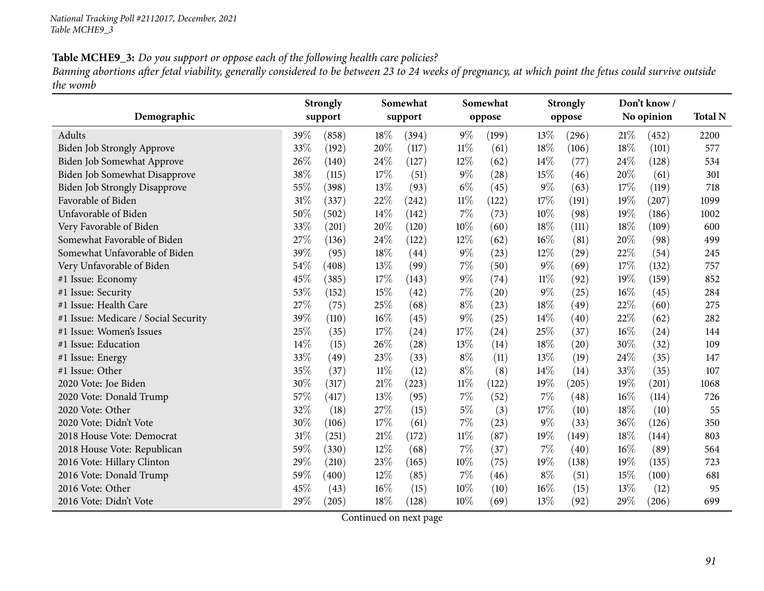*National Tracking Poll #2112017, December, 2021*
*Table MCHE9_3*

**Table MCHE9_3:** *Do you support or oppose each of the following health care policies?*
*Banning abortions after fetal viability, generally considered to be between 23 to 24 weeks of pregnancy, at which point the fetus could survive outside the womb*

| Demographic | Strongly support | | Somewhat support | | Somewhat oppose | | Strongly oppose | | Don't know / No opinion | | Total N |
|---|---|---|---|---|---|---|---|---|---|---|---|
| Adults | 39% | (858) | 18% | (394) | 9% | (199) | 13% | (296) | 21% | (452) | 2200 |
| Biden Job Strongly Approve | 33% | (192) | 20% | (117) | 11% | (61) | 18% | (106) | 18% | (101) | 577 |
| Biden Job Somewhat Approve | 26% | (140) | 24% | (127) | 12% | (62) | 14% | (77) | 24% | (128) | 534 |
| Biden Job Somewhat Disapprove | 38% | (115) | 17% | (51) | 9% | (28) | 15% | (46) | 20% | (61) | 301 |
| Biden Job Strongly Disapprove | 55% | (398) | 13% | (93) | 6% | (45) | 9% | (63) | 17% | (119) | 718 |
| Favorable of Biden | 31% | (337) | 22% | (242) | 11% | (122) | 17% | (191) | 19% | (207) | 1099 |
| Unfavorable of Biden | 50% | (502) | 14% | (142) | 7% | (73) | 10% | (98) | 19% | (186) | 1002 |
| Very Favorable of Biden | 33% | (201) | 20% | (120) | 10% | (60) | 18% | (111) | 18% | (109) | 600 |
| Somewhat Favorable of Biden | 27% | (136) | 24% | (122) | 12% | (62) | 16% | (81) | 20% | (98) | 499 |
| Somewhat Unfavorable of Biden | 39% | (95) | 18% | (44) | 9% | (23) | 12% | (29) | 22% | (54) | 245 |
| Very Unfavorable of Biden | 54% | (408) | 13% | (99) | 7% | (50) | 9% | (69) | 17% | (132) | 757 |
| #1 Issue: Economy | 45% | (385) | 17% | (143) | 9% | (74) | 11% | (92) | 19% | (159) | 852 |
| #1 Issue: Security | 53% | (152) | 15% | (42) | 7% | (20) | 9% | (25) | 16% | (45) | 284 |
| #1 Issue: Health Care | 27% | (75) | 25% | (68) | 8% | (23) | 18% | (49) | 22% | (60) | 275 |
| #1 Issue: Medicare / Social Security | 39% | (110) | 16% | (45) | 9% | (25) | 14% | (40) | 22% | (62) | 282 |
| #1 Issue: Women's Issues | 25% | (35) | 17% | (24) | 17% | (24) | 25% | (37) | 16% | (24) | 144 |
| #1 Issue: Education | 14% | (15) | 26% | (28) | 13% | (14) | 18% | (20) | 30% | (32) | 109 |
| #1 Issue: Energy | 33% | (49) | 23% | (33) | 8% | (11) | 13% | (19) | 24% | (35) | 147 |
| #1 Issue: Other | 35% | (37) | 11% | (12) | 8% | (8) | 14% | (14) | 33% | (35) | 107 |
| 2020 Vote: Joe Biden | 30% | (317) | 21% | (223) | 11% | (122) | 19% | (205) | 19% | (201) | 1068 |
| 2020 Vote: Donald Trump | 57% | (417) | 13% | (95) | 7% | (52) | 7% | (48) | 16% | (114) | 726 |
| 2020 Vote: Other | 32% | (18) | 27% | (15) | 5% | (3) | 17% | (10) | 18% | (10) | 55 |
| 2020 Vote: Didn't Vote | 30% | (106) | 17% | (61) | 7% | (23) | 9% | (33) | 36% | (126) | 350 |
| 2018 House Vote: Democrat | 31% | (251) | 21% | (172) | 11% | (87) | 19% | (149) | 18% | (144) | 803 |
| 2018 House Vote: Republican | 59% | (330) | 12% | (68) | 7% | (37) | 7% | (40) | 16% | (89) | 564 |
| 2016 Vote: Hillary Clinton | 29% | (210) | 23% | (165) | 10% | (75) | 19% | (138) | 19% | (135) | 723 |
| 2016 Vote: Donald Trump | 59% | (400) | 12% | (85) | 7% | (46) | 8% | (51) | 15% | (100) | 681 |
| 2016 Vote: Other | 45% | (43) | 16% | (15) | 10% | (10) | 16% | (15) | 13% | (12) | 95 |
| 2016 Vote: Didn't Vote | 29% | (205) | 18% | (128) | 10% | (69) | 13% | (92) | 29% | (206) | 699 |

Continued on next page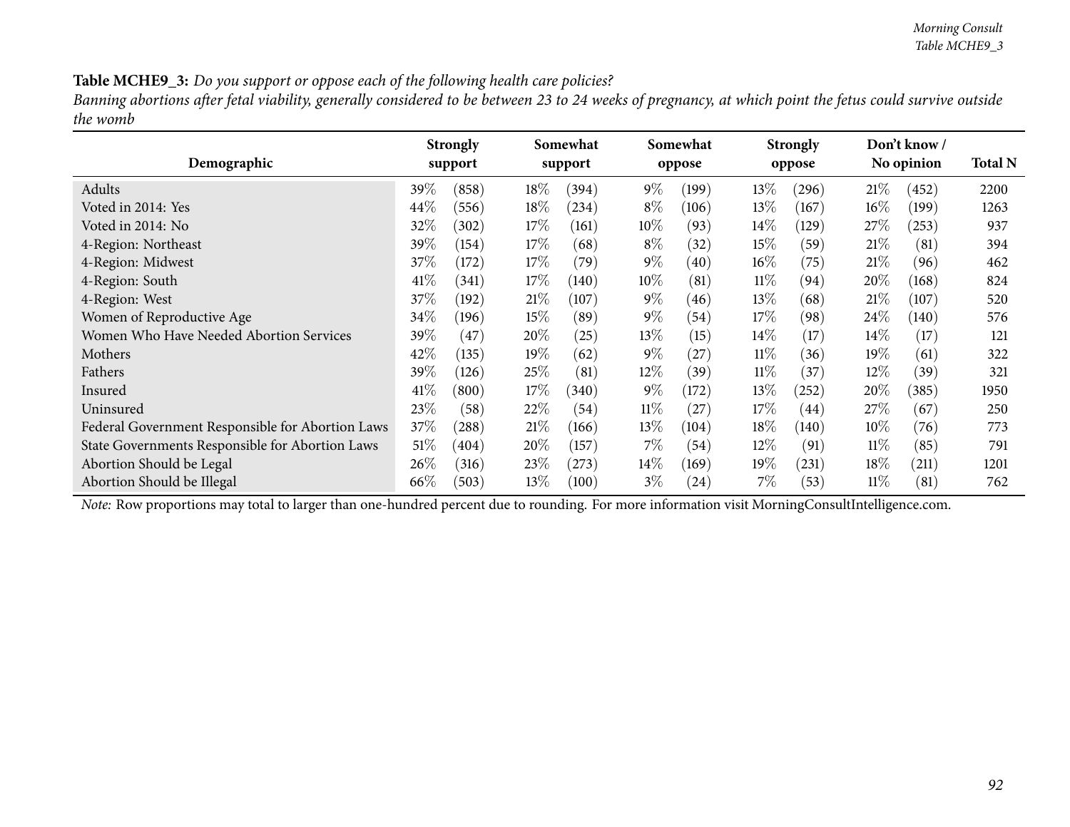**Table MCHE9_3:** *Do you support or oppose each of the following health care policies?*

*Banning abortions after fetal viability, generally considered to be between 23 to 24 weeks of pregnancy, at which point the fetus could survive outside the womb*

| Demographic | Strongly support | | Somewhat support | | Somewhat oppose | | Strongly oppose | | Don't know / No opinion | | Total N |
|---|---|---|---|---|---|---|---|---|---|---|---|
| Adults | 39% | (858) | 18% | (394) | 9% | (199) | 13% | (296) | 21% | (452) | 2200 |
| Voted in 2014: Yes | 44% | (556) | 18% | (234) | 8% | (106) | 13% | (167) | 16% | (199) | 1263 |
| Voted in 2014: No | 32% | (302) | 17% | (161) | 10% | (93) | 14% | (129) | 27% | (253) | 937 |
| 4-Region: Northeast | 39% | (154) | 17% | (68) | 8% | (32) | 15% | (59) | 21% | (81) | 394 |
| 4-Region: Midwest | 37% | (172) | 17% | (79) | 9% | (40) | 16% | (75) | 21% | (96) | 462 |
| 4-Region: South | 41% | (341) | 17% | (140) | 10% | (81) | 11% | (94) | 20% | (168) | 824 |
| 4-Region: West | 37% | (192) | 21% | (107) | 9% | (46) | 13% | (68) | 21% | (107) | 520 |
| Women of Reproductive Age | 34% | (196) | 15% | (89) | 9% | (54) | 17% | (98) | 24% | (140) | 576 |
| Women Who Have Needed Abortion Services | 39% | (47) | 20% | (25) | 13% | (15) | 14% | (17) | 14% | (17) | 121 |
| Mothers | 42% | (135) | 19% | (62) | 9% | (27) | 11% | (36) | 19% | (61) | 322 |
| Fathers | 39% | (126) | 25% | (81) | 12% | (39) | 11% | (37) | 12% | (39) | 321 |
| Insured | 41% | (800) | 17% | (340) | 9% | (172) | 13% | (252) | 20% | (385) | 1950 |
| Uninsured | 23% | (58) | 22% | (54) | 11% | (27) | 17% | (44) | 27% | (67) | 250 |
| Federal Government Responsible for Abortion Laws | 37% | (288) | 21% | (166) | 13% | (104) | 18% | (140) | 10% | (76) | 773 |
| State Governments Responsible for Abortion Laws | 51% | (404) | 20% | (157) | 7% | (54) | 12% | (91) | 11% | (85) | 791 |
| Abortion Should be Legal | 26% | (316) | 23% | (273) | 14% | (169) | 19% | (231) | 18% | (211) | 1201 |
| Abortion Should be Illegal | 66% | (503) | 13% | (100) | 3% | (24) | 7% | (53) | 11% | (81) | 762 |

*Note:* Row proportions may total to larger than one-hundred percent due to rounding. For more information visit MorningConsultIntelligence.com.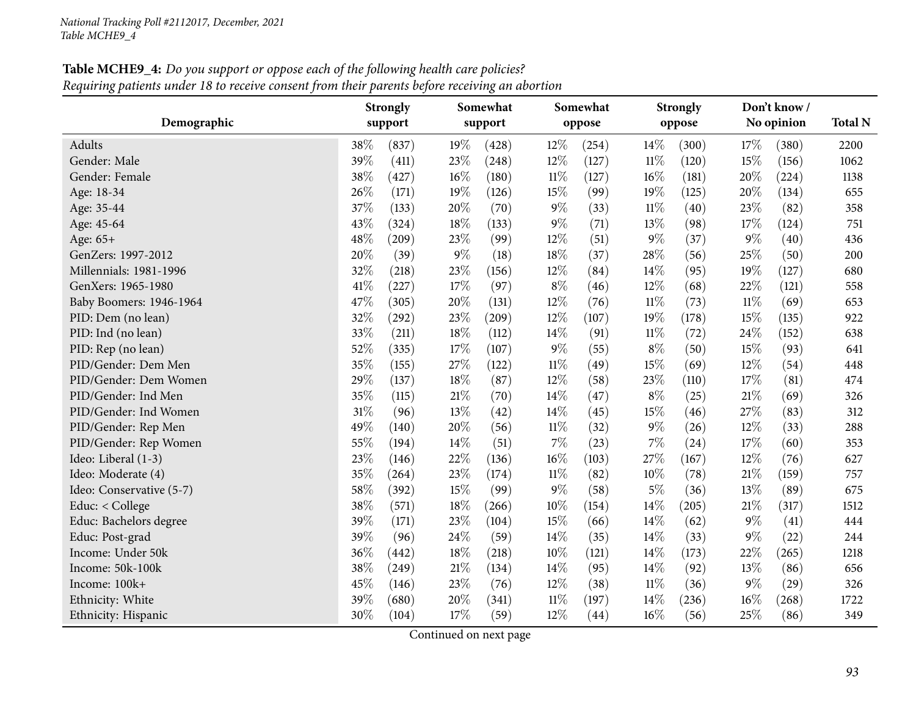**Table MCHE9_4:** *Do you support or oppose each of the following health care policies?*
*Requiring patients under 18 to receive consent from their parents before receiving an abortion*

| Demographic | Strongly support | | Somewhat support | | Somewhat oppose | | Strongly oppose | | Don't know / No opinion | | Total N |
|---|---|---|---|---|---|---|---|---|---|---|---|
| Adults | 38% | (837) | 19% | (428) | 12% | (254) | 14% | (300) | 17% | (380) | 2200 |
| Gender: Male | 39% | (411) | 23% | (248) | 12% | (127) | 11% | (120) | 15% | (156) | 1062 |
| Gender: Female | 38% | (427) | 16% | (180) | 11% | (127) | 16% | (181) | 20% | (224) | 1138 |
| Age: 18-34 | 26% | (171) | 19% | (126) | 15% | (99) | 19% | (125) | 20% | (134) | 655 |
| Age: 35-44 | 37% | (133) | 20% | (70) | 9% | (33) | 11% | (40) | 23% | (82) | 358 |
| Age: 45-64 | 43% | (324) | 18% | (133) | 9% | (71) | 13% | (98) | 17% | (124) | 751 |
| Age: 65+ | 48% | (209) | 23% | (99) | 12% | (51) | 9% | (37) | 9% | (40) | 436 |
| GenZers: 1997-2012 | 20% | (39) | 9% | (18) | 18% | (37) | 28% | (56) | 25% | (50) | 200 |
| Millennials: 1981-1996 | 32% | (218) | 23% | (156) | 12% | (84) | 14% | (95) | 19% | (127) | 680 |
| GenXers: 1965-1980 | 41% | (227) | 17% | (97) | 8% | (46) | 12% | (68) | 22% | (121) | 558 |
| Baby Boomers: 1946-1964 | 47% | (305) | 20% | (131) | 12% | (76) | 11% | (73) | 11% | (69) | 653 |
| PID: Dem (no lean) | 32% | (292) | 23% | (209) | 12% | (107) | 19% | (178) | 15% | (135) | 922 |
| PID: Ind (no lean) | 33% | (211) | 18% | (112) | 14% | (91) | 11% | (72) | 24% | (152) | 638 |
| PID: Rep (no lean) | 52% | (335) | 17% | (107) | 9% | (55) | 8% | (50) | 15% | (93) | 641 |
| PID/Gender: Dem Men | 35% | (155) | 27% | (122) | 11% | (49) | 15% | (69) | 12% | (54) | 448 |
| PID/Gender: Dem Women | 29% | (137) | 18% | (87) | 12% | (58) | 23% | (110) | 17% | (81) | 474 |
| PID/Gender: Ind Men | 35% | (115) | 21% | (70) | 14% | (47) | 8% | (25) | 21% | (69) | 326 |
| PID/Gender: Ind Women | 31% | (96) | 13% | (42) | 14% | (45) | 15% | (46) | 27% | (83) | 312 |
| PID/Gender: Rep Men | 49% | (140) | 20% | (56) | 11% | (32) | 9% | (26) | 12% | (33) | 288 |
| PID/Gender: Rep Women | 55% | (194) | 14% | (51) | 7% | (23) | 7% | (24) | 17% | (60) | 353 |
| Ideo: Liberal (1-3) | 23% | (146) | 22% | (136) | 16% | (103) | 27% | (167) | 12% | (76) | 627 |
| Ideo: Moderate (4) | 35% | (264) | 23% | (174) | 11% | (82) | 10% | (78) | 21% | (159) | 757 |
| Ideo: Conservative (5-7) | 58% | (392) | 15% | (99) | 9% | (58) | 5% | (36) | 13% | (89) | 675 |
| Educ: < College | 38% | (571) | 18% | (266) | 10% | (154) | 14% | (205) | 21% | (317) | 1512 |
| Educ: Bachelors degree | 39% | (171) | 23% | (104) | 15% | (66) | 14% | (62) | 9% | (41) | 444 |
| Educ: Post-grad | 39% | (96) | 24% | (59) | 14% | (35) | 14% | (33) | 9% | (22) | 244 |
| Income: Under 50k | 36% | (442) | 18% | (218) | 10% | (121) | 14% | (173) | 22% | (265) | 1218 |
| Income: 50k-100k | 38% | (249) | 21% | (134) | 14% | (95) | 14% | (92) | 13% | (86) | 656 |
| Income: 100k+ | 45% | (146) | 23% | (76) | 12% | (38) | 11% | (36) | 9% | (29) | 326 |
| Ethnicity: White | 39% | (680) | 20% | (341) | 11% | (197) | 14% | (236) | 16% | (268) | 1722 |
| Ethnicity: Hispanic | 30% | (104) | 17% | (59) | 12% | (44) | 16% | (56) | 25% | (86) | 349 |

Continued on next page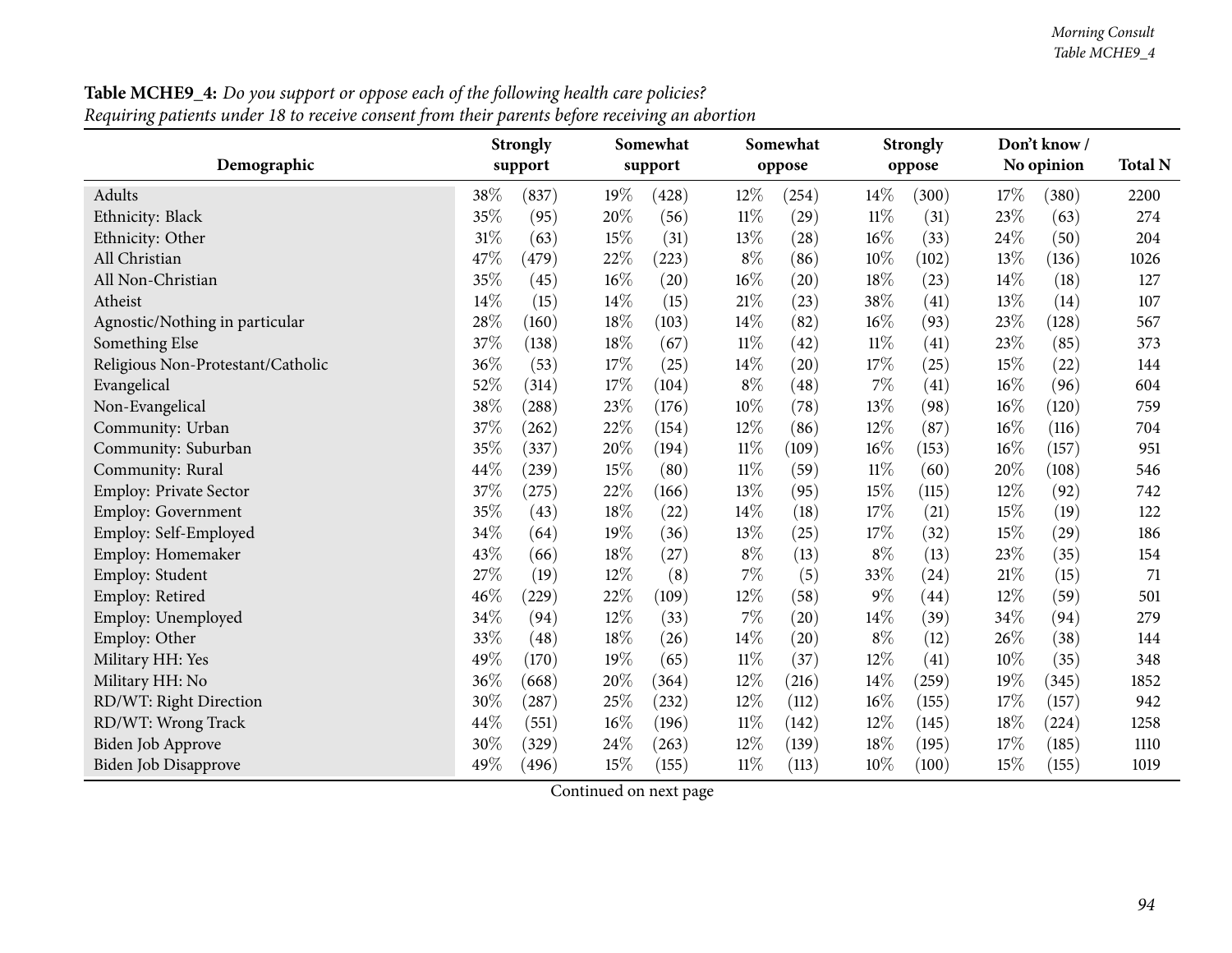**Table MCHE9_4:** *Do you support or oppose each of the following health care policies?*
*Requiring patients under 18 to receive consent from their parents before receiving an abortion*

| Demographic | Strongly support | | Somewhat support | | Somewhat oppose | | Strongly oppose | | Don't know / No opinion | | Total N |
|---|---|---|---|---|---|---|---|---|---|---|---|
| Adults | 38% | (837) | 19% | (428) | 12% | (254) | 14% | (300) | 17% | (380) | 2200 |
| Ethnicity: Black | 35% | (95) | 20% | (56) | 11% | (29) | 11% | (31) | 23% | (63) | 274 |
| Ethnicity: Other | 31% | (63) | 15% | (31) | 13% | (28) | 16% | (33) | 24% | (50) | 204 |
| All Christian | 47% | (479) | 22% | (223) | 8% | (86) | 10% | (102) | 13% | (136) | 1026 |
| All Non-Christian | 35% | (45) | 16% | (20) | 16% | (20) | 18% | (23) | 14% | (18) | 127 |
| Atheist | 14% | (15) | 14% | (15) | 21% | (23) | 38% | (41) | 13% | (14) | 107 |
| Agnostic/Nothing in particular | 28% | (160) | 18% | (103) | 14% | (82) | 16% | (93) | 23% | (128) | 567 |
| Something Else | 37% | (138) | 18% | (67) | 11% | (42) | 11% | (41) | 23% | (85) | 373 |
| Religious Non-Protestant/Catholic | 36% | (53) | 17% | (25) | 14% | (20) | 17% | (25) | 15% | (22) | 144 |
| Evangelical | 52% | (314) | 17% | (104) | 8% | (48) | 7% | (41) | 16% | (96) | 604 |
| Non-Evangelical | 38% | (288) | 23% | (176) | 10% | (78) | 13% | (98) | 16% | (120) | 759 |
| Community: Urban | 37% | (262) | 22% | (154) | 12% | (86) | 12% | (87) | 16% | (116) | 704 |
| Community: Suburban | 35% | (337) | 20% | (194) | 11% | (109) | 16% | (153) | 16% | (157) | 951 |
| Community: Rural | 44% | (239) | 15% | (80) | 11% | (59) | 11% | (60) | 20% | (108) | 546 |
| Employ: Private Sector | 37% | (275) | 22% | (166) | 13% | (95) | 15% | (115) | 12% | (92) | 742 |
| Employ: Government | 35% | (43) | 18% | (22) | 14% | (18) | 17% | (21) | 15% | (19) | 122 |
| Employ: Self-Employed | 34% | (64) | 19% | (36) | 13% | (25) | 17% | (32) | 15% | (29) | 186 |
| Employ: Homemaker | 43% | (66) | 18% | (27) | 8% | (13) | 8% | (13) | 23% | (35) | 154 |
| Employ: Student | 27% | (19) | 12% | (8) | 7% | (5) | 33% | (24) | 21% | (15) | 71 |
| Employ: Retired | 46% | (229) | 22% | (109) | 12% | (58) | 9% | (44) | 12% | (59) | 501 |
| Employ: Unemployed | 34% | (94) | 12% | (33) | 7% | (20) | 14% | (39) | 34% | (94) | 279 |
| Employ: Other | 33% | (48) | 18% | (26) | 14% | (20) | 8% | (12) | 26% | (38) | 144 |
| Military HH: Yes | 49% | (170) | 19% | (65) | 11% | (37) | 12% | (41) | 10% | (35) | 348 |
| Military HH: No | 36% | (668) | 20% | (364) | 12% | (216) | 14% | (259) | 19% | (345) | 1852 |
| RD/WT: Right Direction | 30% | (287) | 25% | (232) | 12% | (112) | 16% | (155) | 17% | (157) | 942 |
| RD/WT: Wrong Track | 44% | (551) | 16% | (196) | 11% | (142) | 12% | (145) | 18% | (224) | 1258 |
| Biden Job Approve | 30% | (329) | 24% | (263) | 12% | (139) | 18% | (195) | 17% | (185) | 1110 |
| Biden Job Disapprove | 49% | (496) | 15% | (155) | 11% | (113) | 10% | (100) | 15% | (155) | 1019 |

Continued on next page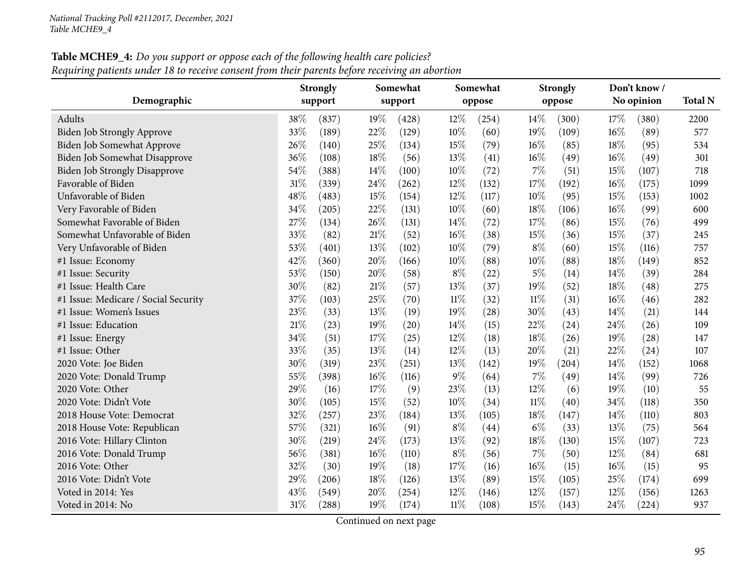*National Tracking Poll #2112017, December, 2021*
*Table MCHE9_4*

**Table MCHE9_4:** *Do you support or oppose each of the following health care policies?*
*Requiring patients under 18 to receive consent from their parents before receiving an abortion*

| Demographic | Strongly support | | Somewhat support | | Somewhat oppose | | Strongly oppose | | Don't know / No opinion | | Total N |
|---|---|---|---|---|---|---|---|---|---|---|---|
| Adults | 38% | (837) | 19% | (428) | 12% | (254) | 14% | (300) | 17% | (380) | 2200 |
| Biden Job Strongly Approve | 33% | (189) | 22% | (129) | 10% | (60) | 19% | (109) | 16% | (89) | 577 |
| Biden Job Somewhat Approve | 26% | (140) | 25% | (134) | 15% | (79) | 16% | (85) | 18% | (95) | 534 |
| Biden Job Somewhat Disapprove | 36% | (108) | 18% | (56) | 13% | (41) | 16% | (49) | 16% | (49) | 301 |
| Biden Job Strongly Disapprove | 54% | (388) | 14% | (100) | 10% | (72) | 7% | (51) | 15% | (107) | 718 |
| Favorable of Biden | 31% | (339) | 24% | (262) | 12% | (132) | 17% | (192) | 16% | (175) | 1099 |
| Unfavorable of Biden | 48% | (483) | 15% | (154) | 12% | (117) | 10% | (95) | 15% | (153) | 1002 |
| Very Favorable of Biden | 34% | (205) | 22% | (131) | 10% | (60) | 18% | (106) | 16% | (99) | 600 |
| Somewhat Favorable of Biden | 27% | (134) | 26% | (131) | 14% | (72) | 17% | (86) | 15% | (76) | 499 |
| Somewhat Unfavorable of Biden | 33% | (82) | 21% | (52) | 16% | (38) | 15% | (36) | 15% | (37) | 245 |
| Very Unfavorable of Biden | 53% | (401) | 13% | (102) | 10% | (79) | 8% | (60) | 15% | (116) | 757 |
| #1 Issue: Economy | 42% | (360) | 20% | (166) | 10% | (88) | 10% | (88) | 18% | (149) | 852 |
| #1 Issue: Security | 53% | (150) | 20% | (58) | 8% | (22) | 5% | (14) | 14% | (39) | 284 |
| #1 Issue: Health Care | 30% | (82) | 21% | (57) | 13% | (37) | 19% | (52) | 18% | (48) | 275 |
| #1 Issue: Medicare / Social Security | 37% | (103) | 25% | (70) | 11% | (32) | 11% | (31) | 16% | (46) | 282 |
| #1 Issue: Women's Issues | 23% | (33) | 13% | (19) | 19% | (28) | 30% | (43) | 14% | (21) | 144 |
| #1 Issue: Education | 21% | (23) | 19% | (20) | 14% | (15) | 22% | (24) | 24% | (26) | 109 |
| #1 Issue: Energy | 34% | (51) | 17% | (25) | 12% | (18) | 18% | (26) | 19% | (28) | 147 |
| #1 Issue: Other | 33% | (35) | 13% | (14) | 12% | (13) | 20% | (21) | 22% | (24) | 107 |
| 2020 Vote: Joe Biden | 30% | (319) | 23% | (251) | 13% | (142) | 19% | (204) | 14% | (152) | 1068 |
| 2020 Vote: Donald Trump | 55% | (398) | 16% | (116) | 9% | (64) | 7% | (49) | 14% | (99) | 726 |
| 2020 Vote: Other | 29% | (16) | 17% | (9) | 23% | (13) | 12% | (6) | 19% | (10) | 55 |
| 2020 Vote: Didn't Vote | 30% | (105) | 15% | (52) | 10% | (34) | 11% | (40) | 34% | (118) | 350 |
| 2018 House Vote: Democrat | 32% | (257) | 23% | (184) | 13% | (105) | 18% | (147) | 14% | (110) | 803 |
| 2018 House Vote: Republican | 57% | (321) | 16% | (91) | 8% | (44) | 6% | (33) | 13% | (75) | 564 |
| 2016 Vote: Hillary Clinton | 30% | (219) | 24% | (173) | 13% | (92) | 18% | (130) | 15% | (107) | 723 |
| 2016 Vote: Donald Trump | 56% | (381) | 16% | (110) | 8% | (56) | 7% | (50) | 12% | (84) | 681 |
| 2016 Vote: Other | 32% | (30) | 19% | (18) | 17% | (16) | 16% | (15) | 16% | (15) | 95 |
| 2016 Vote: Didn't Vote | 29% | (206) | 18% | (126) | 13% | (89) | 15% | (105) | 25% | (174) | 699 |
| Voted in 2014: Yes | 43% | (549) | 20% | (254) | 12% | (146) | 12% | (157) | 12% | (156) | 1263 |
| Voted in 2014: No | 31% | (288) | 19% | (174) | 11% | (108) | 15% | (143) | 24% | (224) | 937 |

Continued on next page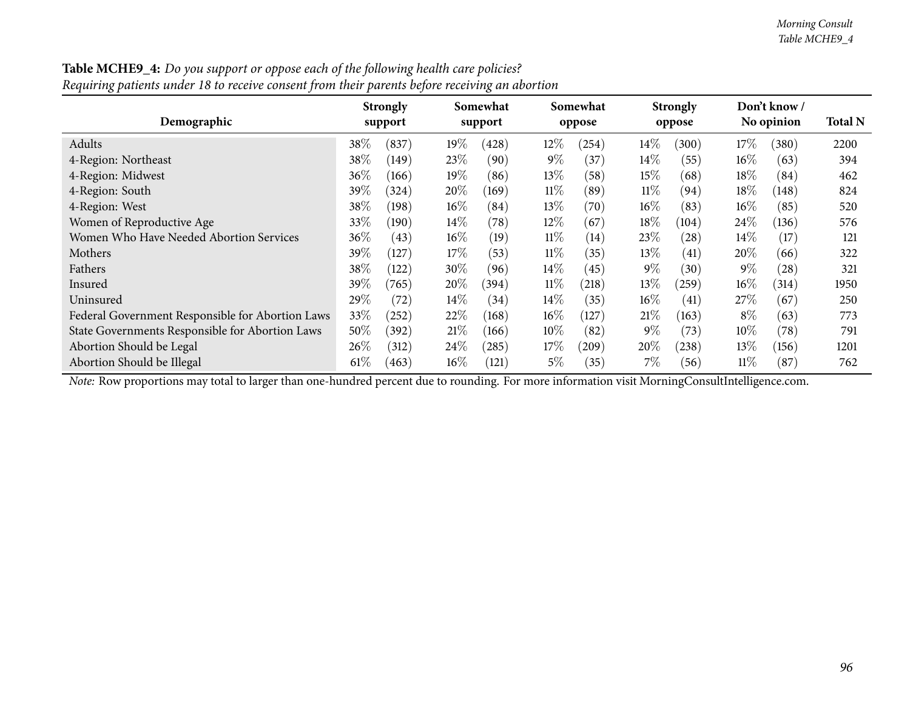**Table MCHE9_4:** *Do you support or oppose each of the following health care policies?*
*Requiring patients under 18 to receive consent from their parents before receiving an abortion*

| Demographic | Strongly support | | Somewhat support | | Somewhat oppose | | Strongly oppose | | Don't know / No opinion | | Total N |
|---|---|---|---|---|---|---|---|---|---|---|---|
| Adults | 38% | (837) | 19% | (428) | 12% | (254) | 14% | (300) | 17% | (380) | 2200 |
| 4-Region: Northeast | 38% | (149) | 23% | (90) | 9% | (37) | 14% | (55) | 16% | (63) | 394 |
| 4-Region: Midwest | 36% | (166) | 19% | (86) | 13% | (58) | 15% | (68) | 18% | (84) | 462 |
| 4-Region: South | 39% | (324) | 20% | (169) | 11% | (89) | 11% | (94) | 18% | (148) | 824 |
| 4-Region: West | 38% | (198) | 16% | (84) | 13% | (70) | 16% | (83) | 16% | (85) | 520 |
| Women of Reproductive Age | 33% | (190) | 14% | (78) | 12% | (67) | 18% | (104) | 24% | (136) | 576 |
| Women Who Have Needed Abortion Services | 36% | (43) | 16% | (19) | 11% | (14) | 23% | (28) | 14% | (17) | 121 |
| Mothers | 39% | (127) | 17% | (53) | 11% | (35) | 13% | (41) | 20% | (66) | 322 |
| Fathers | 38% | (122) | 30% | (96) | 14% | (45) | 9% | (30) | 9% | (28) | 321 |
| Insured | 39% | (765) | 20% | (394) | 11% | (218) | 13% | (259) | 16% | (314) | 1950 |
| Uninsured | 29% | (72) | 14% | (34) | 14% | (35) | 16% | (41) | 27% | (67) | 250 |
| Federal Government Responsible for Abortion Laws | 33% | (252) | 22% | (168) | 16% | (127) | 21% | (163) | 8% | (63) | 773 |
| State Governments Responsible for Abortion Laws | 50% | (392) | 21% | (166) | 10% | (82) | 9% | (73) | 10% | (78) | 791 |
| Abortion Should be Legal | 26% | (312) | 24% | (285) | 17% | (209) | 20% | (238) | 13% | (156) | 1201 |
| Abortion Should be Illegal | 61% | (463) | 16% | (121) | 5% | (35) | 7% | (56) | 11% | (87) | 762 |

*Note:* Row proportions may total to larger than one-hundred percent due to rounding. For more information visit MorningConsultIntelligence.com.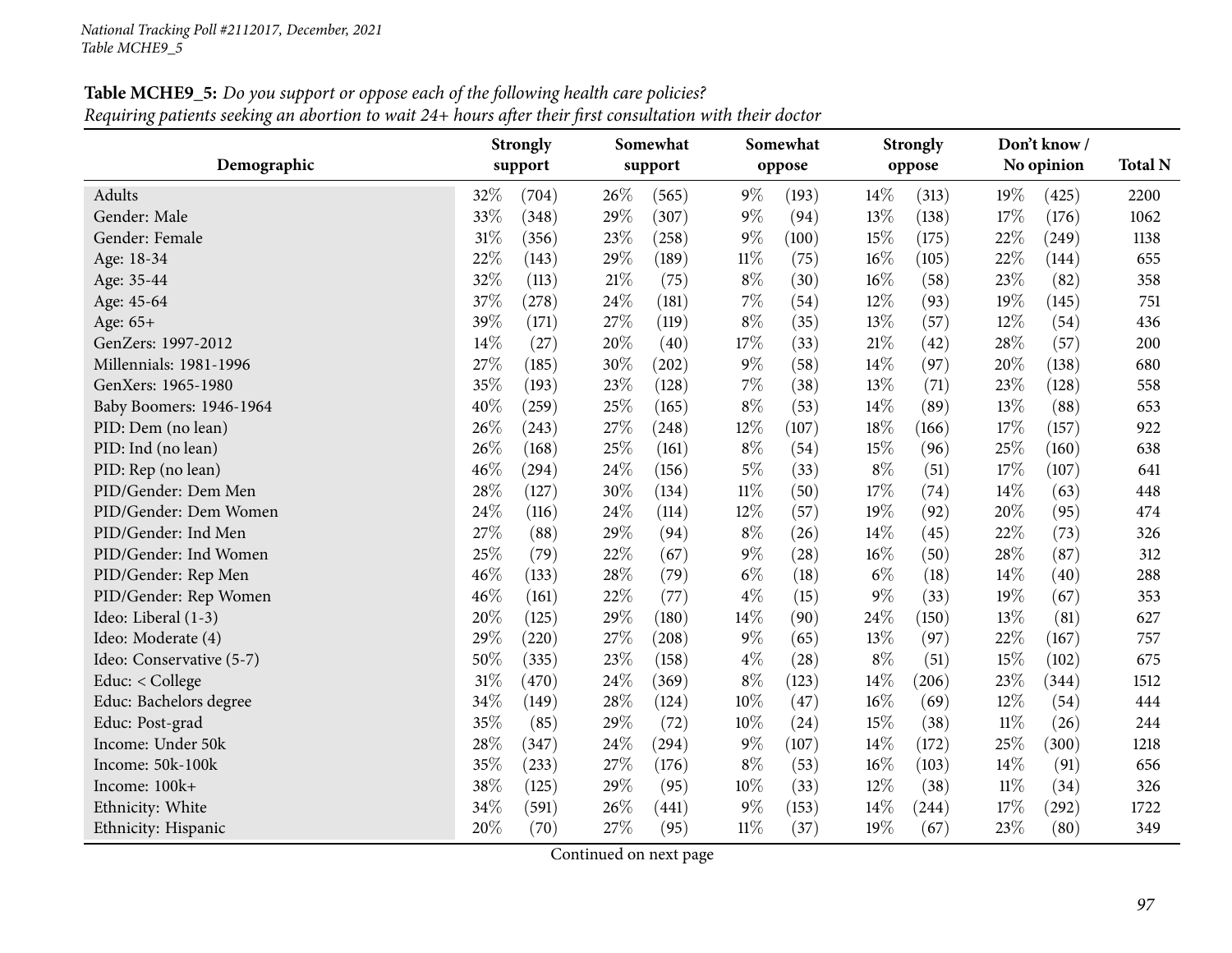**Table MCHE9_5:** *Do you support or oppose each of the following health care policies?*
*Requiring patients seeking an abortion to wait 24+ hours after their first consultation with their doctor*

| Demographic | Strongly support | | Somewhat support | | Somewhat oppose | | Strongly oppose | | Don't know / No opinion | | Total N |
|---|---|---|---|---|---|---|---|---|---|---|---|
| Adults | 32% | (704) | 26% | (565) | 9% | (193) | 14% | (313) | 19% | (425) | 2200 |
| Gender: Male | 33% | (348) | 29% | (307) | 9% | (94) | 13% | (138) | 17% | (176) | 1062 |
| Gender: Female | 31% | (356) | 23% | (258) | 9% | (100) | 15% | (175) | 22% | (249) | 1138 |
| Age: 18-34 | 22% | (143) | 29% | (189) | 11% | (75) | 16% | (105) | 22% | (144) | 655 |
| Age: 35-44 | 32% | (113) | 21% | (75) | 8% | (30) | 16% | (58) | 23% | (82) | 358 |
| Age: 45-64 | 37% | (278) | 24% | (181) | 7% | (54) | 12% | (93) | 19% | (145) | 751 |
| Age: 65+ | 39% | (171) | 27% | (119) | 8% | (35) | 13% | (57) | 12% | (54) | 436 |
| GenZers: 1997-2012 | 14% | (27) | 20% | (40) | 17% | (33) | 21% | (42) | 28% | (57) | 200 |
| Millennials: 1981-1996 | 27% | (185) | 30% | (202) | 9% | (58) | 14% | (97) | 20% | (138) | 680 |
| GenXers: 1965-1980 | 35% | (193) | 23% | (128) | 7% | (38) | 13% | (71) | 23% | (128) | 558 |
| Baby Boomers: 1946-1964 | 40% | (259) | 25% | (165) | 8% | (53) | 14% | (89) | 13% | (88) | 653 |
| PID: Dem (no lean) | 26% | (243) | 27% | (248) | 12% | (107) | 18% | (166) | 17% | (157) | 922 |
| PID: Ind (no lean) | 26% | (168) | 25% | (161) | 8% | (54) | 15% | (96) | 25% | (160) | 638 |
| PID: Rep (no lean) | 46% | (294) | 24% | (156) | 5% | (33) | 8% | (51) | 17% | (107) | 641 |
| PID/Gender: Dem Men | 28% | (127) | 30% | (134) | 11% | (50) | 17% | (74) | 14% | (63) | 448 |
| PID/Gender: Dem Women | 24% | (116) | 24% | (114) | 12% | (57) | 19% | (92) | 20% | (95) | 474 |
| PID/Gender: Ind Men | 27% | (88) | 29% | (94) | 8% | (26) | 14% | (45) | 22% | (73) | 326 |
| PID/Gender: Ind Women | 25% | (79) | 22% | (67) | 9% | (28) | 16% | (50) | 28% | (87) | 312 |
| PID/Gender: Rep Men | 46% | (133) | 28% | (79) | 6% | (18) | 6% | (18) | 14% | (40) | 288 |
| PID/Gender: Rep Women | 46% | (161) | 22% | (77) | 4% | (15) | 9% | (33) | 19% | (67) | 353 |
| Ideo: Liberal (1-3) | 20% | (125) | 29% | (180) | 14% | (90) | 24% | (150) | 13% | (81) | 627 |
| Ideo: Moderate (4) | 29% | (220) | 27% | (208) | 9% | (65) | 13% | (97) | 22% | (167) | 757 |
| Ideo: Conservative (5-7) | 50% | (335) | 23% | (158) | 4% | (28) | 8% | (51) | 15% | (102) | 675 |
| Educ: < College | 31% | (470) | 24% | (369) | 8% | (123) | 14% | (206) | 23% | (344) | 1512 |
| Educ: Bachelors degree | 34% | (149) | 28% | (124) | 10% | (47) | 16% | (69) | 12% | (54) | 444 |
| Educ: Post-grad | 35% | (85) | 29% | (72) | 10% | (24) | 15% | (38) | 11% | (26) | 244 |
| Income: Under 50k | 28% | (347) | 24% | (294) | 9% | (107) | 14% | (172) | 25% | (300) | 1218 |
| Income: 50k-100k | 35% | (233) | 27% | (176) | 8% | (53) | 16% | (103) | 14% | (91) | 656 |
| Income: 100k+ | 38% | (125) | 29% | (95) | 10% | (33) | 12% | (38) | 11% | (34) | 326 |
| Ethnicity: White | 34% | (591) | 26% | (441) | 9% | (153) | 14% | (244) | 17% | (292) | 1722 |
| Ethnicity: Hispanic | 20% | (70) | 27% | (95) | 11% | (37) | 19% | (67) | 23% | (80) | 349 |

Continued on next page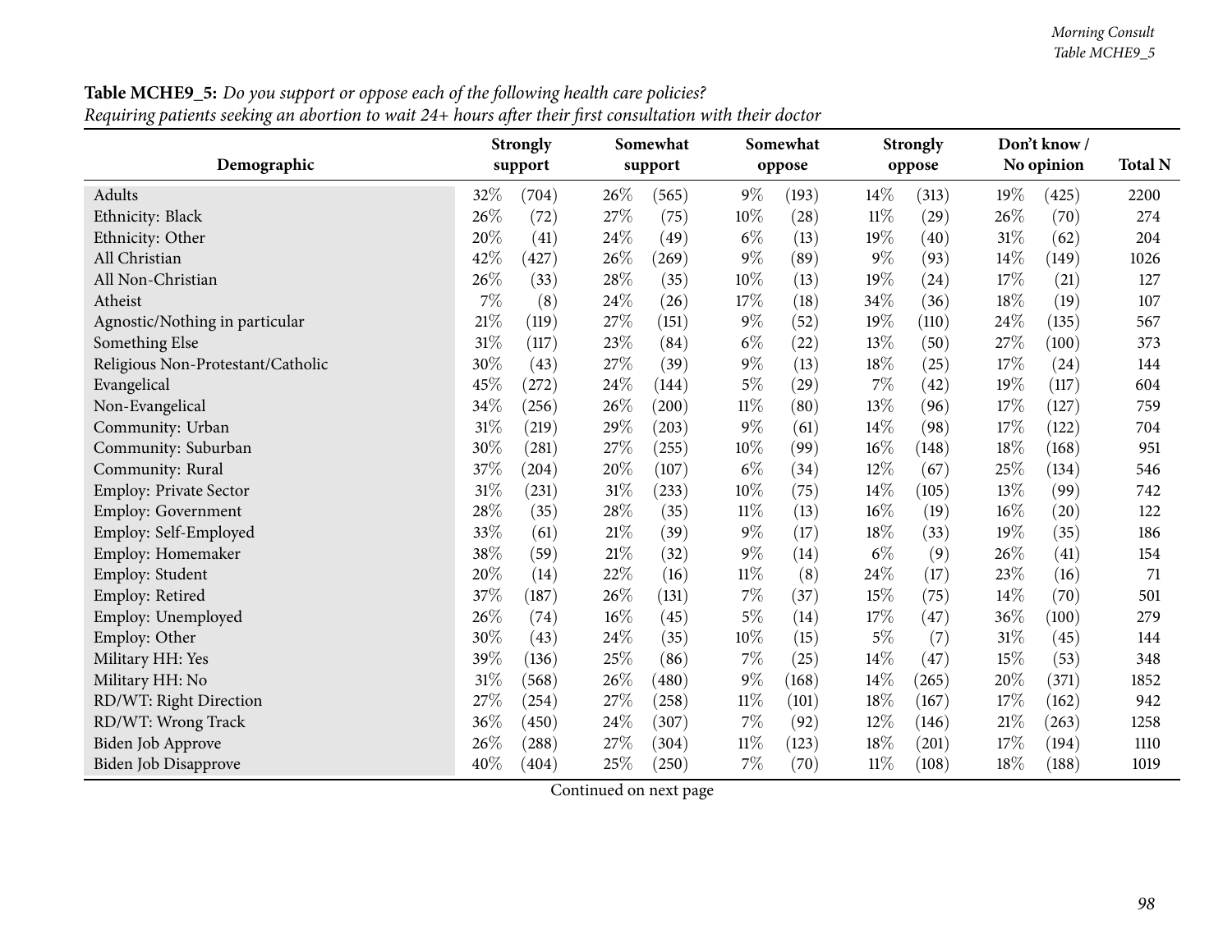**Table MCHE9_5:** *Do you support or oppose each of the following health care policies?*
*Requiring patients seeking an abortion to wait 24+ hours after their first consultation with their doctor*

| Demographic | Strongly support | | Somewhat support | | Somewhat oppose | | Strongly oppose | | Don't know / No opinion | | Total N |
|---|---|---|---|---|---|---|---|---|---|---|---|
| Adults | 32% | (704) | 26% | (565) | 9% | (193) | 14% | (313) | 19% | (425) | 2200 |
| Ethnicity: Black | 26% | (72) | 27% | (75) | 10% | (28) | 11% | (29) | 26% | (70) | 274 |
| Ethnicity: Other | 20% | (41) | 24% | (49) | 6% | (13) | 19% | (40) | 31% | (62) | 204 |
| All Christian | 42% | (427) | 26% | (269) | 9% | (89) | 9% | (93) | 14% | (149) | 1026 |
| All Non-Christian | 26% | (33) | 28% | (35) | 10% | (13) | 19% | (24) | 17% | (21) | 127 |
| Atheist | 7% | (8) | 24% | (26) | 17% | (18) | 34% | (36) | 18% | (19) | 107 |
| Agnostic/Nothing in particular | 21% | (119) | 27% | (151) | 9% | (52) | 19% | (110) | 24% | (135) | 567 |
| Something Else | 31% | (117) | 23% | (84) | 6% | (22) | 13% | (50) | 27% | (100) | 373 |
| Religious Non-Protestant/Catholic | 30% | (43) | 27% | (39) | 9% | (13) | 18% | (25) | 17% | (24) | 144 |
| Evangelical | 45% | (272) | 24% | (144) | 5% | (29) | 7% | (42) | 19% | (117) | 604 |
| Non-Evangelical | 34% | (256) | 26% | (200) | 11% | (80) | 13% | (96) | 17% | (127) | 759 |
| Community: Urban | 31% | (219) | 29% | (203) | 9% | (61) | 14% | (98) | 17% | (122) | 704 |
| Community: Suburban | 30% | (281) | 27% | (255) | 10% | (99) | 16% | (148) | 18% | (168) | 951 |
| Community: Rural | 37% | (204) | 20% | (107) | 6% | (34) | 12% | (67) | 25% | (134) | 546 |
| Employ: Private Sector | 31% | (231) | 31% | (233) | 10% | (75) | 14% | (105) | 13% | (99) | 742 |
| Employ: Government | 28% | (35) | 28% | (35) | 11% | (13) | 16% | (19) | 16% | (20) | 122 |
| Employ: Self-Employed | 33% | (61) | 21% | (39) | 9% | (17) | 18% | (33) | 19% | (35) | 186 |
| Employ: Homemaker | 38% | (59) | 21% | (32) | 9% | (14) | 6% | (9) | 26% | (41) | 154 |
| Employ: Student | 20% | (14) | 22% | (16) | 11% | (8) | 24% | (17) | 23% | (16) | 71 |
| Employ: Retired | 37% | (187) | 26% | (131) | 7% | (37) | 15% | (75) | 14% | (70) | 501 |
| Employ: Unemployed | 26% | (74) | 16% | (45) | 5% | (14) | 17% | (47) | 36% | (100) | 279 |
| Employ: Other | 30% | (43) | 24% | (35) | 10% | (15) | 5% | (7) | 31% | (45) | 144 |
| Military HH: Yes | 39% | (136) | 25% | (86) | 7% | (25) | 14% | (47) | 15% | (53) | 348 |
| Military HH: No | 31% | (568) | 26% | (480) | 9% | (168) | 14% | (265) | 20% | (371) | 1852 |
| RD/WT: Right Direction | 27% | (254) | 27% | (258) | 11% | (101) | 18% | (167) | 17% | (162) | 942 |
| RD/WT: Wrong Track | 36% | (450) | 24% | (307) | 7% | (92) | 12% | (146) | 21% | (263) | 1258 |
| Biden Job Approve | 26% | (288) | 27% | (304) | 11% | (123) | 18% | (201) | 17% | (194) | 1110 |
| Biden Job Disapprove | 40% | (404) | 25% | (250) | 7% | (70) | 11% | (108) | 18% | (188) | 1019 |

Continued on next page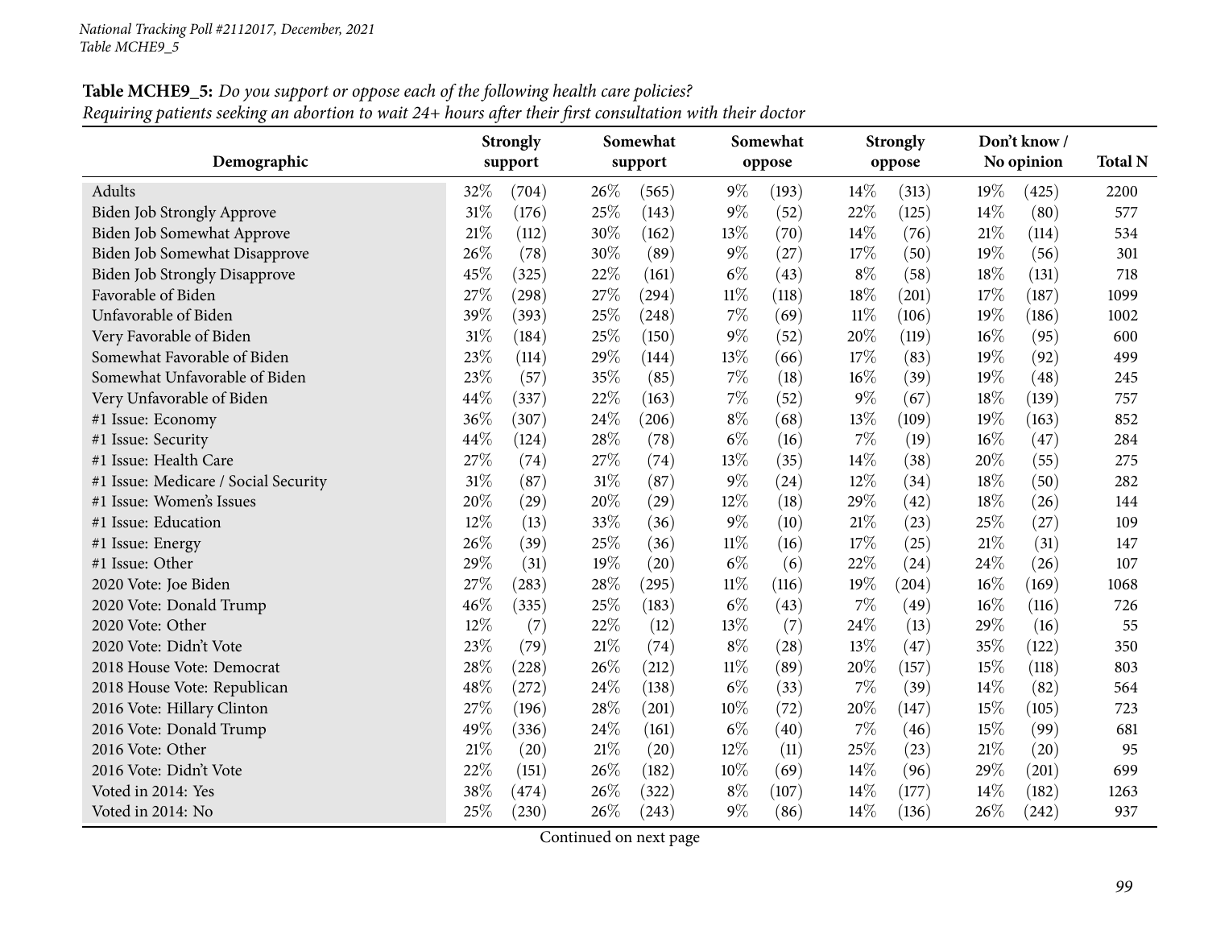National Tracking Poll #2112017, December, 2021
Table MCHE9_5

**Table MCHE9_5:** *Do you support or oppose each of the following health care policies?*
*Requiring patients seeking an abortion to wait 24+ hours after their first consultation with their doctor*

| Demographic | Strongly support | | Somewhat support | | Somewhat oppose | | Strongly oppose | | Don't know / No opinion | | Total N |
|---|---|---|---|---|---|---|---|---|---|---|---|
| Adults | 32% | (704) | 26% | (565) | 9% | (193) | 14% | (313) | 19% | (425) | 2200 |
| Biden Job Strongly Approve | 31% | (176) | 25% | (143) | 9% | (52) | 22% | (125) | 14% | (80) | 577 |
| Biden Job Somewhat Approve | 21% | (112) | 30% | (162) | 13% | (70) | 14% | (76) | 21% | (114) | 534 |
| Biden Job Somewhat Disapprove | 26% | (78) | 30% | (89) | 9% | (27) | 17% | (50) | 19% | (56) | 301 |
| Biden Job Strongly Disapprove | 45% | (325) | 22% | (161) | 6% | (43) | 8% | (58) | 18% | (131) | 718 |
| Favorable of Biden | 27% | (298) | 27% | (294) | 11% | (118) | 18% | (201) | 17% | (187) | 1099 |
| Unfavorable of Biden | 39% | (393) | 25% | (248) | 7% | (69) | 11% | (106) | 19% | (186) | 1002 |
| Very Favorable of Biden | 31% | (184) | 25% | (150) | 9% | (52) | 20% | (119) | 16% | (95) | 600 |
| Somewhat Favorable of Biden | 23% | (114) | 29% | (144) | 13% | (66) | 17% | (83) | 19% | (92) | 499 |
| Somewhat Unfavorable of Biden | 23% | (57) | 35% | (85) | 7% | (18) | 16% | (39) | 19% | (48) | 245 |
| Very Unfavorable of Biden | 44% | (337) | 22% | (163) | 7% | (52) | 9% | (67) | 18% | (139) | 757 |
| #1 Issue: Economy | 36% | (307) | 24% | (206) | 8% | (68) | 13% | (109) | 19% | (163) | 852 |
| #1 Issue: Security | 44% | (124) | 28% | (78) | 6% | (16) | 7% | (19) | 16% | (47) | 284 |
| #1 Issue: Health Care | 27% | (74) | 27% | (74) | 13% | (35) | 14% | (38) | 20% | (55) | 275 |
| #1 Issue: Medicare / Social Security | 31% | (87) | 31% | (87) | 9% | (24) | 12% | (34) | 18% | (50) | 282 |
| #1 Issue: Women's Issues | 20% | (29) | 20% | (29) | 12% | (18) | 29% | (42) | 18% | (26) | 144 |
| #1 Issue: Education | 12% | (13) | 33% | (36) | 9% | (10) | 21% | (23) | 25% | (27) | 109 |
| #1 Issue: Energy | 26% | (39) | 25% | (36) | 11% | (16) | 17% | (25) | 21% | (31) | 147 |
| #1 Issue: Other | 29% | (31) | 19% | (20) | 6% | (6) | 22% | (24) | 24% | (26) | 107 |
| 2020 Vote: Joe Biden | 27% | (283) | 28% | (295) | 11% | (116) | 19% | (204) | 16% | (169) | 1068 |
| 2020 Vote: Donald Trump | 46% | (335) | 25% | (183) | 6% | (43) | 7% | (49) | 16% | (116) | 726 |
| 2020 Vote: Other | 12% | (7) | 22% | (12) | 13% | (7) | 24% | (13) | 29% | (16) | 55 |
| 2020 Vote: Didn't Vote | 23% | (79) | 21% | (74) | 8% | (28) | 13% | (47) | 35% | (122) | 350 |
| 2018 House Vote: Democrat | 28% | (228) | 26% | (212) | 11% | (89) | 20% | (157) | 15% | (118) | 803 |
| 2018 House Vote: Republican | 48% | (272) | 24% | (138) | 6% | (33) | 7% | (39) | 14% | (82) | 564 |
| 2016 Vote: Hillary Clinton | 27% | (196) | 28% | (201) | 10% | (72) | 20% | (147) | 15% | (105) | 723 |
| 2016 Vote: Donald Trump | 49% | (336) | 24% | (161) | 6% | (40) | 7% | (46) | 15% | (99) | 681 |
| 2016 Vote: Other | 21% | (20) | 21% | (20) | 12% | (11) | 25% | (23) | 21% | (20) | 95 |
| 2016 Vote: Didn't Vote | 22% | (151) | 26% | (182) | 10% | (69) | 14% | (96) | 29% | (201) | 699 |
| Voted in 2014: Yes | 38% | (474) | 26% | (322) | 8% | (107) | 14% | (177) | 14% | (182) | 1263 |
| Voted in 2014: No | 25% | (230) | 26% | (243) | 9% | (86) | 14% | (136) | 26% | (242) | 937 |

Continued on next page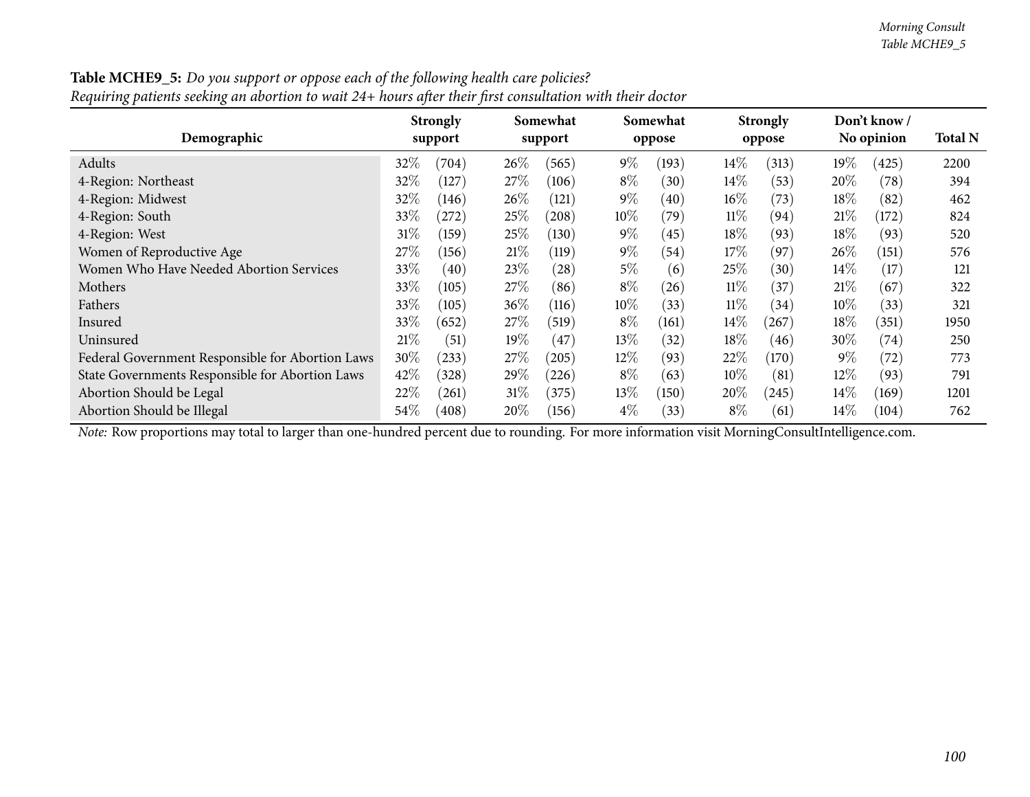**Table MCHE9_5:** *Do you support or oppose each of the following health care policies?*
*Requiring patients seeking an abortion to wait 24+ hours after their first consultation with their doctor*

| Demographic | Strongly support | | Somewhat support | | Somewhat oppose | | Strongly oppose | | Don't know / No opinion | | Total N |
|---|---|---|---|---|---|---|---|---|---|---|---|
| Adults | 32% | (704) | 26% | (565) | 9% | (193) | 14% | (313) | 19% | (425) | 2200 |
| 4-Region: Northeast | 32% | (127) | 27% | (106) | 8% | (30) | 14% | (53) | 20% | (78) | 394 |
| 4-Region: Midwest | 32% | (146) | 26% | (121) | 9% | (40) | 16% | (73) | 18% | (82) | 462 |
| 4-Region: South | 33% | (272) | 25% | (208) | 10% | (79) | 11% | (94) | 21% | (172) | 824 |
| 4-Region: West | 31% | (159) | 25% | (130) | 9% | (45) | 18% | (93) | 18% | (93) | 520 |
| Women of Reproductive Age | 27% | (156) | 21% | (119) | 9% | (54) | 17% | (97) | 26% | (151) | 576 |
| Women Who Have Needed Abortion Services | 33% | (40) | 23% | (28) | 5% | (6) | 25% | (30) | 14% | (17) | 121 |
| Mothers | 33% | (105) | 27% | (86) | 8% | (26) | 11% | (37) | 21% | (67) | 322 |
| Fathers | 33% | (105) | 36% | (116) | 10% | (33) | 11% | (34) | 10% | (33) | 321 |
| Insured | 33% | (652) | 27% | (519) | 8% | (161) | 14% | (267) | 18% | (351) | 1950 |
| Uninsured | 21% | (51) | 19% | (47) | 13% | (32) | 18% | (46) | 30% | (74) | 250 |
| Federal Government Responsible for Abortion Laws | 30% | (233) | 27% | (205) | 12% | (93) | 22% | (170) | 9% | (72) | 773 |
| State Governments Responsible for Abortion Laws | 42% | (328) | 29% | (226) | 8% | (63) | 10% | (81) | 12% | (93) | 791 |
| Abortion Should be Legal | 22% | (261) | 31% | (375) | 13% | (150) | 20% | (245) | 14% | (169) | 1201 |
| Abortion Should be Illegal | 54% | (408) | 20% | (156) | 4% | (33) | 8% | (61) | 14% | (104) | 762 |

*Note:* Row proportions may total to larger than one-hundred percent due to rounding. For more information visit MorningConsultIntelligence.com.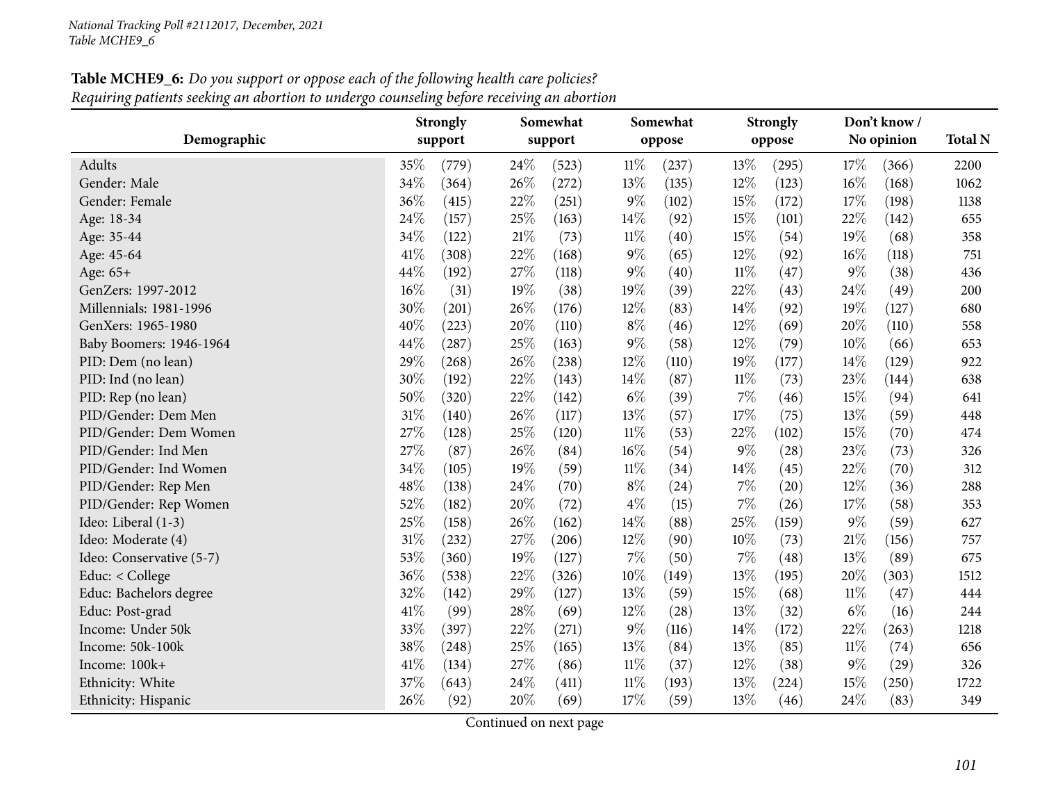**Table MCHE9_6:** *Do you support or oppose each of the following health care policies?*
*Requiring patients seeking an abortion to undergo counseling before receiving an abortion*

| Demographic | Strongly support | | Somewhat support | | Somewhat oppose | | Strongly oppose | | Don't know / No opinion | | Total N |
|---|---|---|---|---|---|---|---|---|---|---|---|
| Adults | 35% | (779) | 24% | (523) | 11% | (237) | 13% | (295) | 17% | (366) | 2200 |
| Gender: Male | 34% | (364) | 26% | (272) | 13% | (135) | 12% | (123) | 16% | (168) | 1062 |
| Gender: Female | 36% | (415) | 22% | (251) | 9% | (102) | 15% | (172) | 17% | (198) | 1138 |
| Age: 18-34 | 24% | (157) | 25% | (163) | 14% | (92) | 15% | (101) | 22% | (142) | 655 |
| Age: 35-44 | 34% | (122) | 21% | (73) | 11% | (40) | 15% | (54) | 19% | (68) | 358 |
| Age: 45-64 | 41% | (308) | 22% | (168) | 9% | (65) | 12% | (92) | 16% | (118) | 751 |
| Age: 65+ | 44% | (192) | 27% | (118) | 9% | (40) | 11% | (47) | 9% | (38) | 436 |
| GenZers: 1997-2012 | 16% | (31) | 19% | (38) | 19% | (39) | 22% | (43) | 24% | (49) | 200 |
| Millennials: 1981-1996 | 30% | (201) | 26% | (176) | 12% | (83) | 14% | (92) | 19% | (127) | 680 |
| GenXers: 1965-1980 | 40% | (223) | 20% | (110) | 8% | (46) | 12% | (69) | 20% | (110) | 558 |
| Baby Boomers: 1946-1964 | 44% | (287) | 25% | (163) | 9% | (58) | 12% | (79) | 10% | (66) | 653 |
| PID: Dem (no lean) | 29% | (268) | 26% | (238) | 12% | (110) | 19% | (177) | 14% | (129) | 922 |
| PID: Ind (no lean) | 30% | (192) | 22% | (143) | 14% | (87) | 11% | (73) | 23% | (144) | 638 |
| PID: Rep (no lean) | 50% | (320) | 22% | (142) | 6% | (39) | 7% | (46) | 15% | (94) | 641 |
| PID/Gender: Dem Men | 31% | (140) | 26% | (117) | 13% | (57) | 17% | (75) | 13% | (59) | 448 |
| PID/Gender: Dem Women | 27% | (128) | 25% | (120) | 11% | (53) | 22% | (102) | 15% | (70) | 474 |
| PID/Gender: Ind Men | 27% | (87) | 26% | (84) | 16% | (54) | 9% | (28) | 23% | (73) | 326 |
| PID/Gender: Ind Women | 34% | (105) | 19% | (59) | 11% | (34) | 14% | (45) | 22% | (70) | 312 |
| PID/Gender: Rep Men | 48% | (138) | 24% | (70) | 8% | (24) | 7% | (20) | 12% | (36) | 288 |
| PID/Gender: Rep Women | 52% | (182) | 20% | (72) | 4% | (15) | 7% | (26) | 17% | (58) | 353 |
| Ideo: Liberal (1-3) | 25% | (158) | 26% | (162) | 14% | (88) | 25% | (159) | 9% | (59) | 627 |
| Ideo: Moderate (4) | 31% | (232) | 27% | (206) | 12% | (90) | 10% | (73) | 21% | (156) | 757 |
| Ideo: Conservative (5-7) | 53% | (360) | 19% | (127) | 7% | (50) | 7% | (48) | 13% | (89) | 675 |
| Educ: < College | 36% | (538) | 22% | (326) | 10% | (149) | 13% | (195) | 20% | (303) | 1512 |
| Educ: Bachelors degree | 32% | (142) | 29% | (127) | 13% | (59) | 15% | (68) | 11% | (47) | 444 |
| Educ: Post-grad | 41% | (99) | 28% | (69) | 12% | (28) | 13% | (32) | 6% | (16) | 244 |
| Income: Under 50k | 33% | (397) | 22% | (271) | 9% | (116) | 14% | (172) | 22% | (263) | 1218 |
| Income: 50k-100k | 38% | (248) | 25% | (165) | 13% | (84) | 13% | (85) | 11% | (74) | 656 |
| Income: 100k+ | 41% | (134) | 27% | (86) | 11% | (37) | 12% | (38) | 9% | (29) | 326 |
| Ethnicity: White | 37% | (643) | 24% | (411) | 11% | (193) | 13% | (224) | 15% | (250) | 1722 |
| Ethnicity: Hispanic | 26% | (92) | 20% | (69) | 17% | (59) | 13% | (46) | 24% | (83) | 349 |

Continued on next page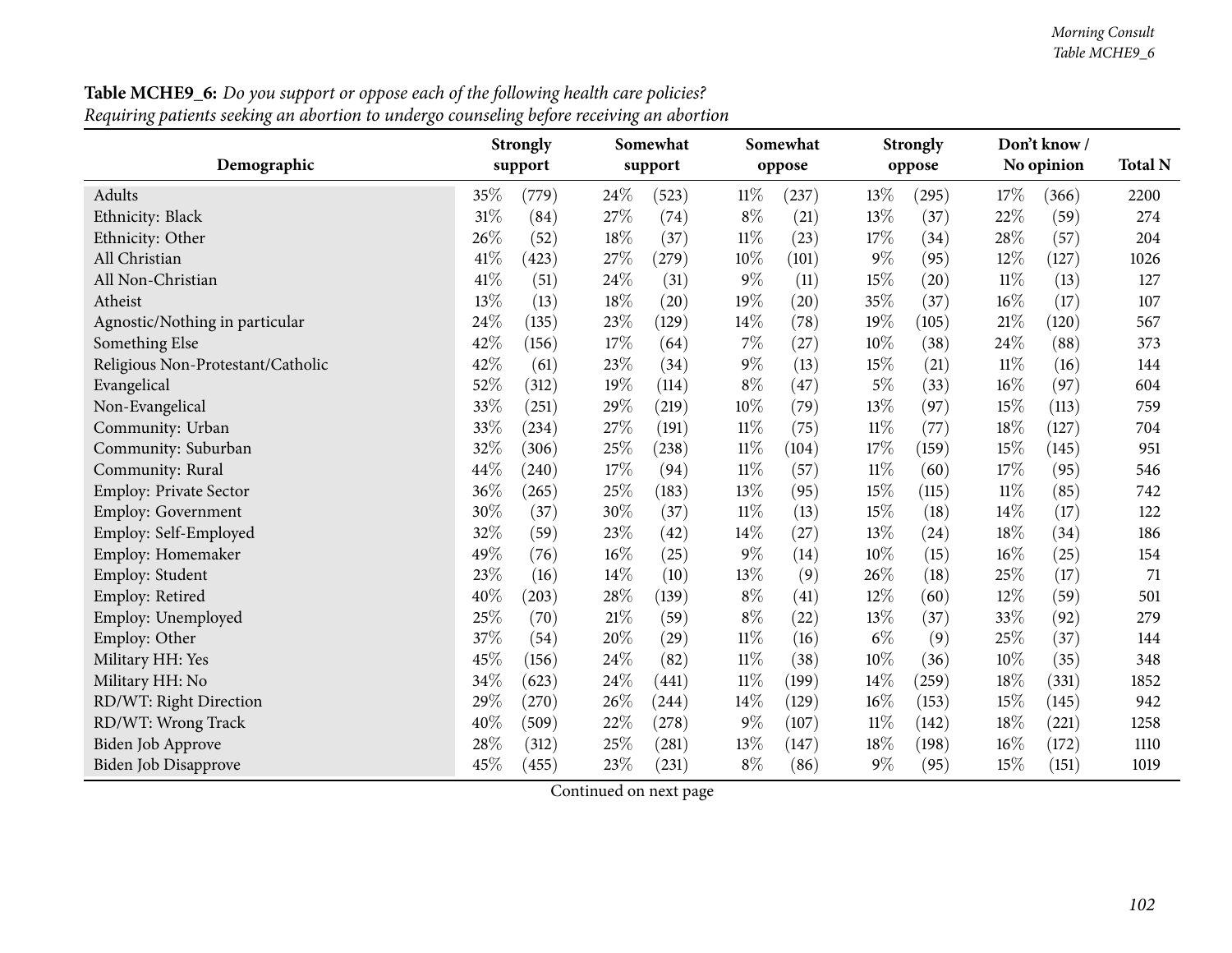**Table MCHE9_6:** *Do you support or oppose each of the following health care policies?*
*Requiring patients seeking an abortion to undergo counseling before receiving an abortion*

| Demographic | Strongly support | | Somewhat support | | Somewhat oppose | | Strongly oppose | | Don't know / No opinion | | Total N |
|---|---|---|---|---|---|---|---|---|---|---|---|
| Adults | 35% | (779) | 24% | (523) | 11% | (237) | 13% | (295) | 17% | (366) | 2200 |
| Ethnicity: Black | 31% | (84) | 27% | (74) | 8% | (21) | 13% | (37) | 22% | (59) | 274 |
| Ethnicity: Other | 26% | (52) | 18% | (37) | 11% | (23) | 17% | (34) | 28% | (57) | 204 |
| All Christian | 41% | (423) | 27% | (279) | 10% | (101) | 9% | (95) | 12% | (127) | 1026 |
| All Non-Christian | 41% | (51) | 24% | (31) | 9% | (11) | 15% | (20) | 11% | (13) | 127 |
| Atheist | 13% | (13) | 18% | (20) | 19% | (20) | 35% | (37) | 16% | (17) | 107 |
| Agnostic/Nothing in particular | 24% | (135) | 23% | (129) | 14% | (78) | 19% | (105) | 21% | (120) | 567 |
| Something Else | 42% | (156) | 17% | (64) | 7% | (27) | 10% | (38) | 24% | (88) | 373 |
| Religious Non-Protestant/Catholic | 42% | (61) | 23% | (34) | 9% | (13) | 15% | (21) | 11% | (16) | 144 |
| Evangelical | 52% | (312) | 19% | (114) | 8% | (47) | 5% | (33) | 16% | (97) | 604 |
| Non-Evangelical | 33% | (251) | 29% | (219) | 10% | (79) | 13% | (97) | 15% | (113) | 759 |
| Community: Urban | 33% | (234) | 27% | (191) | 11% | (75) | 11% | (77) | 18% | (127) | 704 |
| Community: Suburban | 32% | (306) | 25% | (238) | 11% | (104) | 17% | (159) | 15% | (145) | 951 |
| Community: Rural | 44% | (240) | 17% | (94) | 11% | (57) | 11% | (60) | 17% | (95) | 546 |
| Employ: Private Sector | 36% | (265) | 25% | (183) | 13% | (95) | 15% | (115) | 11% | (85) | 742 |
| Employ: Government | 30% | (37) | 30% | (37) | 11% | (13) | 15% | (18) | 14% | (17) | 122 |
| Employ: Self-Employed | 32% | (59) | 23% | (42) | 14% | (27) | 13% | (24) | 18% | (34) | 186 |
| Employ: Homemaker | 49% | (76) | 16% | (25) | 9% | (14) | 10% | (15) | 16% | (25) | 154 |
| Employ: Student | 23% | (16) | 14% | (10) | 13% | (9) | 26% | (18) | 25% | (17) | 71 |
| Employ: Retired | 40% | (203) | 28% | (139) | 8% | (41) | 12% | (60) | 12% | (59) | 501 |
| Employ: Unemployed | 25% | (70) | 21% | (59) | 8% | (22) | 13% | (37) | 33% | (92) | 279 |
| Employ: Other | 37% | (54) | 20% | (29) | 11% | (16) | 6% | (9) | 25% | (37) | 144 |
| Military HH: Yes | 45% | (156) | 24% | (82) | 11% | (38) | 10% | (36) | 10% | (35) | 348 |
| Military HH: No | 34% | (623) | 24% | (441) | 11% | (199) | 14% | (259) | 18% | (331) | 1852 |
| RD/WT: Right Direction | 29% | (270) | 26% | (244) | 14% | (129) | 16% | (153) | 15% | (145) | 942 |
| RD/WT: Wrong Track | 40% | (509) | 22% | (278) | 9% | (107) | 11% | (142) | 18% | (221) | 1258 |
| Biden Job Approve | 28% | (312) | 25% | (281) | 13% | (147) | 18% | (198) | 16% | (172) | 1110 |
| Biden Job Disapprove | 45% | (455) | 23% | (231) | 8% | (86) | 9% | (95) | 15% | (151) | 1019 |

Continued on next page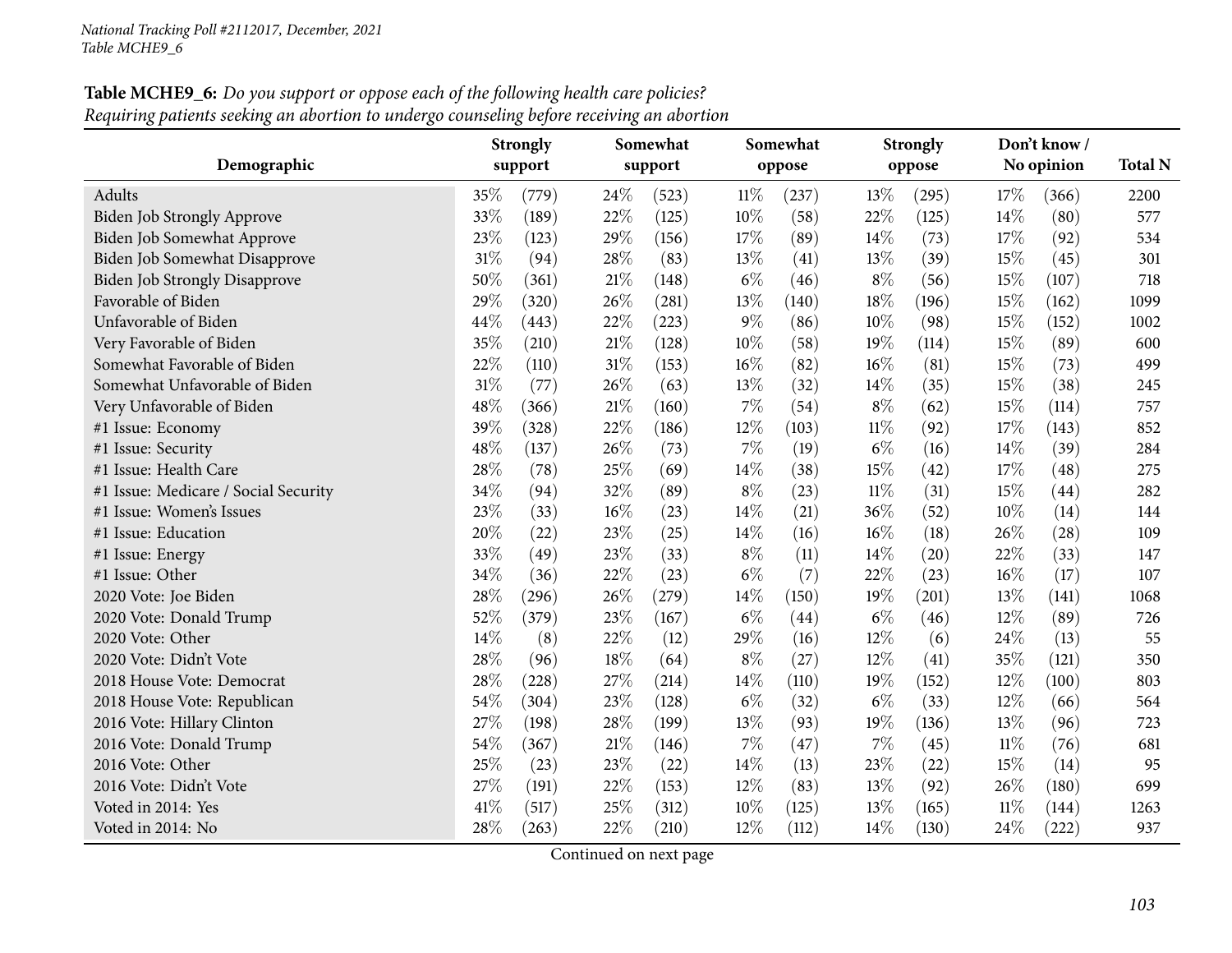**Table MCHE9_6:** *Do you support or oppose each of the following health care policies?*
*Requiring patients seeking an abortion to undergo counseling before receiving an abortion*

| Demographic | Strongly support | | Somewhat support | | Somewhat oppose | | Strongly oppose | | Don't know / No opinion | | Total N |
|---|---|---|---|---|---|---|---|---|---|---|---|
| Adults | 35% | (779) | 24% | (523) | 11% | (237) | 13% | (295) | 17% | (366) | 2200 |
| Biden Job Strongly Approve | 33% | (189) | 22% | (125) | 10% | (58) | 22% | (125) | 14% | (80) | 577 |
| Biden Job Somewhat Approve | 23% | (123) | 29% | (156) | 17% | (89) | 14% | (73) | 17% | (92) | 534 |
| Biden Job Somewhat Disapprove | 31% | (94) | 28% | (83) | 13% | (41) | 13% | (39) | 15% | (45) | 301 |
| Biden Job Strongly Disapprove | 50% | (361) | 21% | (148) | 6% | (46) | 8% | (56) | 15% | (107) | 718 |
| Favorable of Biden | 29% | (320) | 26% | (281) | 13% | (140) | 18% | (196) | 15% | (162) | 1099 |
| Unfavorable of Biden | 44% | (443) | 22% | (223) | 9% | (86) | 10% | (98) | 15% | (152) | 1002 |
| Very Favorable of Biden | 35% | (210) | 21% | (128) | 10% | (58) | 19% | (114) | 15% | (89) | 600 |
| Somewhat Favorable of Biden | 22% | (110) | 31% | (153) | 16% | (82) | 16% | (81) | 15% | (73) | 499 |
| Somewhat Unfavorable of Biden | 31% | (77) | 26% | (63) | 13% | (32) | 14% | (35) | 15% | (38) | 245 |
| Very Unfavorable of Biden | 48% | (366) | 21% | (160) | 7% | (54) | 8% | (62) | 15% | (114) | 757 |
| #1 Issue: Economy | 39% | (328) | 22% | (186) | 12% | (103) | 11% | (92) | 17% | (143) | 852 |
| #1 Issue: Security | 48% | (137) | 26% | (73) | 7% | (19) | 6% | (16) | 14% | (39) | 284 |
| #1 Issue: Health Care | 28% | (78) | 25% | (69) | 14% | (38) | 15% | (42) | 17% | (48) | 275 |
| #1 Issue: Medicare / Social Security | 34% | (94) | 32% | (89) | 8% | (23) | 11% | (31) | 15% | (44) | 282 |
| #1 Issue: Women's Issues | 23% | (33) | 16% | (23) | 14% | (21) | 36% | (52) | 10% | (14) | 144 |
| #1 Issue: Education | 20% | (22) | 23% | (25) | 14% | (16) | 16% | (18) | 26% | (28) | 109 |
| #1 Issue: Energy | 33% | (49) | 23% | (33) | 8% | (11) | 14% | (20) | 22% | (33) | 147 |
| #1 Issue: Other | 34% | (36) | 22% | (23) | 6% | (7) | 22% | (23) | 16% | (17) | 107 |
| 2020 Vote: Joe Biden | 28% | (296) | 26% | (279) | 14% | (150) | 19% | (201) | 13% | (141) | 1068 |
| 2020 Vote: Donald Trump | 52% | (379) | 23% | (167) | 6% | (44) | 6% | (46) | 12% | (89) | 726 |
| 2020 Vote: Other | 14% | (8) | 22% | (12) | 29% | (16) | 12% | (6) | 24% | (13) | 55 |
| 2020 Vote: Didn't Vote | 28% | (96) | 18% | (64) | 8% | (27) | 12% | (41) | 35% | (121) | 350 |
| 2018 House Vote: Democrat | 28% | (228) | 27% | (214) | 14% | (110) | 19% | (152) | 12% | (100) | 803 |
| 2018 House Vote: Republican | 54% | (304) | 23% | (128) | 6% | (32) | 6% | (33) | 12% | (66) | 564 |
| 2016 Vote: Hillary Clinton | 27% | (198) | 28% | (199) | 13% | (93) | 19% | (136) | 13% | (96) | 723 |
| 2016 Vote: Donald Trump | 54% | (367) | 21% | (146) | 7% | (47) | 7% | (45) | 11% | (76) | 681 |
| 2016 Vote: Other | 25% | (23) | 23% | (22) | 14% | (13) | 23% | (22) | 15% | (14) | 95 |
| 2016 Vote: Didn't Vote | 27% | (191) | 22% | (153) | 12% | (83) | 13% | (92) | 26% | (180) | 699 |
| Voted in 2014: Yes | 41% | (517) | 25% | (312) | 10% | (125) | 13% | (165) | 11% | (144) | 1263 |
| Voted in 2014: No | 28% | (263) | 22% | (210) | 12% | (112) | 14% | (130) | 24% | (222) | 937 |

Continued on next page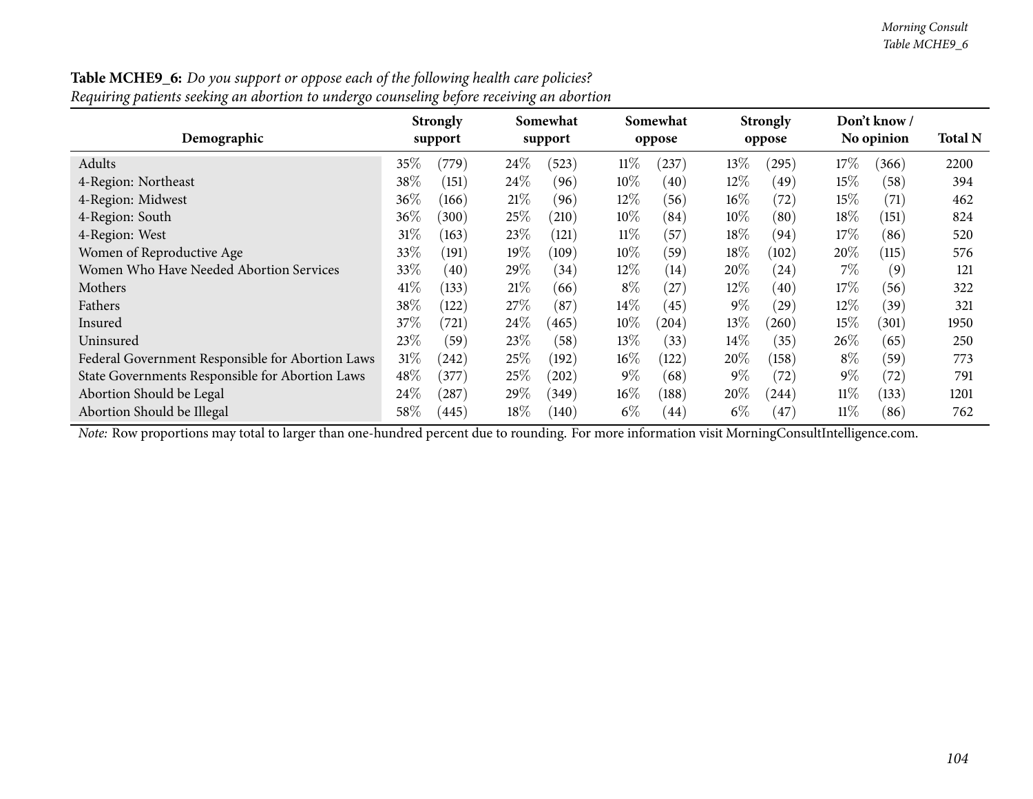**Table MCHE9_6:** *Do you support or oppose each of the following health care policies?*
*Requiring patients seeking an abortion to undergo counseling before receiving an abortion*

| Demographic | Strongly support | | Somewhat support | | Somewhat oppose | | Strongly oppose | | Don't know / No opinion | | Total N |
|---|---|---|---|---|---|---|---|---|---|---|---|
| Adults | 35% | (779) | 24% | (523) | 11% | (237) | 13% | (295) | 17% | (366) | 2200 |
| 4-Region: Northeast | 38% | (151) | 24% | (96) | 10% | (40) | 12% | (49) | 15% | (58) | 394 |
| 4-Region: Midwest | 36% | (166) | 21% | (96) | 12% | (56) | 16% | (72) | 15% | (71) | 462 |
| 4-Region: South | 36% | (300) | 25% | (210) | 10% | (84) | 10% | (80) | 18% | (151) | 824 |
| 4-Region: West | 31% | (163) | 23% | (121) | 11% | (57) | 18% | (94) | 17% | (86) | 520 |
| Women of Reproductive Age | 33% | (191) | 19% | (109) | 10% | (59) | 18% | (102) | 20% | (115) | 576 |
| Women Who Have Needed Abortion Services | 33% | (40) | 29% | (34) | 12% | (14) | 20% | (24) | 7% | (9) | 121 |
| Mothers | 41% | (133) | 21% | (66) | 8% | (27) | 12% | (40) | 17% | (56) | 322 |
| Fathers | 38% | (122) | 27% | (87) | 14% | (45) | 9% | (29) | 12% | (39) | 321 |
| Insured | 37% | (721) | 24% | (465) | 10% | (204) | 13% | (260) | 15% | (301) | 1950 |
| Uninsured | 23% | (59) | 23% | (58) | 13% | (33) | 14% | (35) | 26% | (65) | 250 |
| Federal Government Responsible for Abortion Laws | 31% | (242) | 25% | (192) | 16% | (122) | 20% | (158) | 8% | (59) | 773 |
| State Governments Responsible for Abortion Laws | 48% | (377) | 25% | (202) | 9% | (68) | 9% | (72) | 9% | (72) | 791 |
| Abortion Should be Legal | 24% | (287) | 29% | (349) | 16% | (188) | 20% | (244) | 11% | (133) | 1201 |
| Abortion Should be Illegal | 58% | (445) | 18% | (140) | 6% | (44) | 6% | (47) | 11% | (86) | 762 |

*Note:* Row proportions may total to larger than one-hundred percent due to rounding. For more information visit MorningConsultIntelligence.com.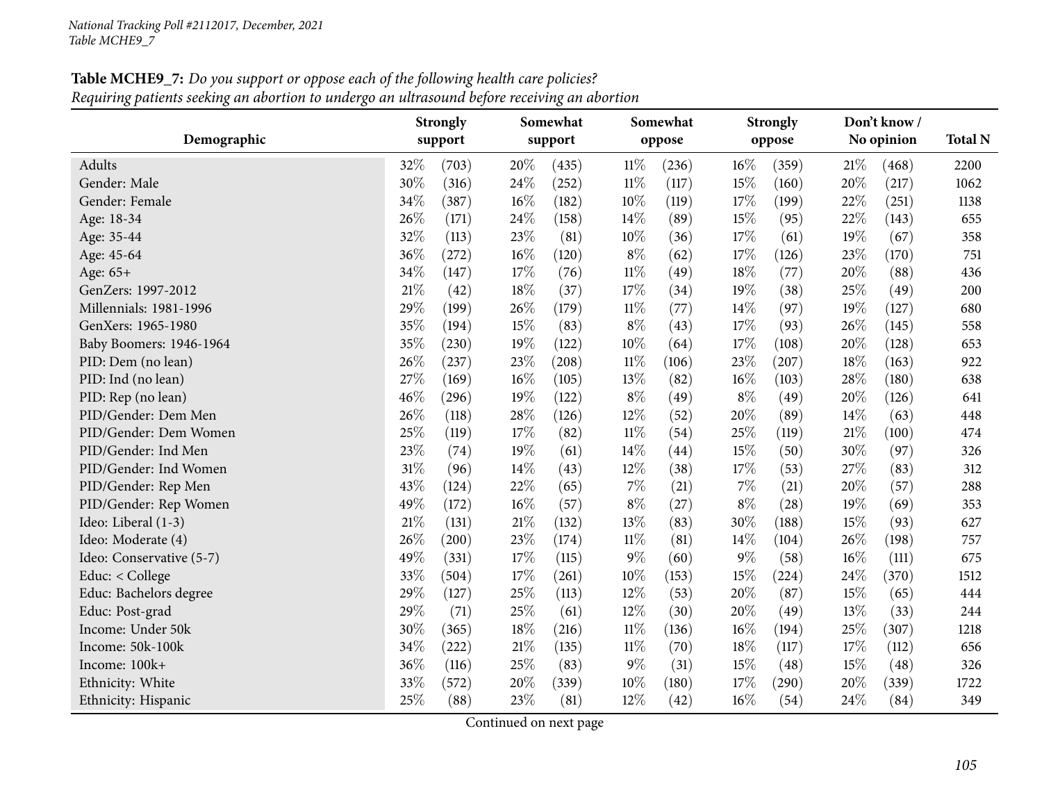*National Tracking Poll #2112017, December, 2021*
*Table MCHE9_7*

**Table MCHE9_7:** *Do you support or oppose each of the following health care policies?*
*Requiring patients seeking an abortion to undergo an ultrasound before receiving an abortion*

| Demographic | Strongly support | | Somewhat support | | Somewhat oppose | | Strongly oppose | | Don't know / No opinion | | Total N |
|---|---|---|---|---|---|---|---|---|---|---|---|
| Adults | 32% | (703) | 20% | (435) | 11% | (236) | 16% | (359) | 21% | (468) | 2200 |
| Gender: Male | 30% | (316) | 24% | (252) | 11% | (117) | 15% | (160) | 20% | (217) | 1062 |
| Gender: Female | 34% | (387) | 16% | (182) | 10% | (119) | 17% | (199) | 22% | (251) | 1138 |
| Age: 18-34 | 26% | (171) | 24% | (158) | 14% | (89) | 15% | (95) | 22% | (143) | 655 |
| Age: 35-44 | 32% | (113) | 23% | (81) | 10% | (36) | 17% | (61) | 19% | (67) | 358 |
| Age: 45-64 | 36% | (272) | 16% | (120) | 8% | (62) | 17% | (126) | 23% | (170) | 751 |
| Age: 65+ | 34% | (147) | 17% | (76) | 11% | (49) | 18% | (77) | 20% | (88) | 436 |
| GenZers: 1997-2012 | 21% | (42) | 18% | (37) | 17% | (34) | 19% | (38) | 25% | (49) | 200 |
| Millennials: 1981-1996 | 29% | (199) | 26% | (179) | 11% | (77) | 14% | (97) | 19% | (127) | 680 |
| GenXers: 1965-1980 | 35% | (194) | 15% | (83) | 8% | (43) | 17% | (93) | 26% | (145) | 558 |
| Baby Boomers: 1946-1964 | 35% | (230) | 19% | (122) | 10% | (64) | 17% | (108) | 20% | (128) | 653 |
| PID: Dem (no lean) | 26% | (237) | 23% | (208) | 11% | (106) | 23% | (207) | 18% | (163) | 922 |
| PID: Ind (no lean) | 27% | (169) | 16% | (105) | 13% | (82) | 16% | (103) | 28% | (180) | 638 |
| PID: Rep (no lean) | 46% | (296) | 19% | (122) | 8% | (49) | 8% | (49) | 20% | (126) | 641 |
| PID/Gender: Dem Men | 26% | (118) | 28% | (126) | 12% | (52) | 20% | (89) | 14% | (63) | 448 |
| PID/Gender: Dem Women | 25% | (119) | 17% | (82) | 11% | (54) | 25% | (119) | 21% | (100) | 474 |
| PID/Gender: Ind Men | 23% | (74) | 19% | (61) | 14% | (44) | 15% | (50) | 30% | (97) | 326 |
| PID/Gender: Ind Women | 31% | (96) | 14% | (43) | 12% | (38) | 17% | (53) | 27% | (83) | 312 |
| PID/Gender: Rep Men | 43% | (124) | 22% | (65) | 7% | (21) | 7% | (21) | 20% | (57) | 288 |
| PID/Gender: Rep Women | 49% | (172) | 16% | (57) | 8% | (27) | 8% | (28) | 19% | (69) | 353 |
| Ideo: Liberal (1-3) | 21% | (131) | 21% | (132) | 13% | (83) | 30% | (188) | 15% | (93) | 627 |
| Ideo: Moderate (4) | 26% | (200) | 23% | (174) | 11% | (81) | 14% | (104) | 26% | (198) | 757 |
| Ideo: Conservative (5-7) | 49% | (331) | 17% | (115) | 9% | (60) | 9% | (58) | 16% | (111) | 675 |
| Educ: < College | 33% | (504) | 17% | (261) | 10% | (153) | 15% | (224) | 24% | (370) | 1512 |
| Educ: Bachelors degree | 29% | (127) | 25% | (113) | 12% | (53) | 20% | (87) | 15% | (65) | 444 |
| Educ: Post-grad | 29% | (71) | 25% | (61) | 12% | (30) | 20% | (49) | 13% | (33) | 244 |
| Income: Under 50k | 30% | (365) | 18% | (216) | 11% | (136) | 16% | (194) | 25% | (307) | 1218 |
| Income: 50k-100k | 34% | (222) | 21% | (135) | 11% | (70) | 18% | (117) | 17% | (112) | 656 |
| Income: 100k+ | 36% | (116) | 25% | (83) | 9% | (31) | 15% | (48) | 15% | (48) | 326 |
| Ethnicity: White | 33% | (572) | 20% | (339) | 10% | (180) | 17% | (290) | 20% | (339) | 1722 |
| Ethnicity: Hispanic | 25% | (88) | 23% | (81) | 12% | (42) | 16% | (54) | 24% | (84) | 349 |

Continued on next page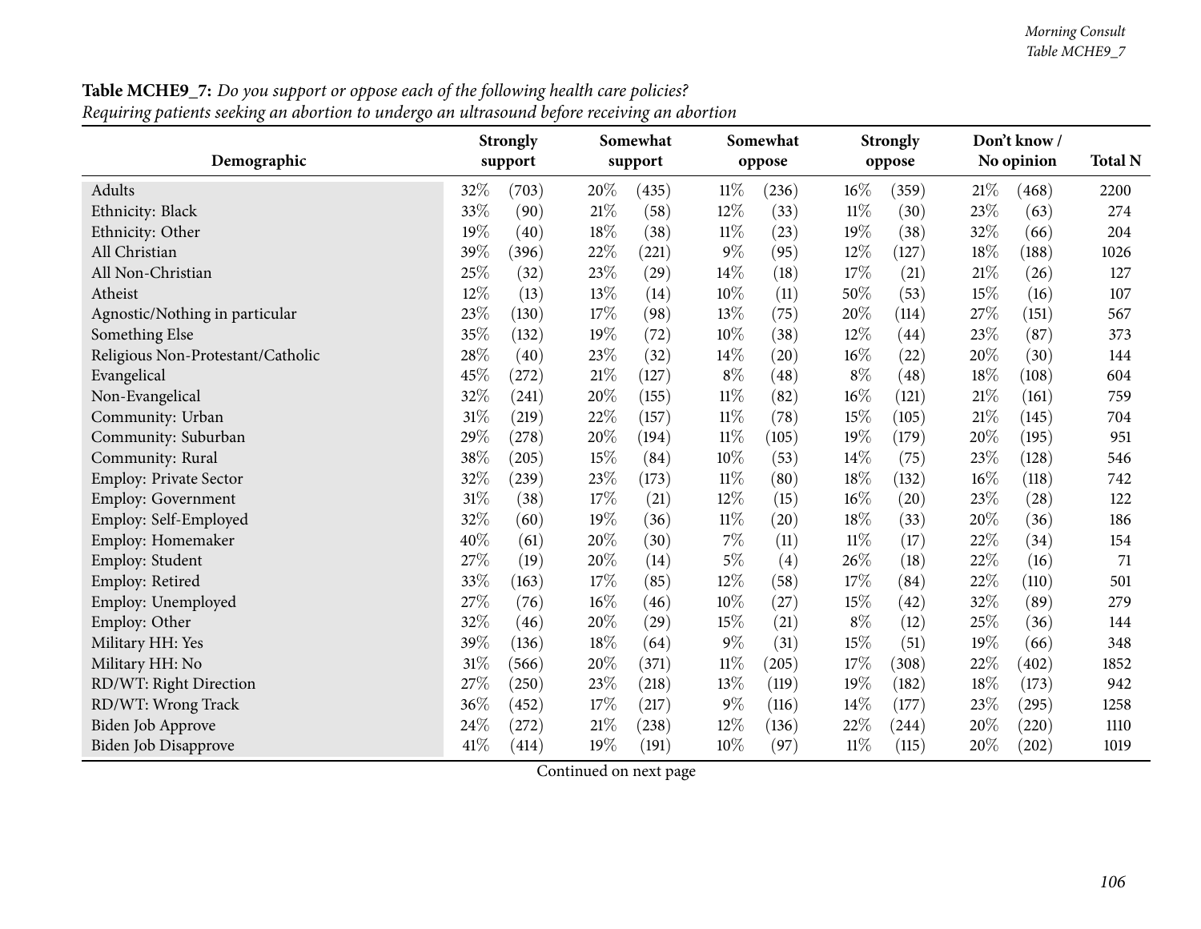**Table MCHE9_7:** *Do you support or oppose each of the following health care policies?*
*Requiring patients seeking an abortion to undergo an ultrasound before receiving an abortion*

| Demographic | Strongly support | | Somewhat support | | Somewhat oppose | | Strongly oppose | | Don't know / No opinion | | Total N |
|---|---|---|---|---|---|---|---|---|---|---|---|
| Adults | 32% | (703) | 20% | (435) | 11% | (236) | 16% | (359) | 21% | (468) | 2200 |
| Ethnicity: Black | 33% | (90) | 21% | (58) | 12% | (33) | 11% | (30) | 23% | (63) | 274 |
| Ethnicity: Other | 19% | (40) | 18% | (38) | 11% | (23) | 19% | (38) | 32% | (66) | 204 |
| All Christian | 39% | (396) | 22% | (221) | 9% | (95) | 12% | (127) | 18% | (188) | 1026 |
| All Non-Christian | 25% | (32) | 23% | (29) | 14% | (18) | 17% | (21) | 21% | (26) | 127 |
| Atheist | 12% | (13) | 13% | (14) | 10% | (11) | 50% | (53) | 15% | (16) | 107 |
| Agnostic/Nothing in particular | 23% | (130) | 17% | (98) | 13% | (75) | 20% | (114) | 27% | (151) | 567 |
| Something Else | 35% | (132) | 19% | (72) | 10% | (38) | 12% | (44) | 23% | (87) | 373 |
| Religious Non-Protestant/Catholic | 28% | (40) | 23% | (32) | 14% | (20) | 16% | (22) | 20% | (30) | 144 |
| Evangelical | 45% | (272) | 21% | (127) | 8% | (48) | 8% | (48) | 18% | (108) | 604 |
| Non-Evangelical | 32% | (241) | 20% | (155) | 11% | (82) | 16% | (121) | 21% | (161) | 759 |
| Community: Urban | 31% | (219) | 22% | (157) | 11% | (78) | 15% | (105) | 21% | (145) | 704 |
| Community: Suburban | 29% | (278) | 20% | (194) | 11% | (105) | 19% | (179) | 20% | (195) | 951 |
| Community: Rural | 38% | (205) | 15% | (84) | 10% | (53) | 14% | (75) | 23% | (128) | 546 |
| Employ: Private Sector | 32% | (239) | 23% | (173) | 11% | (80) | 18% | (132) | 16% | (118) | 742 |
| Employ: Government | 31% | (38) | 17% | (21) | 12% | (15) | 16% | (20) | 23% | (28) | 122 |
| Employ: Self-Employed | 32% | (60) | 19% | (36) | 11% | (20) | 18% | (33) | 20% | (36) | 186 |
| Employ: Homemaker | 40% | (61) | 20% | (30) | 7% | (11) | 11% | (17) | 22% | (34) | 154 |
| Employ: Student | 27% | (19) | 20% | (14) | 5% | (4) | 26% | (18) | 22% | (16) | 71 |
| Employ: Retired | 33% | (163) | 17% | (85) | 12% | (58) | 17% | (84) | 22% | (110) | 501 |
| Employ: Unemployed | 27% | (76) | 16% | (46) | 10% | (27) | 15% | (42) | 32% | (89) | 279 |
| Employ: Other | 32% | (46) | 20% | (29) | 15% | (21) | 8% | (12) | 25% | (36) | 144 |
| Military HH: Yes | 39% | (136) | 18% | (64) | 9% | (31) | 15% | (51) | 19% | (66) | 348 |
| Military HH: No | 31% | (566) | 20% | (371) | 11% | (205) | 17% | (308) | 22% | (402) | 1852 |
| RD/WT: Right Direction | 27% | (250) | 23% | (218) | 13% | (119) | 19% | (182) | 18% | (173) | 942 |
| RD/WT: Wrong Track | 36% | (452) | 17% | (217) | 9% | (116) | 14% | (177) | 23% | (295) | 1258 |
| Biden Job Approve | 24% | (272) | 21% | (238) | 12% | (136) | 22% | (244) | 20% | (220) | 1110 |
| Biden Job Disapprove | 41% | (414) | 19% | (191) | 10% | (97) | 11% | (115) | 20% | (202) | 1019 |

Continued on next page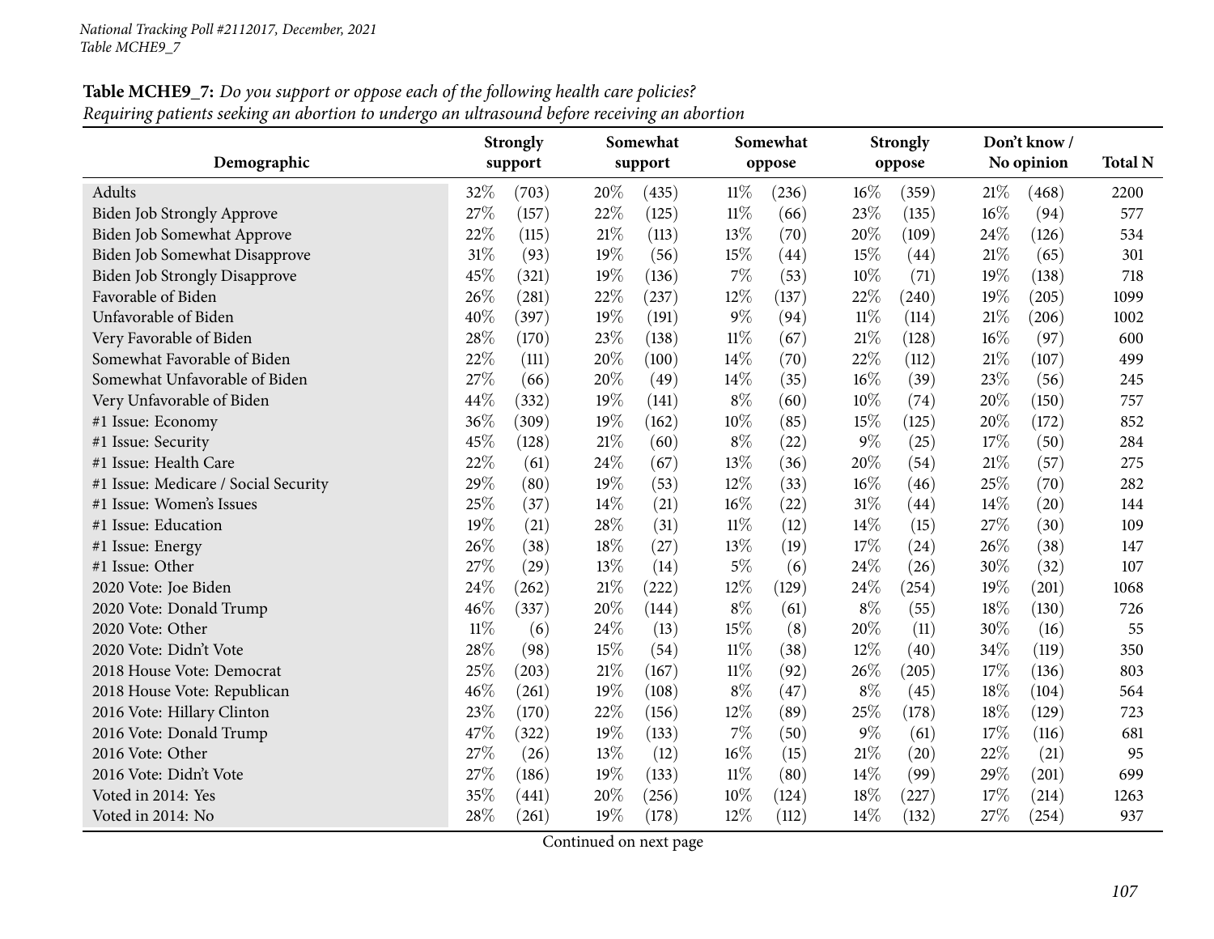**Table MCHE9_7:** *Do you support or oppose each of the following health care policies?*
*Requiring patients seeking an abortion to undergo an ultrasound before receiving an abortion*

| Demographic | Strongly support | | Somewhat support | | Somewhat oppose | | Strongly oppose | | Don't know / No opinion | | Total N |
|---|---|---|---|---|---|---|---|---|---|---|---|
| Adults | 32% | (703) | 20% | (435) | 11% | (236) | 16% | (359) | 21% | (468) | 2200 |
| Biden Job Strongly Approve | 27% | (157) | 22% | (125) | 11% | (66) | 23% | (135) | 16% | (94) | 577 |
| Biden Job Somewhat Approve | 22% | (115) | 21% | (113) | 13% | (70) | 20% | (109) | 24% | (126) | 534 |
| Biden Job Somewhat Disapprove | 31% | (93) | 19% | (56) | 15% | (44) | 15% | (44) | 21% | (65) | 301 |
| Biden Job Strongly Disapprove | 45% | (321) | 19% | (136) | 7% | (53) | 10% | (71) | 19% | (138) | 718 |
| Favorable of Biden | 26% | (281) | 22% | (237) | 12% | (137) | 22% | (240) | 19% | (205) | 1099 |
| Unfavorable of Biden | 40% | (397) | 19% | (191) | 9% | (94) | 11% | (114) | 21% | (206) | 1002 |
| Very Favorable of Biden | 28% | (170) | 23% | (138) | 11% | (67) | 21% | (128) | 16% | (97) | 600 |
| Somewhat Favorable of Biden | 22% | (111) | 20% | (100) | 14% | (70) | 22% | (112) | 21% | (107) | 499 |
| Somewhat Unfavorable of Biden | 27% | (66) | 20% | (49) | 14% | (35) | 16% | (39) | 23% | (56) | 245 |
| Very Unfavorable of Biden | 44% | (332) | 19% | (141) | 8% | (60) | 10% | (74) | 20% | (150) | 757 |
| #1 Issue: Economy | 36% | (309) | 19% | (162) | 10% | (85) | 15% | (125) | 20% | (172) | 852 |
| #1 Issue: Security | 45% | (128) | 21% | (60) | 8% | (22) | 9% | (25) | 17% | (50) | 284 |
| #1 Issue: Health Care | 22% | (61) | 24% | (67) | 13% | (36) | 20% | (54) | 21% | (57) | 275 |
| #1 Issue: Medicare / Social Security | 29% | (80) | 19% | (53) | 12% | (33) | 16% | (46) | 25% | (70) | 282 |
| #1 Issue: Women's Issues | 25% | (37) | 14% | (21) | 16% | (22) | 31% | (44) | 14% | (20) | 144 |
| #1 Issue: Education | 19% | (21) | 28% | (31) | 11% | (12) | 14% | (15) | 27% | (30) | 109 |
| #1 Issue: Energy | 26% | (38) | 18% | (27) | 13% | (19) | 17% | (24) | 26% | (38) | 147 |
| #1 Issue: Other | 27% | (29) | 13% | (14) | 5% | (6) | 24% | (26) | 30% | (32) | 107 |
| 2020 Vote: Joe Biden | 24% | (262) | 21% | (222) | 12% | (129) | 24% | (254) | 19% | (201) | 1068 |
| 2020 Vote: Donald Trump | 46% | (337) | 20% | (144) | 8% | (61) | 8% | (55) | 18% | (130) | 726 |
| 2020 Vote: Other | 11% | (6) | 24% | (13) | 15% | (8) | 20% | (11) | 30% | (16) | 55 |
| 2020 Vote: Didn't Vote | 28% | (98) | 15% | (54) | 11% | (38) | 12% | (40) | 34% | (119) | 350 |
| 2018 House Vote: Democrat | 25% | (203) | 21% | (167) | 11% | (92) | 26% | (205) | 17% | (136) | 803 |
| 2018 House Vote: Republican | 46% | (261) | 19% | (108) | 8% | (47) | 8% | (45) | 18% | (104) | 564 |
| 2016 Vote: Hillary Clinton | 23% | (170) | 22% | (156) | 12% | (89) | 25% | (178) | 18% | (129) | 723 |
| 2016 Vote: Donald Trump | 47% | (322) | 19% | (133) | 7% | (50) | 9% | (61) | 17% | (116) | 681 |
| 2016 Vote: Other | 27% | (26) | 13% | (12) | 16% | (15) | 21% | (20) | 22% | (21) | 95 |
| 2016 Vote: Didn't Vote | 27% | (186) | 19% | (133) | 11% | (80) | 14% | (99) | 29% | (201) | 699 |
| Voted in 2014: Yes | 35% | (441) | 20% | (256) | 10% | (124) | 18% | (227) | 17% | (214) | 1263 |
| Voted in 2014: No | 28% | (261) | 19% | (178) | 12% | (112) | 14% | (132) | 27% | (254) | 937 |

Continued on next page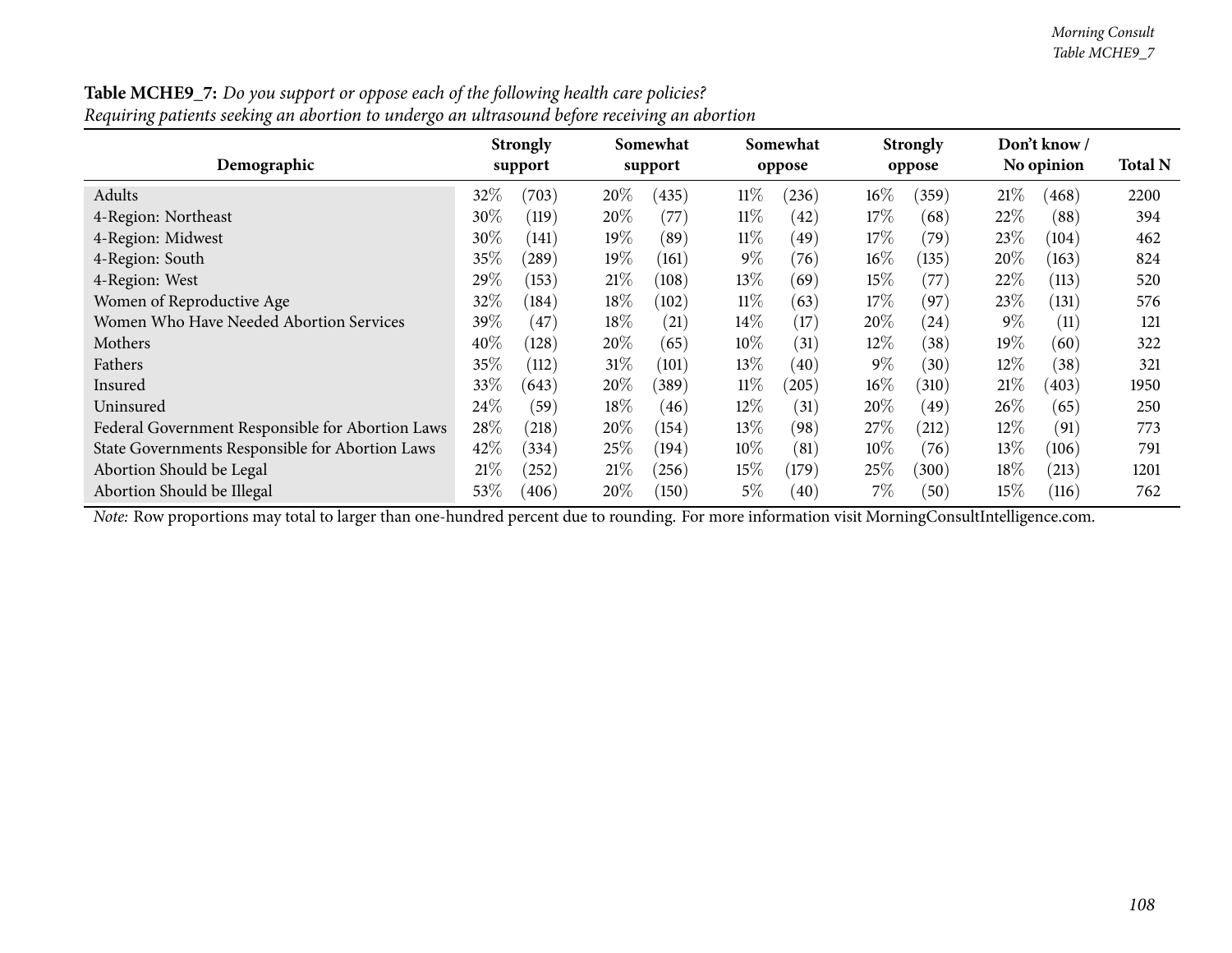**Table MCHE9_7:** *Do you support or oppose each of the following health care policies?*
*Requiring patients seeking an abortion to undergo an ultrasound before receiving an abortion*

| Demographic | Strongly support | | Somewhat support | | Somewhat oppose | | Strongly oppose | | Don't know / No opinion | | Total N |
|---|---|---|---|---|---|---|---|---|---|---|---|
| Adults | 32% | (703) | 20% | (435) | 11% | (236) | 16% | (359) | 21% | (468) | 2200 |
| 4-Region: Northeast | 30% | (119) | 20% | (77) | 11% | (42) | 17% | (68) | 22% | (88) | 394 |
| 4-Region: Midwest | 30% | (141) | 19% | (89) | 11% | (49) | 17% | (79) | 23% | (104) | 462 |
| 4-Region: South | 35% | (289) | 19% | (161) | 9% | (76) | 16% | (135) | 20% | (163) | 824 |
| 4-Region: West | 29% | (153) | 21% | (108) | 13% | (69) | 15% | (77) | 22% | (113) | 520 |
| Women of Reproductive Age | 32% | (184) | 18% | (102) | 11% | (63) | 17% | (97) | 23% | (131) | 576 |
| Women Who Have Needed Abortion Services | 39% | (47) | 18% | (21) | 14% | (17) | 20% | (24) | 9% | (11) | 121 |
| Mothers | 40% | (128) | 20% | (65) | 10% | (31) | 12% | (38) | 19% | (60) | 322 |
| Fathers | 35% | (112) | 31% | (101) | 13% | (40) | 9% | (30) | 12% | (38) | 321 |
| Insured | 33% | (643) | 20% | (389) | 11% | (205) | 16% | (310) | 21% | (403) | 1950 |
| Uninsured | 24% | (59) | 18% | (46) | 12% | (31) | 20% | (49) | 26% | (65) | 250 |
| Federal Government Responsible for Abortion Laws | 28% | (218) | 20% | (154) | 13% | (98) | 27% | (212) | 12% | (91) | 773 |
| State Governments Responsible for Abortion Laws | 42% | (334) | 25% | (194) | 10% | (81) | 10% | (76) | 13% | (106) | 791 |
| Abortion Should be Legal | 21% | (252) | 21% | (256) | 15% | (179) | 25% | (300) | 18% | (213) | 1201 |
| Abortion Should be Illegal | 53% | (406) | 20% | (150) | 5% | (40) | 7% | (50) | 15% | (116) | 762 |

*Note:* Row proportions may total to larger than one-hundred percent due to rounding. For more information visit MorningConsultIntelligence.com.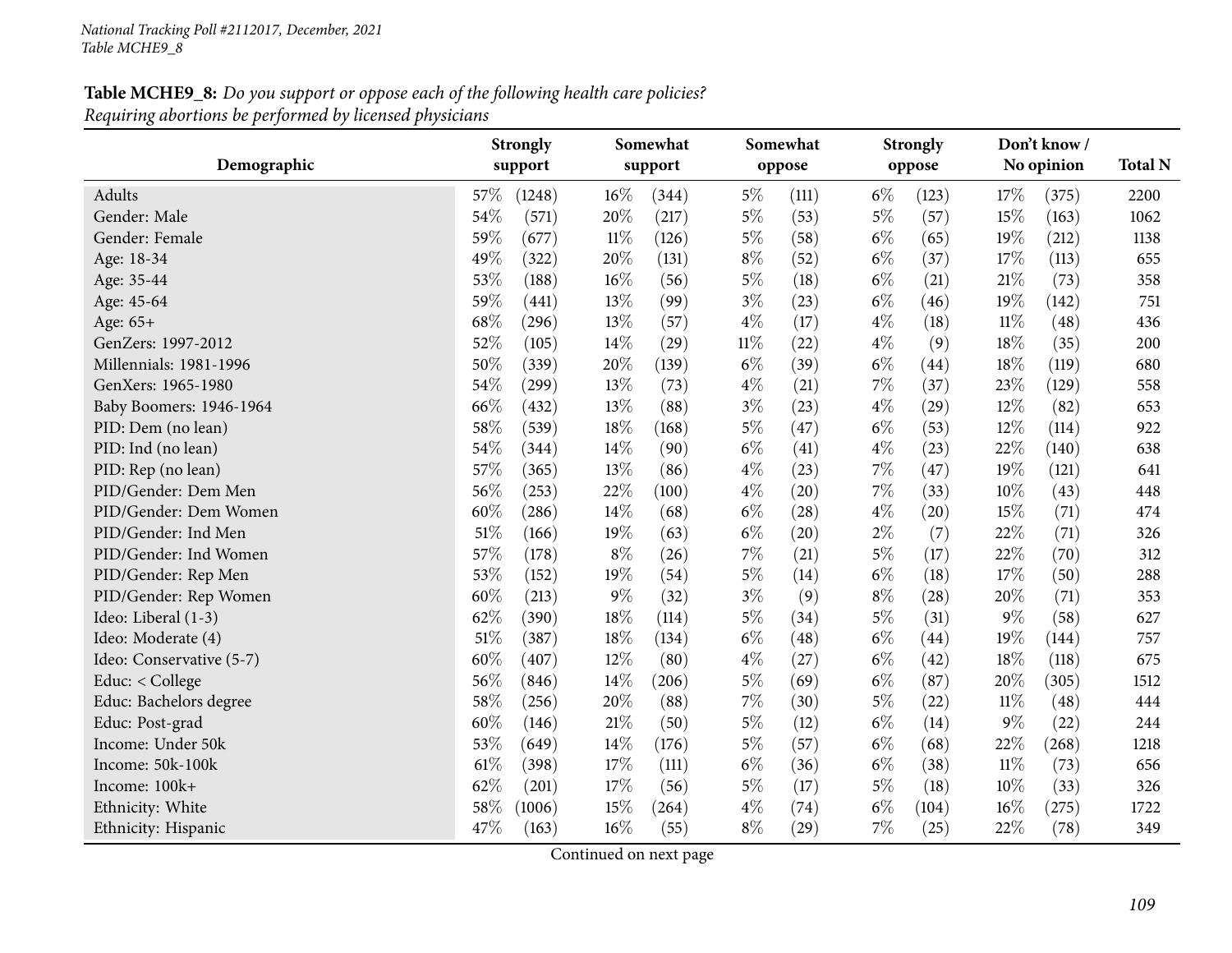**Table MCHE9_8:** *Do you support or oppose each of the following health care policies?*
*Requiring abortions be performed by licensed physicians*

| Demographic | Strongly support | | Somewhat support | | Somewhat oppose | | Strongly oppose | | Don't know / No opinion | | Total N |
|---|---|---|---|---|---|---|---|---|---|---|---|
| Adults | 57% | (1248) | 16% | (344) | 5% | (111) | 6% | (123) | 17% | (375) | 2200 |
| Gender: Male | 54% | (571) | 20% | (217) | 5% | (53) | 5% | (57) | 15% | (163) | 1062 |
| Gender: Female | 59% | (677) | 11% | (126) | 5% | (58) | 6% | (65) | 19% | (212) | 1138 |
| Age: 18-34 | 49% | (322) | 20% | (131) | 8% | (52) | 6% | (37) | 17% | (113) | 655 |
| Age: 35-44 | 53% | (188) | 16% | (56) | 5% | (18) | 6% | (21) | 21% | (73) | 358 |
| Age: 45-64 | 59% | (441) | 13% | (99) | 3% | (23) | 6% | (46) | 19% | (142) | 751 |
| Age: 65+ | 68% | (296) | 13% | (57) | 4% | (17) | 4% | (18) | 11% | (48) | 436 |
| GenZers: 1997-2012 | 52% | (105) | 14% | (29) | 11% | (22) | 4% | (9) | 18% | (35) | 200 |
| Millennials: 1981-1996 | 50% | (339) | 20% | (139) | 6% | (39) | 6% | (44) | 18% | (119) | 680 |
| GenXers: 1965-1980 | 54% | (299) | 13% | (73) | 4% | (21) | 7% | (37) | 23% | (129) | 558 |
| Baby Boomers: 1946-1964 | 66% | (432) | 13% | (88) | 3% | (23) | 4% | (29) | 12% | (82) | 653 |
| PID: Dem (no lean) | 58% | (539) | 18% | (168) | 5% | (47) | 6% | (53) | 12% | (114) | 922 |
| PID: Ind (no lean) | 54% | (344) | 14% | (90) | 6% | (41) | 4% | (23) | 22% | (140) | 638 |
| PID: Rep (no lean) | 57% | (365) | 13% | (86) | 4% | (23) | 7% | (47) | 19% | (121) | 641 |
| PID/Gender: Dem Men | 56% | (253) | 22% | (100) | 4% | (20) | 7% | (33) | 10% | (43) | 448 |
| PID/Gender: Dem Women | 60% | (286) | 14% | (68) | 6% | (28) | 4% | (20) | 15% | (71) | 474 |
| PID/Gender: Ind Men | 51% | (166) | 19% | (63) | 6% | (20) | 2% | (7) | 22% | (71) | 326 |
| PID/Gender: Ind Women | 57% | (178) | 8% | (26) | 7% | (21) | 5% | (17) | 22% | (70) | 312 |
| PID/Gender: Rep Men | 53% | (152) | 19% | (54) | 5% | (14) | 6% | (18) | 17% | (50) | 288 |
| PID/Gender: Rep Women | 60% | (213) | 9% | (32) | 3% | (9) | 8% | (28) | 20% | (71) | 353 |
| Ideo: Liberal (1-3) | 62% | (390) | 18% | (114) | 5% | (34) | 5% | (31) | 9% | (58) | 627 |
| Ideo: Moderate (4) | 51% | (387) | 18% | (134) | 6% | (48) | 6% | (44) | 19% | (144) | 757 |
| Ideo: Conservative (5-7) | 60% | (407) | 12% | (80) | 4% | (27) | 6% | (42) | 18% | (118) | 675 |
| Educ: < College | 56% | (846) | 14% | (206) | 5% | (69) | 6% | (87) | 20% | (305) | 1512 |
| Educ: Bachelors degree | 58% | (256) | 20% | (88) | 7% | (30) | 5% | (22) | 11% | (48) | 444 |
| Educ: Post-grad | 60% | (146) | 21% | (50) | 5% | (12) | 6% | (14) | 9% | (22) | 244 |
| Income: Under 50k | 53% | (649) | 14% | (176) | 5% | (57) | 6% | (68) | 22% | (268) | 1218 |
| Income: 50k-100k | 61% | (398) | 17% | (111) | 6% | (36) | 6% | (38) | 11% | (73) | 656 |
| Income: 100k+ | 62% | (201) | 17% | (56) | 5% | (17) | 5% | (18) | 10% | (33) | 326 |
| Ethnicity: White | 58% | (1006) | 15% | (264) | 4% | (74) | 6% | (104) | 16% | (275) | 1722 |
| Ethnicity: Hispanic | 47% | (163) | 16% | (55) | 8% | (29) | 7% | (25) | 22% | (78) | 349 |

Continued on next page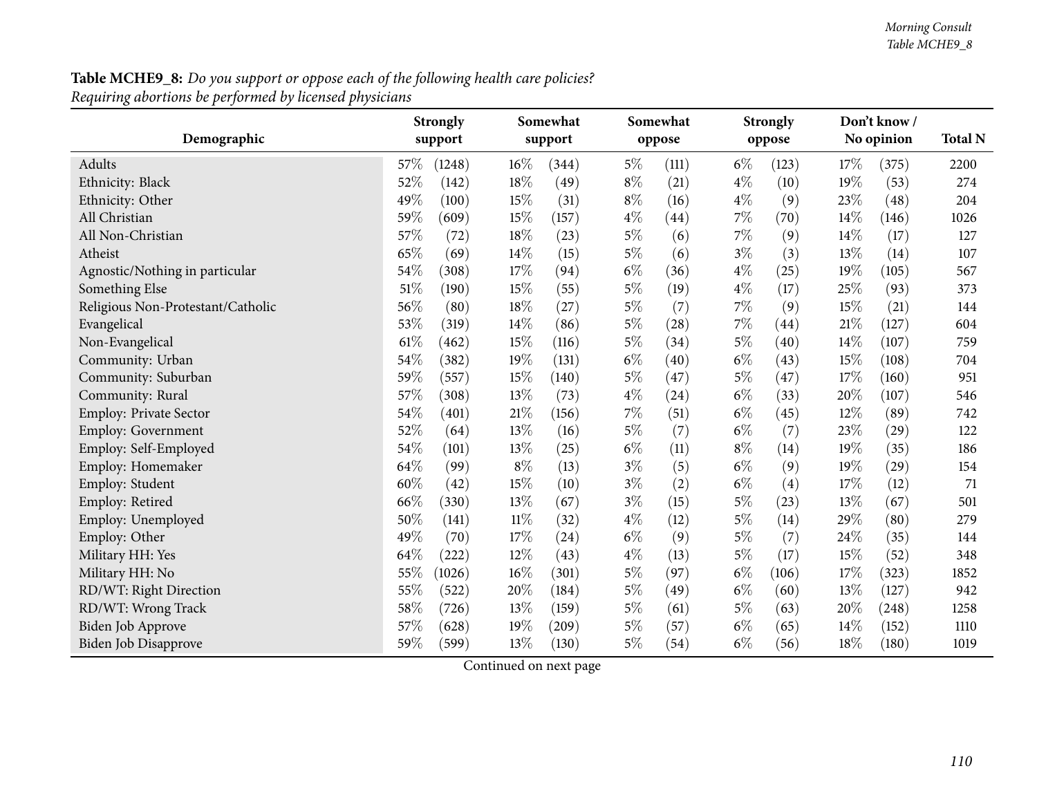**Table MCHE9_8:** *Do you support or oppose each of the following health care policies?*
*Requiring abortions be performed by licensed physicians*

| Demographic | Strongly support | | Somewhat support | | Somewhat oppose | | Strongly oppose | | Don't know / No opinion | | Total N |
|---|---|---|---|---|---|---|---|---|---|---|---|
| Adults | 57% | (1248) | 16% | (344) | 5% | (111) | 6% | (123) | 17% | (375) | 2200 |
| Ethnicity: Black | 52% | (142) | 18% | (49) | 8% | (21) | 4% | (10) | 19% | (53) | 274 |
| Ethnicity: Other | 49% | (100) | 15% | (31) | 8% | (16) | 4% | (9) | 23% | (48) | 204 |
| All Christian | 59% | (609) | 15% | (157) | 4% | (44) | 7% | (70) | 14% | (146) | 1026 |
| All Non-Christian | 57% | (72) | 18% | (23) | 5% | (6) | 7% | (9) | 14% | (17) | 127 |
| Atheist | 65% | (69) | 14% | (15) | 5% | (6) | 3% | (3) | 13% | (14) | 107 |
| Agnostic/Nothing in particular | 54% | (308) | 17% | (94) | 6% | (36) | 4% | (25) | 19% | (105) | 567 |
| Something Else | 51% | (190) | 15% | (55) | 5% | (19) | 4% | (17) | 25% | (93) | 373 |
| Religious Non-Protestant/Catholic | 56% | (80) | 18% | (27) | 5% | (7) | 7% | (9) | 15% | (21) | 144 |
| Evangelical | 53% | (319) | 14% | (86) | 5% | (28) | 7% | (44) | 21% | (127) | 604 |
| Non-Evangelical | 61% | (462) | 15% | (116) | 5% | (34) | 5% | (40) | 14% | (107) | 759 |
| Community: Urban | 54% | (382) | 19% | (131) | 6% | (40) | 6% | (43) | 15% | (108) | 704 |
| Community: Suburban | 59% | (557) | 15% | (140) | 5% | (47) | 5% | (47) | 17% | (160) | 951 |
| Community: Rural | 57% | (308) | 13% | (73) | 4% | (24) | 6% | (33) | 20% | (107) | 546 |
| Employ: Private Sector | 54% | (401) | 21% | (156) | 7% | (51) | 6% | (45) | 12% | (89) | 742 |
| Employ: Government | 52% | (64) | 13% | (16) | 5% | (7) | 6% | (7) | 23% | (29) | 122 |
| Employ: Self-Employed | 54% | (101) | 13% | (25) | 6% | (11) | 8% | (14) | 19% | (35) | 186 |
| Employ: Homemaker | 64% | (99) | 8% | (13) | 3% | (5) | 6% | (9) | 19% | (29) | 154 |
| Employ: Student | 60% | (42) | 15% | (10) | 3% | (2) | 6% | (4) | 17% | (12) | 71 |
| Employ: Retired | 66% | (330) | 13% | (67) | 3% | (15) | 5% | (23) | 13% | (67) | 501 |
| Employ: Unemployed | 50% | (141) | 11% | (32) | 4% | (12) | 5% | (14) | 29% | (80) | 279 |
| Employ: Other | 49% | (70) | 17% | (24) | 6% | (9) | 5% | (7) | 24% | (35) | 144 |
| Military HH: Yes | 64% | (222) | 12% | (43) | 4% | (13) | 5% | (17) | 15% | (52) | 348 |
| Military HH: No | 55% | (1026) | 16% | (301) | 5% | (97) | 6% | (106) | 17% | (323) | 1852 |
| RD/WT: Right Direction | 55% | (522) | 20% | (184) | 5% | (49) | 6% | (60) | 13% | (127) | 942 |
| RD/WT: Wrong Track | 58% | (726) | 13% | (159) | 5% | (61) | 5% | (63) | 20% | (248) | 1258 |
| Biden Job Approve | 57% | (628) | 19% | (209) | 5% | (57) | 6% | (65) | 14% | (152) | 1110 |
| Biden Job Disapprove | 59% | (599) | 13% | (130) | 5% | (54) | 6% | (56) | 18% | (180) | 1019 |

Continued on next page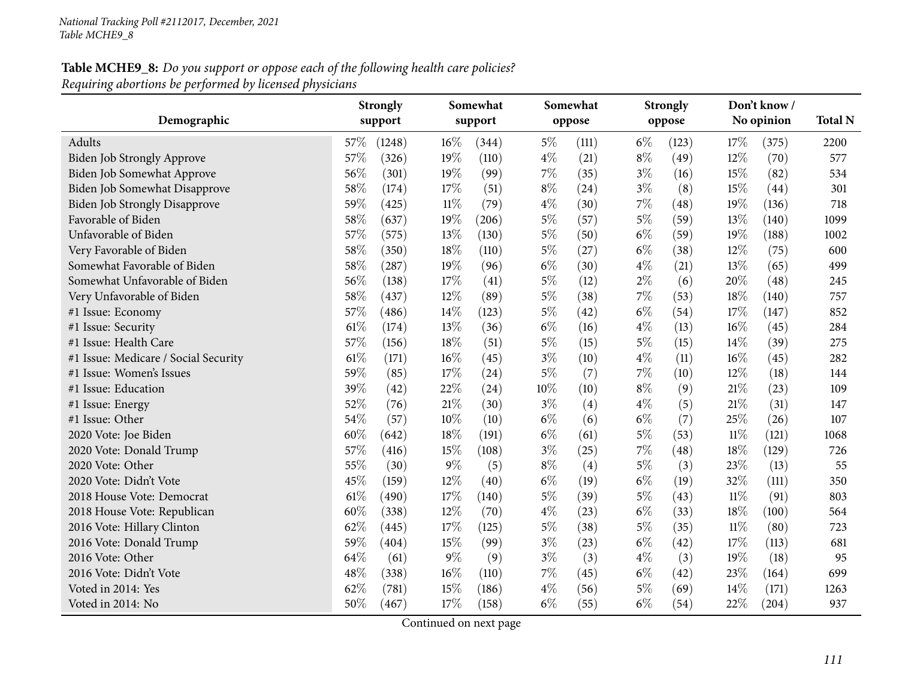*National Tracking Poll #2112017, December, 2021*
*Table MCHE9_8*

**Table MCHE9_8:** *Do you support or oppose each of the following health care policies?*
*Requiring abortions be performed by licensed physicians*

| Demographic | Strongly support | | Somewhat support | | Somewhat oppose | | Strongly oppose | | Don't know / No opinion | | Total N |
|---|---|---|---|---|---|---|---|---|---|---|---|
| Adults | 57% | (1248) | 16% | (344) | 5% | (111) | 6% | (123) | 17% | (375) | 2200 |
| Biden Job Strongly Approve | 57% | (326) | 19% | (110) | 4% | (21) | 8% | (49) | 12% | (70) | 577 |
| Biden Job Somewhat Approve | 56% | (301) | 19% | (99) | 7% | (35) | 3% | (16) | 15% | (82) | 534 |
| Biden Job Somewhat Disapprove | 58% | (174) | 17% | (51) | 8% | (24) | 3% | (8) | 15% | (44) | 301 |
| Biden Job Strongly Disapprove | 59% | (425) | 11% | (79) | 4% | (30) | 7% | (48) | 19% | (136) | 718 |
| Favorable of Biden | 58% | (637) | 19% | (206) | 5% | (57) | 5% | (59) | 13% | (140) | 1099 |
| Unfavorable of Biden | 57% | (575) | 13% | (130) | 5% | (50) | 6% | (59) | 19% | (188) | 1002 |
| Very Favorable of Biden | 58% | (350) | 18% | (110) | 5% | (27) | 6% | (38) | 12% | (75) | 600 |
| Somewhat Favorable of Biden | 58% | (287) | 19% | (96) | 6% | (30) | 4% | (21) | 13% | (65) | 499 |
| Somewhat Unfavorable of Biden | 56% | (138) | 17% | (41) | 5% | (12) | 2% | (6) | 20% | (48) | 245 |
| Very Unfavorable of Biden | 58% | (437) | 12% | (89) | 5% | (38) | 7% | (53) | 18% | (140) | 757 |
| #1 Issue: Economy | 57% | (486) | 14% | (123) | 5% | (42) | 6% | (54) | 17% | (147) | 852 |
| #1 Issue: Security | 61% | (174) | 13% | (36) | 6% | (16) | 4% | (13) | 16% | (45) | 284 |
| #1 Issue: Health Care | 57% | (156) | 18% | (51) | 5% | (15) | 5% | (15) | 14% | (39) | 275 |
| #1 Issue: Medicare / Social Security | 61% | (171) | 16% | (45) | 3% | (10) | 4% | (11) | 16% | (45) | 282 |
| #1 Issue: Women's Issues | 59% | (85) | 17% | (24) | 5% | (7) | 7% | (10) | 12% | (18) | 144 |
| #1 Issue: Education | 39% | (42) | 22% | (24) | 10% | (10) | 8% | (9) | 21% | (23) | 109 |
| #1 Issue: Energy | 52% | (76) | 21% | (30) | 3% | (4) | 4% | (5) | 21% | (31) | 147 |
| #1 Issue: Other | 54% | (57) | 10% | (10) | 6% | (6) | 6% | (7) | 25% | (26) | 107 |
| 2020 Vote: Joe Biden | 60% | (642) | 18% | (191) | 6% | (61) | 5% | (53) | 11% | (121) | 1068 |
| 2020 Vote: Donald Trump | 57% | (416) | 15% | (108) | 3% | (25) | 7% | (48) | 18% | (129) | 726 |
| 2020 Vote: Other | 55% | (30) | 9% | (5) | 8% | (4) | 5% | (3) | 23% | (13) | 55 |
| 2020 Vote: Didn't Vote | 45% | (159) | 12% | (40) | 6% | (19) | 6% | (19) | 32% | (111) | 350 |
| 2018 House Vote: Democrat | 61% | (490) | 17% | (140) | 5% | (39) | 5% | (43) | 11% | (91) | 803 |
| 2018 House Vote: Republican | 60% | (338) | 12% | (70) | 4% | (23) | 6% | (33) | 18% | (100) | 564 |
| 2016 Vote: Hillary Clinton | 62% | (445) | 17% | (125) | 5% | (38) | 5% | (35) | 11% | (80) | 723 |
| 2016 Vote: Donald Trump | 59% | (404) | 15% | (99) | 3% | (23) | 6% | (42) | 17% | (113) | 681 |
| 2016 Vote: Other | 64% | (61) | 9% | (9) | 3% | (3) | 4% | (3) | 19% | (18) | 95 |
| 2016 Vote: Didn't Vote | 48% | (338) | 16% | (110) | 7% | (45) | 6% | (42) | 23% | (164) | 699 |
| Voted in 2014: Yes | 62% | (781) | 15% | (186) | 4% | (56) | 5% | (69) | 14% | (171) | 1263 |
| Voted in 2014: No | 50% | (467) | 17% | (158) | 6% | (55) | 6% | (54) | 22% | (204) | 937 |

Continued on next page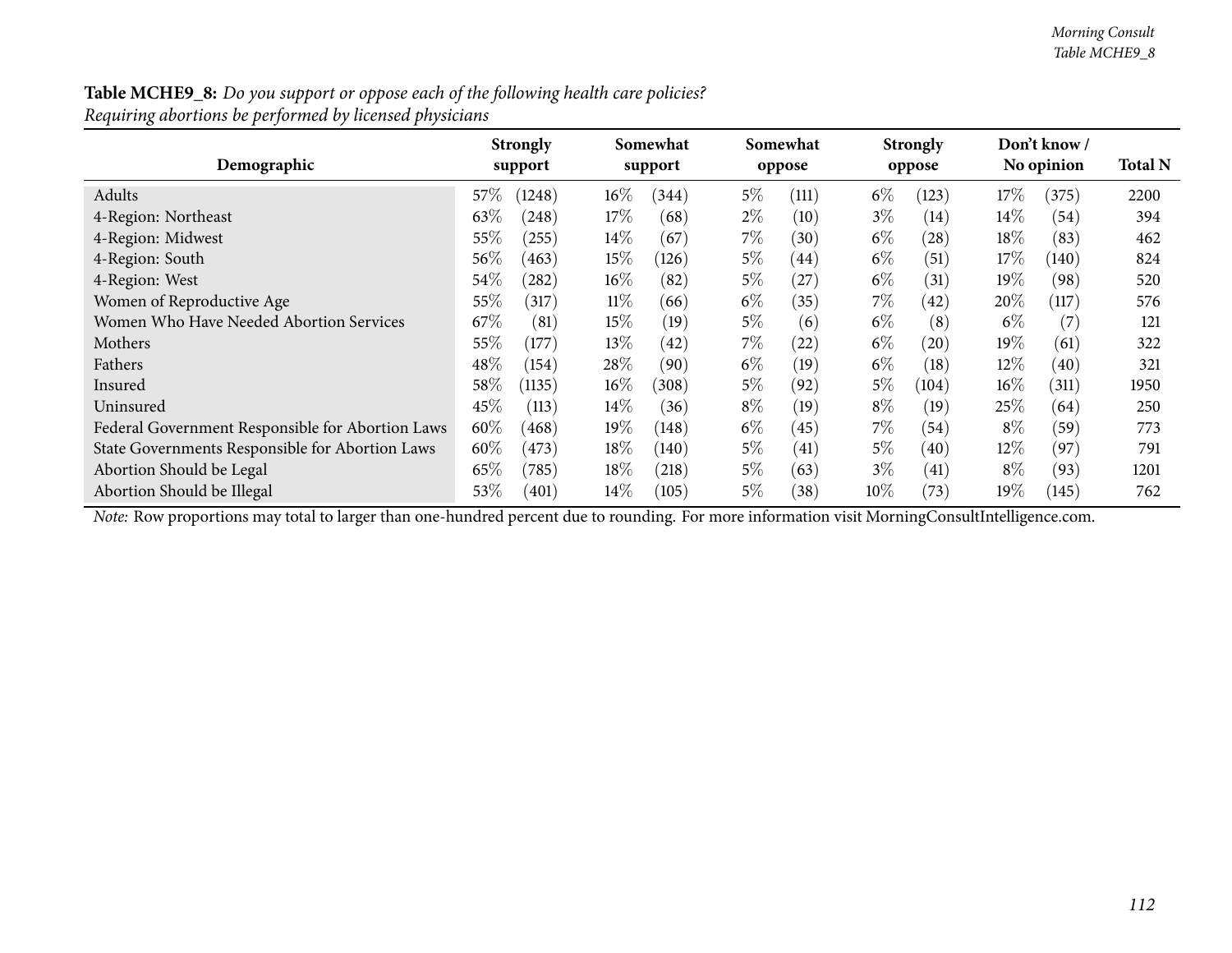**Table MCHE9_8:** *Do you support or oppose each of the following health care policies? Requiring abortions be performed by licensed physicians*

| Demographic | Strongly support | | Somewhat support | | Somewhat oppose | | Strongly oppose | | Don't know / No opinion | | Total N |
|---|---|---|---|---|---|---|---|---|---|---|---|
| Adults | 57% | (1248) | 16% | (344) | 5% | (111) | 6% | (123) | 17% | (375) | 2200 |
| 4-Region: Northeast | 63% | (248) | 17% | (68) | 2% | (10) | 3% | (14) | 14% | (54) | 394 |
| 4-Region: Midwest | 55% | (255) | 14% | (67) | 7% | (30) | 6% | (28) | 18% | (83) | 462 |
| 4-Region: South | 56% | (463) | 15% | (126) | 5% | (44) | 6% | (51) | 17% | (140) | 824 |
| 4-Region: West | 54% | (282) | 16% | (82) | 5% | (27) | 6% | (31) | 19% | (98) | 520 |
| Women of Reproductive Age | 55% | (317) | 11% | (66) | 6% | (35) | 7% | (42) | 20% | (117) | 576 |
| Women Who Have Needed Abortion Services | 67% | (81) | 15% | (19) | 5% | (6) | 6% | (8) | 6% | (7) | 121 |
| Mothers | 55% | (177) | 13% | (42) | 7% | (22) | 6% | (20) | 19% | (61) | 322 |
| Fathers | 48% | (154) | 28% | (90) | 6% | (19) | 6% | (18) | 12% | (40) | 321 |
| Insured | 58% | (1135) | 16% | (308) | 5% | (92) | 5% | (104) | 16% | (311) | 1950 |
| Uninsured | 45% | (113) | 14% | (36) | 8% | (19) | 8% | (19) | 25% | (64) | 250 |
| Federal Government Responsible for Abortion Laws | 60% | (468) | 19% | (148) | 6% | (45) | 7% | (54) | 8% | (59) | 773 |
| State Governments Responsible for Abortion Laws | 60% | (473) | 18% | (140) | 5% | (41) | 5% | (40) | 12% | (97) | 791 |
| Abortion Should be Legal | 65% | (785) | 18% | (218) | 5% | (63) | 3% | (41) | 8% | (93) | 1201 |
| Abortion Should be Illegal | 53% | (401) | 14% | (105) | 5% | (38) | 10% | (73) | 19% | (145) | 762 |

*Note:* Row proportions may total to larger than one-hundred percent due to rounding. For more information visit MorningConsultIntelligence.com.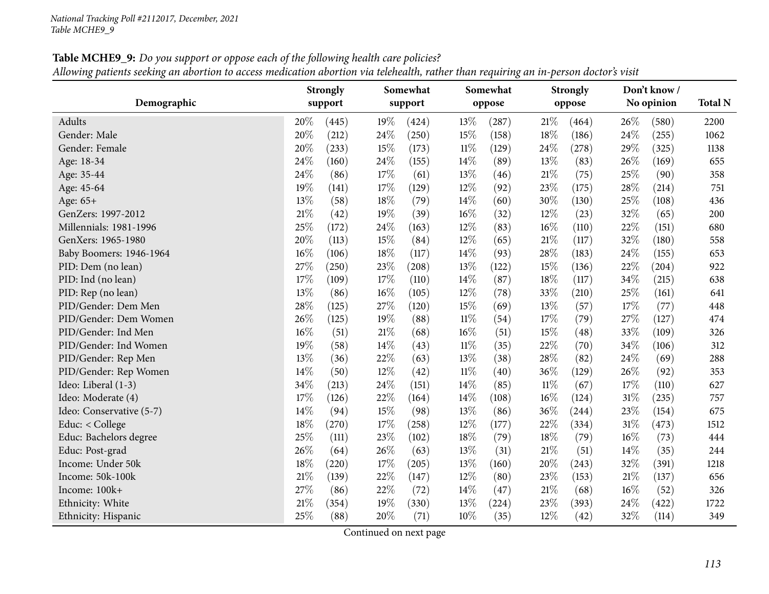**Table MCHE9_9:** *Do you support or oppose each of the following health care policies?*
*Allowing patients seeking an abortion to access medication abortion via telehealth, rather than requiring an in-person doctor's visit*

| Demographic | Strongly support | | Somewhat support | | Somewhat oppose | | Strongly oppose | | Don't know / No opinion | | Total N |
|---|---|---|---|---|---|---|---|---|---|---|---|
| Adults | 20% | (445) | 19% | (424) | 13% | (287) | 21% | (464) | 26% | (580) | 2200 |
| Gender: Male | 20% | (212) | 24% | (250) | 15% | (158) | 18% | (186) | 24% | (255) | 1062 |
| Gender: Female | 20% | (233) | 15% | (173) | 11% | (129) | 24% | (278) | 29% | (325) | 1138 |
| Age: 18-34 | 24% | (160) | 24% | (155) | 14% | (89) | 13% | (83) | 26% | (169) | 655 |
| Age: 35-44 | 24% | (86) | 17% | (61) | 13% | (46) | 21% | (75) | 25% | (90) | 358 |
| Age: 45-64 | 19% | (141) | 17% | (129) | 12% | (92) | 23% | (175) | 28% | (214) | 751 |
| Age: 65+ | 13% | (58) | 18% | (79) | 14% | (60) | 30% | (130) | 25% | (108) | 436 |
| GenZers: 1997-2012 | 21% | (42) | 19% | (39) | 16% | (32) | 12% | (23) | 32% | (65) | 200 |
| Millennials: 1981-1996 | 25% | (172) | 24% | (163) | 12% | (83) | 16% | (110) | 22% | (151) | 680 |
| GenXers: 1965-1980 | 20% | (113) | 15% | (84) | 12% | (65) | 21% | (117) | 32% | (180) | 558 |
| Baby Boomers: 1946-1964 | 16% | (106) | 18% | (117) | 14% | (93) | 28% | (183) | 24% | (155) | 653 |
| PID: Dem (no lean) | 27% | (250) | 23% | (208) | 13% | (122) | 15% | (136) | 22% | (204) | 922 |
| PID: Ind (no lean) | 17% | (109) | 17% | (110) | 14% | (87) | 18% | (117) | 34% | (215) | 638 |
| PID: Rep (no lean) | 13% | (86) | 16% | (105) | 12% | (78) | 33% | (210) | 25% | (161) | 641 |
| PID/Gender: Dem Men | 28% | (125) | 27% | (120) | 15% | (69) | 13% | (57) | 17% | (77) | 448 |
| PID/Gender: Dem Women | 26% | (125) | 19% | (88) | 11% | (54) | 17% | (79) | 27% | (127) | 474 |
| PID/Gender: Ind Men | 16% | (51) | 21% | (68) | 16% | (51) | 15% | (48) | 33% | (109) | 326 |
| PID/Gender: Ind Women | 19% | (58) | 14% | (43) | 11% | (35) | 22% | (70) | 34% | (106) | 312 |
| PID/Gender: Rep Men | 13% | (36) | 22% | (63) | 13% | (38) | 28% | (82) | 24% | (69) | 288 |
| PID/Gender: Rep Women | 14% | (50) | 12% | (42) | 11% | (40) | 36% | (129) | 26% | (92) | 353 |
| Ideo: Liberal (1-3) | 34% | (213) | 24% | (151) | 14% | (85) | 11% | (67) | 17% | (110) | 627 |
| Ideo: Moderate (4) | 17% | (126) | 22% | (164) | 14% | (108) | 16% | (124) | 31% | (235) | 757 |
| Ideo: Conservative (5-7) | 14% | (94) | 15% | (98) | 13% | (86) | 36% | (244) | 23% | (154) | 675 |
| Educ: < College | 18% | (270) | 17% | (258) | 12% | (177) | 22% | (334) | 31% | (473) | 1512 |
| Educ: Bachelors degree | 25% | (111) | 23% | (102) | 18% | (79) | 18% | (79) | 16% | (73) | 444 |
| Educ: Post-grad | 26% | (64) | 26% | (63) | 13% | (31) | 21% | (51) | 14% | (35) | 244 |
| Income: Under 50k | 18% | (220) | 17% | (205) | 13% | (160) | 20% | (243) | 32% | (391) | 1218 |
| Income: 50k-100k | 21% | (139) | 22% | (147) | 12% | (80) | 23% | (153) | 21% | (137) | 656 |
| Income: 100k+ | 27% | (86) | 22% | (72) | 14% | (47) | 21% | (68) | 16% | (52) | 326 |
| Ethnicity: White | 21% | (354) | 19% | (330) | 13% | (224) | 23% | (393) | 24% | (422) | 1722 |
| Ethnicity: Hispanic | 25% | (88) | 20% | (71) | 10% | (35) | 12% | (42) | 32% | (114) | 349 |

Continued on next page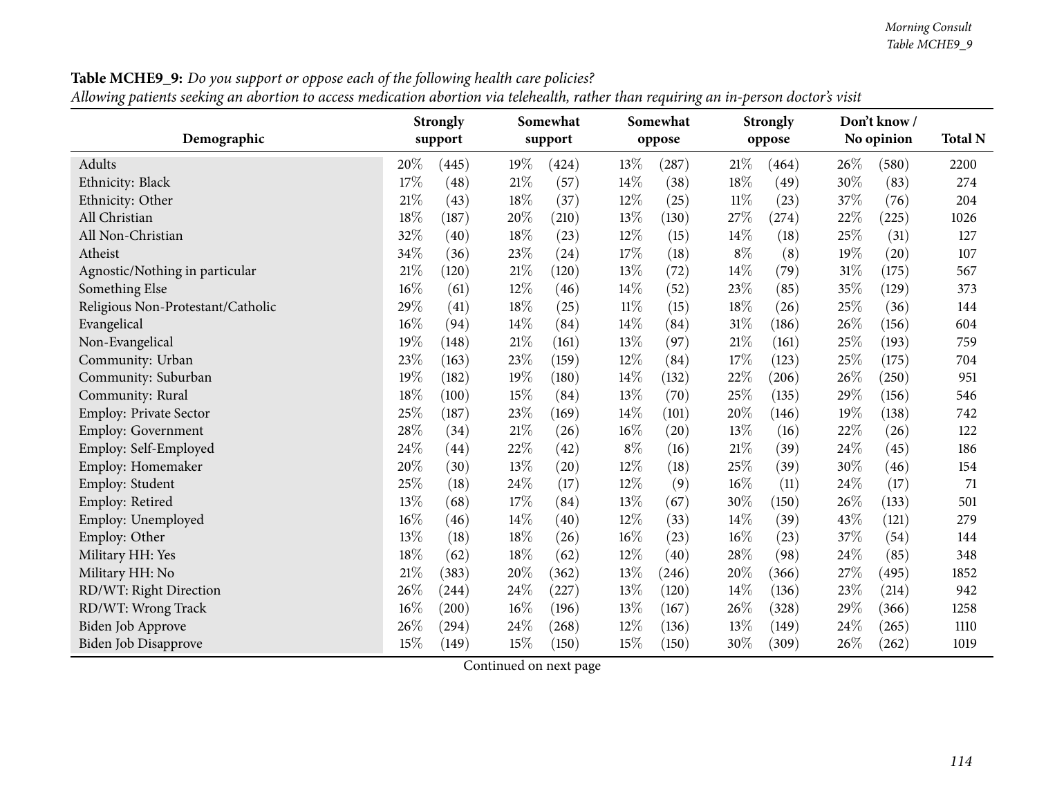**Table MCHE9_9:** *Do you support or oppose each of the following health care policies?*
*Allowing patients seeking an abortion to access medication abortion via telehealth, rather than requiring an in-person doctor's visit*

| Demographic | Strongly support | | Somewhat support | | Somewhat oppose | | Strongly oppose | | Don't know / No opinion | | Total N |
|---|---|---|---|---|---|---|---|---|---|---|---|
| Adults | 20% | (445) | 19% | (424) | 13% | (287) | 21% | (464) | 26% | (580) | 2200 |
| Ethnicity: Black | 17% | (48) | 21% | (57) | 14% | (38) | 18% | (49) | 30% | (83) | 274 |
| Ethnicity: Other | 21% | (43) | 18% | (37) | 12% | (25) | 11% | (23) | 37% | (76) | 204 |
| All Christian | 18% | (187) | 20% | (210) | 13% | (130) | 27% | (274) | 22% | (225) | 1026 |
| All Non-Christian | 32% | (40) | 18% | (23) | 12% | (15) | 14% | (18) | 25% | (31) | 127 |
| Atheist | 34% | (36) | 23% | (24) | 17% | (18) | 8% | (8) | 19% | (20) | 107 |
| Agnostic/Nothing in particular | 21% | (120) | 21% | (120) | 13% | (72) | 14% | (79) | 31% | (175) | 567 |
| Something Else | 16% | (61) | 12% | (46) | 14% | (52) | 23% | (85) | 35% | (129) | 373 |
| Religious Non-Protestant/Catholic | 29% | (41) | 18% | (25) | 11% | (15) | 18% | (26) | 25% | (36) | 144 |
| Evangelical | 16% | (94) | 14% | (84) | 14% | (84) | 31% | (186) | 26% | (156) | 604 |
| Non-Evangelical | 19% | (148) | 21% | (161) | 13% | (97) | 21% | (161) | 25% | (193) | 759 |
| Community: Urban | 23% | (163) | 23% | (159) | 12% | (84) | 17% | (123) | 25% | (175) | 704 |
| Community: Suburban | 19% | (182) | 19% | (180) | 14% | (132) | 22% | (206) | 26% | (250) | 951 |
| Community: Rural | 18% | (100) | 15% | (84) | 13% | (70) | 25% | (135) | 29% | (156) | 546 |
| Employ: Private Sector | 25% | (187) | 23% | (169) | 14% | (101) | 20% | (146) | 19% | (138) | 742 |
| Employ: Government | 28% | (34) | 21% | (26) | 16% | (20) | 13% | (16) | 22% | (26) | 122 |
| Employ: Self-Employed | 24% | (44) | 22% | (42) | 8% | (16) | 21% | (39) | 24% | (45) | 186 |
| Employ: Homemaker | 20% | (30) | 13% | (20) | 12% | (18) | 25% | (39) | 30% | (46) | 154 |
| Employ: Student | 25% | (18) | 24% | (17) | 12% | (9) | 16% | (11) | 24% | (17) | 71 |
| Employ: Retired | 13% | (68) | 17% | (84) | 13% | (67) | 30% | (150) | 26% | (133) | 501 |
| Employ: Unemployed | 16% | (46) | 14% | (40) | 12% | (33) | 14% | (39) | 43% | (121) | 279 |
| Employ: Other | 13% | (18) | 18% | (26) | 16% | (23) | 16% | (23) | 37% | (54) | 144 |
| Military HH: Yes | 18% | (62) | 18% | (62) | 12% | (40) | 28% | (98) | 24% | (85) | 348 |
| Military HH: No | 21% | (383) | 20% | (362) | 13% | (246) | 20% | (366) | 27% | (495) | 1852 |
| RD/WT: Right Direction | 26% | (244) | 24% | (227) | 13% | (120) | 14% | (136) | 23% | (214) | 942 |
| RD/WT: Wrong Track | 16% | (200) | 16% | (196) | 13% | (167) | 26% | (328) | 29% | (366) | 1258 |
| Biden Job Approve | 26% | (294) | 24% | (268) | 12% | (136) | 13% | (149) | 24% | (265) | 1110 |
| Biden Job Disapprove | 15% | (149) | 15% | (150) | 15% | (150) | 30% | (309) | 26% | (262) | 1019 |

Continued on next page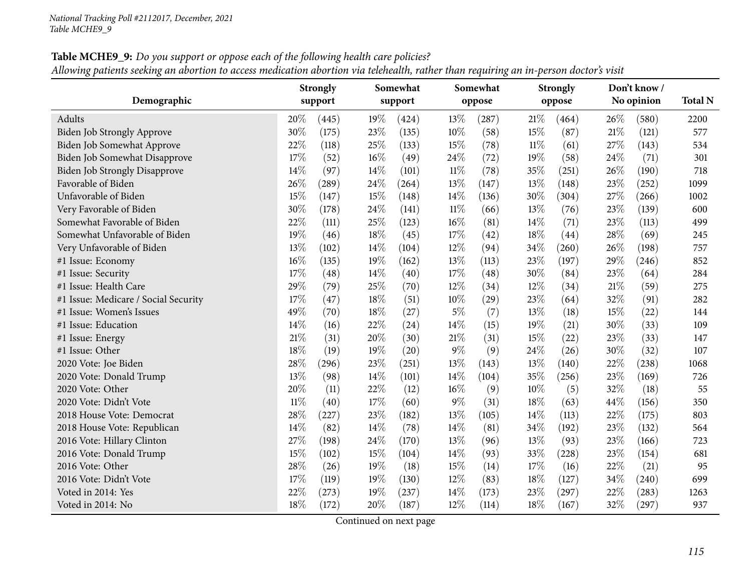National Tracking Poll #2112017, December, 2021
Table MCHE9_9

**Table MCHE9_9:** *Do you support or oppose each of the following health care policies?*
*Allowing patients seeking an abortion to access medication abortion via telehealth, rather than requiring an in-person doctor's visit*

| Demographic | Strongly support | | Somewhat support | | Somewhat oppose | | Strongly oppose | | Don't know / No opinion | | Total N |
|---|---|---|---|---|---|---|---|---|---|---|---|
| Adults | 20% | (445) | 19% | (424) | 13% | (287) | 21% | (464) | 26% | (580) | 2200 |
| Biden Job Strongly Approve | 30% | (175) | 23% | (135) | 10% | (58) | 15% | (87) | 21% | (121) | 577 |
| Biden Job Somewhat Approve | 22% | (118) | 25% | (133) | 15% | (78) | 11% | (61) | 27% | (143) | 534 |
| Biden Job Somewhat Disapprove | 17% | (52) | 16% | (49) | 24% | (72) | 19% | (58) | 24% | (71) | 301 |
| Biden Job Strongly Disapprove | 14% | (97) | 14% | (101) | 11% | (78) | 35% | (251) | 26% | (190) | 718 |
| Favorable of Biden | 26% | (289) | 24% | (264) | 13% | (147) | 13% | (148) | 23% | (252) | 1099 |
| Unfavorable of Biden | 15% | (147) | 15% | (148) | 14% | (136) | 30% | (304) | 27% | (266) | 1002 |
| Very Favorable of Biden | 30% | (178) | 24% | (141) | 11% | (66) | 13% | (76) | 23% | (139) | 600 |
| Somewhat Favorable of Biden | 22% | (111) | 25% | (123) | 16% | (81) | 14% | (71) | 23% | (113) | 499 |
| Somewhat Unfavorable of Biden | 19% | (46) | 18% | (45) | 17% | (42) | 18% | (44) | 28% | (69) | 245 |
| Very Unfavorable of Biden | 13% | (102) | 14% | (104) | 12% | (94) | 34% | (260) | 26% | (198) | 757 |
| #1 Issue: Economy | 16% | (135) | 19% | (162) | 13% | (113) | 23% | (197) | 29% | (246) | 852 |
| #1 Issue: Security | 17% | (48) | 14% | (40) | 17% | (48) | 30% | (84) | 23% | (64) | 284 |
| #1 Issue: Health Care | 29% | (79) | 25% | (70) | 12% | (34) | 12% | (34) | 21% | (59) | 275 |
| #1 Issue: Medicare / Social Security | 17% | (47) | 18% | (51) | 10% | (29) | 23% | (64) | 32% | (91) | 282 |
| #1 Issue: Women's Issues | 49% | (70) | 18% | (27) | 5% | (7) | 13% | (18) | 15% | (22) | 144 |
| #1 Issue: Education | 14% | (16) | 22% | (24) | 14% | (15) | 19% | (21) | 30% | (33) | 109 |
| #1 Issue: Energy | 21% | (31) | 20% | (30) | 21% | (31) | 15% | (22) | 23% | (33) | 147 |
| #1 Issue: Other | 18% | (19) | 19% | (20) | 9% | (9) | 24% | (26) | 30% | (32) | 107 |
| 2020 Vote: Joe Biden | 28% | (296) | 23% | (251) | 13% | (143) | 13% | (140) | 22% | (238) | 1068 |
| 2020 Vote: Donald Trump | 13% | (98) | 14% | (101) | 14% | (104) | 35% | (256) | 23% | (169) | 726 |
| 2020 Vote: Other | 20% | (11) | 22% | (12) | 16% | (9) | 10% | (5) | 32% | (18) | 55 |
| 2020 Vote: Didn't Vote | 11% | (40) | 17% | (60) | 9% | (31) | 18% | (63) | 44% | (156) | 350 |
| 2018 House Vote: Democrat | 28% | (227) | 23% | (182) | 13% | (105) | 14% | (113) | 22% | (175) | 803 |
| 2018 House Vote: Republican | 14% | (82) | 14% | (78) | 14% | (81) | 34% | (192) | 23% | (132) | 564 |
| 2016 Vote: Hillary Clinton | 27% | (198) | 24% | (170) | 13% | (96) | 13% | (93) | 23% | (166) | 723 |
| 2016 Vote: Donald Trump | 15% | (102) | 15% | (104) | 14% | (93) | 33% | (228) | 23% | (154) | 681 |
| 2016 Vote: Other | 28% | (26) | 19% | (18) | 15% | (14) | 17% | (16) | 22% | (21) | 95 |
| 2016 Vote: Didn't Vote | 17% | (119) | 19% | (130) | 12% | (83) | 18% | (127) | 34% | (240) | 699 |
| Voted in 2014: Yes | 22% | (273) | 19% | (237) | 14% | (173) | 23% | (297) | 22% | (283) | 1263 |
| Voted in 2014: No | 18% | (172) | 20% | (187) | 12% | (114) | 18% | (167) | 32% | (297) | 937 |

Continued on next page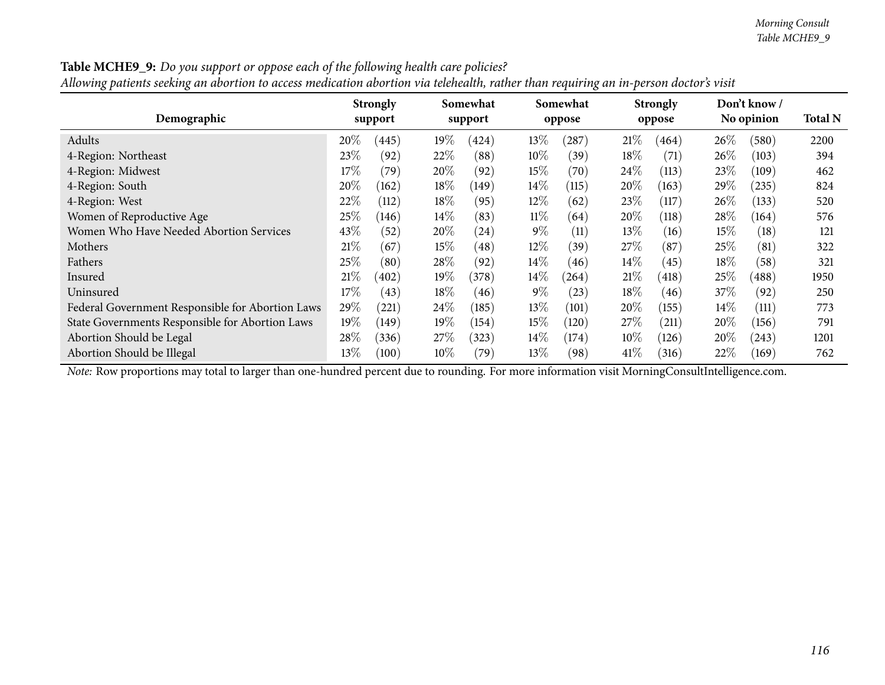**Table MCHE9_9:** *Do you support or oppose each of the following health care policies?*
*Allowing patients seeking an abortion to access medication abortion via telehealth, rather than requiring an in-person doctor's visit*

| Demographic | Strongly support | | Somewhat support | | Somewhat oppose | | Strongly oppose | | Don't know / No opinion | | Total N |
|---|---|---|---|---|---|---|---|---|---|---|---|
| Adults | 20% | (445) | 19% | (424) | 13% | (287) | 21% | (464) | 26% | (580) | 2200 |
| 4-Region: Northeast | 23% | (92) | 22% | (88) | 10% | (39) | 18% | (71) | 26% | (103) | 394 |
| 4-Region: Midwest | 17% | (79) | 20% | (92) | 15% | (70) | 24% | (113) | 23% | (109) | 462 |
| 4-Region: South | 20% | (162) | 18% | (149) | 14% | (115) | 20% | (163) | 29% | (235) | 824 |
| 4-Region: West | 22% | (112) | 18% | (95) | 12% | (62) | 23% | (117) | 26% | (133) | 520 |
| Women of Reproductive Age | 25% | (146) | 14% | (83) | 11% | (64) | 20% | (118) | 28% | (164) | 576 |
| Women Who Have Needed Abortion Services | 43% | (52) | 20% | (24) | 9% | (11) | 13% | (16) | 15% | (18) | 121 |
| Mothers | 21% | (67) | 15% | (48) | 12% | (39) | 27% | (87) | 25% | (81) | 322 |
| Fathers | 25% | (80) | 28% | (92) | 14% | (46) | 14% | (45) | 18% | (58) | 321 |
| Insured | 21% | (402) | 19% | (378) | 14% | (264) | 21% | (418) | 25% | (488) | 1950 |
| Uninsured | 17% | (43) | 18% | (46) | 9% | (23) | 18% | (46) | 37% | (92) | 250 |
| Federal Government Responsible for Abortion Laws | 29% | (221) | 24% | (185) | 13% | (101) | 20% | (155) | 14% | (111) | 773 |
| State Governments Responsible for Abortion Laws | 19% | (149) | 19% | (154) | 15% | (120) | 27% | (211) | 20% | (156) | 791 |
| Abortion Should be Legal | 28% | (336) | 27% | (323) | 14% | (174) | 10% | (126) | 20% | (243) | 1201 |
| Abortion Should be Illegal | 13% | (100) | 10% | (79) | 13% | (98) | 41% | (316) | 22% | (169) | 762 |

*Note:* Row proportions may total to larger than one-hundred percent due to rounding. For more information visit MorningConsultIntelligence.com.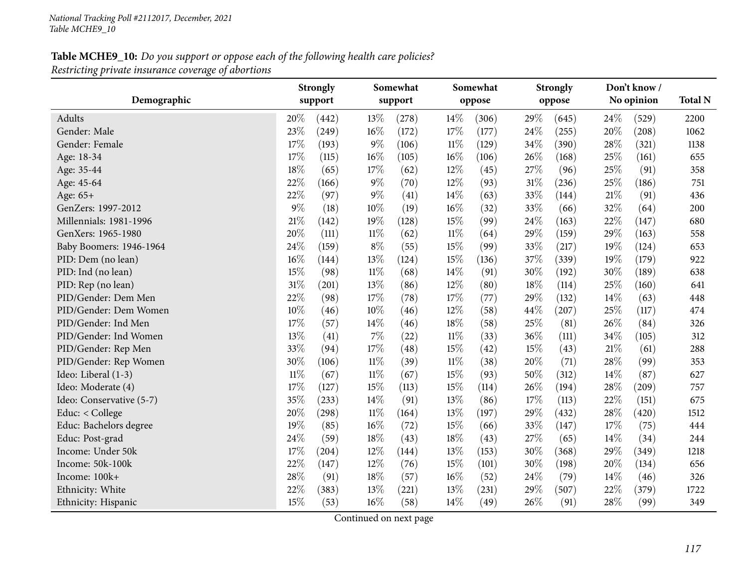*National Tracking Poll #2112017, December, 2021*
*Table MCHE9_10*

**Table MCHE9_10:** *Do you support or oppose each of the following health care policies?*
*Restricting private insurance coverage of abortions*

| Demographic | Strongly support | | Somewhat support | | Somewhat oppose | | Strongly oppose | | Don't know / No opinion | | Total N |
|---|---|---|---|---|---|---|---|---|---|---|---|
| Adults | 20% | (442) | 13% | (278) | 14% | (306) | 29% | (645) | 24% | (529) | 2200 |
| Gender: Male | 23% | (249) | 16% | (172) | 17% | (177) | 24% | (255) | 20% | (208) | 1062 |
| Gender: Female | 17% | (193) | 9% | (106) | 11% | (129) | 34% | (390) | 28% | (321) | 1138 |
| Age: 18-34 | 17% | (115) | 16% | (105) | 16% | (106) | 26% | (168) | 25% | (161) | 655 |
| Age: 35-44 | 18% | (65) | 17% | (62) | 12% | (45) | 27% | (96) | 25% | (91) | 358 |
| Age: 45-64 | 22% | (166) | 9% | (70) | 12% | (93) | 31% | (236) | 25% | (186) | 751 |
| Age: 65+ | 22% | (97) | 9% | (41) | 14% | (63) | 33% | (144) | 21% | (91) | 436 |
| GenZers: 1997-2012 | 9% | (18) | 10% | (19) | 16% | (32) | 33% | (66) | 32% | (64) | 200 |
| Millennials: 1981-1996 | 21% | (142) | 19% | (128) | 15% | (99) | 24% | (163) | 22% | (147) | 680 |
| GenXers: 1965-1980 | 20% | (111) | 11% | (62) | 11% | (64) | 29% | (159) | 29% | (163) | 558 |
| Baby Boomers: 1946-1964 | 24% | (159) | 8% | (55) | 15% | (99) | 33% | (217) | 19% | (124) | 653 |
| PID: Dem (no lean) | 16% | (144) | 13% | (124) | 15% | (136) | 37% | (339) | 19% | (179) | 922 |
| PID: Ind (no lean) | 15% | (98) | 11% | (68) | 14% | (91) | 30% | (192) | 30% | (189) | 638 |
| PID: Rep (no lean) | 31% | (201) | 13% | (86) | 12% | (80) | 18% | (114) | 25% | (160) | 641 |
| PID/Gender: Dem Men | 22% | (98) | 17% | (78) | 17% | (77) | 29% | (132) | 14% | (63) | 448 |
| PID/Gender: Dem Women | 10% | (46) | 10% | (46) | 12% | (58) | 44% | (207) | 25% | (117) | 474 |
| PID/Gender: Ind Men | 17% | (57) | 14% | (46) | 18% | (58) | 25% | (81) | 26% | (84) | 326 |
| PID/Gender: Ind Women | 13% | (41) | 7% | (22) | 11% | (33) | 36% | (111) | 34% | (105) | 312 |
| PID/Gender: Rep Men | 33% | (94) | 17% | (48) | 15% | (42) | 15% | (43) | 21% | (61) | 288 |
| PID/Gender: Rep Women | 30% | (106) | 11% | (39) | 11% | (38) | 20% | (71) | 28% | (99) | 353 |
| Ideo: Liberal (1-3) | 11% | (67) | 11% | (67) | 15% | (93) | 50% | (312) | 14% | (87) | 627 |
| Ideo: Moderate (4) | 17% | (127) | 15% | (113) | 15% | (114) | 26% | (194) | 28% | (209) | 757 |
| Ideo: Conservative (5-7) | 35% | (233) | 14% | (91) | 13% | (86) | 17% | (113) | 22% | (151) | 675 |
| Educ: < College | 20% | (298) | 11% | (164) | 13% | (197) | 29% | (432) | 28% | (420) | 1512 |
| Educ: Bachelors degree | 19% | (85) | 16% | (72) | 15% | (66) | 33% | (147) | 17% | (75) | 444 |
| Educ: Post-grad | 24% | (59) | 18% | (43) | 18% | (43) | 27% | (65) | 14% | (34) | 244 |
| Income: Under 50k | 17% | (204) | 12% | (144) | 13% | (153) | 30% | (368) | 29% | (349) | 1218 |
| Income: 50k-100k | 22% | (147) | 12% | (76) | 15% | (101) | 30% | (198) | 20% | (134) | 656 |
| Income: 100k+ | 28% | (91) | 18% | (57) | 16% | (52) | 24% | (79) | 14% | (46) | 326 |
| Ethnicity: White | 22% | (383) | 13% | (221) | 13% | (231) | 29% | (507) | 22% | (379) | 1722 |
| Ethnicity: Hispanic | 15% | (53) | 16% | (58) | 14% | (49) | 26% | (91) | 28% | (99) | 349 |

Continued on next page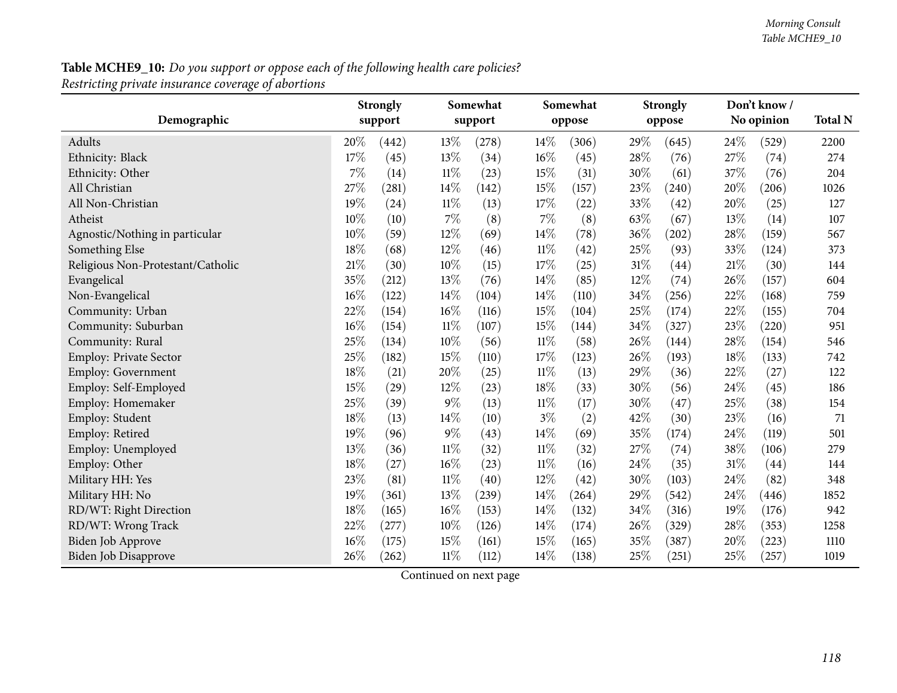**Table MCHE9_10:** *Do you support or oppose each of the following health care policies?*
*Restricting private insurance coverage of abortions*

| Demographic | Strongly support | | Somewhat support | | Somewhat oppose | | Strongly oppose | | Don't know / No opinion | | Total N |
|---|---|---|---|---|---|---|---|---|---|---|---|
| Adults | 20% | (442) | 13% | (278) | 14% | (306) | 29% | (645) | 24% | (529) | 2200 |
| Ethnicity: Black | 17% | (45) | 13% | (34) | 16% | (45) | 28% | (76) | 27% | (74) | 274 |
| Ethnicity: Other | 7% | (14) | 11% | (23) | 15% | (31) | 30% | (61) | 37% | (76) | 204 |
| All Christian | 27% | (281) | 14% | (142) | 15% | (157) | 23% | (240) | 20% | (206) | 1026 |
| All Non-Christian | 19% | (24) | 11% | (13) | 17% | (22) | 33% | (42) | 20% | (25) | 127 |
| Atheist | 10% | (10) | 7% | (8) | 7% | (8) | 63% | (67) | 13% | (14) | 107 |
| Agnostic/Nothing in particular | 10% | (59) | 12% | (69) | 14% | (78) | 36% | (202) | 28% | (159) | 567 |
| Something Else | 18% | (68) | 12% | (46) | 11% | (42) | 25% | (93) | 33% | (124) | 373 |
| Religious Non-Protestant/Catholic | 21% | (30) | 10% | (15) | 17% | (25) | 31% | (44) | 21% | (30) | 144 |
| Evangelical | 35% | (212) | 13% | (76) | 14% | (85) | 12% | (74) | 26% | (157) | 604 |
| Non-Evangelical | 16% | (122) | 14% | (104) | 14% | (110) | 34% | (256) | 22% | (168) | 759 |
| Community: Urban | 22% | (154) | 16% | (116) | 15% | (104) | 25% | (174) | 22% | (155) | 704 |
| Community: Suburban | 16% | (154) | 11% | (107) | 15% | (144) | 34% | (327) | 23% | (220) | 951 |
| Community: Rural | 25% | (134) | 10% | (56) | 11% | (58) | 26% | (144) | 28% | (154) | 546 |
| Employ: Private Sector | 25% | (182) | 15% | (110) | 17% | (123) | 26% | (193) | 18% | (133) | 742 |
| Employ: Government | 18% | (21) | 20% | (25) | 11% | (13) | 29% | (36) | 22% | (27) | 122 |
| Employ: Self-Employed | 15% | (29) | 12% | (23) | 18% | (33) | 30% | (56) | 24% | (45) | 186 |
| Employ: Homemaker | 25% | (39) | 9% | (13) | 11% | (17) | 30% | (47) | 25% | (38) | 154 |
| Employ: Student | 18% | (13) | 14% | (10) | 3% | (2) | 42% | (30) | 23% | (16) | 71 |
| Employ: Retired | 19% | (96) | 9% | (43) | 14% | (69) | 35% | (174) | 24% | (119) | 501 |
| Employ: Unemployed | 13% | (36) | 11% | (32) | 11% | (32) | 27% | (74) | 38% | (106) | 279 |
| Employ: Other | 18% | (27) | 16% | (23) | 11% | (16) | 24% | (35) | 31% | (44) | 144 |
| Military HH: Yes | 23% | (81) | 11% | (40) | 12% | (42) | 30% | (103) | 24% | (82) | 348 |
| Military HH: No | 19% | (361) | 13% | (239) | 14% | (264) | 29% | (542) | 24% | (446) | 1852 |
| RD/WT: Right Direction | 18% | (165) | 16% | (153) | 14% | (132) | 34% | (316) | 19% | (176) | 942 |
| RD/WT: Wrong Track | 22% | (277) | 10% | (126) | 14% | (174) | 26% | (329) | 28% | (353) | 1258 |
| Biden Job Approve | 16% | (175) | 15% | (161) | 15% | (165) | 35% | (387) | 20% | (223) | 1110 |
| Biden Job Disapprove | 26% | (262) | 11% | (112) | 14% | (138) | 25% | (251) | 25% | (257) | 1019 |

Continued on next page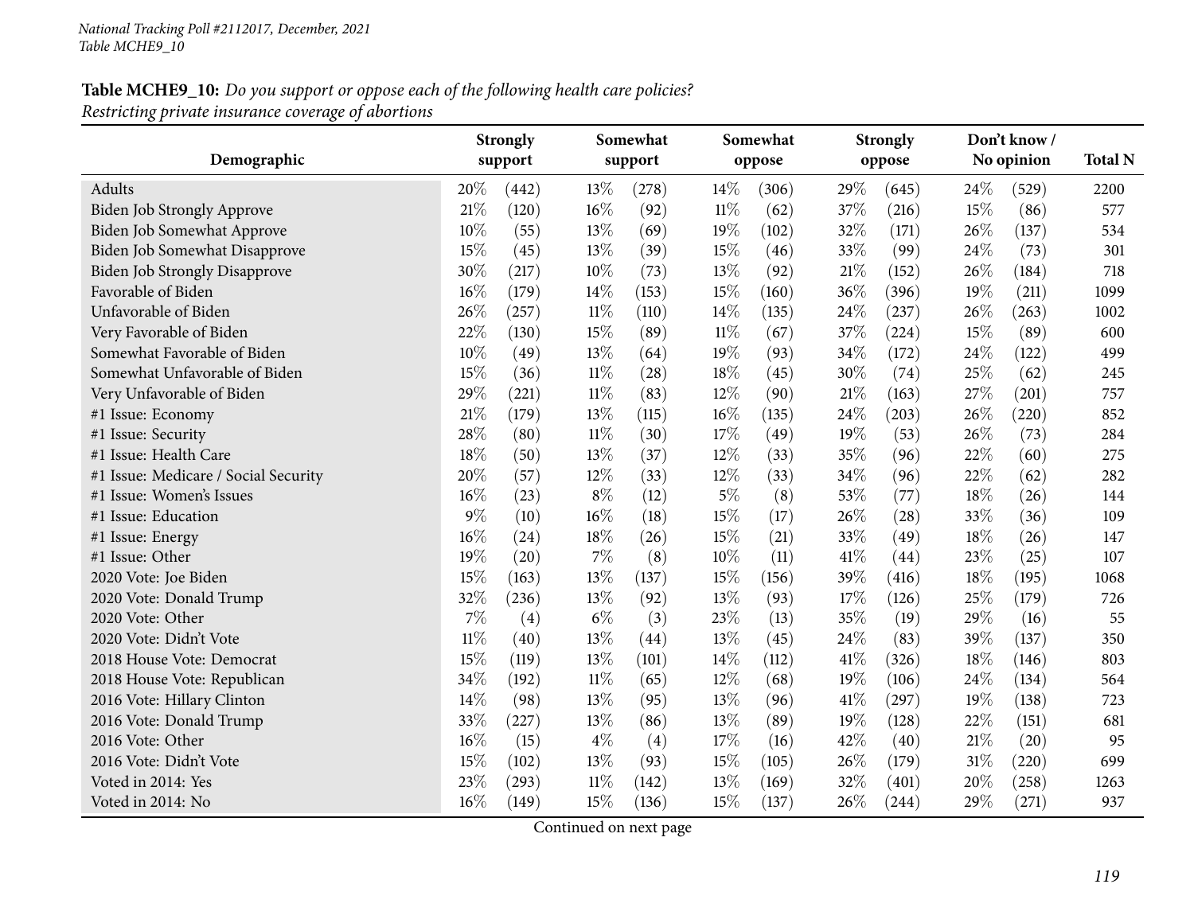**Table MCHE9_10:** *Do you support or oppose each of the following health care policies?*
*Restricting private insurance coverage of abortions*

| Demographic | Strongly support | | Somewhat support | | Somewhat oppose | | Strongly oppose | | Don't know / No opinion | | Total N |
|---|---|---|---|---|---|---|---|---|---|---|---|
| Adults | 20% | (442) | 13% | (278) | 14% | (306) | 29% | (645) | 24% | (529) | 2200 |
| Biden Job Strongly Approve | 21% | (120) | 16% | (92) | 11% | (62) | 37% | (216) | 15% | (86) | 577 |
| Biden Job Somewhat Approve | 10% | (55) | 13% | (69) | 19% | (102) | 32% | (171) | 26% | (137) | 534 |
| Biden Job Somewhat Disapprove | 15% | (45) | 13% | (39) | 15% | (46) | 33% | (99) | 24% | (73) | 301 |
| Biden Job Strongly Disapprove | 30% | (217) | 10% | (73) | 13% | (92) | 21% | (152) | 26% | (184) | 718 |
| Favorable of Biden | 16% | (179) | 14% | (153) | 15% | (160) | 36% | (396) | 19% | (211) | 1099 |
| Unfavorable of Biden | 26% | (257) | 11% | (110) | 14% | (135) | 24% | (237) | 26% | (263) | 1002 |
| Very Favorable of Biden | 22% | (130) | 15% | (89) | 11% | (67) | 37% | (224) | 15% | (89) | 600 |
| Somewhat Favorable of Biden | 10% | (49) | 13% | (64) | 19% | (93) | 34% | (172) | 24% | (122) | 499 |
| Somewhat Unfavorable of Biden | 15% | (36) | 11% | (28) | 18% | (45) | 30% | (74) | 25% | (62) | 245 |
| Very Unfavorable of Biden | 29% | (221) | 11% | (83) | 12% | (90) | 21% | (163) | 27% | (201) | 757 |
| #1 Issue: Economy | 21% | (179) | 13% | (115) | 16% | (135) | 24% | (203) | 26% | (220) | 852 |
| #1 Issue: Security | 28% | (80) | 11% | (30) | 17% | (49) | 19% | (53) | 26% | (73) | 284 |
| #1 Issue: Health Care | 18% | (50) | 13% | (37) | 12% | (33) | 35% | (96) | 22% | (60) | 275 |
| #1 Issue: Medicare / Social Security | 20% | (57) | 12% | (33) | 12% | (33) | 34% | (96) | 22% | (62) | 282 |
| #1 Issue: Women's Issues | 16% | (23) | 8% | (12) | 5% | (8) | 53% | (77) | 18% | (26) | 144 |
| #1 Issue: Education | 9% | (10) | 16% | (18) | 15% | (17) | 26% | (28) | 33% | (36) | 109 |
| #1 Issue: Energy | 16% | (24) | 18% | (26) | 15% | (21) | 33% | (49) | 18% | (26) | 147 |
| #1 Issue: Other | 19% | (20) | 7% | (8) | 10% | (11) | 41% | (44) | 23% | (25) | 107 |
| 2020 Vote: Joe Biden | 15% | (163) | 13% | (137) | 15% | (156) | 39% | (416) | 18% | (195) | 1068 |
| 2020 Vote: Donald Trump | 32% | (236) | 13% | (92) | 13% | (93) | 17% | (126) | 25% | (179) | 726 |
| 2020 Vote: Other | 7% | (4) | 6% | (3) | 23% | (13) | 35% | (19) | 29% | (16) | 55 |
| 2020 Vote: Didn't Vote | 11% | (40) | 13% | (44) | 13% | (45) | 24% | (83) | 39% | (137) | 350 |
| 2018 House Vote: Democrat | 15% | (119) | 13% | (101) | 14% | (112) | 41% | (326) | 18% | (146) | 803 |
| 2018 House Vote: Republican | 34% | (192) | 11% | (65) | 12% | (68) | 19% | (106) | 24% | (134) | 564 |
| 2016 Vote: Hillary Clinton | 14% | (98) | 13% | (95) | 13% | (96) | 41% | (297) | 19% | (138) | 723 |
| 2016 Vote: Donald Trump | 33% | (227) | 13% | (86) | 13% | (89) | 19% | (128) | 22% | (151) | 681 |
| 2016 Vote: Other | 16% | (15) | 4% | (4) | 17% | (16) | 42% | (40) | 21% | (20) | 95 |
| 2016 Vote: Didn't Vote | 15% | (102) | 13% | (93) | 15% | (105) | 26% | (179) | 31% | (220) | 699 |
| Voted in 2014: Yes | 23% | (293) | 11% | (142) | 13% | (169) | 32% | (401) | 20% | (258) | 1263 |
| Voted in 2014: No | 16% | (149) | 15% | (136) | 15% | (137) | 26% | (244) | 29% | (271) | 937 |

Continued on next page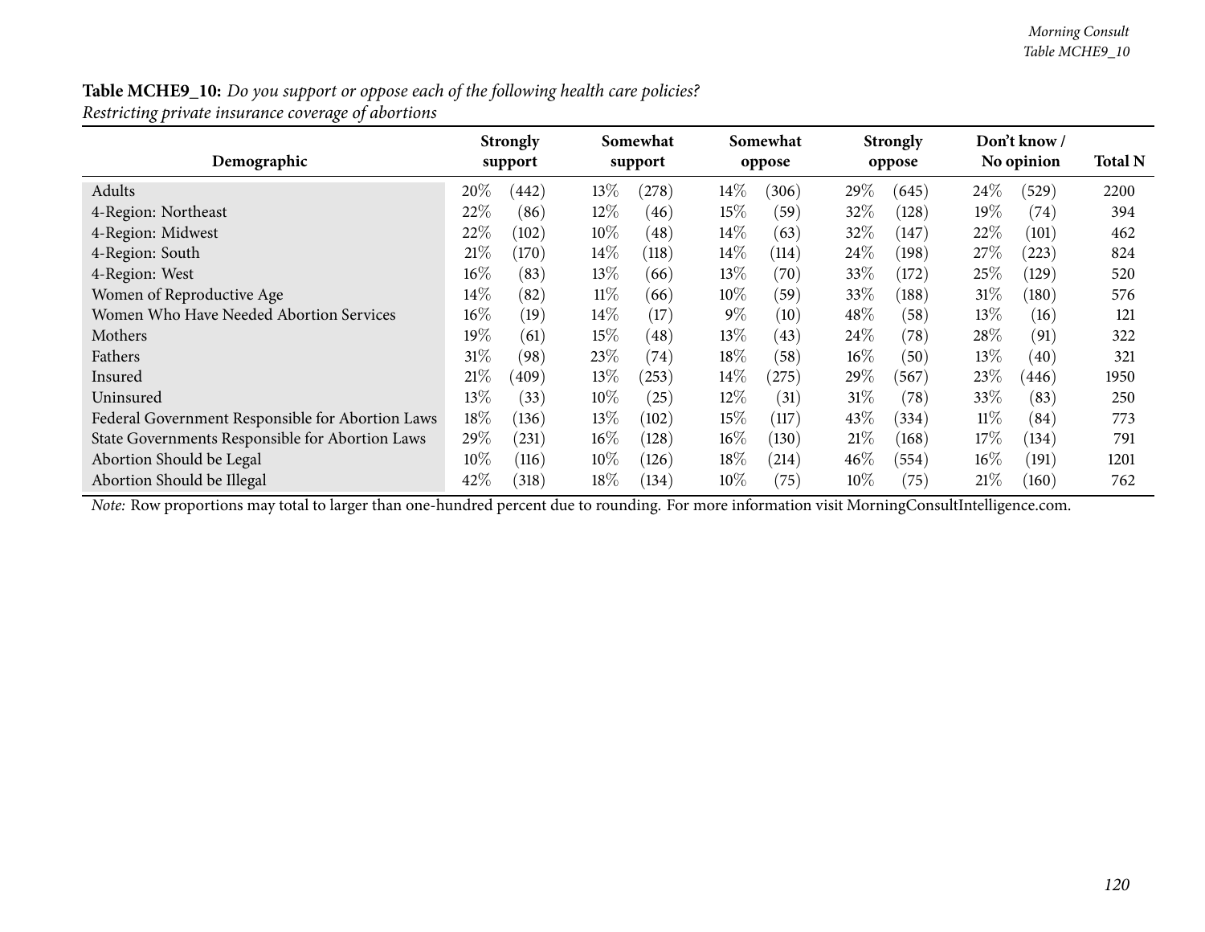**Table MCHE9_10:** *Do you support or oppose each of the following health care policies?*
*Restricting private insurance coverage of abortions*

| Demographic | Strongly support | | Somewhat support | | Somewhat oppose | | Strongly oppose | | Don't know / No opinion | | Total N |
|---|---|---|---|---|---|---|---|---|---|---|---|
| Adults | 20% | (442) | 13% | (278) | 14% | (306) | 29% | (645) | 24% | (529) | 2200 |
| 4-Region: Northeast | 22% | (86) | 12% | (46) | 15% | (59) | 32% | (128) | 19% | (74) | 394 |
| 4-Region: Midwest | 22% | (102) | 10% | (48) | 14% | (63) | 32% | (147) | 22% | (101) | 462 |
| 4-Region: South | 21% | (170) | 14% | (118) | 14% | (114) | 24% | (198) | 27% | (223) | 824 |
| 4-Region: West | 16% | (83) | 13% | (66) | 13% | (70) | 33% | (172) | 25% | (129) | 520 |
| Women of Reproductive Age | 14% | (82) | 11% | (66) | 10% | (59) | 33% | (188) | 31% | (180) | 576 |
| Women Who Have Needed Abortion Services | 16% | (19) | 14% | (17) | 9% | (10) | 48% | (58) | 13% | (16) | 121 |
| Mothers | 19% | (61) | 15% | (48) | 13% | (43) | 24% | (78) | 28% | (91) | 322 |
| Fathers | 31% | (98) | 23% | (74) | 18% | (58) | 16% | (50) | 13% | (40) | 321 |
| Insured | 21% | (409) | 13% | (253) | 14% | (275) | 29% | (567) | 23% | (446) | 1950 |
| Uninsured | 13% | (33) | 10% | (25) | 12% | (31) | 31% | (78) | 33% | (83) | 250 |
| Federal Government Responsible for Abortion Laws | 18% | (136) | 13% | (102) | 15% | (117) | 43% | (334) | 11% | (84) | 773 |
| State Governments Responsible for Abortion Laws | 29% | (231) | 16% | (128) | 16% | (130) | 21% | (168) | 17% | (134) | 791 |
| Abortion Should be Legal | 10% | (116) | 10% | (126) | 18% | (214) | 46% | (554) | 16% | (191) | 1201 |
| Abortion Should be Illegal | 42% | (318) | 18% | (134) | 10% | (75) | 10% | (75) | 21% | (160) | 762 |

*Note:* Row proportions may total to larger than one-hundred percent due to rounding. For more information visit MorningConsultIntelligence.com.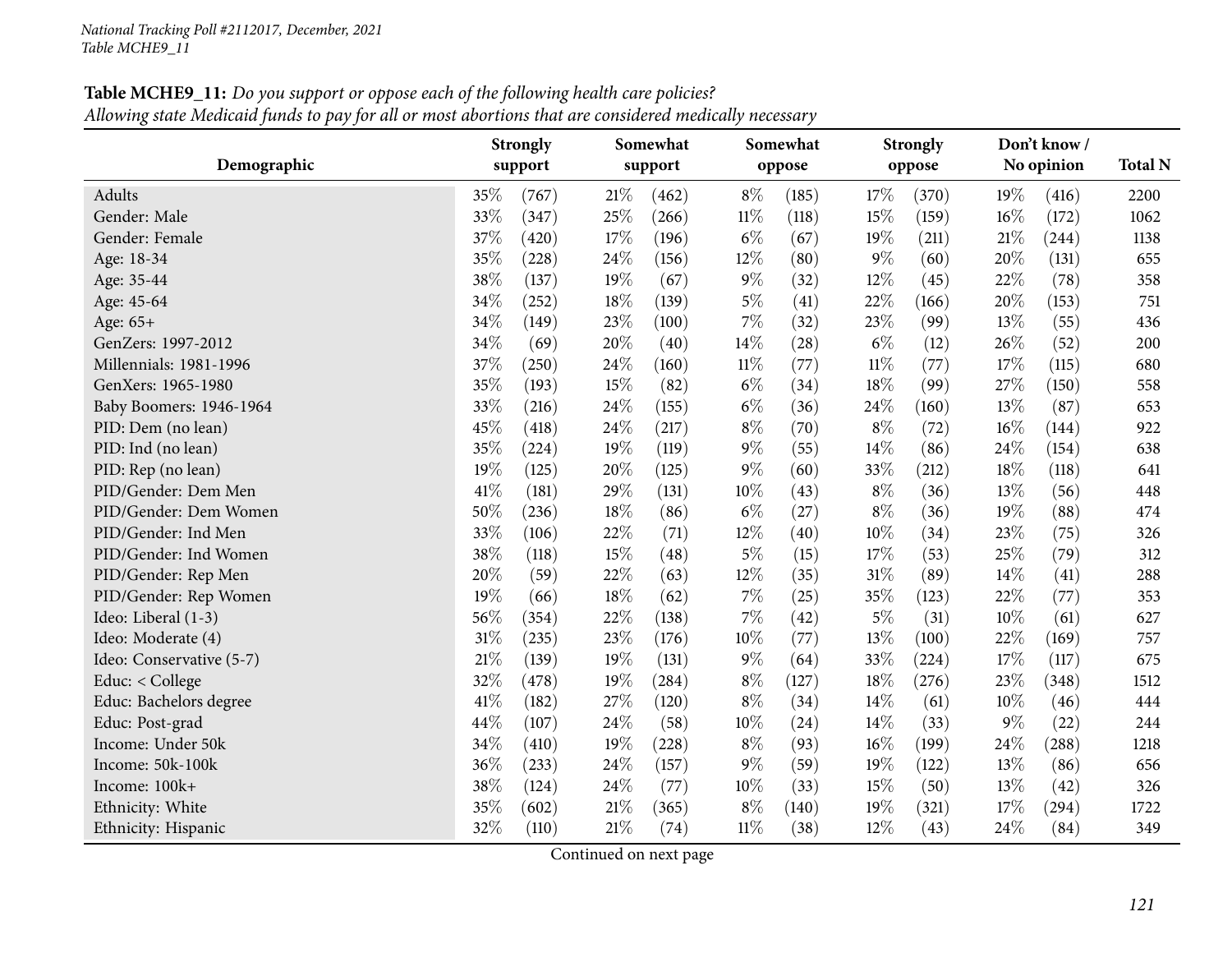**Table MCHE9_11:** *Do you support or oppose each of the following health care policies?*
*Allowing state Medicaid funds to pay for all or most abortions that are considered medically necessary*

| Demographic | Strongly support | | Somewhat support | | Somewhat oppose | | Strongly oppose | | Don't know / No opinion | | Total N |
|---|---|---|---|---|---|---|---|---|---|---|---|
| Adults | 35% | (767) | 21% | (462) | 8% | (185) | 17% | (370) | 19% | (416) | 2200 |
| Gender: Male | 33% | (347) | 25% | (266) | 11% | (118) | 15% | (159) | 16% | (172) | 1062 |
| Gender: Female | 37% | (420) | 17% | (196) | 6% | (67) | 19% | (211) | 21% | (244) | 1138 |
| Age: 18-34 | 35% | (228) | 24% | (156) | 12% | (80) | 9% | (60) | 20% | (131) | 655 |
| Age: 35-44 | 38% | (137) | 19% | (67) | 9% | (32) | 12% | (45) | 22% | (78) | 358 |
| Age: 45-64 | 34% | (252) | 18% | (139) | 5% | (41) | 22% | (166) | 20% | (153) | 751 |
| Age: 65+ | 34% | (149) | 23% | (100) | 7% | (32) | 23% | (99) | 13% | (55) | 436 |
| GenZers: 1997-2012 | 34% | (69) | 20% | (40) | 14% | (28) | 6% | (12) | 26% | (52) | 200 |
| Millennials: 1981-1996 | 37% | (250) | 24% | (160) | 11% | (77) | 11% | (77) | 17% | (115) | 680 |
| GenXers: 1965-1980 | 35% | (193) | 15% | (82) | 6% | (34) | 18% | (99) | 27% | (150) | 558 |
| Baby Boomers: 1946-1964 | 33% | (216) | 24% | (155) | 6% | (36) | 24% | (160) | 13% | (87) | 653 |
| PID: Dem (no lean) | 45% | (418) | 24% | (217) | 8% | (70) | 8% | (72) | 16% | (144) | 922 |
| PID: Ind (no lean) | 35% | (224) | 19% | (119) | 9% | (55) | 14% | (86) | 24% | (154) | 638 |
| PID: Rep (no lean) | 19% | (125) | 20% | (125) | 9% | (60) | 33% | (212) | 18% | (118) | 641 |
| PID/Gender: Dem Men | 41% | (181) | 29% | (131) | 10% | (43) | 8% | (36) | 13% | (56) | 448 |
| PID/Gender: Dem Women | 50% | (236) | 18% | (86) | 6% | (27) | 8% | (36) | 19% | (88) | 474 |
| PID/Gender: Ind Men | 33% | (106) | 22% | (71) | 12% | (40) | 10% | (34) | 23% | (75) | 326 |
| PID/Gender: Ind Women | 38% | (118) | 15% | (48) | 5% | (15) | 17% | (53) | 25% | (79) | 312 |
| PID/Gender: Rep Men | 20% | (59) | 22% | (63) | 12% | (35) | 31% | (89) | 14% | (41) | 288 |
| PID/Gender: Rep Women | 19% | (66) | 18% | (62) | 7% | (25) | 35% | (123) | 22% | (77) | 353 |
| Ideo: Liberal (1-3) | 56% | (354) | 22% | (138) | 7% | (42) | 5% | (31) | 10% | (61) | 627 |
| Ideo: Moderate (4) | 31% | (235) | 23% | (176) | 10% | (77) | 13% | (100) | 22% | (169) | 757 |
| Ideo: Conservative (5-7) | 21% | (139) | 19% | (131) | 9% | (64) | 33% | (224) | 17% | (117) | 675 |
| Educ: < College | 32% | (478) | 19% | (284) | 8% | (127) | 18% | (276) | 23% | (348) | 1512 |
| Educ: Bachelors degree | 41% | (182) | 27% | (120) | 8% | (34) | 14% | (61) | 10% | (46) | 444 |
| Educ: Post-grad | 44% | (107) | 24% | (58) | 10% | (24) | 14% | (33) | 9% | (22) | 244 |
| Income: Under 50k | 34% | (410) | 19% | (228) | 8% | (93) | 16% | (199) | 24% | (288) | 1218 |
| Income: 50k-100k | 36% | (233) | 24% | (157) | 9% | (59) | 19% | (122) | 13% | (86) | 656 |
| Income: 100k+ | 38% | (124) | 24% | (77) | 10% | (33) | 15% | (50) | 13% | (42) | 326 |
| Ethnicity: White | 35% | (602) | 21% | (365) | 8% | (140) | 19% | (321) | 17% | (294) | 1722 |
| Ethnicity: Hispanic | 32% | (110) | 21% | (74) | 11% | (38) | 12% | (43) | 24% | (84) | 349 |

Continued on next page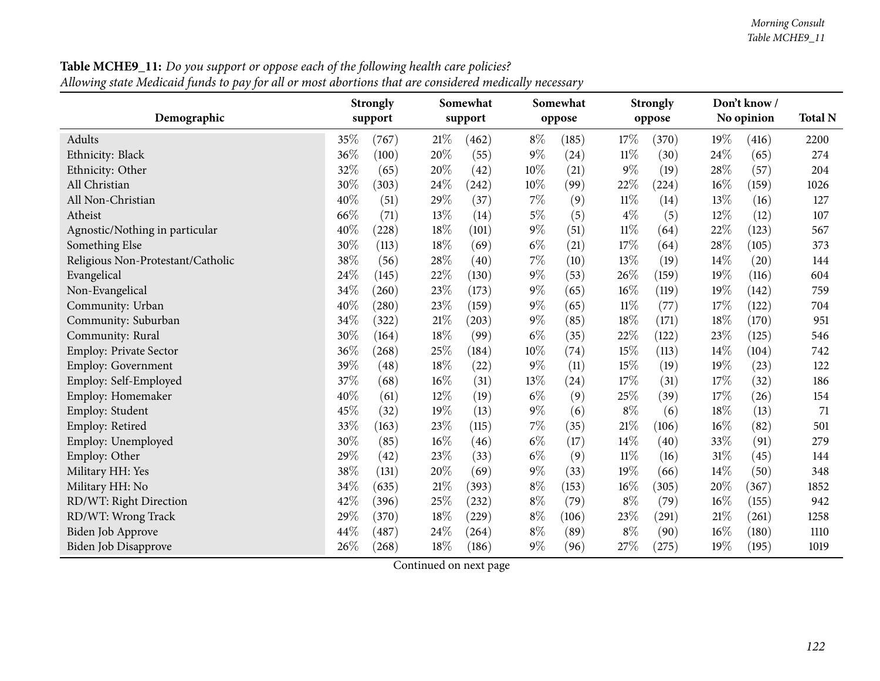**Table MCHE9_11:** *Do you support or oppose each of the following health care policies?*
*Allowing state Medicaid funds to pay for all or most abortions that are considered medically necessary*

| Demographic | Strongly support | | Somewhat support | | Somewhat oppose | | Strongly oppose | | Don't know / No opinion | | Total N |
|---|---|---|---|---|---|---|---|---|---|---|---|
| Adults | 35% | (767) | 21% | (462) | 8% | (185) | 17% | (370) | 19% | (416) | 2200 |
| Ethnicity: Black | 36% | (100) | 20% | (55) | 9% | (24) | 11% | (30) | 24% | (65) | 274 |
| Ethnicity: Other | 32% | (65) | 20% | (42) | 10% | (21) | 9% | (19) | 28% | (57) | 204 |
| All Christian | 30% | (303) | 24% | (242) | 10% | (99) | 22% | (224) | 16% | (159) | 1026 |
| All Non-Christian | 40% | (51) | 29% | (37) | 7% | (9) | 11% | (14) | 13% | (16) | 127 |
| Atheist | 66% | (71) | 13% | (14) | 5% | (5) | 4% | (5) | 12% | (12) | 107 |
| Agnostic/Nothing in particular | 40% | (228) | 18% | (101) | 9% | (51) | 11% | (64) | 22% | (123) | 567 |
| Something Else | 30% | (113) | 18% | (69) | 6% | (21) | 17% | (64) | 28% | (105) | 373 |
| Religious Non-Protestant/Catholic | 38% | (56) | 28% | (40) | 7% | (10) | 13% | (19) | 14% | (20) | 144 |
| Evangelical | 24% | (145) | 22% | (130) | 9% | (53) | 26% | (159) | 19% | (116) | 604 |
| Non-Evangelical | 34% | (260) | 23% | (173) | 9% | (65) | 16% | (119) | 19% | (142) | 759 |
| Community: Urban | 40% | (280) | 23% | (159) | 9% | (65) | 11% | (77) | 17% | (122) | 704 |
| Community: Suburban | 34% | (322) | 21% | (203) | 9% | (85) | 18% | (171) | 18% | (170) | 951 |
| Community: Rural | 30% | (164) | 18% | (99) | 6% | (35) | 22% | (122) | 23% | (125) | 546 |
| Employ: Private Sector | 36% | (268) | 25% | (184) | 10% | (74) | 15% | (113) | 14% | (104) | 742 |
| Employ: Government | 39% | (48) | 18% | (22) | 9% | (11) | 15% | (19) | 19% | (23) | 122 |
| Employ: Self-Employed | 37% | (68) | 16% | (31) | 13% | (24) | 17% | (31) | 17% | (32) | 186 |
| Employ: Homemaker | 40% | (61) | 12% | (19) | 6% | (9) | 25% | (39) | 17% | (26) | 154 |
| Employ: Student | 45% | (32) | 19% | (13) | 9% | (6) | 8% | (6) | 18% | (13) | 71 |
| Employ: Retired | 33% | (163) | 23% | (115) | 7% | (35) | 21% | (106) | 16% | (82) | 501 |
| Employ: Unemployed | 30% | (85) | 16% | (46) | 6% | (17) | 14% | (40) | 33% | (91) | 279 |
| Employ: Other | 29% | (42) | 23% | (33) | 6% | (9) | 11% | (16) | 31% | (45) | 144 |
| Military HH: Yes | 38% | (131) | 20% | (69) | 9% | (33) | 19% | (66) | 14% | (50) | 348 |
| Military HH: No | 34% | (635) | 21% | (393) | 8% | (153) | 16% | (305) | 20% | (367) | 1852 |
| RD/WT: Right Direction | 42% | (396) | 25% | (232) | 8% | (79) | 8% | (79) | 16% | (155) | 942 |
| RD/WT: Wrong Track | 29% | (370) | 18% | (229) | 8% | (106) | 23% | (291) | 21% | (261) | 1258 |
| Biden Job Approve | 44% | (487) | 24% | (264) | 8% | (89) | 8% | (90) | 16% | (180) | 1110 |
| Biden Job Disapprove | 26% | (268) | 18% | (186) | 9% | (96) | 27% | (275) | 19% | (195) | 1019 |

Continued on next page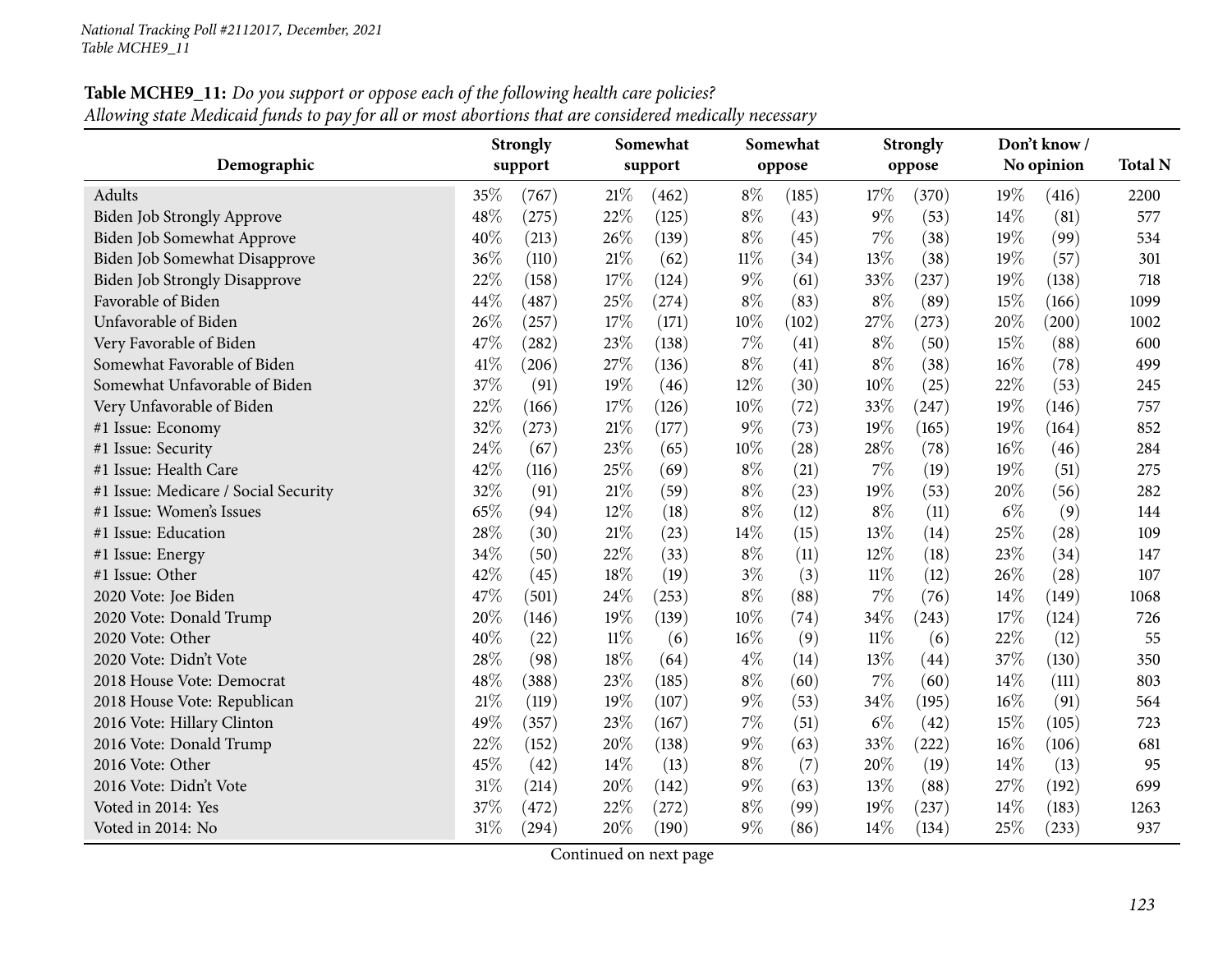**Table MCHE9_11:** *Do you support or oppose each of the following health care policies?*
*Allowing state Medicaid funds to pay for all or most abortions that are considered medically necessary*

| Demographic | Strongly support | | Somewhat support | | Somewhat oppose | | Strongly oppose | | Don't know / No opinion | | Total N |
|---|---|---|---|---|---|---|---|---|---|---|---|
| Adults | 35% | (767) | 21% | (462) | 8% | (185) | 17% | (370) | 19% | (416) | 2200 |
| Biden Job Strongly Approve | 48% | (275) | 22% | (125) | 8% | (43) | 9% | (53) | 14% | (81) | 577 |
| Biden Job Somewhat Approve | 40% | (213) | 26% | (139) | 8% | (45) | 7% | (38) | 19% | (99) | 534 |
| Biden Job Somewhat Disapprove | 36% | (110) | 21% | (62) | 11% | (34) | 13% | (38) | 19% | (57) | 301 |
| Biden Job Strongly Disapprove | 22% | (158) | 17% | (124) | 9% | (61) | 33% | (237) | 19% | (138) | 718 |
| Favorable of Biden | 44% | (487) | 25% | (274) | 8% | (83) | 8% | (89) | 15% | (166) | 1099 |
| Unfavorable of Biden | 26% | (257) | 17% | (171) | 10% | (102) | 27% | (273) | 20% | (200) | 1002 |
| Very Favorable of Biden | 47% | (282) | 23% | (138) | 7% | (41) | 8% | (50) | 15% | (88) | 600 |
| Somewhat Favorable of Biden | 41% | (206) | 27% | (136) | 8% | (41) | 8% | (38) | 16% | (78) | 499 |
| Somewhat Unfavorable of Biden | 37% | (91) | 19% | (46) | 12% | (30) | 10% | (25) | 22% | (53) | 245 |
| Very Unfavorable of Biden | 22% | (166) | 17% | (126) | 10% | (72) | 33% | (247) | 19% | (146) | 757 |
| #1 Issue: Economy | 32% | (273) | 21% | (177) | 9% | (73) | 19% | (165) | 19% | (164) | 852 |
| #1 Issue: Security | 24% | (67) | 23% | (65) | 10% | (28) | 28% | (78) | 16% | (46) | 284 |
| #1 Issue: Health Care | 42% | (116) | 25% | (69) | 8% | (21) | 7% | (19) | 19% | (51) | 275 |
| #1 Issue: Medicare / Social Security | 32% | (91) | 21% | (59) | 8% | (23) | 19% | (53) | 20% | (56) | 282 |
| #1 Issue: Women's Issues | 65% | (94) | 12% | (18) | 8% | (12) | 8% | (11) | 6% | (9) | 144 |
| #1 Issue: Education | 28% | (30) | 21% | (23) | 14% | (15) | 13% | (14) | 25% | (28) | 109 |
| #1 Issue: Energy | 34% | (50) | 22% | (33) | 8% | (11) | 12% | (18) | 23% | (34) | 147 |
| #1 Issue: Other | 42% | (45) | 18% | (19) | 3% | (3) | 11% | (12) | 26% | (28) | 107 |
| 2020 Vote: Joe Biden | 47% | (501) | 24% | (253) | 8% | (88) | 7% | (76) | 14% | (149) | 1068 |
| 2020 Vote: Donald Trump | 20% | (146) | 19% | (139) | 10% | (74) | 34% | (243) | 17% | (124) | 726 |
| 2020 Vote: Other | 40% | (22) | 11% | (6) | 16% | (9) | 11% | (6) | 22% | (12) | 55 |
| 2020 Vote: Didn't Vote | 28% | (98) | 18% | (64) | 4% | (14) | 13% | (44) | 37% | (130) | 350 |
| 2018 House Vote: Democrat | 48% | (388) | 23% | (185) | 8% | (60) | 7% | (60) | 14% | (111) | 803 |
| 2018 House Vote: Republican | 21% | (119) | 19% | (107) | 9% | (53) | 34% | (195) | 16% | (91) | 564 |
| 2016 Vote: Hillary Clinton | 49% | (357) | 23% | (167) | 7% | (51) | 6% | (42) | 15% | (105) | 723 |
| 2016 Vote: Donald Trump | 22% | (152) | 20% | (138) | 9% | (63) | 33% | (222) | 16% | (106) | 681 |
| 2016 Vote: Other | 45% | (42) | 14% | (13) | 8% | (7) | 20% | (19) | 14% | (13) | 95 |
| 2016 Vote: Didn't Vote | 31% | (214) | 20% | (142) | 9% | (63) | 13% | (88) | 27% | (192) | 699 |
| Voted in 2014: Yes | 37% | (472) | 22% | (272) | 8% | (99) | 19% | (237) | 14% | (183) | 1263 |
| Voted in 2014: No | 31% | (294) | 20% | (190) | 9% | (86) | 14% | (134) | 25% | (233) | 937 |

Continued on next page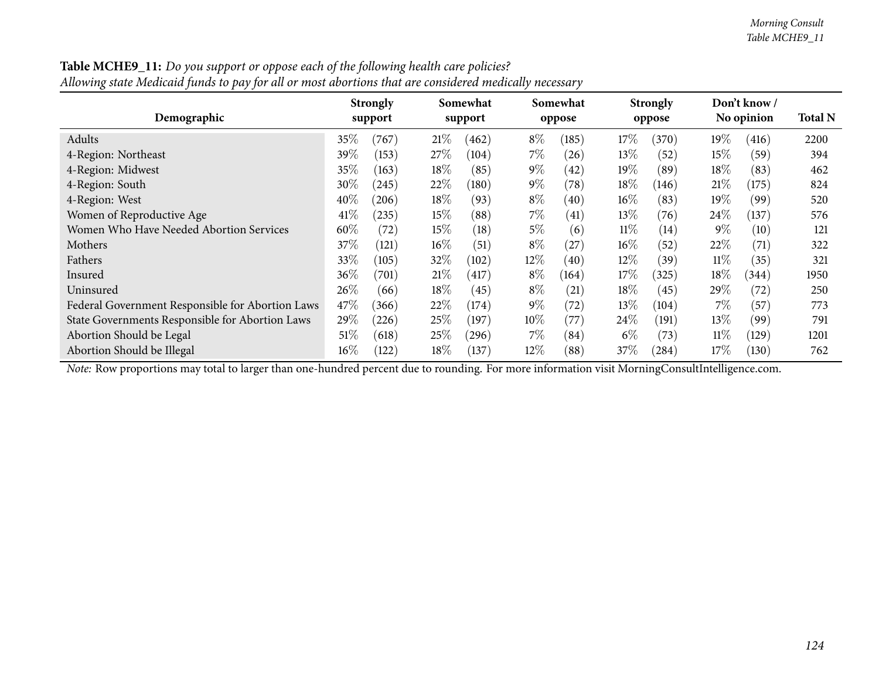**Table MCHE9_11:** *Do you support or oppose each of the following health care policies?*
*Allowing state Medicaid funds to pay for all or most abortions that are considered medically necessary*

| Demographic | Strongly support | | Somewhat support | | Somewhat oppose | | Strongly oppose | | Don't know / No opinion | | Total N |
|---|---|---|---|---|---|---|---|---|---|---|---|
| Adults | 35% | (767) | 21% | (462) | 8% | (185) | 17% | (370) | 19% | (416) | 2200 |
| 4-Region: Northeast | 39% | (153) | 27% | (104) | 7% | (26) | 13% | (52) | 15% | (59) | 394 |
| 4-Region: Midwest | 35% | (163) | 18% | (85) | 9% | (42) | 19% | (89) | 18% | (83) | 462 |
| 4-Region: South | 30% | (245) | 22% | (180) | 9% | (78) | 18% | (146) | 21% | (175) | 824 |
| 4-Region: West | 40% | (206) | 18% | (93) | 8% | (40) | 16% | (83) | 19% | (99) | 520 |
| Women of Reproductive Age | 41% | (235) | 15% | (88) | 7% | (41) | 13% | (76) | 24% | (137) | 576 |
| Women Who Have Needed Abortion Services | 60% | (72) | 15% | (18) | 5% | (6) | 11% | (14) | 9% | (10) | 121 |
| Mothers | 37% | (121) | 16% | (51) | 8% | (27) | 16% | (52) | 22% | (71) | 322 |
| Fathers | 33% | (105) | 32% | (102) | 12% | (40) | 12% | (39) | 11% | (35) | 321 |
| Insured | 36% | (701) | 21% | (417) | 8% | (164) | 17% | (325) | 18% | (344) | 1950 |
| Uninsured | 26% | (66) | 18% | (45) | 8% | (21) | 18% | (45) | 29% | (72) | 250 |
| Federal Government Responsible for Abortion Laws | 47% | (366) | 22% | (174) | 9% | (72) | 13% | (104) | 7% | (57) | 773 |
| State Governments Responsible for Abortion Laws | 29% | (226) | 25% | (197) | 10% | (77) | 24% | (191) | 13% | (99) | 791 |
| Abortion Should be Legal | 51% | (618) | 25% | (296) | 7% | (84) | 6% | (73) | 11% | (129) | 1201 |
| Abortion Should be Illegal | 16% | (122) | 18% | (137) | 12% | (88) | 37% | (284) | 17% | (130) | 762 |

*Note:* Row proportions may total to larger than one-hundred percent due to rounding. For more information visit MorningConsultIntelligence.com.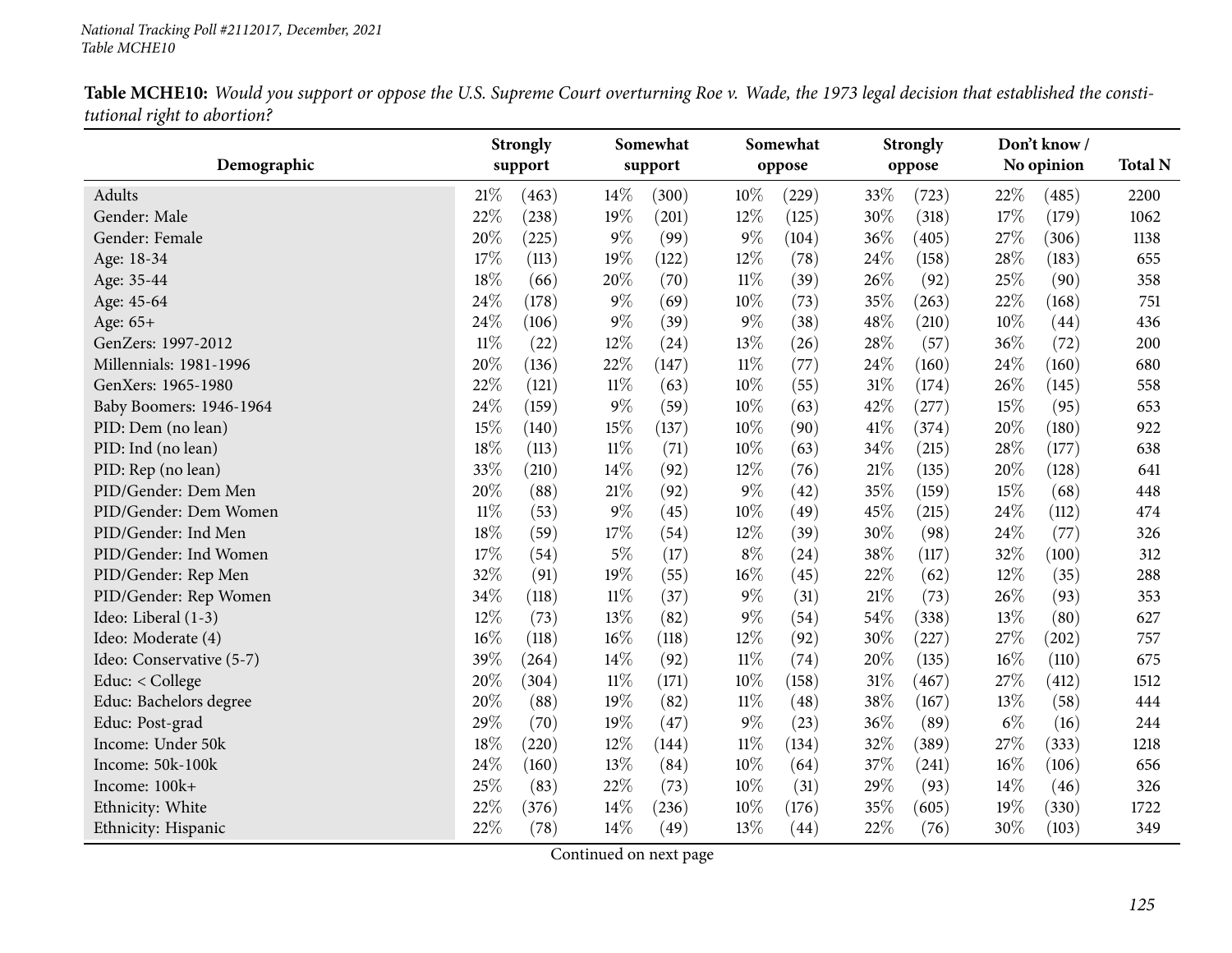**Table MCHE10:** *Would you support or oppose the U.S. Supreme Court overturning Roe v. Wade, the 1973 legal decision that established the constitutional right to abortion?*

| Demographic | Strongly support | | Somewhat support | | Somewhat oppose | | Strongly oppose | | Don't know / No opinion | | Total N |
|---|---|---|---|---|---|---|---|---|---|---|---|
| Adults | 21% | (463) | 14% | (300) | 10% | (229) | 33% | (723) | 22% | (485) | 2200 |
| Gender: Male | 22% | (238) | 19% | (201) | 12% | (125) | 30% | (318) | 17% | (179) | 1062 |
| Gender: Female | 20% | (225) | 9% | (99) | 9% | (104) | 36% | (405) | 27% | (306) | 1138 |
| Age: 18-34 | 17% | (113) | 19% | (122) | 12% | (78) | 24% | (158) | 28% | (183) | 655 |
| Age: 35-44 | 18% | (66) | 20% | (70) | 11% | (39) | 26% | (92) | 25% | (90) | 358 |
| Age: 45-64 | 24% | (178) | 9% | (69) | 10% | (73) | 35% | (263) | 22% | (168) | 751 |
| Age: 65+ | 24% | (106) | 9% | (39) | 9% | (38) | 48% | (210) | 10% | (44) | 436 |
| GenZers: 1997-2012 | 11% | (22) | 12% | (24) | 13% | (26) | 28% | (57) | 36% | (72) | 200 |
| Millennials: 1981-1996 | 20% | (136) | 22% | (147) | 11% | (77) | 24% | (160) | 24% | (160) | 680 |
| GenXers: 1965-1980 | 22% | (121) | 11% | (63) | 10% | (55) | 31% | (174) | 26% | (145) | 558 |
| Baby Boomers: 1946-1964 | 24% | (159) | 9% | (59) | 10% | (63) | 42% | (277) | 15% | (95) | 653 |
| PID: Dem (no lean) | 15% | (140) | 15% | (137) | 10% | (90) | 41% | (374) | 20% | (180) | 922 |
| PID: Ind (no lean) | 18% | (113) | 11% | (71) | 10% | (63) | 34% | (215) | 28% | (177) | 638 |
| PID: Rep (no lean) | 33% | (210) | 14% | (92) | 12% | (76) | 21% | (135) | 20% | (128) | 641 |
| PID/Gender: Dem Men | 20% | (88) | 21% | (92) | 9% | (42) | 35% | (159) | 15% | (68) | 448 |
| PID/Gender: Dem Women | 11% | (53) | 9% | (45) | 10% | (49) | 45% | (215) | 24% | (112) | 474 |
| PID/Gender: Ind Men | 18% | (59) | 17% | (54) | 12% | (39) | 30% | (98) | 24% | (77) | 326 |
| PID/Gender: Ind Women | 17% | (54) | 5% | (17) | 8% | (24) | 38% | (117) | 32% | (100) | 312 |
| PID/Gender: Rep Men | 32% | (91) | 19% | (55) | 16% | (45) | 22% | (62) | 12% | (35) | 288 |
| PID/Gender: Rep Women | 34% | (118) | 11% | (37) | 9% | (31) | 21% | (73) | 26% | (93) | 353 |
| Ideo: Liberal (1-3) | 12% | (73) | 13% | (82) | 9% | (54) | 54% | (338) | 13% | (80) | 627 |
| Ideo: Moderate (4) | 16% | (118) | 16% | (118) | 12% | (92) | 30% | (227) | 27% | (202) | 757 |
| Ideo: Conservative (5-7) | 39% | (264) | 14% | (92) | 11% | (74) | 20% | (135) | 16% | (110) | 675 |
| Educ: < College | 20% | (304) | 11% | (171) | 10% | (158) | 31% | (467) | 27% | (412) | 1512 |
| Educ: Bachelors degree | 20% | (88) | 19% | (82) | 11% | (48) | 38% | (167) | 13% | (58) | 444 |
| Educ: Post-grad | 29% | (70) | 19% | (47) | 9% | (23) | 36% | (89) | 6% | (16) | 244 |
| Income: Under 50k | 18% | (220) | 12% | (144) | 11% | (134) | 32% | (389) | 27% | (333) | 1218 |
| Income: 50k-100k | 24% | (160) | 13% | (84) | 10% | (64) | 37% | (241) | 16% | (106) | 656 |
| Income: 100k+ | 25% | (83) | 22% | (73) | 10% | (31) | 29% | (93) | 14% | (46) | 326 |
| Ethnicity: White | 22% | (376) | 14% | (236) | 10% | (176) | 35% | (605) | 19% | (330) | 1722 |
| Ethnicity: Hispanic | 22% | (78) | 14% | (49) | 13% | (44) | 22% | (76) | 30% | (103) | 349 |

Continued on next page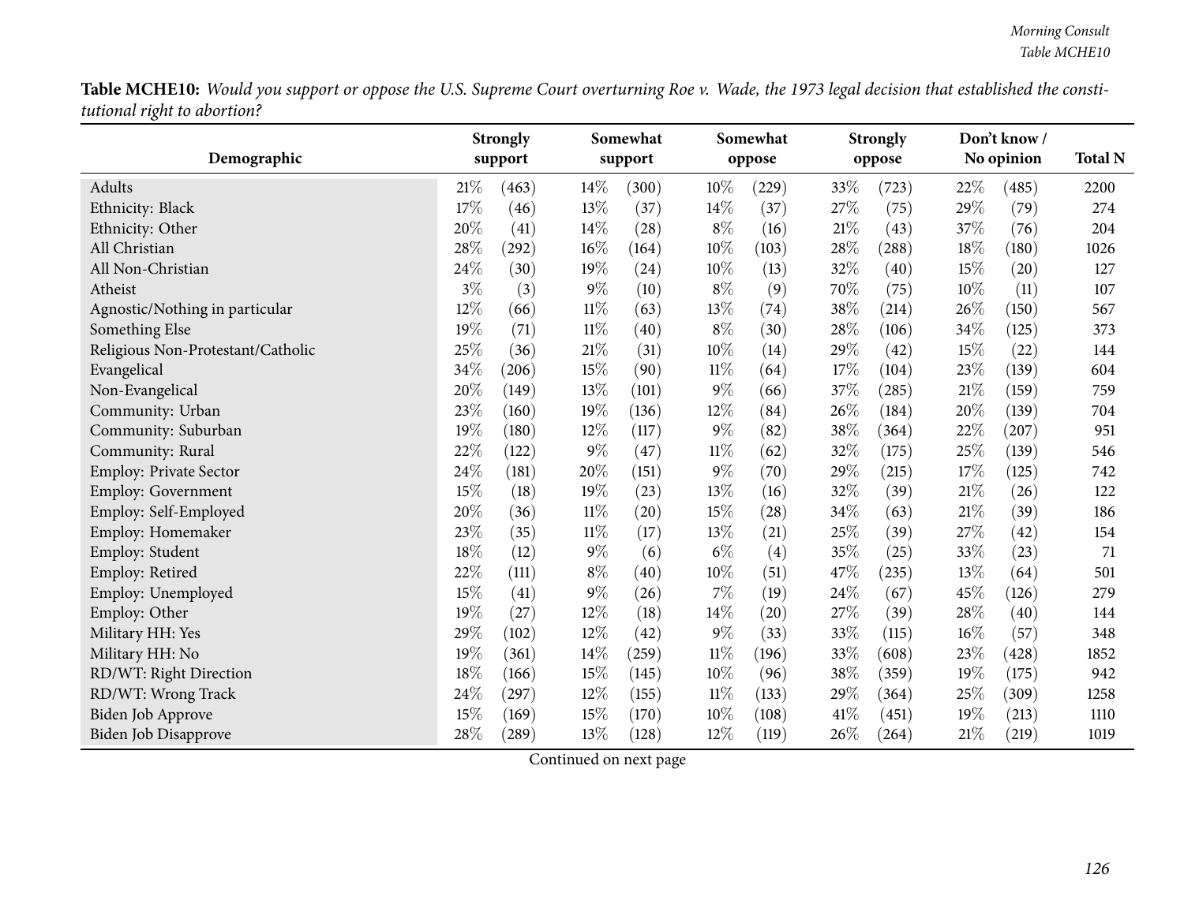**Table MCHE10:** *Would you support or oppose the U.S. Supreme Court overturning Roe v. Wade, the 1973 legal decision that established the constitutional right to abortion?*

| Demographic | Strongly support | | Somewhat support | | Somewhat oppose | | Strongly oppose | | Don't know / No opinion | | Total N |
|---|---|---|---|---|---|---|---|---|---|---|---|
| Adults | 21% | (463) | 14% | (300) | 10% | (229) | 33% | (723) | 22% | (485) | 2200 |
| Ethnicity: Black | 17% | (46) | 13% | (37) | 14% | (37) | 27% | (75) | 29% | (79) | 274 |
| Ethnicity: Other | 20% | (41) | 14% | (28) | 8% | (16) | 21% | (43) | 37% | (76) | 204 |
| All Christian | 28% | (292) | 16% | (164) | 10% | (103) | 28% | (288) | 18% | (180) | 1026 |
| All Non-Christian | 24% | (30) | 19% | (24) | 10% | (13) | 32% | (40) | 15% | (20) | 127 |
| Atheist | 3% | (3) | 9% | (10) | 8% | (9) | 70% | (75) | 10% | (11) | 107 |
| Agnostic/Nothing in particular | 12% | (66) | 11% | (63) | 13% | (74) | 38% | (214) | 26% | (150) | 567 |
| Something Else | 19% | (71) | 11% | (40) | 8% | (30) | 28% | (106) | 34% | (125) | 373 |
| Religious Non-Protestant/Catholic | 25% | (36) | 21% | (31) | 10% | (14) | 29% | (42) | 15% | (22) | 144 |
| Evangelical | 34% | (206) | 15% | (90) | 11% | (64) | 17% | (104) | 23% | (139) | 604 |
| Non-Evangelical | 20% | (149) | 13% | (101) | 9% | (66) | 37% | (285) | 21% | (159) | 759 |
| Community: Urban | 23% | (160) | 19% | (136) | 12% | (84) | 26% | (184) | 20% | (139) | 704 |
| Community: Suburban | 19% | (180) | 12% | (117) | 9% | (82) | 38% | (364) | 22% | (207) | 951 |
| Community: Rural | 22% | (122) | 9% | (47) | 11% | (62) | 32% | (175) | 25% | (139) | 546 |
| Employ: Private Sector | 24% | (181) | 20% | (151) | 9% | (70) | 29% | (215) | 17% | (125) | 742 |
| Employ: Government | 15% | (18) | 19% | (23) | 13% | (16) | 32% | (39) | 21% | (26) | 122 |
| Employ: Self-Employed | 20% | (36) | 11% | (20) | 15% | (28) | 34% | (63) | 21% | (39) | 186 |
| Employ: Homemaker | 23% | (35) | 11% | (17) | 13% | (21) | 25% | (39) | 27% | (42) | 154 |
| Employ: Student | 18% | (12) | 9% | (6) | 6% | (4) | 35% | (25) | 33% | (23) | 71 |
| Employ: Retired | 22% | (111) | 8% | (40) | 10% | (51) | 47% | (235) | 13% | (64) | 501 |
| Employ: Unemployed | 15% | (41) | 9% | (26) | 7% | (19) | 24% | (67) | 45% | (126) | 279 |
| Employ: Other | 19% | (27) | 12% | (18) | 14% | (20) | 27% | (39) | 28% | (40) | 144 |
| Military HH: Yes | 29% | (102) | 12% | (42) | 9% | (33) | 33% | (115) | 16% | (57) | 348 |
| Military HH: No | 19% | (361) | 14% | (259) | 11% | (196) | 33% | (608) | 23% | (428) | 1852 |
| RD/WT: Right Direction | 18% | (166) | 15% | (145) | 10% | (96) | 38% | (359) | 19% | (175) | 942 |
| RD/WT: Wrong Track | 24% | (297) | 12% | (155) | 11% | (133) | 29% | (364) | 25% | (309) | 1258 |
| Biden Job Approve | 15% | (169) | 15% | (170) | 10% | (108) | 41% | (451) | 19% | (213) | 1110 |
| Biden Job Disapprove | 28% | (289) | 13% | (128) | 12% | (119) | 26% | (264) | 21% | (219) | 1019 |

Continued on next page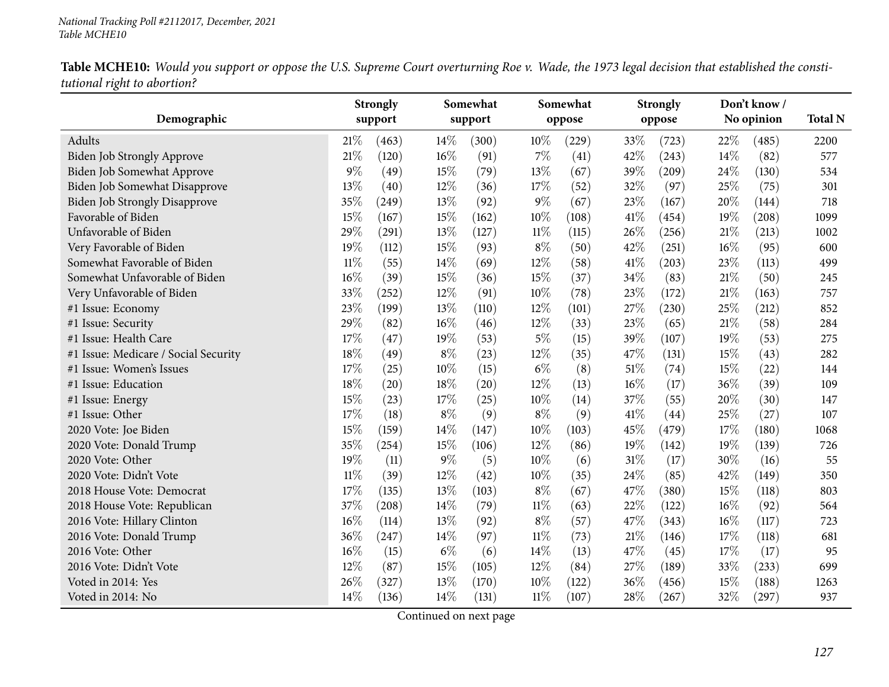**Table MCHE10:** *Would you support or oppose the U.S. Supreme Court overturning Roe v. Wade, the 1973 legal decision that established the constitutional right to abortion?*

| Demographic | Strongly support | | Somewhat support | | Somewhat oppose | | Strongly oppose | | Don't know / No opinion | | Total N |
|---|---|---|---|---|---|---|---|---|---|---|---|
| Adults | 21% | (463) | 14% | (300) | 10% | (229) | 33% | (723) | 22% | (485) | 2200 |
| Biden Job Strongly Approve | 21% | (120) | 16% | (91) | 7% | (41) | 42% | (243) | 14% | (82) | 577 |
| Biden Job Somewhat Approve | 9% | (49) | 15% | (79) | 13% | (67) | 39% | (209) | 24% | (130) | 534 |
| Biden Job Somewhat Disapprove | 13% | (40) | 12% | (36) | 17% | (52) | 32% | (97) | 25% | (75) | 301 |
| Biden Job Strongly Disapprove | 35% | (249) | 13% | (92) | 9% | (67) | 23% | (167) | 20% | (144) | 718 |
| Favorable of Biden | 15% | (167) | 15% | (162) | 10% | (108) | 41% | (454) | 19% | (208) | 1099 |
| Unfavorable of Biden | 29% | (291) | 13% | (127) | 11% | (115) | 26% | (256) | 21% | (213) | 1002 |
| Very Favorable of Biden | 19% | (112) | 15% | (93) | 8% | (50) | 42% | (251) | 16% | (95) | 600 |
| Somewhat Favorable of Biden | 11% | (55) | 14% | (69) | 12% | (58) | 41% | (203) | 23% | (113) | 499 |
| Somewhat Unfavorable of Biden | 16% | (39) | 15% | (36) | 15% | (37) | 34% | (83) | 21% | (50) | 245 |
| Very Unfavorable of Biden | 33% | (252) | 12% | (91) | 10% | (78) | 23% | (172) | 21% | (163) | 757 |
| #1 Issue: Economy | 23% | (199) | 13% | (110) | 12% | (101) | 27% | (230) | 25% | (212) | 852 |
| #1 Issue: Security | 29% | (82) | 16% | (46) | 12% | (33) | 23% | (65) | 21% | (58) | 284 |
| #1 Issue: Health Care | 17% | (47) | 19% | (53) | 5% | (15) | 39% | (107) | 19% | (53) | 275 |
| #1 Issue: Medicare / Social Security | 18% | (49) | 8% | (23) | 12% | (35) | 47% | (131) | 15% | (43) | 282 |
| #1 Issue: Women's Issues | 17% | (25) | 10% | (15) | 6% | (8) | 51% | (74) | 15% | (22) | 144 |
| #1 Issue: Education | 18% | (20) | 18% | (20) | 12% | (13) | 16% | (17) | 36% | (39) | 109 |
| #1 Issue: Energy | 15% | (23) | 17% | (25) | 10% | (14) | 37% | (55) | 20% | (30) | 147 |
| #1 Issue: Other | 17% | (18) | 8% | (9) | 8% | (9) | 41% | (44) | 25% | (27) | 107 |
| 2020 Vote: Joe Biden | 15% | (159) | 14% | (147) | 10% | (103) | 45% | (479) | 17% | (180) | 1068 |
| 2020 Vote: Donald Trump | 35% | (254) | 15% | (106) | 12% | (86) | 19% | (142) | 19% | (139) | 726 |
| 2020 Vote: Other | 19% | (11) | 9% | (5) | 10% | (6) | 31% | (17) | 30% | (16) | 55 |
| 2020 Vote: Didn't Vote | 11% | (39) | 12% | (42) | 10% | (35) | 24% | (85) | 42% | (149) | 350 |
| 2018 House Vote: Democrat | 17% | (135) | 13% | (103) | 8% | (67) | 47% | (380) | 15% | (118) | 803 |
| 2018 House Vote: Republican | 37% | (208) | 14% | (79) | 11% | (63) | 22% | (122) | 16% | (92) | 564 |
| 2016 Vote: Hillary Clinton | 16% | (114) | 13% | (92) | 8% | (57) | 47% | (343) | 16% | (117) | 723 |
| 2016 Vote: Donald Trump | 36% | (247) | 14% | (97) | 11% | (73) | 21% | (146) | 17% | (118) | 681 |
| 2016 Vote: Other | 16% | (15) | 6% | (6) | 14% | (13) | 47% | (45) | 17% | (17) | 95 |
| 2016 Vote: Didn't Vote | 12% | (87) | 15% | (105) | 12% | (84) | 27% | (189) | 33% | (233) | 699 |
| Voted in 2014: Yes | 26% | (327) | 13% | (170) | 10% | (122) | 36% | (456) | 15% | (188) | 1263 |
| Voted in 2014: No | 14% | (136) | 14% | (131) | 11% | (107) | 28% | (267) | 32% | (297) | 937 |

Continued on next page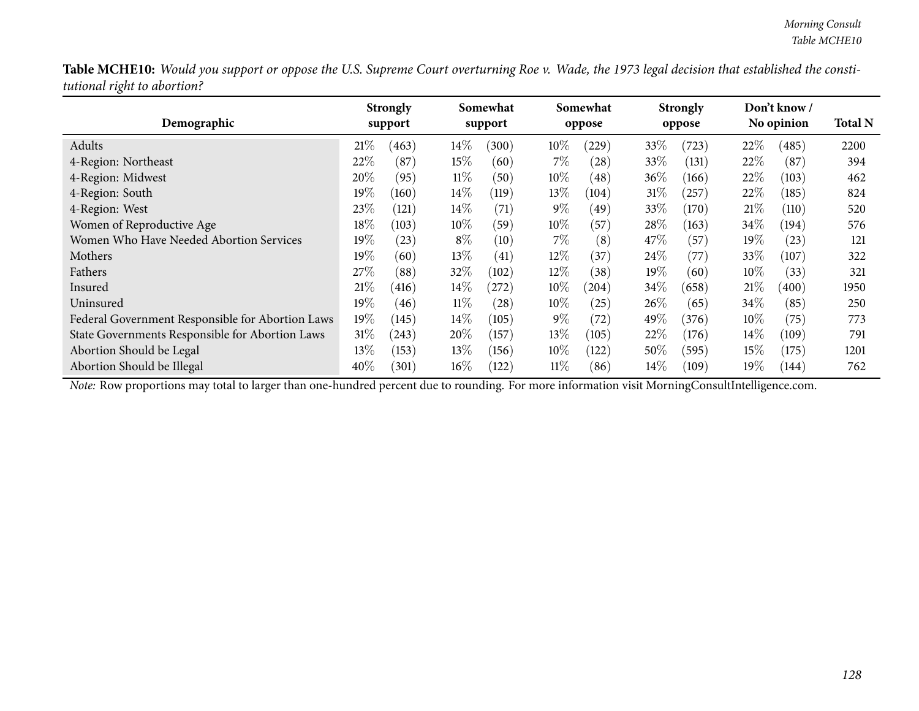**Table MCHE10:** *Would you support or oppose the U.S. Supreme Court overturning Roe v. Wade, the 1973 legal decision that established the constitutional right to abortion?*

| Demographic | Strongly support | | Somewhat support | | Somewhat oppose | | Strongly oppose | | Don't know / No opinion | | Total N |
|---|---|---|---|---|---|---|---|---|---|---|---|
| Adults | 21% | (463) | 14% | (300) | 10% | (229) | 33% | (723) | 22% | (485) | 2200 |
| 4-Region: Northeast | 22% | (87) | 15% | (60) | 7% | (28) | 33% | (131) | 22% | (87) | 394 |
| 4-Region: Midwest | 20% | (95) | 11% | (50) | 10% | (48) | 36% | (166) | 22% | (103) | 462 |
| 4-Region: South | 19% | (160) | 14% | (119) | 13% | (104) | 31% | (257) | 22% | (185) | 824 |
| 4-Region: West | 23% | (121) | 14% | (71) | 9% | (49) | 33% | (170) | 21% | (110) | 520 |
| Women of Reproductive Age | 18% | (103) | 10% | (59) | 10% | (57) | 28% | (163) | 34% | (194) | 576 |
| Women Who Have Needed Abortion Services | 19% | (23) | 8% | (10) | 7% | (8) | 47% | (57) | 19% | (23) | 121 |
| Mothers | 19% | (60) | 13% | (41) | 12% | (37) | 24% | (77) | 33% | (107) | 322 |
| Fathers | 27% | (88) | 32% | (102) | 12% | (38) | 19% | (60) | 10% | (33) | 321 |
| Insured | 21% | (416) | 14% | (272) | 10% | (204) | 34% | (658) | 21% | (400) | 1950 |
| Uninsured | 19% | (46) | 11% | (28) | 10% | (25) | 26% | (65) | 34% | (85) | 250 |
| Federal Government Responsible for Abortion Laws | 19% | (145) | 14% | (105) | 9% | (72) | 49% | (376) | 10% | (75) | 773 |
| State Governments Responsible for Abortion Laws | 31% | (243) | 20% | (157) | 13% | (105) | 22% | (176) | 14% | (109) | 791 |
| Abortion Should be Legal | 13% | (153) | 13% | (156) | 10% | (122) | 50% | (595) | 15% | (175) | 1201 |
| Abortion Should be Illegal | 40% | (301) | 16% | (122) | 11% | (86) | 14% | (109) | 19% | (144) | 762 |

*Note:* Row proportions may total to larger than one-hundred percent due to rounding. For more information visit MorningConsultIntelligence.com.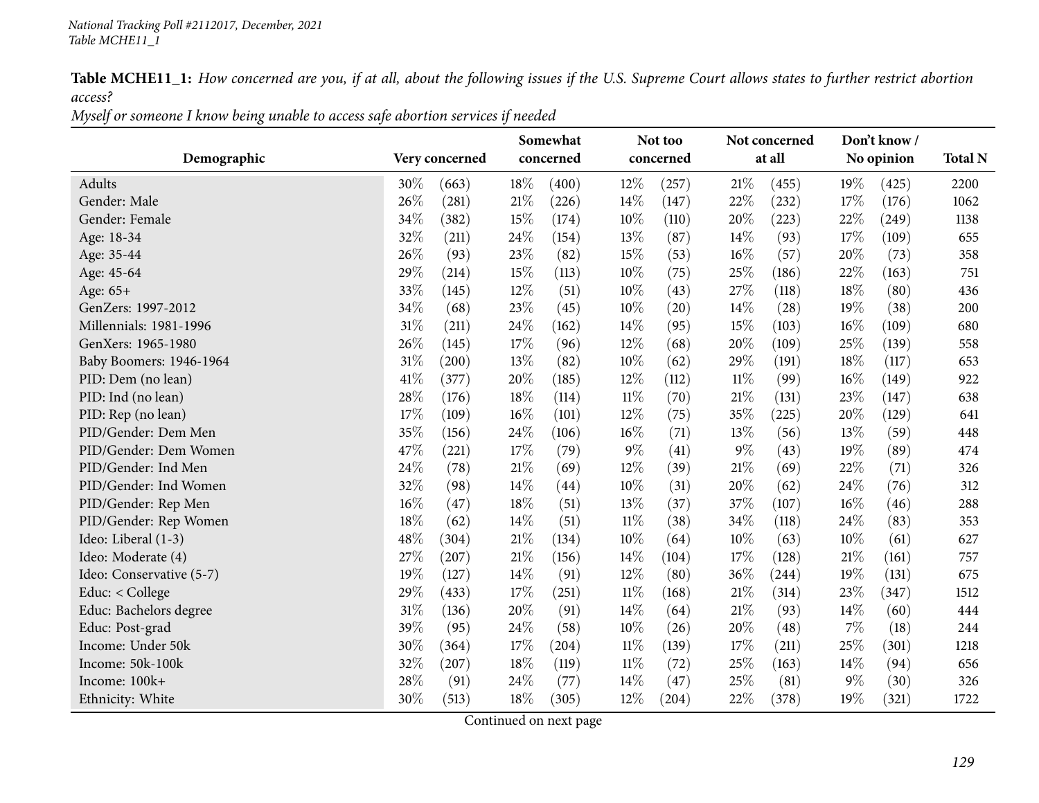**Table MCHE11_1:** *How concerned are you, if at all, about the following issues if the U.S. Supreme Court allows states to further restrict abortion access?*

*Myself or someone I know being unable to access safe abortion services if needed*

| Demographic | Very concerned | | Somewhat concerned | | Not too concerned | | Not concerned at all | | Don't know / No opinion | | Total N |
|---|---|---|---|---|---|---|---|---|---|---|---|
| Adults | 30% | (663) | 18% | (400) | 12% | (257) | 21% | (455) | 19% | (425) | 2200 |
| Gender: Male | 26% | (281) | 21% | (226) | 14% | (147) | 22% | (232) | 17% | (176) | 1062 |
| Gender: Female | 34% | (382) | 15% | (174) | 10% | (110) | 20% | (223) | 22% | (249) | 1138 |
| Age: 18-34 | 32% | (211) | 24% | (154) | 13% | (87) | 14% | (93) | 17% | (109) | 655 |
| Age: 35-44 | 26% | (93) | 23% | (82) | 15% | (53) | 16% | (57) | 20% | (73) | 358 |
| Age: 45-64 | 29% | (214) | 15% | (113) | 10% | (75) | 25% | (186) | 22% | (163) | 751 |
| Age: 65+ | 33% | (145) | 12% | (51) | 10% | (43) | 27% | (118) | 18% | (80) | 436 |
| GenZers: 1997-2012 | 34% | (68) | 23% | (45) | 10% | (20) | 14% | (28) | 19% | (38) | 200 |
| Millennials: 1981-1996 | 31% | (211) | 24% | (162) | 14% | (95) | 15% | (103) | 16% | (109) | 680 |
| GenXers: 1965-1980 | 26% | (145) | 17% | (96) | 12% | (68) | 20% | (109) | 25% | (139) | 558 |
| Baby Boomers: 1946-1964 | 31% | (200) | 13% | (82) | 10% | (62) | 29% | (191) | 18% | (117) | 653 |
| PID: Dem (no lean) | 41% | (377) | 20% | (185) | 12% | (112) | 11% | (99) | 16% | (149) | 922 |
| PID: Ind (no lean) | 28% | (176) | 18% | (114) | 11% | (70) | 21% | (131) | 23% | (147) | 638 |
| PID: Rep (no lean) | 17% | (109) | 16% | (101) | 12% | (75) | 35% | (225) | 20% | (129) | 641 |
| PID/Gender: Dem Men | 35% | (156) | 24% | (106) | 16% | (71) | 13% | (56) | 13% | (59) | 448 |
| PID/Gender: Dem Women | 47% | (221) | 17% | (79) | 9% | (41) | 9% | (43) | 19% | (89) | 474 |
| PID/Gender: Ind Men | 24% | (78) | 21% | (69) | 12% | (39) | 21% | (69) | 22% | (71) | 326 |
| PID/Gender: Ind Women | 32% | (98) | 14% | (44) | 10% | (31) | 20% | (62) | 24% | (76) | 312 |
| PID/Gender: Rep Men | 16% | (47) | 18% | (51) | 13% | (37) | 37% | (107) | 16% | (46) | 288 |
| PID/Gender: Rep Women | 18% | (62) | 14% | (51) | 11% | (38) | 34% | (118) | 24% | (83) | 353 |
| Ideo: Liberal (1-3) | 48% | (304) | 21% | (134) | 10% | (64) | 10% | (63) | 10% | (61) | 627 |
| Ideo: Moderate (4) | 27% | (207) | 21% | (156) | 14% | (104) | 17% | (128) | 21% | (161) | 757 |
| Ideo: Conservative (5-7) | 19% | (127) | 14% | (91) | 12% | (80) | 36% | (244) | 19% | (131) | 675 |
| Educ: < College | 29% | (433) | 17% | (251) | 11% | (168) | 21% | (314) | 23% | (347) | 1512 |
| Educ: Bachelors degree | 31% | (136) | 20% | (91) | 14% | (64) | 21% | (93) | 14% | (60) | 444 |
| Educ: Post-grad | 39% | (95) | 24% | (58) | 10% | (26) | 20% | (48) | 7% | (18) | 244 |
| Income: Under 50k | 30% | (364) | 17% | (204) | 11% | (139) | 17% | (211) | 25% | (301) | 1218 |
| Income: 50k-100k | 32% | (207) | 18% | (119) | 11% | (72) | 25% | (163) | 14% | (94) | 656 |
| Income: 100k+ | 28% | (91) | 24% | (77) | 14% | (47) | 25% | (81) | 9% | (30) | 326 |
| Ethnicity: White | 30% | (513) | 18% | (305) | 12% | (204) | 22% | (378) | 19% | (321) | 1722 |

Continued on next page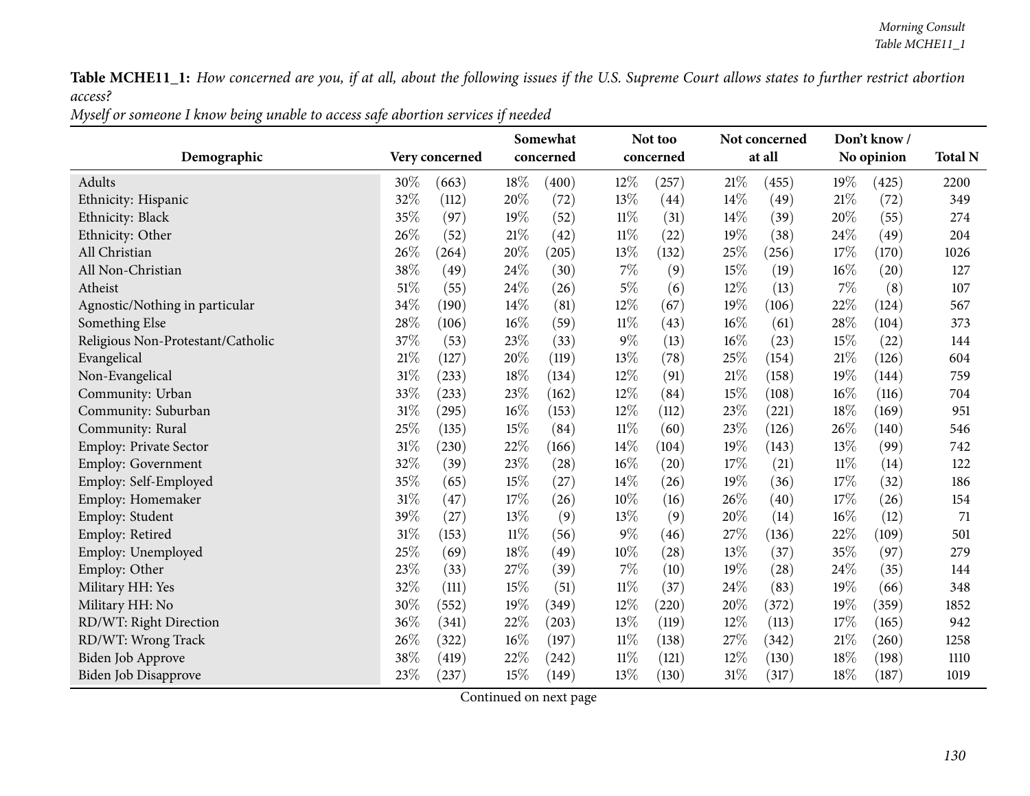**Table MCHE11_1:** *How concerned are you, if at all, about the following issues if the U.S. Supreme Court allows states to further restrict abortion access?*

*Myself or someone I know being unable to access safe abortion services if needed*

| Demographic | Very concerned | | Somewhat concerned | | Not too concerned | | Not concerned at all | | Don't know / No opinion | | Total N |
|---|---|---|---|---|---|---|---|---|---|---|---|
| Adults | 30% | (663) | 18% | (400) | 12% | (257) | 21% | (455) | 19% | (425) | 2200 |
| Ethnicity: Hispanic | 32% | (112) | 20% | (72) | 13% | (44) | 14% | (49) | 21% | (72) | 349 |
| Ethnicity: Black | 35% | (97) | 19% | (52) | 11% | (31) | 14% | (39) | 20% | (55) | 274 |
| Ethnicity: Other | 26% | (52) | 21% | (42) | 11% | (22) | 19% | (38) | 24% | (49) | 204 |
| All Christian | 26% | (264) | 20% | (205) | 13% | (132) | 25% | (256) | 17% | (170) | 1026 |
| All Non-Christian | 38% | (49) | 24% | (30) | 7% | (9) | 15% | (19) | 16% | (20) | 127 |
| Atheist | 51% | (55) | 24% | (26) | 5% | (6) | 12% | (13) | 7% | (8) | 107 |
| Agnostic/Nothing in particular | 34% | (190) | 14% | (81) | 12% | (67) | 19% | (106) | 22% | (124) | 567 |
| Something Else | 28% | (106) | 16% | (59) | 11% | (43) | 16% | (61) | 28% | (104) | 373 |
| Religious Non-Protestant/Catholic | 37% | (53) | 23% | (33) | 9% | (13) | 16% | (23) | 15% | (22) | 144 |
| Evangelical | 21% | (127) | 20% | (119) | 13% | (78) | 25% | (154) | 21% | (126) | 604 |
| Non-Evangelical | 31% | (233) | 18% | (134) | 12% | (91) | 21% | (158) | 19% | (144) | 759 |
| Community: Urban | 33% | (233) | 23% | (162) | 12% | (84) | 15% | (108) | 16% | (116) | 704 |
| Community: Suburban | 31% | (295) | 16% | (153) | 12% | (112) | 23% | (221) | 18% | (169) | 951 |
| Community: Rural | 25% | (135) | 15% | (84) | 11% | (60) | 23% | (126) | 26% | (140) | 546 |
| Employ: Private Sector | 31% | (230) | 22% | (166) | 14% | (104) | 19% | (143) | 13% | (99) | 742 |
| Employ: Government | 32% | (39) | 23% | (28) | 16% | (20) | 17% | (21) | 11% | (14) | 122 |
| Employ: Self-Employed | 35% | (65) | 15% | (27) | 14% | (26) | 19% | (36) | 17% | (32) | 186 |
| Employ: Homemaker | 31% | (47) | 17% | (26) | 10% | (16) | 26% | (40) | 17% | (26) | 154 |
| Employ: Student | 39% | (27) | 13% | (9) | 13% | (9) | 20% | (14) | 16% | (12) | 71 |
| Employ: Retired | 31% | (153) | 11% | (56) | 9% | (46) | 27% | (136) | 22% | (109) | 501 |
| Employ: Unemployed | 25% | (69) | 18% | (49) | 10% | (28) | 13% | (37) | 35% | (97) | 279 |
| Employ: Other | 23% | (33) | 27% | (39) | 7% | (10) | 19% | (28) | 24% | (35) | 144 |
| Military HH: Yes | 32% | (111) | 15% | (51) | 11% | (37) | 24% | (83) | 19% | (66) | 348 |
| Military HH: No | 30% | (552) | 19% | (349) | 12% | (220) | 20% | (372) | 19% | (359) | 1852 |
| RD/WT: Right Direction | 36% | (341) | 22% | (203) | 13% | (119) | 12% | (113) | 17% | (165) | 942 |
| RD/WT: Wrong Track | 26% | (322) | 16% | (197) | 11% | (138) | 27% | (342) | 21% | (260) | 1258 |
| Biden Job Approve | 38% | (419) | 22% | (242) | 11% | (121) | 12% | (130) | 18% | (198) | 1110 |
| Biden Job Disapprove | 23% | (237) | 15% | (149) | 13% | (130) | 31% | (317) | 18% | (187) | 1019 |

Continued on next page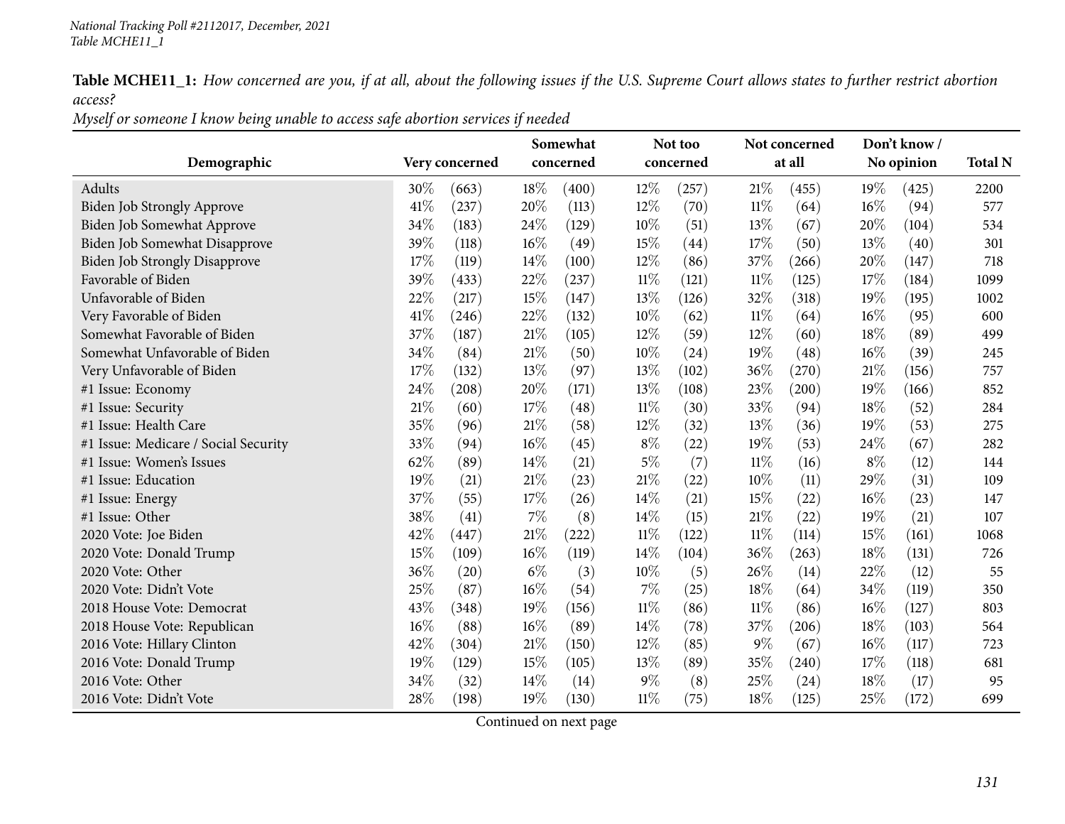**Table MCHE11_1:** *How concerned are you, if at all, about the following issues if the U.S. Supreme Court allows states to further restrict abortion access?*

*Myself or someone I know being unable to access safe abortion services if needed*

| Demographic | Very concerned | | Somewhat concerned | | Not too concerned | | Not concerned at all | | Don't know / No opinion | | Total N |
|---|---|---|---|---|---|---|---|---|---|---|---|
| Adults | 30% | (663) | 18% | (400) | 12% | (257) | 21% | (455) | 19% | (425) | 2200 |
| Biden Job Strongly Approve | 41% | (237) | 20% | (113) | 12% | (70) | 11% | (64) | 16% | (94) | 577 |
| Biden Job Somewhat Approve | 34% | (183) | 24% | (129) | 10% | (51) | 13% | (67) | 20% | (104) | 534 |
| Biden Job Somewhat Disapprove | 39% | (118) | 16% | (49) | 15% | (44) | 17% | (50) | 13% | (40) | 301 |
| Biden Job Strongly Disapprove | 17% | (119) | 14% | (100) | 12% | (86) | 37% | (266) | 20% | (147) | 718 |
| Favorable of Biden | 39% | (433) | 22% | (237) | 11% | (121) | 11% | (125) | 17% | (184) | 1099 |
| Unfavorable of Biden | 22% | (217) | 15% | (147) | 13% | (126) | 32% | (318) | 19% | (195) | 1002 |
| Very Favorable of Biden | 41% | (246) | 22% | (132) | 10% | (62) | 11% | (64) | 16% | (95) | 600 |
| Somewhat Favorable of Biden | 37% | (187) | 21% | (105) | 12% | (59) | 12% | (60) | 18% | (89) | 499 |
| Somewhat Unfavorable of Biden | 34% | (84) | 21% | (50) | 10% | (24) | 19% | (48) | 16% | (39) | 245 |
| Very Unfavorable of Biden | 17% | (132) | 13% | (97) | 13% | (102) | 36% | (270) | 21% | (156) | 757 |
| #1 Issue: Economy | 24% | (208) | 20% | (171) | 13% | (108) | 23% | (200) | 19% | (166) | 852 |
| #1 Issue: Security | 21% | (60) | 17% | (48) | 11% | (30) | 33% | (94) | 18% | (52) | 284 |
| #1 Issue: Health Care | 35% | (96) | 21% | (58) | 12% | (32) | 13% | (36) | 19% | (53) | 275 |
| #1 Issue: Medicare / Social Security | 33% | (94) | 16% | (45) | 8% | (22) | 19% | (53) | 24% | (67) | 282 |
| #1 Issue: Women's Issues | 62% | (89) | 14% | (21) | 5% | (7) | 11% | (16) | 8% | (12) | 144 |
| #1 Issue: Education | 19% | (21) | 21% | (23) | 21% | (22) | 10% | (11) | 29% | (31) | 109 |
| #1 Issue: Energy | 37% | (55) | 17% | (26) | 14% | (21) | 15% | (22) | 16% | (23) | 147 |
| #1 Issue: Other | 38% | (41) | 7% | (8) | 14% | (15) | 21% | (22) | 19% | (21) | 107 |
| 2020 Vote: Joe Biden | 42% | (447) | 21% | (222) | 11% | (122) | 11% | (114) | 15% | (161) | 1068 |
| 2020 Vote: Donald Trump | 15% | (109) | 16% | (119) | 14% | (104) | 36% | (263) | 18% | (131) | 726 |
| 2020 Vote: Other | 36% | (20) | 6% | (3) | 10% | (5) | 26% | (14) | 22% | (12) | 55 |
| 2020 Vote: Didn't Vote | 25% | (87) | 16% | (54) | 7% | (25) | 18% | (64) | 34% | (119) | 350 |
| 2018 House Vote: Democrat | 43% | (348) | 19% | (156) | 11% | (86) | 11% | (86) | 16% | (127) | 803 |
| 2018 House Vote: Republican | 16% | (88) | 16% | (89) | 14% | (78) | 37% | (206) | 18% | (103) | 564 |
| 2016 Vote: Hillary Clinton | 42% | (304) | 21% | (150) | 12% | (85) | 9% | (67) | 16% | (117) | 723 |
| 2016 Vote: Donald Trump | 19% | (129) | 15% | (105) | 13% | (89) | 35% | (240) | 17% | (118) | 681 |
| 2016 Vote: Other | 34% | (32) | 14% | (14) | 9% | (8) | 25% | (24) | 18% | (17) | 95 |
| 2016 Vote: Didn't Vote | 28% | (198) | 19% | (130) | 11% | (75) | 18% | (125) | 25% | (172) | 699 |

Continued on next page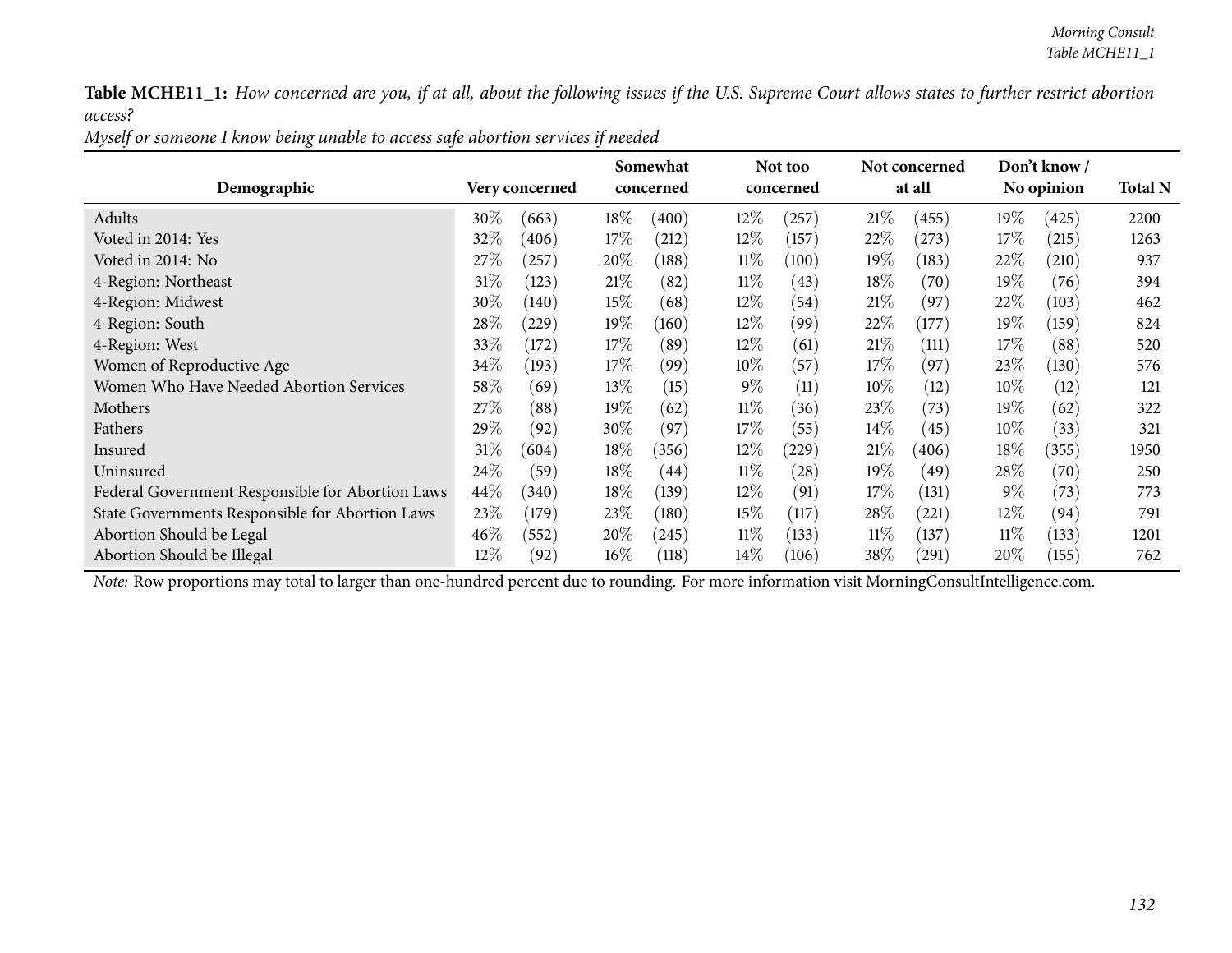**Table MCHE11_1:** *How concerned are you, if at all, about the following issues if the U.S. Supreme Court allows states to further restrict abortion access?*

*Myself or someone I know being unable to access safe abortion services if needed*

| Demographic | Very concerned | | Somewhat concerned | | Not too concerned | | Not concerned at all | | Don't know / No opinion | | Total N |
|---|---|---|---|---|---|---|---|---|---|---|---|
| Adults | 30% | (663) | 18% | (400) | 12% | (257) | 21% | (455) | 19% | (425) | 2200 |
| Voted in 2014: Yes | 32% | (406) | 17% | (212) | 12% | (157) | 22% | (273) | 17% | (215) | 1263 |
| Voted in 2014: No | 27% | (257) | 20% | (188) | 11% | (100) | 19% | (183) | 22% | (210) | 937 |
| 4-Region: Northeast | 31% | (123) | 21% | (82) | 11% | (43) | 18% | (70) | 19% | (76) | 394 |
| 4-Region: Midwest | 30% | (140) | 15% | (68) | 12% | (54) | 21% | (97) | 22% | (103) | 462 |
| 4-Region: South | 28% | (229) | 19% | (160) | 12% | (99) | 22% | (177) | 19% | (159) | 824 |
| 4-Region: West | 33% | (172) | 17% | (89) | 12% | (61) | 21% | (111) | 17% | (88) | 520 |
| Women of Reproductive Age | 34% | (193) | 17% | (99) | 10% | (57) | 17% | (97) | 23% | (130) | 576 |
| Women Who Have Needed Abortion Services | 58% | (69) | 13% | (15) | 9% | (11) | 10% | (12) | 10% | (12) | 121 |
| Mothers | 27% | (88) | 19% | (62) | 11% | (36) | 23% | (73) | 19% | (62) | 322 |
| Fathers | 29% | (92) | 30% | (97) | 17% | (55) | 14% | (45) | 10% | (33) | 321 |
| Insured | 31% | (604) | 18% | (356) | 12% | (229) | 21% | (406) | 18% | (355) | 1950 |
| Uninsured | 24% | (59) | 18% | (44) | 11% | (28) | 19% | (49) | 28% | (70) | 250 |
| Federal Government Responsible for Abortion Laws | 44% | (340) | 18% | (139) | 12% | (91) | 17% | (131) | 9% | (73) | 773 |
| State Governments Responsible for Abortion Laws | 23% | (179) | 23% | (180) | 15% | (117) | 28% | (221) | 12% | (94) | 791 |
| Abortion Should be Legal | 46% | (552) | 20% | (245) | 11% | (133) | 11% | (137) | 11% | (133) | 1201 |
| Abortion Should be Illegal | 12% | (92) | 16% | (118) | 14% | (106) | 38% | (291) | 20% | (155) | 762 |

*Note:* Row proportions may total to larger than one-hundred percent due to rounding. For more information visit MorningConsultIntelligence.com.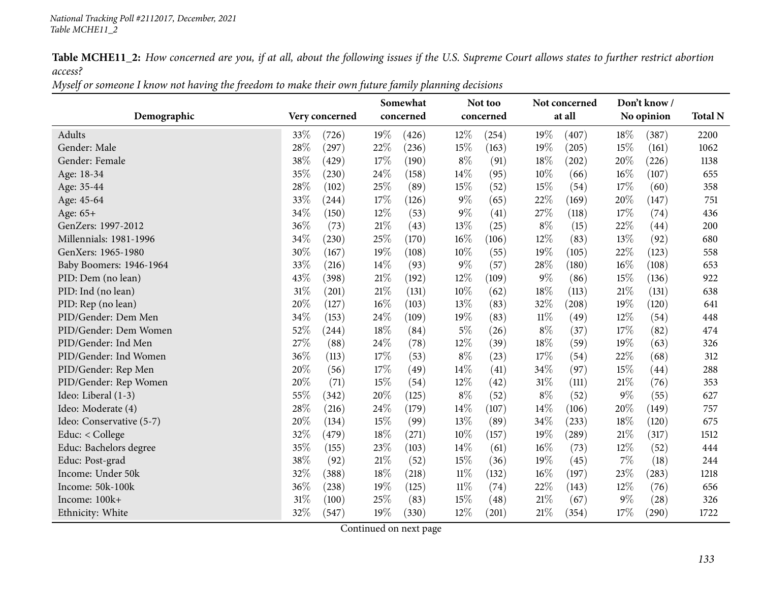**Table MCHE11_2:** *How concerned are you, if at all, about the following issues if the U.S. Supreme Court allows states to further restrict abortion access?*

*Myself or someone I know not having the freedom to make their own future family planning decisions*

| Demographic | Very concerned | | Somewhat concerned | | Not too concerned | | Not concerned at all | | Don't know / No opinion | | Total N |
|---|---|---|---|---|---|---|---|---|---|---|---|
| Adults | 33% | (726) | 19% | (426) | 12% | (254) | 19% | (407) | 18% | (387) | 2200 |
| Gender: Male | 28% | (297) | 22% | (236) | 15% | (163) | 19% | (205) | 15% | (161) | 1062 |
| Gender: Female | 38% | (429) | 17% | (190) | 8% | (91) | 18% | (202) | 20% | (226) | 1138 |
| Age: 18-34 | 35% | (230) | 24% | (158) | 14% | (95) | 10% | (66) | 16% | (107) | 655 |
| Age: 35-44 | 28% | (102) | 25% | (89) | 15% | (52) | 15% | (54) | 17% | (60) | 358 |
| Age: 45-64 | 33% | (244) | 17% | (126) | 9% | (65) | 22% | (169) | 20% | (147) | 751 |
| Age: 65+ | 34% | (150) | 12% | (53) | 9% | (41) | 27% | (118) | 17% | (74) | 436 |
| GenZers: 1997-2012 | 36% | (73) | 21% | (43) | 13% | (25) | 8% | (15) | 22% | (44) | 200 |
| Millennials: 1981-1996 | 34% | (230) | 25% | (170) | 16% | (106) | 12% | (83) | 13% | (92) | 680 |
| GenXers: 1965-1980 | 30% | (167) | 19% | (108) | 10% | (55) | 19% | (105) | 22% | (123) | 558 |
| Baby Boomers: 1946-1964 | 33% | (216) | 14% | (93) | 9% | (57) | 28% | (180) | 16% | (108) | 653 |
| PID: Dem (no lean) | 43% | (398) | 21% | (192) | 12% | (109) | 9% | (86) | 15% | (136) | 922 |
| PID: Ind (no lean) | 31% | (201) | 21% | (131) | 10% | (62) | 18% | (113) | 21% | (131) | 638 |
| PID: Rep (no lean) | 20% | (127) | 16% | (103) | 13% | (83) | 32% | (208) | 19% | (120) | 641 |
| PID/Gender: Dem Men | 34% | (153) | 24% | (109) | 19% | (83) | 11% | (49) | 12% | (54) | 448 |
| PID/Gender: Dem Women | 52% | (244) | 18% | (84) | 5% | (26) | 8% | (37) | 17% | (82) | 474 |
| PID/Gender: Ind Men | 27% | (88) | 24% | (78) | 12% | (39) | 18% | (59) | 19% | (63) | 326 |
| PID/Gender: Ind Women | 36% | (113) | 17% | (53) | 8% | (23) | 17% | (54) | 22% | (68) | 312 |
| PID/Gender: Rep Men | 20% | (56) | 17% | (49) | 14% | (41) | 34% | (97) | 15% | (44) | 288 |
| PID/Gender: Rep Women | 20% | (71) | 15% | (54) | 12% | (42) | 31% | (111) | 21% | (76) | 353 |
| Ideo: Liberal (1-3) | 55% | (342) | 20% | (125) | 8% | (52) | 8% | (52) | 9% | (55) | 627 |
| Ideo: Moderate (4) | 28% | (216) | 24% | (179) | 14% | (107) | 14% | (106) | 20% | (149) | 757 |
| Ideo: Conservative (5-7) | 20% | (134) | 15% | (99) | 13% | (89) | 34% | (233) | 18% | (120) | 675 |
| Educ: < College | 32% | (479) | 18% | (271) | 10% | (157) | 19% | (289) | 21% | (317) | 1512 |
| Educ: Bachelors degree | 35% | (155) | 23% | (103) | 14% | (61) | 16% | (73) | 12% | (52) | 444 |
| Educ: Post-grad | 38% | (92) | 21% | (52) | 15% | (36) | 19% | (45) | 7% | (18) | 244 |
| Income: Under 50k | 32% | (388) | 18% | (218) | 11% | (132) | 16% | (197) | 23% | (283) | 1218 |
| Income: 50k-100k | 36% | (238) | 19% | (125) | 11% | (74) | 22% | (143) | 12% | (76) | 656 |
| Income: 100k+ | 31% | (100) | 25% | (83) | 15% | (48) | 21% | (67) | 9% | (28) | 326 |
| Ethnicity: White | 32% | (547) | 19% | (330) | 12% | (201) | 21% | (354) | 17% | (290) | 1722 |

Continued on next page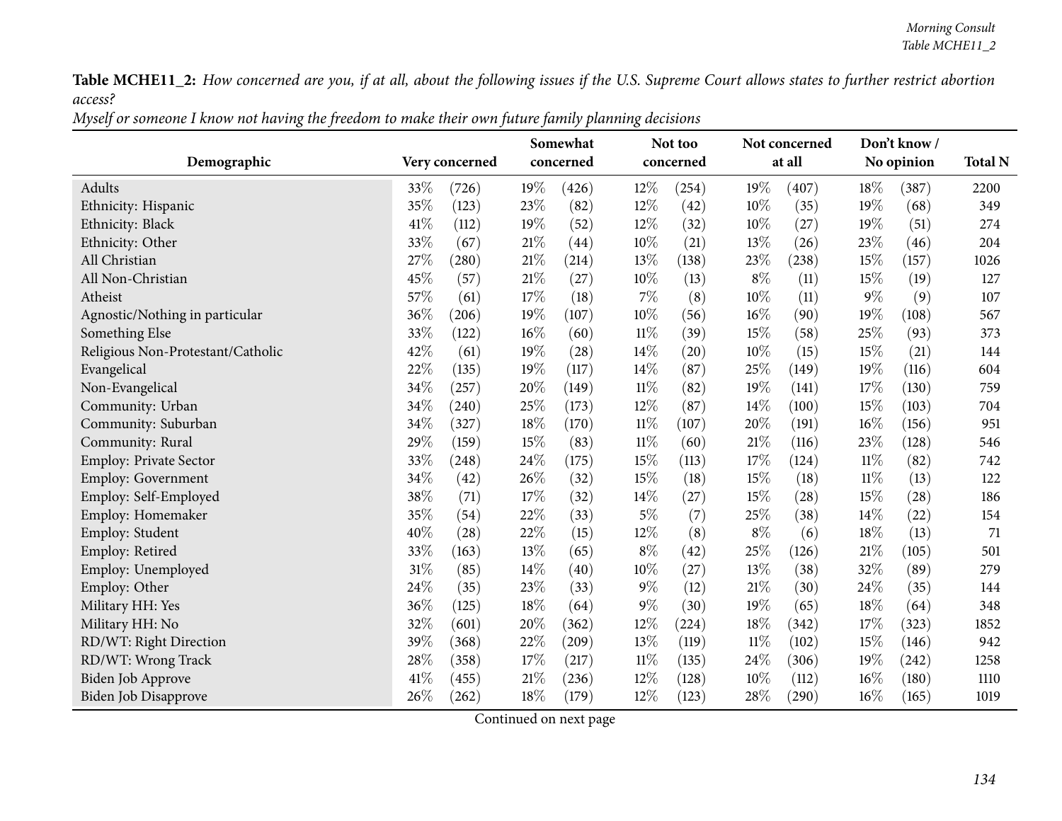**Table MCHE11_2:** *How concerned are you, if at all, about the following issues if the U.S. Supreme Court allows states to further restrict abortion access?*

*Myself or someone I know not having the freedom to make their own future family planning decisions*

| Demographic | Very concerned | | Somewhat concerned | | Not too concerned | | Not concerned at all | | Don't know / No opinion | | Total N |
|---|---|---|---|---|---|---|---|---|---|---|---|
| Adults | 33% | (726) | 19% | (426) | 12% | (254) | 19% | (407) | 18% | (387) | 2200 |
| Ethnicity: Hispanic | 35% | (123) | 23% | (82) | 12% | (42) | 10% | (35) | 19% | (68) | 349 |
| Ethnicity: Black | 41% | (112) | 19% | (52) | 12% | (32) | 10% | (27) | 19% | (51) | 274 |
| Ethnicity: Other | 33% | (67) | 21% | (44) | 10% | (21) | 13% | (26) | 23% | (46) | 204 |
| All Christian | 27% | (280) | 21% | (214) | 13% | (138) | 23% | (238) | 15% | (157) | 1026 |
| All Non-Christian | 45% | (57) | 21% | (27) | 10% | (13) | 8% | (11) | 15% | (19) | 127 |
| Atheist | 57% | (61) | 17% | (18) | 7% | (8) | 10% | (11) | 9% | (9) | 107 |
| Agnostic/Nothing in particular | 36% | (206) | 19% | (107) | 10% | (56) | 16% | (90) | 19% | (108) | 567 |
| Something Else | 33% | (122) | 16% | (60) | 11% | (39) | 15% | (58) | 25% | (93) | 373 |
| Religious Non-Protestant/Catholic | 42% | (61) | 19% | (28) | 14% | (20) | 10% | (15) | 15% | (21) | 144 |
| Evangelical | 22% | (135) | 19% | (117) | 14% | (87) | 25% | (149) | 19% | (116) | 604 |
| Non-Evangelical | 34% | (257) | 20% | (149) | 11% | (82) | 19% | (141) | 17% | (130) | 759 |
| Community: Urban | 34% | (240) | 25% | (173) | 12% | (87) | 14% | (100) | 15% | (103) | 704 |
| Community: Suburban | 34% | (327) | 18% | (170) | 11% | (107) | 20% | (191) | 16% | (156) | 951 |
| Community: Rural | 29% | (159) | 15% | (83) | 11% | (60) | 21% | (116) | 23% | (128) | 546 |
| Employ: Private Sector | 33% | (248) | 24% | (175) | 15% | (113) | 17% | (124) | 11% | (82) | 742 |
| Employ: Government | 34% | (42) | 26% | (32) | 15% | (18) | 15% | (18) | 11% | (13) | 122 |
| Employ: Self-Employed | 38% | (71) | 17% | (32) | 14% | (27) | 15% | (28) | 15% | (28) | 186 |
| Employ: Homemaker | 35% | (54) | 22% | (33) | 5% | (7) | 25% | (38) | 14% | (22) | 154 |
| Employ: Student | 40% | (28) | 22% | (15) | 12% | (8) | 8% | (6) | 18% | (13) | 71 |
| Employ: Retired | 33% | (163) | 13% | (65) | 8% | (42) | 25% | (126) | 21% | (105) | 501 |
| Employ: Unemployed | 31% | (85) | 14% | (40) | 10% | (27) | 13% | (38) | 32% | (89) | 279 |
| Employ: Other | 24% | (35) | 23% | (33) | 9% | (12) | 21% | (30) | 24% | (35) | 144 |
| Military HH: Yes | 36% | (125) | 18% | (64) | 9% | (30) | 19% | (65) | 18% | (64) | 348 |
| Military HH: No | 32% | (601) | 20% | (362) | 12% | (224) | 18% | (342) | 17% | (323) | 1852 |
| RD/WT: Right Direction | 39% | (368) | 22% | (209) | 13% | (119) | 11% | (102) | 15% | (146) | 942 |
| RD/WT: Wrong Track | 28% | (358) | 17% | (217) | 11% | (135) | 24% | (306) | 19% | (242) | 1258 |
| Biden Job Approve | 41% | (455) | 21% | (236) | 12% | (128) | 10% | (112) | 16% | (180) | 1110 |
| Biden Job Disapprove | 26% | (262) | 18% | (179) | 12% | (123) | 28% | (290) | 16% | (165) | 1019 |

Continued on next page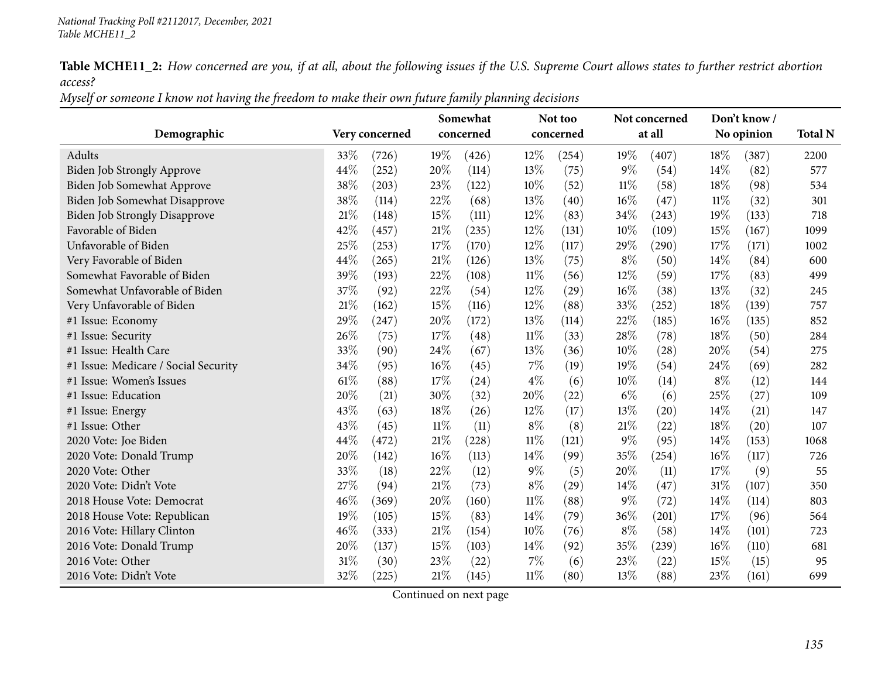National Tracking Poll #2112017, December, 2021
Table MCHE11_2

**Table MCHE11_2:** *How concerned are you, if at all, about the following issues if the U.S. Supreme Court allows states to further restrict abortion access?*
*Myself or someone I know not having the freedom to make their own future family planning decisions*

| Demographic | Very concerned | | Somewhat concerned | | Not too concerned | | Not concerned at all | | Don't know / No opinion | | Total N |
|---|---|---|---|---|---|---|---|---|---|---|---|
| Adults | 33% | (726) | 19% | (426) | 12% | (254) | 19% | (407) | 18% | (387) | 2200 |
| Biden Job Strongly Approve | 44% | (252) | 20% | (114) | 13% | (75) | 9% | (54) | 14% | (82) | 577 |
| Biden Job Somewhat Approve | 38% | (203) | 23% | (122) | 10% | (52) | 11% | (58) | 18% | (98) | 534 |
| Biden Job Somewhat Disapprove | 38% | (114) | 22% | (68) | 13% | (40) | 16% | (47) | 11% | (32) | 301 |
| Biden Job Strongly Disapprove | 21% | (148) | 15% | (111) | 12% | (83) | 34% | (243) | 19% | (133) | 718 |
| Favorable of Biden | 42% | (457) | 21% | (235) | 12% | (131) | 10% | (109) | 15% | (167) | 1099 |
| Unfavorable of Biden | 25% | (253) | 17% | (170) | 12% | (117) | 29% | (290) | 17% | (171) | 1002 |
| Very Favorable of Biden | 44% | (265) | 21% | (126) | 13% | (75) | 8% | (50) | 14% | (84) | 600 |
| Somewhat Favorable of Biden | 39% | (193) | 22% | (108) | 11% | (56) | 12% | (59) | 17% | (83) | 499 |
| Somewhat Unfavorable of Biden | 37% | (92) | 22% | (54) | 12% | (29) | 16% | (38) | 13% | (32) | 245 |
| Very Unfavorable of Biden | 21% | (162) | 15% | (116) | 12% | (88) | 33% | (252) | 18% | (139) | 757 |
| #1 Issue: Economy | 29% | (247) | 20% | (172) | 13% | (114) | 22% | (185) | 16% | (135) | 852 |
| #1 Issue: Security | 26% | (75) | 17% | (48) | 11% | (33) | 28% | (78) | 18% | (50) | 284 |
| #1 Issue: Health Care | 33% | (90) | 24% | (67) | 13% | (36) | 10% | (28) | 20% | (54) | 275 |
| #1 Issue: Medicare / Social Security | 34% | (95) | 16% | (45) | 7% | (19) | 19% | (54) | 24% | (69) | 282 |
| #1 Issue: Women's Issues | 61% | (88) | 17% | (24) | 4% | (6) | 10% | (14) | 8% | (12) | 144 |
| #1 Issue: Education | 20% | (21) | 30% | (32) | 20% | (22) | 6% | (6) | 25% | (27) | 109 |
| #1 Issue: Energy | 43% | (63) | 18% | (26) | 12% | (17) | 13% | (20) | 14% | (21) | 147 |
| #1 Issue: Other | 43% | (45) | 11% | (11) | 8% | (8) | 21% | (22) | 18% | (20) | 107 |
| 2020 Vote: Joe Biden | 44% | (472) | 21% | (228) | 11% | (121) | 9% | (95) | 14% | (153) | 1068 |
| 2020 Vote: Donald Trump | 20% | (142) | 16% | (113) | 14% | (99) | 35% | (254) | 16% | (117) | 726 |
| 2020 Vote: Other | 33% | (18) | 22% | (12) | 9% | (5) | 20% | (11) | 17% | (9) | 55 |
| 2020 Vote: Didn't Vote | 27% | (94) | 21% | (73) | 8% | (29) | 14% | (47) | 31% | (107) | 350 |
| 2018 House Vote: Democrat | 46% | (369) | 20% | (160) | 11% | (88) | 9% | (72) | 14% | (114) | 803 |
| 2018 House Vote: Republican | 19% | (105) | 15% | (83) | 14% | (79) | 36% | (201) | 17% | (96) | 564 |
| 2016 Vote: Hillary Clinton | 46% | (333) | 21% | (154) | 10% | (76) | 8% | (58) | 14% | (101) | 723 |
| 2016 Vote: Donald Trump | 20% | (137) | 15% | (103) | 14% | (92) | 35% | (239) | 16% | (110) | 681 |
| 2016 Vote: Other | 31% | (30) | 23% | (22) | 7% | (6) | 23% | (22) | 15% | (15) | 95 |
| 2016 Vote: Didn't Vote | 32% | (225) | 21% | (145) | 11% | (80) | 13% | (88) | 23% | (161) | 699 |

Continued on next page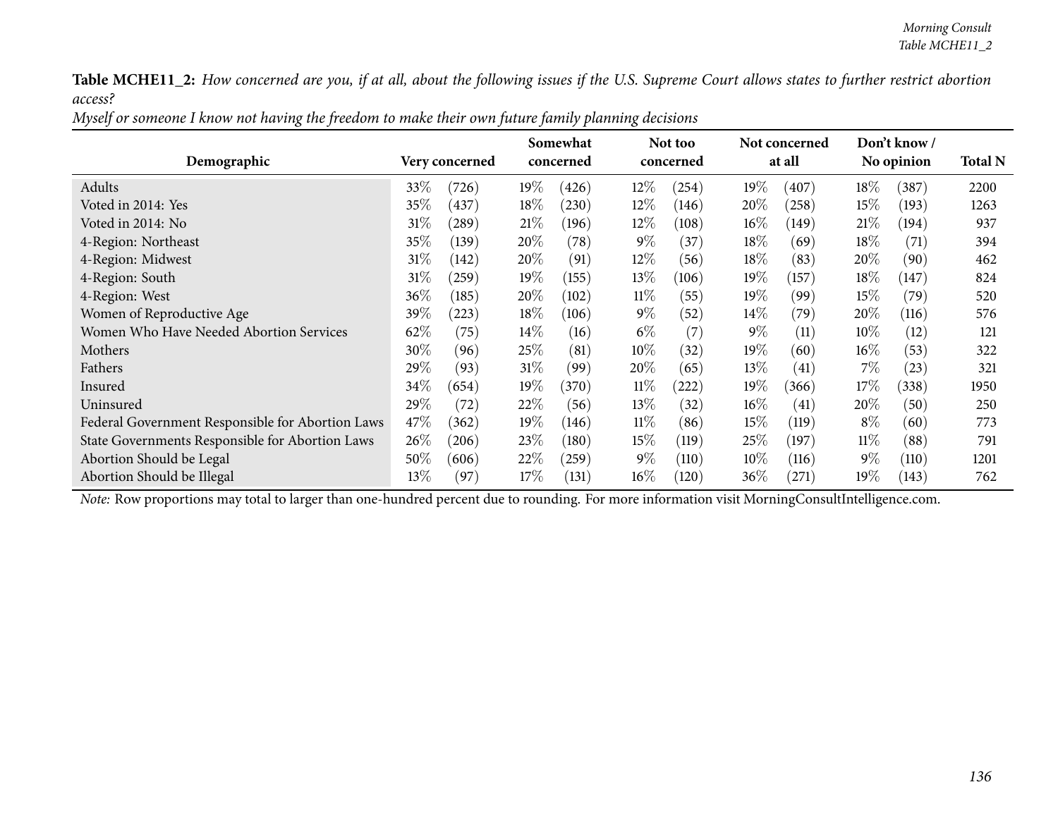**Table MCHE11_2:** *How concerned are you, if at all, about the following issues if the U.S. Supreme Court allows states to further restrict abortion access?*

*Myself or someone I know not having the freedom to make their own future family planning decisions*

| Demographic | Very concerned | | Somewhat concerned | | Not too concerned | | Not concerned at all | | Don't know / No opinion | | Total N |
|---|---|---|---|---|---|---|---|---|---|---|---|
| Adults | 33% | (726) | 19% | (426) | 12% | (254) | 19% | (407) | 18% | (387) | 2200 |
| Voted in 2014: Yes | 35% | (437) | 18% | (230) | 12% | (146) | 20% | (258) | 15% | (193) | 1263 |
| Voted in 2014: No | 31% | (289) | 21% | (196) | 12% | (108) | 16% | (149) | 21% | (194) | 937 |
| 4-Region: Northeast | 35% | (139) | 20% | (78) | 9% | (37) | 18% | (69) | 18% | (71) | 394 |
| 4-Region: Midwest | 31% | (142) | 20% | (91) | 12% | (56) | 18% | (83) | 20% | (90) | 462 |
| 4-Region: South | 31% | (259) | 19% | (155) | 13% | (106) | 19% | (157) | 18% | (147) | 824 |
| 4-Region: West | 36% | (185) | 20% | (102) | 11% | (55) | 19% | (99) | 15% | (79) | 520 |
| Women of Reproductive Age | 39% | (223) | 18% | (106) | 9% | (52) | 14% | (79) | 20% | (116) | 576 |
| Women Who Have Needed Abortion Services | 62% | (75) | 14% | (16) | 6% | (7) | 9% | (11) | 10% | (12) | 121 |
| Mothers | 30% | (96) | 25% | (81) | 10% | (32) | 19% | (60) | 16% | (53) | 322 |
| Fathers | 29% | (93) | 31% | (99) | 20% | (65) | 13% | (41) | 7% | (23) | 321 |
| Insured | 34% | (654) | 19% | (370) | 11% | (222) | 19% | (366) | 17% | (338) | 1950 |
| Uninsured | 29% | (72) | 22% | (56) | 13% | (32) | 16% | (41) | 20% | (50) | 250 |
| Federal Government Responsible for Abortion Laws | 47% | (362) | 19% | (146) | 11% | (86) | 15% | (119) | 8% | (60) | 773 |
| State Governments Responsible for Abortion Laws | 26% | (206) | 23% | (180) | 15% | (119) | 25% | (197) | 11% | (88) | 791 |
| Abortion Should be Legal | 50% | (606) | 22% | (259) | 9% | (110) | 10% | (116) | 9% | (110) | 1201 |
| Abortion Should be Illegal | 13% | (97) | 17% | (131) | 16% | (120) | 36% | (271) | 19% | (143) | 762 |

*Note:* Row proportions may total to larger than one-hundred percent due to rounding. For more information visit MorningConsultIntelligence.com.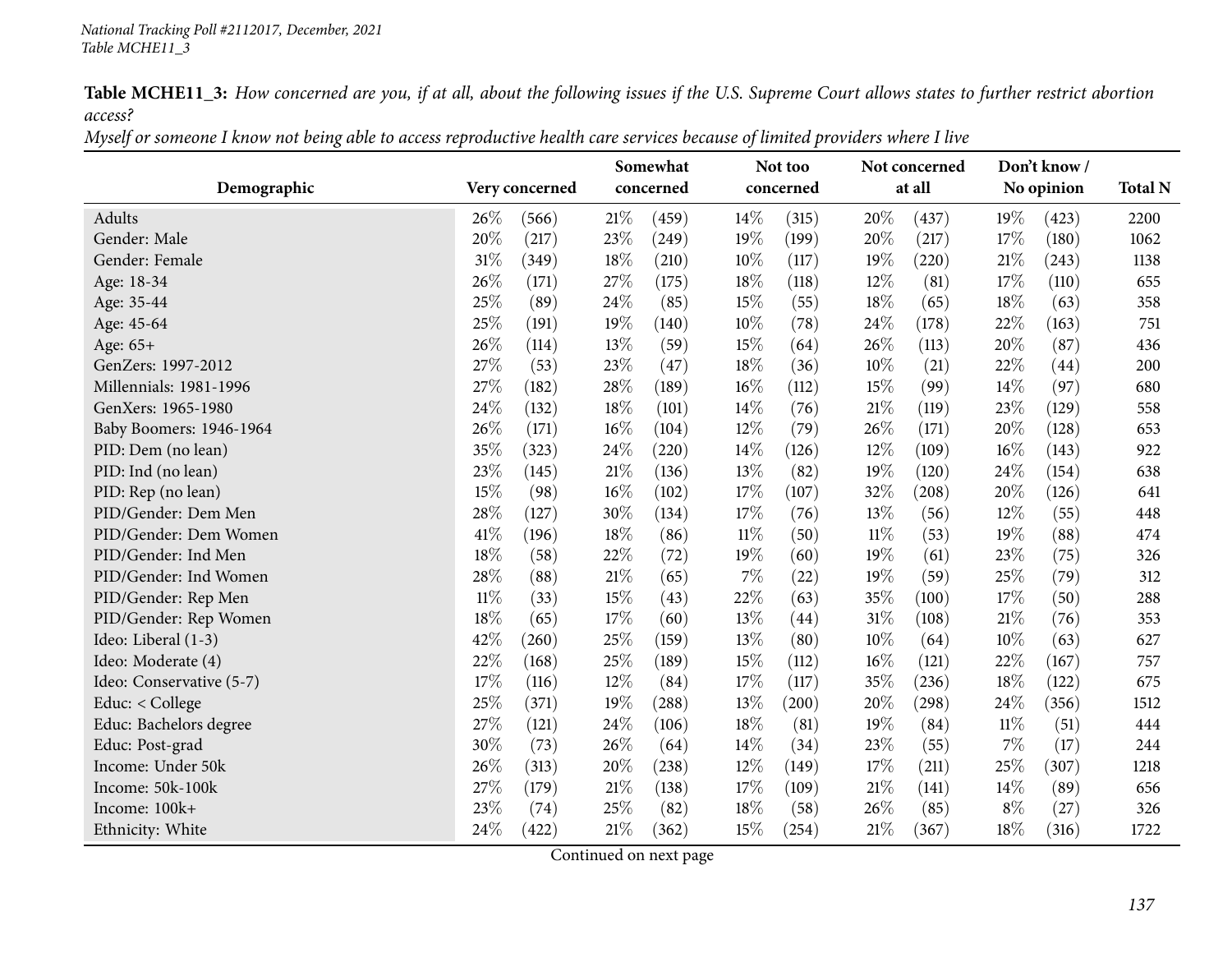*National Tracking Poll #2112017, December, 2021*
*Table MCHE11_3*

**Table MCHE11_3:** *How concerned are you, if at all, about the following issues if the U.S. Supreme Court allows states to further restrict abortion access?*
*Myself or someone I know not being able to access reproductive health care services because of limited providers where I live*

| Demographic | Very concerned | | Somewhat concerned | | Not too concerned | | Not concerned at all | | Don't know / No opinion | | Total N |
|---|---|---|---|---|---|---|---|---|---|---|---|
| Adults | 26% | (566) | 21% | (459) | 14% | (315) | 20% | (437) | 19% | (423) | 2200 |
| Gender: Male | 20% | (217) | 23% | (249) | 19% | (199) | 20% | (217) | 17% | (180) | 1062 |
| Gender: Female | 31% | (349) | 18% | (210) | 10% | (117) | 19% | (220) | 21% | (243) | 1138 |
| Age: 18-34 | 26% | (171) | 27% | (175) | 18% | (118) | 12% | (81) | 17% | (110) | 655 |
| Age: 35-44 | 25% | (89) | 24% | (85) | 15% | (55) | 18% | (65) | 18% | (63) | 358 |
| Age: 45-64 | 25% | (191) | 19% | (140) | 10% | (78) | 24% | (178) | 22% | (163) | 751 |
| Age: 65+ | 26% | (114) | 13% | (59) | 15% | (64) | 26% | (113) | 20% | (87) | 436 |
| GenZers: 1997-2012 | 27% | (53) | 23% | (47) | 18% | (36) | 10% | (21) | 22% | (44) | 200 |
| Millennials: 1981-1996 | 27% | (182) | 28% | (189) | 16% | (112) | 15% | (99) | 14% | (97) | 680 |
| GenXers: 1965-1980 | 24% | (132) | 18% | (101) | 14% | (76) | 21% | (119) | 23% | (129) | 558 |
| Baby Boomers: 1946-1964 | 26% | (171) | 16% | (104) | 12% | (79) | 26% | (171) | 20% | (128) | 653 |
| PID: Dem (no lean) | 35% | (323) | 24% | (220) | 14% | (126) | 12% | (109) | 16% | (143) | 922 |
| PID: Ind (no lean) | 23% | (145) | 21% | (136) | 13% | (82) | 19% | (120) | 24% | (154) | 638 |
| PID: Rep (no lean) | 15% | (98) | 16% | (102) | 17% | (107) | 32% | (208) | 20% | (126) | 641 |
| PID/Gender: Dem Men | 28% | (127) | 30% | (134) | 17% | (76) | 13% | (56) | 12% | (55) | 448 |
| PID/Gender: Dem Women | 41% | (196) | 18% | (86) | 11% | (50) | 11% | (53) | 19% | (88) | 474 |
| PID/Gender: Ind Men | 18% | (58) | 22% | (72) | 19% | (60) | 19% | (61) | 23% | (75) | 326 |
| PID/Gender: Ind Women | 28% | (88) | 21% | (65) | 7% | (22) | 19% | (59) | 25% | (79) | 312 |
| PID/Gender: Rep Men | 11% | (33) | 15% | (43) | 22% | (63) | 35% | (100) | 17% | (50) | 288 |
| PID/Gender: Rep Women | 18% | (65) | 17% | (60) | 13% | (44) | 31% | (108) | 21% | (76) | 353 |
| Ideo: Liberal (1-3) | 42% | (260) | 25% | (159) | 13% | (80) | 10% | (64) | 10% | (63) | 627 |
| Ideo: Moderate (4) | 22% | (168) | 25% | (189) | 15% | (112) | 16% | (121) | 22% | (167) | 757 |
| Ideo: Conservative (5-7) | 17% | (116) | 12% | (84) | 17% | (117) | 35% | (236) | 18% | (122) | 675 |
| Educ: < College | 25% | (371) | 19% | (288) | 13% | (200) | 20% | (298) | 24% | (356) | 1512 |
| Educ: Bachelors degree | 27% | (121) | 24% | (106) | 18% | (81) | 19% | (84) | 11% | (51) | 444 |
| Educ: Post-grad | 30% | (73) | 26% | (64) | 14% | (34) | 23% | (55) | 7% | (17) | 244 |
| Income: Under 50k | 26% | (313) | 20% | (238) | 12% | (149) | 17% | (211) | 25% | (307) | 1218 |
| Income: 50k-100k | 27% | (179) | 21% | (138) | 17% | (109) | 21% | (141) | 14% | (89) | 656 |
| Income: 100k+ | 23% | (74) | 25% | (82) | 18% | (58) | 26% | (85) | 8% | (27) | 326 |
| Ethnicity: White | 24% | (422) | 21% | (362) | 15% | (254) | 21% | (367) | 18% | (316) | 1722 |

Continued on next page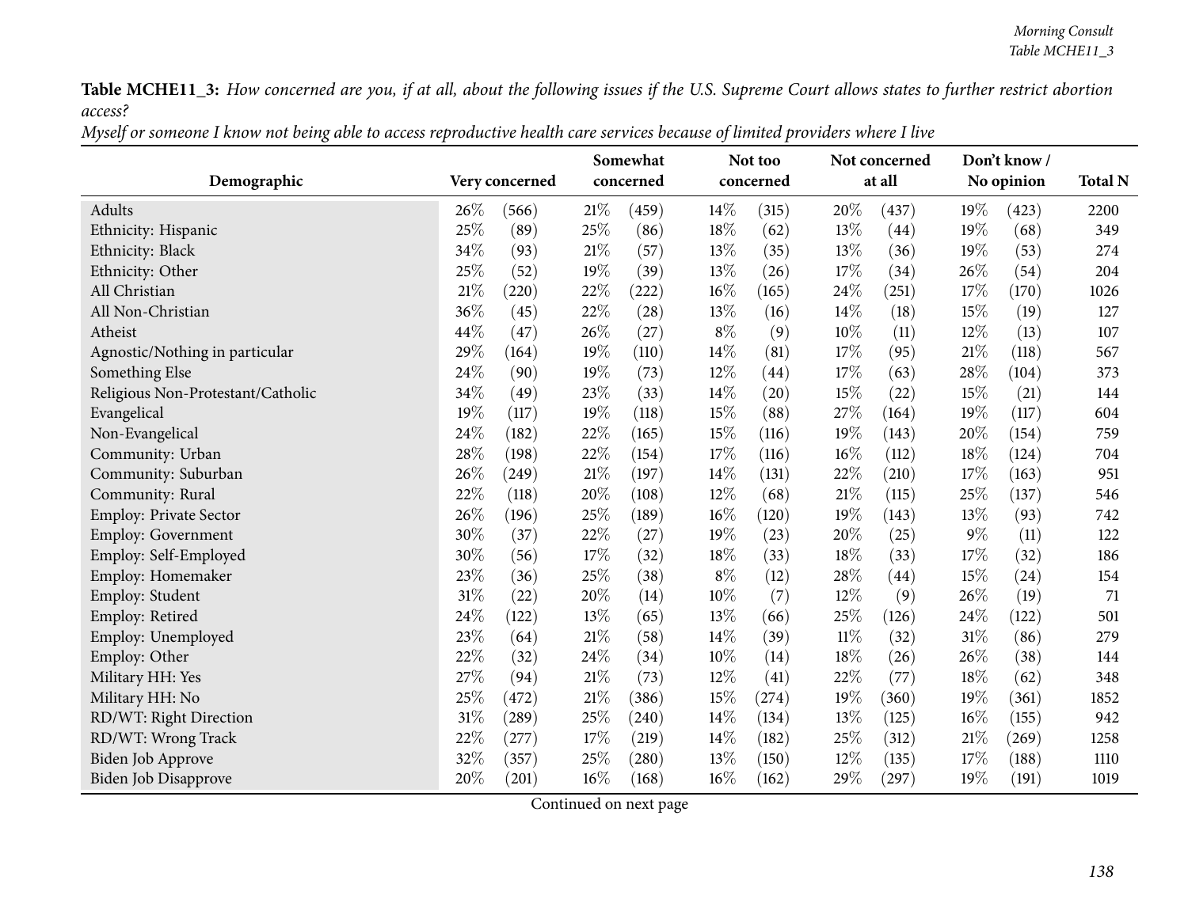**Table MCHE11_3:** *How concerned are you, if at all, about the following issues if the U.S. Supreme Court allows states to further restrict abortion access?*

*Myself or someone I know not being able to access reproductive health care services because of limited providers where I live*

| Demographic | Very concerned | | Somewhat concerned | | Not too concerned | | Not concerned at all | | Don't know / No opinion | | Total N |
|---|---|---|---|---|---|---|---|---|---|---|---|
| Adults | 26% | (566) | 21% | (459) | 14% | (315) | 20% | (437) | 19% | (423) | 2200 |
| Ethnicity: Hispanic | 25% | (89) | 25% | (86) | 18% | (62) | 13% | (44) | 19% | (68) | 349 |
| Ethnicity: Black | 34% | (93) | 21% | (57) | 13% | (35) | 13% | (36) | 19% | (53) | 274 |
| Ethnicity: Other | 25% | (52) | 19% | (39) | 13% | (26) | 17% | (34) | 26% | (54) | 204 |
| All Christian | 21% | (220) | 22% | (222) | 16% | (165) | 24% | (251) | 17% | (170) | 1026 |
| All Non-Christian | 36% | (45) | 22% | (28) | 13% | (16) | 14% | (18) | 15% | (19) | 127 |
| Atheist | 44% | (47) | 26% | (27) | 8% | (9) | 10% | (11) | 12% | (13) | 107 |
| Agnostic/Nothing in particular | 29% | (164) | 19% | (110) | 14% | (81) | 17% | (95) | 21% | (118) | 567 |
| Something Else | 24% | (90) | 19% | (73) | 12% | (44) | 17% | (63) | 28% | (104) | 373 |
| Religious Non-Protestant/Catholic | 34% | (49) | 23% | (33) | 14% | (20) | 15% | (22) | 15% | (21) | 144 |
| Evangelical | 19% | (117) | 19% | (118) | 15% | (88) | 27% | (164) | 19% | (117) | 604 |
| Non-Evangelical | 24% | (182) | 22% | (165) | 15% | (116) | 19% | (143) | 20% | (154) | 759 |
| Community: Urban | 28% | (198) | 22% | (154) | 17% | (116) | 16% | (112) | 18% | (124) | 704 |
| Community: Suburban | 26% | (249) | 21% | (197) | 14% | (131) | 22% | (210) | 17% | (163) | 951 |
| Community: Rural | 22% | (118) | 20% | (108) | 12% | (68) | 21% | (115) | 25% | (137) | 546 |
| Employ: Private Sector | 26% | (196) | 25% | (189) | 16% | (120) | 19% | (143) | 13% | (93) | 742 |
| Employ: Government | 30% | (37) | 22% | (27) | 19% | (23) | 20% | (25) | 9% | (11) | 122 |
| Employ: Self-Employed | 30% | (56) | 17% | (32) | 18% | (33) | 18% | (33) | 17% | (32) | 186 |
| Employ: Homemaker | 23% | (36) | 25% | (38) | 8% | (12) | 28% | (44) | 15% | (24) | 154 |
| Employ: Student | 31% | (22) | 20% | (14) | 10% | (7) | 12% | (9) | 26% | (19) | 71 |
| Employ: Retired | 24% | (122) | 13% | (65) | 13% | (66) | 25% | (126) | 24% | (122) | 501 |
| Employ: Unemployed | 23% | (64) | 21% | (58) | 14% | (39) | 11% | (32) | 31% | (86) | 279 |
| Employ: Other | 22% | (32) | 24% | (34) | 10% | (14) | 18% | (26) | 26% | (38) | 144 |
| Military HH: Yes | 27% | (94) | 21% | (73) | 12% | (41) | 22% | (77) | 18% | (62) | 348 |
| Military HH: No | 25% | (472) | 21% | (386) | 15% | (274) | 19% | (360) | 19% | (361) | 1852 |
| RD/WT: Right Direction | 31% | (289) | 25% | (240) | 14% | (134) | 13% | (125) | 16% | (155) | 942 |
| RD/WT: Wrong Track | 22% | (277) | 17% | (219) | 14% | (182) | 25% | (312) | 21% | (269) | 1258 |
| Biden Job Approve | 32% | (357) | 25% | (280) | 13% | (150) | 12% | (135) | 17% | (188) | 1110 |
| Biden Job Disapprove | 20% | (201) | 16% | (168) | 16% | (162) | 29% | (297) | 19% | (191) | 1019 |

Continued on next page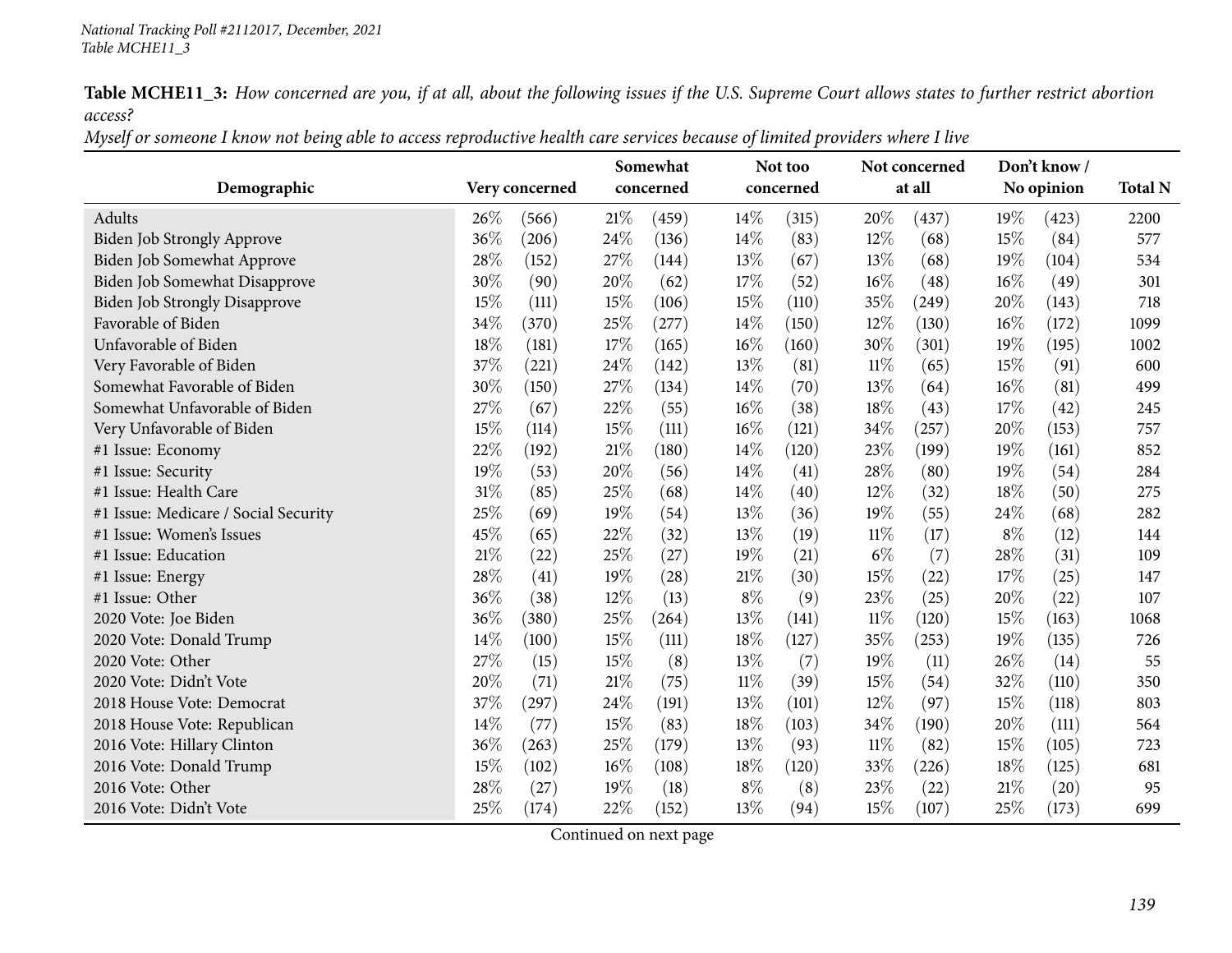*National Tracking Poll #2112017, December, 2021*
*Table MCHE11_3*

**Table MCHE11_3:** *How concerned are you, if at all, about the following issues if the U.S. Supreme Court allows states to further restrict abortion access?*
*Myself or someone I know not being able to access reproductive health care services because of limited providers where I live*

| Demographic | Very concerned | | Somewhat concerned | | Not too concerned | | Not concerned at all | | Don't know / No opinion | | Total N |
|---|---|---|---|---|---|---|---|---|---|---|---|
| Adults | 26% | (566) | 21% | (459) | 14% | (315) | 20% | (437) | 19% | (423) | 2200 |
| Biden Job Strongly Approve | 36% | (206) | 24% | (136) | 14% | (83) | 12% | (68) | 15% | (84) | 577 |
| Biden Job Somewhat Approve | 28% | (152) | 27% | (144) | 13% | (67) | 13% | (68) | 19% | (104) | 534 |
| Biden Job Somewhat Disapprove | 30% | (90) | 20% | (62) | 17% | (52) | 16% | (48) | 16% | (49) | 301 |
| Biden Job Strongly Disapprove | 15% | (111) | 15% | (106) | 15% | (110) | 35% | (249) | 20% | (143) | 718 |
| Favorable of Biden | 34% | (370) | 25% | (277) | 14% | (150) | 12% | (130) | 16% | (172) | 1099 |
| Unfavorable of Biden | 18% | (181) | 17% | (165) | 16% | (160) | 30% | (301) | 19% | (195) | 1002 |
| Very Favorable of Biden | 37% | (221) | 24% | (142) | 13% | (81) | 11% | (65) | 15% | (91) | 600 |
| Somewhat Favorable of Biden | 30% | (150) | 27% | (134) | 14% | (70) | 13% | (64) | 16% | (81) | 499 |
| Somewhat Unfavorable of Biden | 27% | (67) | 22% | (55) | 16% | (38) | 18% | (43) | 17% | (42) | 245 |
| Very Unfavorable of Biden | 15% | (114) | 15% | (111) | 16% | (121) | 34% | (257) | 20% | (153) | 757 |
| #1 Issue: Economy | 22% | (192) | 21% | (180) | 14% | (120) | 23% | (199) | 19% | (161) | 852 |
| #1 Issue: Security | 19% | (53) | 20% | (56) | 14% | (41) | 28% | (80) | 19% | (54) | 284 |
| #1 Issue: Health Care | 31% | (85) | 25% | (68) | 14% | (40) | 12% | (32) | 18% | (50) | 275 |
| #1 Issue: Medicare / Social Security | 25% | (69) | 19% | (54) | 13% | (36) | 19% | (55) | 24% | (68) | 282 |
| #1 Issue: Women's Issues | 45% | (65) | 22% | (32) | 13% | (19) | 11% | (17) | 8% | (12) | 144 |
| #1 Issue: Education | 21% | (22) | 25% | (27) | 19% | (21) | 6% | (7) | 28% | (31) | 109 |
| #1 Issue: Energy | 28% | (41) | 19% | (28) | 21% | (30) | 15% | (22) | 17% | (25) | 147 |
| #1 Issue: Other | 36% | (38) | 12% | (13) | 8% | (9) | 23% | (25) | 20% | (22) | 107 |
| 2020 Vote: Joe Biden | 36% | (380) | 25% | (264) | 13% | (141) | 11% | (120) | 15% | (163) | 1068 |
| 2020 Vote: Donald Trump | 14% | (100) | 15% | (111) | 18% | (127) | 35% | (253) | 19% | (135) | 726 |
| 2020 Vote: Other | 27% | (15) | 15% | (8) | 13% | (7) | 19% | (11) | 26% | (14) | 55 |
| 2020 Vote: Didn't Vote | 20% | (71) | 21% | (75) | 11% | (39) | 15% | (54) | 32% | (110) | 350 |
| 2018 House Vote: Democrat | 37% | (297) | 24% | (191) | 13% | (101) | 12% | (97) | 15% | (118) | 803 |
| 2018 House Vote: Republican | 14% | (77) | 15% | (83) | 18% | (103) | 34% | (190) | 20% | (111) | 564 |
| 2016 Vote: Hillary Clinton | 36% | (263) | 25% | (179) | 13% | (93) | 11% | (82) | 15% | (105) | 723 |
| 2016 Vote: Donald Trump | 15% | (102) | 16% | (108) | 18% | (120) | 33% | (226) | 18% | (125) | 681 |
| 2016 Vote: Other | 28% | (27) | 19% | (18) | 8% | (8) | 23% | (22) | 21% | (20) | 95 |
| 2016 Vote: Didn't Vote | 25% | (174) | 22% | (152) | 13% | (94) | 15% | (107) | 25% | (173) | 699 |

Continued on next page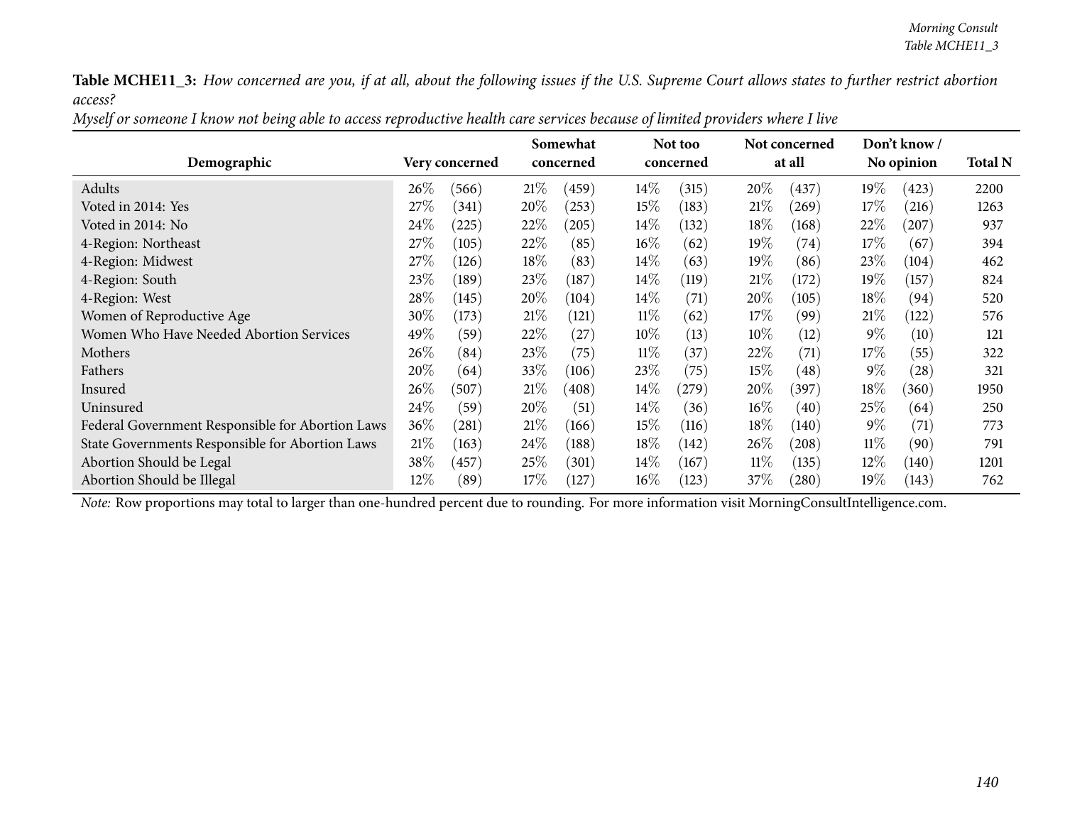**Table MCHE11_3:** *How concerned are you, if at all, about the following issues if the U.S. Supreme Court allows states to further restrict abortion access?*

*Myself or someone I know not being able to access reproductive health care services because of limited providers where I live*

| Demographic | Very concerned | | Somewhat concerned | | Not too concerned | | Not concerned at all | | Don't know / No opinion | | Total N |
|---|---|---|---|---|---|---|---|---|---|---|---|
| Adults | 26% | (566) | 21% | (459) | 14% | (315) | 20% | (437) | 19% | (423) | 2200 |
| Voted in 2014: Yes | 27% | (341) | 20% | (253) | 15% | (183) | 21% | (269) | 17% | (216) | 1263 |
| Voted in 2014: No | 24% | (225) | 22% | (205) | 14% | (132) | 18% | (168) | 22% | (207) | 937 |
| 4-Region: Northeast | 27% | (105) | 22% | (85) | 16% | (62) | 19% | (74) | 17% | (67) | 394 |
| 4-Region: Midwest | 27% | (126) | 18% | (83) | 14% | (63) | 19% | (86) | 23% | (104) | 462 |
| 4-Region: South | 23% | (189) | 23% | (187) | 14% | (119) | 21% | (172) | 19% | (157) | 824 |
| 4-Region: West | 28% | (145) | 20% | (104) | 14% | (71) | 20% | (105) | 18% | (94) | 520 |
| Women of Reproductive Age | 30% | (173) | 21% | (121) | 11% | (62) | 17% | (99) | 21% | (122) | 576 |
| Women Who Have Needed Abortion Services | 49% | (59) | 22% | (27) | 10% | (13) | 10% | (12) | 9% | (10) | 121 |
| Mothers | 26% | (84) | 23% | (75) | 11% | (37) | 22% | (71) | 17% | (55) | 322 |
| Fathers | 20% | (64) | 33% | (106) | 23% | (75) | 15% | (48) | 9% | (28) | 321 |
| Insured | 26% | (507) | 21% | (408) | 14% | (279) | 20% | (397) | 18% | (360) | 1950 |
| Uninsured | 24% | (59) | 20% | (51) | 14% | (36) | 16% | (40) | 25% | (64) | 250 |
| Federal Government Responsible for Abortion Laws | 36% | (281) | 21% | (166) | 15% | (116) | 18% | (140) | 9% | (71) | 773 |
| State Governments Responsible for Abortion Laws | 21% | (163) | 24% | (188) | 18% | (142) | 26% | (208) | 11% | (90) | 791 |
| Abortion Should be Legal | 38% | (457) | 25% | (301) | 14% | (167) | 11% | (135) | 12% | (140) | 1201 |
| Abortion Should be Illegal | 12% | (89) | 17% | (127) | 16% | (123) | 37% | (280) | 19% | (143) | 762 |

*Note:* Row proportions may total to larger than one-hundred percent due to rounding. For more information visit MorningConsultIntelligence.com.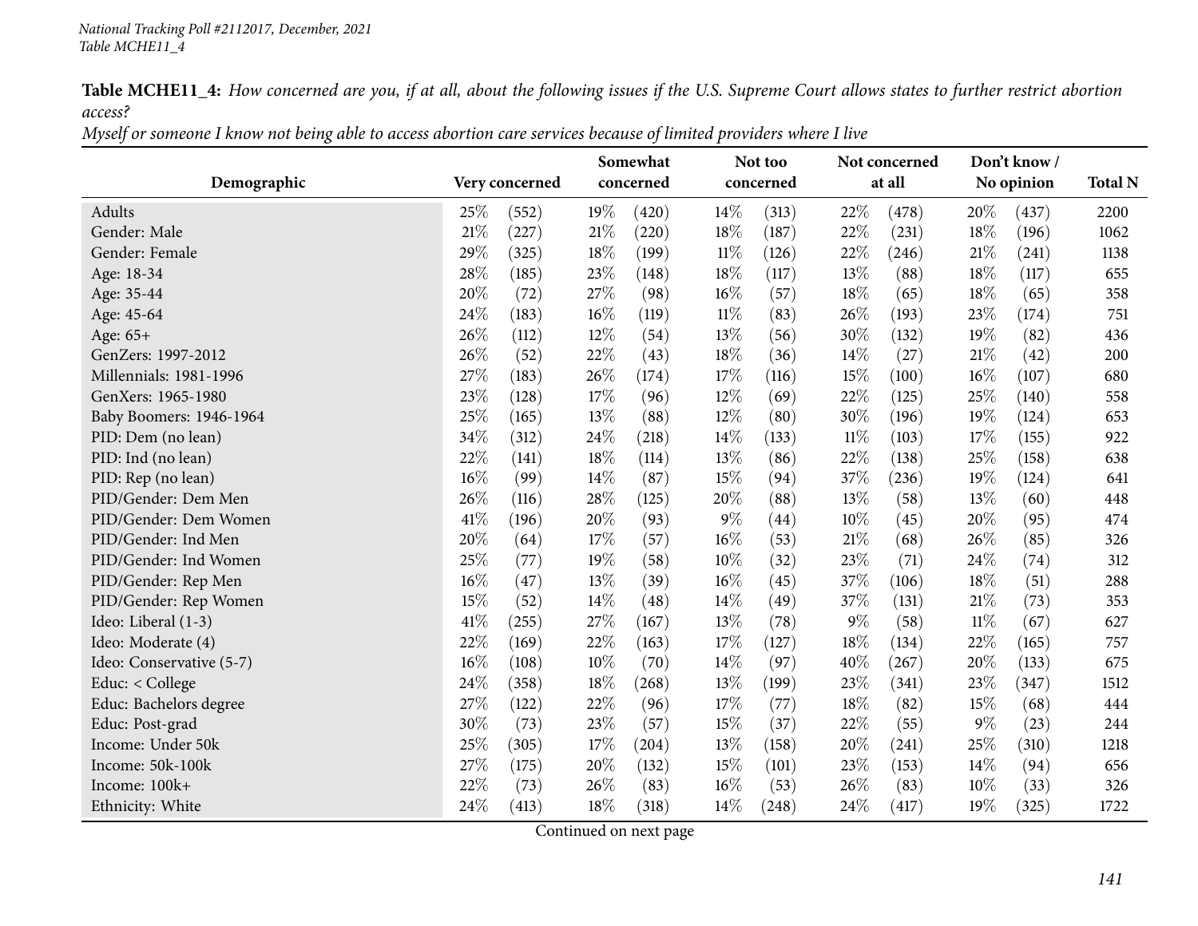*National Tracking Poll #2112017, December, 2021*
*Table MCHE11_4*

**Table MCHE11_4:** *How concerned are you, if at all, about the following issues if the U.S. Supreme Court allows states to further restrict abortion access?*
*Myself or someone I know not being able to access abortion care services because of limited providers where I live*

| Demographic | Very concerned | | Somewhat concerned | | Not too concerned | | Not concerned at all | | Don't know / No opinion | | Total N |
|---|---|---|---|---|---|---|---|---|---|---|---|
| Adults | 25% | (552) | 19% | (420) | 14% | (313) | 22% | (478) | 20% | (437) | 2200 |
| Gender: Male | 21% | (227) | 21% | (220) | 18% | (187) | 22% | (231) | 18% | (196) | 1062 |
| Gender: Female | 29% | (325) | 18% | (199) | 11% | (126) | 22% | (246) | 21% | (241) | 1138 |
| Age: 18-34 | 28% | (185) | 23% | (148) | 18% | (117) | 13% | (88) | 18% | (117) | 655 |
| Age: 35-44 | 20% | (72) | 27% | (98) | 16% | (57) | 18% | (65) | 18% | (65) | 358 |
| Age: 45-64 | 24% | (183) | 16% | (119) | 11% | (83) | 26% | (193) | 23% | (174) | 751 |
| Age: 65+ | 26% | (112) | 12% | (54) | 13% | (56) | 30% | (132) | 19% | (82) | 436 |
| GenZers: 1997-2012 | 26% | (52) | 22% | (43) | 18% | (36) | 14% | (27) | 21% | (42) | 200 |
| Millennials: 1981-1996 | 27% | (183) | 26% | (174) | 17% | (116) | 15% | (100) | 16% | (107) | 680 |
| GenXers: 1965-1980 | 23% | (128) | 17% | (96) | 12% | (69) | 22% | (125) | 25% | (140) | 558 |
| Baby Boomers: 1946-1964 | 25% | (165) | 13% | (88) | 12% | (80) | 30% | (196) | 19% | (124) | 653 |
| PID: Dem (no lean) | 34% | (312) | 24% | (218) | 14% | (133) | 11% | (103) | 17% | (155) | 922 |
| PID: Ind (no lean) | 22% | (141) | 18% | (114) | 13% | (86) | 22% | (138) | 25% | (158) | 638 |
| PID: Rep (no lean) | 16% | (99) | 14% | (87) | 15% | (94) | 37% | (236) | 19% | (124) | 641 |
| PID/Gender: Dem Men | 26% | (116) | 28% | (125) | 20% | (88) | 13% | (58) | 13% | (60) | 448 |
| PID/Gender: Dem Women | 41% | (196) | 20% | (93) | 9% | (44) | 10% | (45) | 20% | (95) | 474 |
| PID/Gender: Ind Men | 20% | (64) | 17% | (57) | 16% | (53) | 21% | (68) | 26% | (85) | 326 |
| PID/Gender: Ind Women | 25% | (77) | 19% | (58) | 10% | (32) | 23% | (71) | 24% | (74) | 312 |
| PID/Gender: Rep Men | 16% | (47) | 13% | (39) | 16% | (45) | 37% | (106) | 18% | (51) | 288 |
| PID/Gender: Rep Women | 15% | (52) | 14% | (48) | 14% | (49) | 37% | (131) | 21% | (73) | 353 |
| Ideo: Liberal (1-3) | 41% | (255) | 27% | (167) | 13% | (78) | 9% | (58) | 11% | (67) | 627 |
| Ideo: Moderate (4) | 22% | (169) | 22% | (163) | 17% | (127) | 18% | (134) | 22% | (165) | 757 |
| Ideo: Conservative (5-7) | 16% | (108) | 10% | (70) | 14% | (97) | 40% | (267) | 20% | (133) | 675 |
| Educ: < College | 24% | (358) | 18% | (268) | 13% | (199) | 23% | (341) | 23% | (347) | 1512 |
| Educ: Bachelors degree | 27% | (122) | 22% | (96) | 17% | (77) | 18% | (82) | 15% | (68) | 444 |
| Educ: Post-grad | 30% | (73) | 23% | (57) | 15% | (37) | 22% | (55) | 9% | (23) | 244 |
| Income: Under 50k | 25% | (305) | 17% | (204) | 13% | (158) | 20% | (241) | 25% | (310) | 1218 |
| Income: 50k-100k | 27% | (175) | 20% | (132) | 15% | (101) | 23% | (153) | 14% | (94) | 656 |
| Income: 100k+ | 22% | (73) | 26% | (83) | 16% | (53) | 26% | (83) | 10% | (33) | 326 |
| Ethnicity: White | 24% | (413) | 18% | (318) | 14% | (248) | 24% | (417) | 19% | (325) | 1722 |

Continued on next page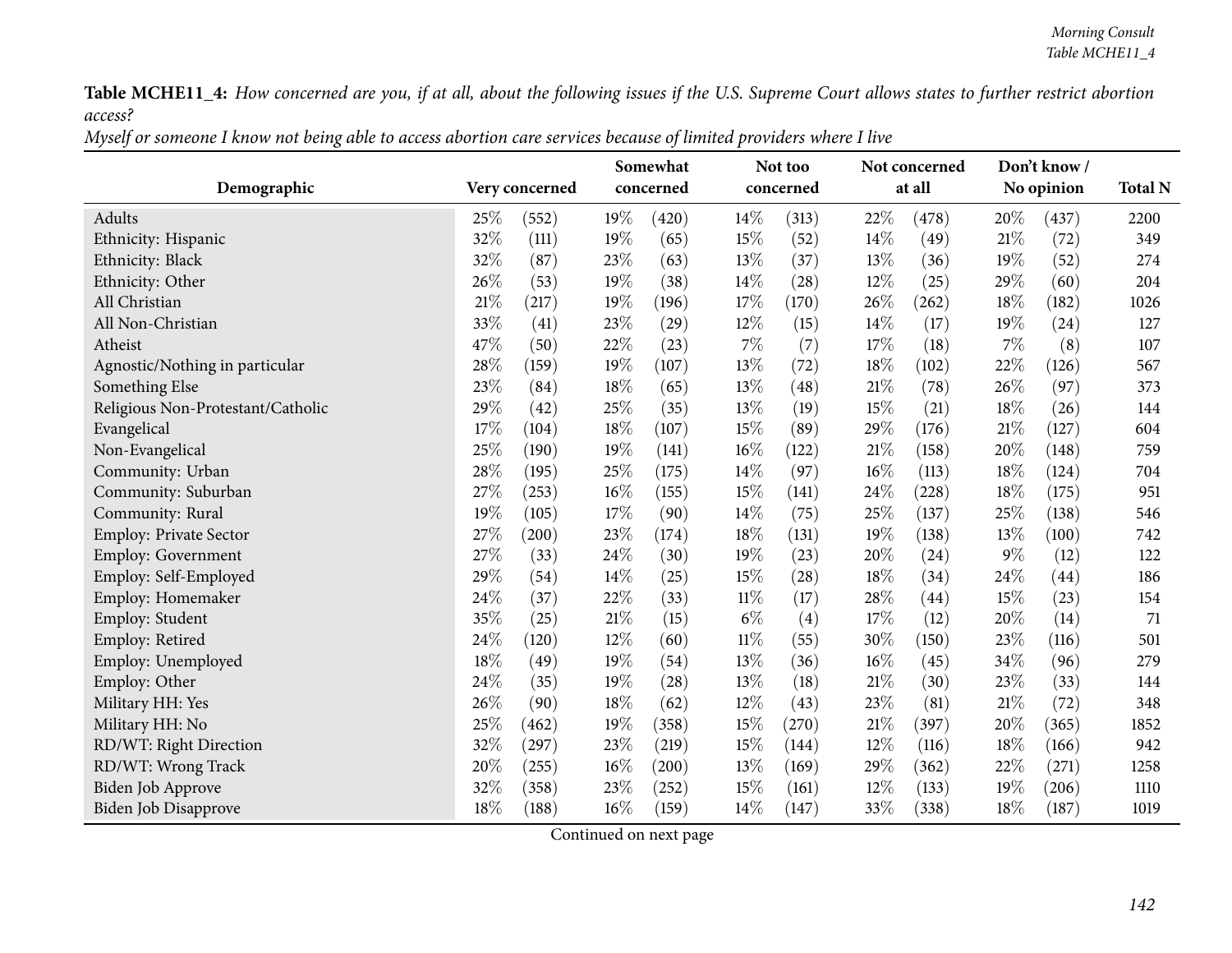**Table MCHE11_4:** *How concerned are you, if at all, about the following issues if the U.S. Supreme Court allows states to further restrict abortion access?*

*Myself or someone I know not being able to access abortion care services because of limited providers where I live*

| Demographic | Very concerned | | Somewhat concerned | | Not too concerned | | Not concerned at all | | Don't know / No opinion | | Total N |
|---|---|---|---|---|---|---|---|---|---|---|---|
| Adults | 25% | (552) | 19% | (420) | 14% | (313) | 22% | (478) | 20% | (437) | 2200 |
| Ethnicity: Hispanic | 32% | (111) | 19% | (65) | 15% | (52) | 14% | (49) | 21% | (72) | 349 |
| Ethnicity: Black | 32% | (87) | 23% | (63) | 13% | (37) | 13% | (36) | 19% | (52) | 274 |
| Ethnicity: Other | 26% | (53) | 19% | (38) | 14% | (28) | 12% | (25) | 29% | (60) | 204 |
| All Christian | 21% | (217) | 19% | (196) | 17% | (170) | 26% | (262) | 18% | (182) | 1026 |
| All Non-Christian | 33% | (41) | 23% | (29) | 12% | (15) | 14% | (17) | 19% | (24) | 127 |
| Atheist | 47% | (50) | 22% | (23) | 7% | (7) | 17% | (18) | 7% | (8) | 107 |
| Agnostic/Nothing in particular | 28% | (159) | 19% | (107) | 13% | (72) | 18% | (102) | 22% | (126) | 567 |
| Something Else | 23% | (84) | 18% | (65) | 13% | (48) | 21% | (78) | 26% | (97) | 373 |
| Religious Non-Protestant/Catholic | 29% | (42) | 25% | (35) | 13% | (19) | 15% | (21) | 18% | (26) | 144 |
| Evangelical | 17% | (104) | 18% | (107) | 15% | (89) | 29% | (176) | 21% | (127) | 604 |
| Non-Evangelical | 25% | (190) | 19% | (141) | 16% | (122) | 21% | (158) | 20% | (148) | 759 |
| Community: Urban | 28% | (195) | 25% | (175) | 14% | (97) | 16% | (113) | 18% | (124) | 704 |
| Community: Suburban | 27% | (253) | 16% | (155) | 15% | (141) | 24% | (228) | 18% | (175) | 951 |
| Community: Rural | 19% | (105) | 17% | (90) | 14% | (75) | 25% | (137) | 25% | (138) | 546 |
| Employ: Private Sector | 27% | (200) | 23% | (174) | 18% | (131) | 19% | (138) | 13% | (100) | 742 |
| Employ: Government | 27% | (33) | 24% | (30) | 19% | (23) | 20% | (24) | 9% | (12) | 122 |
| Employ: Self-Employed | 29% | (54) | 14% | (25) | 15% | (28) | 18% | (34) | 24% | (44) | 186 |
| Employ: Homemaker | 24% | (37) | 22% | (33) | 11% | (17) | 28% | (44) | 15% | (23) | 154 |
| Employ: Student | 35% | (25) | 21% | (15) | 6% | (4) | 17% | (12) | 20% | (14) | 71 |
| Employ: Retired | 24% | (120) | 12% | (60) | 11% | (55) | 30% | (150) | 23% | (116) | 501 |
| Employ: Unemployed | 18% | (49) | 19% | (54) | 13% | (36) | 16% | (45) | 34% | (96) | 279 |
| Employ: Other | 24% | (35) | 19% | (28) | 13% | (18) | 21% | (30) | 23% | (33) | 144 |
| Military HH: Yes | 26% | (90) | 18% | (62) | 12% | (43) | 23% | (81) | 21% | (72) | 348 |
| Military HH: No | 25% | (462) | 19% | (358) | 15% | (270) | 21% | (397) | 20% | (365) | 1852 |
| RD/WT: Right Direction | 32% | (297) | 23% | (219) | 15% | (144) | 12% | (116) | 18% | (166) | 942 |
| RD/WT: Wrong Track | 20% | (255) | 16% | (200) | 13% | (169) | 29% | (362) | 22% | (271) | 1258 |
| Biden Job Approve | 32% | (358) | 23% | (252) | 15% | (161) | 12% | (133) | 19% | (206) | 1110 |
| Biden Job Disapprove | 18% | (188) | 16% | (159) | 14% | (147) | 33% | (338) | 18% | (187) | 1019 |

Continued on next page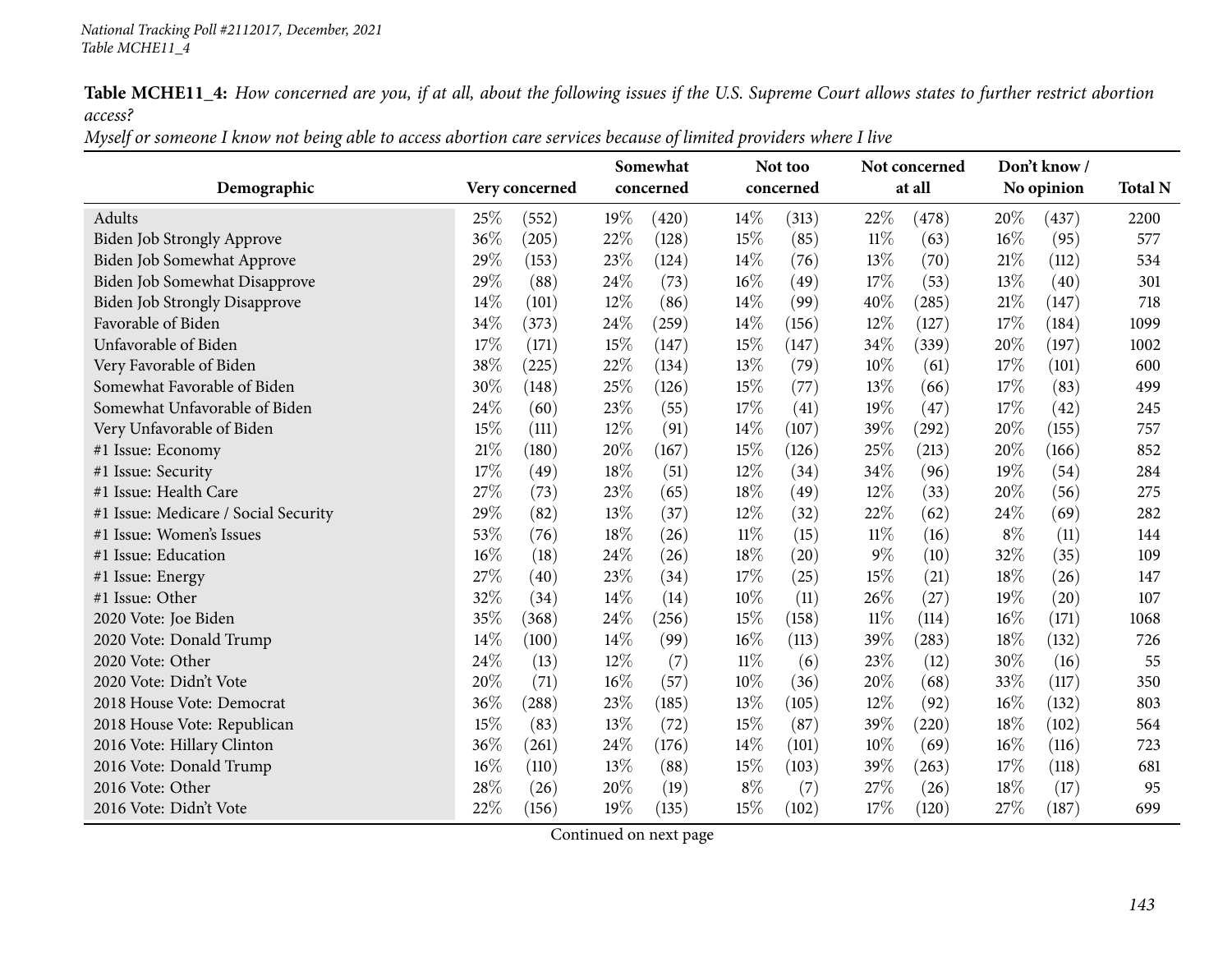*National Tracking Poll #2112017, December, 2021*
*Table MCHE11_4*

**Table MCHE11_4:** *How concerned are you, if at all, about the following issues if the U.S. Supreme Court allows states to further restrict abortion access?*
*Myself or someone I know not being able to access abortion care services because of limited providers where I live*

| Demographic | Very concerned | | Somewhat concerned | | Not too concerned | | Not concerned at all | | Don't know / No opinion | | Total N |
|---|---|---|---|---|---|---|---|---|---|---|---|
| Adults | 25% | (552) | 19% | (420) | 14% | (313) | 22% | (478) | 20% | (437) | 2200 |
| Biden Job Strongly Approve | 36% | (205) | 22% | (128) | 15% | (85) | 11% | (63) | 16% | (95) | 577 |
| Biden Job Somewhat Approve | 29% | (153) | 23% | (124) | 14% | (76) | 13% | (70) | 21% | (112) | 534 |
| Biden Job Somewhat Disapprove | 29% | (88) | 24% | (73) | 16% | (49) | 17% | (53) | 13% | (40) | 301 |
| Biden Job Strongly Disapprove | 14% | (101) | 12% | (86) | 14% | (99) | 40% | (285) | 21% | (147) | 718 |
| Favorable of Biden | 34% | (373) | 24% | (259) | 14% | (156) | 12% | (127) | 17% | (184) | 1099 |
| Unfavorable of Biden | 17% | (171) | 15% | (147) | 15% | (147) | 34% | (339) | 20% | (197) | 1002 |
| Very Favorable of Biden | 38% | (225) | 22% | (134) | 13% | (79) | 10% | (61) | 17% | (101) | 600 |
| Somewhat Favorable of Biden | 30% | (148) | 25% | (126) | 15% | (77) | 13% | (66) | 17% | (83) | 499 |
| Somewhat Unfavorable of Biden | 24% | (60) | 23% | (55) | 17% | (41) | 19% | (47) | 17% | (42) | 245 |
| Very Unfavorable of Biden | 15% | (111) | 12% | (91) | 14% | (107) | 39% | (292) | 20% | (155) | 757 |
| #1 Issue: Economy | 21% | (180) | 20% | (167) | 15% | (126) | 25% | (213) | 20% | (166) | 852 |
| #1 Issue: Security | 17% | (49) | 18% | (51) | 12% | (34) | 34% | (96) | 19% | (54) | 284 |
| #1 Issue: Health Care | 27% | (73) | 23% | (65) | 18% | (49) | 12% | (33) | 20% | (56) | 275 |
| #1 Issue: Medicare / Social Security | 29% | (82) | 13% | (37) | 12% | (32) | 22% | (62) | 24% | (69) | 282 |
| #1 Issue: Women's Issues | 53% | (76) | 18% | (26) | 11% | (15) | 11% | (16) | 8% | (11) | 144 |
| #1 Issue: Education | 16% | (18) | 24% | (26) | 18% | (20) | 9% | (10) | 32% | (35) | 109 |
| #1 Issue: Energy | 27% | (40) | 23% | (34) | 17% | (25) | 15% | (21) | 18% | (26) | 147 |
| #1 Issue: Other | 32% | (34) | 14% | (14) | 10% | (11) | 26% | (27) | 19% | (20) | 107 |
| 2020 Vote: Joe Biden | 35% | (368) | 24% | (256) | 15% | (158) | 11% | (114) | 16% | (171) | 1068 |
| 2020 Vote: Donald Trump | 14% | (100) | 14% | (99) | 16% | (113) | 39% | (283) | 18% | (132) | 726 |
| 2020 Vote: Other | 24% | (13) | 12% | (7) | 11% | (6) | 23% | (12) | 30% | (16) | 55 |
| 2020 Vote: Didn't Vote | 20% | (71) | 16% | (57) | 10% | (36) | 20% | (68) | 33% | (117) | 350 |
| 2018 House Vote: Democrat | 36% | (288) | 23% | (185) | 13% | (105) | 12% | (92) | 16% | (132) | 803 |
| 2018 House Vote: Republican | 15% | (83) | 13% | (72) | 15% | (87) | 39% | (220) | 18% | (102) | 564 |
| 2016 Vote: Hillary Clinton | 36% | (261) | 24% | (176) | 14% | (101) | 10% | (69) | 16% | (116) | 723 |
| 2016 Vote: Donald Trump | 16% | (110) | 13% | (88) | 15% | (103) | 39% | (263) | 17% | (118) | 681 |
| 2016 Vote: Other | 28% | (26) | 20% | (19) | 8% | (7) | 27% | (26) | 18% | (17) | 95 |
| 2016 Vote: Didn't Vote | 22% | (156) | 19% | (135) | 15% | (102) | 17% | (120) | 27% | (187) | 699 |

Continued on next page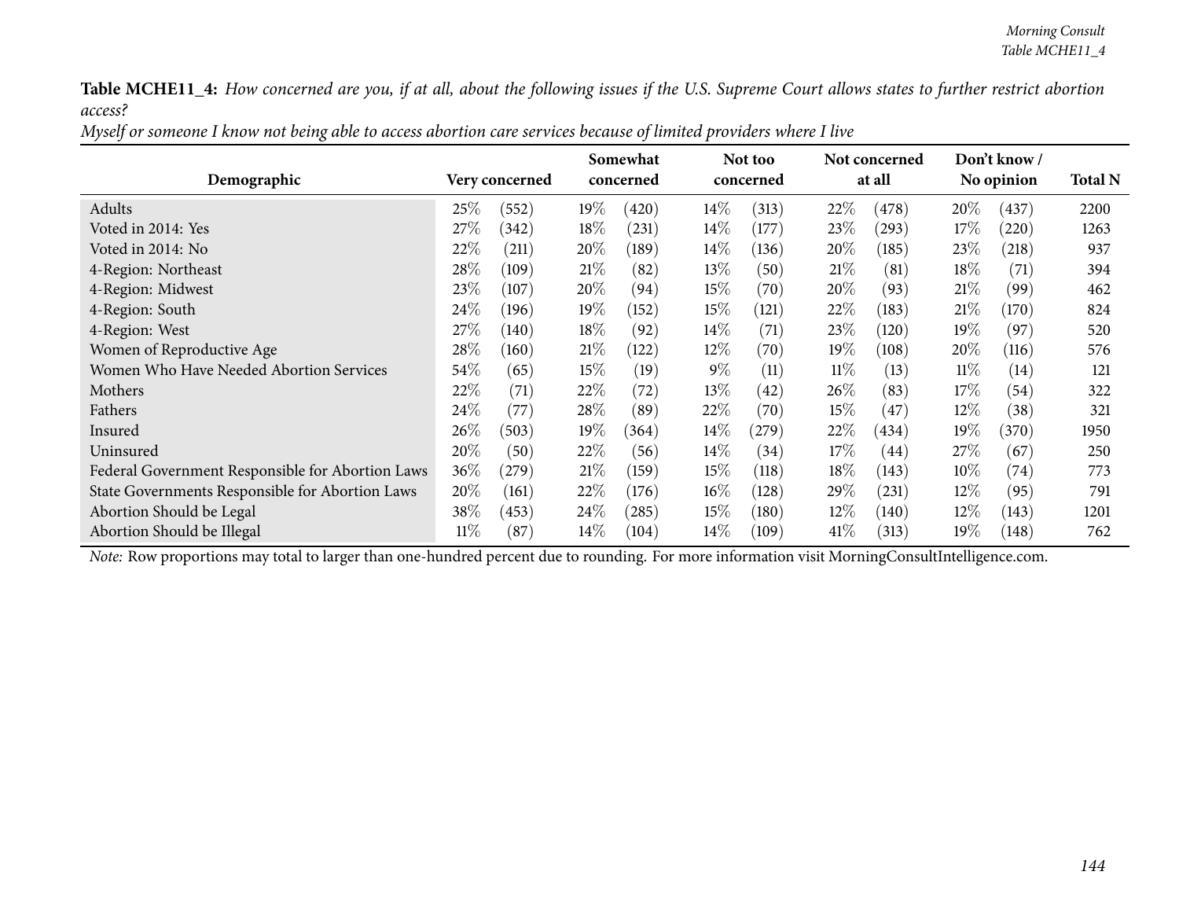**Table MCHE11_4:** *How concerned are you, if at all, about the following issues if the U.S. Supreme Court allows states to further restrict abortion access?*

*Myself or someone I know not being able to access abortion care services because of limited providers where I live*

| Demographic | Very concerned | | Somewhat concerned | | Not too concerned | | Not concerned at all | | Don't know / No opinion | | Total N |
|---|---|---|---|---|---|---|---|---|---|---|---|
| Adults | 25% | (552) | 19% | (420) | 14% | (313) | 22% | (478) | 20% | (437) | 2200 |
| Voted in 2014: Yes | 27% | (342) | 18% | (231) | 14% | (177) | 23% | (293) | 17% | (220) | 1263 |
| Voted in 2014: No | 22% | (211) | 20% | (189) | 14% | (136) | 20% | (185) | 23% | (218) | 937 |
| 4-Region: Northeast | 28% | (109) | 21% | (82) | 13% | (50) | 21% | (81) | 18% | (71) | 394 |
| 4-Region: Midwest | 23% | (107) | 20% | (94) | 15% | (70) | 20% | (93) | 21% | (99) | 462 |
| 4-Region: South | 24% | (196) | 19% | (152) | 15% | (121) | 22% | (183) | 21% | (170) | 824 |
| 4-Region: West | 27% | (140) | 18% | (92) | 14% | (71) | 23% | (120) | 19% | (97) | 520 |
| Women of Reproductive Age | 28% | (160) | 21% | (122) | 12% | (70) | 19% | (108) | 20% | (116) | 576 |
| Women Who Have Needed Abortion Services | 54% | (65) | 15% | (19) | 9% | (11) | 11% | (13) | 11% | (14) | 121 |
| Mothers | 22% | (71) | 22% | (72) | 13% | (42) | 26% | (83) | 17% | (54) | 322 |
| Fathers | 24% | (77) | 28% | (89) | 22% | (70) | 15% | (47) | 12% | (38) | 321 |
| Insured | 26% | (503) | 19% | (364) | 14% | (279) | 22% | (434) | 19% | (370) | 1950 |
| Uninsured | 20% | (50) | 22% | (56) | 14% | (34) | 17% | (44) | 27% | (67) | 250 |
| Federal Government Responsible for Abortion Laws | 36% | (279) | 21% | (159) | 15% | (118) | 18% | (143) | 10% | (74) | 773 |
| State Governments Responsible for Abortion Laws | 20% | (161) | 22% | (176) | 16% | (128) | 29% | (231) | 12% | (95) | 791 |
| Abortion Should be Legal | 38% | (453) | 24% | (285) | 15% | (180) | 12% | (140) | 12% | (143) | 1201 |
| Abortion Should be Illegal | 11% | (87) | 14% | (104) | 14% | (109) | 41% | (313) | 19% | (148) | 762 |

*Note:* Row proportions may total to larger than one-hundred percent due to rounding. For more information visit MorningConsultIntelligence.com.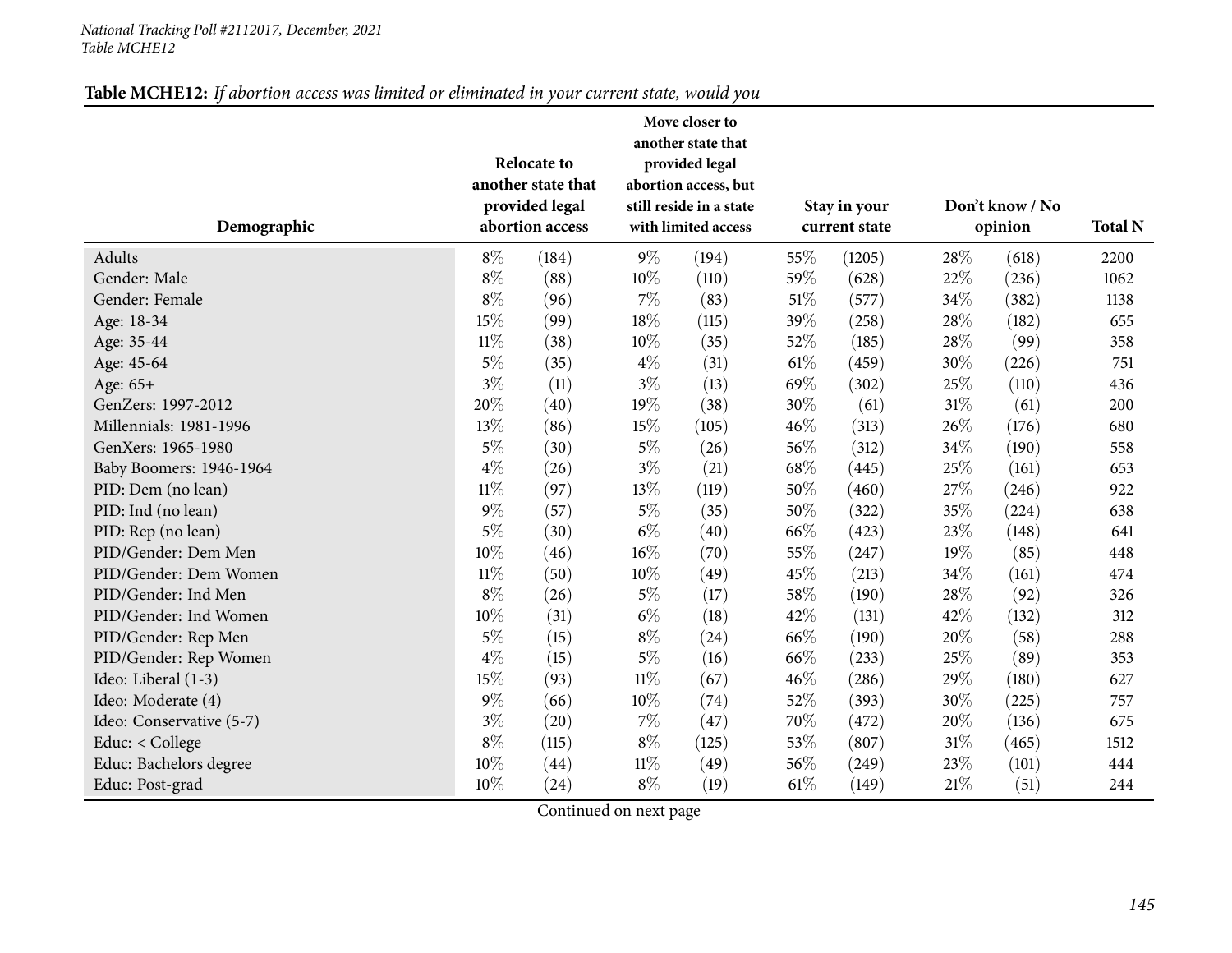**Table MCHE12:** *If abortion access was limited or eliminated in your current state, would you*

| Demographic | Relocate to another state that provided legal abortion access | | Move closer to another state that provided legal abortion access, but still reside in a state with limited access | | Stay in your current state | | Don't know / No opinion | | Total N |
|---|---|---|---|---|---|---|---|---|---|
| Adults | 8% | (184) | 9% | (194) | 55% | (1205) | 28% | (618) | 2200 |
| Gender: Male | 8% | (88) | 10% | (110) | 59% | (628) | 22% | (236) | 1062 |
| Gender: Female | 8% | (96) | 7% | (83) | 51% | (577) | 34% | (382) | 1138 |
| Age: 18-34 | 15% | (99) | 18% | (115) | 39% | (258) | 28% | (182) | 655 |
| Age: 35-44 | 11% | (38) | 10% | (35) | 52% | (185) | 28% | (99) | 358 |
| Age: 45-64 | 5% | (35) | 4% | (31) | 61% | (459) | 30% | (226) | 751 |
| Age: 65+ | 3% | (11) | 3% | (13) | 69% | (302) | 25% | (110) | 436 |
| GenZers: 1997-2012 | 20% | (40) | 19% | (38) | 30% | (61) | 31% | (61) | 200 |
| Millennials: 1981-1996 | 13% | (86) | 15% | (105) | 46% | (313) | 26% | (176) | 680 |
| GenXers: 1965-1980 | 5% | (30) | 5% | (26) | 56% | (312) | 34% | (190) | 558 |
| Baby Boomers: 1946-1964 | 4% | (26) | 3% | (21) | 68% | (445) | 25% | (161) | 653 |
| PID: Dem (no lean) | 11% | (97) | 13% | (119) | 50% | (460) | 27% | (246) | 922 |
| PID: Ind (no lean) | 9% | (57) | 5% | (35) | 50% | (322) | 35% | (224) | 638 |
| PID: Rep (no lean) | 5% | (30) | 6% | (40) | 66% | (423) | 23% | (148) | 641 |
| PID/Gender: Dem Men | 10% | (46) | 16% | (70) | 55% | (247) | 19% | (85) | 448 |
| PID/Gender: Dem Women | 11% | (50) | 10% | (49) | 45% | (213) | 34% | (161) | 474 |
| PID/Gender: Ind Men | 8% | (26) | 5% | (17) | 58% | (190) | 28% | (92) | 326 |
| PID/Gender: Ind Women | 10% | (31) | 6% | (18) | 42% | (131) | 42% | (132) | 312 |
| PID/Gender: Rep Men | 5% | (15) | 8% | (24) | 66% | (190) | 20% | (58) | 288 |
| PID/Gender: Rep Women | 4% | (15) | 5% | (16) | 66% | (233) | 25% | (89) | 353 |
| Ideo: Liberal (1-3) | 15% | (93) | 11% | (67) | 46% | (286) | 29% | (180) | 627 |
| Ideo: Moderate (4) | 9% | (66) | 10% | (74) | 52% | (393) | 30% | (225) | 757 |
| Ideo: Conservative (5-7) | 3% | (20) | 7% | (47) | 70% | (472) | 20% | (136) | 675 |
| Educ: < College | 8% | (115) | 8% | (125) | 53% | (807) | 31% | (465) | 1512 |
| Educ: Bachelors degree | 10% | (44) | 11% | (49) | 56% | (249) | 23% | (101) | 444 |
| Educ: Post-grad | 10% | (24) | 8% | (19) | 61% | (149) | 21% | (51) | 244 |

Continued on next page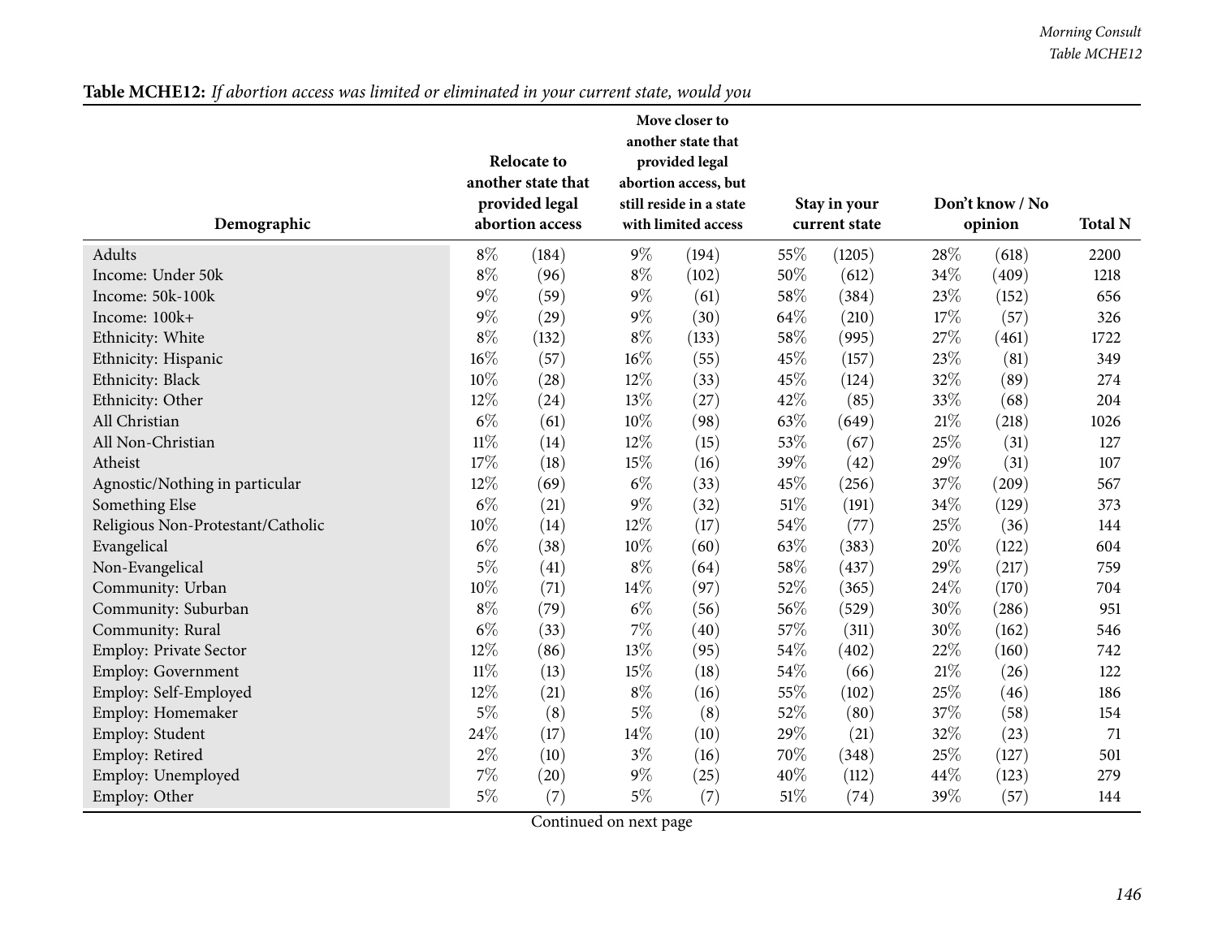**Table MCHE12:** *If abortion access was limited or eliminated in your current state, would you*

| Demographic | Relocate to another state that provided legal abortion access | | Move closer to another state that provided legal abortion access, but still reside in a state with limited access | | Stay in your current state | | Don't know / No opinion | | Total N |
|---|---|---|---|---|---|---|---|---|---|
| Adults | 8% | (184) | 9% | (194) | 55% | (1205) | 28% | (618) | 2200 |
| Income: Under 50k | 8% | (96) | 8% | (102) | 50% | (612) | 34% | (409) | 1218 |
| Income: 50k-100k | 9% | (59) | 9% | (61) | 58% | (384) | 23% | (152) | 656 |
| Income: 100k+ | 9% | (29) | 9% | (30) | 64% | (210) | 17% | (57) | 326 |
| Ethnicity: White | 8% | (132) | 8% | (133) | 58% | (995) | 27% | (461) | 1722 |
| Ethnicity: Hispanic | 16% | (57) | 16% | (55) | 45% | (157) | 23% | (81) | 349 |
| Ethnicity: Black | 10% | (28) | 12% | (33) | 45% | (124) | 32% | (89) | 274 |
| Ethnicity: Other | 12% | (24) | 13% | (27) | 42% | (85) | 33% | (68) | 204 |
| All Christian | 6% | (61) | 10% | (98) | 63% | (649) | 21% | (218) | 1026 |
| All Non-Christian | 11% | (14) | 12% | (15) | 53% | (67) | 25% | (31) | 127 |
| Atheist | 17% | (18) | 15% | (16) | 39% | (42) | 29% | (31) | 107 |
| Agnostic/Nothing in particular | 12% | (69) | 6% | (33) | 45% | (256) | 37% | (209) | 567 |
| Something Else | 6% | (21) | 9% | (32) | 51% | (191) | 34% | (129) | 373 |
| Religious Non-Protestant/Catholic | 10% | (14) | 12% | (17) | 54% | (77) | 25% | (36) | 144 |
| Evangelical | 6% | (38) | 10% | (60) | 63% | (383) | 20% | (122) | 604 |
| Non-Evangelical | 5% | (41) | 8% | (64) | 58% | (437) | 29% | (217) | 759 |
| Community: Urban | 10% | (71) | 14% | (97) | 52% | (365) | 24% | (170) | 704 |
| Community: Suburban | 8% | (79) | 6% | (56) | 56% | (529) | 30% | (286) | 951 |
| Community: Rural | 6% | (33) | 7% | (40) | 57% | (311) | 30% | (162) | 546 |
| Employ: Private Sector | 12% | (86) | 13% | (95) | 54% | (402) | 22% | (160) | 742 |
| Employ: Government | 11% | (13) | 15% | (18) | 54% | (66) | 21% | (26) | 122 |
| Employ: Self-Employed | 12% | (21) | 8% | (16) | 55% | (102) | 25% | (46) | 186 |
| Employ: Homemaker | 5% | (8) | 5% | (8) | 52% | (80) | 37% | (58) | 154 |
| Employ: Student | 24% | (17) | 14% | (10) | 29% | (21) | 32% | (23) | 71 |
| Employ: Retired | 2% | (10) | 3% | (16) | 70% | (348) | 25% | (127) | 501 |
| Employ: Unemployed | 7% | (20) | 9% | (25) | 40% | (112) | 44% | (123) | 279 |
| Employ: Other | 5% | (7) | 5% | (7) | 51% | (74) | 39% | (57) | 144 |

Continued on next page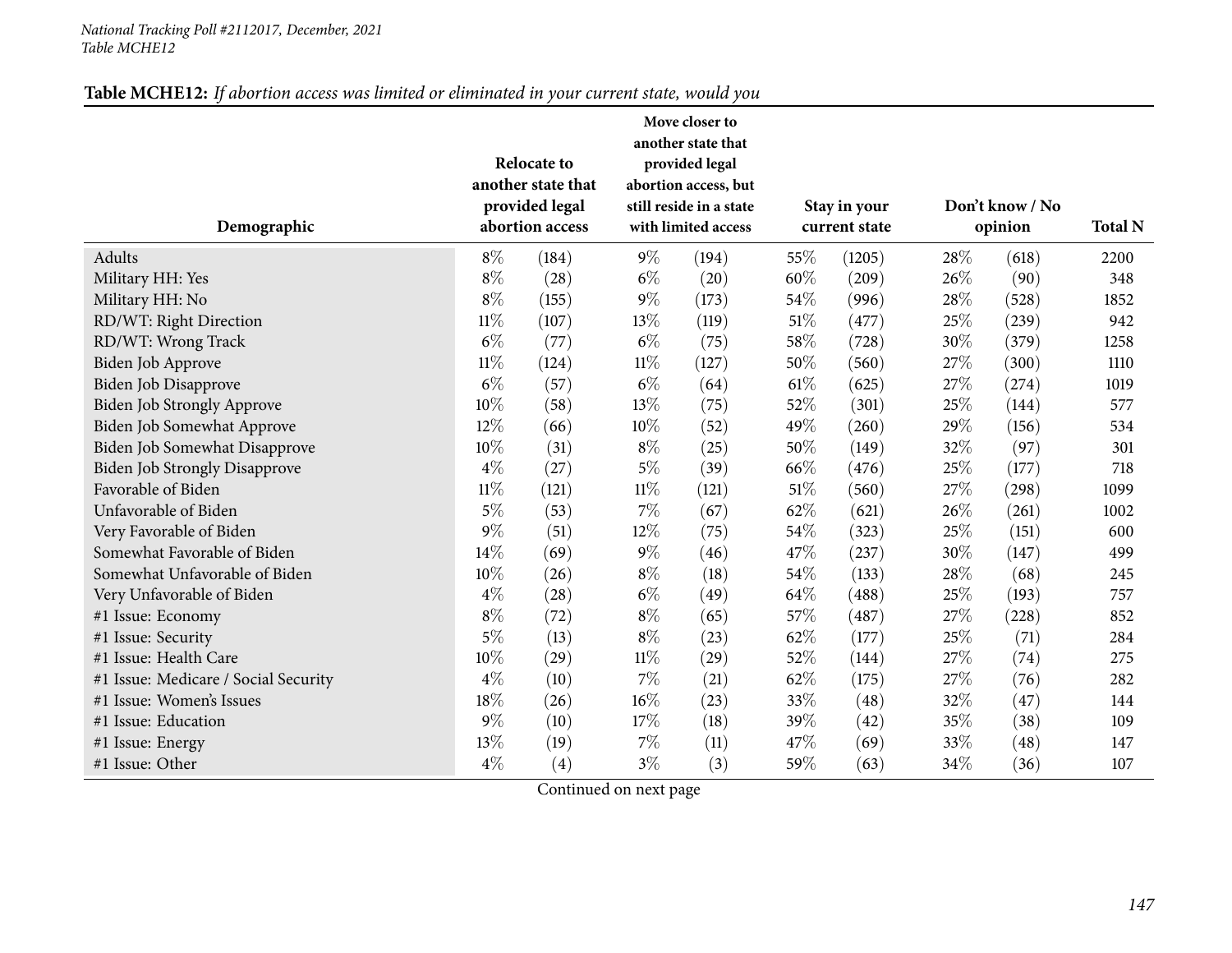**Table MCHE12:** *If abortion access was limited or eliminated in your current state, would you*

| Demographic | Relocate to another state that provided legal abortion access | | Move closer to another state that provided legal abortion access, but still reside in a state with limited access | | Stay in your current state | | Don't know / No opinion | | Total N |
|---|---|---|---|---|---|---|---|---|---|
| Adults | 8% | (184) | 9% | (194) | 55% | (1205) | 28% | (618) | 2200 |
| Military HH: Yes | 8% | (28) | 6% | (20) | 60% | (209) | 26% | (90) | 348 |
| Military HH: No | 8% | (155) | 9% | (173) | 54% | (996) | 28% | (528) | 1852 |
| RD/WT: Right Direction | 11% | (107) | 13% | (119) | 51% | (477) | 25% | (239) | 942 |
| RD/WT: Wrong Track | 6% | (77) | 6% | (75) | 58% | (728) | 30% | (379) | 1258 |
| Biden Job Approve | 11% | (124) | 11% | (127) | 50% | (560) | 27% | (300) | 1110 |
| Biden Job Disapprove | 6% | (57) | 6% | (64) | 61% | (625) | 27% | (274) | 1019 |
| Biden Job Strongly Approve | 10% | (58) | 13% | (75) | 52% | (301) | 25% | (144) | 577 |
| Biden Job Somewhat Approve | 12% | (66) | 10% | (52) | 49% | (260) | 29% | (156) | 534 |
| Biden Job Somewhat Disapprove | 10% | (31) | 8% | (25) | 50% | (149) | 32% | (97) | 301 |
| Biden Job Strongly Disapprove | 4% | (27) | 5% | (39) | 66% | (476) | 25% | (177) | 718 |
| Favorable of Biden | 11% | (121) | 11% | (121) | 51% | (560) | 27% | (298) | 1099 |
| Unfavorable of Biden | 5% | (53) | 7% | (67) | 62% | (621) | 26% | (261) | 1002 |
| Very Favorable of Biden | 9% | (51) | 12% | (75) | 54% | (323) | 25% | (151) | 600 |
| Somewhat Favorable of Biden | 14% | (69) | 9% | (46) | 47% | (237) | 30% | (147) | 499 |
| Somewhat Unfavorable of Biden | 10% | (26) | 8% | (18) | 54% | (133) | 28% | (68) | 245 |
| Very Unfavorable of Biden | 4% | (28) | 6% | (49) | 64% | (488) | 25% | (193) | 757 |
| #1 Issue: Economy | 8% | (72) | 8% | (65) | 57% | (487) | 27% | (228) | 852 |
| #1 Issue: Security | 5% | (13) | 8% | (23) | 62% | (177) | 25% | (71) | 284 |
| #1 Issue: Health Care | 10% | (29) | 11% | (29) | 52% | (144) | 27% | (74) | 275 |
| #1 Issue: Medicare / Social Security | 4% | (10) | 7% | (21) | 62% | (175) | 27% | (76) | 282 |
| #1 Issue: Women's Issues | 18% | (26) | 16% | (23) | 33% | (48) | 32% | (47) | 144 |
| #1 Issue: Education | 9% | (10) | 17% | (18) | 39% | (42) | 35% | (38) | 109 |
| #1 Issue: Energy | 13% | (19) | 7% | (11) | 47% | (69) | 33% | (48) | 147 |
| #1 Issue: Other | 4% | (4) | 3% | (3) | 59% | (63) | 34% | (36) | 107 |

Continued on next page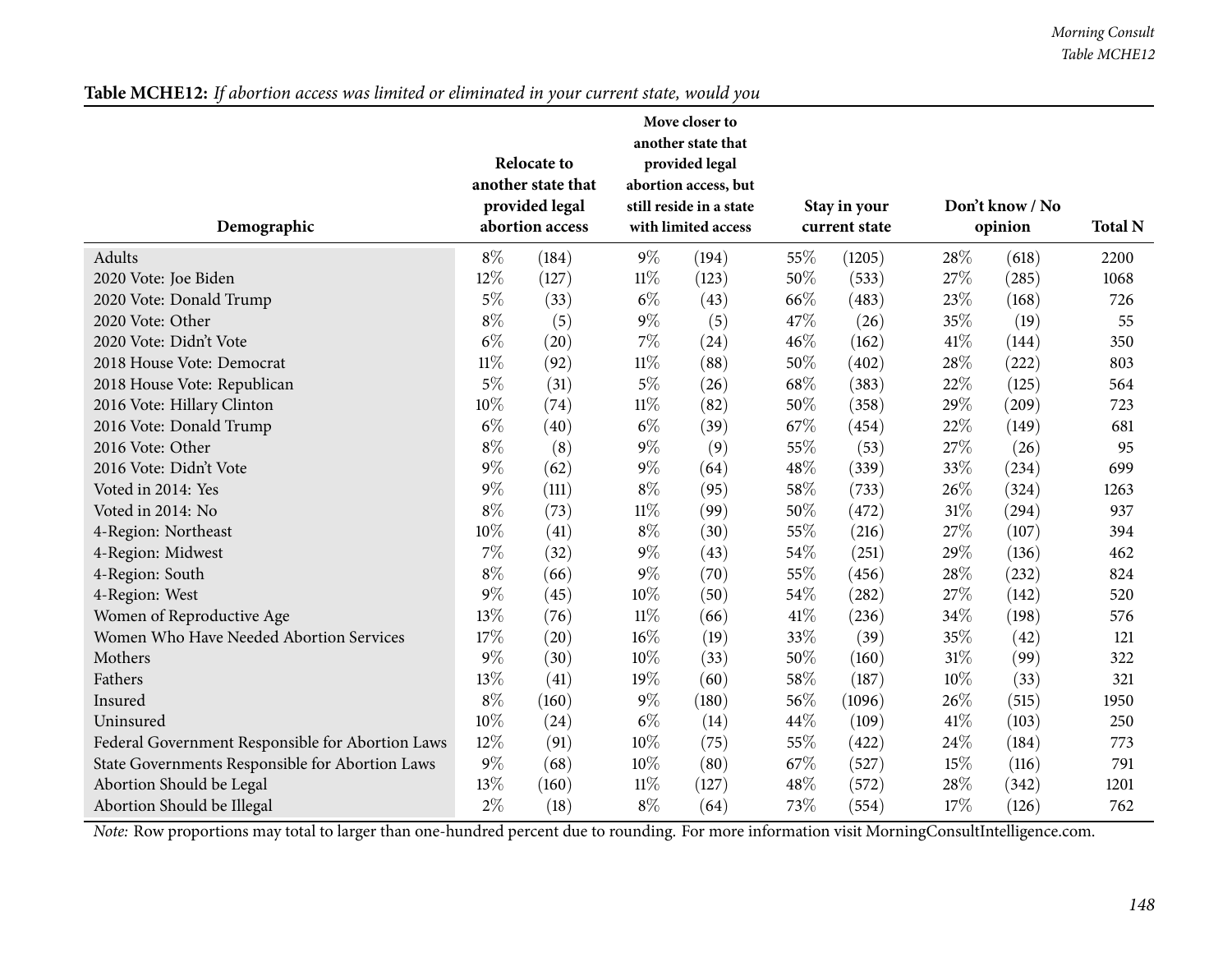**Table MCHE12:** *If abortion access was limited or eliminated in your current state, would you*

| Demographic | Relocate to another state that provided legal abortion access | | Move closer to another state that provided legal abortion access, but still reside in a state with limited access | | Stay in your current state | | Don't know / No opinion | | Total N |
|---|---|---|---|---|---|---|---|---|---|
| Adults | 8% | (184) | 9% | (194) | 55% | (1205) | 28% | (618) | 2200 |
| 2020 Vote: Joe Biden | 12% | (127) | 11% | (123) | 50% | (533) | 27% | (285) | 1068 |
| 2020 Vote: Donald Trump | 5% | (33) | 6% | (43) | 66% | (483) | 23% | (168) | 726 |
| 2020 Vote: Other | 8% | (5) | 9% | (5) | 47% | (26) | 35% | (19) | 55 |
| 2020 Vote: Didn't Vote | 6% | (20) | 7% | (24) | 46% | (162) | 41% | (144) | 350 |
| 2018 House Vote: Democrat | 11% | (92) | 11% | (88) | 50% | (402) | 28% | (222) | 803 |
| 2018 House Vote: Republican | 5% | (31) | 5% | (26) | 68% | (383) | 22% | (125) | 564 |
| 2016 Vote: Hillary Clinton | 10% | (74) | 11% | (82) | 50% | (358) | 29% | (209) | 723 |
| 2016 Vote: Donald Trump | 6% | (40) | 6% | (39) | 67% | (454) | 22% | (149) | 681 |
| 2016 Vote: Other | 8% | (8) | 9% | (9) | 55% | (53) | 27% | (26) | 95 |
| 2016 Vote: Didn't Vote | 9% | (62) | 9% | (64) | 48% | (339) | 33% | (234) | 699 |
| Voted in 2014: Yes | 9% | (111) | 8% | (95) | 58% | (733) | 26% | (324) | 1263 |
| Voted in 2014: No | 8% | (73) | 11% | (99) | 50% | (472) | 31% | (294) | 937 |
| 4-Region: Northeast | 10% | (41) | 8% | (30) | 55% | (216) | 27% | (107) | 394 |
| 4-Region: Midwest | 7% | (32) | 9% | (43) | 54% | (251) | 29% | (136) | 462 |
| 4-Region: South | 8% | (66) | 9% | (70) | 55% | (456) | 28% | (232) | 824 |
| 4-Region: West | 9% | (45) | 10% | (50) | 54% | (282) | 27% | (142) | 520 |
| Women of Reproductive Age | 13% | (76) | 11% | (66) | 41% | (236) | 34% | (198) | 576 |
| Women Who Have Needed Abortion Services | 17% | (20) | 16% | (19) | 33% | (39) | 35% | (42) | 121 |
| Mothers | 9% | (30) | 10% | (33) | 50% | (160) | 31% | (99) | 322 |
| Fathers | 13% | (41) | 19% | (60) | 58% | (187) | 10% | (33) | 321 |
| Insured | 8% | (160) | 9% | (180) | 56% | (1096) | 26% | (515) | 1950 |
| Uninsured | 10% | (24) | 6% | (14) | 44% | (109) | 41% | (103) | 250 |
| Federal Government Responsible for Abortion Laws | 12% | (91) | 10% | (75) | 55% | (422) | 24% | (184) | 773 |
| State Governments Responsible for Abortion Laws | 9% | (68) | 10% | (80) | 67% | (527) | 15% | (116) | 791 |
| Abortion Should be Legal | 13% | (160) | 11% | (127) | 48% | (572) | 28% | (342) | 1201 |
| Abortion Should be Illegal | 2% | (18) | 8% | (64) | 73% | (554) | 17% | (126) | 762 |

*Note:* Row proportions may total to larger than one-hundred percent due to rounding. For more information visit MorningConsultIntelligence.com.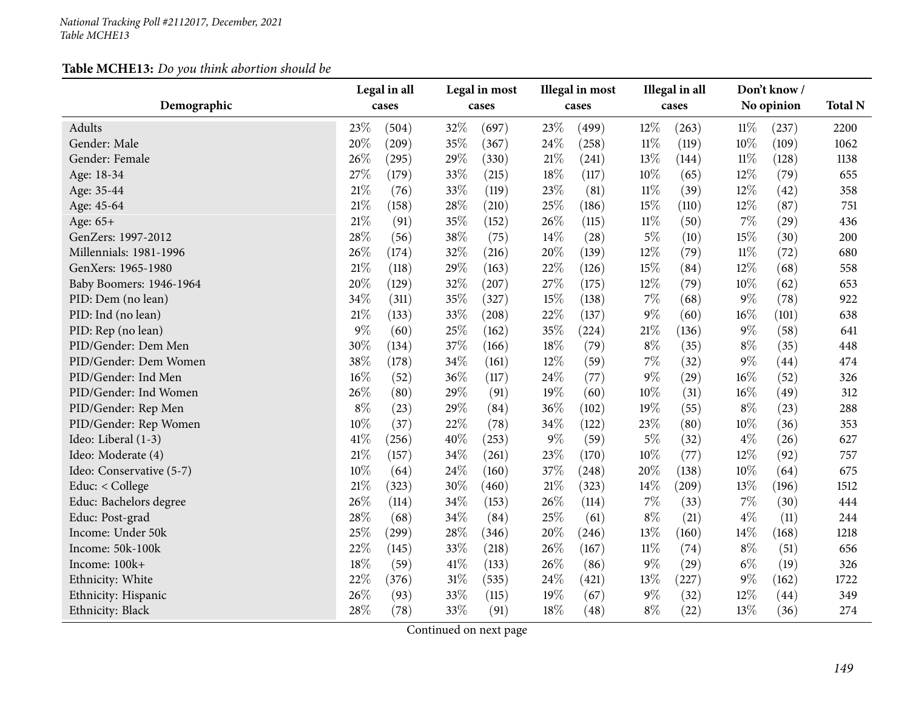*National Tracking Poll #2112017, December, 2021*
*Table MCHE13*

**Table MCHE13:** *Do you think abortion should be*

| Demographic | Legal in all cases | | Legal in most cases | | Illegal in most cases | | Illegal in all cases | | Don't know / No opinion | | Total N |
|---|---|---|---|---|---|---|---|---|---|---|---|
| Adults | 23% | (504) | 32% | (697) | 23% | (499) | 12% | (263) | 11% | (237) | 2200 |
| Gender: Male | 20% | (209) | 35% | (367) | 24% | (258) | 11% | (119) | 10% | (109) | 1062 |
| Gender: Female | 26% | (295) | 29% | (330) | 21% | (241) | 13% | (144) | 11% | (128) | 1138 |
| Age: 18-34 | 27% | (179) | 33% | (215) | 18% | (117) | 10% | (65) | 12% | (79) | 655 |
| Age: 35-44 | 21% | (76) | 33% | (119) | 23% | (81) | 11% | (39) | 12% | (42) | 358 |
| Age: 45-64 | 21% | (158) | 28% | (210) | 25% | (186) | 15% | (110) | 12% | (87) | 751 |
| Age: 65+ | 21% | (91) | 35% | (152) | 26% | (115) | 11% | (50) | 7% | (29) | 436 |
| GenZers: 1997-2012 | 28% | (56) | 38% | (75) | 14% | (28) | 5% | (10) | 15% | (30) | 200 |
| Millennials: 1981-1996 | 26% | (174) | 32% | (216) | 20% | (139) | 12% | (79) | 11% | (72) | 680 |
| GenXers: 1965-1980 | 21% | (118) | 29% | (163) | 22% | (126) | 15% | (84) | 12% | (68) | 558 |
| Baby Boomers: 1946-1964 | 20% | (129) | 32% | (207) | 27% | (175) | 12% | (79) | 10% | (62) | 653 |
| PID: Dem (no lean) | 34% | (311) | 35% | (327) | 15% | (138) | 7% | (68) | 9% | (78) | 922 |
| PID: Ind (no lean) | 21% | (133) | 33% | (208) | 22% | (137) | 9% | (60) | 16% | (101) | 638 |
| PID: Rep (no lean) | 9% | (60) | 25% | (162) | 35% | (224) | 21% | (136) | 9% | (58) | 641 |
| PID/Gender: Dem Men | 30% | (134) | 37% | (166) | 18% | (79) | 8% | (35) | 8% | (35) | 448 |
| PID/Gender: Dem Women | 38% | (178) | 34% | (161) | 12% | (59) | 7% | (32) | 9% | (44) | 474 |
| PID/Gender: Ind Men | 16% | (52) | 36% | (117) | 24% | (77) | 9% | (29) | 16% | (52) | 326 |
| PID/Gender: Ind Women | 26% | (80) | 29% | (91) | 19% | (60) | 10% | (31) | 16% | (49) | 312 |
| PID/Gender: Rep Men | 8% | (23) | 29% | (84) | 36% | (102) | 19% | (55) | 8% | (23) | 288 |
| PID/Gender: Rep Women | 10% | (37) | 22% | (78) | 34% | (122) | 23% | (80) | 10% | (36) | 353 |
| Ideo: Liberal (1-3) | 41% | (256) | 40% | (253) | 9% | (59) | 5% | (32) | 4% | (26) | 627 |
| Ideo: Moderate (4) | 21% | (157) | 34% | (261) | 23% | (170) | 10% | (77) | 12% | (92) | 757 |
| Ideo: Conservative (5-7) | 10% | (64) | 24% | (160) | 37% | (248) | 20% | (138) | 10% | (64) | 675 |
| Educ: < College | 21% | (323) | 30% | (460) | 21% | (323) | 14% | (209) | 13% | (196) | 1512 |
| Educ: Bachelors degree | 26% | (114) | 34% | (153) | 26% | (114) | 7% | (33) | 7% | (30) | 444 |
| Educ: Post-grad | 28% | (68) | 34% | (84) | 25% | (61) | 8% | (21) | 4% | (11) | 244 |
| Income: Under 50k | 25% | (299) | 28% | (346) | 20% | (246) | 13% | (160) | 14% | (168) | 1218 |
| Income: 50k-100k | 22% | (145) | 33% | (218) | 26% | (167) | 11% | (74) | 8% | (51) | 656 |
| Income: 100k+ | 18% | (59) | 41% | (133) | 26% | (86) | 9% | (29) | 6% | (19) | 326 |
| Ethnicity: White | 22% | (376) | 31% | (535) | 24% | (421) | 13% | (227) | 9% | (162) | 1722 |
| Ethnicity: Hispanic | 26% | (93) | 33% | (115) | 19% | (67) | 9% | (32) | 12% | (44) | 349 |
| Ethnicity: Black | 28% | (78) | 33% | (91) | 18% | (48) | 8% | (22) | 13% | (36) | 274 |

Continued on next page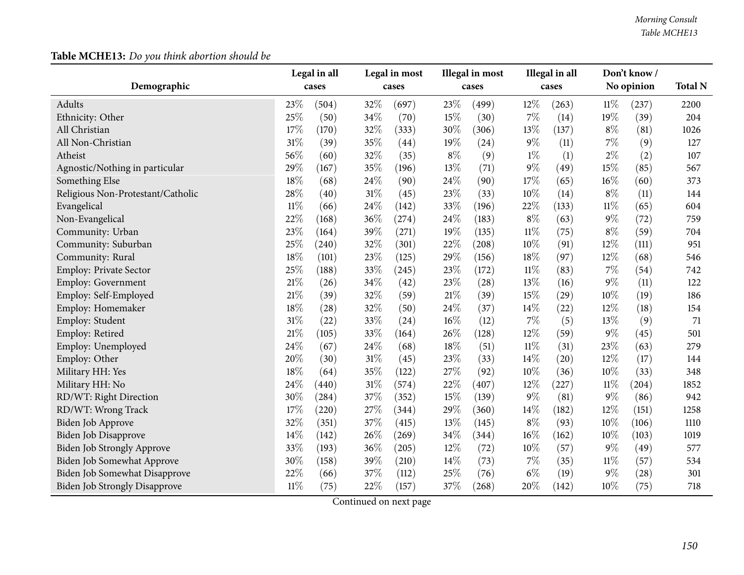**Table MCHE13:** *Do you think abortion should be*

| Demographic | Legal in all cases | | Legal in most cases | | Illegal in most cases | | Illegal in all cases | | Don't know / No opinion | | Total N |
|---|---|---|---|---|---|---|---|---|---|---|---|
| Adults | 23% | (504) | 32% | (697) | 23% | (499) | 12% | (263) | 11% | (237) | 2200 |
| Ethnicity: Other | 25% | (50) | 34% | (70) | 15% | (30) | 7% | (14) | 19% | (39) | 204 |
| All Christian | 17% | (170) | 32% | (333) | 30% | (306) | 13% | (137) | 8% | (81) | 1026 |
| All Non-Christian | 31% | (39) | 35% | (44) | 19% | (24) | 9% | (11) | 7% | (9) | 127 |
| Atheist | 56% | (60) | 32% | (35) | 8% | (9) | 1% | (1) | 2% | (2) | 107 |
| Agnostic/Nothing in particular | 29% | (167) | 35% | (196) | 13% | (71) | 9% | (49) | 15% | (85) | 567 |
| Something Else | 18% | (68) | 24% | (90) | 24% | (90) | 17% | (65) | 16% | (60) | 373 |
| Religious Non-Protestant/Catholic | 28% | (40) | 31% | (45) | 23% | (33) | 10% | (14) | 8% | (11) | 144 |
| Evangelical | 11% | (66) | 24% | (142) | 33% | (196) | 22% | (133) | 11% | (65) | 604 |
| Non-Evangelical | 22% | (168) | 36% | (274) | 24% | (183) | 8% | (63) | 9% | (72) | 759 |
| Community: Urban | 23% | (164) | 39% | (271) | 19% | (135) | 11% | (75) | 8% | (59) | 704 |
| Community: Suburban | 25% | (240) | 32% | (301) | 22% | (208) | 10% | (91) | 12% | (111) | 951 |
| Community: Rural | 18% | (101) | 23% | (125) | 29% | (156) | 18% | (97) | 12% | (68) | 546 |
| Employ: Private Sector | 25% | (188) | 33% | (245) | 23% | (172) | 11% | (83) | 7% | (54) | 742 |
| Employ: Government | 21% | (26) | 34% | (42) | 23% | (28) | 13% | (16) | 9% | (11) | 122 |
| Employ: Self-Employed | 21% | (39) | 32% | (59) | 21% | (39) | 15% | (29) | 10% | (19) | 186 |
| Employ: Homemaker | 18% | (28) | 32% | (50) | 24% | (37) | 14% | (22) | 12% | (18) | 154 |
| Employ: Student | 31% | (22) | 33% | (24) | 16% | (12) | 7% | (5) | 13% | (9) | 71 |
| Employ: Retired | 21% | (105) | 33% | (164) | 26% | (128) | 12% | (59) | 9% | (45) | 501 |
| Employ: Unemployed | 24% | (67) | 24% | (68) | 18% | (51) | 11% | (31) | 23% | (63) | 279 |
| Employ: Other | 20% | (30) | 31% | (45) | 23% | (33) | 14% | (20) | 12% | (17) | 144 |
| Military HH: Yes | 18% | (64) | 35% | (122) | 27% | (92) | 10% | (36) | 10% | (33) | 348 |
| Military HH: No | 24% | (440) | 31% | (574) | 22% | (407) | 12% | (227) | 11% | (204) | 1852 |
| RD/WT: Right Direction | 30% | (284) | 37% | (352) | 15% | (139) | 9% | (81) | 9% | (86) | 942 |
| RD/WT: Wrong Track | 17% | (220) | 27% | (344) | 29% | (360) | 14% | (182) | 12% | (151) | 1258 |
| Biden Job Approve | 32% | (351) | 37% | (415) | 13% | (145) | 8% | (93) | 10% | (106) | 1110 |
| Biden Job Disapprove | 14% | (142) | 26% | (269) | 34% | (344) | 16% | (162) | 10% | (103) | 1019 |
| Biden Job Strongly Approve | 33% | (193) | 36% | (205) | 12% | (72) | 10% | (57) | 9% | (49) | 577 |
| Biden Job Somewhat Approve | 30% | (158) | 39% | (210) | 14% | (73) | 7% | (35) | 11% | (57) | 534 |
| Biden Job Somewhat Disapprove | 22% | (66) | 37% | (112) | 25% | (76) | 6% | (19) | 9% | (28) | 301 |
| Biden Job Strongly Disapprove | 11% | (75) | 22% | (157) | 37% | (268) | 20% | (142) | 10% | (75) | 718 |

Continued on next page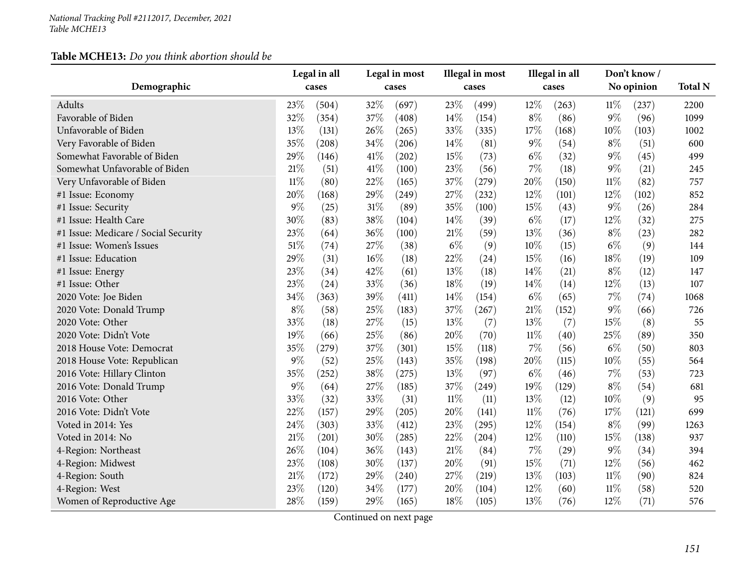**Table MCHE13:** *Do you think abortion should be*

| Demographic | Legal in all cases | | Legal in most cases | | Illegal in most cases | | Illegal in all cases | | Don't know / No opinion | | Total N |
|---|---|---|---|---|---|---|---|---|---|---|---|
| Adults | 23% | (504) | 32% | (697) | 23% | (499) | 12% | (263) | 11% | (237) | 2200 |
| Favorable of Biden | 32% | (354) | 37% | (408) | 14% | (154) | 8% | (86) | 9% | (96) | 1099 |
| Unfavorable of Biden | 13% | (131) | 26% | (265) | 33% | (335) | 17% | (168) | 10% | (103) | 1002 |
| Very Favorable of Biden | 35% | (208) | 34% | (206) | 14% | (81) | 9% | (54) | 8% | (51) | 600 |
| Somewhat Favorable of Biden | 29% | (146) | 41% | (202) | 15% | (73) | 6% | (32) | 9% | (45) | 499 |
| Somewhat Unfavorable of Biden | 21% | (51) | 41% | (100) | 23% | (56) | 7% | (18) | 9% | (21) | 245 |
| Very Unfavorable of Biden | 11% | (80) | 22% | (165) | 37% | (279) | 20% | (150) | 11% | (82) | 757 |
| #1 Issue: Economy | 20% | (168) | 29% | (249) | 27% | (232) | 12% | (101) | 12% | (102) | 852 |
| #1 Issue: Security | 9% | (25) | 31% | (89) | 35% | (100) | 15% | (43) | 9% | (26) | 284 |
| #1 Issue: Health Care | 30% | (83) | 38% | (104) | 14% | (39) | 6% | (17) | 12% | (32) | 275 |
| #1 Issue: Medicare / Social Security | 23% | (64) | 36% | (100) | 21% | (59) | 13% | (36) | 8% | (23) | 282 |
| #1 Issue: Women's Issues | 51% | (74) | 27% | (38) | 6% | (9) | 10% | (15) | 6% | (9) | 144 |
| #1 Issue: Education | 29% | (31) | 16% | (18) | 22% | (24) | 15% | (16) | 18% | (19) | 109 |
| #1 Issue: Energy | 23% | (34) | 42% | (61) | 13% | (18) | 14% | (21) | 8% | (12) | 147 |
| #1 Issue: Other | 23% | (24) | 33% | (36) | 18% | (19) | 14% | (14) | 12% | (13) | 107 |
| 2020 Vote: Joe Biden | 34% | (363) | 39% | (411) | 14% | (154) | 6% | (65) | 7% | (74) | 1068 |
| 2020 Vote: Donald Trump | 8% | (58) | 25% | (183) | 37% | (267) | 21% | (152) | 9% | (66) | 726 |
| 2020 Vote: Other | 33% | (18) | 27% | (15) | 13% | (7) | 13% | (7) | 15% | (8) | 55 |
| 2020 Vote: Didn't Vote | 19% | (66) | 25% | (86) | 20% | (70) | 11% | (40) | 25% | (89) | 350 |
| 2018 House Vote: Democrat | 35% | (279) | 37% | (301) | 15% | (118) | 7% | (56) | 6% | (50) | 803 |
| 2018 House Vote: Republican | 9% | (52) | 25% | (143) | 35% | (198) | 20% | (115) | 10% | (55) | 564 |
| 2016 Vote: Hillary Clinton | 35% | (252) | 38% | (275) | 13% | (97) | 6% | (46) | 7% | (53) | 723 |
| 2016 Vote: Donald Trump | 9% | (64) | 27% | (185) | 37% | (249) | 19% | (129) | 8% | (54) | 681 |
| 2016 Vote: Other | 33% | (32) | 33% | (31) | 11% | (11) | 13% | (12) | 10% | (9) | 95 |
| 2016 Vote: Didn't Vote | 22% | (157) | 29% | (205) | 20% | (141) | 11% | (76) | 17% | (121) | 699 |
| Voted in 2014: Yes | 24% | (303) | 33% | (412) | 23% | (295) | 12% | (154) | 8% | (99) | 1263 |
| Voted in 2014: No | 21% | (201) | 30% | (285) | 22% | (204) | 12% | (110) | 15% | (138) | 937 |
| 4-Region: Northeast | 26% | (104) | 36% | (143) | 21% | (84) | 7% | (29) | 9% | (34) | 394 |
| 4-Region: Midwest | 23% | (108) | 30% | (137) | 20% | (91) | 15% | (71) | 12% | (56) | 462 |
| 4-Region: South | 21% | (172) | 29% | (240) | 27% | (219) | 13% | (103) | 11% | (90) | 824 |
| 4-Region: West | 23% | (120) | 34% | (177) | 20% | (104) | 12% | (60) | 11% | (58) | 520 |
| Women of Reproductive Age | 28% | (159) | 29% | (165) | 18% | (105) | 13% | (76) | 12% | (71) | 576 |

Continued on next page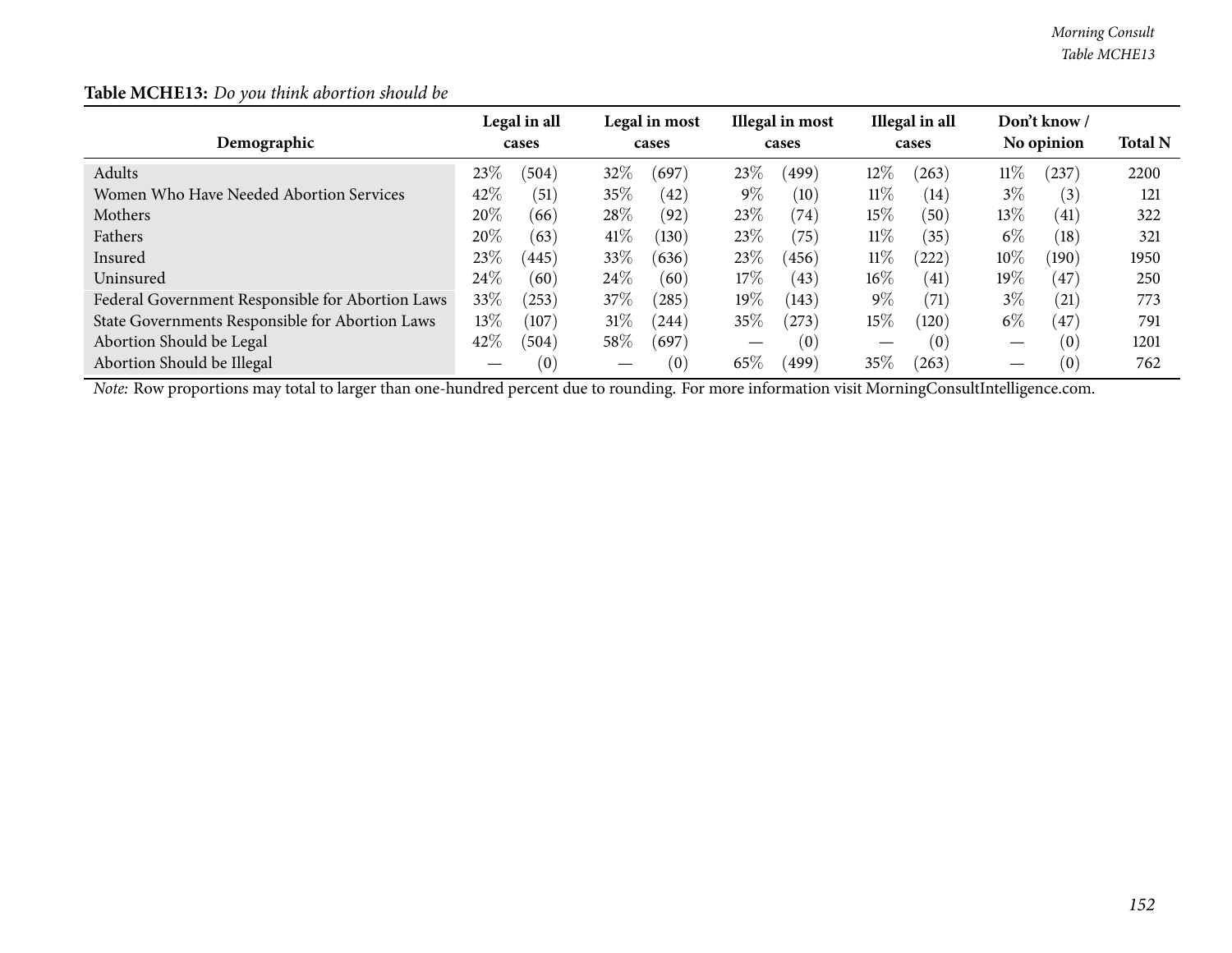**Table MCHE13:** *Do you think abortion should be*

| Demographic | Legal in all cases | | Legal in most cases | | Illegal in most cases | | Illegal in all cases | | Don't know / No opinion | | Total N |
|---|---|---|---|---|---|---|---|---|---|---|---|
| Adults | 23% | (504) | 32% | (697) | 23% | (499) | 12% | (263) | 11% | (237) | 2200 |
| Women Who Have Needed Abortion Services | 42% | (51) | 35% | (42) | 9% | (10) | 11% | (14) | 3% | (3) | 121 |
| Mothers | 20% | (66) | 28% | (92) | 23% | (74) | 15% | (50) | 13% | (41) | 322 |
| Fathers | 20% | (63) | 41% | (130) | 23% | (75) | 11% | (35) | 6% | (18) | 321 |
| Insured | 23% | (445) | 33% | (636) | 23% | (456) | 11% | (222) | 10% | (190) | 1950 |
| Uninsured | 24% | (60) | 24% | (60) | 17% | (43) | 16% | (41) | 19% | (47) | 250 |
| Federal Government Responsible for Abortion Laws | 33% | (253) | 37% | (285) | 19% | (143) | 9% | (71) | 3% | (21) | 773 |
| State Governments Responsible for Abortion Laws | 13% | (107) | 31% | (244) | 35% | (273) | 15% | (120) | 6% | (47) | 791 |
| Abortion Should be Legal | 42% | (504) | 58% | (697) | — | (0) | — | (0) | — | (0) | 1201 |
| Abortion Should be Illegal | — | (0) | — | (0) | 65% | (499) | 35% | (263) | — | (0) | 762 |

*Note:* Row proportions may total to larger than one-hundred percent due to rounding. For more information visit MorningConsultIntelligence.com.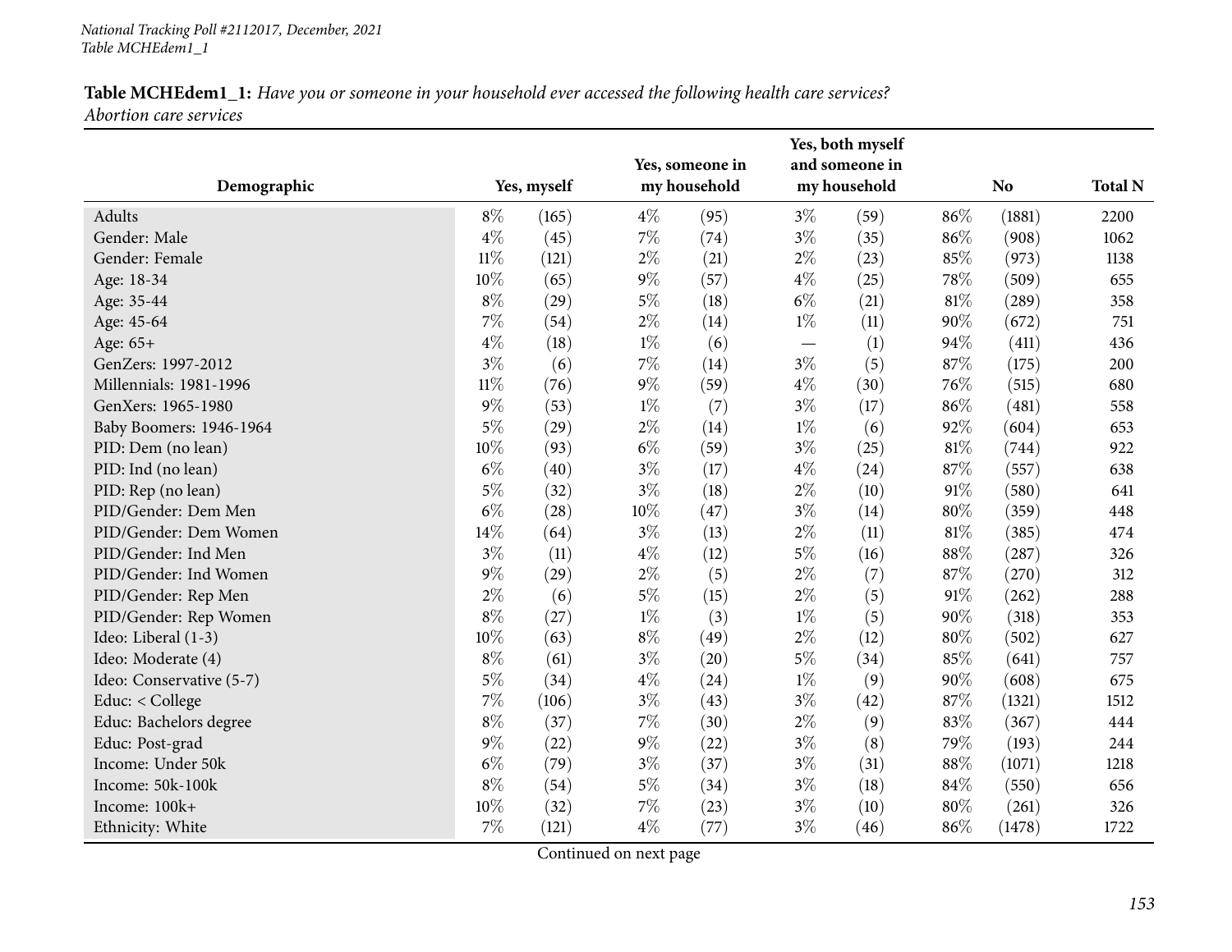National Tracking Poll #2112017, December, 2021
Table MCHEdem1_1

**Table MCHEdem1_1:** *Have you or someone in your household ever accessed the following health care services?*
*Abortion care services*

| Demographic | Yes, myself | | Yes, someone in my household | | Yes, both myself and someone in my household | | No | | Total N |
|---|---|---|---|---|---|---|---|---|---|
| Adults | 8% | (165) | 4% | (95) | 3% | (59) | 86% | (1881) | 2200 |
| Gender: Male | 4% | (45) | 7% | (74) | 3% | (35) | 86% | (908) | 1062 |
| Gender: Female | 11% | (121) | 2% | (21) | 2% | (23) | 85% | (973) | 1138 |
| Age: 18-34 | 10% | (65) | 9% | (57) | 4% | (25) | 78% | (509) | 655 |
| Age: 35-44 | 8% | (29) | 5% | (18) | 6% | (21) | 81% | (289) | 358 |
| Age: 45-64 | 7% | (54) | 2% | (14) | 1% | (11) | 90% | (672) | 751 |
| Age: 65+ | 4% | (18) | 1% | (6) | — | (1) | 94% | (411) | 436 |
| GenZers: 1997-2012 | 3% | (6) | 7% | (14) | 3% | (5) | 87% | (175) | 200 |
| Millennials: 1981-1996 | 11% | (76) | 9% | (59) | 4% | (30) | 76% | (515) | 680 |
| GenXers: 1965-1980 | 9% | (53) | 1% | (7) | 3% | (17) | 86% | (481) | 558 |
| Baby Boomers: 1946-1964 | 5% | (29) | 2% | (14) | 1% | (6) | 92% | (604) | 653 |
| PID: Dem (no lean) | 10% | (93) | 6% | (59) | 3% | (25) | 81% | (744) | 922 |
| PID: Ind (no lean) | 6% | (40) | 3% | (17) | 4% | (24) | 87% | (557) | 638 |
| PID: Rep (no lean) | 5% | (32) | 3% | (18) | 2% | (10) | 91% | (580) | 641 |
| PID/Gender: Dem Men | 6% | (28) | 10% | (47) | 3% | (14) | 80% | (359) | 448 |
| PID/Gender: Dem Women | 14% | (64) | 3% | (13) | 2% | (11) | 81% | (385) | 474 |
| PID/Gender: Ind Men | 3% | (11) | 4% | (12) | 5% | (16) | 88% | (287) | 326 |
| PID/Gender: Ind Women | 9% | (29) | 2% | (5) | 2% | (7) | 87% | (270) | 312 |
| PID/Gender: Rep Men | 2% | (6) | 5% | (15) | 2% | (5) | 91% | (262) | 288 |
| PID/Gender: Rep Women | 8% | (27) | 1% | (3) | 1% | (5) | 90% | (318) | 353 |
| Ideo: Liberal (1-3) | 10% | (63) | 8% | (49) | 2% | (12) | 80% | (502) | 627 |
| Ideo: Moderate (4) | 8% | (61) | 3% | (20) | 5% | (34) | 85% | (641) | 757 |
| Ideo: Conservative (5-7) | 5% | (34) | 4% | (24) | 1% | (9) | 90% | (608) | 675 |
| Educ: < College | 7% | (106) | 3% | (43) | 3% | (42) | 87% | (1321) | 1512 |
| Educ: Bachelors degree | 8% | (37) | 7% | (30) | 2% | (9) | 83% | (367) | 444 |
| Educ: Post-grad | 9% | (22) | 9% | (22) | 3% | (8) | 79% | (193) | 244 |
| Income: Under 50k | 6% | (79) | 3% | (37) | 3% | (31) | 88% | (1071) | 1218 |
| Income: 50k-100k | 8% | (54) | 5% | (34) | 3% | (18) | 84% | (550) | 656 |
| Income: 100k+ | 10% | (32) | 7% | (23) | 3% | (10) | 80% | (261) | 326 |
| Ethnicity: White | 7% | (121) | 4% | (77) | 3% | (46) | 86% | (1478) | 1722 |

Continued on next page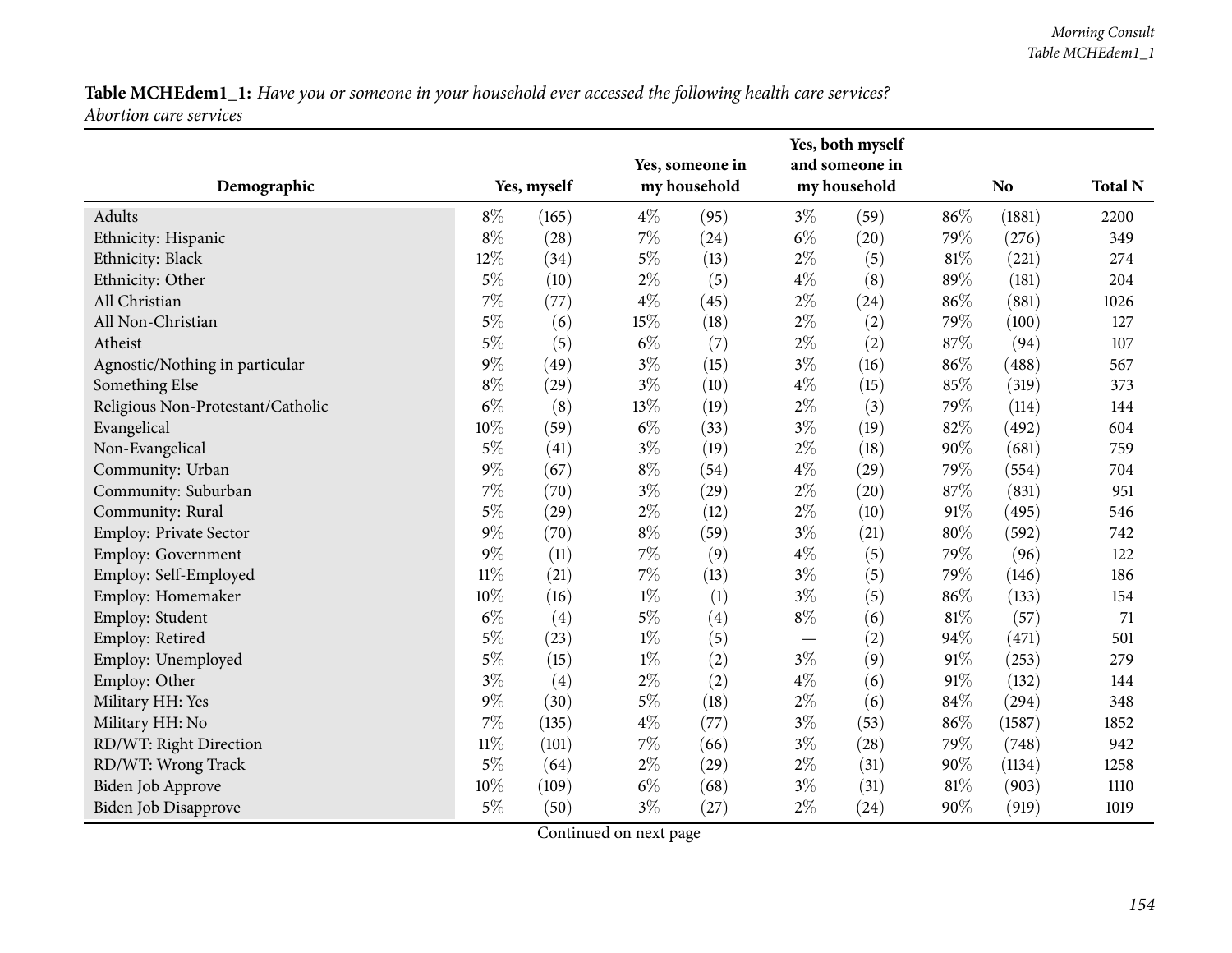**Table MCHEdem1_1:** *Have you or someone in your household ever accessed the following health care services? Abortion care services*

| Demographic | Yes, myself | | Yes, someone in my household | | Yes, both myself and someone in my household | | No | | Total N |
|---|---|---|---|---|---|---|---|---|---|
| Adults | 8% | (165) | 4% | (95) | 3% | (59) | 86% | (1881) | 2200 |
| Ethnicity: Hispanic | 8% | (28) | 7% | (24) | 6% | (20) | 79% | (276) | 349 |
| Ethnicity: Black | 12% | (34) | 5% | (13) | 2% | (5) | 81% | (221) | 274 |
| Ethnicity: Other | 5% | (10) | 2% | (5) | 4% | (8) | 89% | (181) | 204 |
| All Christian | 7% | (77) | 4% | (45) | 2% | (24) | 86% | (881) | 1026 |
| All Non-Christian | 5% | (6) | 15% | (18) | 2% | (2) | 79% | (100) | 127 |
| Atheist | 5% | (5) | 6% | (7) | 2% | (2) | 87% | (94) | 107 |
| Agnostic/Nothing in particular | 9% | (49) | 3% | (15) | 3% | (16) | 86% | (488) | 567 |
| Something Else | 8% | (29) | 3% | (10) | 4% | (15) | 85% | (319) | 373 |
| Religious Non-Protestant/Catholic | 6% | (8) | 13% | (19) | 2% | (3) | 79% | (114) | 144 |
| Evangelical | 10% | (59) | 6% | (33) | 3% | (19) | 82% | (492) | 604 |
| Non-Evangelical | 5% | (41) | 3% | (19) | 2% | (18) | 90% | (681) | 759 |
| Community: Urban | 9% | (67) | 8% | (54) | 4% | (29) | 79% | (554) | 704 |
| Community: Suburban | 7% | (70) | 3% | (29) | 2% | (20) | 87% | (831) | 951 |
| Community: Rural | 5% | (29) | 2% | (12) | 2% | (10) | 91% | (495) | 546 |
| Employ: Private Sector | 9% | (70) | 8% | (59) | 3% | (21) | 80% | (592) | 742 |
| Employ: Government | 9% | (11) | 7% | (9) | 4% | (5) | 79% | (96) | 122 |
| Employ: Self-Employed | 11% | (21) | 7% | (13) | 3% | (5) | 79% | (146) | 186 |
| Employ: Homemaker | 10% | (16) | 1% | (1) | 3% | (5) | 86% | (133) | 154 |
| Employ: Student | 6% | (4) | 5% | (4) | 8% | (6) | 81% | (57) | 71 |
| Employ: Retired | 5% | (23) | 1% | (5) | — | (2) | 94% | (471) | 501 |
| Employ: Unemployed | 5% | (15) | 1% | (2) | 3% | (9) | 91% | (253) | 279 |
| Employ: Other | 3% | (4) | 2% | (2) | 4% | (6) | 91% | (132) | 144 |
| Military HH: Yes | 9% | (30) | 5% | (18) | 2% | (6) | 84% | (294) | 348 |
| Military HH: No | 7% | (135) | 4% | (77) | 3% | (53) | 86% | (1587) | 1852 |
| RD/WT: Right Direction | 11% | (101) | 7% | (66) | 3% | (28) | 79% | (748) | 942 |
| RD/WT: Wrong Track | 5% | (64) | 2% | (29) | 2% | (31) | 90% | (1134) | 1258 |
| Biden Job Approve | 10% | (109) | 6% | (68) | 3% | (31) | 81% | (903) | 1110 |
| Biden Job Disapprove | 5% | (50) | 3% | (27) | 2% | (24) | 90% | (919) | 1019 |

Continued on next page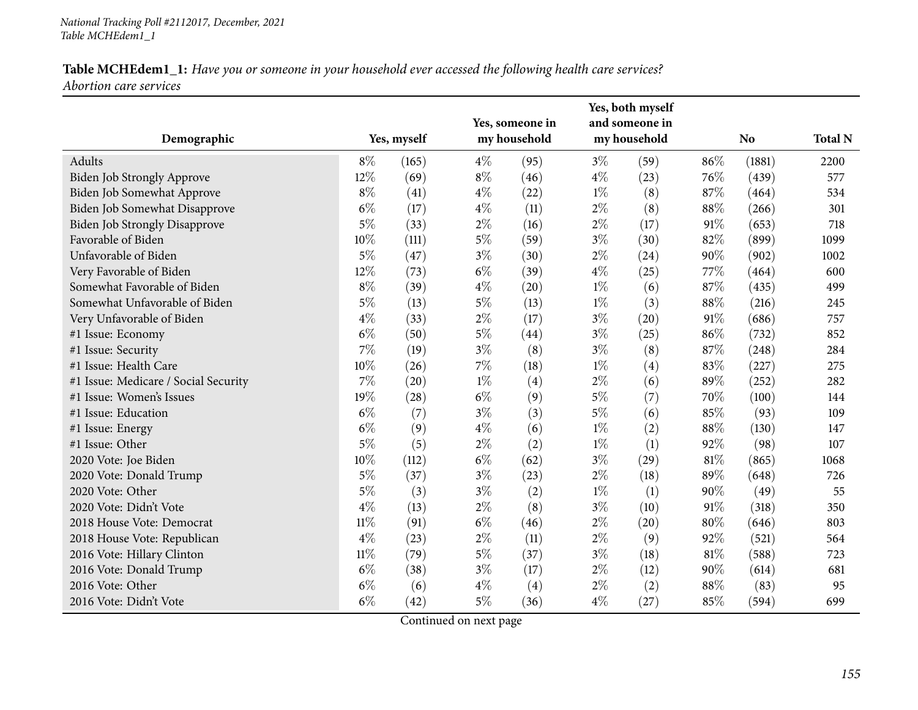**Table MCHEdem1_1:** *Have you or someone in your household ever accessed the following health care services?*
*Abortion care services*

| Demographic | Yes, myself | | Yes, someone in my household | | Yes, both myself and someone in my household | | No | | Total N |
|---|---|---|---|---|---|---|---|---|---|
| Adults | 8% | (165) | 4% | (95) | 3% | (59) | 86% | (1881) | 2200 |
| Biden Job Strongly Approve | 12% | (69) | 8% | (46) | 4% | (23) | 76% | (439) | 577 |
| Biden Job Somewhat Approve | 8% | (41) | 4% | (22) | 1% | (8) | 87% | (464) | 534 |
| Biden Job Somewhat Disapprove | 6% | (17) | 4% | (11) | 2% | (8) | 88% | (266) | 301 |
| Biden Job Strongly Disapprove | 5% | (33) | 2% | (16) | 2% | (17) | 91% | (653) | 718 |
| Favorable of Biden | 10% | (111) | 5% | (59) | 3% | (30) | 82% | (899) | 1099 |
| Unfavorable of Biden | 5% | (47) | 3% | (30) | 2% | (24) | 90% | (902) | 1002 |
| Very Favorable of Biden | 12% | (73) | 6% | (39) | 4% | (25) | 77% | (464) | 600 |
| Somewhat Favorable of Biden | 8% | (39) | 4% | (20) | 1% | (6) | 87% | (435) | 499 |
| Somewhat Unfavorable of Biden | 5% | (13) | 5% | (13) | 1% | (3) | 88% | (216) | 245 |
| Very Unfavorable of Biden | 4% | (33) | 2% | (17) | 3% | (20) | 91% | (686) | 757 |
| #1 Issue: Economy | 6% | (50) | 5% | (44) | 3% | (25) | 86% | (732) | 852 |
| #1 Issue: Security | 7% | (19) | 3% | (8) | 3% | (8) | 87% | (248) | 284 |
| #1 Issue: Health Care | 10% | (26) | 7% | (18) | 1% | (4) | 83% | (227) | 275 |
| #1 Issue: Medicare / Social Security | 7% | (20) | 1% | (4) | 2% | (6) | 89% | (252) | 282 |
| #1 Issue: Women's Issues | 19% | (28) | 6% | (9) | 5% | (7) | 70% | (100) | 144 |
| #1 Issue: Education | 6% | (7) | 3% | (3) | 5% | (6) | 85% | (93) | 109 |
| #1 Issue: Energy | 6% | (9) | 4% | (6) | 1% | (2) | 88% | (130) | 147 |
| #1 Issue: Other | 5% | (5) | 2% | (2) | 1% | (1) | 92% | (98) | 107 |
| 2020 Vote: Joe Biden | 10% | (112) | 6% | (62) | 3% | (29) | 81% | (865) | 1068 |
| 2020 Vote: Donald Trump | 5% | (37) | 3% | (23) | 2% | (18) | 89% | (648) | 726 |
| 2020 Vote: Other | 5% | (3) | 3% | (2) | 1% | (1) | 90% | (49) | 55 |
| 2020 Vote: Didn't Vote | 4% | (13) | 2% | (8) | 3% | (10) | 91% | (318) | 350 |
| 2018 House Vote: Democrat | 11% | (91) | 6% | (46) | 2% | (20) | 80% | (646) | 803 |
| 2018 House Vote: Republican | 4% | (23) | 2% | (11) | 2% | (9) | 92% | (521) | 564 |
| 2016 Vote: Hillary Clinton | 11% | (79) | 5% | (37) | 3% | (18) | 81% | (588) | 723 |
| 2016 Vote: Donald Trump | 6% | (38) | 3% | (17) | 2% | (12) | 90% | (614) | 681 |
| 2016 Vote: Other | 6% | (6) | 4% | (4) | 2% | (2) | 88% | (83) | 95 |
| 2016 Vote: Didn't Vote | 6% | (42) | 5% | (36) | 4% | (27) | 85% | (594) | 699 |

Continued on next page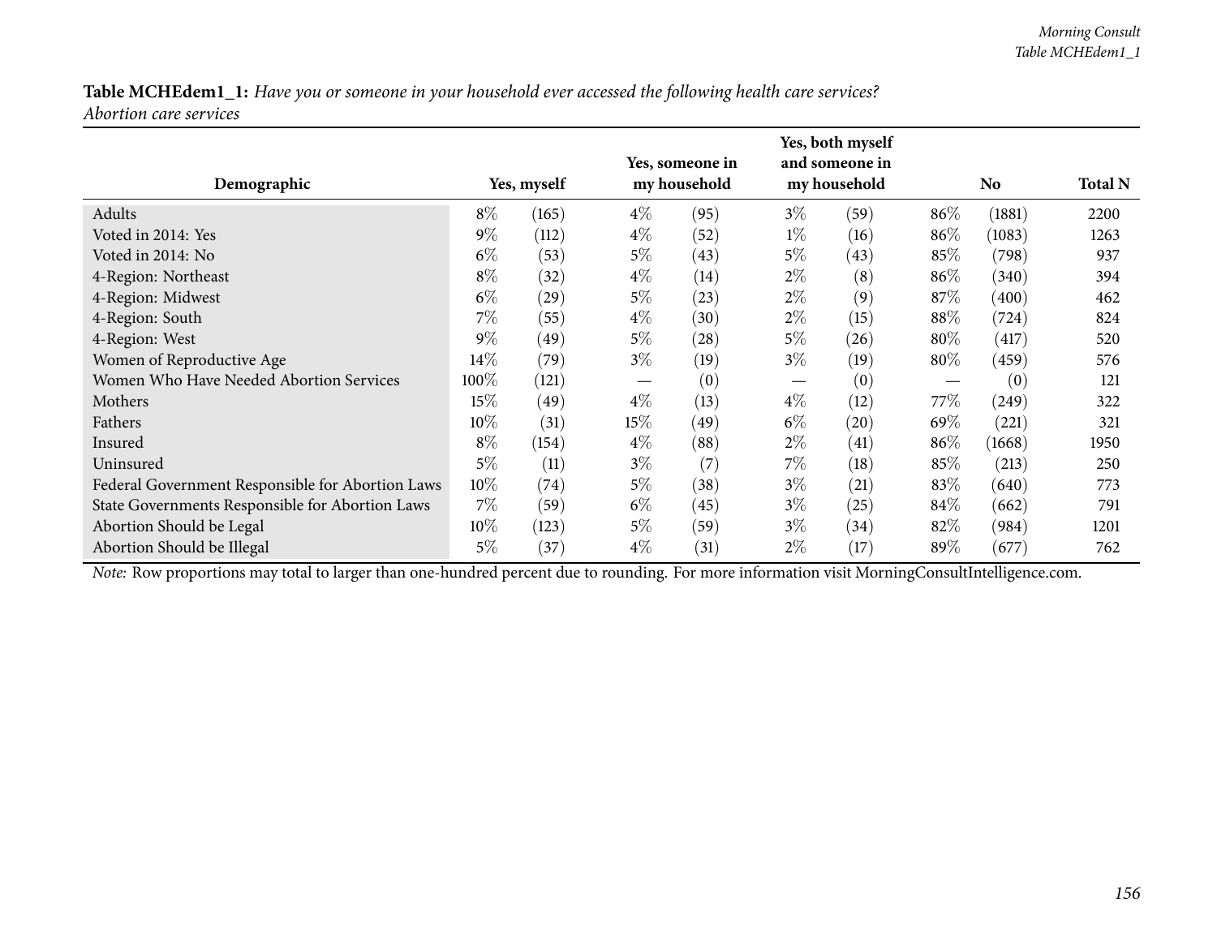**Table MCHEdem1_1:** *Have you or someone in your household ever accessed the following health care services?*
*Abortion care services*

| Demographic | Yes, myself | | Yes, someone in my household | | Yes, both myself and someone in my household | | No | | Total N |
|---|---|---|---|---|---|---|---|---|---|
| Adults | 8% | (165) | 4% | (95) | 3% | (59) | 86% | (1881) | 2200 |
| Voted in 2014: Yes | 9% | (112) | 4% | (52) | 1% | (16) | 86% | (1083) | 1263 |
| Voted in 2014: No | 6% | (53) | 5% | (43) | 5% | (43) | 85% | (798) | 937 |
| 4-Region: Northeast | 8% | (32) | 4% | (14) | 2% | (8) | 86% | (340) | 394 |
| 4-Region: Midwest | 6% | (29) | 5% | (23) | 2% | (9) | 87% | (400) | 462 |
| 4-Region: South | 7% | (55) | 4% | (30) | 2% | (15) | 88% | (724) | 824 |
| 4-Region: West | 9% | (49) | 5% | (28) | 5% | (26) | 80% | (417) | 520 |
| Women of Reproductive Age | 14% | (79) | 3% | (19) | 3% | (19) | 80% | (459) | 576 |
| Women Who Have Needed Abortion Services | 100% | (121) | — | (0) | — | (0) | — | (0) | 121 |
| Mothers | 15% | (49) | 4% | (13) | 4% | (12) | 77% | (249) | 322 |
| Fathers | 10% | (31) | 15% | (49) | 6% | (20) | 69% | (221) | 321 |
| Insured | 8% | (154) | 4% | (88) | 2% | (41) | 86% | (1668) | 1950 |
| Uninsured | 5% | (11) | 3% | (7) | 7% | (18) | 85% | (213) | 250 |
| Federal Government Responsible for Abortion Laws | 10% | (74) | 5% | (38) | 3% | (21) | 83% | (640) | 773 |
| State Governments Responsible for Abortion Laws | 7% | (59) | 6% | (45) | 3% | (25) | 84% | (662) | 791 |
| Abortion Should be Legal | 10% | (123) | 5% | (59) | 3% | (34) | 82% | (984) | 1201 |
| Abortion Should be Illegal | 5% | (37) | 4% | (31) | 2% | (17) | 89% | (677) | 762 |

*Note:* Row proportions may total to larger than one-hundred percent due to rounding. For more information visit MorningConsultIntelligence.com.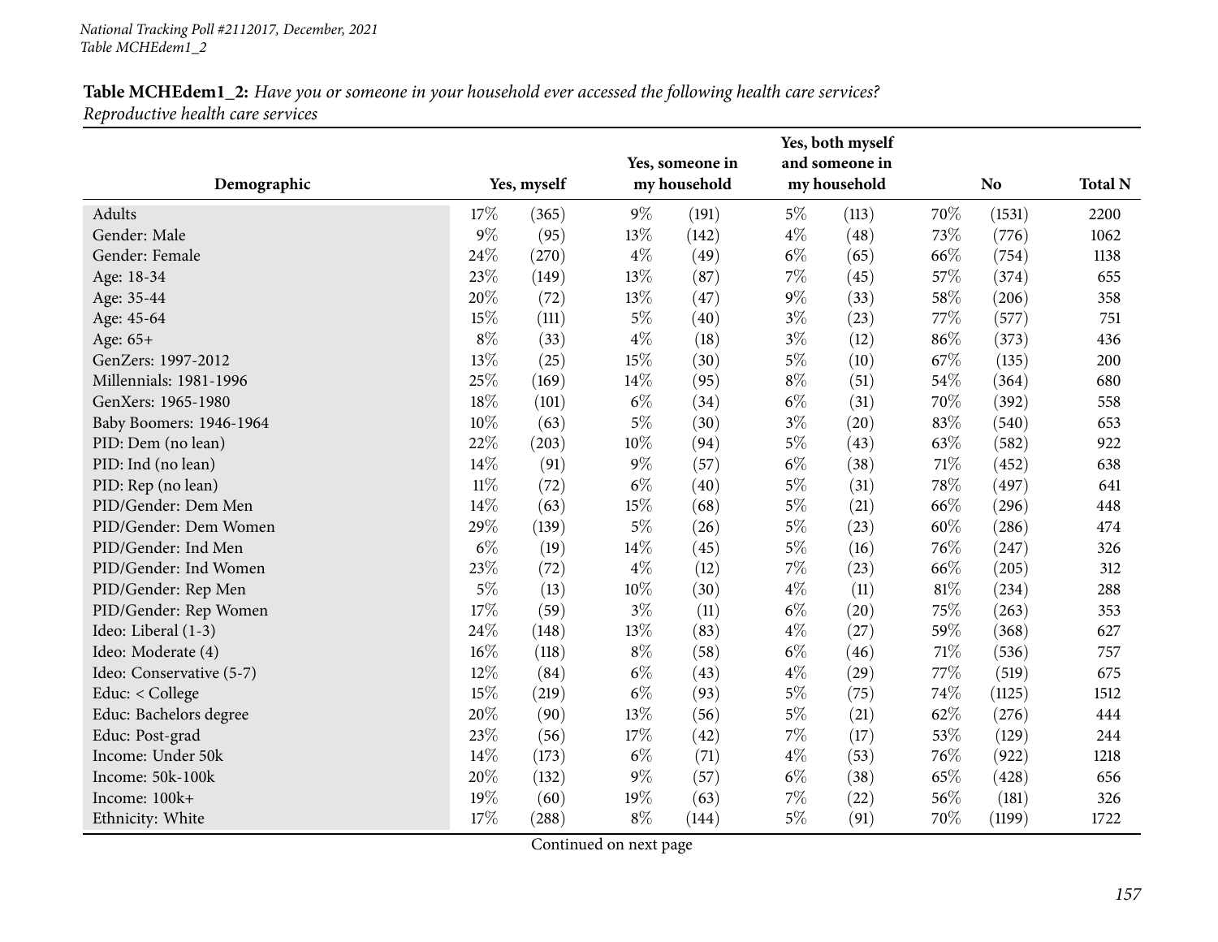*National Tracking Poll #2112017, December, 2021*
*Table MCHEdem1_2*

**Table MCHEdem1_2:** *Have you or someone in your household ever accessed the following health care services? Reproductive health care services*

| Demographic | Yes, myself | | Yes, someone in my household | | Yes, both myself and someone in my household | | No | | Total N |
|---|---|---|---|---|---|---|---|---|---|
| Adults | 17% | (365) | 9% | (191) | 5% | (113) | 70% | (1531) | 2200 |
| Gender: Male | 9% | (95) | 13% | (142) | 4% | (48) | 73% | (776) | 1062 |
| Gender: Female | 24% | (270) | 4% | (49) | 6% | (65) | 66% | (754) | 1138 |
| Age: 18-34 | 23% | (149) | 13% | (87) | 7% | (45) | 57% | (374) | 655 |
| Age: 35-44 | 20% | (72) | 13% | (47) | 9% | (33) | 58% | (206) | 358 |
| Age: 45-64 | 15% | (111) | 5% | (40) | 3% | (23) | 77% | (577) | 751 |
| Age: 65+ | 8% | (33) | 4% | (18) | 3% | (12) | 86% | (373) | 436 |
| GenZers: 1997-2012 | 13% | (25) | 15% | (30) | 5% | (10) | 67% | (135) | 200 |
| Millennials: 1981-1996 | 25% | (169) | 14% | (95) | 8% | (51) | 54% | (364) | 680 |
| GenXers: 1965-1980 | 18% | (101) | 6% | (34) | 6% | (31) | 70% | (392) | 558 |
| Baby Boomers: 1946-1964 | 10% | (63) | 5% | (30) | 3% | (20) | 83% | (540) | 653 |
| PID: Dem (no lean) | 22% | (203) | 10% | (94) | 5% | (43) | 63% | (582) | 922 |
| PID: Ind (no lean) | 14% | (91) | 9% | (57) | 6% | (38) | 71% | (452) | 638 |
| PID: Rep (no lean) | 11% | (72) | 6% | (40) | 5% | (31) | 78% | (497) | 641 |
| PID/Gender: Dem Men | 14% | (63) | 15% | (68) | 5% | (21) | 66% | (296) | 448 |
| PID/Gender: Dem Women | 29% | (139) | 5% | (26) | 5% | (23) | 60% | (286) | 474 |
| PID/Gender: Ind Men | 6% | (19) | 14% | (45) | 5% | (16) | 76% | (247) | 326 |
| PID/Gender: Ind Women | 23% | (72) | 4% | (12) | 7% | (23) | 66% | (205) | 312 |
| PID/Gender: Rep Men | 5% | (13) | 10% | (30) | 4% | (11) | 81% | (234) | 288 |
| PID/Gender: Rep Women | 17% | (59) | 3% | (11) | 6% | (20) | 75% | (263) | 353 |
| Ideo: Liberal (1-3) | 24% | (148) | 13% | (83) | 4% | (27) | 59% | (368) | 627 |
| Ideo: Moderate (4) | 16% | (118) | 8% | (58) | 6% | (46) | 71% | (536) | 757 |
| Ideo: Conservative (5-7) | 12% | (84) | 6% | (43) | 4% | (29) | 77% | (519) | 675 |
| Educ: < College | 15% | (219) | 6% | (93) | 5% | (75) | 74% | (1125) | 1512 |
| Educ: Bachelors degree | 20% | (90) | 13% | (56) | 5% | (21) | 62% | (276) | 444 |
| Educ: Post-grad | 23% | (56) | 17% | (42) | 7% | (17) | 53% | (129) | 244 |
| Income: Under 50k | 14% | (173) | 6% | (71) | 4% | (53) | 76% | (922) | 1218 |
| Income: 50k-100k | 20% | (132) | 9% | (57) | 6% | (38) | 65% | (428) | 656 |
| Income: 100k+ | 19% | (60) | 19% | (63) | 7% | (22) | 56% | (181) | 326 |
| Ethnicity: White | 17% | (288) | 8% | (144) | 5% | (91) | 70% | (1199) | 1722 |

Continued on next page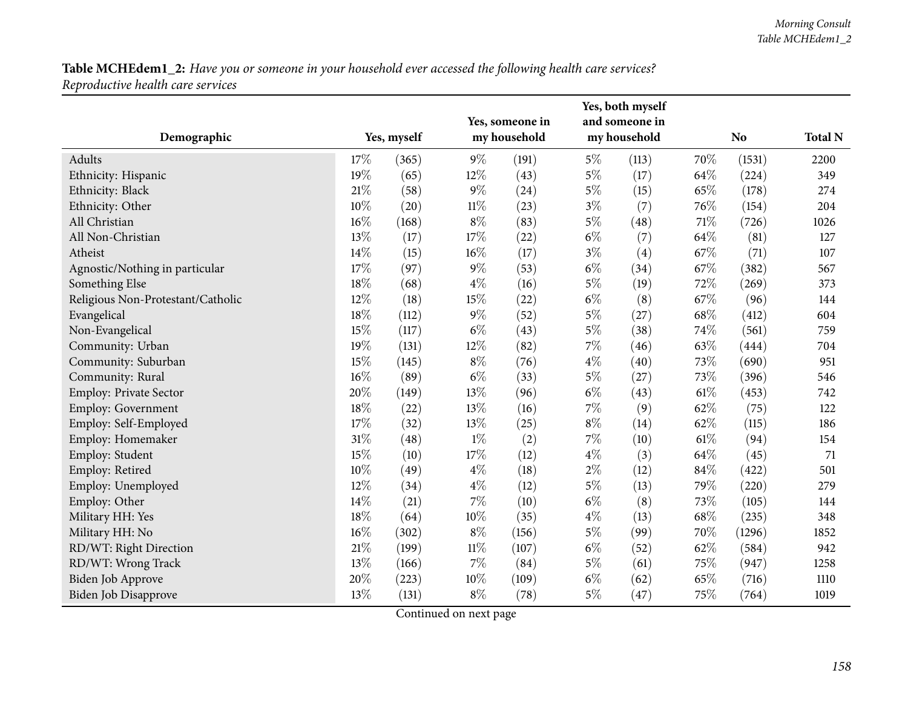**Table MCHEdem1_2:** *Have you or someone in your household ever accessed the following health care services? Reproductive health care services*

| Demographic | Yes, myself | | Yes, someone in my household | | Yes, both myself and someone in my household | | No | | Total N |
|---|---|---|---|---|---|---|---|---|---|
| Adults | 17% | (365) | 9% | (191) | 5% | (113) | 70% | (1531) | 2200 |
| Ethnicity: Hispanic | 19% | (65) | 12% | (43) | 5% | (17) | 64% | (224) | 349 |
| Ethnicity: Black | 21% | (58) | 9% | (24) | 5% | (15) | 65% | (178) | 274 |
| Ethnicity: Other | 10% | (20) | 11% | (23) | 3% | (7) | 76% | (154) | 204 |
| All Christian | 16% | (168) | 8% | (83) | 5% | (48) | 71% | (726) | 1026 |
| All Non-Christian | 13% | (17) | 17% | (22) | 6% | (7) | 64% | (81) | 127 |
| Atheist | 14% | (15) | 16% | (17) | 3% | (4) | 67% | (71) | 107 |
| Agnostic/Nothing in particular | 17% | (97) | 9% | (53) | 6% | (34) | 67% | (382) | 567 |
| Something Else | 18% | (68) | 4% | (16) | 5% | (19) | 72% | (269) | 373 |
| Religious Non-Protestant/Catholic | 12% | (18) | 15% | (22) | 6% | (8) | 67% | (96) | 144 |
| Evangelical | 18% | (112) | 9% | (52) | 5% | (27) | 68% | (412) | 604 |
| Non-Evangelical | 15% | (117) | 6% | (43) | 5% | (38) | 74% | (561) | 759 |
| Community: Urban | 19% | (131) | 12% | (82) | 7% | (46) | 63% | (444) | 704 |
| Community: Suburban | 15% | (145) | 8% | (76) | 4% | (40) | 73% | (690) | 951 |
| Community: Rural | 16% | (89) | 6% | (33) | 5% | (27) | 73% | (396) | 546 |
| Employ: Private Sector | 20% | (149) | 13% | (96) | 6% | (43) | 61% | (453) | 742 |
| Employ: Government | 18% | (22) | 13% | (16) | 7% | (9) | 62% | (75) | 122 |
| Employ: Self-Employed | 17% | (32) | 13% | (25) | 8% | (14) | 62% | (115) | 186 |
| Employ: Homemaker | 31% | (48) | 1% | (2) | 7% | (10) | 61% | (94) | 154 |
| Employ: Student | 15% | (10) | 17% | (12) | 4% | (3) | 64% | (45) | 71 |
| Employ: Retired | 10% | (49) | 4% | (18) | 2% | (12) | 84% | (422) | 501 |
| Employ: Unemployed | 12% | (34) | 4% | (12) | 5% | (13) | 79% | (220) | 279 |
| Employ: Other | 14% | (21) | 7% | (10) | 6% | (8) | 73% | (105) | 144 |
| Military HH: Yes | 18% | (64) | 10% | (35) | 4% | (13) | 68% | (235) | 348 |
| Military HH: No | 16% | (302) | 8% | (156) | 5% | (99) | 70% | (1296) | 1852 |
| RD/WT: Right Direction | 21% | (199) | 11% | (107) | 6% | (52) | 62% | (584) | 942 |
| RD/WT: Wrong Track | 13% | (166) | 7% | (84) | 5% | (61) | 75% | (947) | 1258 |
| Biden Job Approve | 20% | (223) | 10% | (109) | 6% | (62) | 65% | (716) | 1110 |
| Biden Job Disapprove | 13% | (131) | 8% | (78) | 5% | (47) | 75% | (764) | 1019 |

Continued on next page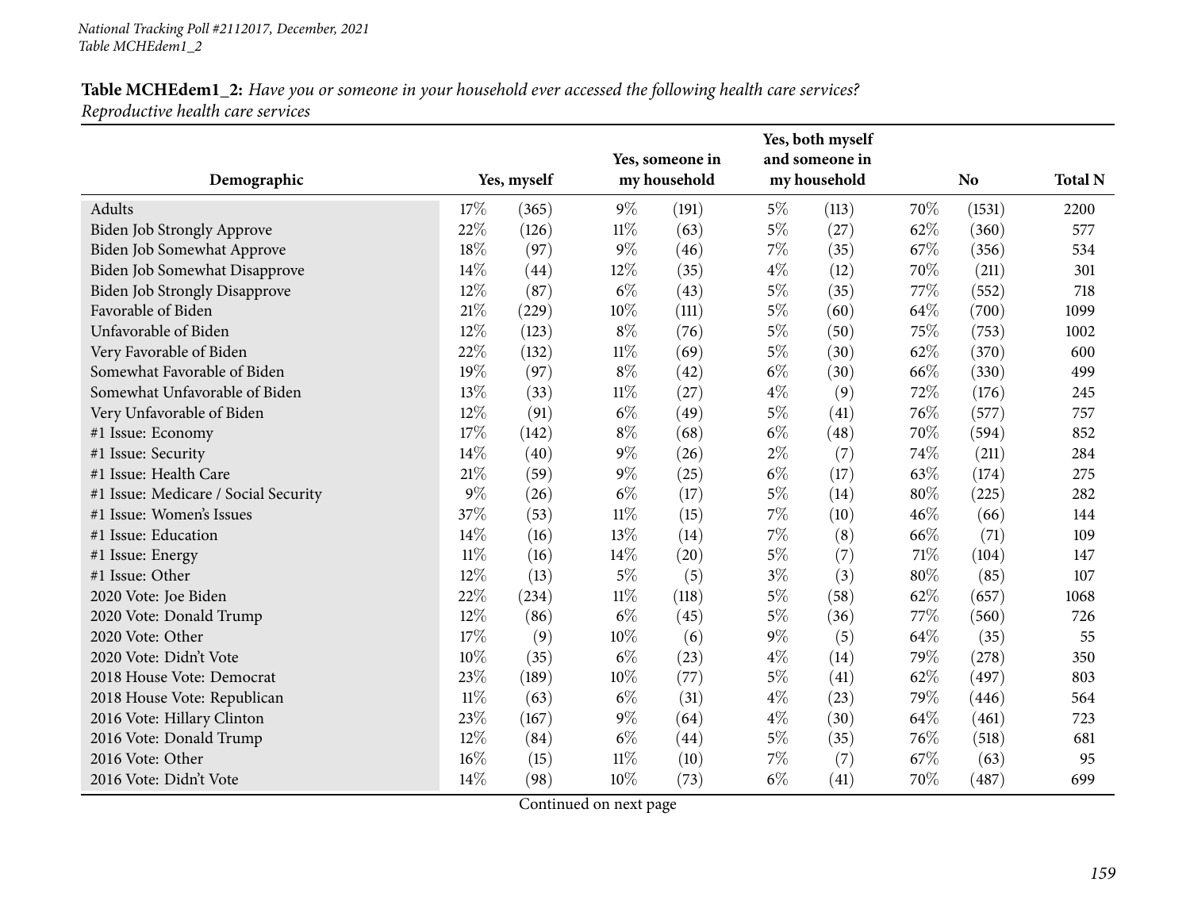*National Tracking Poll #2112017, December, 2021*
*Table MCHEdem1_2*

**Table MCHEdem1_2:** *Have you or someone in your household ever accessed the following health care services? Reproductive health care services*

| Demographic | Yes, myself | | Yes, someone in my household | | Yes, both myself and someone in my household | | No | | Total N |
|---|---|---|---|---|---|---|---|---|---|
| Adults | 17% | (365) | 9% | (191) | 5% | (113) | 70% | (1531) | 2200 |
| Biden Job Strongly Approve | 22% | (126) | 11% | (63) | 5% | (27) | 62% | (360) | 577 |
| Biden Job Somewhat Approve | 18% | (97) | 9% | (46) | 7% | (35) | 67% | (356) | 534 |
| Biden Job Somewhat Disapprove | 14% | (44) | 12% | (35) | 4% | (12) | 70% | (211) | 301 |
| Biden Job Strongly Disapprove | 12% | (87) | 6% | (43) | 5% | (35) | 77% | (552) | 718 |
| Favorable of Biden | 21% | (229) | 10% | (111) | 5% | (60) | 64% | (700) | 1099 |
| Unfavorable of Biden | 12% | (123) | 8% | (76) | 5% | (50) | 75% | (753) | 1002 |
| Very Favorable of Biden | 22% | (132) | 11% | (69) | 5% | (30) | 62% | (370) | 600 |
| Somewhat Favorable of Biden | 19% | (97) | 8% | (42) | 6% | (30) | 66% | (330) | 499 |
| Somewhat Unfavorable of Biden | 13% | (33) | 11% | (27) | 4% | (9) | 72% | (176) | 245 |
| Very Unfavorable of Biden | 12% | (91) | 6% | (49) | 5% | (41) | 76% | (577) | 757 |
| #1 Issue: Economy | 17% | (142) | 8% | (68) | 6% | (48) | 70% | (594) | 852 |
| #1 Issue: Security | 14% | (40) | 9% | (26) | 2% | (7) | 74% | (211) | 284 |
| #1 Issue: Health Care | 21% | (59) | 9% | (25) | 6% | (17) | 63% | (174) | 275 |
| #1 Issue: Medicare / Social Security | 9% | (26) | 6% | (17) | 5% | (14) | 80% | (225) | 282 |
| #1 Issue: Women's Issues | 37% | (53) | 11% | (15) | 7% | (10) | 46% | (66) | 144 |
| #1 Issue: Education | 14% | (16) | 13% | (14) | 7% | (8) | 66% | (71) | 109 |
| #1 Issue: Energy | 11% | (16) | 14% | (20) | 5% | (7) | 71% | (104) | 147 |
| #1 Issue: Other | 12% | (13) | 5% | (5) | 3% | (3) | 80% | (85) | 107 |
| 2020 Vote: Joe Biden | 22% | (234) | 11% | (118) | 5% | (58) | 62% | (657) | 1068 |
| 2020 Vote: Donald Trump | 12% | (86) | 6% | (45) | 5% | (36) | 77% | (560) | 726 |
| 2020 Vote: Other | 17% | (9) | 10% | (6) | 9% | (5) | 64% | (35) | 55 |
| 2020 Vote: Didn't Vote | 10% | (35) | 6% | (23) | 4% | (14) | 79% | (278) | 350 |
| 2018 House Vote: Democrat | 23% | (189) | 10% | (77) | 5% | (41) | 62% | (497) | 803 |
| 2018 House Vote: Republican | 11% | (63) | 6% | (31) | 4% | (23) | 79% | (446) | 564 |
| 2016 Vote: Hillary Clinton | 23% | (167) | 9% | (64) | 4% | (30) | 64% | (461) | 723 |
| 2016 Vote: Donald Trump | 12% | (84) | 6% | (44) | 5% | (35) | 76% | (518) | 681 |
| 2016 Vote: Other | 16% | (15) | 11% | (10) | 7% | (7) | 67% | (63) | 95 |
| 2016 Vote: Didn't Vote | 14% | (98) | 10% | (73) | 6% | (41) | 70% | (487) | 699 |

Continued on next page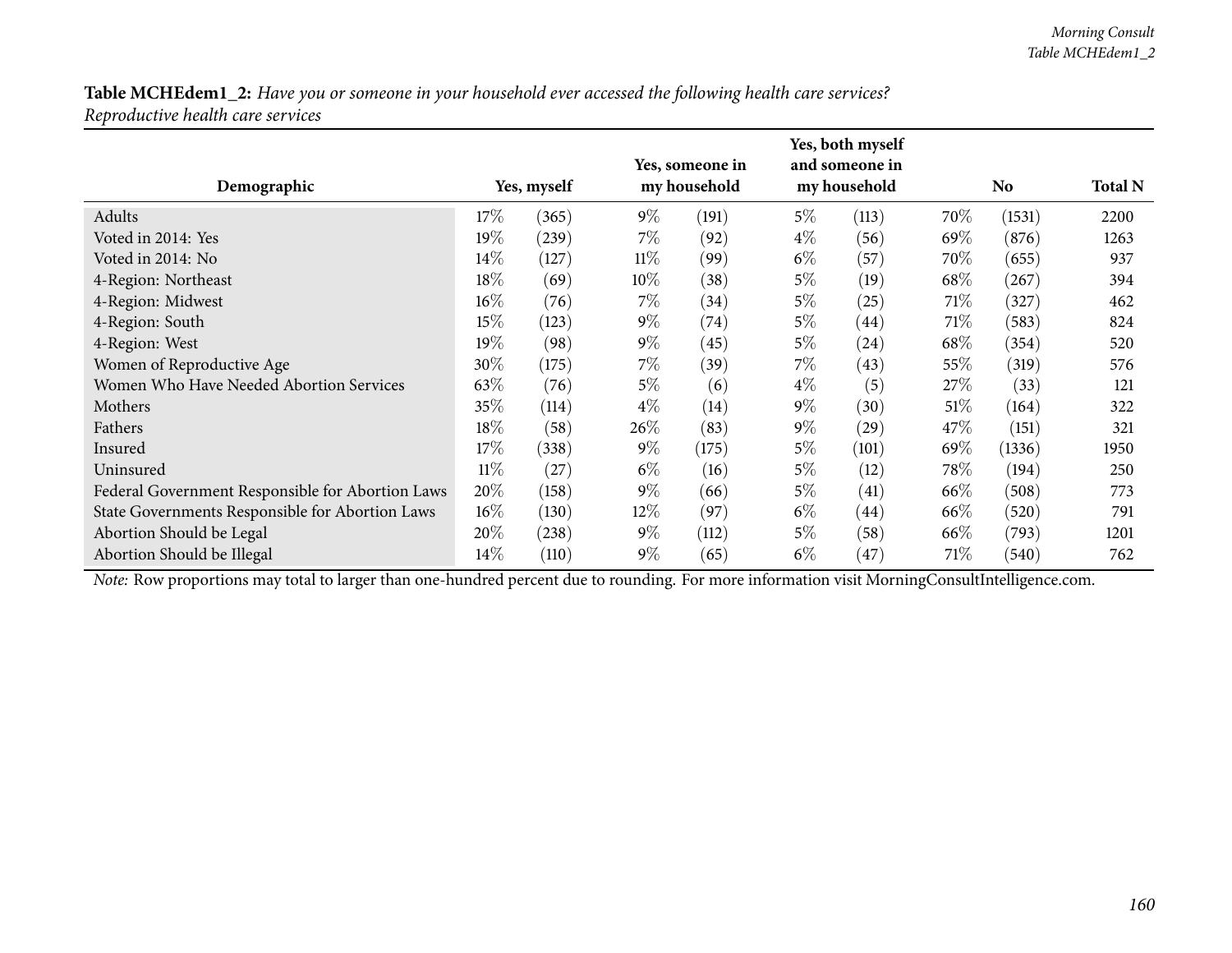**Table MCHEdem1_2:** *Have you or someone in your household ever accessed the following health care services? Reproductive health care services*

| Demographic | Yes, myself | | Yes, someone in my household | | Yes, both myself and someone in my household | | No | | Total N |
|---|---|---|---|---|---|---|---|---|---|
| Adults | 17% | (365) | 9% | (191) | 5% | (113) | 70% | (1531) | 2200 |
| Voted in 2014: Yes | 19% | (239) | 7% | (92) | 4% | (56) | 69% | (876) | 1263 |
| Voted in 2014: No | 14% | (127) | 11% | (99) | 6% | (57) | 70% | (655) | 937 |
| 4-Region: Northeast | 18% | (69) | 10% | (38) | 5% | (19) | 68% | (267) | 394 |
| 4-Region: Midwest | 16% | (76) | 7% | (34) | 5% | (25) | 71% | (327) | 462 |
| 4-Region: South | 15% | (123) | 9% | (74) | 5% | (44) | 71% | (583) | 824 |
| 4-Region: West | 19% | (98) | 9% | (45) | 5% | (24) | 68% | (354) | 520 |
| Women of Reproductive Age | 30% | (175) | 7% | (39) | 7% | (43) | 55% | (319) | 576 |
| Women Who Have Needed Abortion Services | 63% | (76) | 5% | (6) | 4% | (5) | 27% | (33) | 121 |
| Mothers | 35% | (114) | 4% | (14) | 9% | (30) | 51% | (164) | 322 |
| Fathers | 18% | (58) | 26% | (83) | 9% | (29) | 47% | (151) | 321 |
| Insured | 17% | (338) | 9% | (175) | 5% | (101) | 69% | (1336) | 1950 |
| Uninsured | 11% | (27) | 6% | (16) | 5% | (12) | 78% | (194) | 250 |
| Federal Government Responsible for Abortion Laws | 20% | (158) | 9% | (66) | 5% | (41) | 66% | (508) | 773 |
| State Governments Responsible for Abortion Laws | 16% | (130) | 12% | (97) | 6% | (44) | 66% | (520) | 791 |
| Abortion Should be Legal | 20% | (238) | 9% | (112) | 5% | (58) | 66% | (793) | 1201 |
| Abortion Should be Illegal | 14% | (110) | 9% | (65) | 6% | (47) | 71% | (540) | 762 |

*Note:* Row proportions may total to larger than one-hundred percent due to rounding. For more information visit MorningConsultIntelligence.com.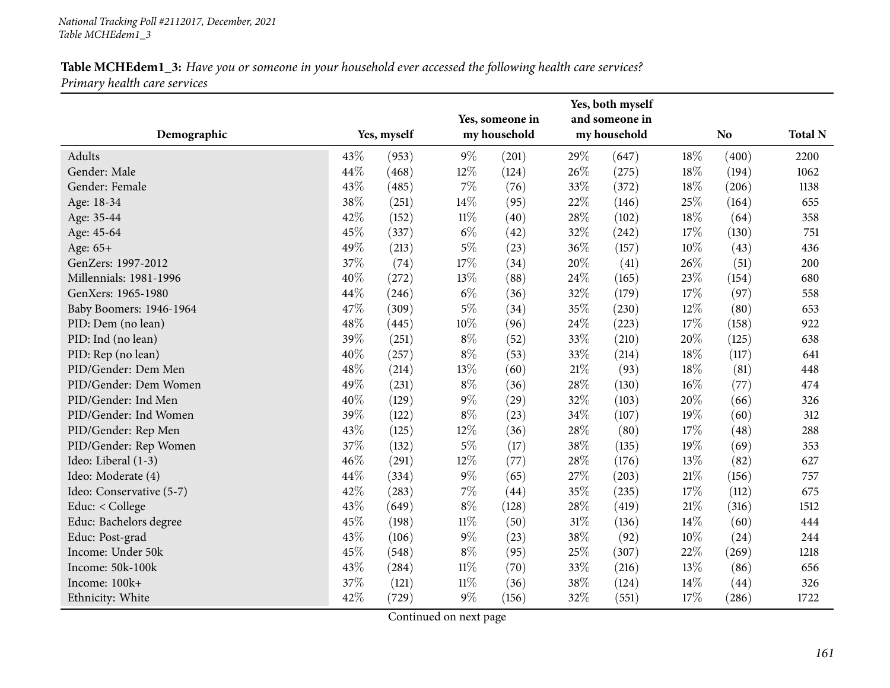**Table MCHEdem1_3:** *Have you or someone in your household ever accessed the following health care services? Primary health care services*

| Demographic | Yes, myself | | Yes, someone in my household | | Yes, both myself and someone in my household | | No | | Total N |
|---|---|---|---|---|---|---|---|---|---|
| Adults | 43% | (953) | 9% | (201) | 29% | (647) | 18% | (400) | 2200 |
| Gender: Male | 44% | (468) | 12% | (124) | 26% | (275) | 18% | (194) | 1062 |
| Gender: Female | 43% | (485) | 7% | (76) | 33% | (372) | 18% | (206) | 1138 |
| Age: 18-34 | 38% | (251) | 14% | (95) | 22% | (146) | 25% | (164) | 655 |
| Age: 35-44 | 42% | (152) | 11% | (40) | 28% | (102) | 18% | (64) | 358 |
| Age: 45-64 | 45% | (337) | 6% | (42) | 32% | (242) | 17% | (130) | 751 |
| Age: 65+ | 49% | (213) | 5% | (23) | 36% | (157) | 10% | (43) | 436 |
| GenZers: 1997-2012 | 37% | (74) | 17% | (34) | 20% | (41) | 26% | (51) | 200 |
| Millennials: 1981-1996 | 40% | (272) | 13% | (88) | 24% | (165) | 23% | (154) | 680 |
| GenXers: 1965-1980 | 44% | (246) | 6% | (36) | 32% | (179) | 17% | (97) | 558 |
| Baby Boomers: 1946-1964 | 47% | (309) | 5% | (34) | 35% | (230) | 12% | (80) | 653 |
| PID: Dem (no lean) | 48% | (445) | 10% | (96) | 24% | (223) | 17% | (158) | 922 |
| PID: Ind (no lean) | 39% | (251) | 8% | (52) | 33% | (210) | 20% | (125) | 638 |
| PID: Rep (no lean) | 40% | (257) | 8% | (53) | 33% | (214) | 18% | (117) | 641 |
| PID/Gender: Dem Men | 48% | (214) | 13% | (60) | 21% | (93) | 18% | (81) | 448 |
| PID/Gender: Dem Women | 49% | (231) | 8% | (36) | 28% | (130) | 16% | (77) | 474 |
| PID/Gender: Ind Men | 40% | (129) | 9% | (29) | 32% | (103) | 20% | (66) | 326 |
| PID/Gender: Ind Women | 39% | (122) | 8% | (23) | 34% | (107) | 19% | (60) | 312 |
| PID/Gender: Rep Men | 43% | (125) | 12% | (36) | 28% | (80) | 17% | (48) | 288 |
| PID/Gender: Rep Women | 37% | (132) | 5% | (17) | 38% | (135) | 19% | (69) | 353 |
| Ideo: Liberal (1-3) | 46% | (291) | 12% | (77) | 28% | (176) | 13% | (82) | 627 |
| Ideo: Moderate (4) | 44% | (334) | 9% | (65) | 27% | (203) | 21% | (156) | 757 |
| Ideo: Conservative (5-7) | 42% | (283) | 7% | (44) | 35% | (235) | 17% | (112) | 675 |
| Educ: < College | 43% | (649) | 8% | (128) | 28% | (419) | 21% | (316) | 1512 |
| Educ: Bachelors degree | 45% | (198) | 11% | (50) | 31% | (136) | 14% | (60) | 444 |
| Educ: Post-grad | 43% | (106) | 9% | (23) | 38% | (92) | 10% | (24) | 244 |
| Income: Under 50k | 45% | (548) | 8% | (95) | 25% | (307) | 22% | (269) | 1218 |
| Income: 50k-100k | 43% | (284) | 11% | (70) | 33% | (216) | 13% | (86) | 656 |
| Income: 100k+ | 37% | (121) | 11% | (36) | 38% | (124) | 14% | (44) | 326 |
| Ethnicity: White | 42% | (729) | 9% | (156) | 32% | (551) | 17% | (286) | 1722 |

Continued on next page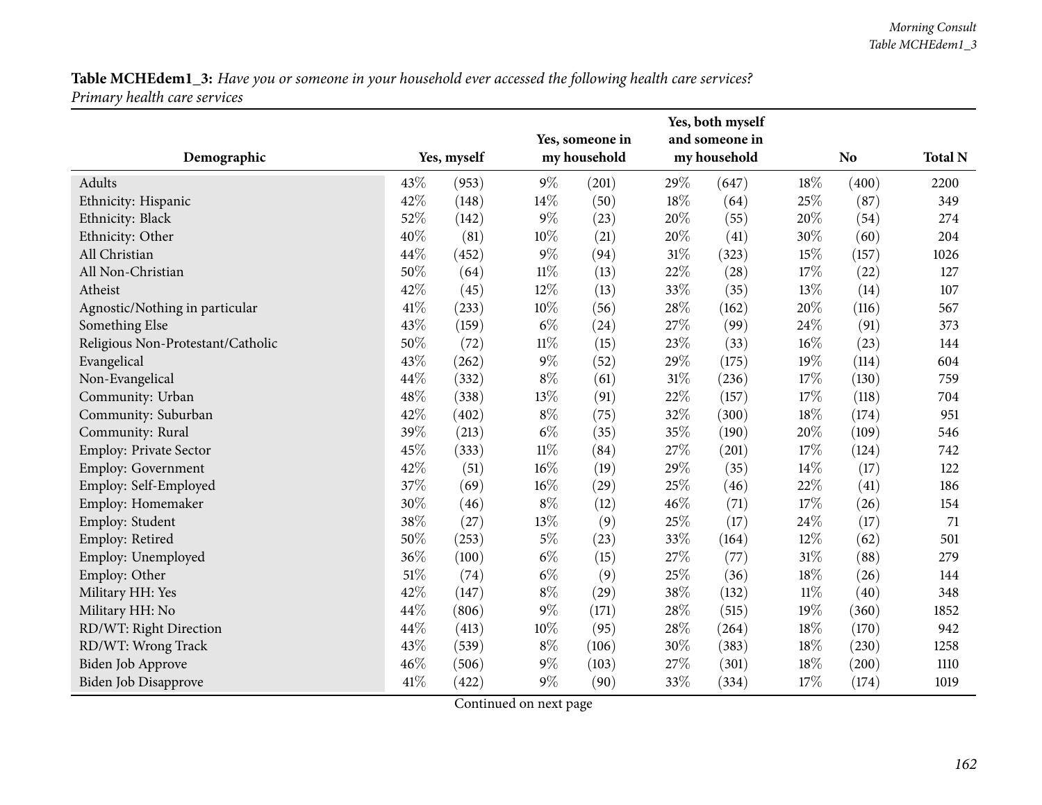**Table MCHEdem1_3:** *Have you or someone in your household ever accessed the following health care services? Primary health care services*

| Demographic | Yes, myself | | Yes, someone in my household | | Yes, both myself and someone in my household | | No | | Total N |
|---|---|---|---|---|---|---|---|---|---|
| Adults | 43% | (953) | 9% | (201) | 29% | (647) | 18% | (400) | 2200 |
| Ethnicity: Hispanic | 42% | (148) | 14% | (50) | 18% | (64) | 25% | (87) | 349 |
| Ethnicity: Black | 52% | (142) | 9% | (23) | 20% | (55) | 20% | (54) | 274 |
| Ethnicity: Other | 40% | (81) | 10% | (21) | 20% | (41) | 30% | (60) | 204 |
| All Christian | 44% | (452) | 9% | (94) | 31% | (323) | 15% | (157) | 1026 |
| All Non-Christian | 50% | (64) | 11% | (13) | 22% | (28) | 17% | (22) | 127 |
| Atheist | 42% | (45) | 12% | (13) | 33% | (35) | 13% | (14) | 107 |
| Agnostic/Nothing in particular | 41% | (233) | 10% | (56) | 28% | (162) | 20% | (116) | 567 |
| Something Else | 43% | (159) | 6% | (24) | 27% | (99) | 24% | (91) | 373 |
| Religious Non-Protestant/Catholic | 50% | (72) | 11% | (15) | 23% | (33) | 16% | (23) | 144 |
| Evangelical | 43% | (262) | 9% | (52) | 29% | (175) | 19% | (114) | 604 |
| Non-Evangelical | 44% | (332) | 8% | (61) | 31% | (236) | 17% | (130) | 759 |
| Community: Urban | 48% | (338) | 13% | (91) | 22% | (157) | 17% | (118) | 704 |
| Community: Suburban | 42% | (402) | 8% | (75) | 32% | (300) | 18% | (174) | 951 |
| Community: Rural | 39% | (213) | 6% | (35) | 35% | (190) | 20% | (109) | 546 |
| Employ: Private Sector | 45% | (333) | 11% | (84) | 27% | (201) | 17% | (124) | 742 |
| Employ: Government | 42% | (51) | 16% | (19) | 29% | (35) | 14% | (17) | 122 |
| Employ: Self-Employed | 37% | (69) | 16% | (29) | 25% | (46) | 22% | (41) | 186 |
| Employ: Homemaker | 30% | (46) | 8% | (12) | 46% | (71) | 17% | (26) | 154 |
| Employ: Student | 38% | (27) | 13% | (9) | 25% | (17) | 24% | (17) | 71 |
| Employ: Retired | 50% | (253) | 5% | (23) | 33% | (164) | 12% | (62) | 501 |
| Employ: Unemployed | 36% | (100) | 6% | (15) | 27% | (77) | 31% | (88) | 279 |
| Employ: Other | 51% | (74) | 6% | (9) | 25% | (36) | 18% | (26) | 144 |
| Military HH: Yes | 42% | (147) | 8% | (29) | 38% | (132) | 11% | (40) | 348 |
| Military HH: No | 44% | (806) | 9% | (171) | 28% | (515) | 19% | (360) | 1852 |
| RD/WT: Right Direction | 44% | (413) | 10% | (95) | 28% | (264) | 18% | (170) | 942 |
| RD/WT: Wrong Track | 43% | (539) | 8% | (106) | 30% | (383) | 18% | (230) | 1258 |
| Biden Job Approve | 46% | (506) | 9% | (103) | 27% | (301) | 18% | (200) | 1110 |
| Biden Job Disapprove | 41% | (422) | 9% | (90) | 33% | (334) | 17% | (174) | 1019 |

Continued on next page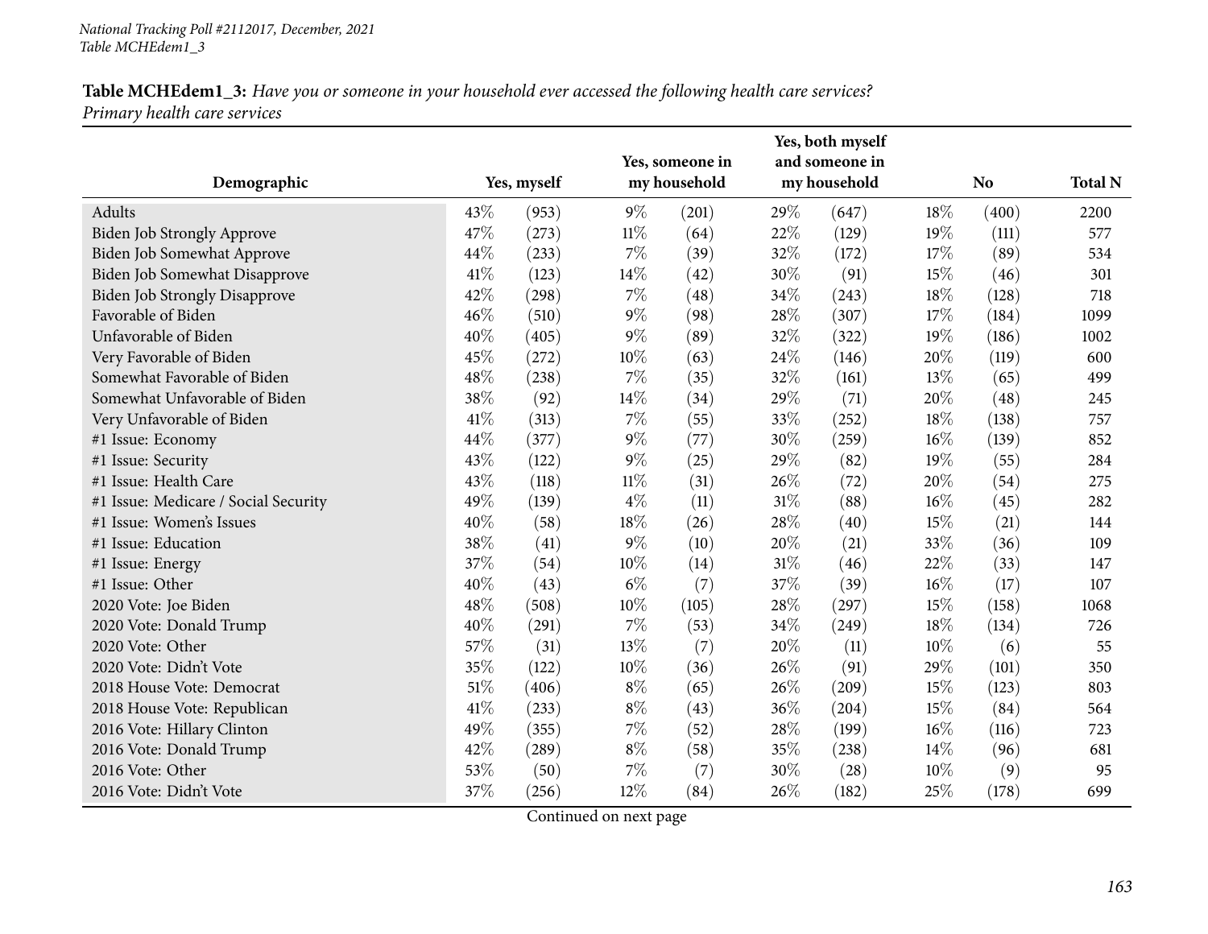**Table MCHEdem1_3:** *Have you or someone in your household ever accessed the following health care services? Primary health care services*

| Demographic | Yes, myself | | Yes, someone in my household | | Yes, both myself and someone in my household | | No | | Total N |
|---|---|---|---|---|---|---|---|---|---|
| Adults | 43% | (953) | 9% | (201) | 29% | (647) | 18% | (400) | 2200 |
| Biden Job Strongly Approve | 47% | (273) | 11% | (64) | 22% | (129) | 19% | (111) | 577 |
| Biden Job Somewhat Approve | 44% | (233) | 7% | (39) | 32% | (172) | 17% | (89) | 534 |
| Biden Job Somewhat Disapprove | 41% | (123) | 14% | (42) | 30% | (91) | 15% | (46) | 301 |
| Biden Job Strongly Disapprove | 42% | (298) | 7% | (48) | 34% | (243) | 18% | (128) | 718 |
| Favorable of Biden | 46% | (510) | 9% | (98) | 28% | (307) | 17% | (184) | 1099 |
| Unfavorable of Biden | 40% | (405) | 9% | (89) | 32% | (322) | 19% | (186) | 1002 |
| Very Favorable of Biden | 45% | (272) | 10% | (63) | 24% | (146) | 20% | (119) | 600 |
| Somewhat Favorable of Biden | 48% | (238) | 7% | (35) | 32% | (161) | 13% | (65) | 499 |
| Somewhat Unfavorable of Biden | 38% | (92) | 14% | (34) | 29% | (71) | 20% | (48) | 245 |
| Very Unfavorable of Biden | 41% | (313) | 7% | (55) | 33% | (252) | 18% | (138) | 757 |
| #1 Issue: Economy | 44% | (377) | 9% | (77) | 30% | (259) | 16% | (139) | 852 |
| #1 Issue: Security | 43% | (122) | 9% | (25) | 29% | (82) | 19% | (55) | 284 |
| #1 Issue: Health Care | 43% | (118) | 11% | (31) | 26% | (72) | 20% | (54) | 275 |
| #1 Issue: Medicare / Social Security | 49% | (139) | 4% | (11) | 31% | (88) | 16% | (45) | 282 |
| #1 Issue: Women's Issues | 40% | (58) | 18% | (26) | 28% | (40) | 15% | (21) | 144 |
| #1 Issue: Education | 38% | (41) | 9% | (10) | 20% | (21) | 33% | (36) | 109 |
| #1 Issue: Energy | 37% | (54) | 10% | (14) | 31% | (46) | 22% | (33) | 147 |
| #1 Issue: Other | 40% | (43) | 6% | (7) | 37% | (39) | 16% | (17) | 107 |
| 2020 Vote: Joe Biden | 48% | (508) | 10% | (105) | 28% | (297) | 15% | (158) | 1068 |
| 2020 Vote: Donald Trump | 40% | (291) | 7% | (53) | 34% | (249) | 18% | (134) | 726 |
| 2020 Vote: Other | 57% | (31) | 13% | (7) | 20% | (11) | 10% | (6) | 55 |
| 2020 Vote: Didn't Vote | 35% | (122) | 10% | (36) | 26% | (91) | 29% | (101) | 350 |
| 2018 House Vote: Democrat | 51% | (406) | 8% | (65) | 26% | (209) | 15% | (123) | 803 |
| 2018 House Vote: Republican | 41% | (233) | 8% | (43) | 36% | (204) | 15% | (84) | 564 |
| 2016 Vote: Hillary Clinton | 49% | (355) | 7% | (52) | 28% | (199) | 16% | (116) | 723 |
| 2016 Vote: Donald Trump | 42% | (289) | 8% | (58) | 35% | (238) | 14% | (96) | 681 |
| 2016 Vote: Other | 53% | (50) | 7% | (7) | 30% | (28) | 10% | (9) | 95 |
| 2016 Vote: Didn't Vote | 37% | (256) | 12% | (84) | 26% | (182) | 25% | (178) | 699 |

Continued on next page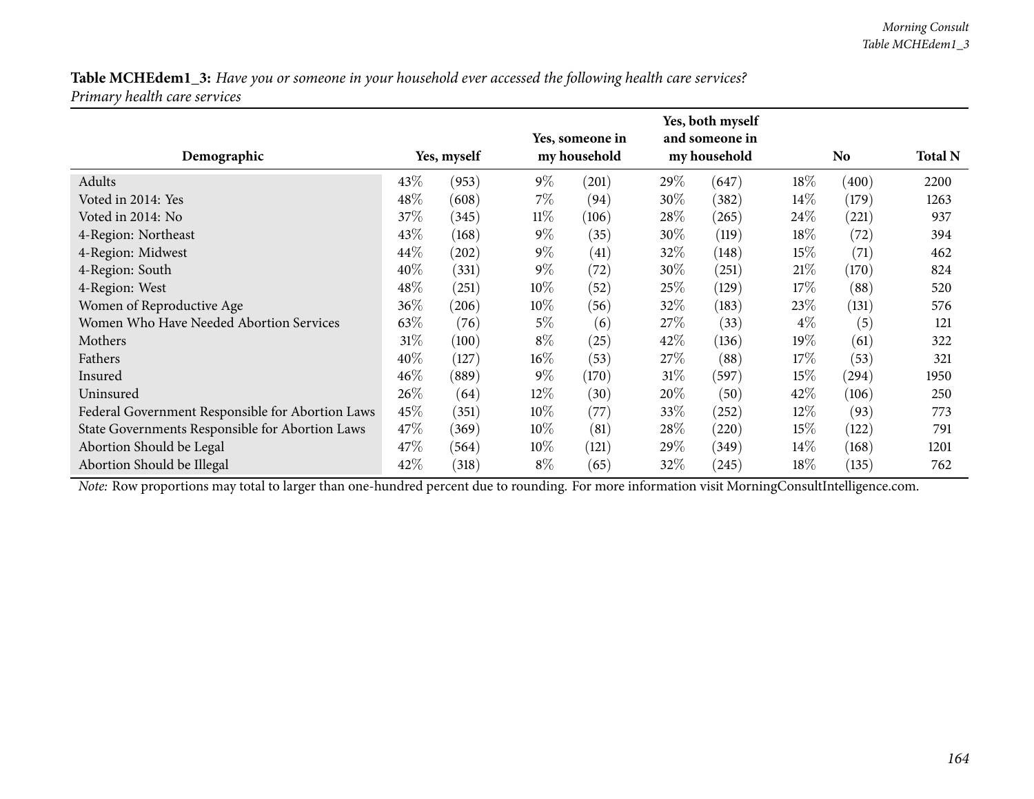**Table MCHEdem1_3:** *Have you or someone in your household ever accessed the following health care services?*
*Primary health care services*

| Demographic | Yes, myself | | Yes, someone in my household | | Yes, both myself and someone in my household | | No | | Total N |
|---|---|---|---|---|---|---|---|---|---|
| Adults | 43% | (953) | 9% | (201) | 29% | (647) | 18% | (400) | 2200 |
| Voted in 2014: Yes | 48% | (608) | 7% | (94) | 30% | (382) | 14% | (179) | 1263 |
| Voted in 2014: No | 37% | (345) | 11% | (106) | 28% | (265) | 24% | (221) | 937 |
| 4-Region: Northeast | 43% | (168) | 9% | (35) | 30% | (119) | 18% | (72) | 394 |
| 4-Region: Midwest | 44% | (202) | 9% | (41) | 32% | (148) | 15% | (71) | 462 |
| 4-Region: South | 40% | (331) | 9% | (72) | 30% | (251) | 21% | (170) | 824 |
| 4-Region: West | 48% | (251) | 10% | (52) | 25% | (129) | 17% | (88) | 520 |
| Women of Reproductive Age | 36% | (206) | 10% | (56) | 32% | (183) | 23% | (131) | 576 |
| Women Who Have Needed Abortion Services | 63% | (76) | 5% | (6) | 27% | (33) | 4% | (5) | 121 |
| Mothers | 31% | (100) | 8% | (25) | 42% | (136) | 19% | (61) | 322 |
| Fathers | 40% | (127) | 16% | (53) | 27% | (88) | 17% | (53) | 321 |
| Insured | 46% | (889) | 9% | (170) | 31% | (597) | 15% | (294) | 1950 |
| Uninsured | 26% | (64) | 12% | (30) | 20% | (50) | 42% | (106) | 250 |
| Federal Government Responsible for Abortion Laws | 45% | (351) | 10% | (77) | 33% | (252) | 12% | (93) | 773 |
| State Governments Responsible for Abortion Laws | 47% | (369) | 10% | (81) | 28% | (220) | 15% | (122) | 791 |
| Abortion Should be Legal | 47% | (564) | 10% | (121) | 29% | (349) | 14% | (168) | 1201 |
| Abortion Should be Illegal | 42% | (318) | 8% | (65) | 32% | (245) | 18% | (135) | 762 |

*Note:* Row proportions may total to larger than one-hundred percent due to rounding. For more information visit MorningConsultIntelligence.com.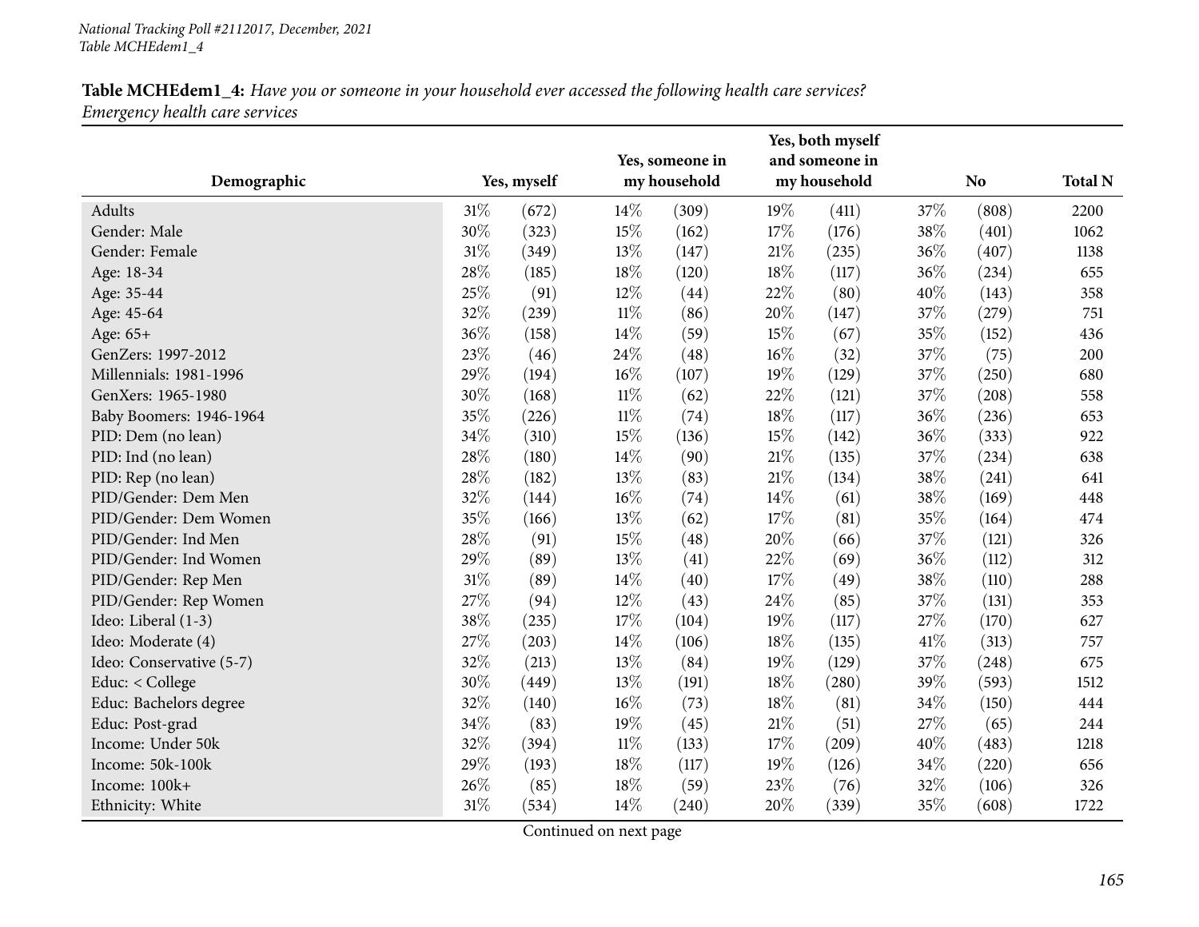**Table MCHEdem1_4:** *Have you or someone in your household ever accessed the following health care services? Emergency health care services*

| Demographic | Yes, myself | | Yes, someone in my household | | Yes, both myself and someone in my household | | No | | Total N |
|---|---|---|---|---|---|---|---|---|---|
| Adults | 31% | (672) | 14% | (309) | 19% | (411) | 37% | (808) | 2200 |
| Gender: Male | 30% | (323) | 15% | (162) | 17% | (176) | 38% | (401) | 1062 |
| Gender: Female | 31% | (349) | 13% | (147) | 21% | (235) | 36% | (407) | 1138 |
| Age: 18-34 | 28% | (185) | 18% | (120) | 18% | (117) | 36% | (234) | 655 |
| Age: 35-44 | 25% | (91) | 12% | (44) | 22% | (80) | 40% | (143) | 358 |
| Age: 45-64 | 32% | (239) | 11% | (86) | 20% | (147) | 37% | (279) | 751 |
| Age: 65+ | 36% | (158) | 14% | (59) | 15% | (67) | 35% | (152) | 436 |
| GenZers: 1997-2012 | 23% | (46) | 24% | (48) | 16% | (32) | 37% | (75) | 200 |
| Millennials: 1981-1996 | 29% | (194) | 16% | (107) | 19% | (129) | 37% | (250) | 680 |
| GenXers: 1965-1980 | 30% | (168) | 11% | (62) | 22% | (121) | 37% | (208) | 558 |
| Baby Boomers: 1946-1964 | 35% | (226) | 11% | (74) | 18% | (117) | 36% | (236) | 653 |
| PID: Dem (no lean) | 34% | (310) | 15% | (136) | 15% | (142) | 36% | (333) | 922 |
| PID: Ind (no lean) | 28% | (180) | 14% | (90) | 21% | (135) | 37% | (234) | 638 |
| PID: Rep (no lean) | 28% | (182) | 13% | (83) | 21% | (134) | 38% | (241) | 641 |
| PID/Gender: Dem Men | 32% | (144) | 16% | (74) | 14% | (61) | 38% | (169) | 448 |
| PID/Gender: Dem Women | 35% | (166) | 13% | (62) | 17% | (81) | 35% | (164) | 474 |
| PID/Gender: Ind Men | 28% | (91) | 15% | (48) | 20% | (66) | 37% | (121) | 326 |
| PID/Gender: Ind Women | 29% | (89) | 13% | (41) | 22% | (69) | 36% | (112) | 312 |
| PID/Gender: Rep Men | 31% | (89) | 14% | (40) | 17% | (49) | 38% | (110) | 288 |
| PID/Gender: Rep Women | 27% | (94) | 12% | (43) | 24% | (85) | 37% | (131) | 353 |
| Ideo: Liberal (1-3) | 38% | (235) | 17% | (104) | 19% | (117) | 27% | (170) | 627 |
| Ideo: Moderate (4) | 27% | (203) | 14% | (106) | 18% | (135) | 41% | (313) | 757 |
| Ideo: Conservative (5-7) | 32% | (213) | 13% | (84) | 19% | (129) | 37% | (248) | 675 |
| Educ: < College | 30% | (449) | 13% | (191) | 18% | (280) | 39% | (593) | 1512 |
| Educ: Bachelors degree | 32% | (140) | 16% | (73) | 18% | (81) | 34% | (150) | 444 |
| Educ: Post-grad | 34% | (83) | 19% | (45) | 21% | (51) | 27% | (65) | 244 |
| Income: Under 50k | 32% | (394) | 11% | (133) | 17% | (209) | 40% | (483) | 1218 |
| Income: 50k-100k | 29% | (193) | 18% | (117) | 19% | (126) | 34% | (220) | 656 |
| Income: 100k+ | 26% | (85) | 18% | (59) | 23% | (76) | 32% | (106) | 326 |
| Ethnicity: White | 31% | (534) | 14% | (240) | 20% | (339) | 35% | (608) | 1722 |

Continued on next page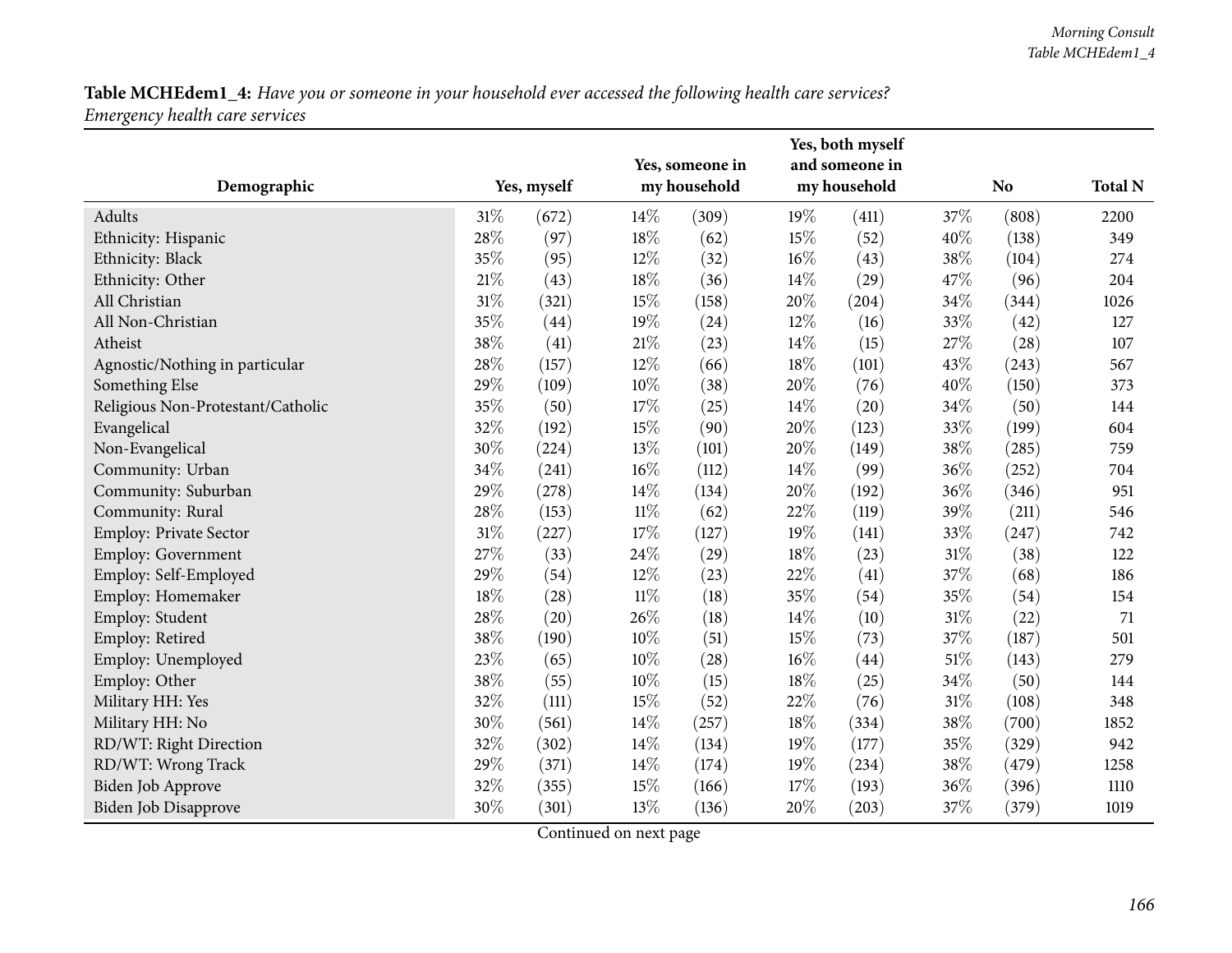**Table MCHEdem1_4:** *Have you or someone in your household ever accessed the following health care services? Emergency health care services*

| Demographic | Yes, myself | | Yes, someone in my household | | Yes, both myself and someone in my household | | No | | Total N |
|---|---|---|---|---|---|---|---|---|---|
| Adults | 31% | (672) | 14% | (309) | 19% | (411) | 37% | (808) | 2200 |
| Ethnicity: Hispanic | 28% | (97) | 18% | (62) | 15% | (52) | 40% | (138) | 349 |
| Ethnicity: Black | 35% | (95) | 12% | (32) | 16% | (43) | 38% | (104) | 274 |
| Ethnicity: Other | 21% | (43) | 18% | (36) | 14% | (29) | 47% | (96) | 204 |
| All Christian | 31% | (321) | 15% | (158) | 20% | (204) | 34% | (344) | 1026 |
| All Non-Christian | 35% | (44) | 19% | (24) | 12% | (16) | 33% | (42) | 127 |
| Atheist | 38% | (41) | 21% | (23) | 14% | (15) | 27% | (28) | 107 |
| Agnostic/Nothing in particular | 28% | (157) | 12% | (66) | 18% | (101) | 43% | (243) | 567 |
| Something Else | 29% | (109) | 10% | (38) | 20% | (76) | 40% | (150) | 373 |
| Religious Non-Protestant/Catholic | 35% | (50) | 17% | (25) | 14% | (20) | 34% | (50) | 144 |
| Evangelical | 32% | (192) | 15% | (90) | 20% | (123) | 33% | (199) | 604 |
| Non-Evangelical | 30% | (224) | 13% | (101) | 20% | (149) | 38% | (285) | 759 |
| Community: Urban | 34% | (241) | 16% | (112) | 14% | (99) | 36% | (252) | 704 |
| Community: Suburban | 29% | (278) | 14% | (134) | 20% | (192) | 36% | (346) | 951 |
| Community: Rural | 28% | (153) | 11% | (62) | 22% | (119) | 39% | (211) | 546 |
| Employ: Private Sector | 31% | (227) | 17% | (127) | 19% | (141) | 33% | (247) | 742 |
| Employ: Government | 27% | (33) | 24% | (29) | 18% | (23) | 31% | (38) | 122 |
| Employ: Self-Employed | 29% | (54) | 12% | (23) | 22% | (41) | 37% | (68) | 186 |
| Employ: Homemaker | 18% | (28) | 11% | (18) | 35% | (54) | 35% | (54) | 154 |
| Employ: Student | 28% | (20) | 26% | (18) | 14% | (10) | 31% | (22) | 71 |
| Employ: Retired | 38% | (190) | 10% | (51) | 15% | (73) | 37% | (187) | 501 |
| Employ: Unemployed | 23% | (65) | 10% | (28) | 16% | (44) | 51% | (143) | 279 |
| Employ: Other | 38% | (55) | 10% | (15) | 18% | (25) | 34% | (50) | 144 |
| Military HH: Yes | 32% | (111) | 15% | (52) | 22% | (76) | 31% | (108) | 348 |
| Military HH: No | 30% | (561) | 14% | (257) | 18% | (334) | 38% | (700) | 1852 |
| RD/WT: Right Direction | 32% | (302) | 14% | (134) | 19% | (177) | 35% | (329) | 942 |
| RD/WT: Wrong Track | 29% | (371) | 14% | (174) | 19% | (234) | 38% | (479) | 1258 |
| Biden Job Approve | 32% | (355) | 15% | (166) | 17% | (193) | 36% | (396) | 1110 |
| Biden Job Disapprove | 30% | (301) | 13% | (136) | 20% | (203) | 37% | (379) | 1019 |

Continued on next page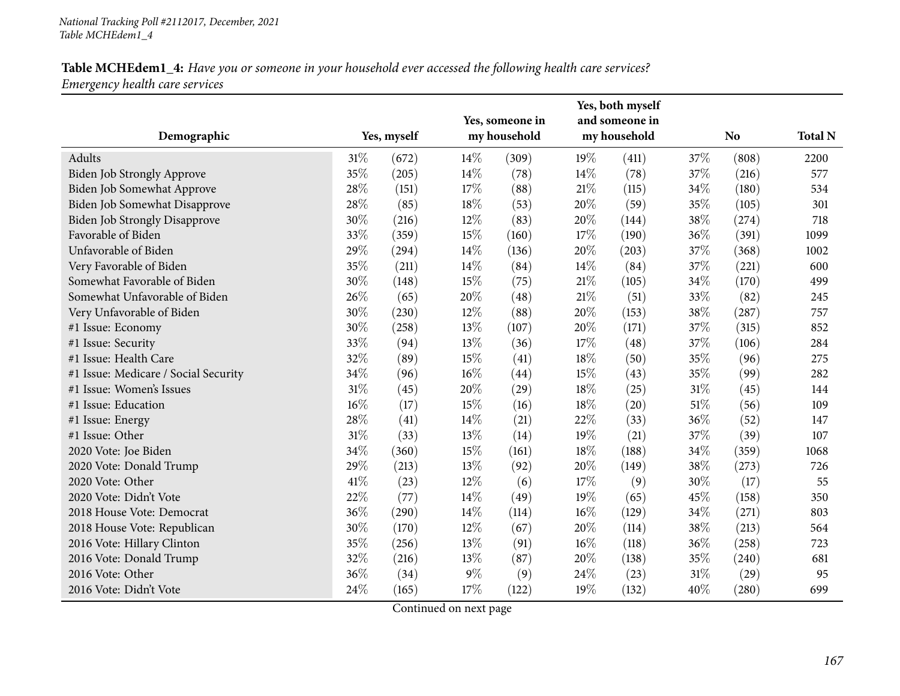*National Tracking Poll #2112017, December, 2021*
*Table MCHEdem1_4*

**Table MCHEdem1_4:** *Have you or someone in your household ever accessed the following health care services? Emergency health care services*

| Demographic | Yes, myself | | Yes, someone in my household | | Yes, both myself and someone in my household | | No | | Total N |
|---|---|---|---|---|---|---|---|---|---|
| Adults | 31% | (672) | 14% | (309) | 19% | (411) | 37% | (808) | 2200 |
| Biden Job Strongly Approve | 35% | (205) | 14% | (78) | 14% | (78) | 37% | (216) | 577 |
| Biden Job Somewhat Approve | 28% | (151) | 17% | (88) | 21% | (115) | 34% | (180) | 534 |
| Biden Job Somewhat Disapprove | 28% | (85) | 18% | (53) | 20% | (59) | 35% | (105) | 301 |
| Biden Job Strongly Disapprove | 30% | (216) | 12% | (83) | 20% | (144) | 38% | (274) | 718 |
| Favorable of Biden | 33% | (359) | 15% | (160) | 17% | (190) | 36% | (391) | 1099 |
| Unfavorable of Biden | 29% | (294) | 14% | (136) | 20% | (203) | 37% | (368) | 1002 |
| Very Favorable of Biden | 35% | (211) | 14% | (84) | 14% | (84) | 37% | (221) | 600 |
| Somewhat Favorable of Biden | 30% | (148) | 15% | (75) | 21% | (105) | 34% | (170) | 499 |
| Somewhat Unfavorable of Biden | 26% | (65) | 20% | (48) | 21% | (51) | 33% | (82) | 245 |
| Very Unfavorable of Biden | 30% | (230) | 12% | (88) | 20% | (153) | 38% | (287) | 757 |
| #1 Issue: Economy | 30% | (258) | 13% | (107) | 20% | (171) | 37% | (315) | 852 |
| #1 Issue: Security | 33% | (94) | 13% | (36) | 17% | (48) | 37% | (106) | 284 |
| #1 Issue: Health Care | 32% | (89) | 15% | (41) | 18% | (50) | 35% | (96) | 275 |
| #1 Issue: Medicare / Social Security | 34% | (96) | 16% | (44) | 15% | (43) | 35% | (99) | 282 |
| #1 Issue: Women's Issues | 31% | (45) | 20% | (29) | 18% | (25) | 31% | (45) | 144 |
| #1 Issue: Education | 16% | (17) | 15% | (16) | 18% | (20) | 51% | (56) | 109 |
| #1 Issue: Energy | 28% | (41) | 14% | (21) | 22% | (33) | 36% | (52) | 147 |
| #1 Issue: Other | 31% | (33) | 13% | (14) | 19% | (21) | 37% | (39) | 107 |
| 2020 Vote: Joe Biden | 34% | (360) | 15% | (161) | 18% | (188) | 34% | (359) | 1068 |
| 2020 Vote: Donald Trump | 29% | (213) | 13% | (92) | 20% | (149) | 38% | (273) | 726 |
| 2020 Vote: Other | 41% | (23) | 12% | (6) | 17% | (9) | 30% | (17) | 55 |
| 2020 Vote: Didn't Vote | 22% | (77) | 14% | (49) | 19% | (65) | 45% | (158) | 350 |
| 2018 House Vote: Democrat | 36% | (290) | 14% | (114) | 16% | (129) | 34% | (271) | 803 |
| 2018 House Vote: Republican | 30% | (170) | 12% | (67) | 20% | (114) | 38% | (213) | 564 |
| 2016 Vote: Hillary Clinton | 35% | (256) | 13% | (91) | 16% | (118) | 36% | (258) | 723 |
| 2016 Vote: Donald Trump | 32% | (216) | 13% | (87) | 20% | (138) | 35% | (240) | 681 |
| 2016 Vote: Other | 36% | (34) | 9% | (9) | 24% | (23) | 31% | (29) | 95 |
| 2016 Vote: Didn't Vote | 24% | (165) | 17% | (122) | 19% | (132) | 40% | (280) | 699 |

Continued on next page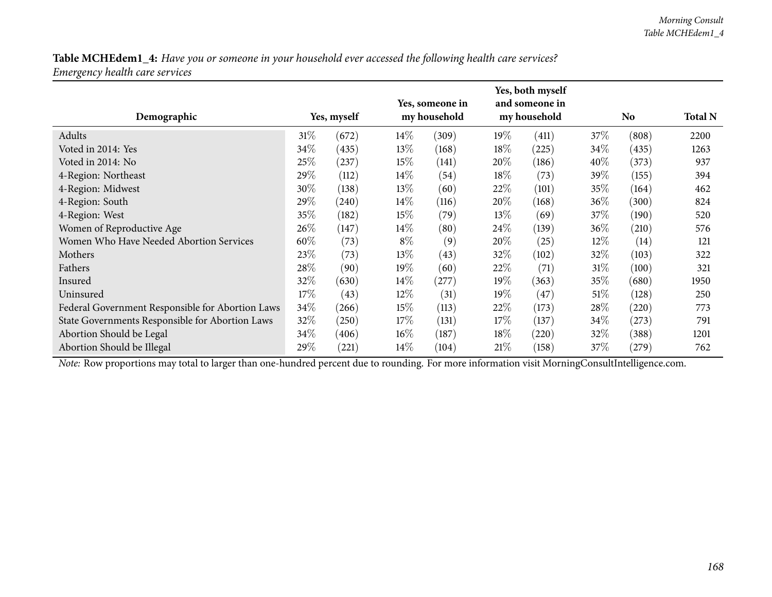**Table MCHEdem1_4:** *Have you or someone in your household ever accessed the following health care services? Emergency health care services*

| Demographic | Yes, myself | | Yes, someone in my household | | Yes, both myself and someone in my household | | No | | Total N |
|---|---|---|---|---|---|---|---|---|---|
| Adults | 31% | (672) | 14% | (309) | 19% | (411) | 37% | (808) | 2200 |
| Voted in 2014: Yes | 34% | (435) | 13% | (168) | 18% | (225) | 34% | (435) | 1263 |
| Voted in 2014: No | 25% | (237) | 15% | (141) | 20% | (186) | 40% | (373) | 937 |
| 4-Region: Northeast | 29% | (112) | 14% | (54) | 18% | (73) | 39% | (155) | 394 |
| 4-Region: Midwest | 30% | (138) | 13% | (60) | 22% | (101) | 35% | (164) | 462 |
| 4-Region: South | 29% | (240) | 14% | (116) | 20% | (168) | 36% | (300) | 824 |
| 4-Region: West | 35% | (182) | 15% | (79) | 13% | (69) | 37% | (190) | 520 |
| Women of Reproductive Age | 26% | (147) | 14% | (80) | 24% | (139) | 36% | (210) | 576 |
| Women Who Have Needed Abortion Services | 60% | (73) | 8% | (9) | 20% | (25) | 12% | (14) | 121 |
| Mothers | 23% | (73) | 13% | (43) | 32% | (102) | 32% | (103) | 322 |
| Fathers | 28% | (90) | 19% | (60) | 22% | (71) | 31% | (100) | 321 |
| Insured | 32% | (630) | 14% | (277) | 19% | (363) | 35% | (680) | 1950 |
| Uninsured | 17% | (43) | 12% | (31) | 19% | (47) | 51% | (128) | 250 |
| Federal Government Responsible for Abortion Laws | 34% | (266) | 15% | (113) | 22% | (173) | 28% | (220) | 773 |
| State Governments Responsible for Abortion Laws | 32% | (250) | 17% | (131) | 17% | (137) | 34% | (273) | 791 |
| Abortion Should be Legal | 34% | (406) | 16% | (187) | 18% | (220) | 32% | (388) | 1201 |
| Abortion Should be Illegal | 29% | (221) | 14% | (104) | 21% | (158) | 37% | (279) | 762 |

*Note:* Row proportions may total to larger than one-hundred percent due to rounding. For more information visit MorningConsultIntelligence.com.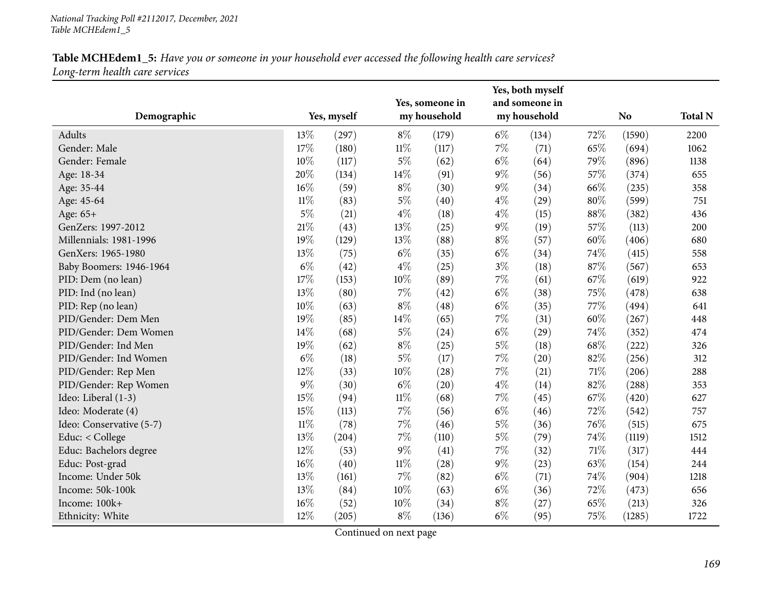National Tracking Poll #2112017, December, 2021
Table MCHEdem1_5

**Table MCHEdem1_5:** *Have you or someone in your household ever accessed the following health care services? Long-term health care services*

| Demographic | Yes, myself | | Yes, someone in my household | | Yes, both myself and someone in my household | | No | | Total N |
|---|---|---|---|---|---|---|---|---|---|
| Adults | 13% | (297) | 8% | (179) | 6% | (134) | 72% | (1590) | 2200 |
| Gender: Male | 17% | (180) | 11% | (117) | 7% | (71) | 65% | (694) | 1062 |
| Gender: Female | 10% | (117) | 5% | (62) | 6% | (64) | 79% | (896) | 1138 |
| Age: 18-34 | 20% | (134) | 14% | (91) | 9% | (56) | 57% | (374) | 655 |
| Age: 35-44 | 16% | (59) | 8% | (30) | 9% | (34) | 66% | (235) | 358 |
| Age: 45-64 | 11% | (83) | 5% | (40) | 4% | (29) | 80% | (599) | 751 |
| Age: 65+ | 5% | (21) | 4% | (18) | 4% | (15) | 88% | (382) | 436 |
| GenZers: 1997-2012 | 21% | (43) | 13% | (25) | 9% | (19) | 57% | (113) | 200 |
| Millennials: 1981-1996 | 19% | (129) | 13% | (88) | 8% | (57) | 60% | (406) | 680 |
| GenXers: 1965-1980 | 13% | (75) | 6% | (35) | 6% | (34) | 74% | (415) | 558 |
| Baby Boomers: 1946-1964 | 6% | (42) | 4% | (25) | 3% | (18) | 87% | (567) | 653 |
| PID: Dem (no lean) | 17% | (153) | 10% | (89) | 7% | (61) | 67% | (619) | 922 |
| PID: Ind (no lean) | 13% | (80) | 7% | (42) | 6% | (38) | 75% | (478) | 638 |
| PID: Rep (no lean) | 10% | (63) | 8% | (48) | 6% | (35) | 77% | (494) | 641 |
| PID/Gender: Dem Men | 19% | (85) | 14% | (65) | 7% | (31) | 60% | (267) | 448 |
| PID/Gender: Dem Women | 14% | (68) | 5% | (24) | 6% | (29) | 74% | (352) | 474 |
| PID/Gender: Ind Men | 19% | (62) | 8% | (25) | 5% | (18) | 68% | (222) | 326 |
| PID/Gender: Ind Women | 6% | (18) | 5% | (17) | 7% | (20) | 82% | (256) | 312 |
| PID/Gender: Rep Men | 12% | (33) | 10% | (28) | 7% | (21) | 71% | (206) | 288 |
| PID/Gender: Rep Women | 9% | (30) | 6% | (20) | 4% | (14) | 82% | (288) | 353 |
| Ideo: Liberal (1-3) | 15% | (94) | 11% | (68) | 7% | (45) | 67% | (420) | 627 |
| Ideo: Moderate (4) | 15% | (113) | 7% | (56) | 6% | (46) | 72% | (542) | 757 |
| Ideo: Conservative (5-7) | 11% | (78) | 7% | (46) | 5% | (36) | 76% | (515) | 675 |
| Educ: < College | 13% | (204) | 7% | (110) | 5% | (79) | 74% | (1119) | 1512 |
| Educ: Bachelors degree | 12% | (53) | 9% | (41) | 7% | (32) | 71% | (317) | 444 |
| Educ: Post-grad | 16% | (40) | 11% | (28) | 9% | (23) | 63% | (154) | 244 |
| Income: Under 50k | 13% | (161) | 7% | (82) | 6% | (71) | 74% | (904) | 1218 |
| Income: 50k-100k | 13% | (84) | 10% | (63) | 6% | (36) | 72% | (473) | 656 |
| Income: 100k+ | 16% | (52) | 10% | (34) | 8% | (27) | 65% | (213) | 326 |
| Ethnicity: White | 12% | (205) | 8% | (136) | 6% | (95) | 75% | (1285) | 1722 |

Continued on next page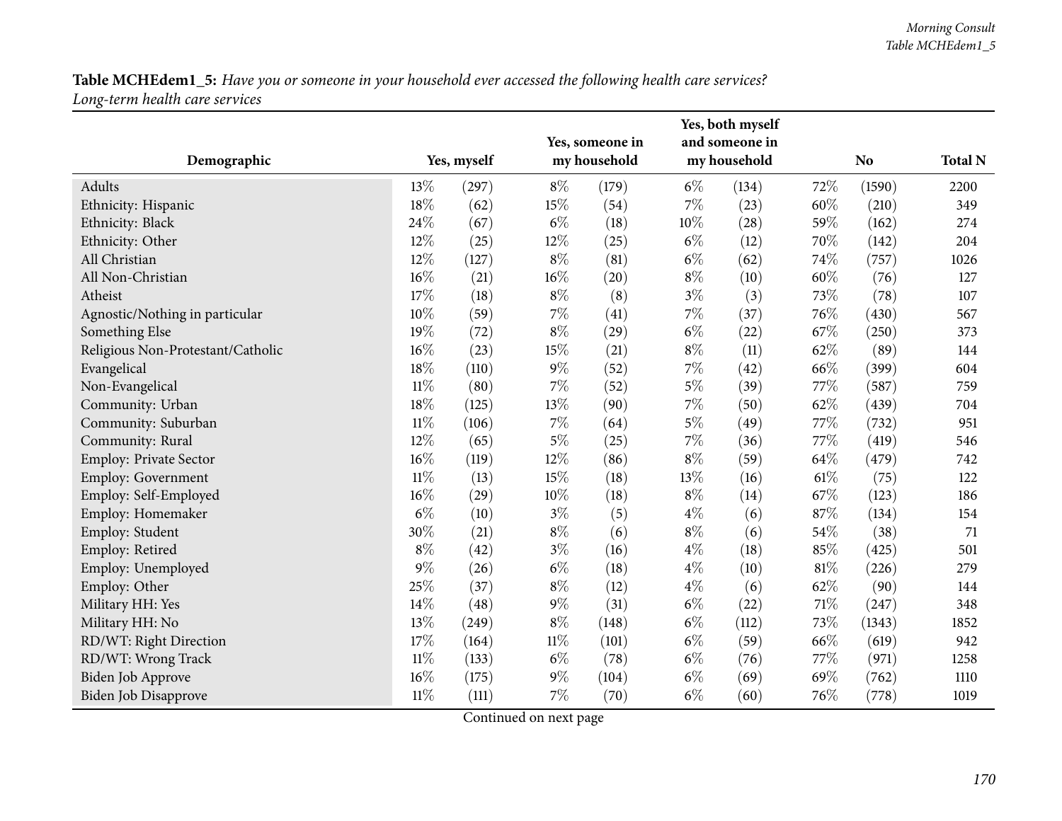**Table MCHEdem1_5:** *Have you or someone in your household ever accessed the following health care services? Long-term health care services*

| Demographic | Yes, myself | | Yes, someone in my household | | Yes, both myself and someone in my household | | No | | Total N |
|---|---|---|---|---|---|---|---|---|---|
| Adults | 13% | (297) | 8% | (179) | 6% | (134) | 72% | (1590) | 2200 |
| Ethnicity: Hispanic | 18% | (62) | 15% | (54) | 7% | (23) | 60% | (210) | 349 |
| Ethnicity: Black | 24% | (67) | 6% | (18) | 10% | (28) | 59% | (162) | 274 |
| Ethnicity: Other | 12% | (25) | 12% | (25) | 6% | (12) | 70% | (142) | 204 |
| All Christian | 12% | (127) | 8% | (81) | 6% | (62) | 74% | (757) | 1026 |
| All Non-Christian | 16% | (21) | 16% | (20) | 8% | (10) | 60% | (76) | 127 |
| Atheist | 17% | (18) | 8% | (8) | 3% | (3) | 73% | (78) | 107 |
| Agnostic/Nothing in particular | 10% | (59) | 7% | (41) | 7% | (37) | 76% | (430) | 567 |
| Something Else | 19% | (72) | 8% | (29) | 6% | (22) | 67% | (250) | 373 |
| Religious Non-Protestant/Catholic | 16% | (23) | 15% | (21) | 8% | (11) | 62% | (89) | 144 |
| Evangelical | 18% | (110) | 9% | (52) | 7% | (42) | 66% | (399) | 604 |
| Non-Evangelical | 11% | (80) | 7% | (52) | 5% | (39) | 77% | (587) | 759 |
| Community: Urban | 18% | (125) | 13% | (90) | 7% | (50) | 62% | (439) | 704 |
| Community: Suburban | 11% | (106) | 7% | (64) | 5% | (49) | 77% | (732) | 951 |
| Community: Rural | 12% | (65) | 5% | (25) | 7% | (36) | 77% | (419) | 546 |
| Employ: Private Sector | 16% | (119) | 12% | (86) | 8% | (59) | 64% | (479) | 742 |
| Employ: Government | 11% | (13) | 15% | (18) | 13% | (16) | 61% | (75) | 122 |
| Employ: Self-Employed | 16% | (29) | 10% | (18) | 8% | (14) | 67% | (123) | 186 |
| Employ: Homemaker | 6% | (10) | 3% | (5) | 4% | (6) | 87% | (134) | 154 |
| Employ: Student | 30% | (21) | 8% | (6) | 8% | (6) | 54% | (38) | 71 |
| Employ: Retired | 8% | (42) | 3% | (16) | 4% | (18) | 85% | (425) | 501 |
| Employ: Unemployed | 9% | (26) | 6% | (18) | 4% | (10) | 81% | (226) | 279 |
| Employ: Other | 25% | (37) | 8% | (12) | 4% | (6) | 62% | (90) | 144 |
| Military HH: Yes | 14% | (48) | 9% | (31) | 6% | (22) | 71% | (247) | 348 |
| Military HH: No | 13% | (249) | 8% | (148) | 6% | (112) | 73% | (1343) | 1852 |
| RD/WT: Right Direction | 17% | (164) | 11% | (101) | 6% | (59) | 66% | (619) | 942 |
| RD/WT: Wrong Track | 11% | (133) | 6% | (78) | 6% | (76) | 77% | (971) | 1258 |
| Biden Job Approve | 16% | (175) | 9% | (104) | 6% | (69) | 69% | (762) | 1110 |
| Biden Job Disapprove | 11% | (111) | 7% | (70) | 6% | (60) | 76% | (778) | 1019 |

Continued on next page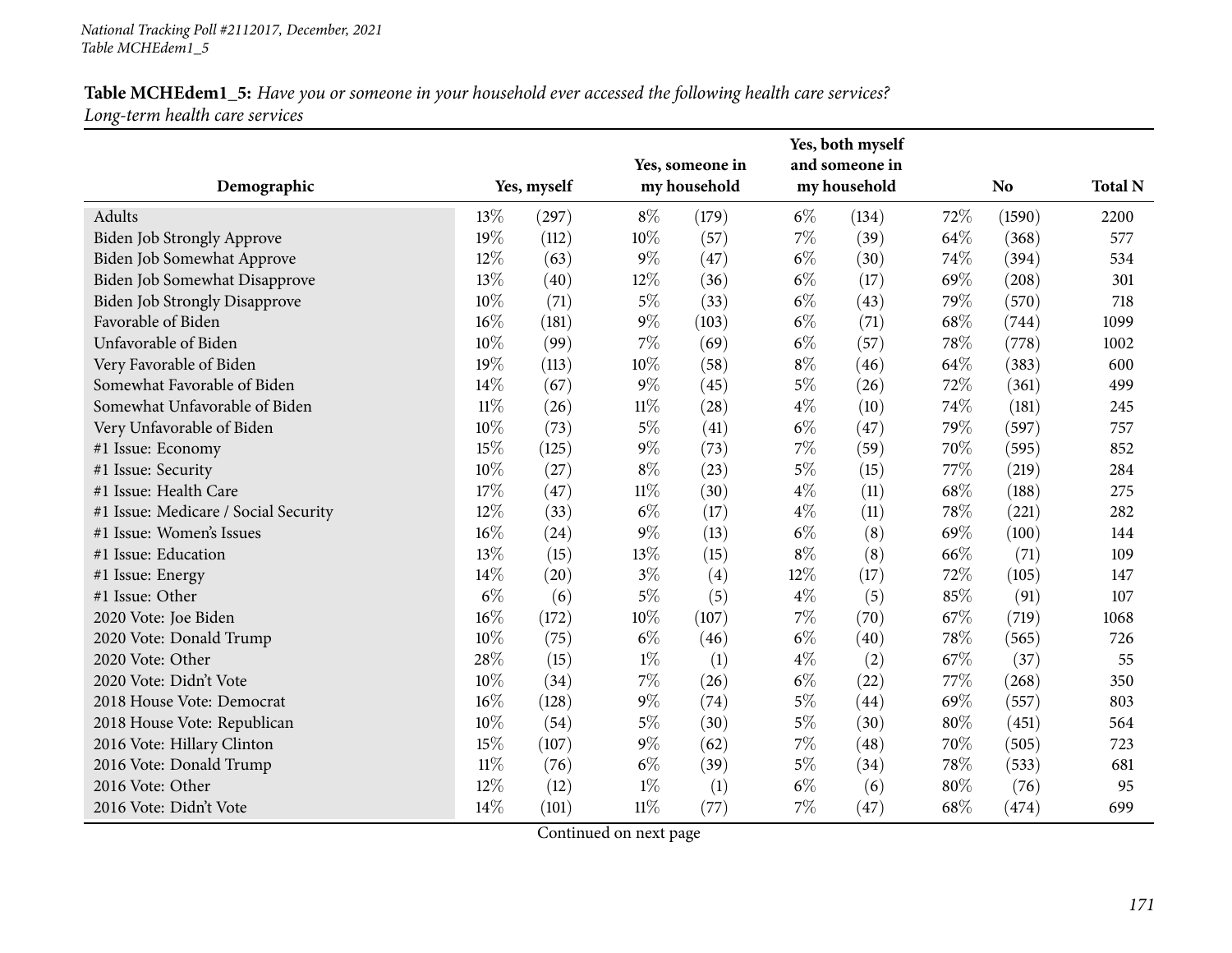**Table MCHEdem1_5:** *Have you or someone in your household ever accessed the following health care services?*
*Long-term health care services*

| Demographic | Yes, myself | | Yes, someone in my household | | Yes, both myself and someone in my household | | No | | Total N |
|---|---|---|---|---|---|---|---|---|---|
| Adults | 13% | (297) | 8% | (179) | 6% | (134) | 72% | (1590) | 2200 |
| Biden Job Strongly Approve | 19% | (112) | 10% | (57) | 7% | (39) | 64% | (368) | 577 |
| Biden Job Somewhat Approve | 12% | (63) | 9% | (47) | 6% | (30) | 74% | (394) | 534 |
| Biden Job Somewhat Disapprove | 13% | (40) | 12% | (36) | 6% | (17) | 69% | (208) | 301 |
| Biden Job Strongly Disapprove | 10% | (71) | 5% | (33) | 6% | (43) | 79% | (570) | 718 |
| Favorable of Biden | 16% | (181) | 9% | (103) | 6% | (71) | 68% | (744) | 1099 |
| Unfavorable of Biden | 10% | (99) | 7% | (69) | 6% | (57) | 78% | (778) | 1002 |
| Very Favorable of Biden | 19% | (113) | 10% | (58) | 8% | (46) | 64% | (383) | 600 |
| Somewhat Favorable of Biden | 14% | (67) | 9% | (45) | 5% | (26) | 72% | (361) | 499 |
| Somewhat Unfavorable of Biden | 11% | (26) | 11% | (28) | 4% | (10) | 74% | (181) | 245 |
| Very Unfavorable of Biden | 10% | (73) | 5% | (41) | 6% | (47) | 79% | (597) | 757 |
| #1 Issue: Economy | 15% | (125) | 9% | (73) | 7% | (59) | 70% | (595) | 852 |
| #1 Issue: Security | 10% | (27) | 8% | (23) | 5% | (15) | 77% | (219) | 284 |
| #1 Issue: Health Care | 17% | (47) | 11% | (30) | 4% | (11) | 68% | (188) | 275 |
| #1 Issue: Medicare / Social Security | 12% | (33) | 6% | (17) | 4% | (11) | 78% | (221) | 282 |
| #1 Issue: Women's Issues | 16% | (24) | 9% | (13) | 6% | (8) | 69% | (100) | 144 |
| #1 Issue: Education | 13% | (15) | 13% | (15) | 8% | (8) | 66% | (71) | 109 |
| #1 Issue: Energy | 14% | (20) | 3% | (4) | 12% | (17) | 72% | (105) | 147 |
| #1 Issue: Other | 6% | (6) | 5% | (5) | 4% | (5) | 85% | (91) | 107 |
| 2020 Vote: Joe Biden | 16% | (172) | 10% | (107) | 7% | (70) | 67% | (719) | 1068 |
| 2020 Vote: Donald Trump | 10% | (75) | 6% | (46) | 6% | (40) | 78% | (565) | 726 |
| 2020 Vote: Other | 28% | (15) | 1% | (1) | 4% | (2) | 67% | (37) | 55 |
| 2020 Vote: Didn't Vote | 10% | (34) | 7% | (26) | 6% | (22) | 77% | (268) | 350 |
| 2018 House Vote: Democrat | 16% | (128) | 9% | (74) | 5% | (44) | 69% | (557) | 803 |
| 2018 House Vote: Republican | 10% | (54) | 5% | (30) | 5% | (30) | 80% | (451) | 564 |
| 2016 Vote: Hillary Clinton | 15% | (107) | 9% | (62) | 7% | (48) | 70% | (505) | 723 |
| 2016 Vote: Donald Trump | 11% | (76) | 6% | (39) | 5% | (34) | 78% | (533) | 681 |
| 2016 Vote: Other | 12% | (12) | 1% | (1) | 6% | (6) | 80% | (76) | 95 |
| 2016 Vote: Didn't Vote | 14% | (101) | 11% | (77) | 7% | (47) | 68% | (474) | 699 |

Continued on next page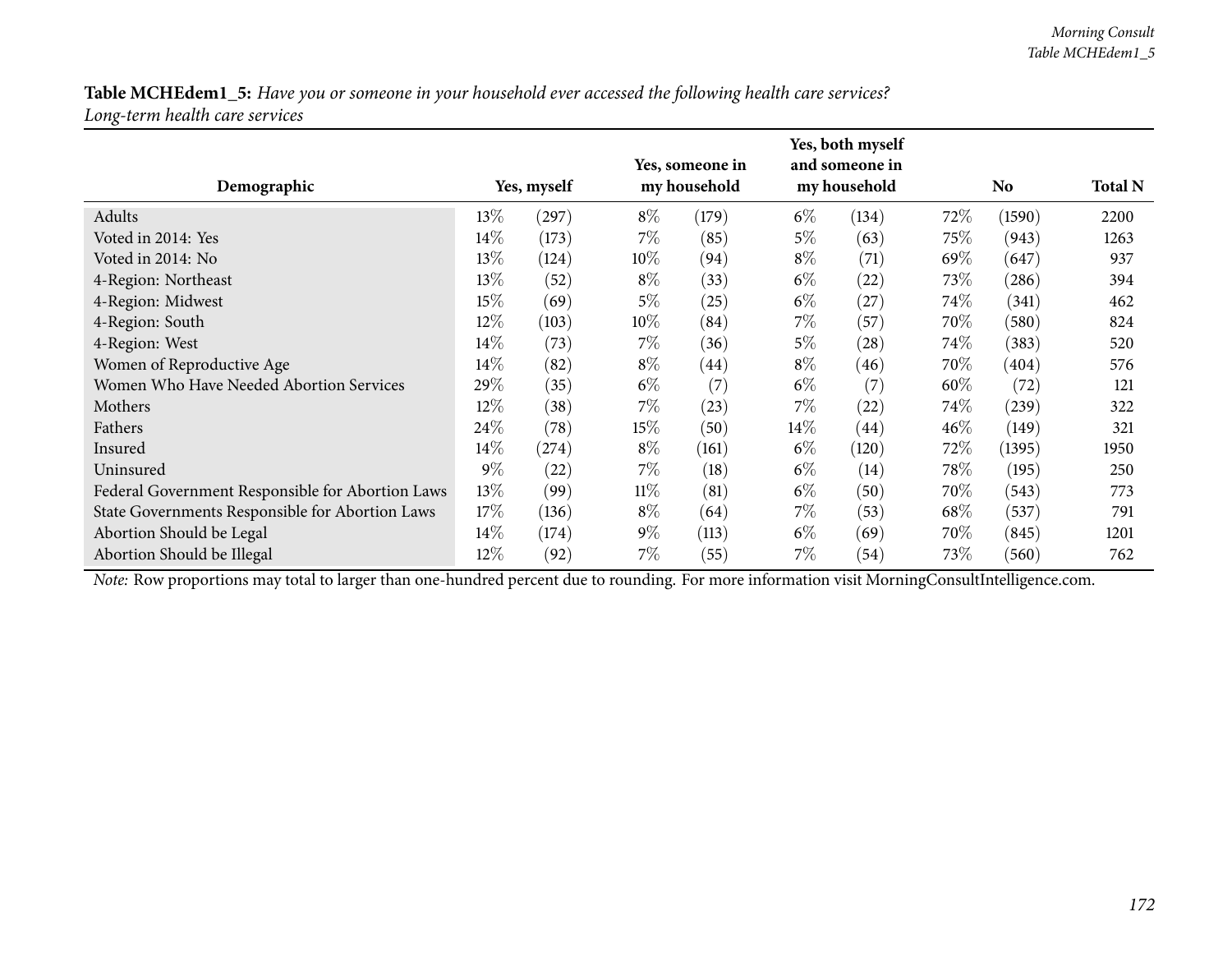**Table MCHEdem1_5:** *Have you or someone in your household ever accessed the following health care services?*
*Long-term health care services*

| Demographic | Yes, myself | | Yes, someone in my household | | Yes, both myself and someone in my household | | No | | Total N |
|---|---|---|---|---|---|---|---|---|---|
| Adults | 13% | (297) | 8% | (179) | 6% | (134) | 72% | (1590) | 2200 |
| Voted in 2014: Yes | 14% | (173) | 7% | (85) | 5% | (63) | 75% | (943) | 1263 |
| Voted in 2014: No | 13% | (124) | 10% | (94) | 8% | (71) | 69% | (647) | 937 |
| 4-Region: Northeast | 13% | (52) | 8% | (33) | 6% | (22) | 73% | (286) | 394 |
| 4-Region: Midwest | 15% | (69) | 5% | (25) | 6% | (27) | 74% | (341) | 462 |
| 4-Region: South | 12% | (103) | 10% | (84) | 7% | (57) | 70% | (580) | 824 |
| 4-Region: West | 14% | (73) | 7% | (36) | 5% | (28) | 74% | (383) | 520 |
| Women of Reproductive Age | 14% | (82) | 8% | (44) | 8% | (46) | 70% | (404) | 576 |
| Women Who Have Needed Abortion Services | 29% | (35) | 6% | (7) | 6% | (7) | 60% | (72) | 121 |
| Mothers | 12% | (38) | 7% | (23) | 7% | (22) | 74% | (239) | 322 |
| Fathers | 24% | (78) | 15% | (50) | 14% | (44) | 46% | (149) | 321 |
| Insured | 14% | (274) | 8% | (161) | 6% | (120) | 72% | (1395) | 1950 |
| Uninsured | 9% | (22) | 7% | (18) | 6% | (14) | 78% | (195) | 250 |
| Federal Government Responsible for Abortion Laws | 13% | (99) | 11% | (81) | 6% | (50) | 70% | (543) | 773 |
| State Governments Responsible for Abortion Laws | 17% | (136) | 8% | (64) | 7% | (53) | 68% | (537) | 791 |
| Abortion Should be Legal | 14% | (174) | 9% | (113) | 6% | (69) | 70% | (845) | 1201 |
| Abortion Should be Illegal | 12% | (92) | 7% | (55) | 7% | (54) | 73% | (560) | 762 |

*Note:* Row proportions may total to larger than one-hundred percent due to rounding. For more information visit MorningConsultIntelligence.com.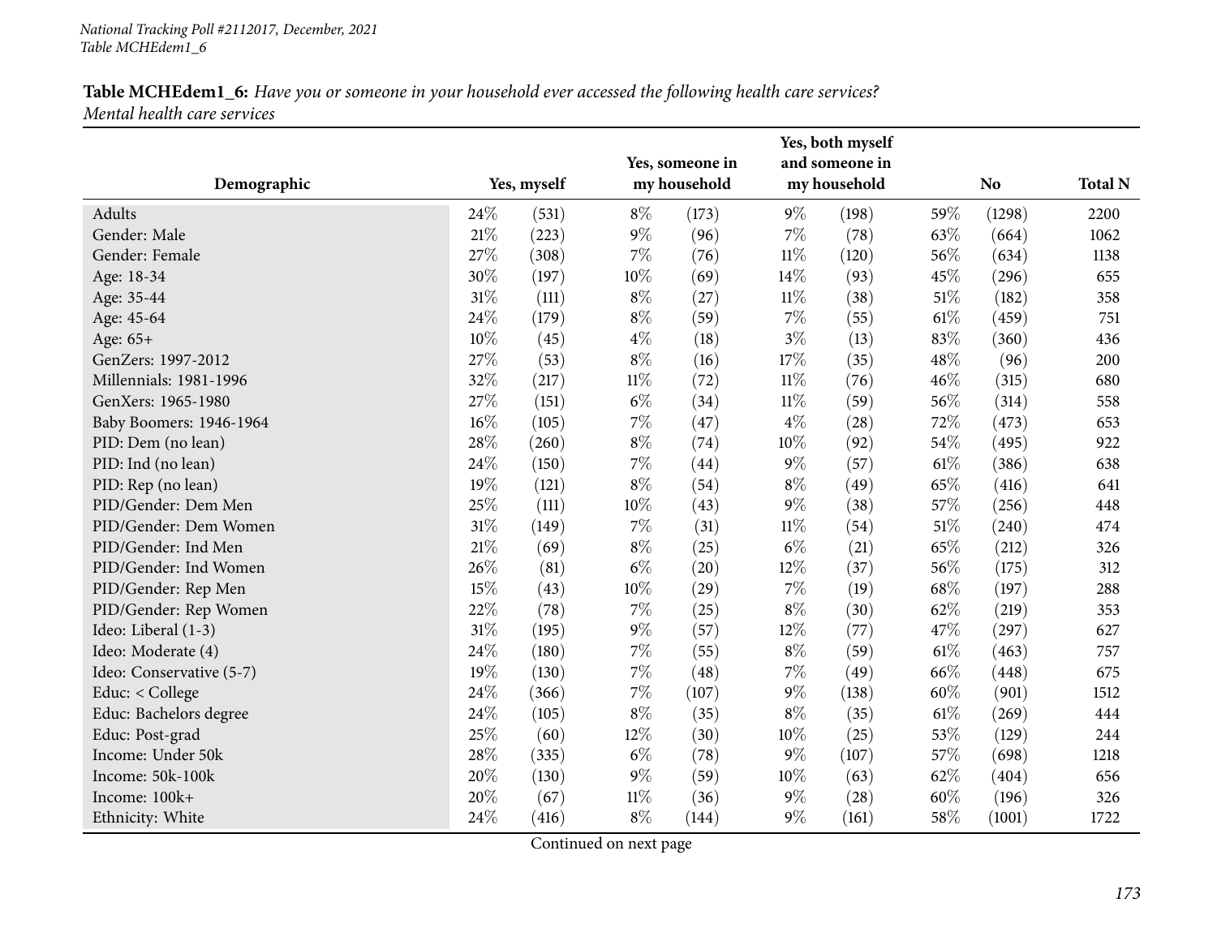**Table MCHEdem1_6:** *Have you or someone in your household ever accessed the following health care services?*
*Mental health care services*

| Demographic | Yes, myself | | Yes, someone in my household | | Yes, both myself and someone in my household | | No | | Total N |
|---|---|---|---|---|---|---|---|---|---|
| Adults | 24% | (531) | 8% | (173) | 9% | (198) | 59% | (1298) | 2200 |
| Gender: Male | 21% | (223) | 9% | (96) | 7% | (78) | 63% | (664) | 1062 |
| Gender: Female | 27% | (308) | 7% | (76) | 11% | (120) | 56% | (634) | 1138 |
| Age: 18-34 | 30% | (197) | 10% | (69) | 14% | (93) | 45% | (296) | 655 |
| Age: 35-44 | 31% | (111) | 8% | (27) | 11% | (38) | 51% | (182) | 358 |
| Age: 45-64 | 24% | (179) | 8% | (59) | 7% | (55) | 61% | (459) | 751 |
| Age: 65+ | 10% | (45) | 4% | (18) | 3% | (13) | 83% | (360) | 436 |
| GenZers: 1997-2012 | 27% | (53) | 8% | (16) | 17% | (35) | 48% | (96) | 200 |
| Millennials: 1981-1996 | 32% | (217) | 11% | (72) | 11% | (76) | 46% | (315) | 680 |
| GenXers: 1965-1980 | 27% | (151) | 6% | (34) | 11% | (59) | 56% | (314) | 558 |
| Baby Boomers: 1946-1964 | 16% | (105) | 7% | (47) | 4% | (28) | 72% | (473) | 653 |
| PID: Dem (no lean) | 28% | (260) | 8% | (74) | 10% | (92) | 54% | (495) | 922 |
| PID: Ind (no lean) | 24% | (150) | 7% | (44) | 9% | (57) | 61% | (386) | 638 |
| PID: Rep (no lean) | 19% | (121) | 8% | (54) | 8% | (49) | 65% | (416) | 641 |
| PID/Gender: Dem Men | 25% | (111) | 10% | (43) | 9% | (38) | 57% | (256) | 448 |
| PID/Gender: Dem Women | 31% | (149) | 7% | (31) | 11% | (54) | 51% | (240) | 474 |
| PID/Gender: Ind Men | 21% | (69) | 8% | (25) | 6% | (21) | 65% | (212) | 326 |
| PID/Gender: Ind Women | 26% | (81) | 6% | (20) | 12% | (37) | 56% | (175) | 312 |
| PID/Gender: Rep Men | 15% | (43) | 10% | (29) | 7% | (19) | 68% | (197) | 288 |
| PID/Gender: Rep Women | 22% | (78) | 7% | (25) | 8% | (30) | 62% | (219) | 353 |
| Ideo: Liberal (1-3) | 31% | (195) | 9% | (57) | 12% | (77) | 47% | (297) | 627 |
| Ideo: Moderate (4) | 24% | (180) | 7% | (55) | 8% | (59) | 61% | (463) | 757 |
| Ideo: Conservative (5-7) | 19% | (130) | 7% | (48) | 7% | (49) | 66% | (448) | 675 |
| Educ: < College | 24% | (366) | 7% | (107) | 9% | (138) | 60% | (901) | 1512 |
| Educ: Bachelors degree | 24% | (105) | 8% | (35) | 8% | (35) | 61% | (269) | 444 |
| Educ: Post-grad | 25% | (60) | 12% | (30) | 10% | (25) | 53% | (129) | 244 |
| Income: Under 50k | 28% | (335) | 6% | (78) | 9% | (107) | 57% | (698) | 1218 |
| Income: 50k-100k | 20% | (130) | 9% | (59) | 10% | (63) | 62% | (404) | 656 |
| Income: 100k+ | 20% | (67) | 11% | (36) | 9% | (28) | 60% | (196) | 326 |
| Ethnicity: White | 24% | (416) | 8% | (144) | 9% | (161) | 58% | (1001) | 1722 |

Continued on next page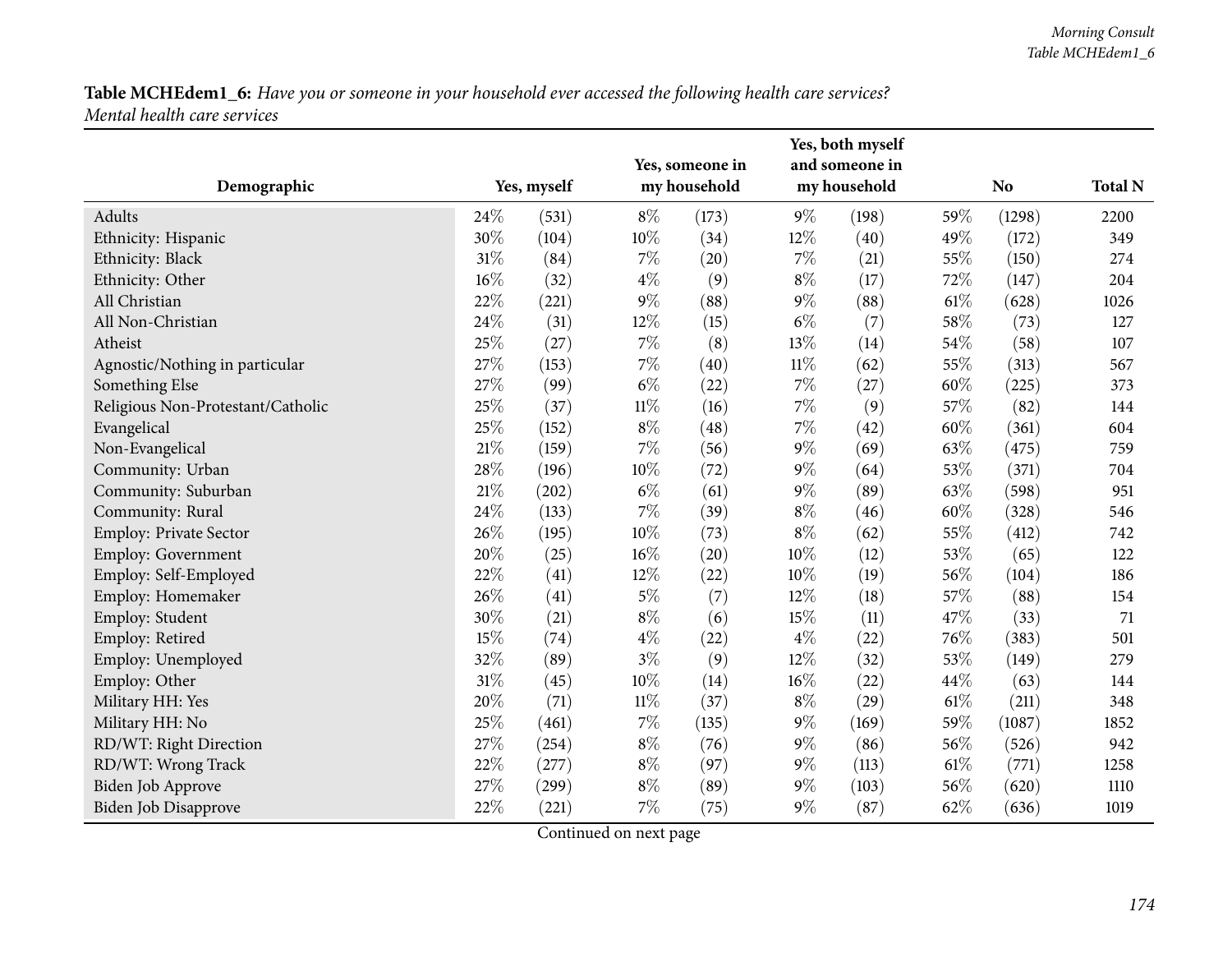**Table MCHEdem1_6:** *Have you or someone in your household ever accessed the following health care services? Mental health care services*

| Demographic | Yes, myself | | Yes, someone in my household | | Yes, both myself and someone in my household | | No | | Total N |
|---|---|---|---|---|---|---|---|---|---|
| Adults | 24% | (531) | 8% | (173) | 9% | (198) | 59% | (1298) | 2200 |
| Ethnicity: Hispanic | 30% | (104) | 10% | (34) | 12% | (40) | 49% | (172) | 349 |
| Ethnicity: Black | 31% | (84) | 7% | (20) | 7% | (21) | 55% | (150) | 274 |
| Ethnicity: Other | 16% | (32) | 4% | (9) | 8% | (17) | 72% | (147) | 204 |
| All Christian | 22% | (221) | 9% | (88) | 9% | (88) | 61% | (628) | 1026 |
| All Non-Christian | 24% | (31) | 12% | (15) | 6% | (7) | 58% | (73) | 127 |
| Atheist | 25% | (27) | 7% | (8) | 13% | (14) | 54% | (58) | 107 |
| Agnostic/Nothing in particular | 27% | (153) | 7% | (40) | 11% | (62) | 55% | (313) | 567 |
| Something Else | 27% | (99) | 6% | (22) | 7% | (27) | 60% | (225) | 373 |
| Religious Non-Protestant/Catholic | 25% | (37) | 11% | (16) | 7% | (9) | 57% | (82) | 144 |
| Evangelical | 25% | (152) | 8% | (48) | 7% | (42) | 60% | (361) | 604 |
| Non-Evangelical | 21% | (159) | 7% | (56) | 9% | (69) | 63% | (475) | 759 |
| Community: Urban | 28% | (196) | 10% | (72) | 9% | (64) | 53% | (371) | 704 |
| Community: Suburban | 21% | (202) | 6% | (61) | 9% | (89) | 63% | (598) | 951 |
| Community: Rural | 24% | (133) | 7% | (39) | 8% | (46) | 60% | (328) | 546 |
| Employ: Private Sector | 26% | (195) | 10% | (73) | 8% | (62) | 55% | (412) | 742 |
| Employ: Government | 20% | (25) | 16% | (20) | 10% | (12) | 53% | (65) | 122 |
| Employ: Self-Employed | 22% | (41) | 12% | (22) | 10% | (19) | 56% | (104) | 186 |
| Employ: Homemaker | 26% | (41) | 5% | (7) | 12% | (18) | 57% | (88) | 154 |
| Employ: Student | 30% | (21) | 8% | (6) | 15% | (11) | 47% | (33) | 71 |
| Employ: Retired | 15% | (74) | 4% | (22) | 4% | (22) | 76% | (383) | 501 |
| Employ: Unemployed | 32% | (89) | 3% | (9) | 12% | (32) | 53% | (149) | 279 |
| Employ: Other | 31% | (45) | 10% | (14) | 16% | (22) | 44% | (63) | 144 |
| Military HH: Yes | 20% | (71) | 11% | (37) | 8% | (29) | 61% | (211) | 348 |
| Military HH: No | 25% | (461) | 7% | (135) | 9% | (169) | 59% | (1087) | 1852 |
| RD/WT: Right Direction | 27% | (254) | 8% | (76) | 9% | (86) | 56% | (526) | 942 |
| RD/WT: Wrong Track | 22% | (277) | 8% | (97) | 9% | (113) | 61% | (771) | 1258 |
| Biden Job Approve | 27% | (299) | 8% | (89) | 9% | (103) | 56% | (620) | 1110 |
| Biden Job Disapprove | 22% | (221) | 7% | (75) | 9% | (87) | 62% | (636) | 1019 |

Continued on next page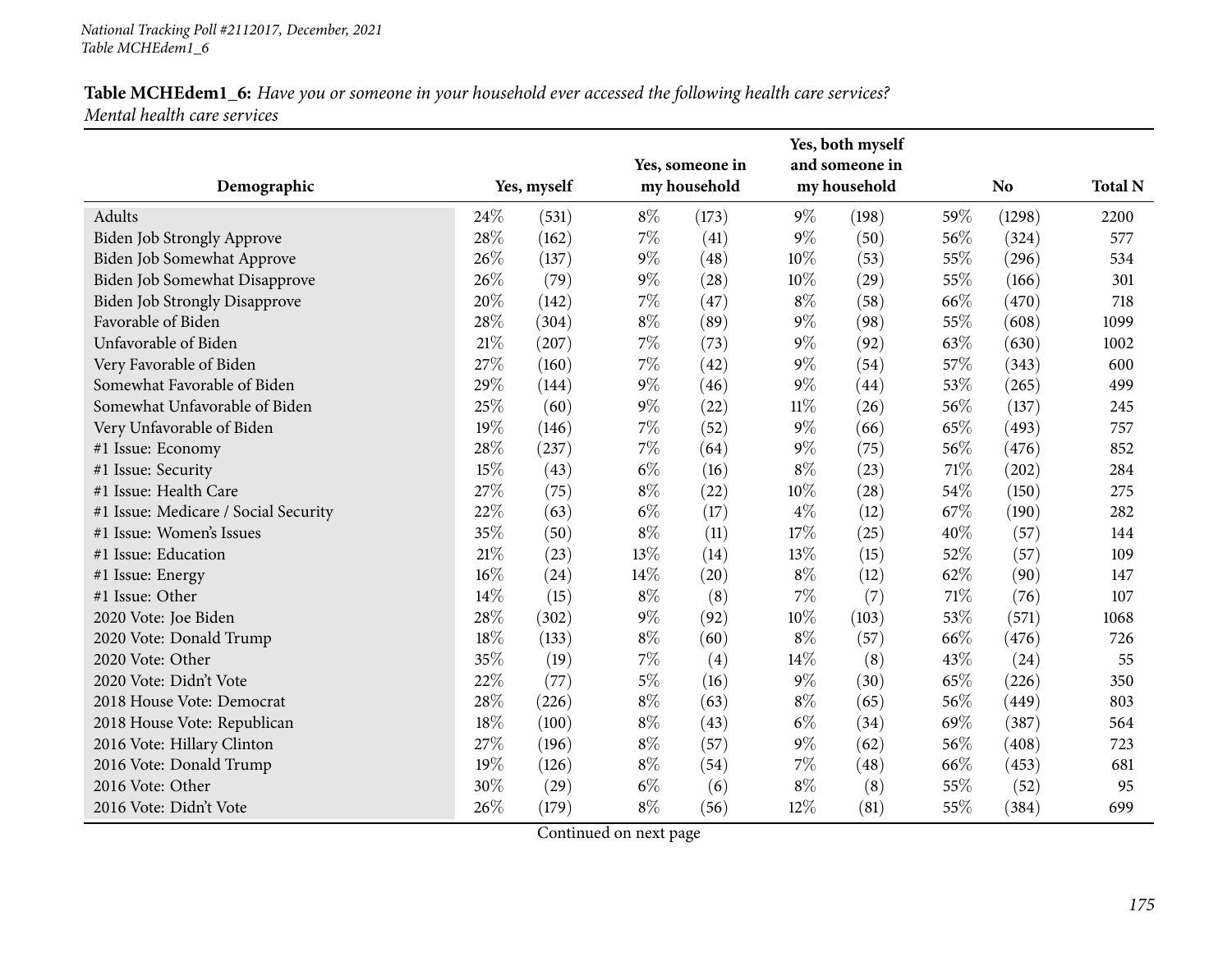**Table MCHEdem1_6:** *Have you or someone in your household ever accessed the following health care services? Mental health care services*

| Demographic | Yes, myself | | Yes, someone in my household | | Yes, both myself and someone in my household | | No | | Total N |
|---|---|---|---|---|---|---|---|---|---|
| Adults | 24% | (531) | 8% | (173) | 9% | (198) | 59% | (1298) | 2200 |
| Biden Job Strongly Approve | 28% | (162) | 7% | (41) | 9% | (50) | 56% | (324) | 577 |
| Biden Job Somewhat Approve | 26% | (137) | 9% | (48) | 10% | (53) | 55% | (296) | 534 |
| Biden Job Somewhat Disapprove | 26% | (79) | 9% | (28) | 10% | (29) | 55% | (166) | 301 |
| Biden Job Strongly Disapprove | 20% | (142) | 7% | (47) | 8% | (58) | 66% | (470) | 718 |
| Favorable of Biden | 28% | (304) | 8% | (89) | 9% | (98) | 55% | (608) | 1099 |
| Unfavorable of Biden | 21% | (207) | 7% | (73) | 9% | (92) | 63% | (630) | 1002 |
| Very Favorable of Biden | 27% | (160) | 7% | (42) | 9% | (54) | 57% | (343) | 600 |
| Somewhat Favorable of Biden | 29% | (144) | 9% | (46) | 9% | (44) | 53% | (265) | 499 |
| Somewhat Unfavorable of Biden | 25% | (60) | 9% | (22) | 11% | (26) | 56% | (137) | 245 |
| Very Unfavorable of Biden | 19% | (146) | 7% | (52) | 9% | (66) | 65% | (493) | 757 |
| #1 Issue: Economy | 28% | (237) | 7% | (64) | 9% | (75) | 56% | (476) | 852 |
| #1 Issue: Security | 15% | (43) | 6% | (16) | 8% | (23) | 71% | (202) | 284 |
| #1 Issue: Health Care | 27% | (75) | 8% | (22) | 10% | (28) | 54% | (150) | 275 |
| #1 Issue: Medicare / Social Security | 22% | (63) | 6% | (17) | 4% | (12) | 67% | (190) | 282 |
| #1 Issue: Women's Issues | 35% | (50) | 8% | (11) | 17% | (25) | 40% | (57) | 144 |
| #1 Issue: Education | 21% | (23) | 13% | (14) | 13% | (15) | 52% | (57) | 109 |
| #1 Issue: Energy | 16% | (24) | 14% | (20) | 8% | (12) | 62% | (90) | 147 |
| #1 Issue: Other | 14% | (15) | 8% | (8) | 7% | (7) | 71% | (76) | 107 |
| 2020 Vote: Joe Biden | 28% | (302) | 9% | (92) | 10% | (103) | 53% | (571) | 1068 |
| 2020 Vote: Donald Trump | 18% | (133) | 8% | (60) | 8% | (57) | 66% | (476) | 726 |
| 2020 Vote: Other | 35% | (19) | 7% | (4) | 14% | (8) | 43% | (24) | 55 |
| 2020 Vote: Didn't Vote | 22% | (77) | 5% | (16) | 9% | (30) | 65% | (226) | 350 |
| 2018 House Vote: Democrat | 28% | (226) | 8% | (63) | 8% | (65) | 56% | (449) | 803 |
| 2018 House Vote: Republican | 18% | (100) | 8% | (43) | 6% | (34) | 69% | (387) | 564 |
| 2016 Vote: Hillary Clinton | 27% | (196) | 8% | (57) | 9% | (62) | 56% | (408) | 723 |
| 2016 Vote: Donald Trump | 19% | (126) | 8% | (54) | 7% | (48) | 66% | (453) | 681 |
| 2016 Vote: Other | 30% | (29) | 6% | (6) | 8% | (8) | 55% | (52) | 95 |
| 2016 Vote: Didn't Vote | 26% | (179) | 8% | (56) | 12% | (81) | 55% | (384) | 699 |

Continued on next page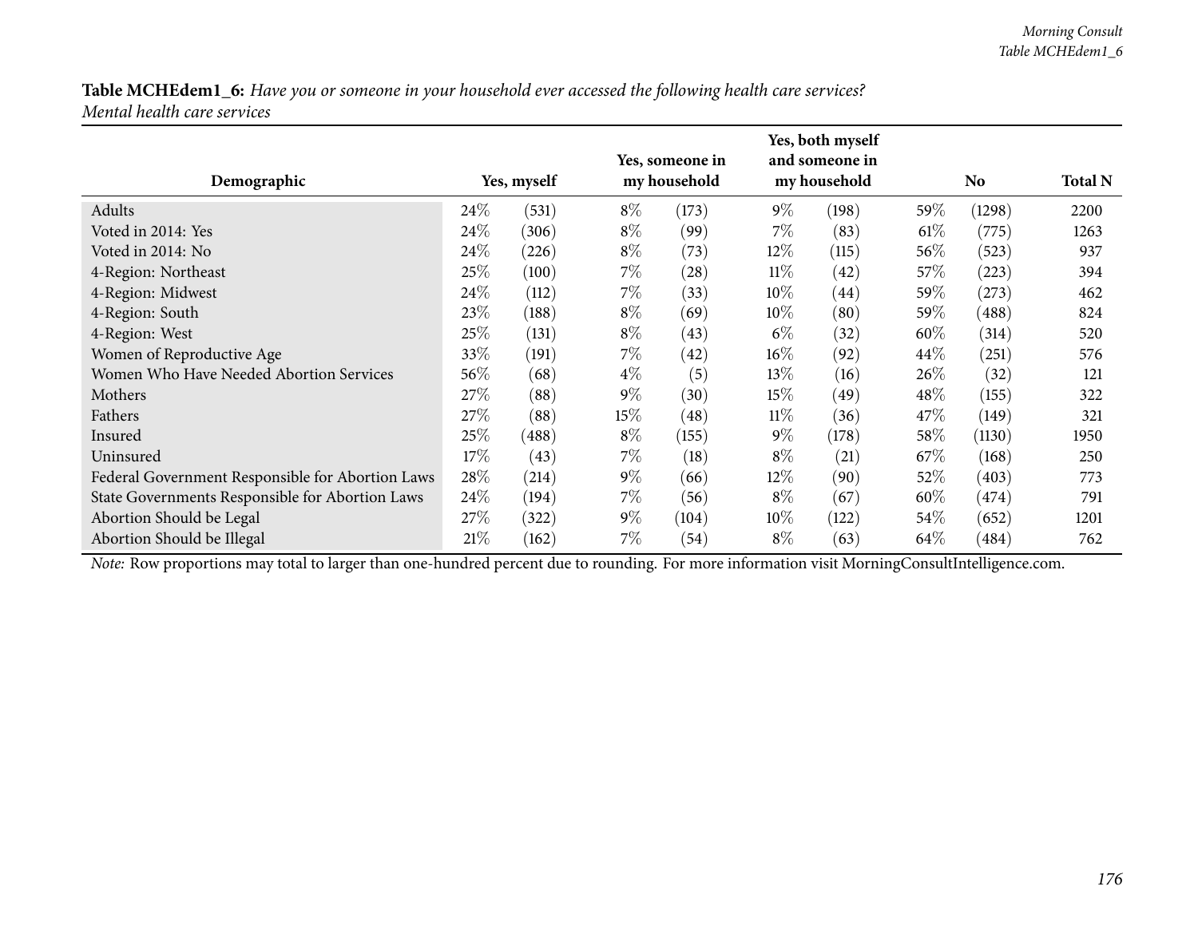**Table MCHEdem1_6:** *Have you or someone in your household ever accessed the following health care services?*
*Mental health care services*

| Demographic | Yes, myself | | Yes, someone in my household | | Yes, both myself and someone in my household | | No | | Total N |
|---|---|---|---|---|---|---|---|---|---|
| Adults | 24% | (531) | 8% | (173) | 9% | (198) | 59% | (1298) | 2200 |
| Voted in 2014: Yes | 24% | (306) | 8% | (99) | 7% | (83) | 61% | (775) | 1263 |
| Voted in 2014: No | 24% | (226) | 8% | (73) | 12% | (115) | 56% | (523) | 937 |
| 4-Region: Northeast | 25% | (100) | 7% | (28) | 11% | (42) | 57% | (223) | 394 |
| 4-Region: Midwest | 24% | (112) | 7% | (33) | 10% | (44) | 59% | (273) | 462 |
| 4-Region: South | 23% | (188) | 8% | (69) | 10% | (80) | 59% | (488) | 824 |
| 4-Region: West | 25% | (131) | 8% | (43) | 6% | (32) | 60% | (314) | 520 |
| Women of Reproductive Age | 33% | (191) | 7% | (42) | 16% | (92) | 44% | (251) | 576 |
| Women Who Have Needed Abortion Services | 56% | (68) | 4% | (5) | 13% | (16) | 26% | (32) | 121 |
| Mothers | 27% | (88) | 9% | (30) | 15% | (49) | 48% | (155) | 322 |
| Fathers | 27% | (88) | 15% | (48) | 11% | (36) | 47% | (149) | 321 |
| Insured | 25% | (488) | 8% | (155) | 9% | (178) | 58% | (1130) | 1950 |
| Uninsured | 17% | (43) | 7% | (18) | 8% | (21) | 67% | (168) | 250 |
| Federal Government Responsible for Abortion Laws | 28% | (214) | 9% | (66) | 12% | (90) | 52% | (403) | 773 |
| State Governments Responsible for Abortion Laws | 24% | (194) | 7% | (56) | 8% | (67) | 60% | (474) | 791 |
| Abortion Should be Legal | 27% | (322) | 9% | (104) | 10% | (122) | 54% | (652) | 1201 |
| Abortion Should be Illegal | 21% | (162) | 7% | (54) | 8% | (63) | 64% | (484) | 762 |

*Note:* Row proportions may total to larger than one-hundred percent due to rounding. For more information visit MorningConsultIntelligence.com.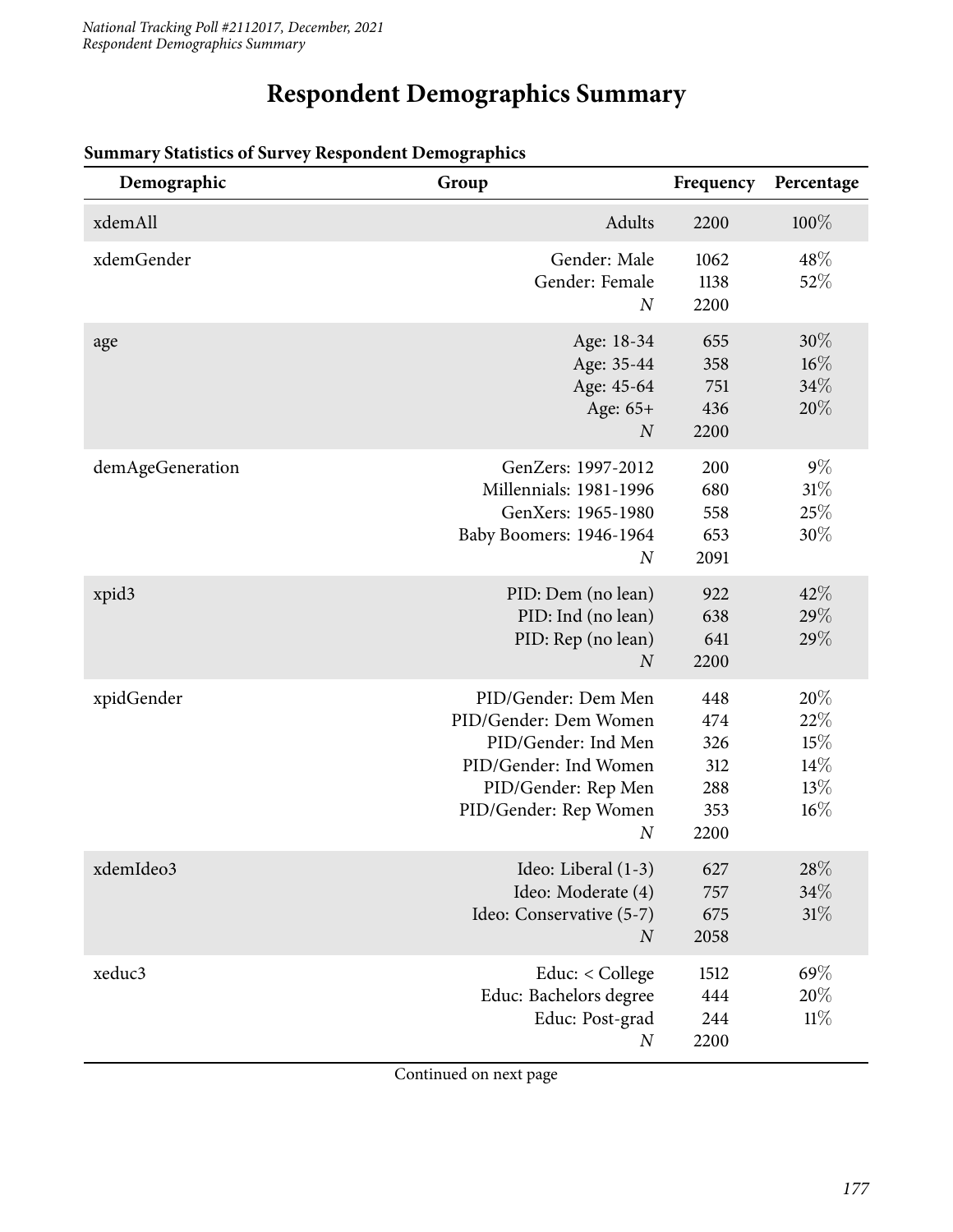# Respondent Demographics Summary

**Summary Statistics of Survey Respondent Demographics**

| Demographic | Group | Frequency | Percentage |
|---|---|---|---|
| xdemAll | Adults | 2200 | 100% |
| xdemGender | Gender: Male | 1062 | 48% |
| | Gender: Female | 1138 | 52% |
| | *N* | 2200 | |
| age | Age: 18-34 | 655 | 30% |
| | Age: 35-44 | 358 | 16% |
| | Age: 45-64 | 751 | 34% |
| | Age: 65+ | 436 | 20% |
| | *N* | 2200 | |
| demAgeGeneration | GenZers: 1997-2012 | 200 | 9% |
| | Millennials: 1981-1996 | 680 | 31% |
| | GenXers: 1965-1980 | 558 | 25% |
| | Baby Boomers: 1946-1964 | 653 | 30% |
| | *N* | 2091 | |
| xpid3 | PID: Dem (no lean) | 922 | 42% |
| | PID: Ind (no lean) | 638 | 29% |
| | PID: Rep (no lean) | 641 | 29% |
| | *N* | 2200 | |
| xpidGender | PID/Gender: Dem Men | 448 | 20% |
| | PID/Gender: Dem Women | 474 | 22% |
| | PID/Gender: Ind Men | 326 | 15% |
| | PID/Gender: Ind Women | 312 | 14% |
| | PID/Gender: Rep Men | 288 | 13% |
| | PID/Gender: Rep Women | 353 | 16% |
| | *N* | 2200 | |
| xdemIdeo3 | Ideo: Liberal (1-3) | 627 | 28% |
| | Ideo: Moderate (4) | 757 | 34% |
| | Ideo: Conservative (5-7) | 675 | 31% |
| | *N* | 2058 | |
| xeduc3 | Educ: < College | 1512 | 69% |
| | Educ: Bachelors degree | 444 | 20% |
| | Educ: Post-grad | 244 | 11% |
| | *N* | 2200 | |

Continued on next page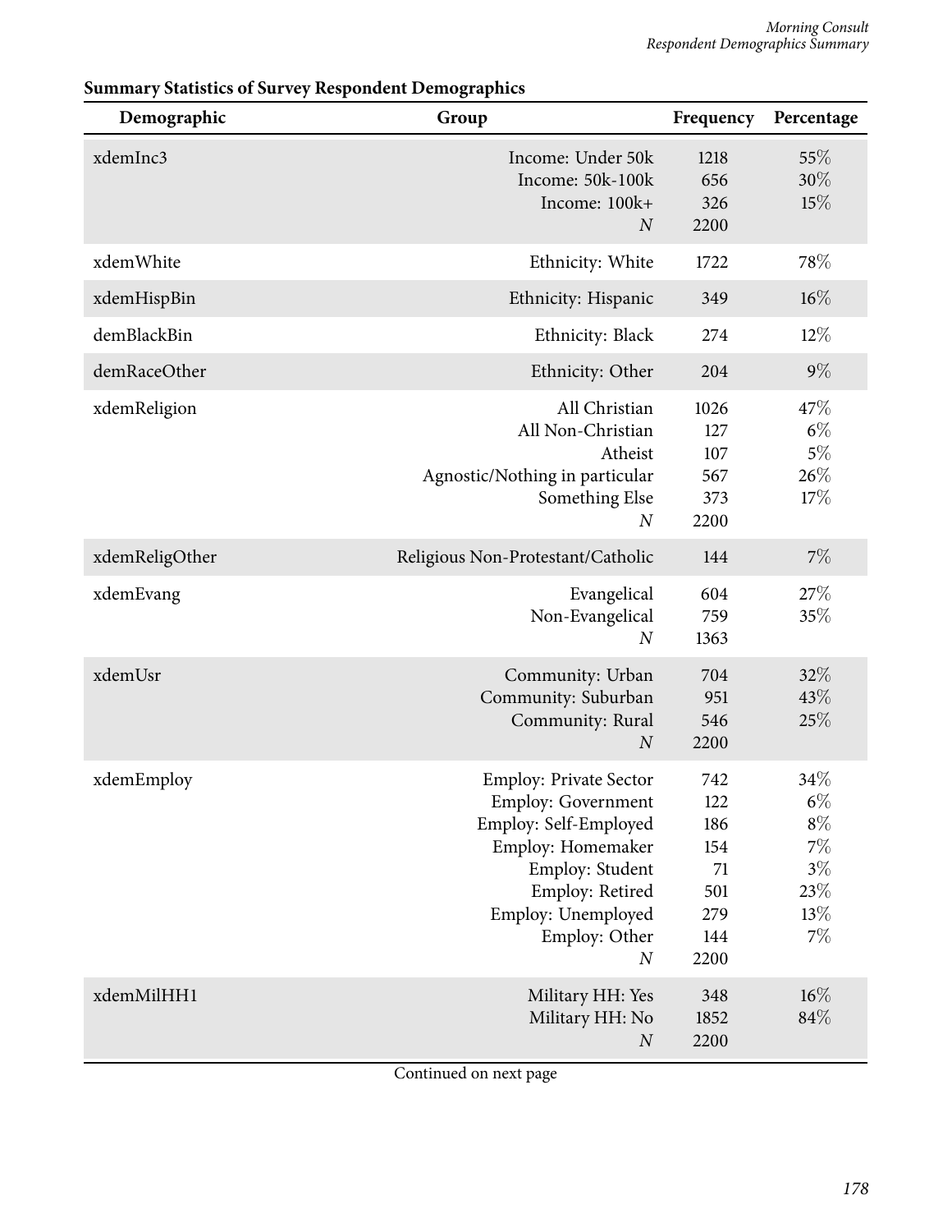**Summary Statistics of Survey Respondent Demographics**

| Demographic | Group | Frequency | Percentage |
|---|---|---|---|
| xdemInc3 | Income: Under 50k | 1218 | 55% |
| | Income: 50k-100k | 656 | 30% |
| | Income: 100k+ | 326 | 15% |
| | *N* | 2200 | |
| xdemWhite | Ethnicity: White | 1722 | 78% |
| xdemHispBin | Ethnicity: Hispanic | 349 | 16% |
| demBlackBin | Ethnicity: Black | 274 | 12% |
| demRaceOther | Ethnicity: Other | 204 | 9% |
| xdemReligion | All Christian | 1026 | 47% |
| | All Non-Christian | 127 | 6% |
| | Atheist | 107 | 5% |
| | Agnostic/Nothing in particular | 567 | 26% |
| | Something Else | 373 | 17% |
| | *N* | 2200 | |
| xdemReligOther | Religious Non-Protestant/Catholic | 144 | 7% |
| xdemEvang | Evangelical | 604 | 27% |
| | Non-Evangelical | 759 | 35% |
| | *N* | 1363 | |
| xdemUsr | Community: Urban | 704 | 32% |
| | Community: Suburban | 951 | 43% |
| | Community: Rural | 546 | 25% |
| | *N* | 2200 | |
| xdemEmploy | Employ: Private Sector | 742 | 34% |
| | Employ: Government | 122 | 6% |
| | Employ: Self-Employed | 186 | 8% |
| | Employ: Homemaker | 154 | 7% |
| | Employ: Student | 71 | 3% |
| | Employ: Retired | 501 | 23% |
| | Employ: Unemployed | 279 | 13% |
| | Employ: Other | 144 | 7% |
| | *N* | 2200 | |
| xdemMilHH1 | Military HH: Yes | 348 | 16% |
| | Military HH: No | 1852 | 84% |
| | *N* | 2200 | |

Continued on next page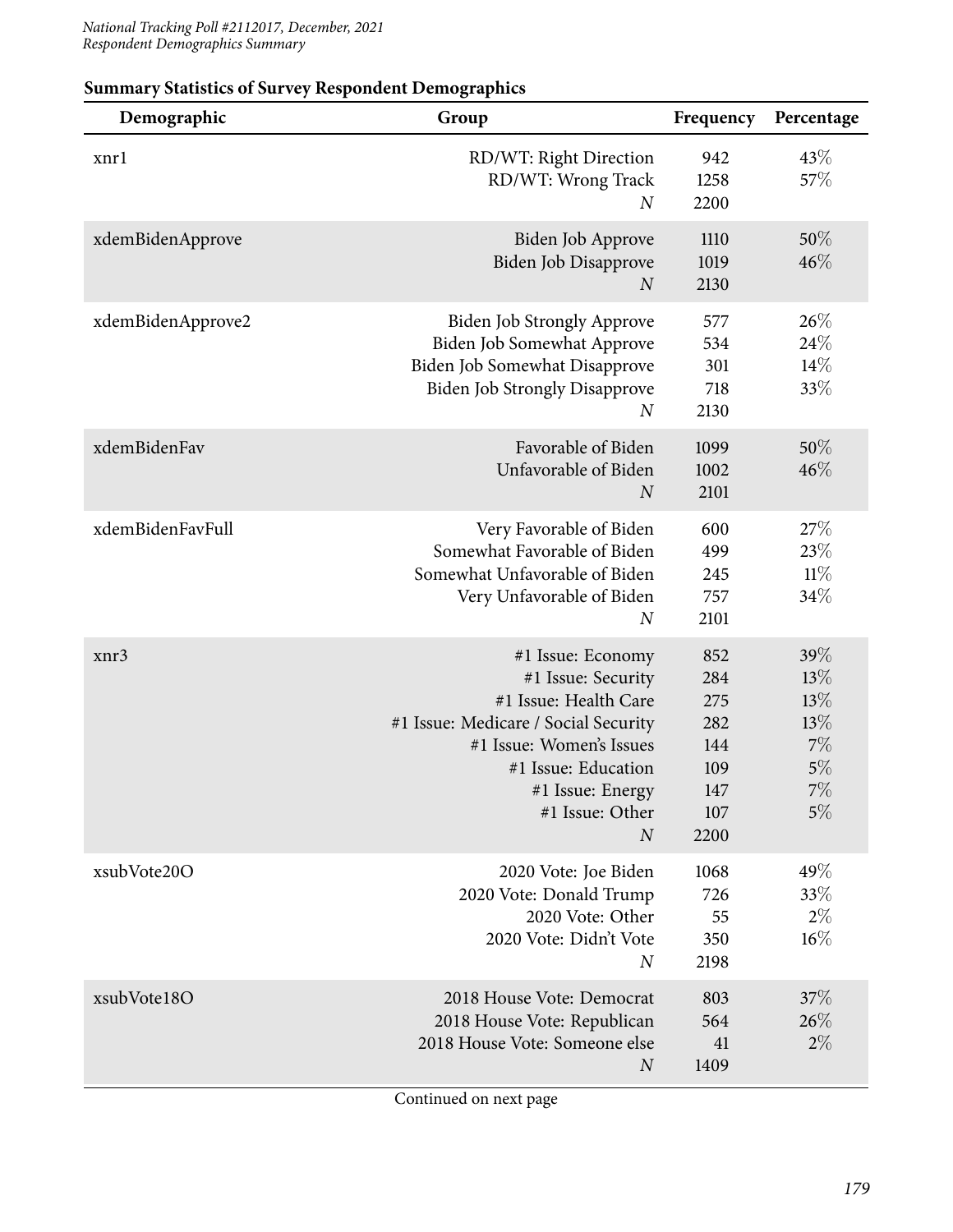**Summary Statistics of Survey Respondent Demographics**

| Demographic | Group | Frequency | Percentage |
|---|---|---|---|
| xnr1 | RD/WT: Right Direction | 942 | 43% |
| | RD/WT: Wrong Track | 1258 | 57% |
| | *N* | 2200 | |
| xdemBidenApprove | Biden Job Approve | 1110 | 50% |
| | Biden Job Disapprove | 1019 | 46% |
| | *N* | 2130 | |
| xdemBidenApprove2 | Biden Job Strongly Approve | 577 | 26% |
| | Biden Job Somewhat Approve | 534 | 24% |
| | Biden Job Somewhat Disapprove | 301 | 14% |
| | Biden Job Strongly Disapprove | 718 | 33% |
| | *N* | 2130 | |
| xdemBidenFav | Favorable of Biden | 1099 | 50% |
| | Unfavorable of Biden | 1002 | 46% |
| | *N* | 2101 | |
| xdemBidenFavFull | Very Favorable of Biden | 600 | 27% |
| | Somewhat Favorable of Biden | 499 | 23% |
| | Somewhat Unfavorable of Biden | 245 | 11% |
| | Very Unfavorable of Biden | 757 | 34% |
| | *N* | 2101 | |
| xnr3 | #1 Issue: Economy | 852 | 39% |
| | #1 Issue: Security | 284 | 13% |
| | #1 Issue: Health Care | 275 | 13% |
| | #1 Issue: Medicare / Social Security | 282 | 13% |
| | #1 Issue: Women's Issues | 144 | 7% |
| | #1 Issue: Education | 109 | 5% |
| | #1 Issue: Energy | 147 | 7% |
| | #1 Issue: Other | 107 | 5% |
| | *N* | 2200 | |
| xsubVote20O | 2020 Vote: Joe Biden | 1068 | 49% |
| | 2020 Vote: Donald Trump | 726 | 33% |
| | 2020 Vote: Other | 55 | 2% |
| | 2020 Vote: Didn't Vote | 350 | 16% |
| | *N* | 2198 | |
| xsubVote18O | 2018 House Vote: Democrat | 803 | 37% |
| | 2018 House Vote: Republican | 564 | 26% |
| | 2018 House Vote: Someone else | 41 | 2% |
| | *N* | 1409 | |

Continued on next page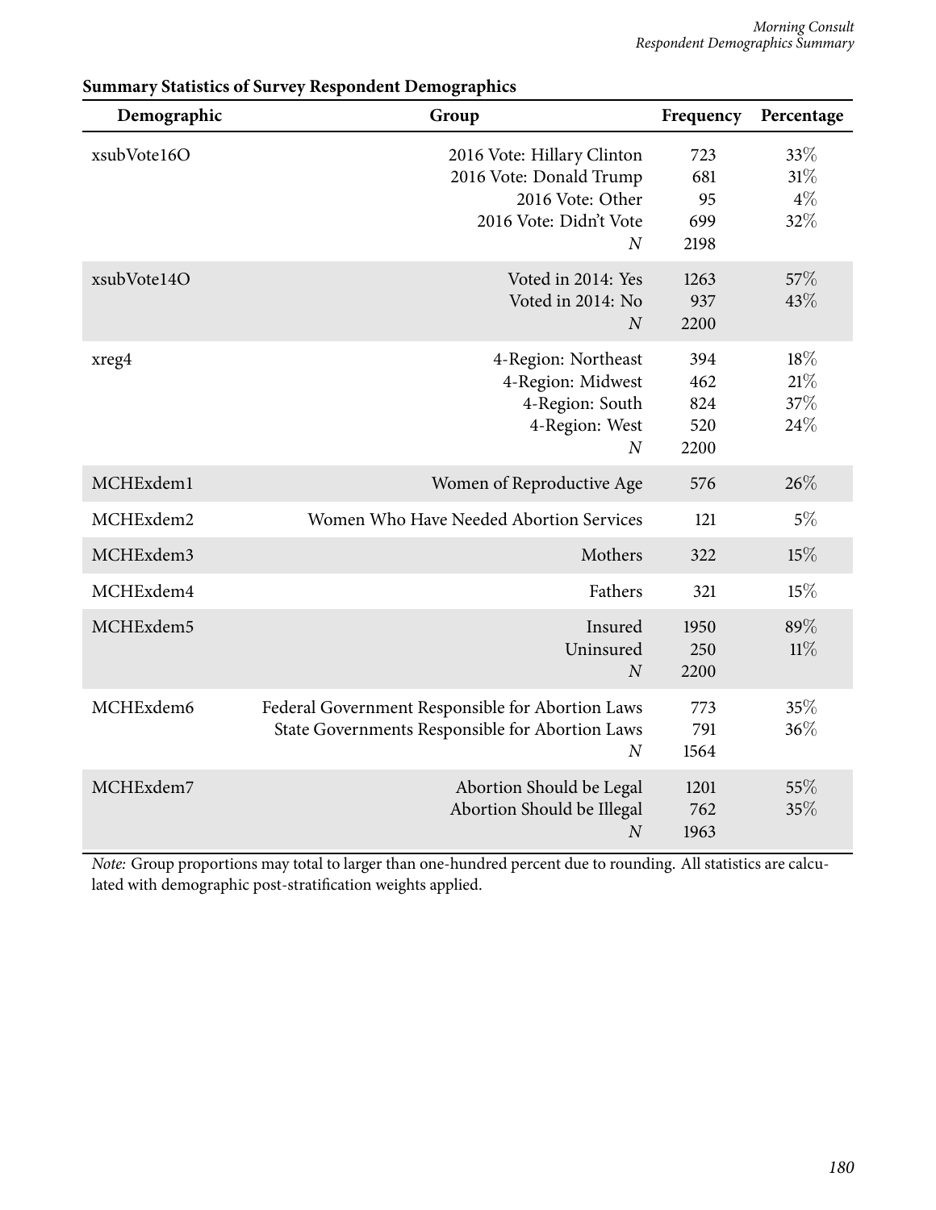**Summary Statistics of Survey Respondent Demographics**

| Demographic | Group | Frequency | Percentage |
|---|---|---|---|
| xsubVote16O | 2016 Vote: Hillary Clinton | 723 | 33% |
| | 2016 Vote: Donald Trump | 681 | 31% |
| | 2016 Vote: Other | 95 | 4% |
| | 2016 Vote: Didn't Vote | 699 | 32% |
| | *N* | 2198 | |
| xsubVote14O | Voted in 2014: Yes | 1263 | 57% |
| | Voted in 2014: No | 937 | 43% |
| | *N* | 2200 | |
| xreg4 | 4-Region: Northeast | 394 | 18% |
| | 4-Region: Midwest | 462 | 21% |
| | 4-Region: South | 824 | 37% |
| | 4-Region: West | 520 | 24% |
| | *N* | 2200 | |
| MCHExdem1 | Women of Reproductive Age | 576 | 26% |
| MCHExdem2 | Women Who Have Needed Abortion Services | 121 | 5% |
| MCHExdem3 | Mothers | 322 | 15% |
| MCHExdem4 | Fathers | 321 | 15% |
| MCHExdem5 | Insured | 1950 | 89% |
| | Uninsured | 250 | 11% |
| | *N* | 2200 | |
| MCHExdem6 | Federal Government Responsible for Abortion Laws | 773 | 35% |
| | State Governments Responsible for Abortion Laws | 791 | 36% |
| | *N* | 1564 | |
| MCHExdem7 | Abortion Should be Legal | 1201 | 55% |
| | Abortion Should be Illegal | 762 | 35% |
| | *N* | 1963 | |

*Note:* Group proportions may total to larger than one-hundred percent due to rounding. All statistics are calculated with demographic post-stratification weights applied.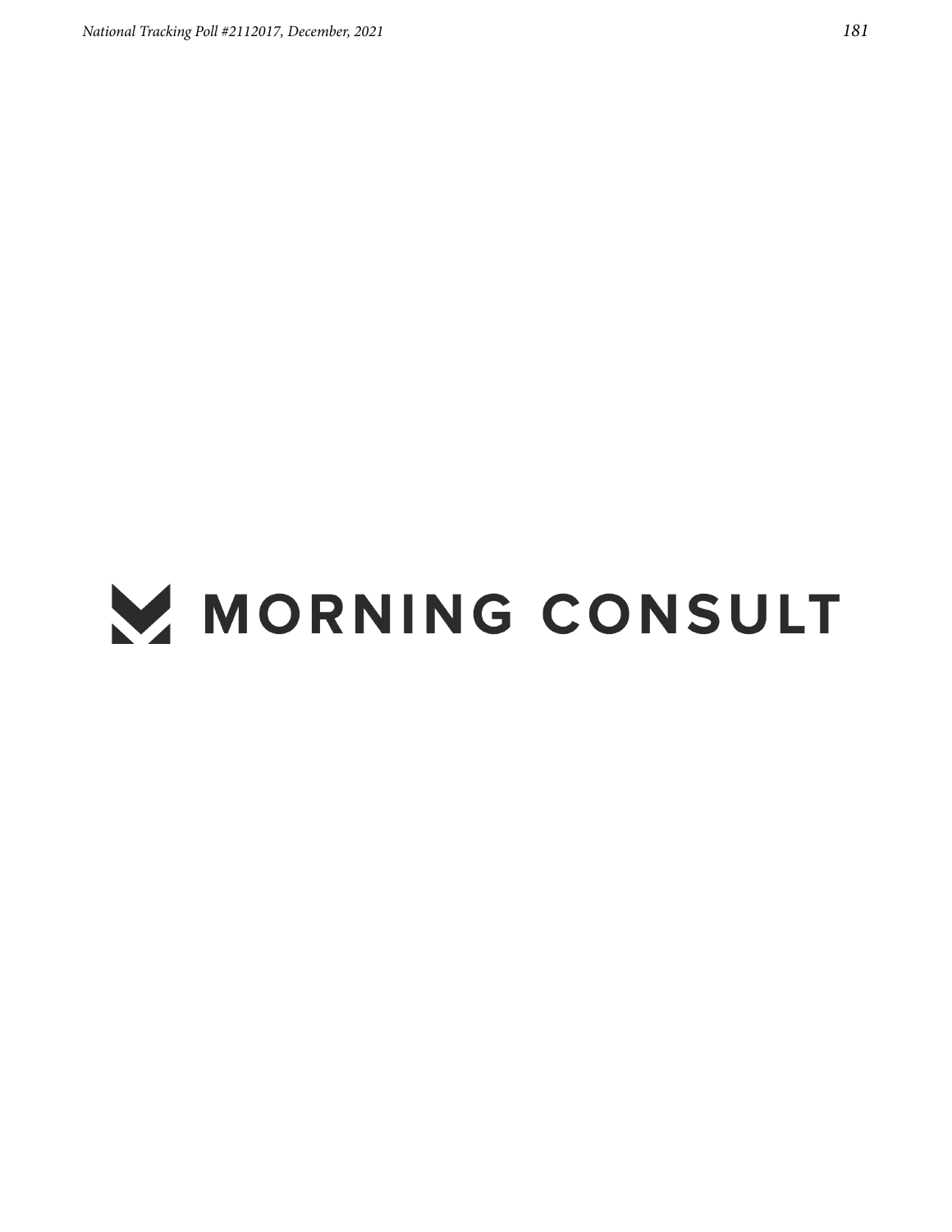MORNING CONSULT